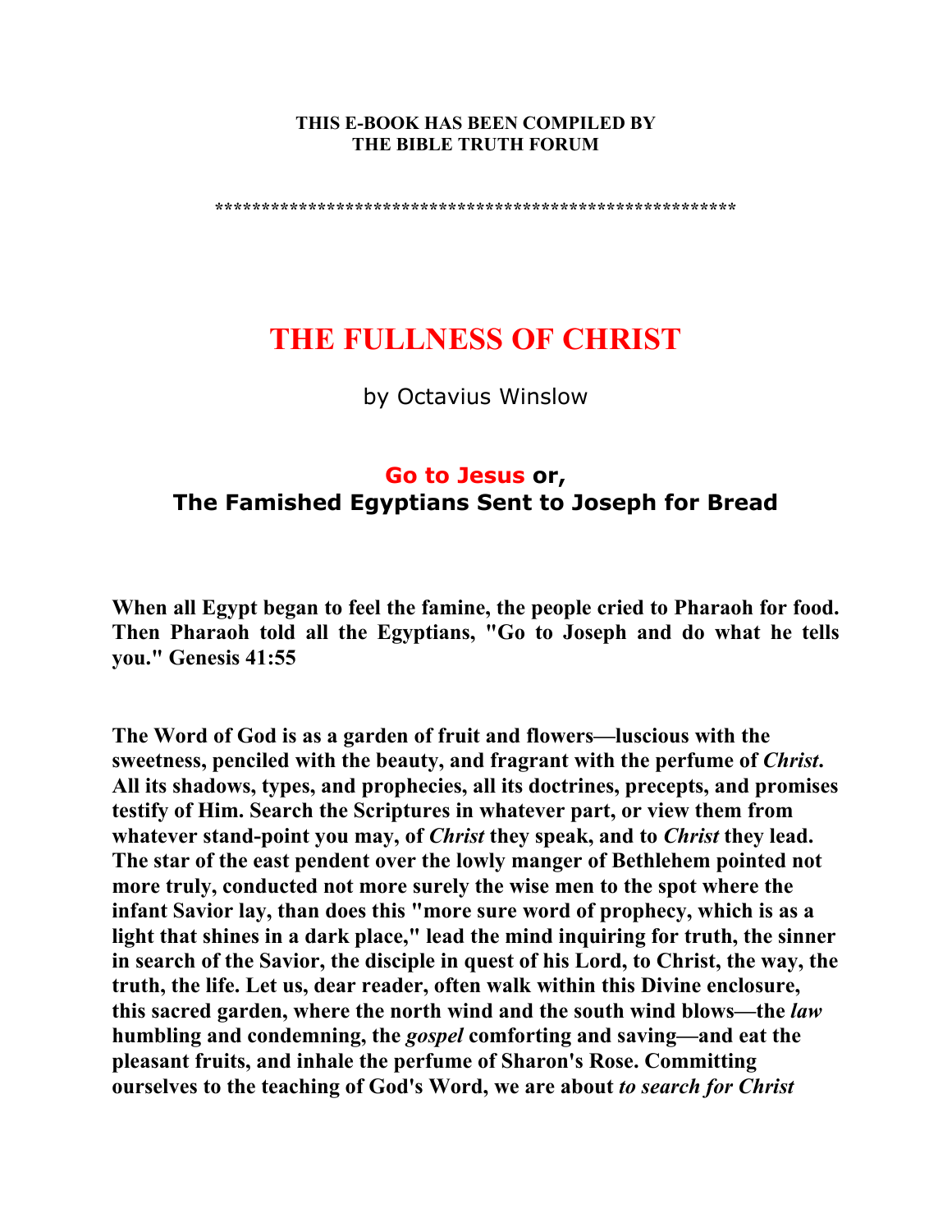**THIS E-BOOK HAS BEEN COMPILED BY**
**THE BIBLE TRUTH FORUM**

**\*\*\*\*\*\*\*\*\*\*\*\*\*\*\*\*\*\*\*\*\*\*\*\*\*\*\*\*\*\*\*\*\*\*\*\*\*\*\*\*\*\*\*\*\*\*\*\*\*\*\*\*\*\*\*\***

# THE FULLNESS OF CHRIST

by Octavius Winslow

## Go to Jesus or, The Famished Egyptians Sent to Joseph for Bread

**When all Egypt began to feel the famine, the people cried to Pharaoh for food. Then Pharaoh told all the Egyptians, "Go to Joseph and do what he tells you." Genesis 41:55**

**The Word of God is as a garden of fruit and flowers—luscious with the sweetness, penciled with the beauty, and fragrant with the perfume of *Christ*. All its shadows, types, and prophecies, all its doctrines, precepts, and promises testify of Him. Search the Scriptures in whatever part, or view them from whatever stand-point you may, of *Christ* they speak, and to *Christ* they lead. The star of the east pendent over the lowly manger of Bethlehem pointed not more truly, conducted not more surely the wise men to the spot where the infant Savior lay, than does this "more sure word of prophecy, which is as a light that shines in a dark place," lead the mind inquiring for truth, the sinner in search of the Savior, the disciple in quest of his Lord, to Christ, the way, the truth, the life. Let us, dear reader, often walk within this Divine enclosure, this sacred garden, where the north wind and the south wind blows—the *law* humbling and condemning, the *gospel* comforting and saving—and eat the pleasant fruits, and inhale the perfume of Sharon's Rose. Committing ourselves to the teaching of God's Word, we are about *to search for Christ***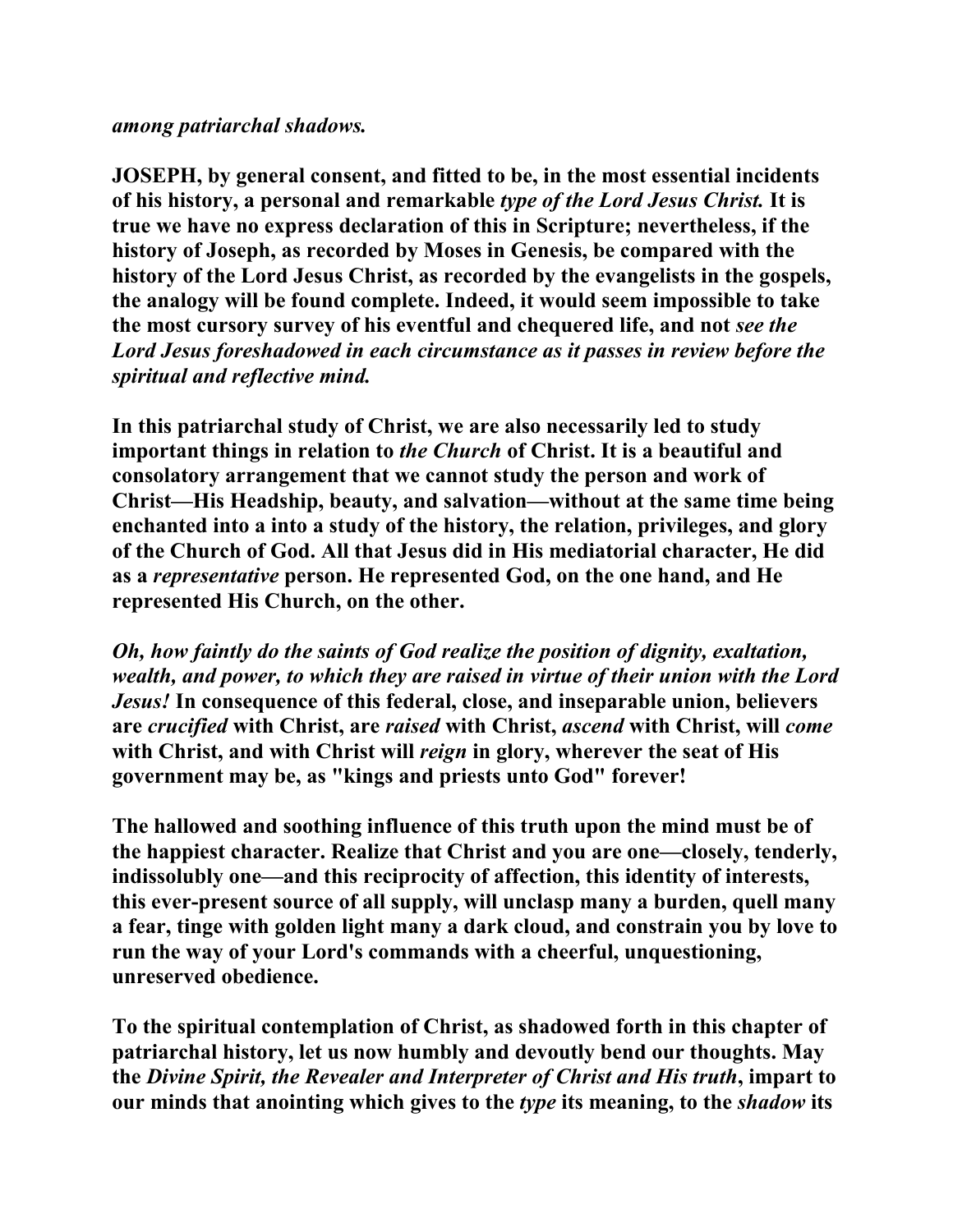***among patriarchal shadows.***

**JOSEPH, by general consent, and fitted to be, in the most essential incidents of his history, a personal and remarkable *type of the Lord Jesus Christ.* It is true we have no express declaration of this in Scripture; nevertheless, if the history of Joseph, as recorded by Moses in Genesis, be compared with the history of the Lord Jesus Christ, as recorded by the evangelists in the gospels, the analogy will be found complete. Indeed, it would seem impossible to take the most cursory survey of his eventful and chequered life, and not *see the Lord Jesus foreshadowed in each circumstance as it passes in review before the spiritual and reflective mind.***

**In this patriarchal study of Christ, we are also necessarily led to study important things in relation to *the Church* of Christ. It is a beautiful and consolatory arrangement that we cannot study the person and work of Christ—His Headship, beauty, and salvation—without at the same time being enchanted into a into a study of the history, the relation, privileges, and glory of the Church of God. All that Jesus did in His mediatorial character, He did as a *representative* person. He represented God, on the one hand, and He represented His Church, on the other.**

***Oh, how faintly do the saints of God realize the position of dignity, exaltation, wealth, and power, to which they are raised in virtue of their union with the Lord Jesus!* In consequence of this federal, close, and inseparable union, believers are *crucified* with Christ, are *raised* with Christ, *ascend* with Christ, will *come* with Christ, and with Christ will *reign* in glory, wherever the seat of His government may be, as "kings and priests unto God" forever!**

**The hallowed and soothing influence of this truth upon the mind must be of the happiest character. Realize that Christ and you are one—closely, tenderly, indissolubly one—and this reciprocity of affection, this identity of interests, this ever-present source of all supply, will unclasp many a burden, quell many a fear, tinge with golden light many a dark cloud, and constrain you by love to run the way of your Lord's commands with a cheerful, unquestioning, unreserved obedience.**

**To the spiritual contemplation of Christ, as shadowed forth in this chapter of patriarchal history, let us now humbly and devoutly bend our thoughts. May the *Divine Spirit, the Revealer and Interpreter of Christ and His truth*, impart to our minds that anointing which gives to the *type* its meaning, to the *shadow* its**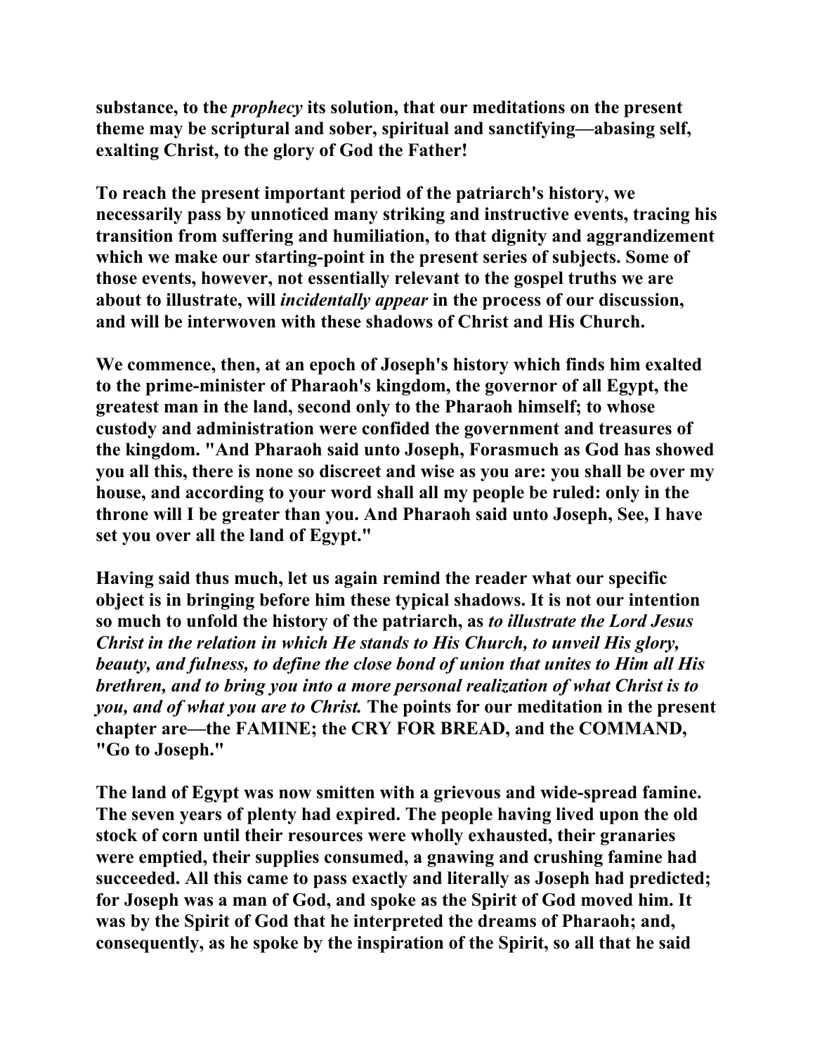substance, to the *prophecy* its solution, that our meditations on the present theme may be scriptural and sober, spiritual and sanctifying—abasing self, exalting Christ, to the glory of God the Father!

To reach the present important period of the patriarch's history, we necessarily pass by unnoticed many striking and instructive events, tracing his transition from suffering and humiliation, to that dignity and aggrandizement which we make our starting-point in the present series of subjects. Some of those events, however, not essentially relevant to the gospel truths we are about to illustrate, will *incidentally appear* in the process of our discussion, and will be interwoven with these shadows of Christ and His Church.

We commence, then, at an epoch of Joseph's history which finds him exalted to the prime-minister of Pharaoh's kingdom, the governor of all Egypt, the greatest man in the land, second only to the Pharaoh himself; to whose custody and administration were confided the government and treasures of the kingdom. "And Pharaoh said unto Joseph, Forasmuch as God has showed you all this, there is none so discreet and wise as you are: you shall be over my house, and according to your word shall all my people be ruled: only in the throne will I be greater than you. And Pharaoh said unto Joseph, See, I have set you over all the land of Egypt."

Having said thus much, let us again remind the reader what our specific object is in bringing before him these typical shadows. It is not our intention so much to unfold the history of the patriarch, as *to illustrate the Lord Jesus Christ in the relation in which He stands to His Church, to unveil His glory, beauty, and fulness, to define the close bond of union that unites to Him all His brethren, and to bring you into a more personal realization of what Christ is to you, and of what you are to Christ.* The points for our meditation in the present chapter are—the FAMINE; the CRY FOR BREAD, and the COMMAND, "Go to Joseph."

The land of Egypt was now smitten with a grievous and wide-spread famine. The seven years of plenty had expired. The people having lived upon the old stock of corn until their resources were wholly exhausted, their granaries were emptied, their supplies consumed, a gnawing and crushing famine had succeeded. All this came to pass exactly and literally as Joseph had predicted; for Joseph was a man of God, and spoke as the Spirit of God moved him. It was by the Spirit of God that he interpreted the dreams of Pharaoh; and, consequently, as he spoke by the inspiration of the Spirit, so all that he said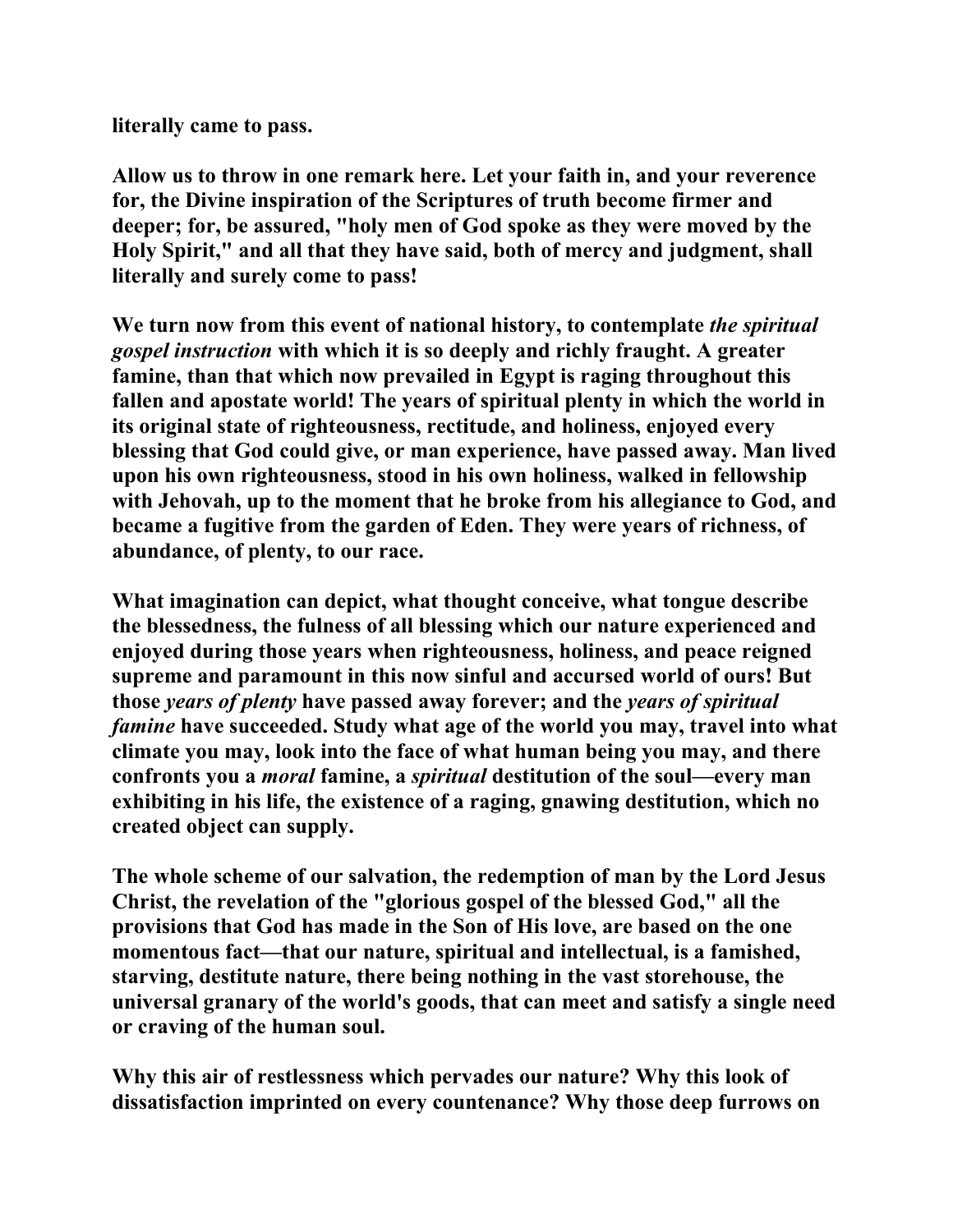literally came to pass.

Allow us to throw in one remark here. Let your faith in, and your reverence for, the Divine inspiration of the Scriptures of truth become firmer and deeper; for, be assured, "holy men of God spoke as they were moved by the Holy Spirit," and all that they have said, both of mercy and judgment, shall literally and surely come to pass!

We turn now from this event of national history, to contemplate *the spiritual gospel instruction* with which it is so deeply and richly fraught. A greater famine, than that which now prevailed in Egypt is raging throughout this fallen and apostate world! The years of spiritual plenty in which the world in its original state of righteousness, rectitude, and holiness, enjoyed every blessing that God could give, or man experience, have passed away. Man lived upon his own righteousness, stood in his own holiness, walked in fellowship with Jehovah, up to the moment that he broke from his allegiance to God, and became a fugitive from the garden of Eden. They were years of richness, of abundance, of plenty, to our race.

What imagination can depict, what thought conceive, what tongue describe the blessedness, the fulness of all blessing which our nature experienced and enjoyed during those years when righteousness, holiness, and peace reigned supreme and paramount in this now sinful and accursed world of ours! But those *years of plenty* have passed away forever; and the *years of spiritual famine* have succeeded. Study what age of the world you may, travel into what climate you may, look into the face of what human being you may, and there confronts you a *moral* famine, a *spiritual* destitution of the soul—every man exhibiting in his life, the existence of a raging, gnawing destitution, which no created object can supply.

The whole scheme of our salvation, the redemption of man by the Lord Jesus Christ, the revelation of the "glorious gospel of the blessed God," all the provisions that God has made in the Son of His love, are based on the one momentous fact—that our nature, spiritual and intellectual, is a famished, starving, destitute nature, there being nothing in the vast storehouse, the universal granary of the world's goods, that can meet and satisfy a single need or craving of the human soul.

Why this air of restlessness which pervades our nature? Why this look of dissatisfaction imprinted on every countenance? Why those deep furrows on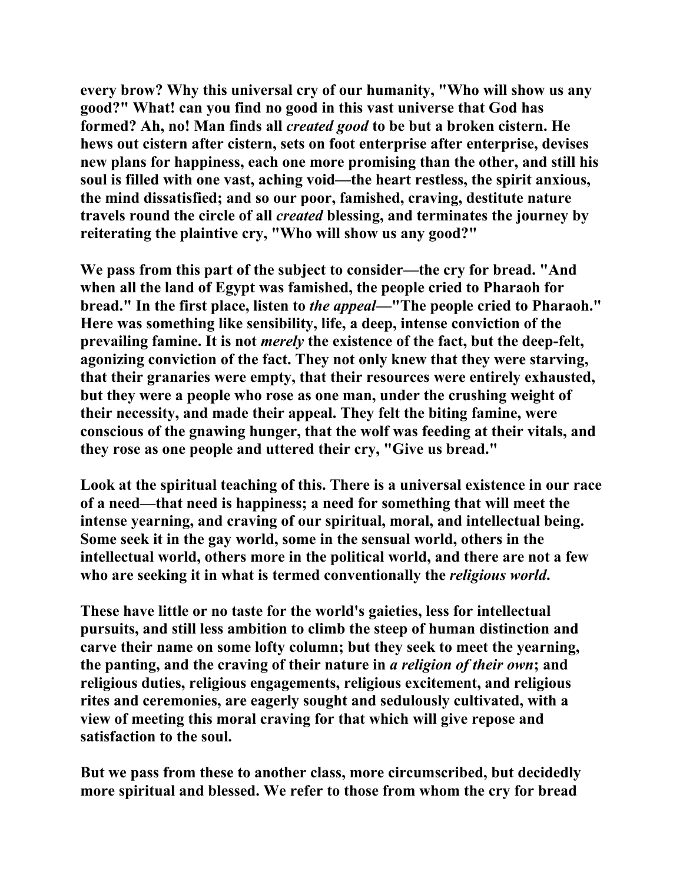every brow? Why this universal cry of our humanity, "Who will show us any good?" What! can you find no good in this vast universe that God has formed? Ah, no! Man finds all *created good* to be but a broken cistern. He hews out cistern after cistern, sets on foot enterprise after enterprise, devises new plans for happiness, each one more promising than the other, and still his soul is filled with one vast, aching void—the heart restless, the spirit anxious, the mind dissatisfied; and so our poor, famished, craving, destitute nature travels round the circle of all *created* blessing, and terminates the journey by reiterating the plaintive cry, "Who will show us any good?"

We pass from this part of the subject to consider—the cry for bread. "And when all the land of Egypt was famished, the people cried to Pharaoh for bread." In the first place, listen to *the appeal*—"The people cried to Pharaoh." Here was something like sensibility, life, a deep, intense conviction of the prevailing famine. It is not *merely* the existence of the fact, but the deep-felt, agonizing conviction of the fact. They not only knew that they were starving, that their granaries were empty, that their resources were entirely exhausted, but they were a people who rose as one man, under the crushing weight of their necessity, and made their appeal. They felt the biting famine, were conscious of the gnawing hunger, that the wolf was feeding at their vitals, and they rose as one people and uttered their cry, "Give us bread."

Look at the spiritual teaching of this. There is a universal existence in our race of a need—that need is happiness; a need for something that will meet the intense yearning, and craving of our spiritual, moral, and intellectual being. Some seek it in the gay world, some in the sensual world, others in the intellectual world, others more in the political world, and there are not a few who are seeking it in what is termed conventionally the *religious world*.

These have little or no taste for the world's gaieties, less for intellectual pursuits, and still less ambition to climb the steep of human distinction and carve their name on some lofty column; but they seek to meet the yearning, the panting, and the craving of their nature in *a religion of their own*; and religious duties, religious engagements, religious excitement, and religious rites and ceremonies, are eagerly sought and sedulously cultivated, with a view of meeting this moral craving for that which will give repose and satisfaction to the soul.

But we pass from these to another class, more circumscribed, but decidedly more spiritual and blessed. We refer to those from whom the cry for bread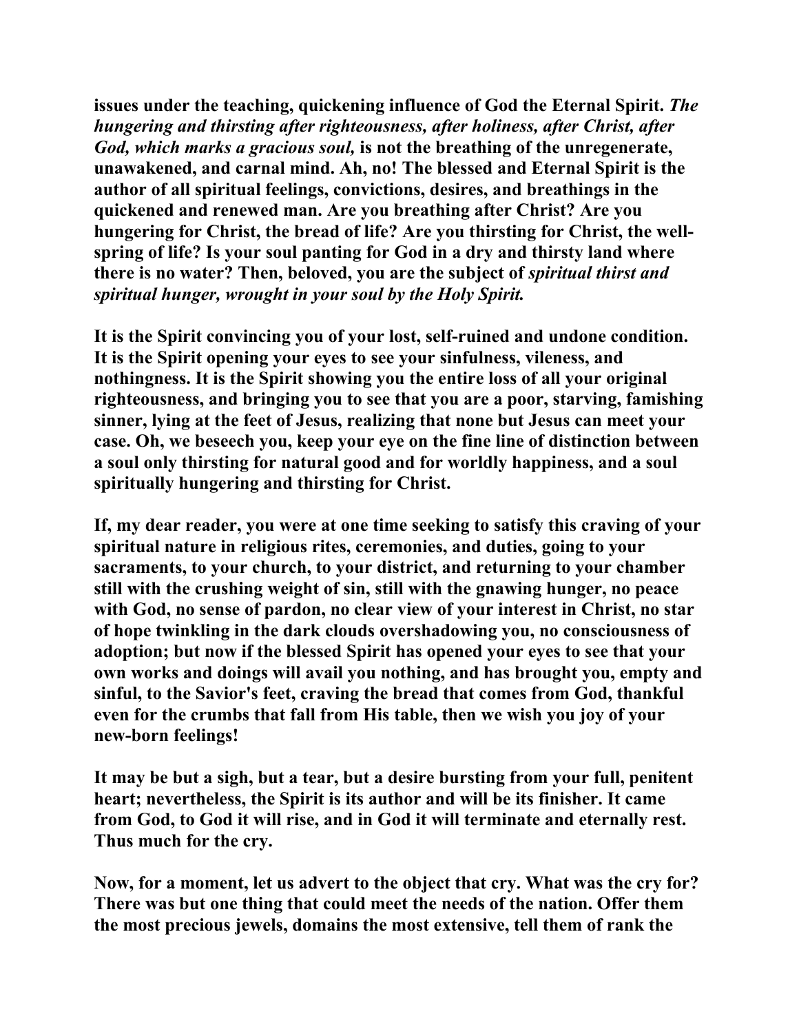**issues under the teaching, quickening influence of God the Eternal Spirit. *The hungering and thirsting after righteousness, after holiness, after Christ, after God, which marks a gracious soul,* is not the breathing of the unregenerate, unawakened, and carnal mind. Ah, no! The blessed and Eternal Spirit is the author of all spiritual feelings, convictions, desires, and breathings in the quickened and renewed man. Are you breathing after Christ? Are you hungering for Christ, the bread of life? Are you thirsting for Christ, the well-spring of life? Is your soul panting for God in a dry and thirsty land where there is no water? Then, beloved, you are the subject of *spiritual thirst and spiritual hunger, wrought in your soul by the Holy Spirit.***

**It is the Spirit convincing you of your lost, self-ruined and undone condition. It is the Spirit opening your eyes to see your sinfulness, vileness, and nothingness. It is the Spirit showing you the entire loss of all your original righteousness, and bringing you to see that you are a poor, starving, famishing sinner, lying at the feet of Jesus, realizing that none but Jesus can meet your case. Oh, we beseech you, keep your eye on the fine line of distinction between a soul only thirsting for natural good and for worldly happiness, and a soul spiritually hungering and thirsting for Christ.**

**If, my dear reader, you were at one time seeking to satisfy this craving of your spiritual nature in religious rites, ceremonies, and duties, going to your sacraments, to your church, to your district, and returning to your chamber still with the crushing weight of sin, still with the gnawing hunger, no peace with God, no sense of pardon, no clear view of your interest in Christ, no star of hope twinkling in the dark clouds overshadowing you, no consciousness of adoption; but now if the blessed Spirit has opened your eyes to see that your own works and doings will avail you nothing, and has brought you, empty and sinful, to the Savior's feet, craving the bread that comes from God, thankful even for the crumbs that fall from His table, then we wish you joy of your new-born feelings!**

**It may be but a sigh, but a tear, but a desire bursting from your full, penitent heart; nevertheless, the Spirit is its author and will be its finisher. It came from God, to God it will rise, and in God it will terminate and eternally rest. Thus much for the cry.**

**Now, for a moment, let us advert to the object that cry. What was the cry for? There was but one thing that could meet the needs of the nation. Offer them the most precious jewels, domains the most extensive, tell them of rank the**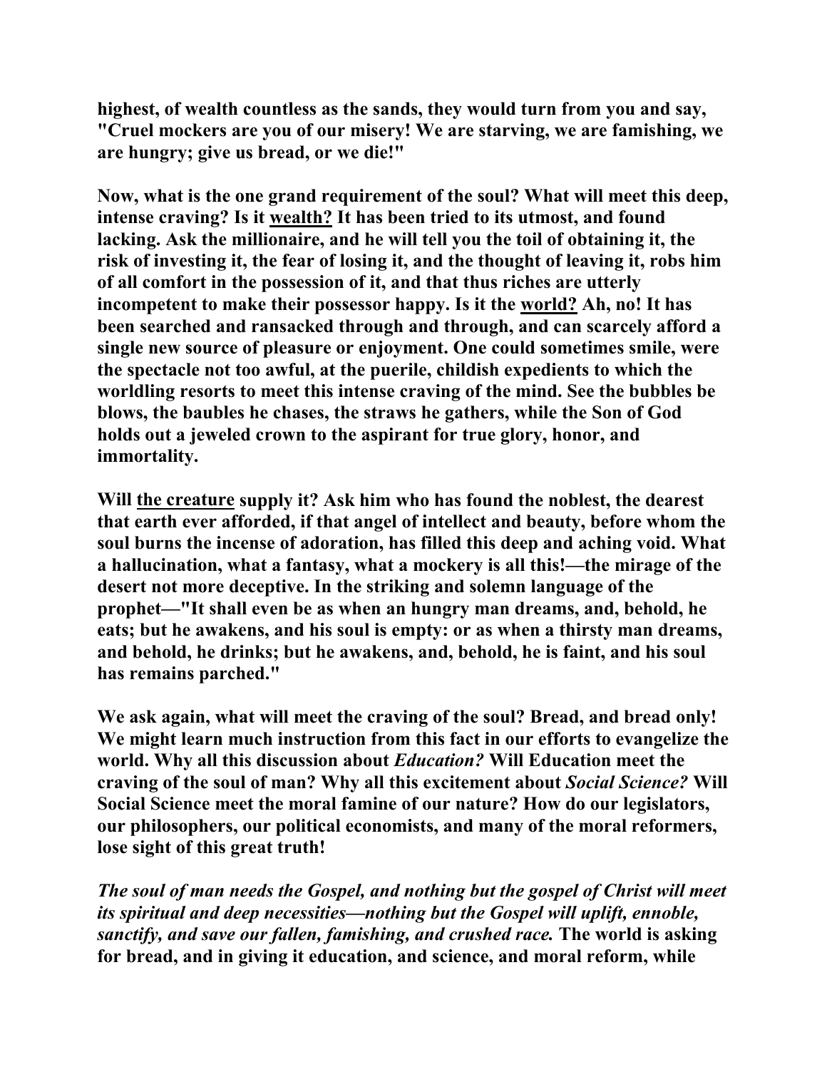**highest, of wealth countless as the sands, they would turn from you and say, "Cruel mockers are you of our misery! We are starving, we are famishing, we are hungry; give us bread, or we die!"**

**Now, what is the one grand requirement of the soul? What will meet this deep, intense craving? Is it wealth? It has been tried to its utmost, and found lacking. Ask the millionaire, and he will tell you the toil of obtaining it, the risk of investing it, the fear of losing it, and the thought of leaving it, robs him of all comfort in the possession of it, and that thus riches are utterly incompetent to make their possessor happy. Is it the world? Ah, no! It has been searched and ransacked through and through, and can scarcely afford a single new source of pleasure or enjoyment. One could sometimes smile, were the spectacle not too awful, at the puerile, childish expedients to which the worldling resorts to meet this intense craving of the mind. See the bubbles be blows, the baubles he chases, the straws he gathers, while the Son of God holds out a jeweled crown to the aspirant for true glory, honor, and immortality.**

**Will the creature supply it? Ask him who has found the noblest, the dearest that earth ever afforded, if that angel of intellect and beauty, before whom the soul burns the incense of adoration, has filled this deep and aching void. What a hallucination, what a fantasy, what a mockery is all this!—the mirage of the desert not more deceptive. In the striking and solemn language of the prophet—"It shall even be as when an hungry man dreams, and, behold, he eats; but he awakens, and his soul is empty: or as when a thirsty man dreams, and behold, he drinks; but he awakens, and, behold, he is faint, and his soul has remains parched."**

**We ask again, what will meet the craving of the soul? Bread, and bread only! We might learn much instruction from this fact in our efforts to evangelize the world. Why all this discussion about *Education?* Will Education meet the craving of the soul of man? Why all this excitement about *Social Science?* Will Social Science meet the moral famine of our nature? How do our legislators, our philosophers, our political economists, and many of the moral reformers, lose sight of this great truth!**

***The soul of man needs the Gospel, and nothing but the gospel of Christ will meet its spiritual and deep necessities—nothing but the Gospel will uplift, ennoble, sanctify, and save our fallen, famishing, and crushed race.* The world is asking for bread, and in giving it education, and science, and moral reform, while**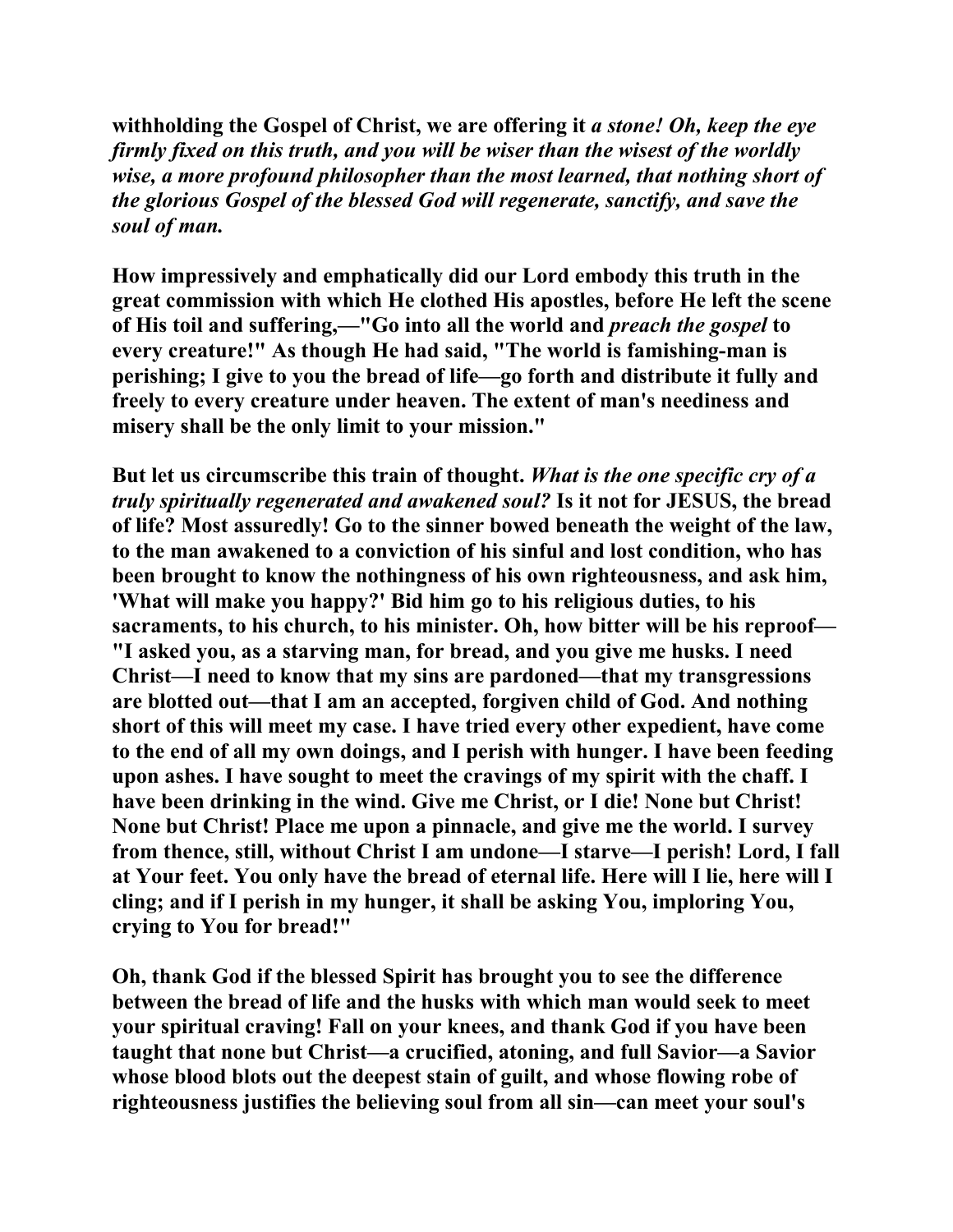**withholding the Gospel of Christ, we are offering it *a stone! Oh, keep the eye firmly fixed on this truth, and you will be wiser than the wisest of the worldly wise, a more profound philosopher than the most learned, that nothing short of the glorious Gospel of the blessed God will regenerate, sanctify, and save the soul of man.***

**How impressively and emphatically did our Lord embody this truth in the great commission with which He clothed His apostles, before He left the scene of His toil and suffering,—"Go into all the world and *preach the gospel* to every creature!" As though He had said, "The world is famishing-man is perishing; I give to you the bread of life—go forth and distribute it fully and freely to every creature under heaven. The extent of man's neediness and misery shall be the only limit to your mission."**

**But let us circumscribe this train of thought. *What is the one specific cry of a truly spiritually regenerated and awakened soul?* Is it not for JESUS, the bread of life? Most assuredly! Go to the sinner bowed beneath the weight of the law, to the man awakened to a conviction of his sinful and lost condition, who has been brought to know the nothingness of his own righteousness, and ask him, 'What will make you happy?' Bid him go to his religious duties, to his sacraments, to his church, to his minister. Oh, how bitter will be his reproof—"I asked you, as a starving man, for bread, and you give me husks. I need Christ—I need to know that my sins are pardoned—that my transgressions are blotted out—that I am an accepted, forgiven child of God. And nothing short of this will meet my case. I have tried every other expedient, have come to the end of all my own doings, and I perish with hunger. I have been feeding upon ashes. I have sought to meet the cravings of my spirit with the chaff. I have been drinking in the wind. Give me Christ, or I die! None but Christ! None but Christ! Place me upon a pinnacle, and give me the world. I survey from thence, still, without Christ I am undone—I starve—I perish! Lord, I fall at Your feet. You only have the bread of eternal life. Here will I lie, here will I cling; and if I perish in my hunger, it shall be asking You, imploring You, crying to You for bread!"**

**Oh, thank God if the blessed Spirit has brought you to see the difference between the bread of life and the husks with which man would seek to meet your spiritual craving! Fall on your knees, and thank God if you have been taught that none but Christ—a crucified, atoning, and full Savior—a Savior whose blood blots out the deepest stain of guilt, and whose flowing robe of righteousness justifies the believing soul from all sin—can meet your soul's**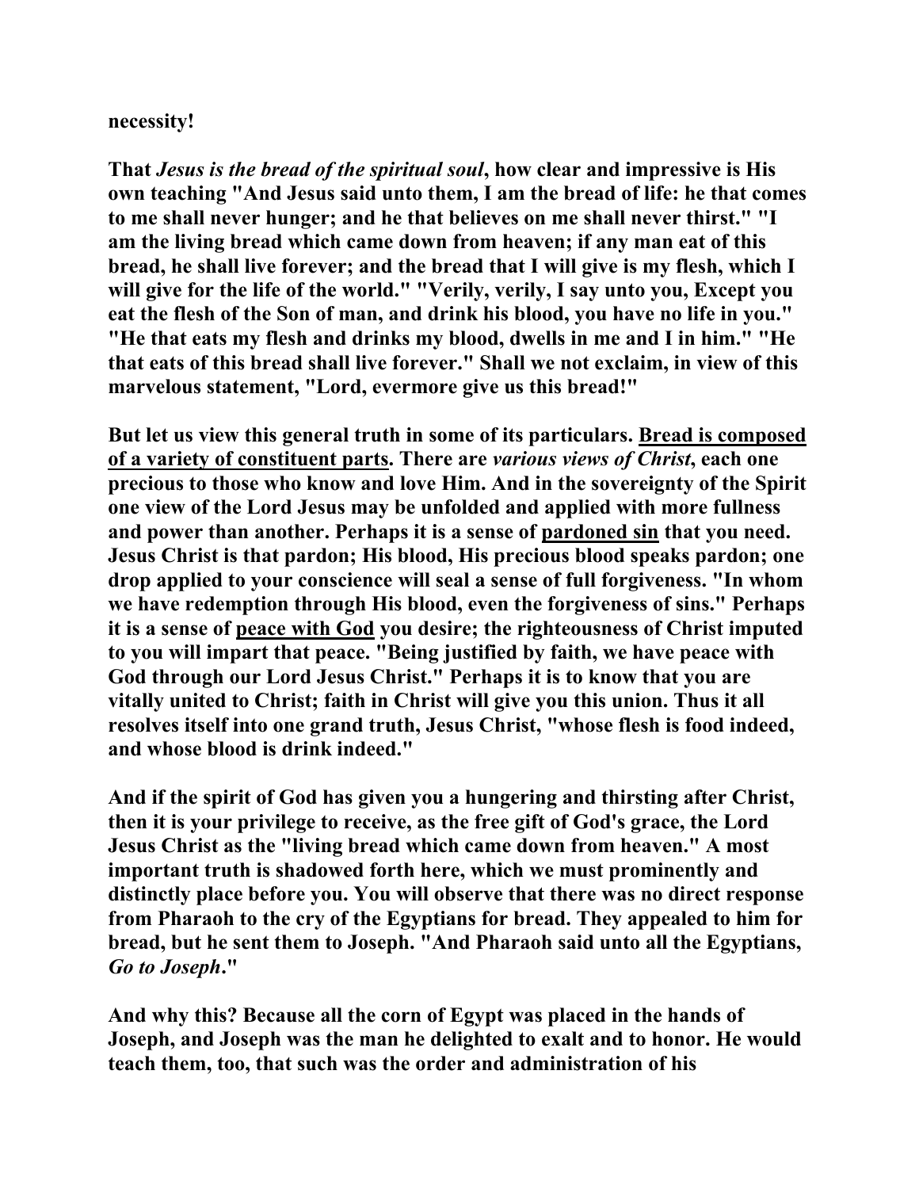**necessity!**

**That *Jesus is the bread of the spiritual soul*, how clear and impressive is His own teaching "And Jesus said unto them, I am the bread of life: he that comes to me shall never hunger; and he that believes on me shall never thirst." "I am the living bread which came down from heaven; if any man eat of this bread, he shall live forever; and the bread that I will give is my flesh, which I will give for the life of the world." "Verily, verily, I say unto you, Except you eat the flesh of the Son of man, and drink his blood, you have no life in you." "He that eats my flesh and drinks my blood, dwells in me and I in him." "He that eats of this bread shall live forever." Shall we not exclaim, in view of this marvelous statement, "Lord, evermore give us this bread!"**

**But let us view this general truth in some of its particulars. <u>Bread is composed of a variety of constituent parts</u>. There are *various views of Christ*, each one precious to those who know and love Him. And in the sovereignty of the Spirit one view of the Lord Jesus may be unfolded and applied with more fullness and power than another. Perhaps it is a sense of <u>pardoned sin</u> that you need. Jesus Christ is that pardon; His blood, His precious blood speaks pardon; one drop applied to your conscience will seal a sense of full forgiveness. "In whom we have redemption through His blood, even the forgiveness of sins." Perhaps it is a sense of <u>peace with God</u> you desire; the righteousness of Christ imputed to you will impart that peace. "Being justified by faith, we have peace with God through our Lord Jesus Christ." Perhaps it is to know that you are vitally united to Christ; faith in Christ will give you this union. Thus it all resolves itself into one grand truth, Jesus Christ, "whose flesh is food indeed, and whose blood is drink indeed."**

**And if the spirit of God has given you a hungering and thirsting after Christ, then it is your privilege to receive, as the free gift of God's grace, the Lord Jesus Christ as the "living bread which came down from heaven." A most important truth is shadowed forth here, which we must prominently and distinctly place before you. You will observe that there was no direct response from Pharaoh to the cry of the Egyptians for bread. They appealed to him for bread, but he sent them to Joseph. "And Pharaoh said unto all the Egyptians, *Go to Joseph*."**

**And why this? Because all the corn of Egypt was placed in the hands of Joseph, and Joseph was the man he delighted to exalt and to honor. He would teach them, too, that such was the order and administration of his**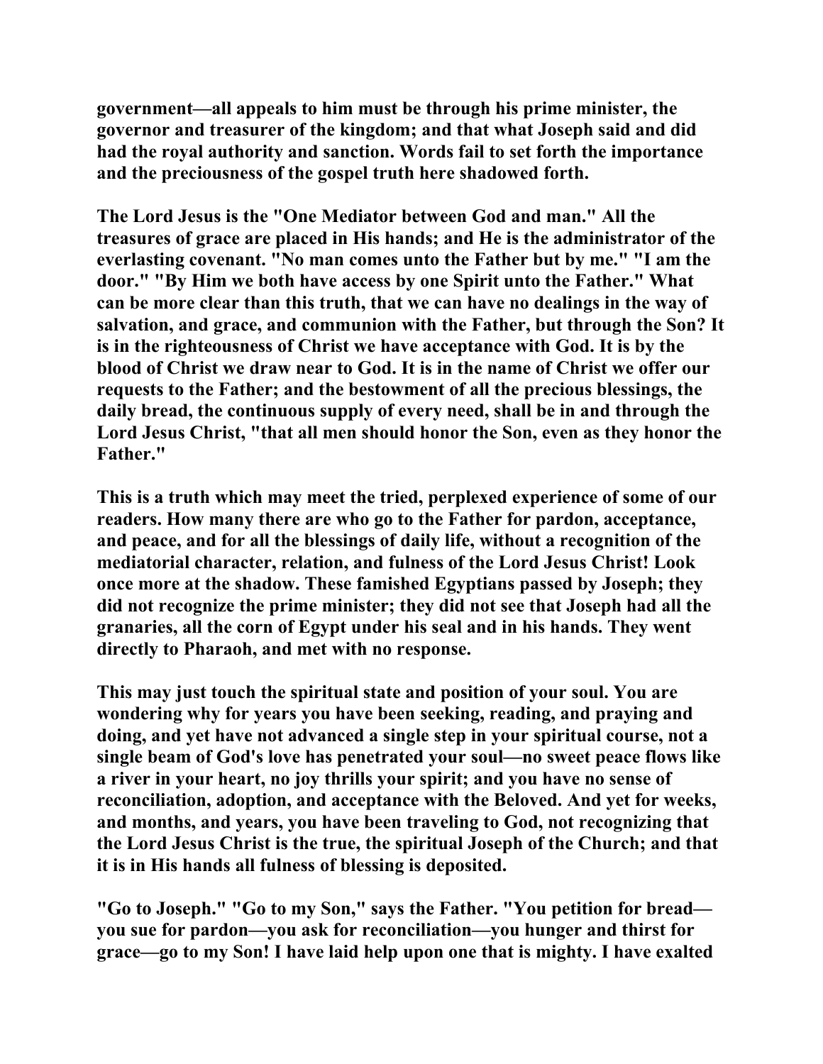**government—all appeals to him must be through his prime minister, the governor and treasurer of the kingdom; and that what Joseph said and did had the royal authority and sanction. Words fail to set forth the importance and the preciousness of the gospel truth here shadowed forth.**

**The Lord Jesus is the "One Mediator between God and man." All the treasures of grace are placed in His hands; and He is the administrator of the everlasting covenant. "No man comes unto the Father but by me." "I am the door." "By Him we both have access by one Spirit unto the Father." What can be more clear than this truth, that we can have no dealings in the way of salvation, and grace, and communion with the Father, but through the Son? It is in the righteousness of Christ we have acceptance with God. It is by the blood of Christ we draw near to God. It is in the name of Christ we offer our requests to the Father; and the bestowment of all the precious blessings, the daily bread, the continuous supply of every need, shall be in and through the Lord Jesus Christ, "that all men should honor the Son, even as they honor the Father."**

**This is a truth which may meet the tried, perplexed experience of some of our readers. How many there are who go to the Father for pardon, acceptance, and peace, and for all the blessings of daily life, without a recognition of the mediatorial character, relation, and fulness of the Lord Jesus Christ! Look once more at the shadow. These famished Egyptians passed by Joseph; they did not recognize the prime minister; they did not see that Joseph had all the granaries, all the corn of Egypt under his seal and in his hands. They went directly to Pharaoh, and met with no response.**

**This may just touch the spiritual state and position of your soul. You are wondering why for years you have been seeking, reading, and praying and doing, and yet have not advanced a single step in your spiritual course, not a single beam of God's love has penetrated your soul—no sweet peace flows like a river in your heart, no joy thrills your spirit; and you have no sense of reconciliation, adoption, and acceptance with the Beloved. And yet for weeks, and months, and years, you have been traveling to God, not recognizing that the Lord Jesus Christ is the true, the spiritual Joseph of the Church; and that it is in His hands all fulness of blessing is deposited.**

**"Go to Joseph." "Go to my Son," says the Father. "You petition for bread—you sue for pardon—you ask for reconciliation—you hunger and thirst for grace—go to my Son! I have laid help upon one that is mighty. I have exalted**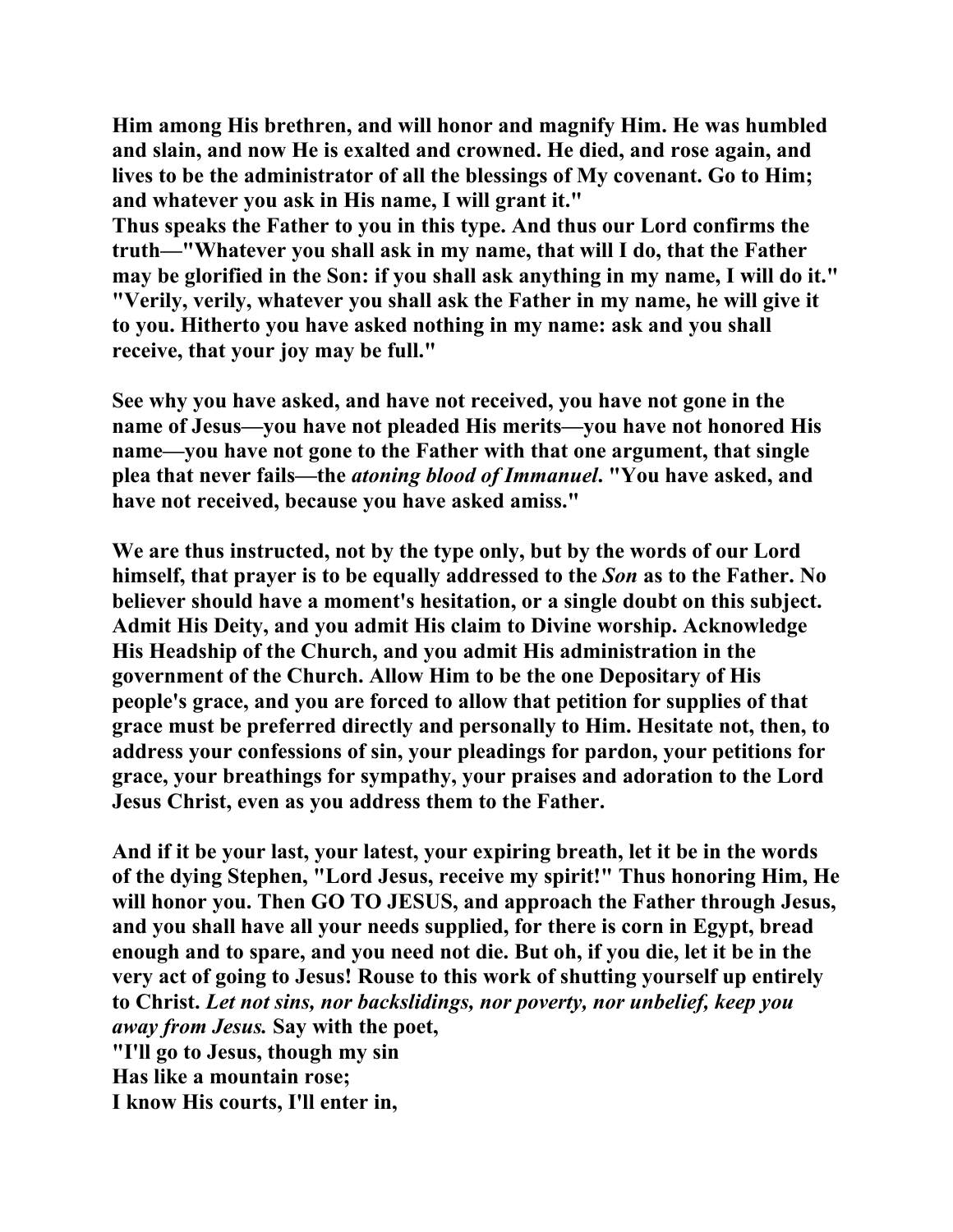Him among His brethren, and will honor and magnify Him. He was humbled and slain, and now He is exalted and crowned. He died, and rose again, and lives to be the administrator of all the blessings of My covenant. Go to Him; and whatever you ask in His name, I will grant it."

Thus speaks the Father to you in this type. And thus our Lord confirms the truth—"Whatever you shall ask in my name, that will I do, that the Father may be glorified in the Son: if you shall ask anything in my name, I will do it." "Verily, verily, whatever you shall ask the Father in my name, he will give it to you. Hitherto you have asked nothing in my name: ask and you shall receive, that your joy may be full."

See why you have asked, and have not received, you have not gone in the name of Jesus—you have not pleaded His merits—you have not honored His name—you have not gone to the Father with that one argument, that single plea that never fails—the *atoning blood of Immanuel.* "You have asked, and have not received, because you have asked amiss."

We are thus instructed, not by the type only, but by the words of our Lord himself, that prayer is to be equally addressed to the *Son* as to the Father. No believer should have a moment's hesitation, or a single doubt on this subject. Admit His Deity, and you admit His claim to Divine worship. Acknowledge His Headship of the Church, and you admit His administration in the government of the Church. Allow Him to be the one Depositary of His people's grace, and you are forced to allow that petition for supplies of that grace must be preferred directly and personally to Him. Hesitate not, then, to address your confessions of sin, your pleadings for pardon, your petitions for grace, your breathings for sympathy, your praises and adoration to the Lord Jesus Christ, even as you address them to the Father.

And if it be your last, your latest, your expiring breath, let it be in the words of the dying Stephen, "Lord Jesus, receive my spirit!" Thus honoring Him, He will honor you. Then GO TO JESUS, and approach the Father through Jesus, and you shall have all your needs supplied, for there is corn in Egypt, bread enough and to spare, and you need not die. But oh, if you die, let it be in the very act of going to Jesus! Rouse to this work of shutting yourself up entirely to Christ. *Let not sins, nor backslidings, nor poverty, nor unbelief, keep you away from Jesus.* Say with the poet,

"I'll go to Jesus, though my sin  
Has like a mountain rose;  
I know His courts, I'll enter in,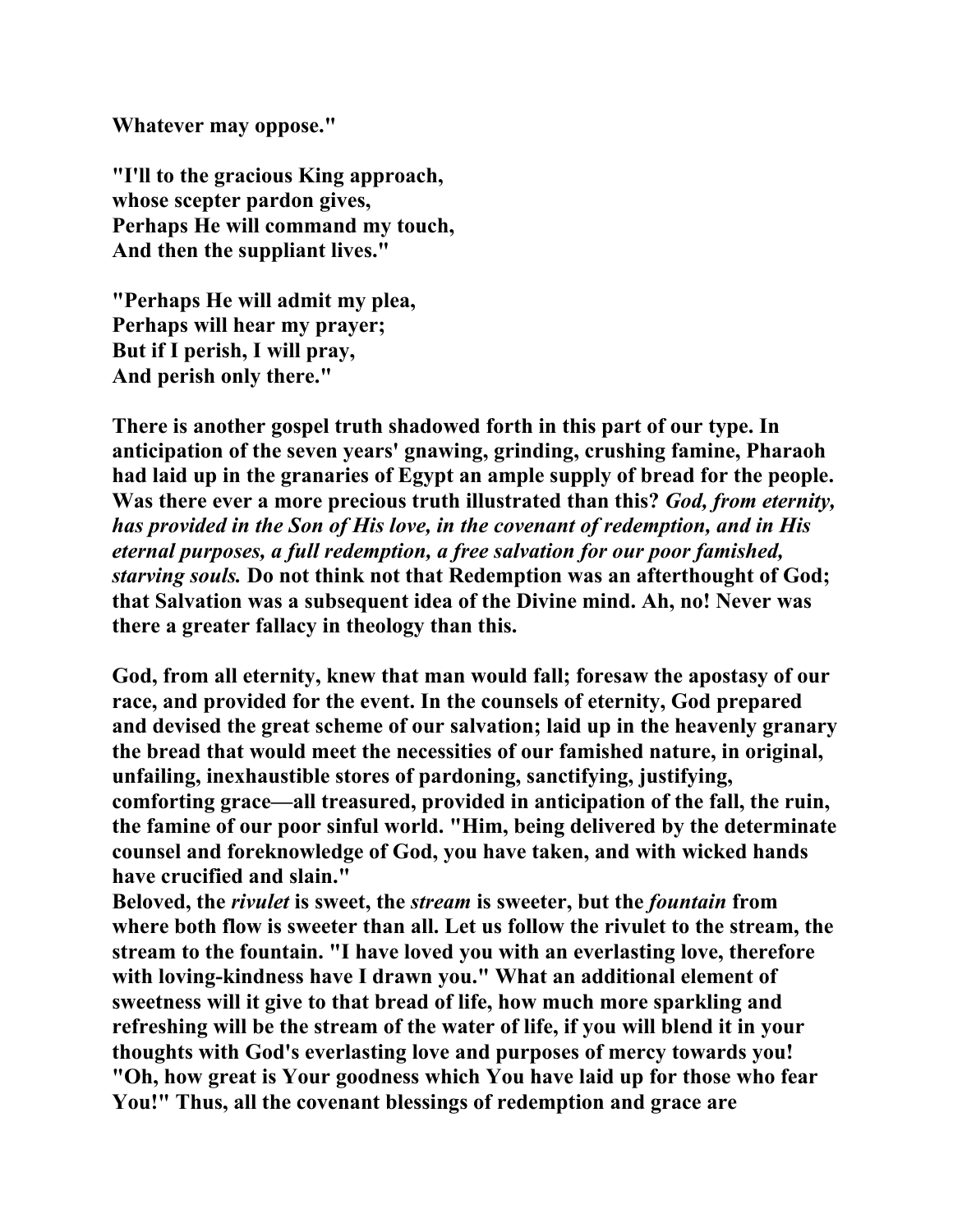**Whatever may oppose."**

**"I'll to the gracious King approach,**
**whose scepter pardon gives,**
**Perhaps He will command my touch,**
**And then the suppliant lives."**

**"Perhaps He will admit my plea,**
**Perhaps will hear my prayer;**
**But if I perish, I will pray,**
**And perish only there."**

**There is another gospel truth shadowed forth in this part of our type. In anticipation of the seven years' gnawing, grinding, crushing famine, Pharaoh had laid up in the granaries of Egypt an ample supply of bread for the people. Was there ever a more precious truth illustrated than this? *God, from eternity, has provided in the Son of His love, in the covenant of redemption, and in His eternal purposes, a full redemption, a free salvation for our poor famished, starving souls.* Do not think not that Redemption was an afterthought of God; that Salvation was a subsequent idea of the Divine mind. Ah, no! Never was there a greater fallacy in theology than this.**

**God, from all eternity, knew that man would fall; foresaw the apostasy of our race, and provided for the event. In the counsels of eternity, God prepared and devised the great scheme of our salvation; laid up in the heavenly granary the bread that would meet the necessities of our famished nature, in original, unfailing, inexhaustible stores of pardoning, sanctifying, justifying, comforting grace—all treasured, provided in anticipation of the fall, the ruin, the famine of our poor sinful world. "Him, being delivered by the determinate counsel and foreknowledge of God, you have taken, and with wicked hands have crucified and slain."**

**Beloved, the *rivulet* is sweet, the *stream* is sweeter, but the *fountain* from where both flow is sweeter than all. Let us follow the rivulet to the stream, the stream to the fountain. "I have loved you with an everlasting love, therefore with loving-kindness have I drawn you." What an additional element of sweetness will it give to that bread of life, how much more sparkling and refreshing will be the stream of the water of life, if you will blend it in your thoughts with God's everlasting love and purposes of mercy towards you! "Oh, how great is Your goodness which You have laid up for those who fear You!" Thus, all the covenant blessings of redemption and grace are**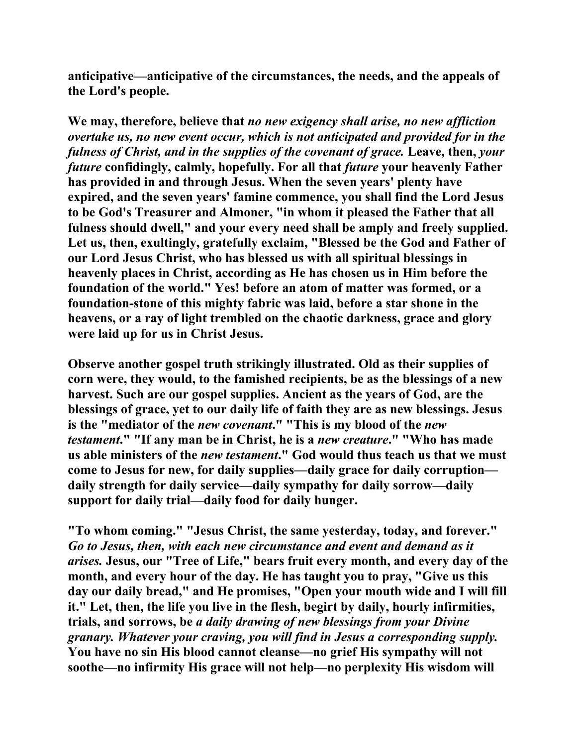**anticipative—anticipative of the circumstances, the needs, and the appeals of the Lord's people.**

**We may, therefore, believe that *no new exigency shall arise, no new affliction overtake us, no new event occur, which is not anticipated and provided for in the fulness of Christ, and in the supplies of the covenant of grace.* Leave, then, *your future* confidingly, calmly, hopefully. For all that *future* your heavenly Father has provided in and through Jesus. When the seven years' plenty have expired, and the seven years' famine commence, you shall find the Lord Jesus to be God's Treasurer and Almoner, "in whom it pleased the Father that all fulness should dwell," and your every need shall be amply and freely supplied. Let us, then, exultingly, gratefully exclaim, "Blessed be the God and Father of our Lord Jesus Christ, who has blessed us with all spiritual blessings in heavenly places in Christ, according as He has chosen us in Him before the foundation of the world." Yes! before an atom of matter was formed, or a foundation-stone of this mighty fabric was laid, before a star shone in the heavens, or a ray of light trembled on the chaotic darkness, grace and glory were laid up for us in Christ Jesus.**

**Observe another gospel truth strikingly illustrated. Old as their supplies of corn were, they would, to the famished recipients, be as the blessings of a new harvest. Such are our gospel supplies. Ancient as the years of God, are the blessings of grace, yet to our daily life of faith they are as new blessings. Jesus is the "mediator of the *new covenant*." "This is my blood of the *new testament*." "If any man be in Christ, he is a *new creature*." "Who has made us able ministers of the *new testament*." God would thus teach us that we must come to Jesus for new, for daily supplies—daily grace for daily corruption—daily strength for daily service—daily sympathy for daily sorrow—daily support for daily trial—daily food for daily hunger.**

**"To whom coming." "Jesus Christ, the same yesterday, today, and forever." *Go to Jesus, then, with each new circumstance and event and demand as it arises.* Jesus, our "Tree of Life," bears fruit every month, and every day of the month, and every hour of the day. He has taught you to pray, "Give us this day our daily bread," and He promises, "Open your mouth wide and I will fill it." Let, then, the life you live in the flesh, begirt by daily, hourly infirmities, trials, and sorrows, be *a daily drawing of new blessings from your Divine granary. Whatever your craving, you will find in Jesus a corresponding supply.* You have no sin His blood cannot cleanse—no grief His sympathy will not soothe—no infirmity His grace will not help—no perplexity His wisdom will**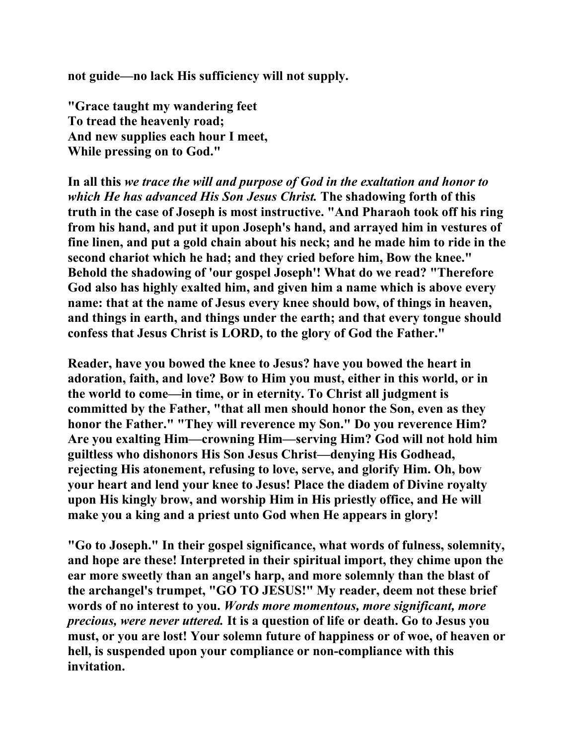**not guide—no lack His sufficiency will not supply.**

**"Grace taught my wandering feet**
**To tread the heavenly road;**
**And new supplies each hour I meet,**
**While pressing on to God."**

**In all this *we trace the will and purpose of God in the exaltation and honor to which He has advanced His Son Jesus Christ.* The shadowing forth of this truth in the case of Joseph is most instructive. "And Pharaoh took off his ring from his hand, and put it upon Joseph's hand, and arrayed him in vestures of fine linen, and put a gold chain about his neck; and he made him to ride in the second chariot which he had; and they cried before him, Bow the knee." Behold the shadowing of 'our gospel Joseph'! What do we read? "Therefore God also has highly exalted him, and given him a name which is above every name: that at the name of Jesus every knee should bow, of things in heaven, and things in earth, and things under the earth; and that every tongue should confess that Jesus Christ is LORD, to the glory of God the Father."**

**Reader, have you bowed the knee to Jesus? have you bowed the heart in adoration, faith, and love? Bow to Him you must, either in this world, or in the world to come—in time, or in eternity. To Christ all judgment is committed by the Father, "that all men should honor the Son, even as they honor the Father." "They will reverence my Son." Do you reverence Him? Are you exalting Him—crowning Him—serving Him? God will not hold him guiltless who dishonors His Son Jesus Christ—denying His Godhead, rejecting His atonement, refusing to love, serve, and glorify Him. Oh, bow your heart and lend your knee to Jesus! Place the diadem of Divine royalty upon His kingly brow, and worship Him in His priestly office, and He will make you a king and a priest unto God when He appears in glory!**

**"Go to Joseph." In their gospel significance, what words of fulness, solemnity, and hope are these! Interpreted in their spiritual import, they chime upon the ear more sweetly than an angel's harp, and more solemnly than the blast of the archangel's trumpet, "GO TO JESUS!" My reader, deem not these brief words of no interest to you. *Words more momentous, more significant, more precious, were never uttered.* It is a question of life or death. Go to Jesus you must, or you are lost! Your solemn future of happiness or of woe, of heaven or hell, is suspended upon your compliance or non-compliance with this invitation.**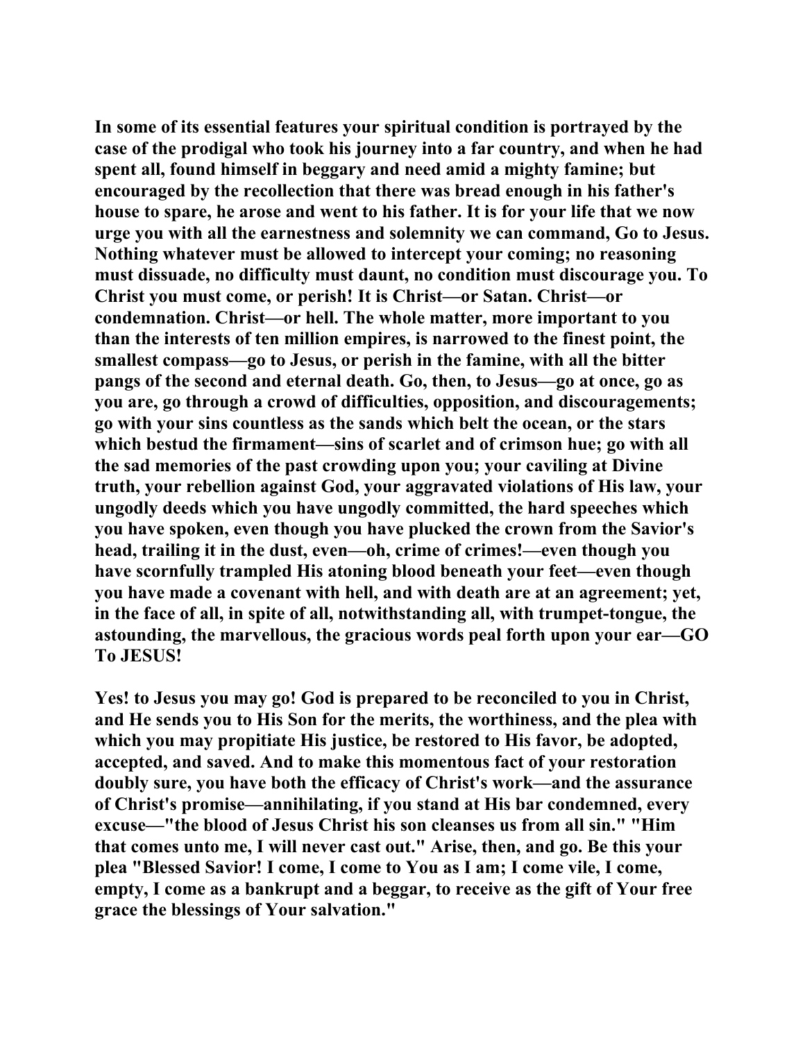In some of its essential features your spiritual condition is portrayed by the case of the prodigal who took his journey into a far country, and when he had spent all, found himself in beggary and need amid a mighty famine; but encouraged by the recollection that there was bread enough in his father's house to spare, he arose and went to his father. It is for your life that we now urge you with all the earnestness and solemnity we can command, Go to Jesus. Nothing whatever must be allowed to intercept your coming; no reasoning must dissuade, no difficulty must daunt, no condition must discourage you. To Christ you must come, or perish! It is Christ—or Satan. Christ—or condemnation. Christ—or hell. The whole matter, more important to you than the interests of ten million empires, is narrowed to the finest point, the smallest compass—go to Jesus, or perish in the famine, with all the bitter pangs of the second and eternal death. Go, then, to Jesus—go at once, go as you are, go through a crowd of difficulties, opposition, and discouragements; go with your sins countless as the sands which belt the ocean, or the stars which bestud the firmament—sins of scarlet and of crimson hue; go with all the sad memories of the past crowding upon you; your caviling at Divine truth, your rebellion against God, your aggravated violations of His law, your ungodly deeds which you have ungodly committed, the hard speeches which you have spoken, even though you have plucked the crown from the Savior's head, trailing it in the dust, even—oh, crime of crimes!—even though you have scornfully trampled His atoning blood beneath your feet—even though you have made a covenant with hell, and with death are at an agreement; yet, in the face of all, in spite of all, notwithstanding all, with trumpet-tongue, the astounding, the marvellous, the gracious words peal forth upon your ear—GO To JESUS!

Yes! to Jesus you may go! God is prepared to be reconciled to you in Christ, and He sends you to His Son for the merits, the worthiness, and the plea with which you may propitiate His justice, be restored to His favor, be adopted, accepted, and saved. And to make this momentous fact of your restoration doubly sure, you have both the efficacy of Christ's work—and the assurance of Christ's promise—annihilating, if you stand at His bar condemned, every excuse—"the blood of Jesus Christ his son cleanses us from all sin." "Him that comes unto me, I will never cast out." Arise, then, and go. Be this your plea "Blessed Savior! I come, I come to You as I am; I come vile, I come, empty, I come as a bankrupt and a beggar, to receive as the gift of Your free grace the blessings of Your salvation."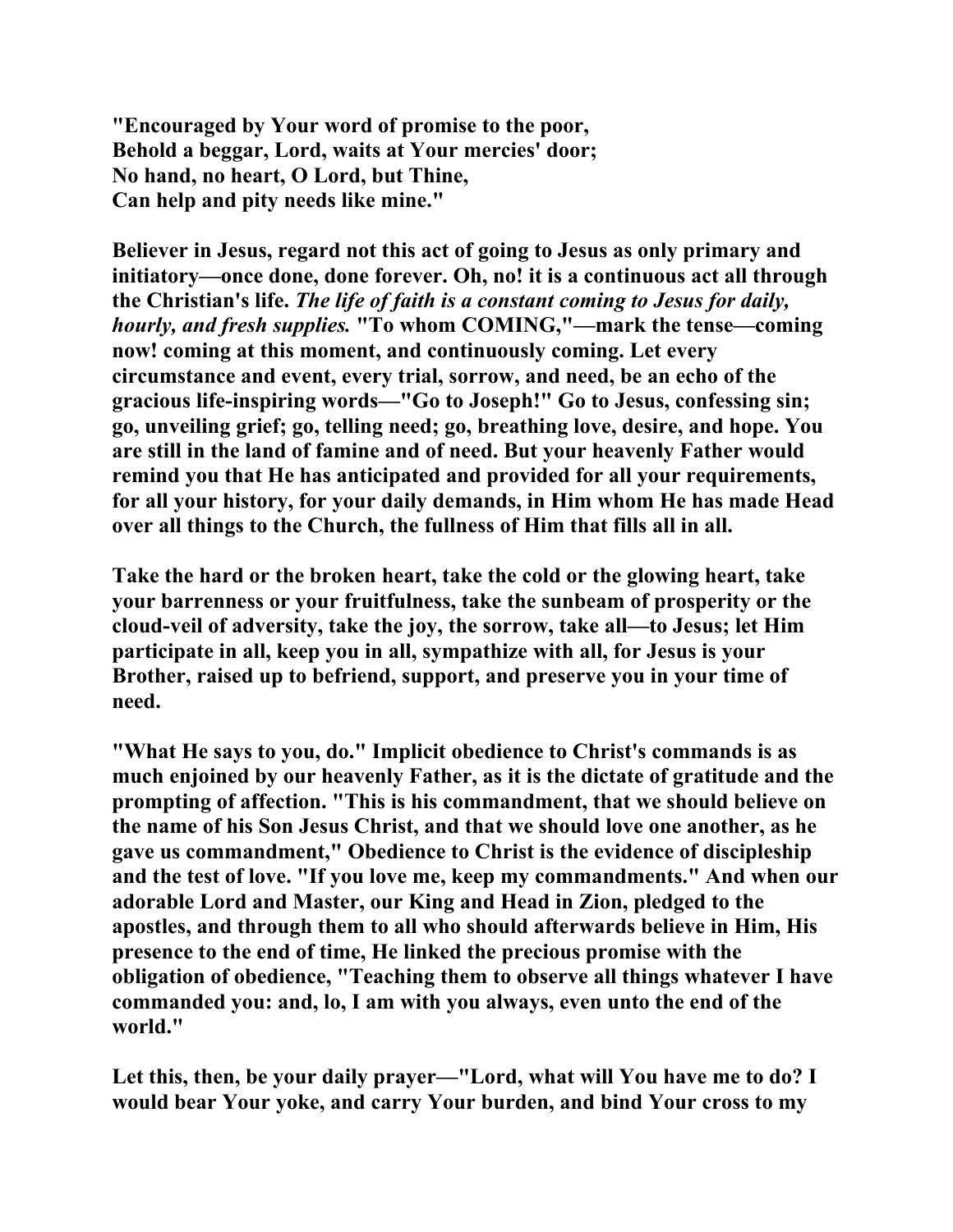"Encouraged by Your word of promise to the poor,
Behold a beggar, Lord, waits at Your mercies' door;
No hand, no heart, O Lord, but Thine,
Can help and pity needs like mine."

Believer in Jesus, regard not this act of going to Jesus as only primary and initiatory—once done, done forever. Oh, no! it is a continuous act all through the Christian's life. *The life of faith is a constant coming to Jesus for daily, hourly, and fresh supplies.* "To whom COMING,"—mark the tense—coming now! coming at this moment, and continuously coming. Let every circumstance and event, every trial, sorrow, and need, be an echo of the gracious life-inspiring words—"Go to Joseph!" Go to Jesus, confessing sin; go, unveiling grief; go, telling need; go, breathing love, desire, and hope. You are still in the land of famine and of need. But your heavenly Father would remind you that He has anticipated and provided for all your requirements, for all your history, for your daily demands, in Him whom He has made Head over all things to the Church, the fullness of Him that fills all in all.

Take the hard or the broken heart, take the cold or the glowing heart, take your barrenness or your fruitfulness, take the sunbeam of prosperity or the cloud-veil of adversity, take the joy, the sorrow, take all—to Jesus; let Him participate in all, keep you in all, sympathize with all, for Jesus is your Brother, raised up to befriend, support, and preserve you in your time of need.

"What He says to you, do." Implicit obedience to Christ's commands is as much enjoined by our heavenly Father, as it is the dictate of gratitude and the prompting of affection. "This is his commandment, that we should believe on the name of his Son Jesus Christ, and that we should love one another, as he gave us commandment," Obedience to Christ is the evidence of discipleship and the test of love. "If you love me, keep my commandments." And when our adorable Lord and Master, our King and Head in Zion, pledged to the apostles, and through them to all who should afterwards believe in Him, His presence to the end of time, He linked the precious promise with the obligation of obedience, "Teaching them to observe all things whatever I have commanded you: and, lo, I am with you always, even unto the end of the world."

Let this, then, be your daily prayer—"Lord, what will You have me to do? I would bear Your yoke, and carry Your burden, and bind Your cross to my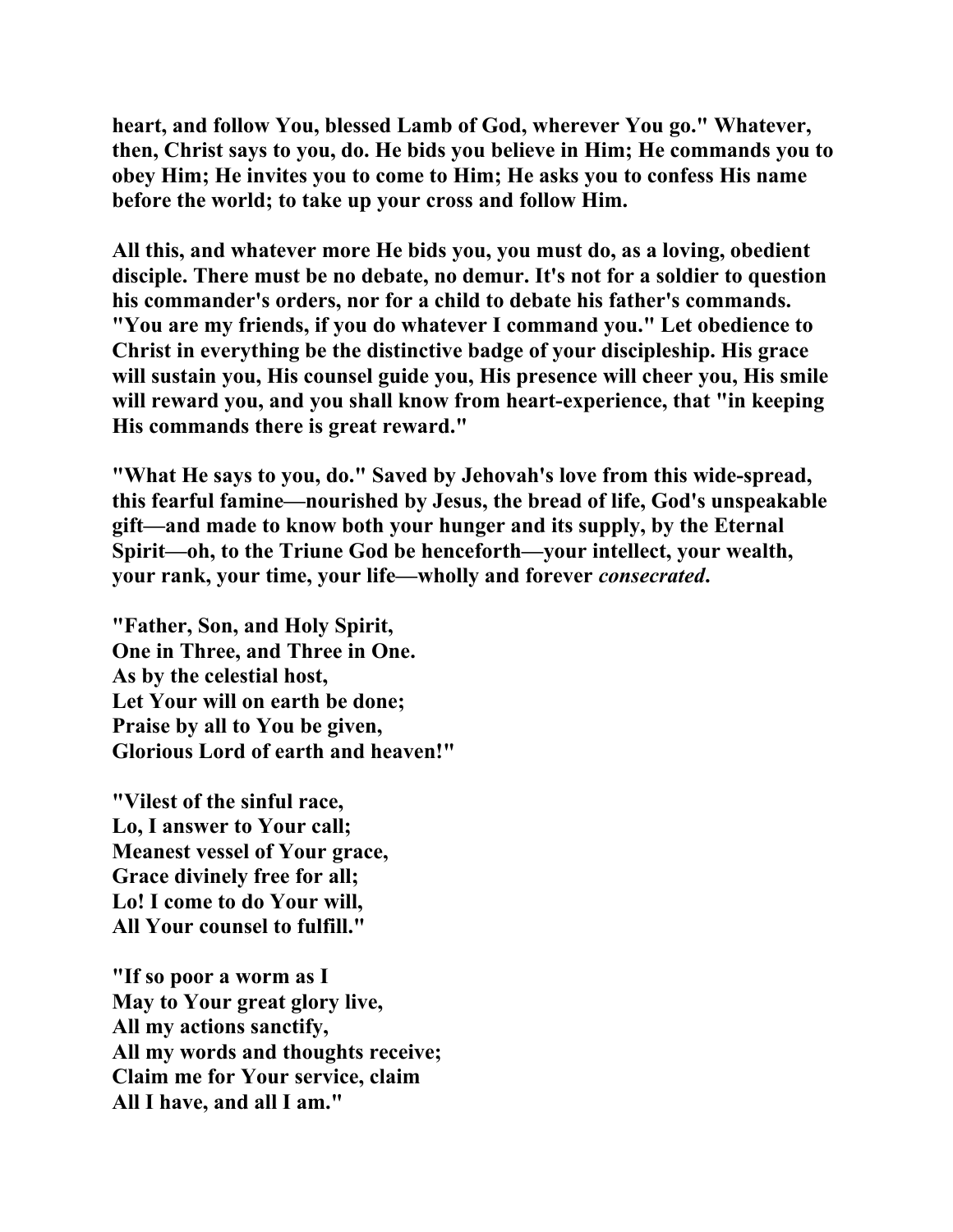**heart, and follow You, blessed Lamb of God, wherever You go." Whatever, then, Christ says to you, do. He bids you believe in Him; He commands you to obey Him; He invites you to come to Him; He asks you to confess His name before the world; to take up your cross and follow Him.**

**All this, and whatever more He bids you, you must do, as a loving, obedient disciple. There must be no debate, no demur. It's not for a soldier to question his commander's orders, nor for a child to debate his father's commands. "You are my friends, if you do whatever I command you." Let obedience to Christ in everything be the distinctive badge of your discipleship. His grace will sustain you, His counsel guide you, His presence will cheer you, His smile will reward you, and you shall know from heart-experience, that "in keeping His commands there is great reward."**

**"What He says to you, do." Saved by Jehovah's love from this wide-spread, this fearful famine—nourished by Jesus, the bread of life, God's unspeakable gift—and made to know both your hunger and its supply, by the Eternal Spirit—oh, to the Triune God be henceforth—your intellect, your wealth, your rank, your time, your life—wholly and forever *consecrated*.**

**"Father, Son, and Holy Spirit,
One in Three, and Three in One.
As by the celestial host,
Let Your will on earth be done;
Praise by all to You be given,
Glorious Lord of earth and heaven!"**

**"Vilest of the sinful race,
Lo, I answer to Your call;
Meanest vessel of Your grace,
Grace divinely free for all;
Lo! I come to do Your will,
All Your counsel to fulfill."**

**"If so poor a worm as I
May to Your great glory live,
All my actions sanctify,
All my words and thoughts receive;
Claim me for Your service, claim
All I have, and all I am."**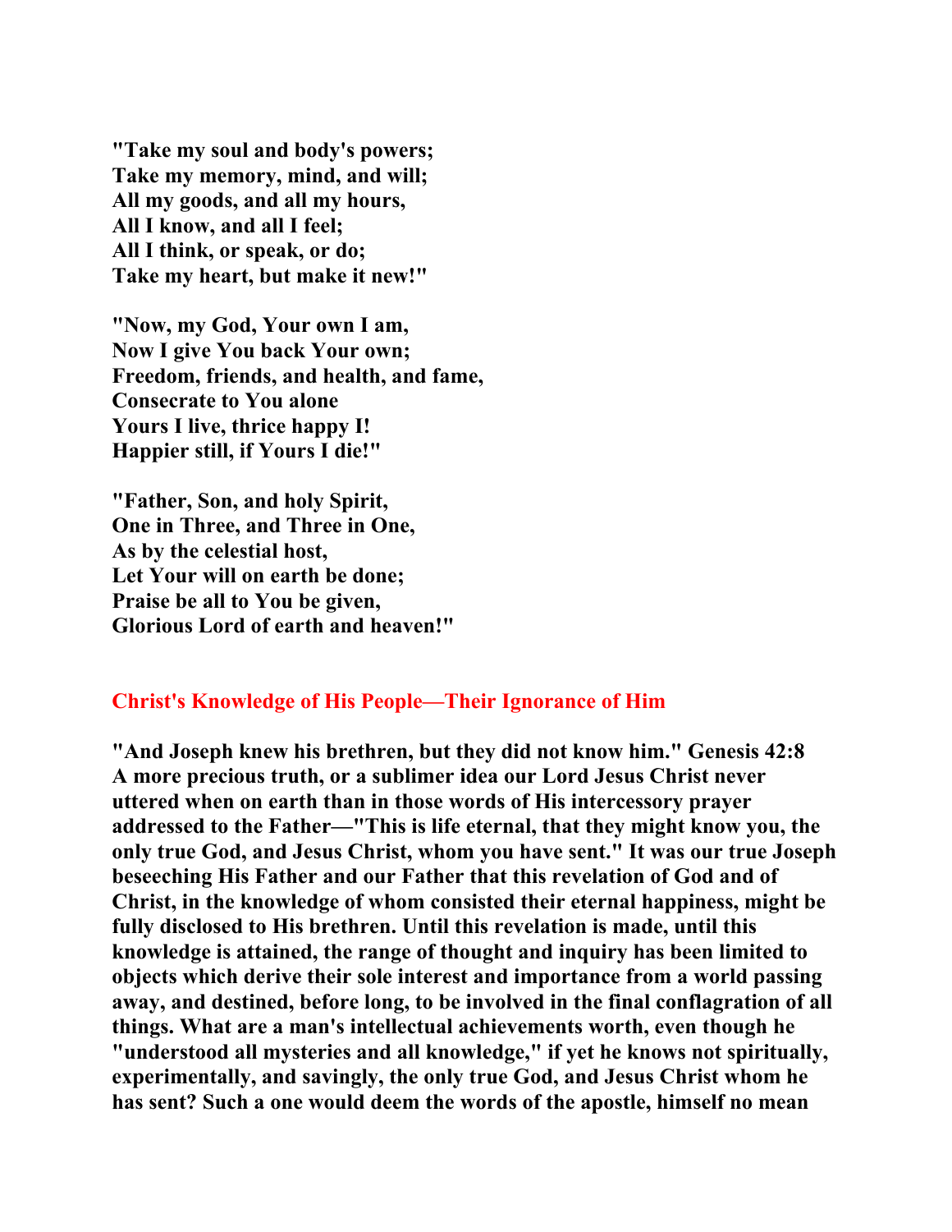**"Take my soul and body's powers;**
**Take my memory, mind, and will;**
**All my goods, and all my hours,**
**All I know, and all I feel;**
**All I think, or speak, or do;**
**Take my heart, but make it new!"**

**"Now, my God, Your own I am,**
**Now I give You back Your own;**
**Freedom, friends, and health, and fame,**
**Consecrate to You alone**
**Yours I live, thrice happy I!**
**Happier still, if Yours I die!"**

**"Father, Son, and holy Spirit,**
**One in Three, and Three in One,**
**As by the celestial host,**
**Let Your will on earth be done;**
**Praise be all to You be given,**
**Glorious Lord of earth and heaven!"**

## Christ's Knowledge of His People—Their Ignorance of Him

**"And Joseph knew his brethren, but they did not know him." Genesis 42:8**
**A more precious truth, or a sublimer idea our Lord Jesus Christ never uttered when on earth than in those words of His intercessory prayer addressed to the Father—"This is life eternal, that they might know you, the only true God, and Jesus Christ, whom you have sent." It was our true Joseph beseeching His Father and our Father that this revelation of God and of Christ, in the knowledge of whom consisted their eternal happiness, might be fully disclosed to His brethren. Until this revelation is made, until this knowledge is attained, the range of thought and inquiry has been limited to objects which derive their sole interest and importance from a world passing away, and destined, before long, to be involved in the final conflagration of all things. What are a man's intellectual achievements worth, even though he "understood all mysteries and all knowledge," if yet he knows not spiritually, experimentally, and savingly, the only true God, and Jesus Christ whom he has sent? Such a one would deem the words of the apostle, himself no mean**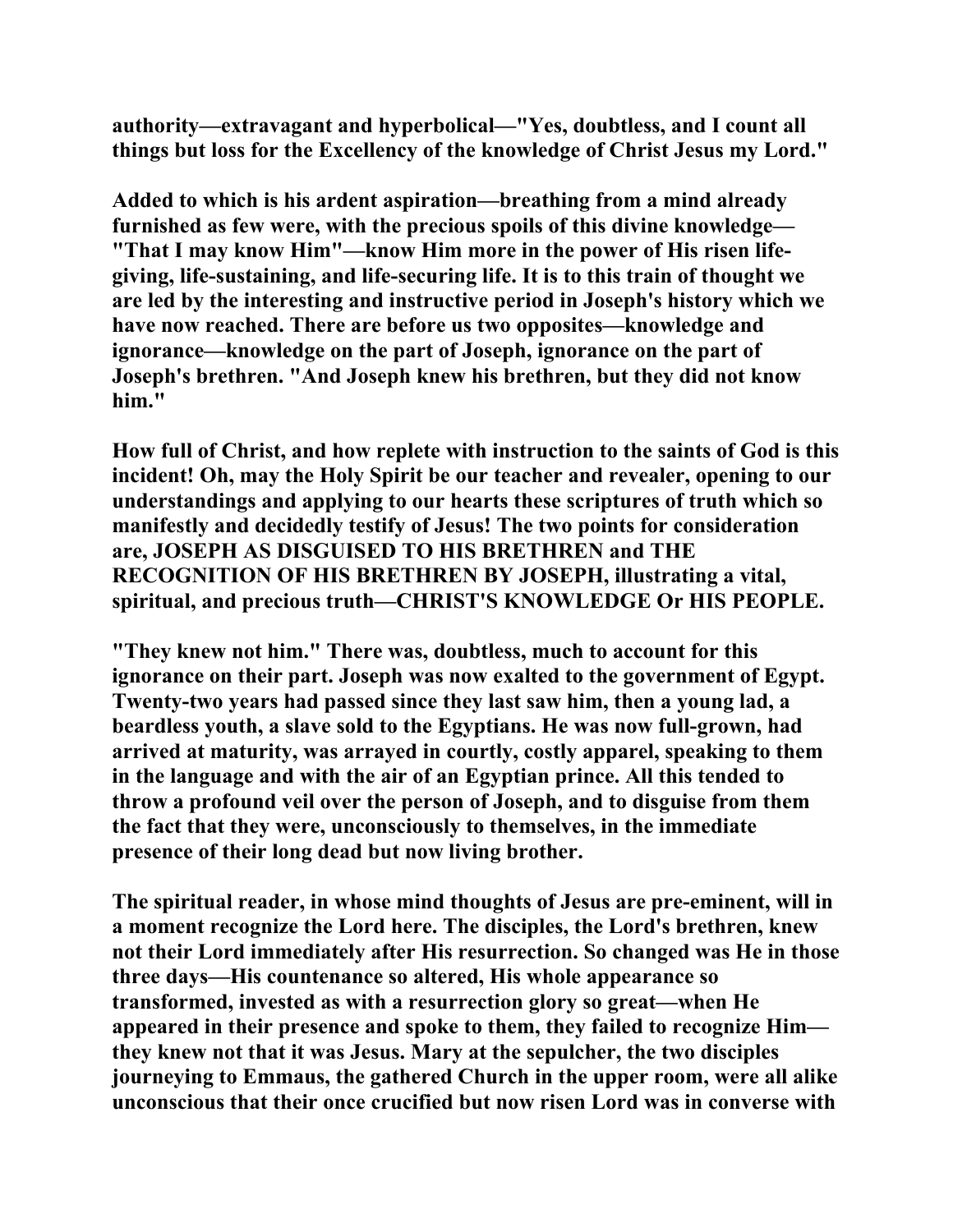**authority—extravagant and hyperbolical—"Yes, doubtless, and I count all things but loss for the Excellency of the knowledge of Christ Jesus my Lord."**

**Added to which is his ardent aspiration—breathing from a mind already furnished as few were, with the precious spoils of this divine knowledge—"That I may know Him"—know Him more in the power of His risen life-giving, life-sustaining, and life-securing life. It is to this train of thought we are led by the interesting and instructive period in Joseph's history which we have now reached. There are before us two opposites—knowledge and ignorance—knowledge on the part of Joseph, ignorance on the part of Joseph's brethren. "And Joseph knew his brethren, but they did not know him."**

**How full of Christ, and how replete with instruction to the saints of God is this incident! Oh, may the Holy Spirit be our teacher and revealer, opening to our understandings and applying to our hearts these scriptures of truth which so manifestly and decidedly testify of Jesus! The two points for consideration are, JOSEPH AS DISGUISED TO HIS BRETHREN and THE RECOGNITION OF HIS BRETHREN BY JOSEPH, illustrating a vital, spiritual, and precious truth—CHRIST'S KNOWLEDGE Or HIS PEOPLE.**

**"They knew not him." There was, doubtless, much to account for this ignorance on their part. Joseph was now exalted to the government of Egypt. Twenty-two years had passed since they last saw him, then a young lad, a beardless youth, a slave sold to the Egyptians. He was now full-grown, had arrived at maturity, was arrayed in courtly, costly apparel, speaking to them in the language and with the air of an Egyptian prince. All this tended to throw a profound veil over the person of Joseph, and to disguise from them the fact that they were, unconsciously to themselves, in the immediate presence of their long dead but now living brother.**

**The spiritual reader, in whose mind thoughts of Jesus are pre-eminent, will in a moment recognize the Lord here. The disciples, the Lord's brethren, knew not their Lord immediately after His resurrection. So changed was He in those three days—His countenance so altered, His whole appearance so transformed, invested as with a resurrection glory so great—when He appeared in their presence and spoke to them, they failed to recognize Him—they knew not that it was Jesus. Mary at the sepulcher, the two disciples journeying to Emmaus, the gathered Church in the upper room, were all alike unconscious that their once crucified but now risen Lord was in converse with**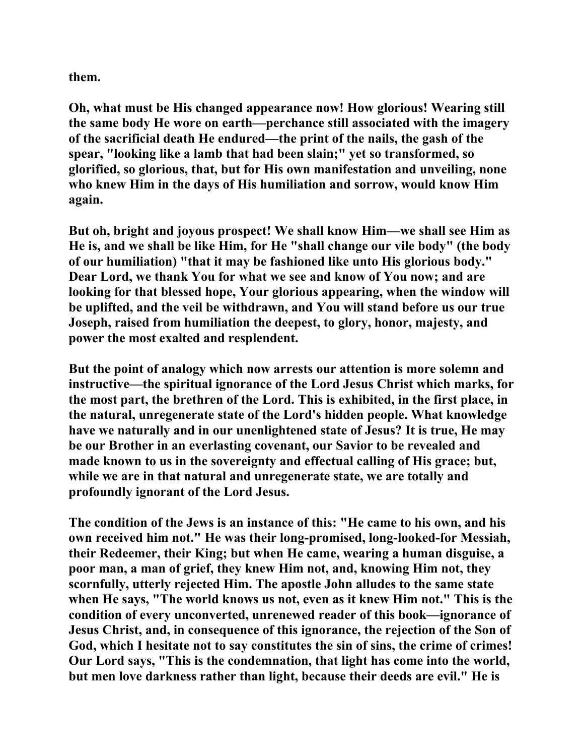them.

Oh, what must be His changed appearance now! How glorious! Wearing still the same body He wore on earth—perchance still associated with the imagery of the sacrificial death He endured—the print of the nails, the gash of the spear, "looking like a lamb that had been slain;" yet so transformed, so glorified, so glorious, that, but for His own manifestation and unveiling, none who knew Him in the days of His humiliation and sorrow, would know Him again.

But oh, bright and joyous prospect! We shall know Him—we shall see Him as He is, and we shall be like Him, for He "shall change our vile body" (the body of our humiliation) "that it may be fashioned like unto His glorious body." Dear Lord, we thank You for what we see and know of You now; and are looking for that blessed hope, Your glorious appearing, when the window will be uplifted, and the veil be withdrawn, and You will stand before us our true Joseph, raised from humiliation the deepest, to glory, honor, majesty, and power the most exalted and resplendent.

But the point of analogy which now arrests our attention is more solemn and instructive—the spiritual ignorance of the Lord Jesus Christ which marks, for the most part, the brethren of the Lord. This is exhibited, in the first place, in the natural, unregenerate state of the Lord's hidden people. What knowledge have we naturally and in our unenlightened state of Jesus? It is true, He may be our Brother in an everlasting covenant, our Savior to be revealed and made known to us in the sovereignty and effectual calling of His grace; but, while we are in that natural and unregenerate state, we are totally and profoundly ignorant of the Lord Jesus.

The condition of the Jews is an instance of this: "He came to his own, and his own received him not." He was their long-promised, long-looked-for Messiah, their Redeemer, their King; but when He came, wearing a human disguise, a poor man, a man of grief, they knew Him not, and, knowing Him not, they scornfully, utterly rejected Him. The apostle John alludes to the same state when He says, "The world knows us not, even as it knew Him not." This is the condition of every unconverted, unrenewed reader of this book—ignorance of Jesus Christ, and, in consequence of this ignorance, the rejection of the Son of God, which I hesitate not to say constitutes the sin of sins, the crime of crimes! Our Lord says, "This is the condemnation, that light has come into the world, but men love darkness rather than light, because their deeds are evil." He is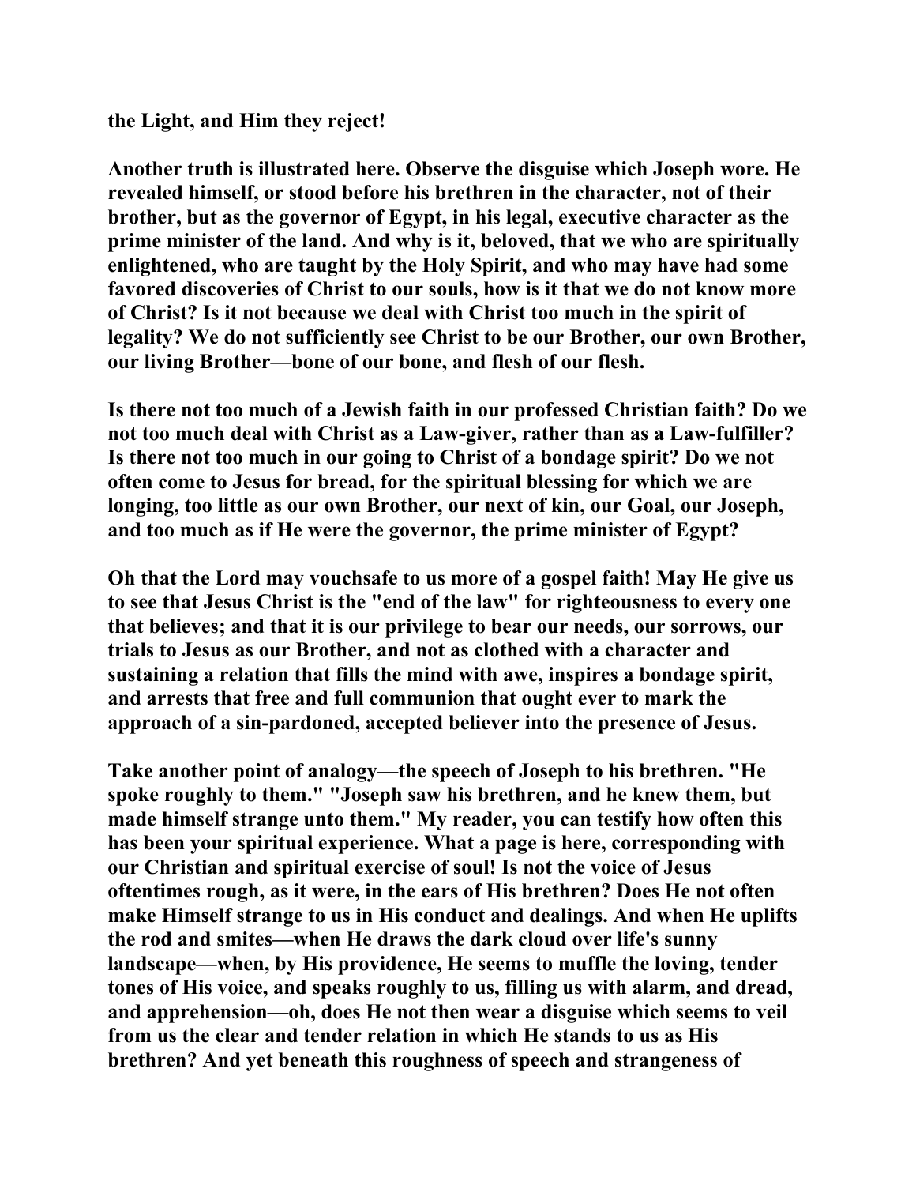the Light, and Him they reject!

Another truth is illustrated here. Observe the disguise which Joseph wore. He revealed himself, or stood before his brethren in the character, not of their brother, but as the governor of Egypt, in his legal, executive character as the prime minister of the land. And why is it, beloved, that we who are spiritually enlightened, who are taught by the Holy Spirit, and who may have had some favored discoveries of Christ to our souls, how is it that we do not know more of Christ? Is it not because we deal with Christ too much in the spirit of legality? We do not sufficiently see Christ to be our Brother, our own Brother, our living Brother—bone of our bone, and flesh of our flesh.

Is there not too much of a Jewish faith in our professed Christian faith? Do we not too much deal with Christ as a Law-giver, rather than as a Law-fulfiller? Is there not too much in our going to Christ of a bondage spirit? Do we not often come to Jesus for bread, for the spiritual blessing for which we are longing, too little as our own Brother, our next of kin, our Goal, our Joseph, and too much as if He were the governor, the prime minister of Egypt?

Oh that the Lord may vouchsafe to us more of a gospel faith! May He give us to see that Jesus Christ is the "end of the law" for righteousness to every one that believes; and that it is our privilege to bear our needs, our sorrows, our trials to Jesus as our Brother, and not as clothed with a character and sustaining a relation that fills the mind with awe, inspires a bondage spirit, and arrests that free and full communion that ought ever to mark the approach of a sin-pardoned, accepted believer into the presence of Jesus.

Take another point of analogy—the speech of Joseph to his brethren. "He spoke roughly to them." "Joseph saw his brethren, and he knew them, but made himself strange unto them." My reader, you can testify how often this has been your spiritual experience. What a page is here, corresponding with our Christian and spiritual exercise of soul! Is not the voice of Jesus oftentimes rough, as it were, in the ears of His brethren? Does He not often make Himself strange to us in His conduct and dealings. And when He uplifts the rod and smites—when He draws the dark cloud over life's sunny landscape—when, by His providence, He seems to muffle the loving, tender tones of His voice, and speaks roughly to us, filling us with alarm, and dread, and apprehension—oh, does He not then wear a disguise which seems to veil from us the clear and tender relation in which He stands to us as His brethren? And yet beneath this roughness of speech and strangeness of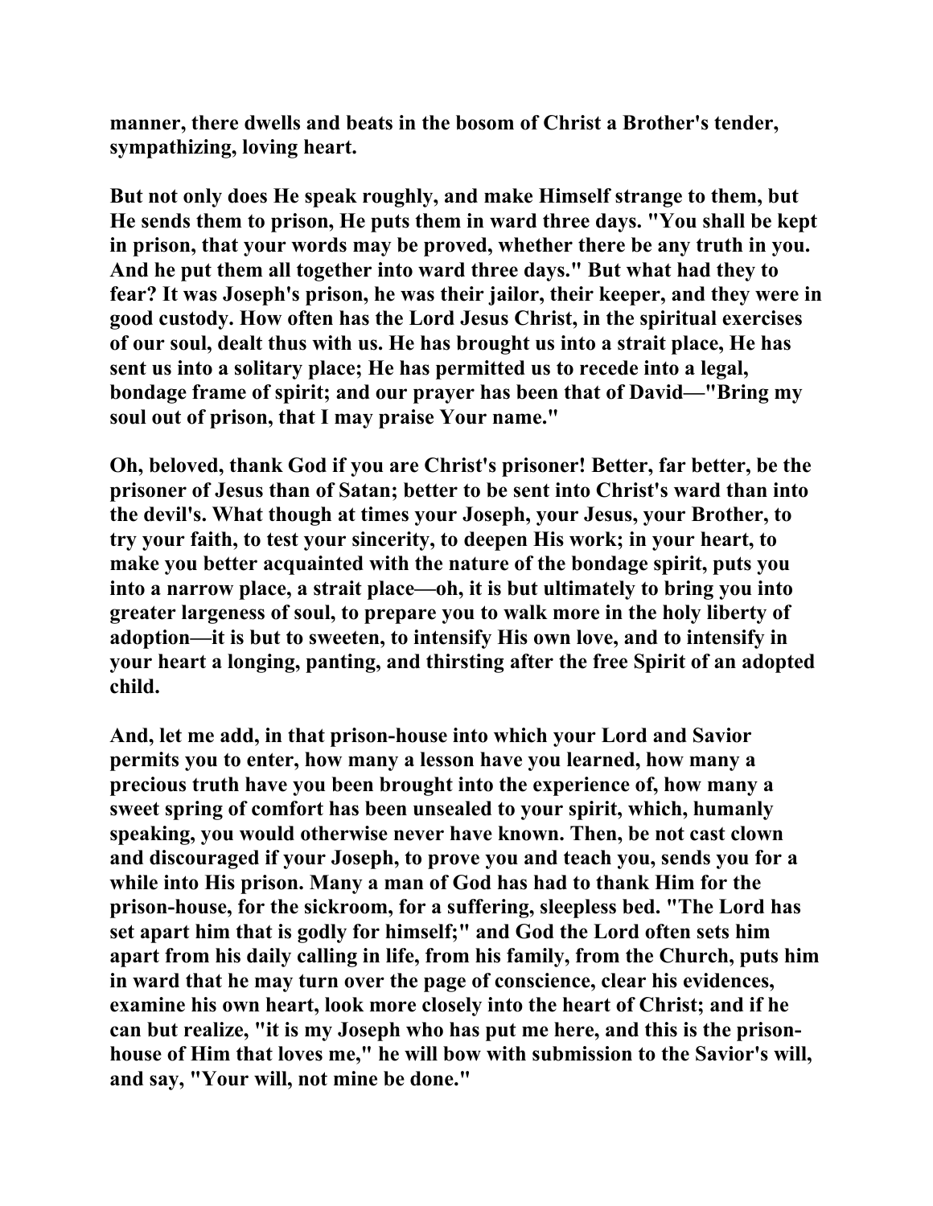**manner, there dwells and beats in the bosom of Christ a Brother's tender, sympathizing, loving heart.**

**But not only does He speak roughly, and make Himself strange to them, but He sends them to prison, He puts them in ward three days. "You shall be kept in prison, that your words may be proved, whether there be any truth in you. And he put them all together into ward three days." But what had they to fear? It was Joseph's prison, he was their jailor, their keeper, and they were in good custody. How often has the Lord Jesus Christ, in the spiritual exercises of our soul, dealt thus with us. He has brought us into a strait place, He has sent us into a solitary place; He has permitted us to recede into a legal, bondage frame of spirit; and our prayer has been that of David—"Bring my soul out of prison, that I may praise Your name."**

**Oh, beloved, thank God if you are Christ's prisoner! Better, far better, be the prisoner of Jesus than of Satan; better to be sent into Christ's ward than into the devil's. What though at times your Joseph, your Jesus, your Brother, to try your faith, to test your sincerity, to deepen His work; in your heart, to make you better acquainted with the nature of the bondage spirit, puts you into a narrow place, a strait place—oh, it is but ultimately to bring you into greater largeness of soul, to prepare you to walk more in the holy liberty of adoption—it is but to sweeten, to intensify His own love, and to intensify in your heart a longing, panting, and thirsting after the free Spirit of an adopted child.**

**And, let me add, in that prison-house into which your Lord and Savior permits you to enter, how many a lesson have you learned, how many a precious truth have you been brought into the experience of, how many a sweet spring of comfort has been unsealed to your spirit, which, humanly speaking, you would otherwise never have known. Then, be not cast clown and discouraged if your Joseph, to prove you and teach you, sends you for a while into His prison. Many a man of God has had to thank Him for the prison-house, for the sickroom, for a suffering, sleepless bed. "The Lord has set apart him that is godly for himself;" and God the Lord often sets him apart from his daily calling in life, from his family, from the Church, puts him in ward that he may turn over the page of conscience, clear his evidences, examine his own heart, look more closely into the heart of Christ; and if he can but realize, "it is my Joseph who has put me here, and this is the prison-house of Him that loves me," he will bow with submission to the Savior's will, and say, "Your will, not mine be done."**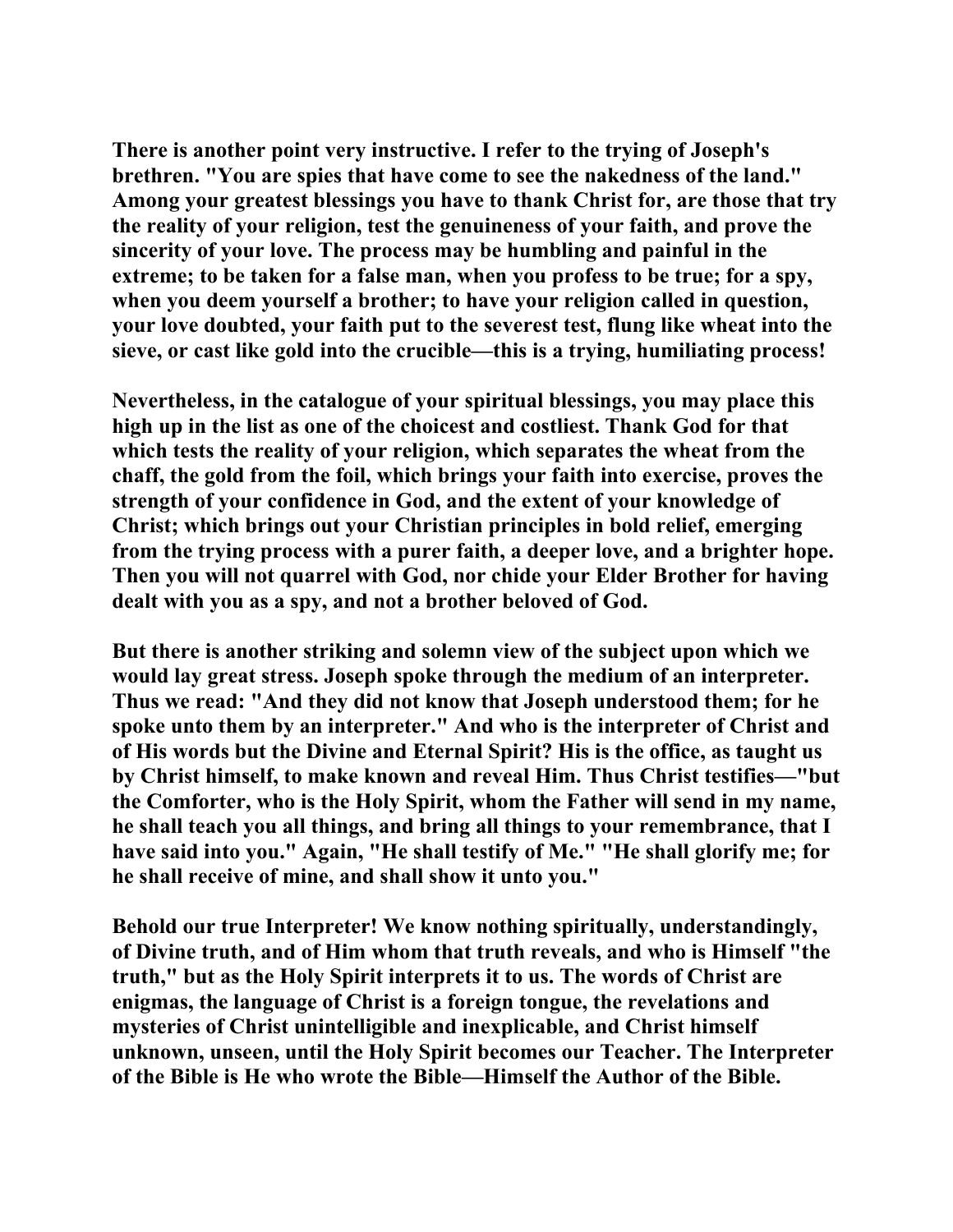There is another point very instructive. I refer to the trying of Joseph's brethren. "You are spies that have come to see the nakedness of the land." Among your greatest blessings you have to thank Christ for, are those that try the reality of your religion, test the genuineness of your faith, and prove the sincerity of your love. The process may be humbling and painful in the extreme; to be taken for a false man, when you profess to be true; for a spy, when you deem yourself a brother; to have your religion called in question, your love doubted, your faith put to the severest test, flung like wheat into the sieve, or cast like gold into the crucible—this is a trying, humiliating process!

Nevertheless, in the catalogue of your spiritual blessings, you may place this high up in the list as one of the choicest and costliest. Thank God for that which tests the reality of your religion, which separates the wheat from the chaff, the gold from the foil, which brings your faith into exercise, proves the strength of your confidence in God, and the extent of your knowledge of Christ; which brings out your Christian principles in bold relief, emerging from the trying process with a purer faith, a deeper love, and a brighter hope. Then you will not quarrel with God, nor chide your Elder Brother for having dealt with you as a spy, and not a brother beloved of God.

But there is another striking and solemn view of the subject upon which we would lay great stress. Joseph spoke through the medium of an interpreter. Thus we read: "And they did not know that Joseph understood them; for he spoke unto them by an interpreter." And who is the interpreter of Christ and of His words but the Divine and Eternal Spirit? His is the office, as taught us by Christ himself, to make known and reveal Him. Thus Christ testifies—"but the Comforter, who is the Holy Spirit, whom the Father will send in my name, he shall teach you all things, and bring all things to your remembrance, that I have said into you." Again, "He shall testify of Me." "He shall glorify me; for he shall receive of mine, and shall show it unto you."

Behold our true Interpreter! We know nothing spiritually, understandingly, of Divine truth, and of Him whom that truth reveals, and who is Himself "the truth," but as the Holy Spirit interprets it to us. The words of Christ are enigmas, the language of Christ is a foreign tongue, the revelations and mysteries of Christ unintelligible and inexplicable, and Christ himself unknown, unseen, until the Holy Spirit becomes our Teacher. The Interpreter of the Bible is He who wrote the Bible—Himself the Author of the Bible.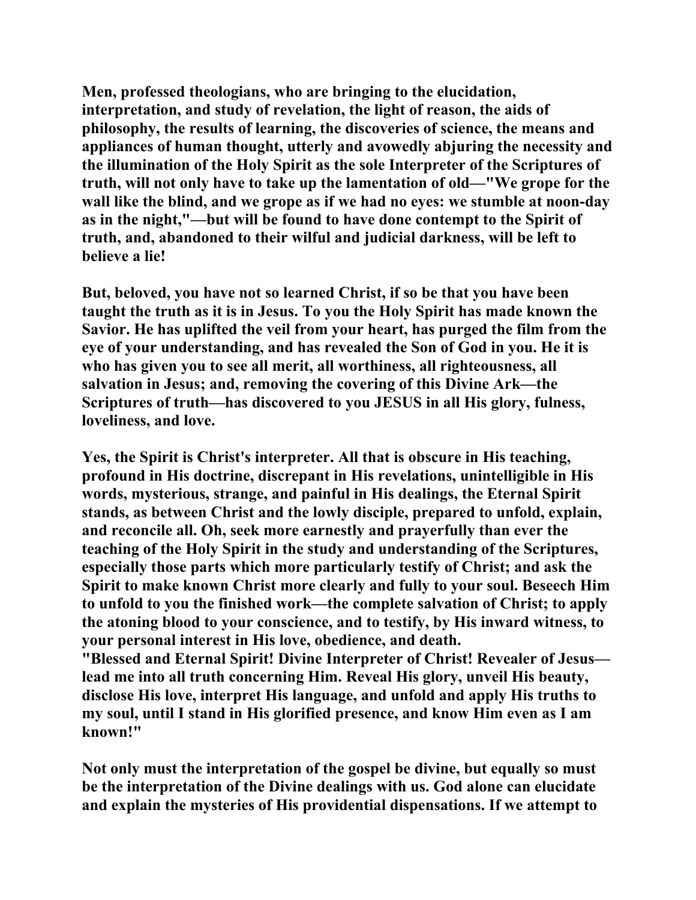Men, professed theologians, who are bringing to the elucidation, interpretation, and study of revelation, the light of reason, the aids of philosophy, the results of learning, the discoveries of science, the means and appliances of human thought, utterly and avowedly abjuring the necessity and the illumination of the Holy Spirit as the sole Interpreter of the Scriptures of truth, will not only have to take up the lamentation of old—"We grope for the wall like the blind, and we grope as if we had no eyes: we stumble at noon-day as in the night,"—but will be found to have done contempt to the Spirit of truth, and, abandoned to their wilful and judicial darkness, will be left to believe a lie!

But, beloved, you have not so learned Christ, if so be that you have been taught the truth as it is in Jesus. To you the Holy Spirit has made known the Savior. He has uplifted the veil from your heart, has purged the film from the eye of your understanding, and has revealed the Son of God in you. He it is who has given you to see all merit, all worthiness, all righteousness, all salvation in Jesus; and, removing the covering of this Divine Ark—the Scriptures of truth—has discovered to you JESUS in all His glory, fulness, loveliness, and love.

Yes, the Spirit is Christ's interpreter. All that is obscure in His teaching, profound in His doctrine, discrepant in His revelations, unintelligible in His words, mysterious, strange, and painful in His dealings, the Eternal Spirit stands, as between Christ and the lowly disciple, prepared to unfold, explain, and reconcile all. Oh, seek more earnestly and prayerfully than ever the teaching of the Holy Spirit in the study and understanding of the Scriptures, especially those parts which more particularly testify of Christ; and ask the Spirit to make known Christ more clearly and fully to your soul. Beseech Him to unfold to you the finished work—the complete salvation of Christ; to apply the atoning blood to your conscience, and to testify, by His inward witness, to your personal interest in His love, obedience, and death.
"Blessed and Eternal Spirit! Divine Interpreter of Christ! Revealer of Jesus—lead me into all truth concerning Him. Reveal His glory, unveil His beauty, disclose His love, interpret His language, and unfold and apply His truths to my soul, until I stand in His glorified presence, and know Him even as I am known!"

Not only must the interpretation of the gospel be divine, but equally so must be the interpretation of the Divine dealings with us. God alone can elucidate and explain the mysteries of His providential dispensations. If we attempt to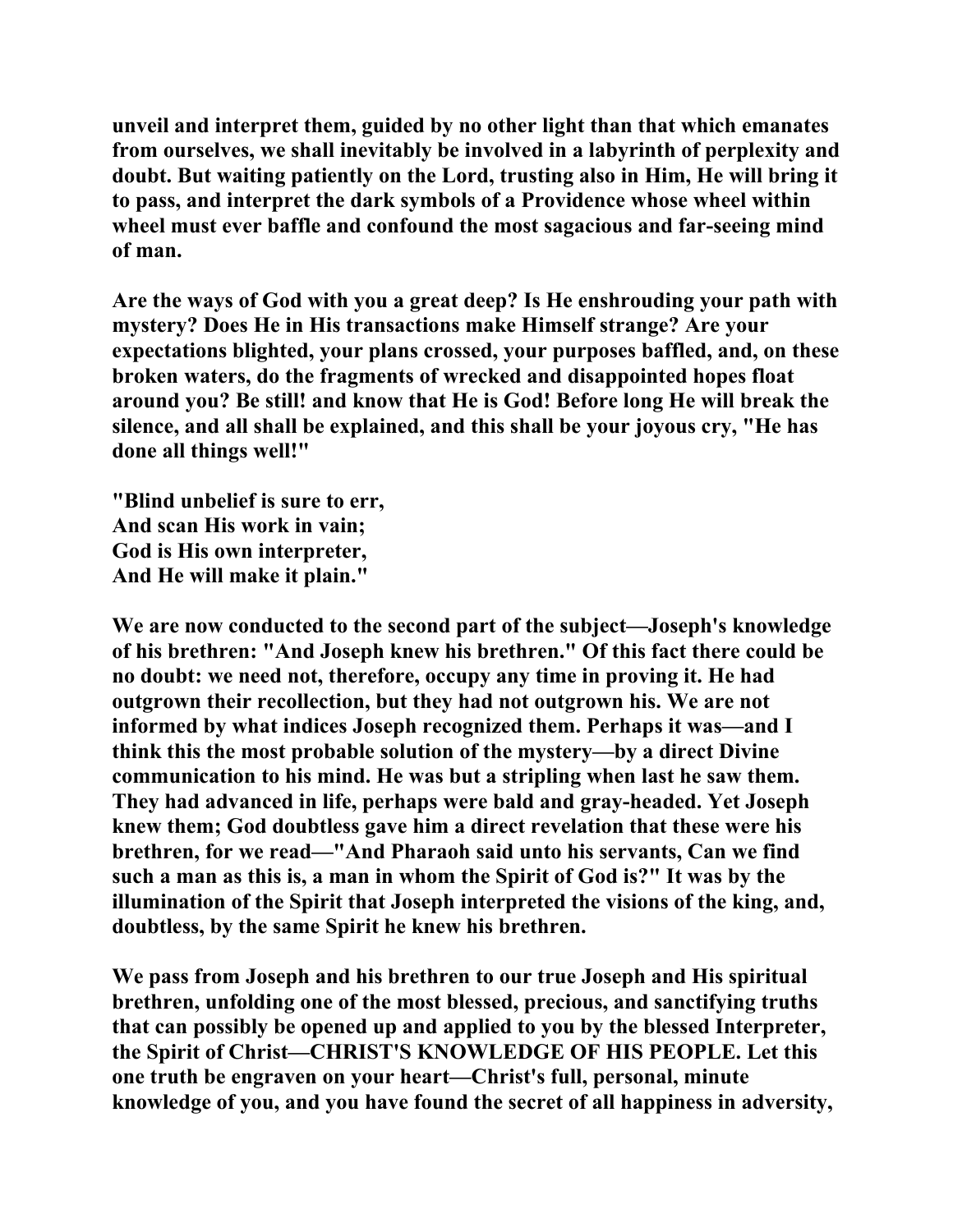unveil and interpret them, guided by no other light than that which emanates from ourselves, we shall inevitably be involved in a labyrinth of perplexity and doubt. But waiting patiently on the Lord, trusting also in Him, He will bring it to pass, and interpret the dark symbols of a Providence whose wheel within wheel must ever baffle and confound the most sagacious and far-seeing mind of man.

Are the ways of God with you a great deep? Is He enshrouding your path with mystery? Does He in His transactions make Himself strange? Are your expectations blighted, your plans crossed, your purposes baffled, and, on these broken waters, do the fragments of wrecked and disappointed hopes float around you? Be still! and know that He is God! Before long He will break the silence, and all shall be explained, and this shall be your joyous cry, "He has done all things well!"

"Blind unbelief is sure to err,  
And scan His work in vain;  
God is His own interpreter,  
And He will make it plain."

We are now conducted to the second part of the subject—Joseph's knowledge of his brethren: "And Joseph knew his brethren." Of this fact there could be no doubt: we need not, therefore, occupy any time in proving it. He had outgrown their recollection, but they had not outgrown his. We are not informed by what indices Joseph recognized them. Perhaps it was—and I think this the most probable solution of the mystery—by a direct Divine communication to his mind. He was but a stripling when last he saw them. They had advanced in life, perhaps were bald and gray-headed. Yet Joseph knew them; God doubtless gave him a direct revelation that these were his brethren, for we read—"And Pharaoh said unto his servants, Can we find such a man as this is, a man in whom the Spirit of God is?" It was by the illumination of the Spirit that Joseph interpreted the visions of the king, and, doubtless, by the same Spirit he knew his brethren.

We pass from Joseph and his brethren to our true Joseph and His spiritual brethren, unfolding one of the most blessed, precious, and sanctifying truths that can possibly be opened up and applied to you by the blessed Interpreter, the Spirit of Christ—CHRIST'S KNOWLEDGE OF HIS PEOPLE. Let this one truth be engraven on your heart—Christ's full, personal, minute knowledge of you, and you have found the secret of all happiness in adversity,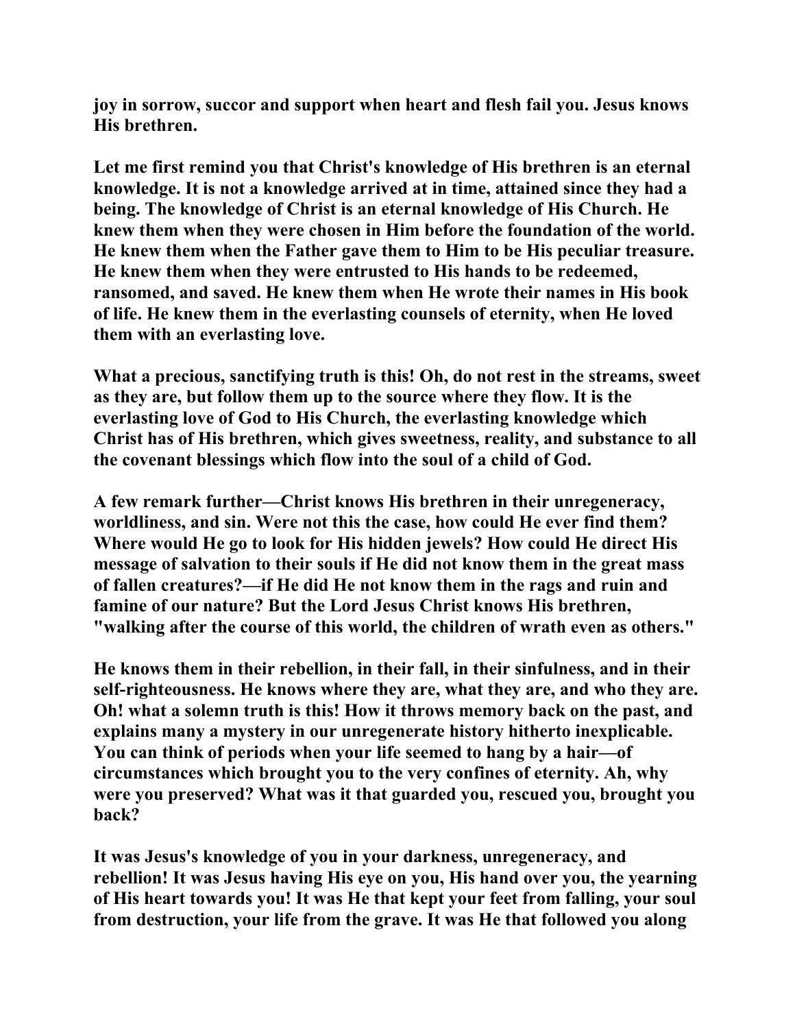joy in sorrow, succor and support when heart and flesh fail you. Jesus knows His brethren.

Let me first remind you that Christ's knowledge of His brethren is an eternal knowledge. It is not a knowledge arrived at in time, attained since they had a being. The knowledge of Christ is an eternal knowledge of His Church. He knew them when they were chosen in Him before the foundation of the world. He knew them when the Father gave them to Him to be His peculiar treasure. He knew them when they were entrusted to His hands to be redeemed, ransomed, and saved. He knew them when He wrote their names in His book of life. He knew them in the everlasting counsels of eternity, when He loved them with an everlasting love.

What a precious, sanctifying truth is this! Oh, do not rest in the streams, sweet as they are, but follow them up to the source where they flow. It is the everlasting love of God to His Church, the everlasting knowledge which Christ has of His brethren, which gives sweetness, reality, and substance to all the covenant blessings which flow into the soul of a child of God.

A few remark further—Christ knows His brethren in their unregeneracy, worldliness, and sin. Were not this the case, how could He ever find them? Where would He go to look for His hidden jewels? How could He direct His message of salvation to their souls if He did not know them in the great mass of fallen creatures?—if He did He not know them in the rags and ruin and famine of our nature? But the Lord Jesus Christ knows His brethren, "walking after the course of this world, the children of wrath even as others."

He knows them in their rebellion, in their fall, in their sinfulness, and in their self-righteousness. He knows where they are, what they are, and who they are. Oh! what a solemn truth is this! How it throws memory back on the past, and explains many a mystery in our unregenerate history hitherto inexplicable. You can think of periods when your life seemed to hang by a hair—of circumstances which brought you to the very confines of eternity. Ah, why were you preserved? What was it that guarded you, rescued you, brought you back?

It was Jesus's knowledge of you in your darkness, unregeneracy, and rebellion! It was Jesus having His eye on you, His hand over you, the yearning of His heart towards you! It was He that kept your feet from falling, your soul from destruction, your life from the grave. It was He that followed you along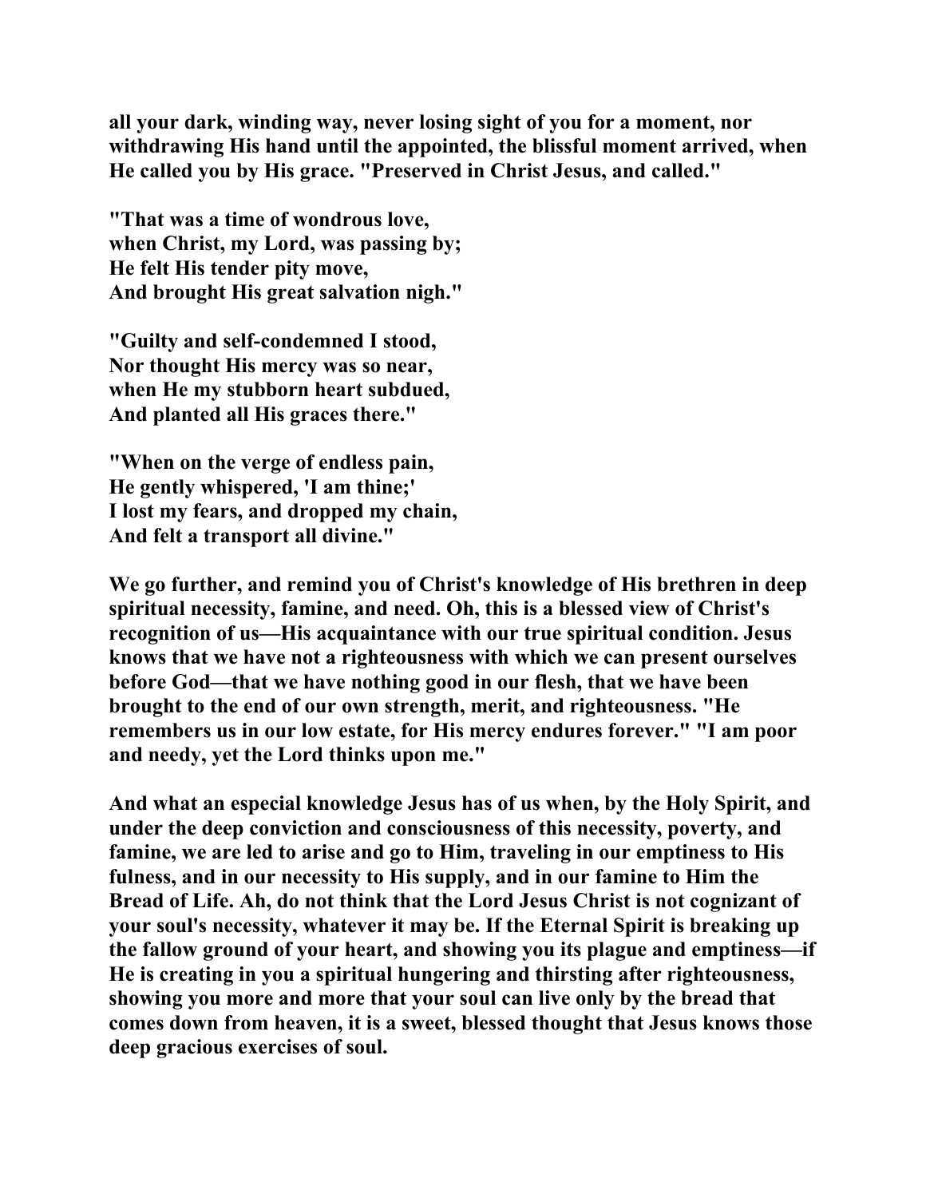all your dark, winding way, never losing sight of you for a moment, nor withdrawing His hand until the appointed, the blissful moment arrived, when He called you by His grace. "Preserved in Christ Jesus, and called."

"That was a time of wondrous love,  
when Christ, my Lord, was passing by;  
He felt His tender pity move,  
And brought His great salvation nigh."

"Guilty and self-condemned I stood,  
Nor thought His mercy was so near,  
when He my stubborn heart subdued,  
And planted all His graces there."

"When on the verge of endless pain,  
He gently whispered, 'I am thine;'  
I lost my fears, and dropped my chain,  
And felt a transport all divine."

We go further, and remind you of Christ's knowledge of His brethren in deep spiritual necessity, famine, and need. Oh, this is a blessed view of Christ's recognition of us—His acquaintance with our true spiritual condition. Jesus knows that we have not a righteousness with which we can present ourselves before God—that we have nothing good in our flesh, that we have been brought to the end of our own strength, merit, and righteousness. "He remembers us in our low estate, for His mercy endures forever." "I am poor and needy, yet the Lord thinks upon me."

And what an especial knowledge Jesus has of us when, by the Holy Spirit, and under the deep conviction and consciousness of this necessity, poverty, and famine, we are led to arise and go to Him, traveling in our emptiness to His fulness, and in our necessity to His supply, and in our famine to Him the Bread of Life. Ah, do not think that the Lord Jesus Christ is not cognizant of your soul's necessity, whatever it may be. If the Eternal Spirit is breaking up the fallow ground of your heart, and showing you its plague and emptiness—if He is creating in you a spiritual hungering and thirsting after righteousness, showing you more and more that your soul can live only by the bread that comes down from heaven, it is a sweet, blessed thought that Jesus knows those deep gracious exercises of soul.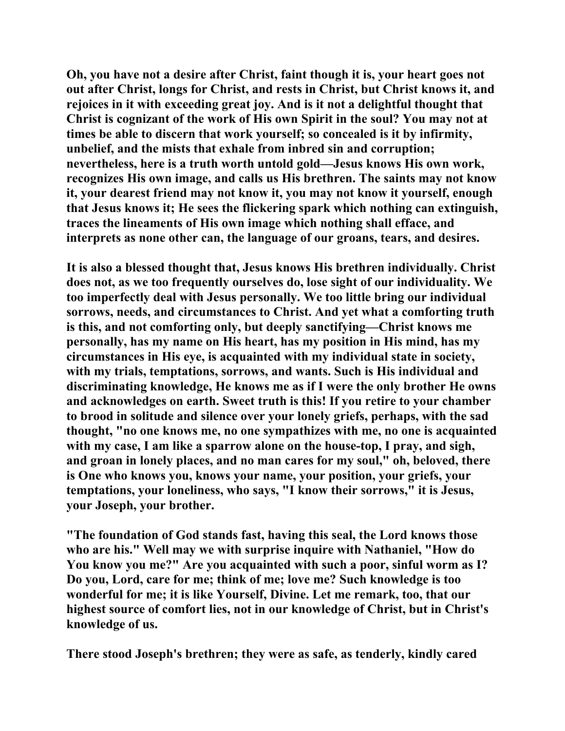Oh, you have not a desire after Christ, faint though it is, your heart goes not out after Christ, longs for Christ, and rests in Christ, but Christ knows it, and rejoices in it with exceeding great joy. And is it not a delightful thought that Christ is cognizant of the work of His own Spirit in the soul? You may not at times be able to discern that work yourself; so concealed is it by infirmity, unbelief, and the mists that exhale from inbred sin and corruption; nevertheless, here is a truth worth untold gold—Jesus knows His own work, recognizes His own image, and calls us His brethren. The saints may not know it, your dearest friend may not know it, you may not know it yourself, enough that Jesus knows it; He sees the flickering spark which nothing can extinguish, traces the lineaments of His own image which nothing shall efface, and interprets as none other can, the language of our groans, tears, and desires.

It is also a blessed thought that, Jesus knows His brethren individually. Christ does not, as we too frequently ourselves do, lose sight of our individuality. We too imperfectly deal with Jesus personally. We too little bring our individual sorrows, needs, and circumstances to Christ. And yet what a comforting truth is this, and not comforting only, but deeply sanctifying—Christ knows me personally, has my name on His heart, has my position in His mind, has my circumstances in His eye, is acquainted with my individual state in society, with my trials, temptations, sorrows, and wants. Such is His individual and discriminating knowledge, He knows me as if I were the only brother He owns and acknowledges on earth. Sweet truth is this! If you retire to your chamber to brood in solitude and silence over your lonely griefs, perhaps, with the sad thought, "no one knows me, no one sympathizes with me, no one is acquainted with my case, I am like a sparrow alone on the house-top, I pray, and sigh, and groan in lonely places, and no man cares for my soul," oh, beloved, there is One who knows you, knows your name, your position, your griefs, your temptations, your loneliness, who says, "I know their sorrows," it is Jesus, your Joseph, your brother.

"The foundation of God stands fast, having this seal, the Lord knows those who are his." Well may we with surprise inquire with Nathaniel, "How do You know you me?" Are you acquainted with such a poor, sinful worm as I? Do you, Lord, care for me; think of me; love me? Such knowledge is too wonderful for me; it is like Yourself, Divine. Let me remark, too, that our highest source of comfort lies, not in our knowledge of Christ, but in Christ's knowledge of us.

There stood Joseph's brethren; they were as safe, as tenderly, kindly cared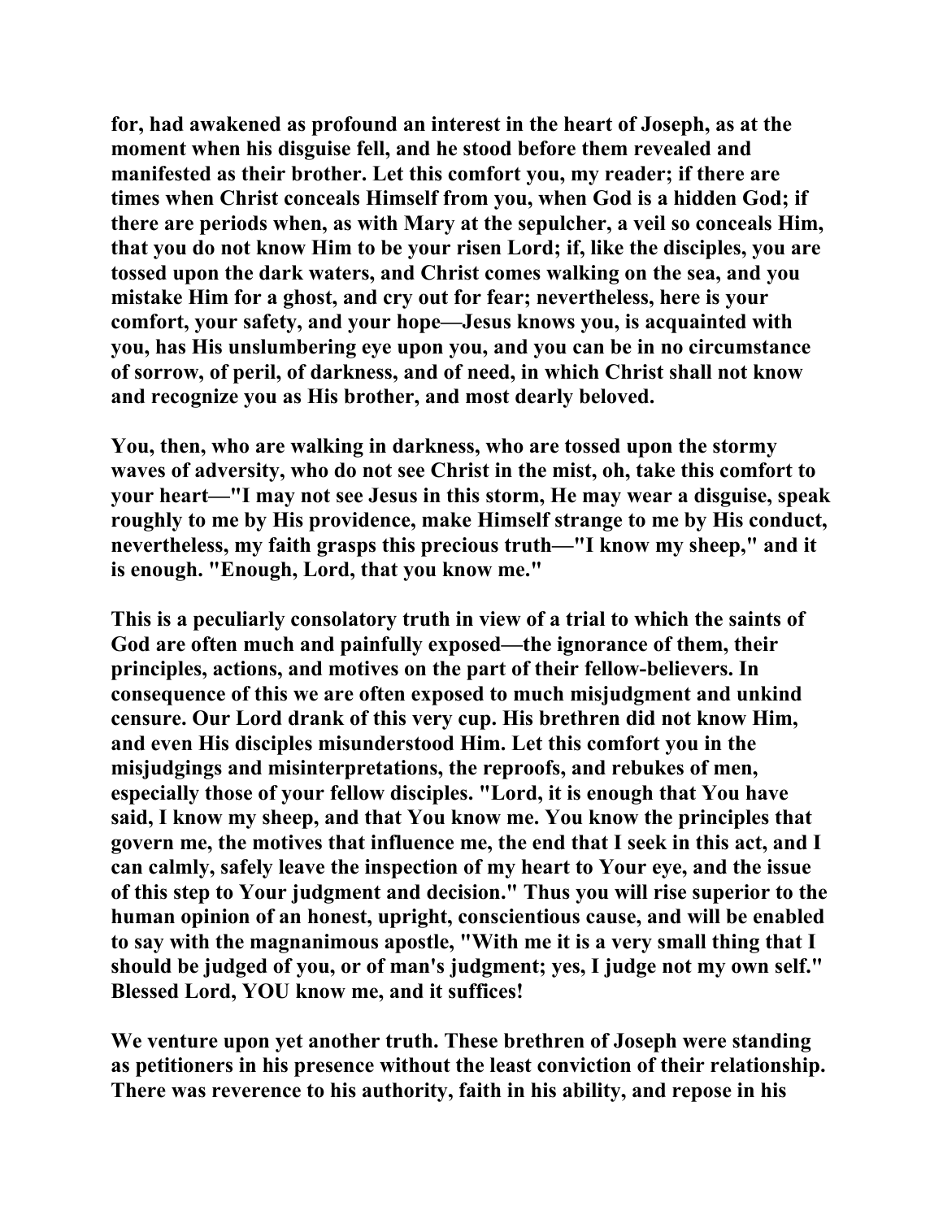**for, had awakened as profound an interest in the heart of Joseph, as at the moment when his disguise fell, and he stood before them revealed and manifested as their brother. Let this comfort you, my reader; if there are times when Christ conceals Himself from you, when God is a hidden God; if there are periods when, as with Mary at the sepulcher, a veil so conceals Him, that you do not know Him to be your risen Lord; if, like the disciples, you are tossed upon the dark waters, and Christ comes walking on the sea, and you mistake Him for a ghost, and cry out for fear; nevertheless, here is your comfort, your safety, and your hope—Jesus knows you, is acquainted with you, has His unslumbering eye upon you, and you can be in no circumstance of sorrow, of peril, of darkness, and of need, in which Christ shall not know and recognize you as His brother, and most dearly beloved.**

**You, then, who are walking in darkness, who are tossed upon the stormy waves of adversity, who do not see Christ in the mist, oh, take this comfort to your heart—"I may not see Jesus in this storm, He may wear a disguise, speak roughly to me by His providence, make Himself strange to me by His conduct, nevertheless, my faith grasps this precious truth—"I know my sheep," and it is enough. "Enough, Lord, that you know me."**

**This is a peculiarly consolatory truth in view of a trial to which the saints of God are often much and painfully exposed—the ignorance of them, their principles, actions, and motives on the part of their fellow-believers. In consequence of this we are often exposed to much misjudgment and unkind censure. Our Lord drank of this very cup. His brethren did not know Him, and even His disciples misunderstood Him. Let this comfort you in the misjudgings and misinterpretations, the reproofs, and rebukes of men, especially those of your fellow disciples. "Lord, it is enough that You have said, I know my sheep, and that You know me. You know the principles that govern me, the motives that influence me, the end that I seek in this act, and I can calmly, safely leave the inspection of my heart to Your eye, and the issue of this step to Your judgment and decision." Thus you will rise superior to the human opinion of an honest, upright, conscientious cause, and will be enabled to say with the magnanimous apostle, "With me it is a very small thing that I should be judged of you, or of man's judgment; yes, I judge not my own self." Blessed Lord, YOU know me, and it suffices!**

**We venture upon yet another truth. These brethren of Joseph were standing as petitioners in his presence without the least conviction of their relationship. There was reverence to his authority, faith in his ability, and repose in his**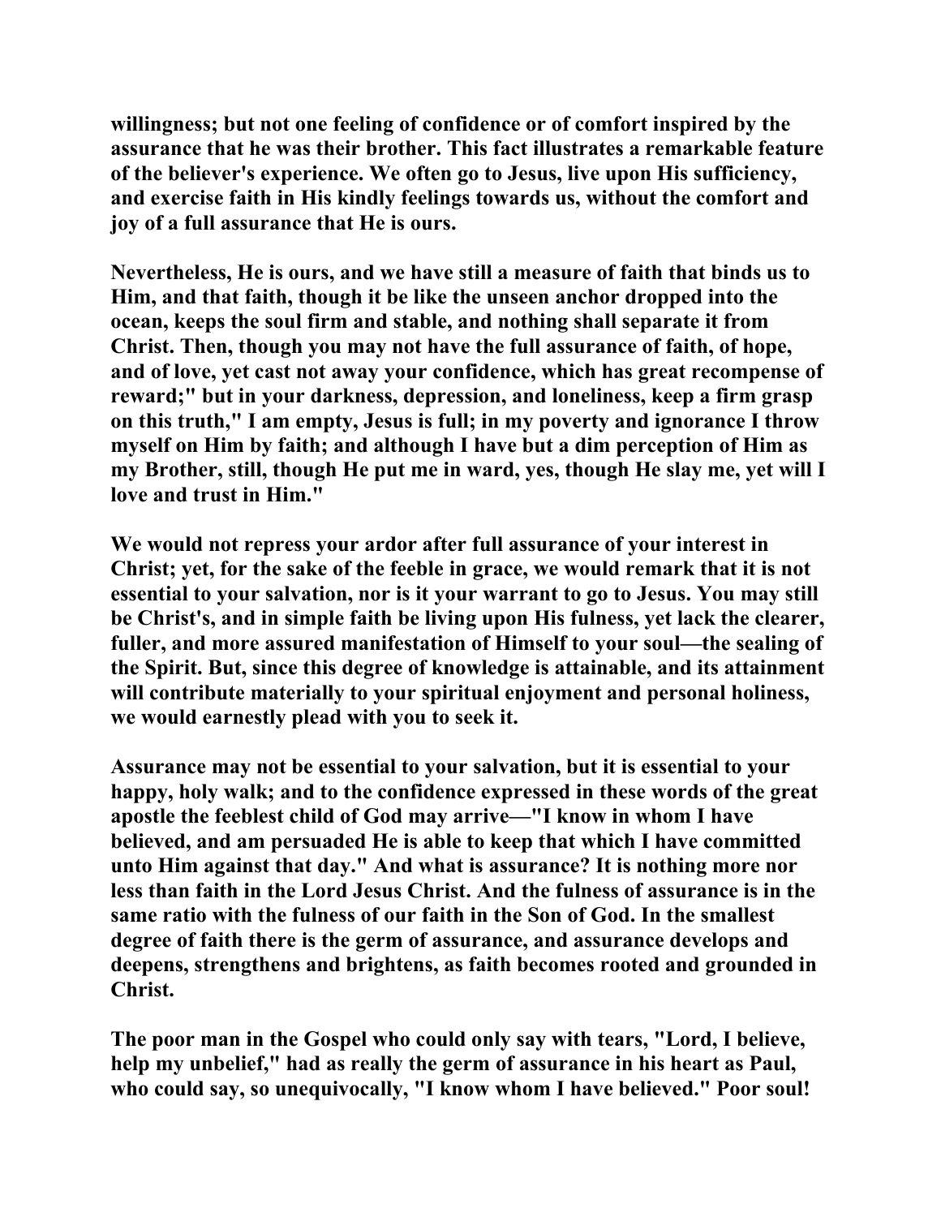**willingness; but not one feeling of confidence or of comfort inspired by the assurance that he was their brother. This fact illustrates a remarkable feature of the believer's experience. We often go to Jesus, live upon His sufficiency, and exercise faith in His kindly feelings towards us, without the comfort and joy of a full assurance that He is ours.**

**Nevertheless, He is ours, and we have still a measure of faith that binds us to Him, and that faith, though it be like the unseen anchor dropped into the ocean, keeps the soul firm and stable, and nothing shall separate it from Christ. Then, though you may not have the full assurance of faith, of hope, and of love, yet cast not away your confidence, which has great recompense of reward;" but in your darkness, depression, and loneliness, keep a firm grasp on this truth," I am empty, Jesus is full; in my poverty and ignorance I throw myself on Him by faith; and although I have but a dim perception of Him as my Brother, still, though He put me in ward, yes, though He slay me, yet will I love and trust in Him."**

**We would not repress your ardor after full assurance of your interest in Christ; yet, for the sake of the feeble in grace, we would remark that it is not essential to your salvation, nor is it your warrant to go to Jesus. You may still be Christ's, and in simple faith be living upon His fulness, yet lack the clearer, fuller, and more assured manifestation of Himself to your soul—the sealing of the Spirit. But, since this degree of knowledge is attainable, and its attainment will contribute materially to your spiritual enjoyment and personal holiness, we would earnestly plead with you to seek it.**

**Assurance may not be essential to your salvation, but it is essential to your happy, holy walk; and to the confidence expressed in these words of the great apostle the feeblest child of God may arrive—"I know in whom I have believed, and am persuaded He is able to keep that which I have committed unto Him against that day." And what is assurance? It is nothing more nor less than faith in the Lord Jesus Christ. And the fulness of assurance is in the same ratio with the fulness of our faith in the Son of God. In the smallest degree of faith there is the germ of assurance, and assurance develops and deepens, strengthens and brightens, as faith becomes rooted and grounded in Christ.**

**The poor man in the Gospel who could only say with tears, "Lord, I believe, help my unbelief," had as really the germ of assurance in his heart as Paul, who could say, so unequivocally, "I know whom I have believed." Poor soul!**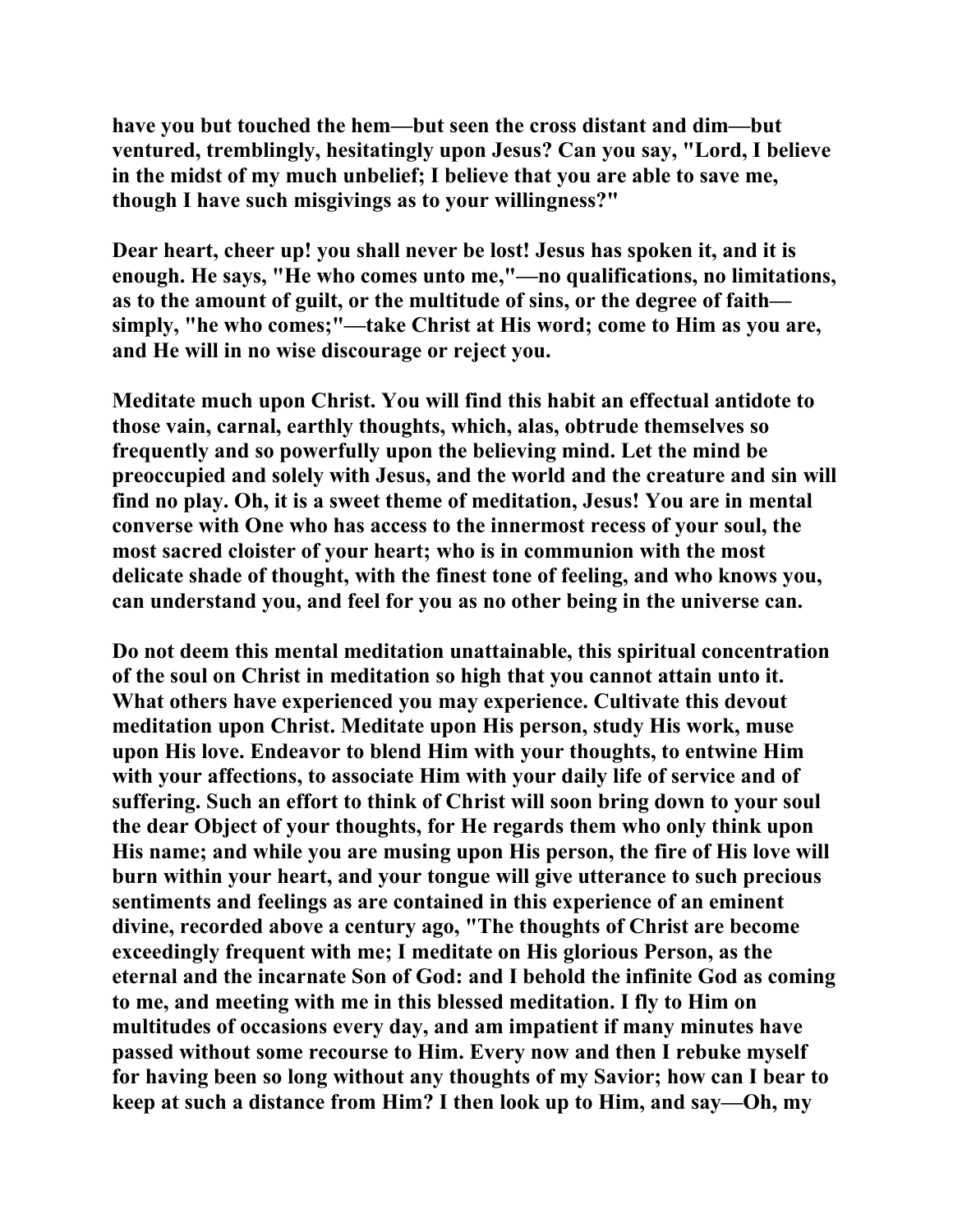have you but touched the hem—but seen the cross distant and dim—but ventured, tremblingly, hesitatingly upon Jesus? Can you say, "Lord, I believe in the midst of my much unbelief; I believe that you are able to save me, though I have such misgivings as to your willingness?"

Dear heart, cheer up! you shall never be lost! Jesus has spoken it, and it is enough. He says, "He who comes unto me,"—no qualifications, no limitations, as to the amount of guilt, or the multitude of sins, or the degree of faith—simply, "he who comes;"—take Christ at His word; come to Him as you are, and He will in no wise discourage or reject you.

Meditate much upon Christ. You will find this habit an effectual antidote to those vain, carnal, earthly thoughts, which, alas, obtrude themselves so frequently and so powerfully upon the believing mind. Let the mind be preoccupied and solely with Jesus, and the world and the creature and sin will find no play. Oh, it is a sweet theme of meditation, Jesus! You are in mental converse with One who has access to the innermost recess of your soul, the most sacred cloister of your heart; who is in communion with the most delicate shade of thought, with the finest tone of feeling, and who knows you, can understand you, and feel for you as no other being in the universe can.

Do not deem this mental meditation unattainable, this spiritual concentration of the soul on Christ in meditation so high that you cannot attain unto it. What others have experienced you may experience. Cultivate this devout meditation upon Christ. Meditate upon His person, study His work, muse upon His love. Endeavor to blend Him with your thoughts, to entwine Him with your affections, to associate Him with your daily life of service and of suffering. Such an effort to think of Christ will soon bring down to your soul the dear Object of your thoughts, for He regards them who only think upon His name; and while you are musing upon His person, the fire of His love will burn within your heart, and your tongue will give utterance to such precious sentiments and feelings as are contained in this experience of an eminent divine, recorded above a century ago, "The thoughts of Christ are become exceedingly frequent with me; I meditate on His glorious Person, as the eternal and the incarnate Son of God: and I behold the infinite God as coming to me, and meeting with me in this blessed meditation. I fly to Him on multitudes of occasions every day, and am impatient if many minutes have passed without some recourse to Him. Every now and then I rebuke myself for having been so long without any thoughts of my Savior; how can I bear to keep at such a distance from Him? I then look up to Him, and say—Oh, my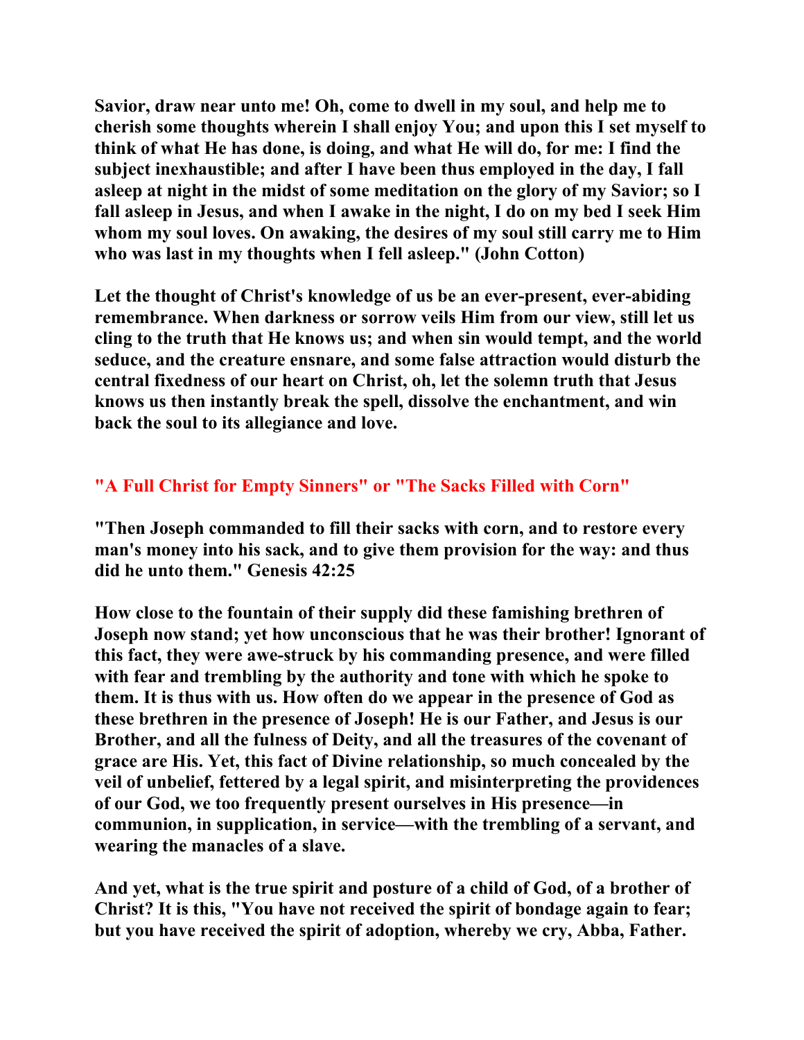**Savior, draw near unto me! Oh, come to dwell in my soul, and help me to cherish some thoughts wherein I shall enjoy You; and upon this I set myself to think of what He has done, is doing, and what He will do, for me: I find the subject inexhaustible; and after I have been thus employed in the day, I fall asleep at night in the midst of some meditation on the glory of my Savior; so I fall asleep in Jesus, and when I awake in the night, I do on my bed I seek Him whom my soul loves. On awaking, the desires of my soul still carry me to Him who was last in my thoughts when I fell asleep." (John Cotton)**

**Let the thought of Christ's knowledge of us be an ever-present, ever-abiding remembrance. When darkness or sorrow veils Him from our view, still let us cling to the truth that He knows us; and when sin would tempt, and the world seduce, and the creature ensnare, and some false attraction would disturb the central fixedness of our heart on Christ, oh, let the solemn truth that Jesus knows us then instantly break the spell, dissolve the enchantment, and win back the soul to its allegiance and love.**

## "A Full Christ for Empty Sinners" or "The Sacks Filled with Corn"

**"Then Joseph commanded to fill their sacks with corn, and to restore every man's money into his sack, and to give them provision for the way: and thus did he unto them." Genesis 42:25**

**How close to the fountain of their supply did these famishing brethren of Joseph now stand; yet how unconscious that he was their brother! Ignorant of this fact, they were awe-struck by his commanding presence, and were filled with fear and trembling by the authority and tone with which he spoke to them. It is thus with us. How often do we appear in the presence of God as these brethren in the presence of Joseph! He is our Father, and Jesus is our Brother, and all the fulness of Deity, and all the treasures of the covenant of grace are His. Yet, this fact of Divine relationship, so much concealed by the veil of unbelief, fettered by a legal spirit, and misinterpreting the providences of our God, we too frequently present ourselves in His presence—in communion, in supplication, in service—with the trembling of a servant, and wearing the manacles of a slave.**

**And yet, what is the true spirit and posture of a child of God, of a brother of Christ? It is this, "You have not received the spirit of bondage again to fear; but you have received the spirit of adoption, whereby we cry, Abba, Father.**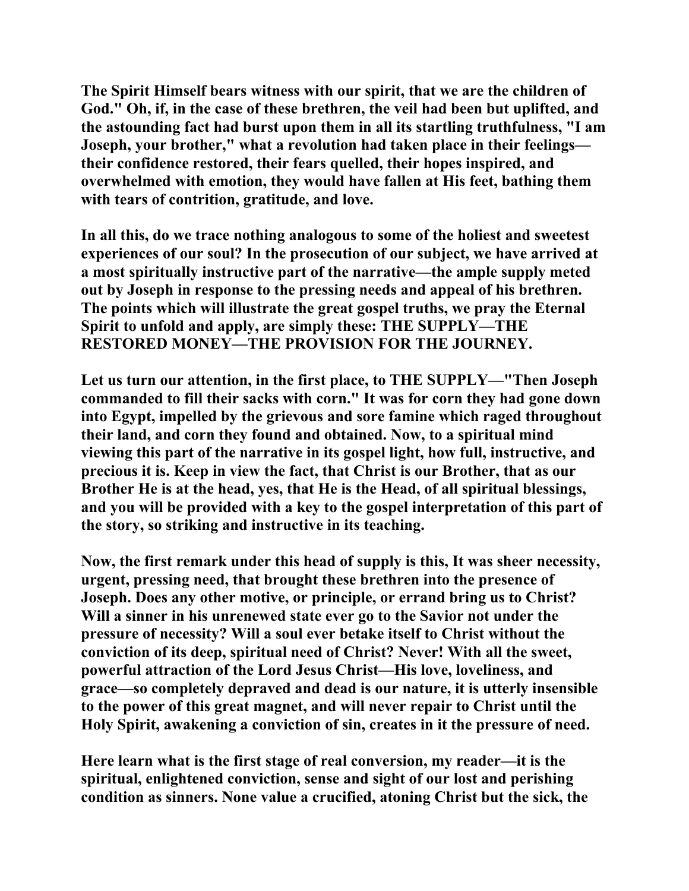**The Spirit Himself bears witness with our spirit, that we are the children of God." Oh, if, in the case of these brethren, the veil had been but uplifted, and the astounding fact had burst upon them in all its startling truthfulness, "I am Joseph, your brother," what a revolution had taken place in their feelings—their confidence restored, their fears quelled, their hopes inspired, and overwhelmed with emotion, they would have fallen at His feet, bathing them with tears of contrition, gratitude, and love.**

**In all this, do we trace nothing analogous to some of the holiest and sweetest experiences of our soul? In the prosecution of our subject, we have arrived at a most spiritually instructive part of the narrative—the ample supply meted out by Joseph in response to the pressing needs and appeal of his brethren. The points which will illustrate the great gospel truths, we pray the Eternal Spirit to unfold and apply, are simply these: THE SUPPLY—THE RESTORED MONEY—THE PROVISION FOR THE JOURNEY.**

**Let us turn our attention, in the first place, to THE SUPPLY—"Then Joseph commanded to fill their sacks with corn." It was for corn they had gone down into Egypt, impelled by the grievous and sore famine which raged throughout their land, and corn they found and obtained. Now, to a spiritual mind viewing this part of the narrative in its gospel light, how full, instructive, and precious it is. Keep in view the fact, that Christ is our Brother, that as our Brother He is at the head, yes, that He is the Head, of all spiritual blessings, and you will be provided with a key to the gospel interpretation of this part of the story, so striking and instructive in its teaching.**

**Now, the first remark under this head of supply is this, It was sheer necessity, urgent, pressing need, that brought these brethren into the presence of Joseph. Does any other motive, or principle, or errand bring us to Christ? Will a sinner in his unrenewed state ever go to the Savior not under the pressure of necessity? Will a soul ever betake itself to Christ without the conviction of its deep, spiritual need of Christ? Never! With all the sweet, powerful attraction of the Lord Jesus Christ—His love, loveliness, and grace—so completely depraved and dead is our nature, it is utterly insensible to the power of this great magnet, and will never repair to Christ until the Holy Spirit, awakening a conviction of sin, creates in it the pressure of need.**

**Here learn what is the first stage of real conversion, my reader—it is the spiritual, enlightened conviction, sense and sight of our lost and perishing condition as sinners. None value a crucified, atoning Christ but the sick, the**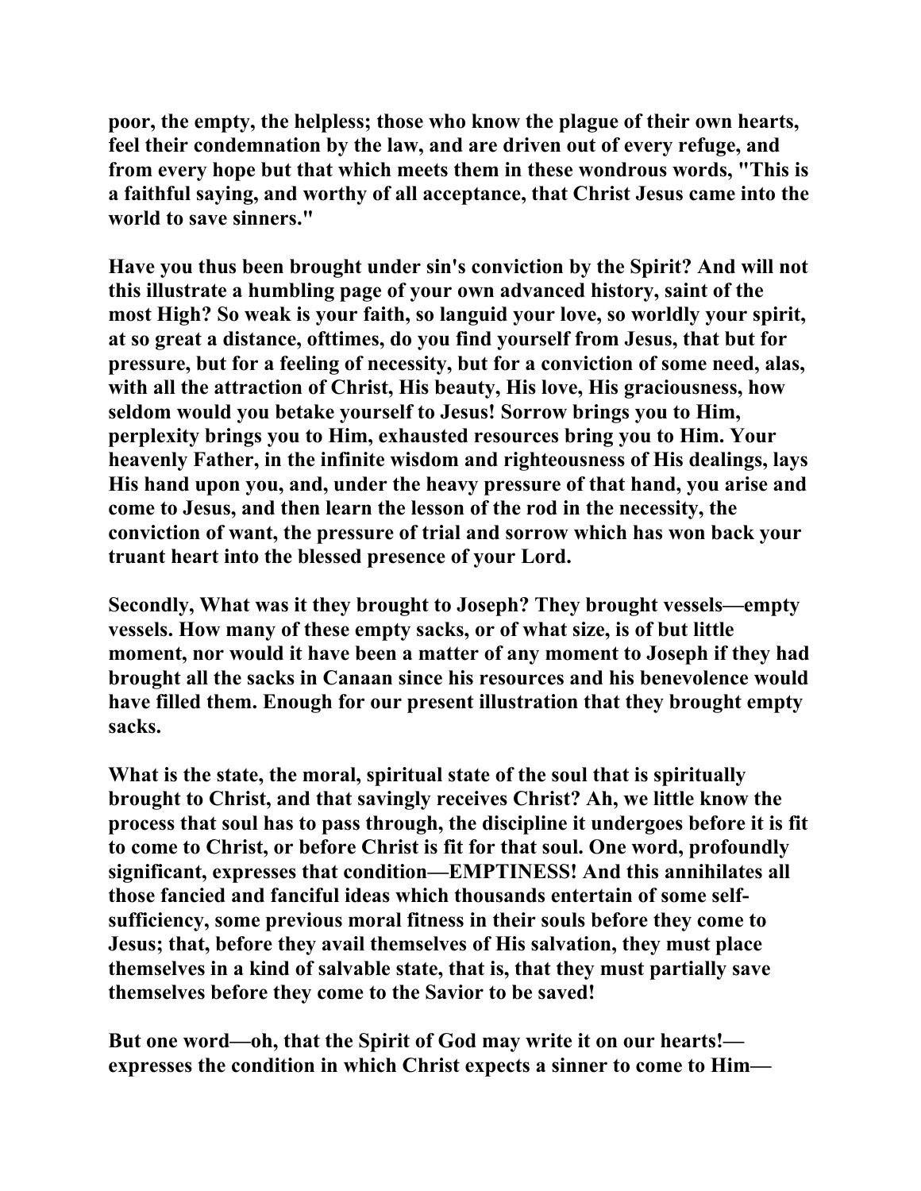poor, the empty, the helpless; those who know the plague of their own hearts, feel their condemnation by the law, and are driven out of every refuge, and from every hope but that which meets them in these wondrous words, "This is a faithful saying, and worthy of all acceptance, that Christ Jesus came into the world to save sinners."

Have you thus been brought under sin's conviction by the Spirit? And will not this illustrate a humbling page of your own advanced history, saint of the most High? So weak is your faith, so languid your love, so worldly your spirit, at so great a distance, ofttimes, do you find yourself from Jesus, that but for pressure, but for a feeling of necessity, but for a conviction of some need, alas, with all the attraction of Christ, His beauty, His love, His graciousness, how seldom would you betake yourself to Jesus! Sorrow brings you to Him, perplexity brings you to Him, exhausted resources bring you to Him. Your heavenly Father, in the infinite wisdom and righteousness of His dealings, lays His hand upon you, and, under the heavy pressure of that hand, you arise and come to Jesus, and then learn the lesson of the rod in the necessity, the conviction of want, the pressure of trial and sorrow which has won back your truant heart into the blessed presence of your Lord.

Secondly, What was it they brought to Joseph? They brought vessels—empty vessels. How many of these empty sacks, or of what size, is of but little moment, nor would it have been a matter of any moment to Joseph if they had brought all the sacks in Canaan since his resources and his benevolence would have filled them. Enough for our present illustration that they brought empty sacks.

What is the state, the moral, spiritual state of the soul that is spiritually brought to Christ, and that savingly receives Christ? Ah, we little know the process that soul has to pass through, the discipline it undergoes before it is fit to come to Christ, or before Christ is fit for that soul. One word, profoundly significant, expresses that condition—EMPTINESS! And this annihilates all those fancied and fanciful ideas which thousands entertain of some self-sufficiency, some previous moral fitness in their souls before they come to Jesus; that, before they avail themselves of His salvation, they must place themselves in a kind of salvable state, that is, that they must partially save themselves before they come to the Savior to be saved!

But one word—oh, that the Spirit of God may write it on our hearts!—expresses the condition in which Christ expects a sinner to come to Him—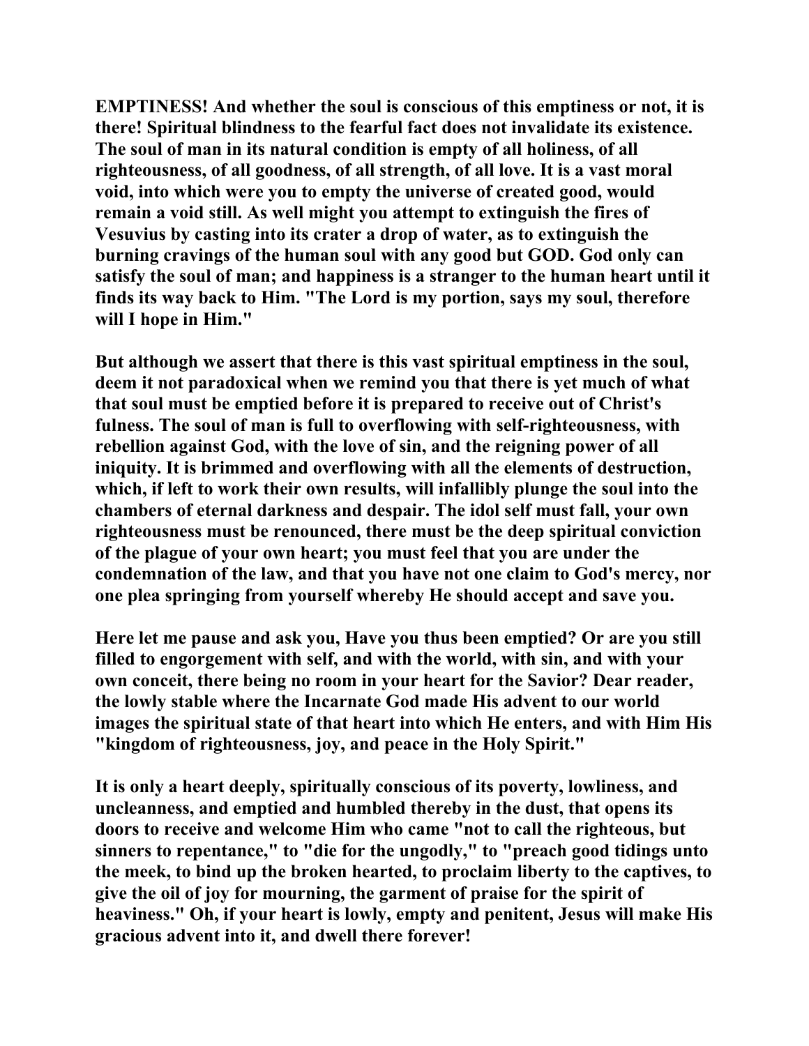**EMPTINESS! And whether the soul is conscious of this emptiness or not, it is there! Spiritual blindness to the fearful fact does not invalidate its existence. The soul of man in its natural condition is empty of all holiness, of all righteousness, of all goodness, of all strength, of all love. It is a vast moral void, into which were you to empty the universe of created good, would remain a void still. As well might you attempt to extinguish the fires of Vesuvius by casting into its crater a drop of water, as to extinguish the burning cravings of the human soul with any good but GOD. God only can satisfy the soul of man; and happiness is a stranger to the human heart until it finds its way back to Him. "The Lord is my portion, says my soul, therefore will I hope in Him."**

**But although we assert that there is this vast spiritual emptiness in the soul, deem it not paradoxical when we remind you that there is yet much of what that soul must be emptied before it is prepared to receive out of Christ's fulness. The soul of man is full to overflowing with self-righteousness, with rebellion against God, with the love of sin, and the reigning power of all iniquity. It is brimmed and overflowing with all the elements of destruction, which, if left to work their own results, will infallibly plunge the soul into the chambers of eternal darkness and despair. The idol self must fall, your own righteousness must be renounced, there must be the deep spiritual conviction of the plague of your own heart; you must feel that you are under the condemnation of the law, and that you have not one claim to God's mercy, nor one plea springing from yourself whereby He should accept and save you.**

**Here let me pause and ask you, Have you thus been emptied? Or are you still filled to engorgement with self, and with the world, with sin, and with your own conceit, there being no room in your heart for the Savior? Dear reader, the lowly stable where the Incarnate God made His advent to our world images the spiritual state of that heart into which He enters, and with Him His "kingdom of righteousness, joy, and peace in the Holy Spirit."**

**It is only a heart deeply, spiritually conscious of its poverty, lowliness, and uncleanness, and emptied and humbled thereby in the dust, that opens its doors to receive and welcome Him who came "not to call the righteous, but sinners to repentance," to "die for the ungodly," to "preach good tidings unto the meek, to bind up the broken hearted, to proclaim liberty to the captives, to give the oil of joy for mourning, the garment of praise for the spirit of heaviness." Oh, if your heart is lowly, empty and penitent, Jesus will make His gracious advent into it, and dwell there forever!**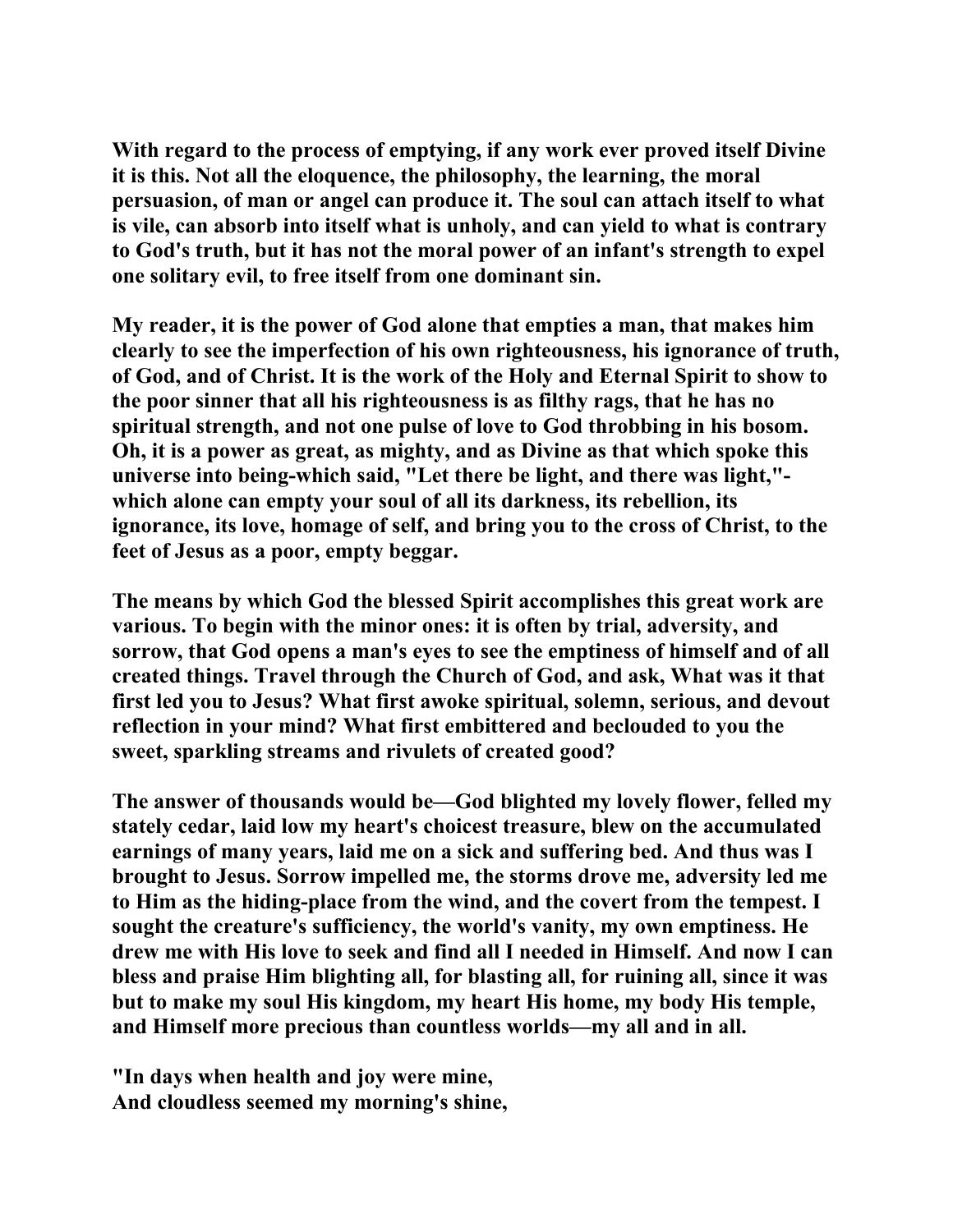With regard to the process of emptying, if any work ever proved itself Divine it is this. Not all the eloquence, the philosophy, the learning, the moral persuasion, of man or angel can produce it. The soul can attach itself to what is vile, can absorb into itself what is unholy, and can yield to what is contrary to God's truth, but it has not the moral power of an infant's strength to expel one solitary evil, to free itself from one dominant sin.

My reader, it is the power of God alone that empties a man, that makes him clearly to see the imperfection of his own righteousness, his ignorance of truth, of God, and of Christ. It is the work of the Holy and Eternal Spirit to show to the poor sinner that all his righteousness is as filthy rags, that he has no spiritual strength, and not one pulse of love to God throbbing in his bosom. Oh, it is a power as great, as mighty, and as Divine as that which spoke this universe into being-which said, "Let there be light, and there was light,"- which alone can empty your soul of all its darkness, its rebellion, its ignorance, its love, homage of self, and bring you to the cross of Christ, to the feet of Jesus as a poor, empty beggar.

The means by which God the blessed Spirit accomplishes this great work are various. To begin with the minor ones: it is often by trial, adversity, and sorrow, that God opens a man's eyes to see the emptiness of himself and of all created things. Travel through the Church of God, and ask, What was it that first led you to Jesus? What first awoke spiritual, solemn, serious, and devout reflection in your mind? What first embittered and beclouded to you the sweet, sparkling streams and rivulets of created good?

The answer of thousands would be—God blighted my lovely flower, felled my stately cedar, laid low my heart's choicest treasure, blew on the accumulated earnings of many years, laid me on a sick and suffering bed. And thus was I brought to Jesus. Sorrow impelled me, the storms drove me, adversity led me to Him as the hiding-place from the wind, and the covert from the tempest. I sought the creature's sufficiency, the world's vanity, my own emptiness. He drew me with His love to seek and find all I needed in Himself. And now I can bless and praise Him blighting all, for blasting all, for ruining all, since it was but to make my soul His kingdom, my heart His home, my body His temple, and Himself more precious than countless worlds—my all and in all.

"In days when health and joy were mine,  
And cloudless seemed my morning's shine,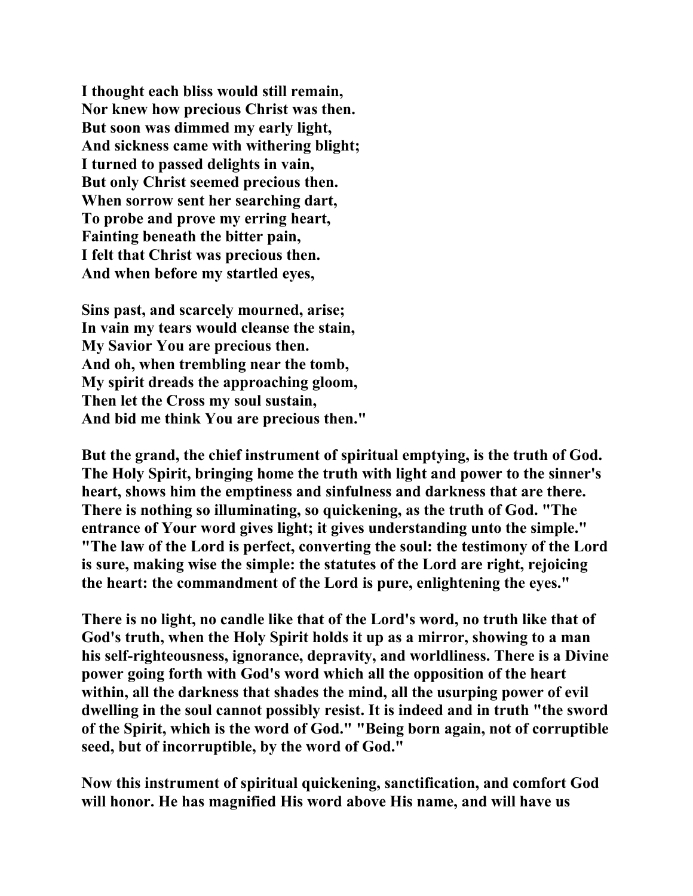**I thought each bliss would still remain,**
**Nor knew how precious Christ was then.**
**But soon was dimmed my early light,**
**And sickness came with withering blight;**
**I turned to passed delights in vain,**
**But only Christ seemed precious then.**
**When sorrow sent her searching dart,**
**To probe and prove my erring heart,**
**Fainting beneath the bitter pain,**
**I felt that Christ was precious then.**
**And when before my startled eyes,**

**Sins past, and scarcely mourned, arise;**
**In vain my tears would cleanse the stain,**
**My Savior You are precious then.**
**And oh, when trembling near the tomb,**
**My spirit dreads the approaching gloom,**
**Then let the Cross my soul sustain,**
**And bid me think You are precious then."**

**But the grand, the chief instrument of spiritual emptying, is the truth of God. The Holy Spirit, bringing home the truth with light and power to the sinner's heart, shows him the emptiness and sinfulness and darkness that are there. There is nothing so illuminating, so quickening, as the truth of God. "The entrance of Your word gives light; it gives understanding unto the simple." "The law of the Lord is perfect, converting the soul: the testimony of the Lord is sure, making wise the simple: the statutes of the Lord are right, rejoicing the heart: the commandment of the Lord is pure, enlightening the eyes."**

**There is no light, no candle like that of the Lord's word, no truth like that of God's truth, when the Holy Spirit holds it up as a mirror, showing to a man his self-righteousness, ignorance, depravity, and worldliness. There is a Divine power going forth with God's word which all the opposition of the heart within, all the darkness that shades the mind, all the usurping power of evil dwelling in the soul cannot possibly resist. It is indeed and in truth "the sword of the Spirit, which is the word of God." "Being born again, not of corruptible seed, but of incorruptible, by the word of God."**

**Now this instrument of spiritual quickening, sanctification, and comfort God will honor. He has magnified His word above His name, and will have us**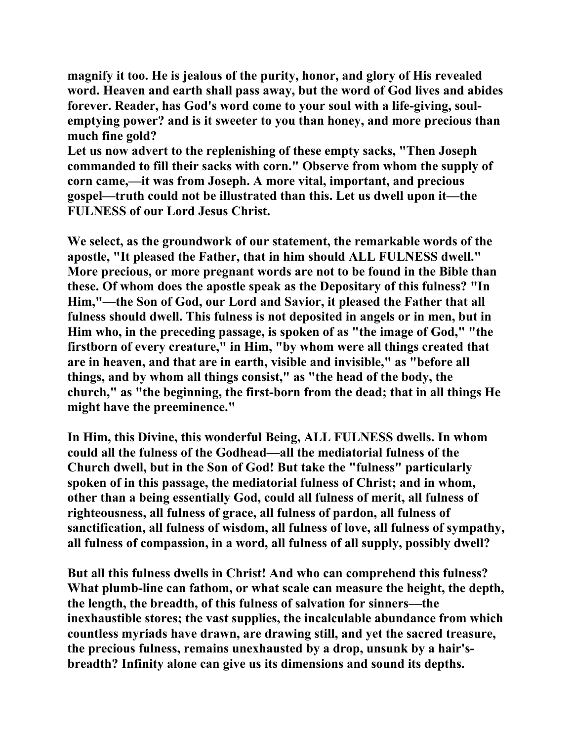magnify it too. He is jealous of the purity, honor, and glory of His revealed word. Heaven and earth shall pass away, but the word of God lives and abides forever. Reader, has God's word come to your soul with a life-giving, soul-emptying power? and is it sweeter to you than honey, and more precious than much fine gold?

Let us now advert to the replenishing of these empty sacks, "Then Joseph commanded to fill their sacks with corn." Observe from whom the supply of corn came,—it was from Joseph. A more vital, important, and precious gospel—truth could not be illustrated than this. Let us dwell upon it—the FULNESS of our Lord Jesus Christ.

We select, as the groundwork of our statement, the remarkable words of the apostle, "It pleased the Father, that in him should ALL FULNESS dwell." More precious, or more pregnant words are not to be found in the Bible than these. Of whom does the apostle speak as the Depositary of this fulness? "In Him,"—the Son of God, our Lord and Savior, it pleased the Father that all fulness should dwell. This fulness is not deposited in angels or in men, but in Him who, in the preceding passage, is spoken of as "the image of God," "the firstborn of every creature," in Him, "by whom were all things created that are in heaven, and that are in earth, visible and invisible," as "before all things, and by whom all things consist," as "the head of the body, the church," as "the beginning, the first-born from the dead; that in all things He might have the preeminence."

In Him, this Divine, this wonderful Being, ALL FULNESS dwells. In whom could all the fulness of the Godhead—all the mediatorial fulness of the Church dwell, but in the Son of God! But take the "fulness" particularly spoken of in this passage, the mediatorial fulness of Christ; and in whom, other than a being essentially God, could all fulness of merit, all fulness of righteousness, all fulness of grace, all fulness of pardon, all fulness of sanctification, all fulness of wisdom, all fulness of love, all fulness of sympathy, all fulness of compassion, in a word, all fulness of all supply, possibly dwell?

But all this fulness dwells in Christ! And who can comprehend this fulness? What plumb-line can fathom, or what scale can measure the height, the depth, the length, the breadth, of this fulness of salvation for sinners—the inexhaustible stores; the vast supplies, the incalculable abundance from which countless myriads have drawn, are drawing still, and yet the sacred treasure, the precious fulness, remains unexhausted by a drop, unsunk by a hair's-breadth? Infinity alone can give us its dimensions and sound its depths.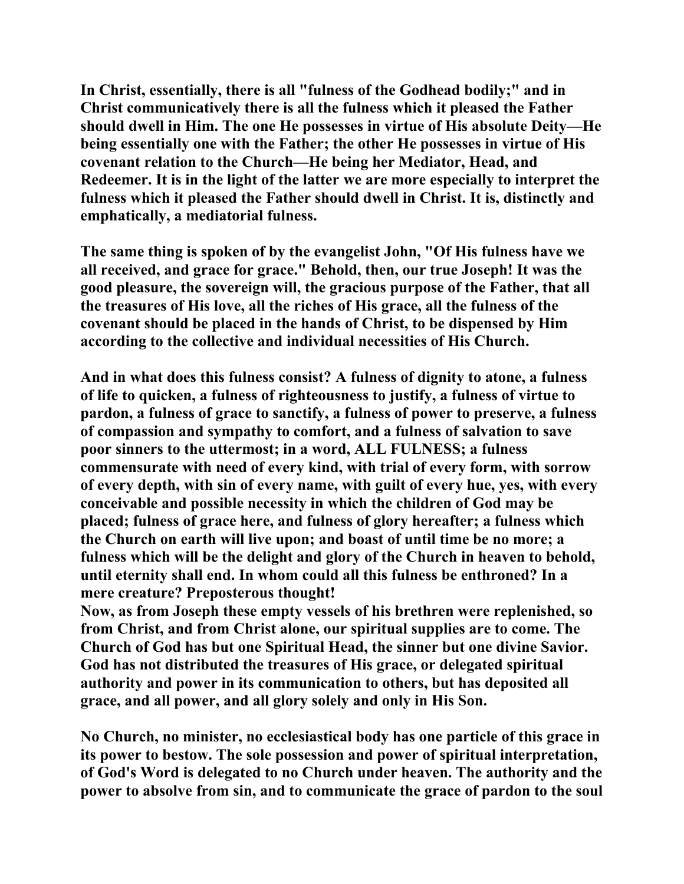In Christ, essentially, there is all "fulness of the Godhead bodily;" and in Christ communicatively there is all the fulness which it pleased the Father should dwell in Him. The one He possesses in virtue of His absolute Deity—He being essentially one with the Father; the other He possesses in virtue of His covenant relation to the Church—He being her Mediator, Head, and Redeemer. It is in the light of the latter we are more especially to interpret the fulness which it pleased the Father should dwell in Christ. It is, distinctly and emphatically, a mediatorial fulness.

The same thing is spoken of by the evangelist John, "Of His fulness have we all received, and grace for grace." Behold, then, our true Joseph! It was the good pleasure, the sovereign will, the gracious purpose of the Father, that all the treasures of His love, all the riches of His grace, all the fulness of the covenant should be placed in the hands of Christ, to be dispensed by Him according to the collective and individual necessities of His Church.

And in what does this fulness consist? A fulness of dignity to atone, a fulness of life to quicken, a fulness of righteousness to justify, a fulness of virtue to pardon, a fulness of grace to sanctify, a fulness of power to preserve, a fulness of compassion and sympathy to comfort, and a fulness of salvation to save poor sinners to the uttermost; in a word, ALL FULNESS; a fulness commensurate with need of every kind, with trial of every form, with sorrow of every depth, with sin of every name, with guilt of every hue, yes, with every conceivable and possible necessity in which the children of God may be placed; fulness of grace here, and fulness of glory hereafter; a fulness which the Church on earth will live upon; and boast of until time be no more; a fulness which will be the delight and glory of the Church in heaven to behold, until eternity shall end. In whom could all this fulness be enthroned? In a mere creature? Preposterous thought!

Now, as from Joseph these empty vessels of his brethren were replenished, so from Christ, and from Christ alone, our spiritual supplies are to come. The Church of God has but one Spiritual Head, the sinner but one divine Savior. God has not distributed the treasures of His grace, or delegated spiritual authority and power in its communication to others, but has deposited all grace, and all power, and all glory solely and only in His Son.

No Church, no minister, no ecclesiastical body has one particle of this grace in its power to bestow. The sole possession and power of spiritual interpretation, of God's Word is delegated to no Church under heaven. The authority and the power to absolve from sin, and to communicate the grace of pardon to the soul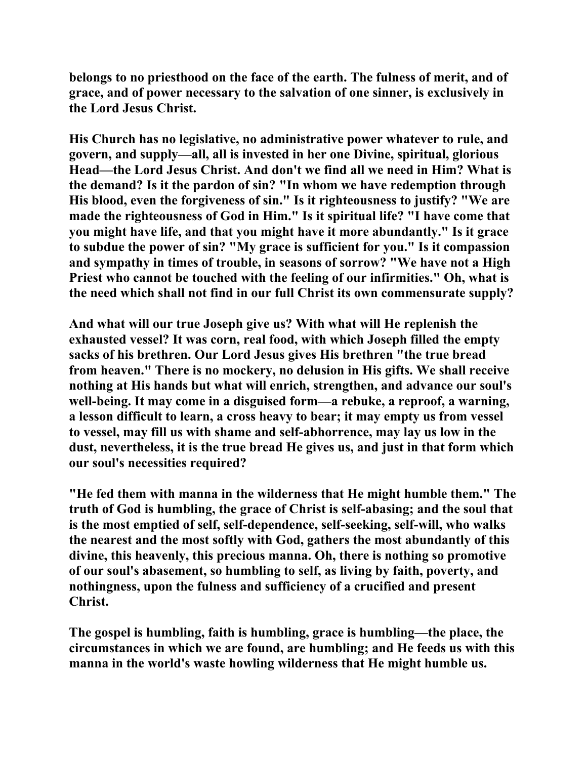belongs to no priesthood on the face of the earth. The fulness of merit, and of grace, and of power necessary to the salvation of one sinner, is exclusively in the Lord Jesus Christ.

His Church has no legislative, no administrative power whatever to rule, and govern, and supply—all, all is invested in her one Divine, spiritual, glorious Head—the Lord Jesus Christ. And don't we find all we need in Him? What is the demand? Is it the pardon of sin? "In whom we have redemption through His blood, even the forgiveness of sin." Is it righteousness to justify? "We are made the righteousness of God in Him." Is it spiritual life? "I have come that you might have life, and that you might have it more abundantly." Is it grace to subdue the power of sin? "My grace is sufficient for you." Is it compassion and sympathy in times of trouble, in seasons of sorrow? "We have not a High Priest who cannot be touched with the feeling of our infirmities." Oh, what is the need which shall not find in our full Christ its own commensurate supply?

And what will our true Joseph give us? With what will He replenish the exhausted vessel? It was corn, real food, with which Joseph filled the empty sacks of his brethren. Our Lord Jesus gives His brethren "the true bread from heaven." There is no mockery, no delusion in His gifts. We shall receive nothing at His hands but what will enrich, strengthen, and advance our soul's well-being. It may come in a disguised form—a rebuke, a reproof, a warning, a lesson difficult to learn, a cross heavy to bear; it may empty us from vessel to vessel, may fill us with shame and self-abhorrence, may lay us low in the dust, nevertheless, it is the true bread He gives us, and just in that form which our soul's necessities required?

"He fed them with manna in the wilderness that He might humble them." The truth of God is humbling, the grace of Christ is self-abasing; and the soul that is the most emptied of self, self-dependence, self-seeking, self-will, who walks the nearest and the most softly with God, gathers the most abundantly of this divine, this heavenly, this precious manna. Oh, there is nothing so promotive of our soul's abasement, so humbling to self, as living by faith, poverty, and nothingness, upon the fulness and sufficiency of a crucified and present Christ.

The gospel is humbling, faith is humbling, grace is humbling—the place, the circumstances in which we are found, are humbling; and He feeds us with this manna in the world's waste howling wilderness that He might humble us.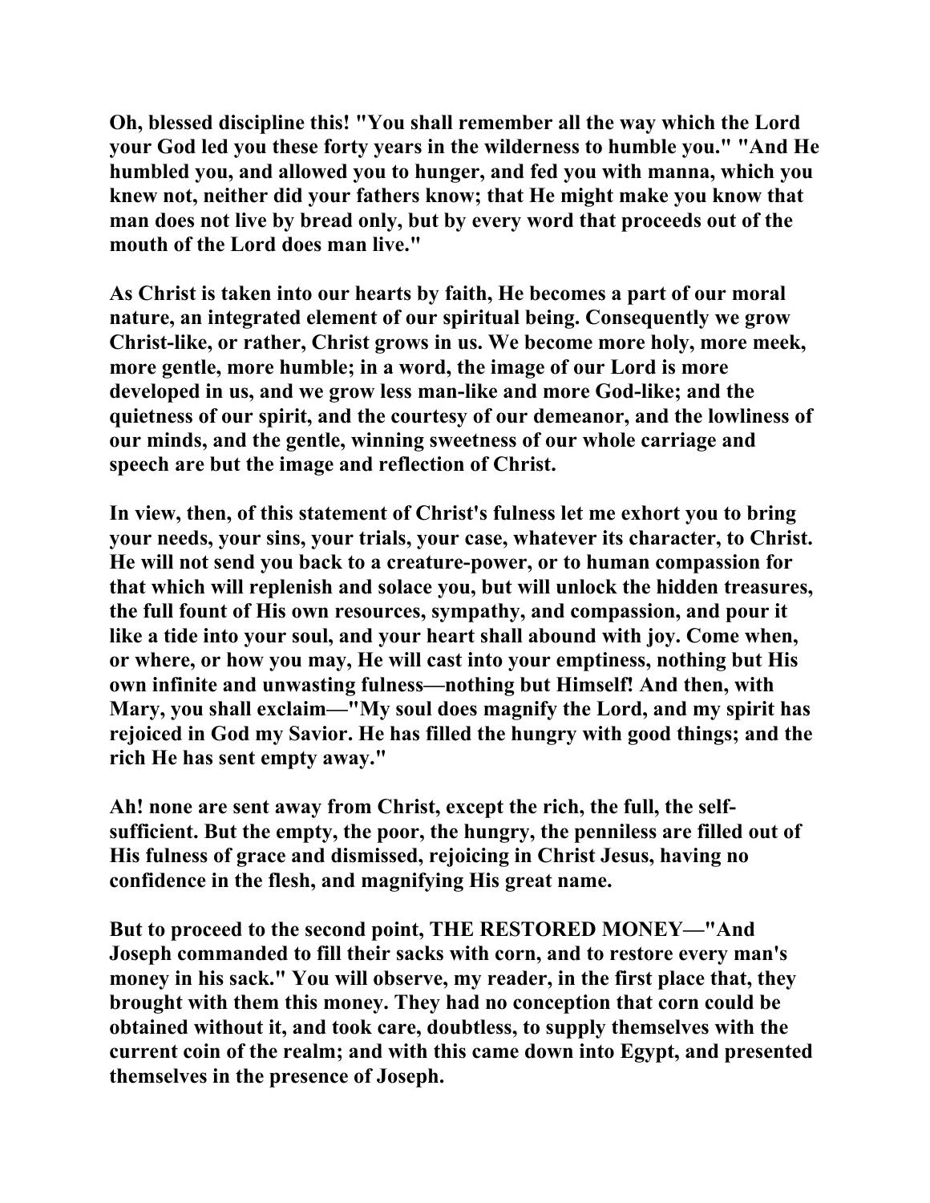Oh, blessed discipline this! "You shall remember all the way which the Lord your God led you these forty years in the wilderness to humble you." "And He humbled you, and allowed you to hunger, and fed you with manna, which you knew not, neither did your fathers know; that He might make you know that man does not live by bread only, but by every word that proceeds out of the mouth of the Lord does man live."

As Christ is taken into our hearts by faith, He becomes a part of our moral nature, an integrated element of our spiritual being. Consequently we grow Christ-like, or rather, Christ grows in us. We become more holy, more meek, more gentle, more humble; in a word, the image of our Lord is more developed in us, and we grow less man-like and more God-like; and the quietness of our spirit, and the courtesy of our demeanor, and the lowliness of our minds, and the gentle, winning sweetness of our whole carriage and speech are but the image and reflection of Christ.

In view, then, of this statement of Christ's fulness let me exhort you to bring your needs, your sins, your trials, your case, whatever its character, to Christ. He will not send you back to a creature-power, or to human compassion for that which will replenish and solace you, but will unlock the hidden treasures, the full fount of His own resources, sympathy, and compassion, and pour it like a tide into your soul, and your heart shall abound with joy. Come when, or where, or how you may, He will cast into your emptiness, nothing but His own infinite and unwasting fulness—nothing but Himself! And then, with Mary, you shall exclaim—"My soul does magnify the Lord, and my spirit has rejoiced in God my Savior. He has filled the hungry with good things; and the rich He has sent empty away."

Ah! none are sent away from Christ, except the rich, the full, the self-sufficient. But the empty, the poor, the hungry, the penniless are filled out of His fulness of grace and dismissed, rejoicing in Christ Jesus, having no confidence in the flesh, and magnifying His great name.

But to proceed to the second point, THE RESTORED MONEY—"And Joseph commanded to fill their sacks with corn, and to restore every man's money in his sack." You will observe, my reader, in the first place that, they brought with them this money. They had no conception that corn could be obtained without it, and took care, doubtless, to supply themselves with the current coin of the realm; and with this came down into Egypt, and presented themselves in the presence of Joseph.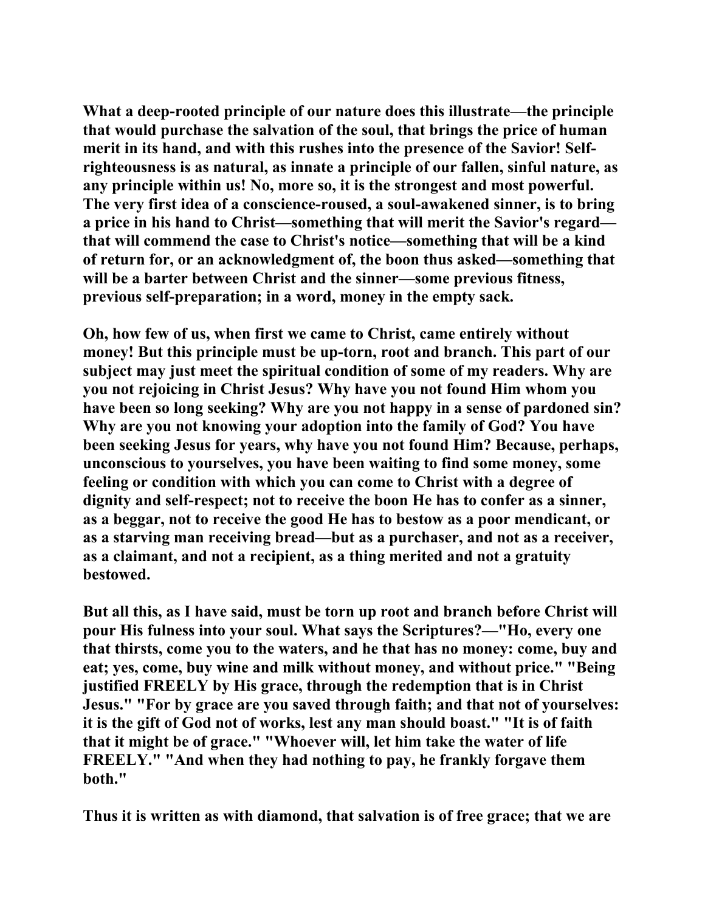What a deep-rooted principle of our nature does this illustrate—the principle that would purchase the salvation of the soul, that brings the price of human merit in its hand, and with this rushes into the presence of the Savior! Self-righteousness is as natural, as innate a principle of our fallen, sinful nature, as any principle within us! No, more so, it is the strongest and most powerful. The very first idea of a conscience-roused, a soul-awakened sinner, is to bring a price in his hand to Christ—something that will merit the Savior's regard—that will commend the case to Christ's notice—something that will be a kind of return for, or an acknowledgment of, the boon thus asked—something that will be a barter between Christ and the sinner—some previous fitness, previous self-preparation; in a word, money in the empty sack.

Oh, how few of us, when first we came to Christ, came entirely without money! But this principle must be up-torn, root and branch. This part of our subject may just meet the spiritual condition of some of my readers. Why are you not rejoicing in Christ Jesus? Why have you not found Him whom you have been so long seeking? Why are you not happy in a sense of pardoned sin? Why are you not knowing your adoption into the family of God? You have been seeking Jesus for years, why have you not found Him? Because, perhaps, unconscious to yourselves, you have been waiting to find some money, some feeling or condition with which you can come to Christ with a degree of dignity and self-respect; not to receive the boon He has to confer as a sinner, as a beggar, not to receive the good He has to bestow as a poor mendicant, or as a starving man receiving bread—but as a purchaser, and not as a receiver, as a claimant, and not a recipient, as a thing merited and not a gratuity bestowed.

But all this, as I have said, must be torn up root and branch before Christ will pour His fulness into your soul. What says the Scriptures?—"Ho, every one that thirsts, come you to the waters, and he that has no money: come, buy and eat; yes, come, buy wine and milk without money, and without price." "Being justified FREELY by His grace, through the redemption that is in Christ Jesus." "For by grace are you saved through faith; and that not of yourselves: it is the gift of God not of works, lest any man should boast." "It is of faith that it might be of grace." "Whoever will, let him take the water of life FREELY." "And when they had nothing to pay, he frankly forgave them both."

Thus it is written as with diamond, that salvation is of free grace; that we are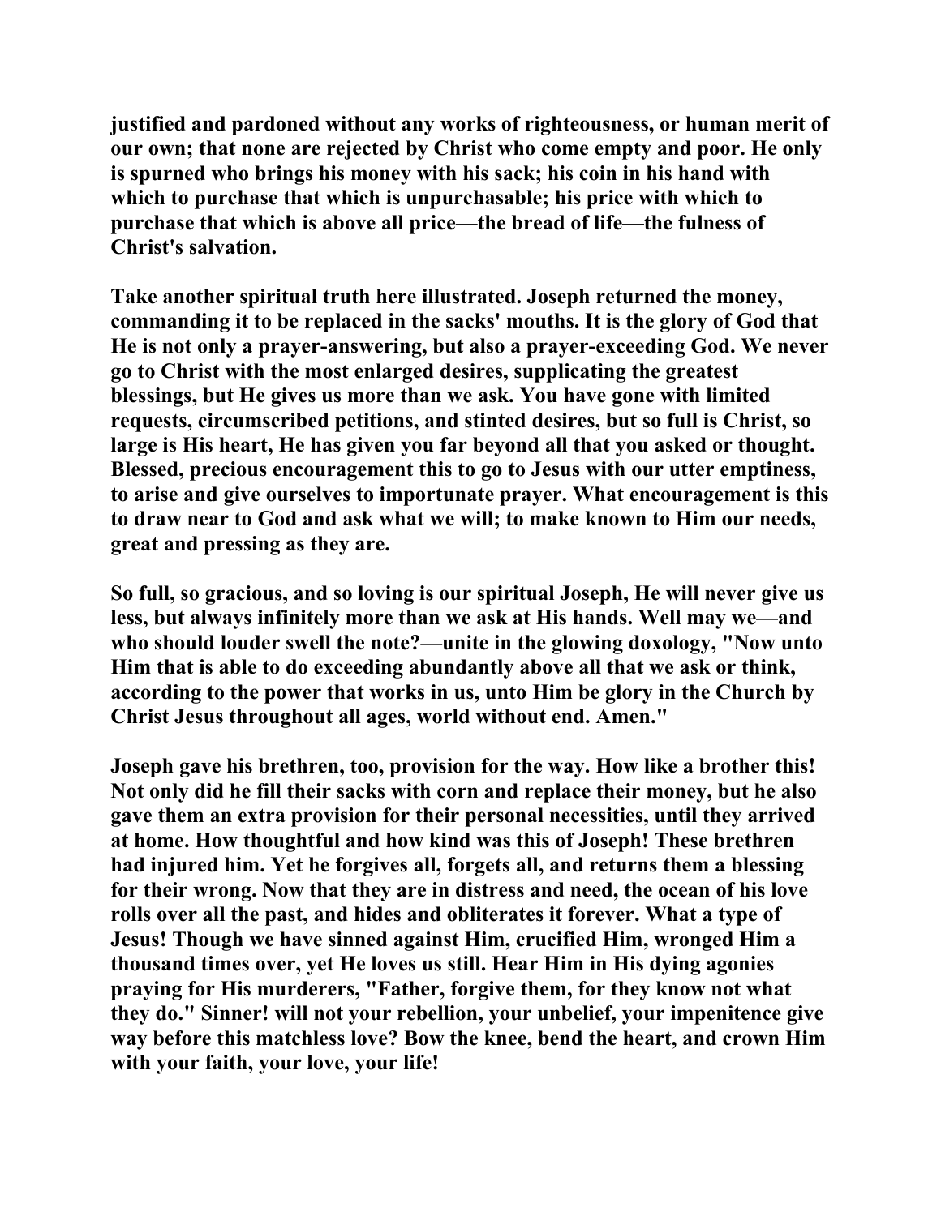justified and pardoned without any works of righteousness, or human merit of our own; that none are rejected by Christ who come empty and poor. He only is spurned who brings his money with his sack; his coin in his hand with which to purchase that which is unpurchasable; his price with which to purchase that which is above all price—the bread of life—the fulness of Christ's salvation.

Take another spiritual truth here illustrated. Joseph returned the money, commanding it to be replaced in the sacks' mouths. It is the glory of God that He is not only a prayer-answering, but also a prayer-exceeding God. We never go to Christ with the most enlarged desires, supplicating the greatest blessings, but He gives us more than we ask. You have gone with limited requests, circumscribed petitions, and stinted desires, but so full is Christ, so large is His heart, He has given you far beyond all that you asked or thought. Blessed, precious encouragement this to go to Jesus with our utter emptiness, to arise and give ourselves to importunate prayer. What encouragement is this to draw near to God and ask what we will; to make known to Him our needs, great and pressing as they are.

So full, so gracious, and so loving is our spiritual Joseph, He will never give us less, but always infinitely more than we ask at His hands. Well may we—and who should louder swell the note?—unite in the glowing doxology, "Now unto Him that is able to do exceeding abundantly above all that we ask or think, according to the power that works in us, unto Him be glory in the Church by Christ Jesus throughout all ages, world without end. Amen."

Joseph gave his brethren, too, provision for the way. How like a brother this! Not only did he fill their sacks with corn and replace their money, but he also gave them an extra provision for their personal necessities, until they arrived at home. How thoughtful and how kind was this of Joseph! These brethren had injured him. Yet he forgives all, forgets all, and returns them a blessing for their wrong. Now that they are in distress and need, the ocean of his love rolls over all the past, and hides and obliterates it forever. What a type of Jesus! Though we have sinned against Him, crucified Him, wronged Him a thousand times over, yet He loves us still. Hear Him in His dying agonies praying for His murderers, "Father, forgive them, for they know not what they do." Sinner! will not your rebellion, your unbelief, your impenitence give way before this matchless love? Bow the knee, bend the heart, and crown Him with your faith, your love, your life!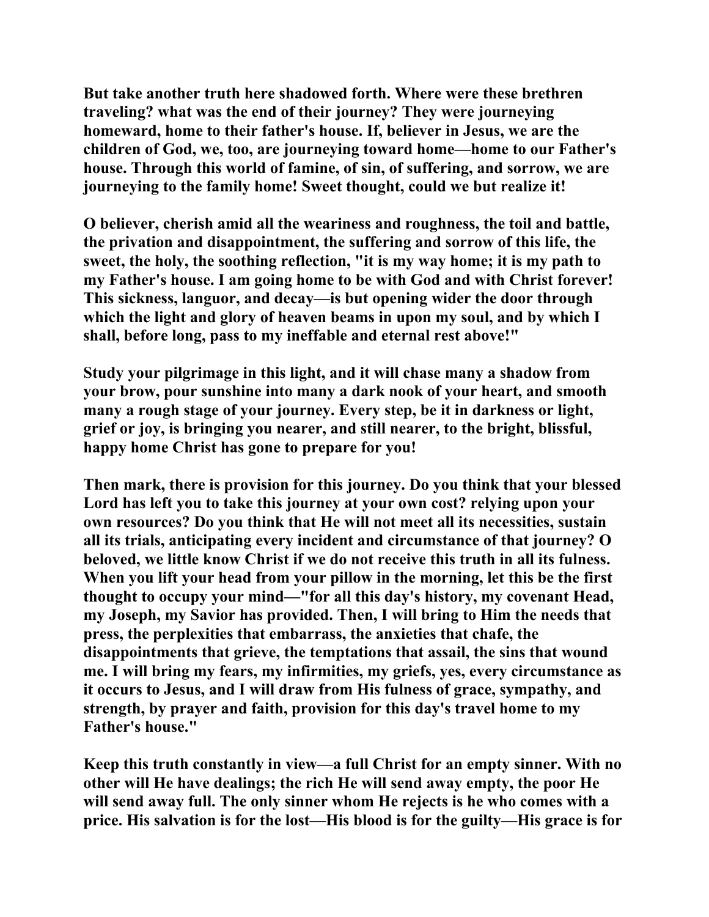But take another truth here shadowed forth. Where were these brethren traveling? what was the end of their journey? They were journeying homeward, home to their father's house. If, believer in Jesus, we are the children of God, we, too, are journeying toward home—home to our Father's house. Through this world of famine, of sin, of suffering, and sorrow, we are journeying to the family home! Sweet thought, could we but realize it!

O believer, cherish amid all the weariness and roughness, the toil and battle, the privation and disappointment, the suffering and sorrow of this life, the sweet, the holy, the soothing reflection, "it is my way home; it is my path to my Father's house. I am going home to be with God and with Christ forever! This sickness, languor, and decay—is but opening wider the door through which the light and glory of heaven beams in upon my soul, and by which I shall, before long, pass to my ineffable and eternal rest above!"

Study your pilgrimage in this light, and it will chase many a shadow from your brow, pour sunshine into many a dark nook of your heart, and smooth many a rough stage of your journey. Every step, be it in darkness or light, grief or joy, is bringing you nearer, and still nearer, to the bright, blissful, happy home Christ has gone to prepare for you!

Then mark, there is provision for this journey. Do you think that your blessed Lord has left you to take this journey at your own cost? relying upon your own resources? Do you think that He will not meet all its necessities, sustain all its trials, anticipating every incident and circumstance of that journey? O beloved, we little know Christ if we do not receive this truth in all its fulness. When you lift your head from your pillow in the morning, let this be the first thought to occupy your mind—"for all this day's history, my covenant Head, my Joseph, my Savior has provided. Then, I will bring to Him the needs that press, the perplexities that embarrass, the anxieties that chafe, the disappointments that grieve, the temptations that assail, the sins that wound me. I will bring my fears, my infirmities, my griefs, yes, every circumstance as it occurs to Jesus, and I will draw from His fulness of grace, sympathy, and strength, by prayer and faith, provision for this day's travel home to my Father's house."

Keep this truth constantly in view—a full Christ for an empty sinner. With no other will He have dealings; the rich He will send away empty, the poor He will send away full. The only sinner whom He rejects is he who comes with a price. His salvation is for the lost—His blood is for the guilty—His grace is for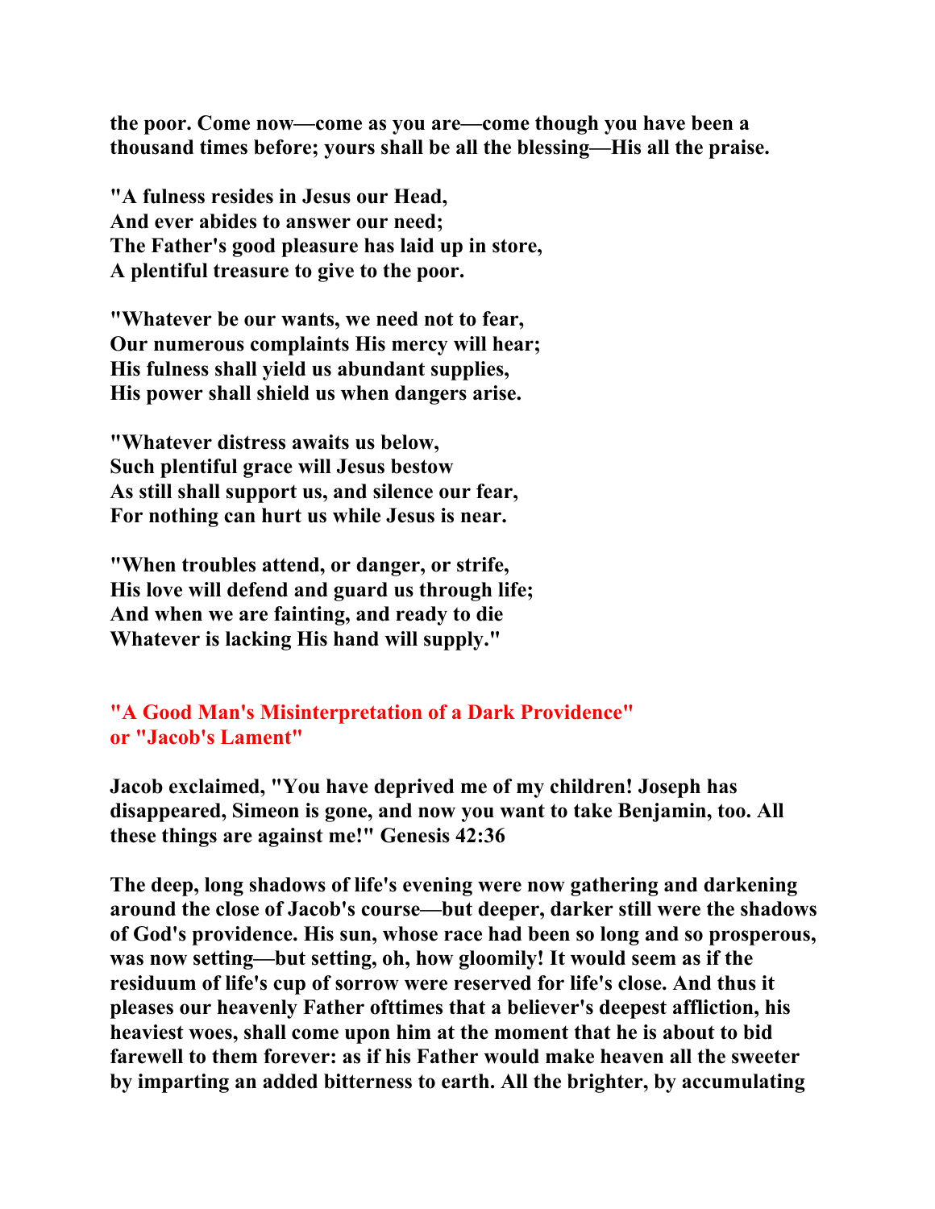**the poor. Come now—come as you are—come though you have been a thousand times before; yours shall be all the blessing—His all the praise.**

**"A fulness resides in Jesus our Head,**
**And ever abides to answer our need;**
**The Father's good pleasure has laid up in store,**
**A plentiful treasure to give to the poor.**

**"Whatever be our wants, we need not to fear,**
**Our numerous complaints His mercy will hear;**
**His fulness shall yield us abundant supplies,**
**His power shall shield us when dangers arise.**

**"Whatever distress awaits us below,**
**Such plentiful grace will Jesus bestow**
**As still shall support us, and silence our fear,**
**For nothing can hurt us while Jesus is near.**

**"When troubles attend, or danger, or strife,**
**His love will defend and guard us through life;**
**And when we are fainting, and ready to die**
**Whatever is lacking His hand will supply."**

## "A Good Man's Misinterpretation of a Dark Providence" or "Jacob's Lament"

**Jacob exclaimed, "You have deprived me of my children! Joseph has disappeared, Simeon is gone, and now you want to take Benjamin, too. All these things are against me!" Genesis 42:36**

**The deep, long shadows of life's evening were now gathering and darkening around the close of Jacob's course—but deeper, darker still were the shadows of God's providence. His sun, whose race had been so long and so prosperous, was now setting—but setting, oh, how gloomily! It would seem as if the residuum of life's cup of sorrow were reserved for life's close. And thus it pleases our heavenly Father ofttimes that a believer's deepest affliction, his heaviest woes, shall come upon him at the moment that he is about to bid farewell to them forever: as if his Father would make heaven all the sweeter by imparting an added bitterness to earth. All the brighter, by accumulating**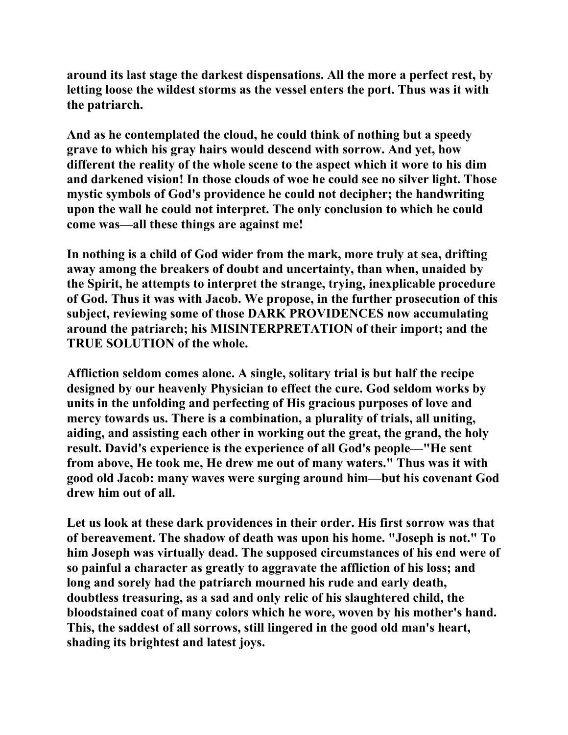around its last stage the darkest dispensations. All the more a perfect rest, by letting loose the wildest storms as the vessel enters the port. Thus was it with the patriarch.

And as he contemplated the cloud, he could think of nothing but a speedy grave to which his gray hairs would descend with sorrow. And yet, how different the reality of the whole scene to the aspect which it wore to his dim and darkened vision! In those clouds of woe he could see no silver light. Those mystic symbols of God's providence he could not decipher; the handwriting upon the wall he could not interpret. The only conclusion to which he could come was—all these things are against me!

In nothing is a child of God wider from the mark, more truly at sea, drifting away among the breakers of doubt and uncertainty, than when, unaided by the Spirit, he attempts to interpret the strange, trying, inexplicable procedure of God. Thus it was with Jacob. We propose, in the further prosecution of this subject, reviewing some of those DARK PROVIDENCES now accumulating around the patriarch; his MISINTERPRETATION of their import; and the TRUE SOLUTION of the whole.

Affliction seldom comes alone. A single, solitary trial is but half the recipe designed by our heavenly Physician to effect the cure. God seldom works by units in the unfolding and perfecting of His gracious purposes of love and mercy towards us. There is a combination, a plurality of trials, all uniting, aiding, and assisting each other in working out the great, the grand, the holy result. David's experience is the experience of all God's people—"He sent from above, He took me, He drew me out of many waters." Thus was it with good old Jacob: many waves were surging around him—but his covenant God drew him out of all.

Let us look at these dark providences in their order. His first sorrow was that of bereavement. The shadow of death was upon his home. "Joseph is not." To him Joseph was virtually dead. The supposed circumstances of his end were of so painful a character as greatly to aggravate the affliction of his loss; and long and sorely had the patriarch mourned his rude and early death, doubtless treasuring, as a sad and only relic of his slaughtered child, the bloodstained coat of many colors which he wore, woven by his mother's hand. This, the saddest of all sorrows, still lingered in the good old man's heart, shading its brightest and latest joys.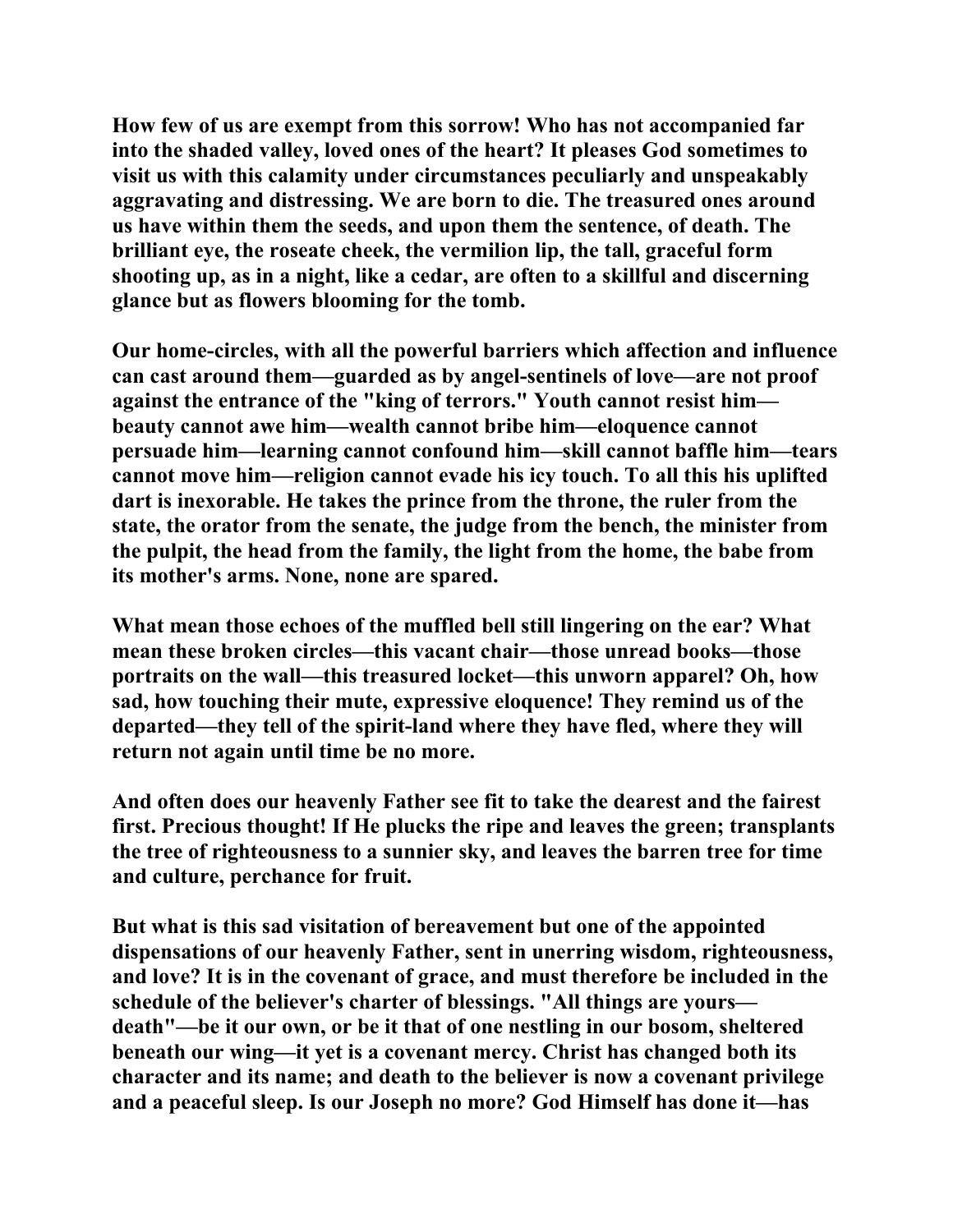How few of us are exempt from this sorrow! Who has not accompanied far into the shaded valley, loved ones of the heart? It pleases God sometimes to visit us with this calamity under circumstances peculiarly and unspeakably aggravating and distressing. We are born to die. The treasured ones around us have within them the seeds, and upon them the sentence, of death. The brilliant eye, the roseate cheek, the vermilion lip, the tall, graceful form shooting up, as in a night, like a cedar, are often to a skillful and discerning glance but as flowers blooming for the tomb.

Our home-circles, with all the powerful barriers which affection and influence can cast around them—guarded as by angel-sentinels of love—are not proof against the entrance of the "king of terrors." Youth cannot resist him—beauty cannot awe him—wealth cannot bribe him—eloquence cannot persuade him—learning cannot confound him—skill cannot baffle him—tears cannot move him—religion cannot evade his icy touch. To all this his uplifted dart is inexorable. He takes the prince from the throne, the ruler from the state, the orator from the senate, the judge from the bench, the minister from the pulpit, the head from the family, the light from the home, the babe from its mother's arms. None, none are spared.

What mean those echoes of the muffled bell still lingering on the ear? What mean these broken circles—this vacant chair—those unread books—those portraits on the wall—this treasured locket—this unworn apparel? Oh, how sad, how touching their mute, expressive eloquence! They remind us of the departed—they tell of the spirit-land where they have fled, where they will return not again until time be no more.

And often does our heavenly Father see fit to take the dearest and the fairest first. Precious thought! If He plucks the ripe and leaves the green; transplants the tree of righteousness to a sunnier sky, and leaves the barren tree for time and culture, perchance for fruit.

But what is this sad visitation of bereavement but one of the appointed dispensations of our heavenly Father, sent in unerring wisdom, righteousness, and love? It is in the covenant of grace, and must therefore be included in the schedule of the believer's charter of blessings. "All things are yours—death"—be it our own, or be it that of one nestling in our bosom, sheltered beneath our wing—it yet is a covenant mercy. Christ has changed both its character and its name; and death to the believer is now a covenant privilege and a peaceful sleep. Is our Joseph no more? God Himself has done it—has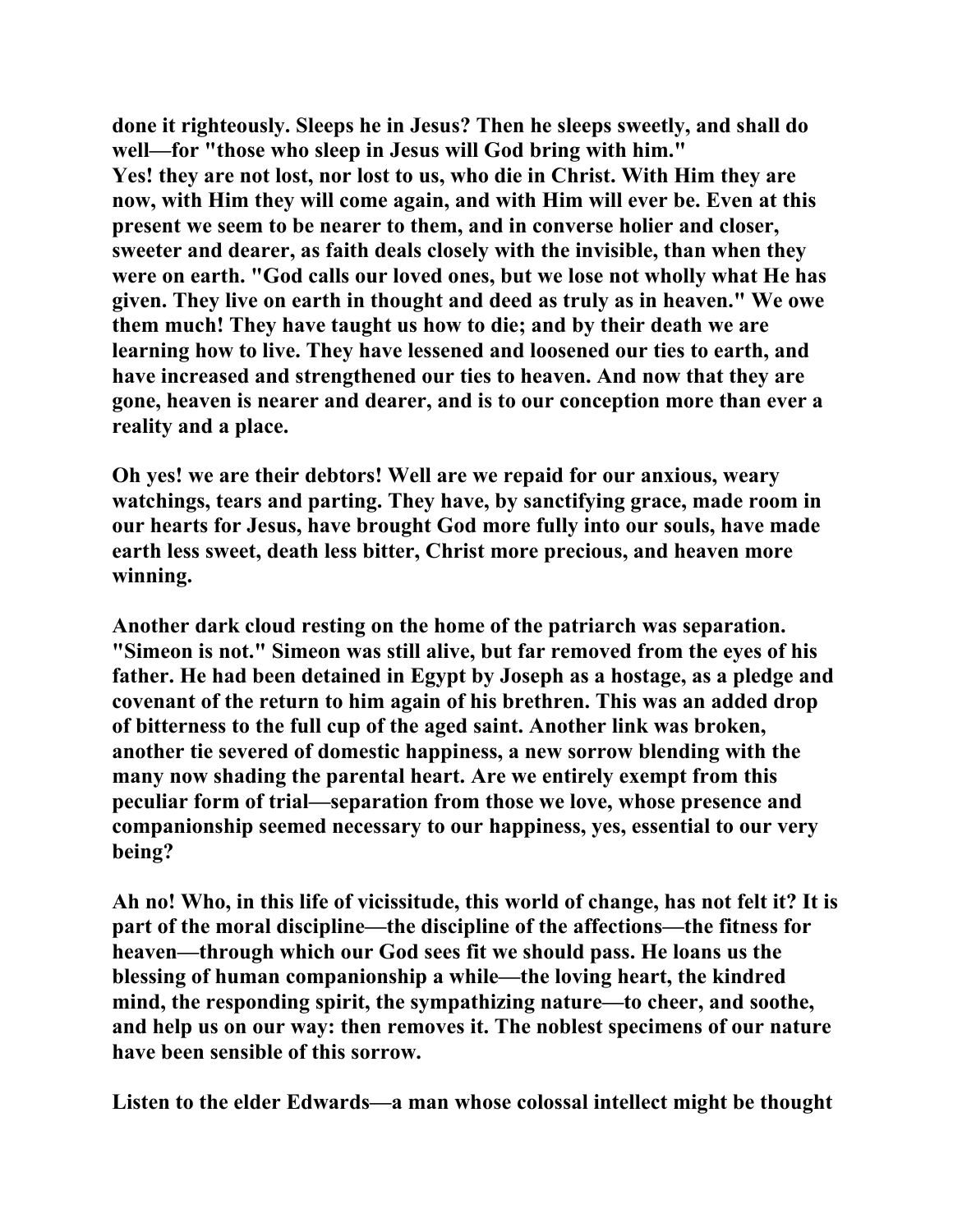**done it righteously. Sleeps he in Jesus? Then he sleeps sweetly, and shall do well—for "those who sleep in Jesus will God bring with him."**
**Yes! they are not lost, nor lost to us, who die in Christ. With Him they are now, with Him they will come again, and with Him will ever be. Even at this present we seem to be nearer to them, and in converse holier and closer, sweeter and dearer, as faith deals closely with the invisible, than when they were on earth. "God calls our loved ones, but we lose not wholly what He has given. They live on earth in thought and deed as truly as in heaven." We owe them much! They have taught us how to die; and by their death we are learning how to live. They have lessened and loosened our ties to earth, and have increased and strengthened our ties to heaven. And now that they are gone, heaven is nearer and dearer, and is to our conception more than ever a reality and a place.**

**Oh yes! we are their debtors! Well are we repaid for our anxious, weary watchings, tears and parting. They have, by sanctifying grace, made room in our hearts for Jesus, have brought God more fully into our souls, have made earth less sweet, death less bitter, Christ more precious, and heaven more winning.**

**Another dark cloud resting on the home of the patriarch was separation. "Simeon is not." Simeon was still alive, but far removed from the eyes of his father. He had been detained in Egypt by Joseph as a hostage, as a pledge and covenant of the return to him again of his brethren. This was an added drop of bitterness to the full cup of the aged saint. Another link was broken, another tie severed of domestic happiness, a new sorrow blending with the many now shading the parental heart. Are we entirely exempt from this peculiar form of trial—separation from those we love, whose presence and companionship seemed necessary to our happiness, yes, essential to our very being?**

**Ah no! Who, in this life of vicissitude, this world of change, has not felt it? It is part of the moral discipline—the discipline of the affections—the fitness for heaven—through which our God sees fit we should pass. He loans us the blessing of human companionship a while—the loving heart, the kindred mind, the responding spirit, the sympathizing nature—to cheer, and soothe, and help us on our way: then removes it. The noblest specimens of our nature have been sensible of this sorrow.**

**Listen to the elder Edwards—a man whose colossal intellect might be thought**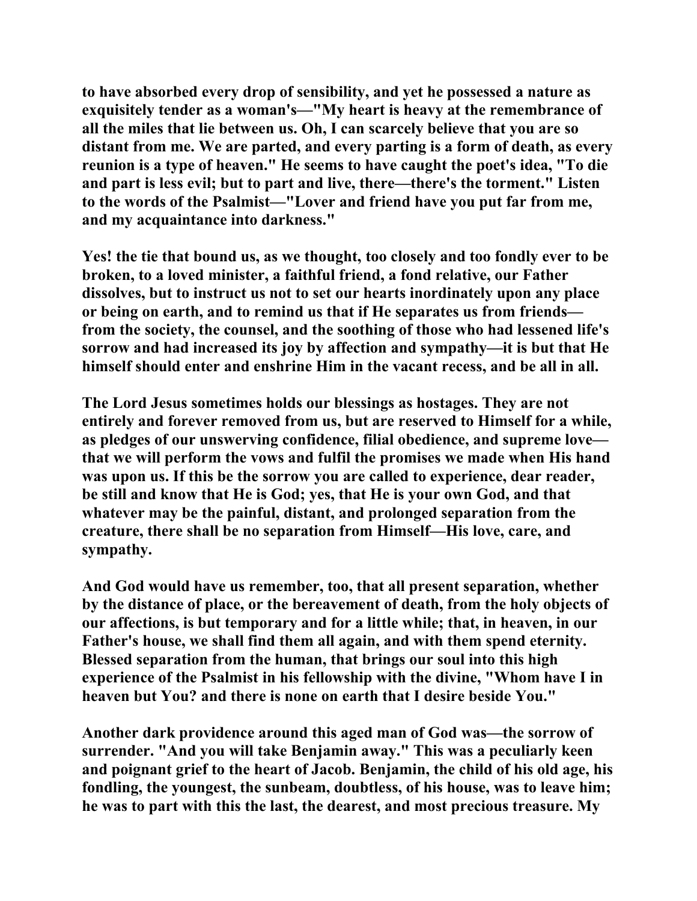to have absorbed every drop of sensibility, and yet he possessed a nature as exquisitely tender as a woman's—"My heart is heavy at the remembrance of all the miles that lie between us. Oh, I can scarcely believe that you are so distant from me. We are parted, and every parting is a form of death, as every reunion is a type of heaven." He seems to have caught the poet's idea, "To die and part is less evil; but to part and live, there—there's the torment." Listen to the words of the Psalmist—"Lover and friend have you put far from me, and my acquaintance into darkness."

Yes! the tie that bound us, as we thought, too closely and too fondly ever to be broken, to a loved minister, a faithful friend, a fond relative, our Father dissolves, but to instruct us not to set our hearts inordinately upon any place or being on earth, and to remind us that if He separates us from friends—from the society, the counsel, and the soothing of those who had lessened life's sorrow and had increased its joy by affection and sympathy—it is but that He himself should enter and enshrine Him in the vacant recess, and be all in all.

The Lord Jesus sometimes holds our blessings as hostages. They are not entirely and forever removed from us, but are reserved to Himself for a while, as pledges of our unswerving confidence, filial obedience, and supreme love—that we will perform the vows and fulfil the promises we made when His hand was upon us. If this be the sorrow you are called to experience, dear reader, be still and know that He is God; yes, that He is your own God, and that whatever may be the painful, distant, and prolonged separation from the creature, there shall be no separation from Himself—His love, care, and sympathy.

And God would have us remember, too, that all present separation, whether by the distance of place, or the bereavement of death, from the holy objects of our affections, is but temporary and for a little while; that, in heaven, in our Father's house, we shall find them all again, and with them spend eternity. Blessed separation from the human, that brings our soul into this high experience of the Psalmist in his fellowship with the divine, "Whom have I in heaven but You? and there is none on earth that I desire beside You."

Another dark providence around this aged man of God was—the sorrow of surrender. "And you will take Benjamin away." This was a peculiarly keen and poignant grief to the heart of Jacob. Benjamin, the child of his old age, his fondling, the youngest, the sunbeam, doubtless, of his house, was to leave him; he was to part with this the last, the dearest, and most precious treasure. My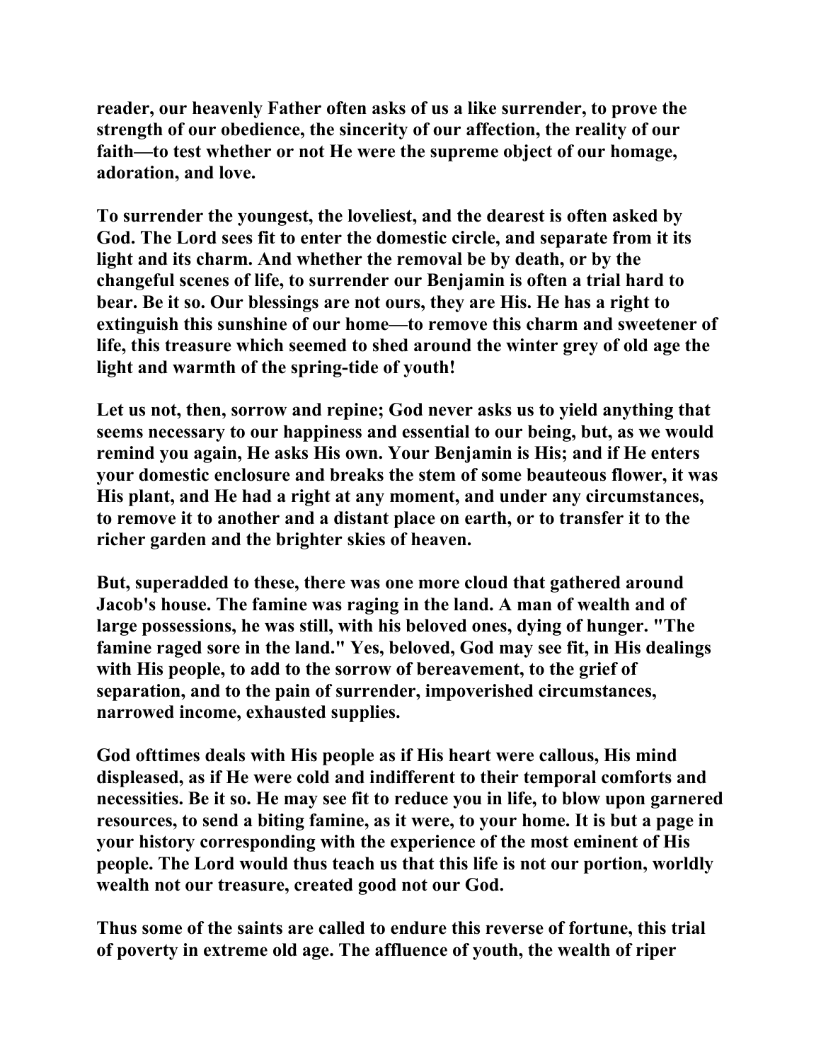**reader, our heavenly Father often asks of us a like surrender, to prove the strength of our obedience, the sincerity of our affection, the reality of our faith—to test whether or not He were the supreme object of our homage, adoration, and love.**

**To surrender the youngest, the loveliest, and the dearest is often asked by God. The Lord sees fit to enter the domestic circle, and separate from it its light and its charm. And whether the removal be by death, or by the changeful scenes of life, to surrender our Benjamin is often a trial hard to bear. Be it so. Our blessings are not ours, they are His. He has a right to extinguish this sunshine of our home—to remove this charm and sweetener of life, this treasure which seemed to shed around the winter grey of old age the light and warmth of the spring-tide of youth!**

**Let us not, then, sorrow and repine; God never asks us to yield anything that seems necessary to our happiness and essential to our being, but, as we would remind you again, He asks His own. Your Benjamin is His; and if He enters your domestic enclosure and breaks the stem of some beauteous flower, it was His plant, and He had a right at any moment, and under any circumstances, to remove it to another and a distant place on earth, or to transfer it to the richer garden and the brighter skies of heaven.**

**But, superadded to these, there was one more cloud that gathered around Jacob's house. The famine was raging in the land. A man of wealth and of large possessions, he was still, with his beloved ones, dying of hunger. "The famine raged sore in the land." Yes, beloved, God may see fit, in His dealings with His people, to add to the sorrow of bereavement, to the grief of separation, and to the pain of surrender, impoverished circumstances, narrowed income, exhausted supplies.**

**God ofttimes deals with His people as if His heart were callous, His mind displeased, as if He were cold and indifferent to their temporal comforts and necessities. Be it so. He may see fit to reduce you in life, to blow upon garnered resources, to send a biting famine, as it were, to your home. It is but a page in your history corresponding with the experience of the most eminent of His people. The Lord would thus teach us that this life is not our portion, worldly wealth not our treasure, created good not our God.**

**Thus some of the saints are called to endure this reverse of fortune, this trial of poverty in extreme old age. The affluence of youth, the wealth of riper**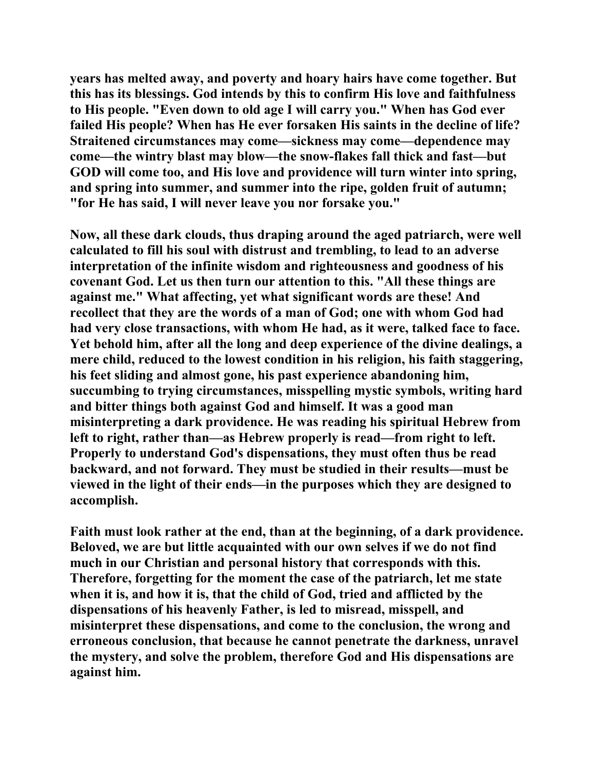years has melted away, and poverty and hoary hairs have come together. But this has its blessings. God intends by this to confirm His love and faithfulness to His people. "Even down to old age I will carry you." When has God ever failed His people? When has He ever forsaken His saints in the decline of life? Straitened circumstances may come—sickness may come—dependence may come—the wintry blast may blow—the snow-flakes fall thick and fast—but GOD will come too, and His love and providence will turn winter into spring, and spring into summer, and summer into the ripe, golden fruit of autumn; "for He has said, I will never leave you nor forsake you."

Now, all these dark clouds, thus draping around the aged patriarch, were well calculated to fill his soul with distrust and trembling, to lead to an adverse interpretation of the infinite wisdom and righteousness and goodness of his covenant God. Let us then turn our attention to this. "All these things are against me." What affecting, yet what significant words are these! And recollect that they are the words of a man of God; one with whom God had had very close transactions, with whom He had, as it were, talked face to face. Yet behold him, after all the long and deep experience of the divine dealings, a mere child, reduced to the lowest condition in his religion, his faith staggering, his feet sliding and almost gone, his past experience abandoning him, succumbing to trying circumstances, misspelling mystic symbols, writing hard and bitter things both against God and himself. It was a good man misinterpreting a dark providence. He was reading his spiritual Hebrew from left to right, rather than—as Hebrew properly is read—from right to left. Properly to understand God's dispensations, they must often thus be read backward, and not forward. They must be studied in their results—must be viewed in the light of their ends—in the purposes which they are designed to accomplish.

Faith must look rather at the end, than at the beginning, of a dark providence. Beloved, we are but little acquainted with our own selves if we do not find much in our Christian and personal history that corresponds with this. Therefore, forgetting for the moment the case of the patriarch, let me state when it is, and how it is, that the child of God, tried and afflicted by the dispensations of his heavenly Father, is led to misread, misspell, and misinterpret these dispensations, and come to the conclusion, the wrong and erroneous conclusion, that because he cannot penetrate the darkness, unravel the mystery, and solve the problem, therefore God and His dispensations are against him.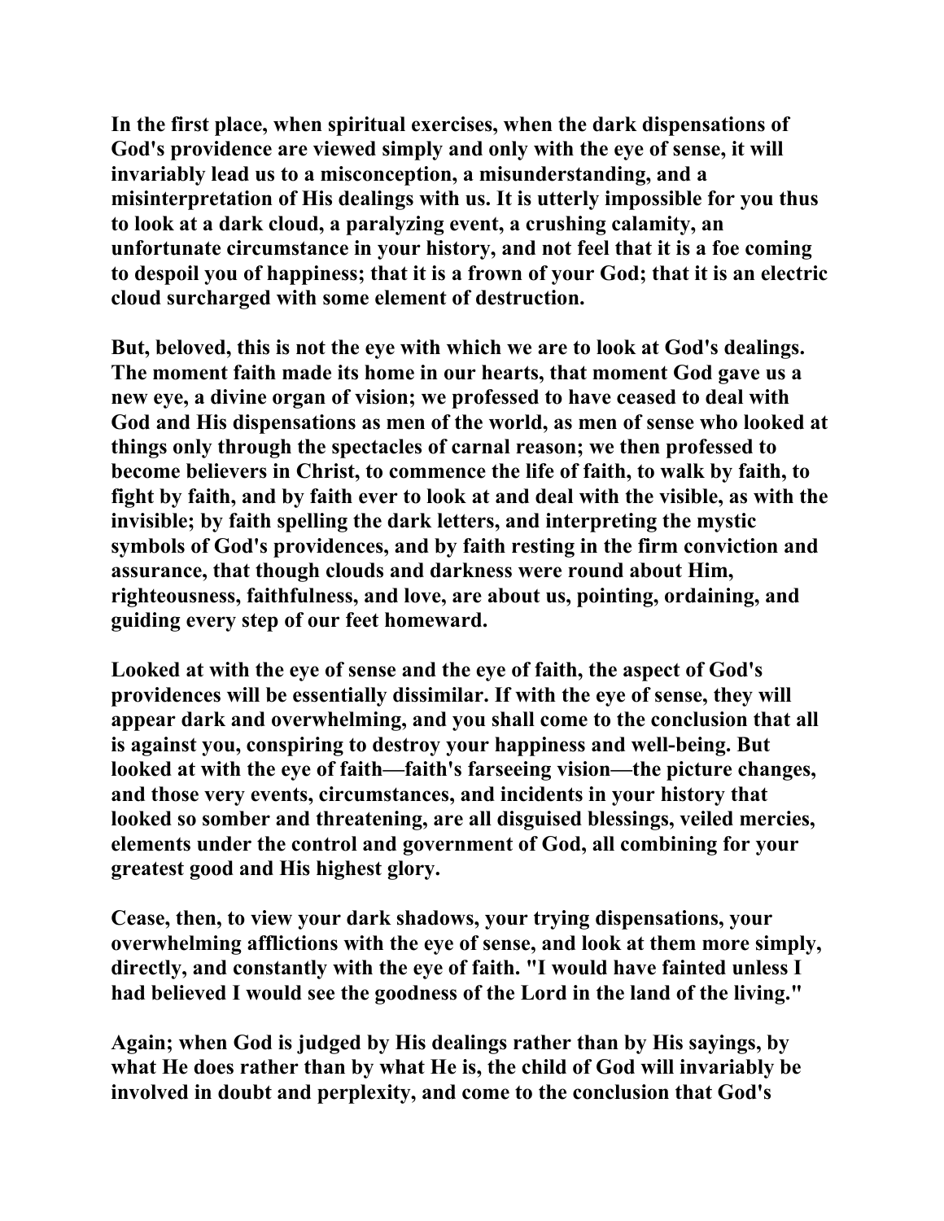In the first place, when spiritual exercises, when the dark dispensations of God's providence are viewed simply and only with the eye of sense, it will invariably lead us to a misconception, a misunderstanding, and a misinterpretation of His dealings with us. It is utterly impossible for you thus to look at a dark cloud, a paralyzing event, a crushing calamity, an unfortunate circumstance in your history, and not feel that it is a foe coming to despoil you of happiness; that it is a frown of your God; that it is an electric cloud surcharged with some element of destruction.

But, beloved, this is not the eye with which we are to look at God's dealings. The moment faith made its home in our hearts, that moment God gave us a new eye, a divine organ of vision; we professed to have ceased to deal with God and His dispensations as men of the world, as men of sense who looked at things only through the spectacles of carnal reason; we then professed to become believers in Christ, to commence the life of faith, to walk by faith, to fight by faith, and by faith ever to look at and deal with the visible, as with the invisible; by faith spelling the dark letters, and interpreting the mystic symbols of God's providences, and by faith resting in the firm conviction and assurance, that though clouds and darkness were round about Him, righteousness, faithfulness, and love, are about us, pointing, ordaining, and guiding every step of our feet homeward.

Looked at with the eye of sense and the eye of faith, the aspect of God's providences will be essentially dissimilar. If with the eye of sense, they will appear dark and overwhelming, and you shall come to the conclusion that all is against you, conspiring to destroy your happiness and well-being. But looked at with the eye of faith—faith's farseeing vision—the picture changes, and those very events, circumstances, and incidents in your history that looked so somber and threatening, are all disguised blessings, veiled mercies, elements under the control and government of God, all combining for your greatest good and His highest glory.

Cease, then, to view your dark shadows, your trying dispensations, your overwhelming afflictions with the eye of sense, and look at them more simply, directly, and constantly with the eye of faith. "I would have fainted unless I had believed I would see the goodness of the Lord in the land of the living."

Again; when God is judged by His dealings rather than by His sayings, by what He does rather than by what He is, the child of God will invariably be involved in doubt and perplexity, and come to the conclusion that God's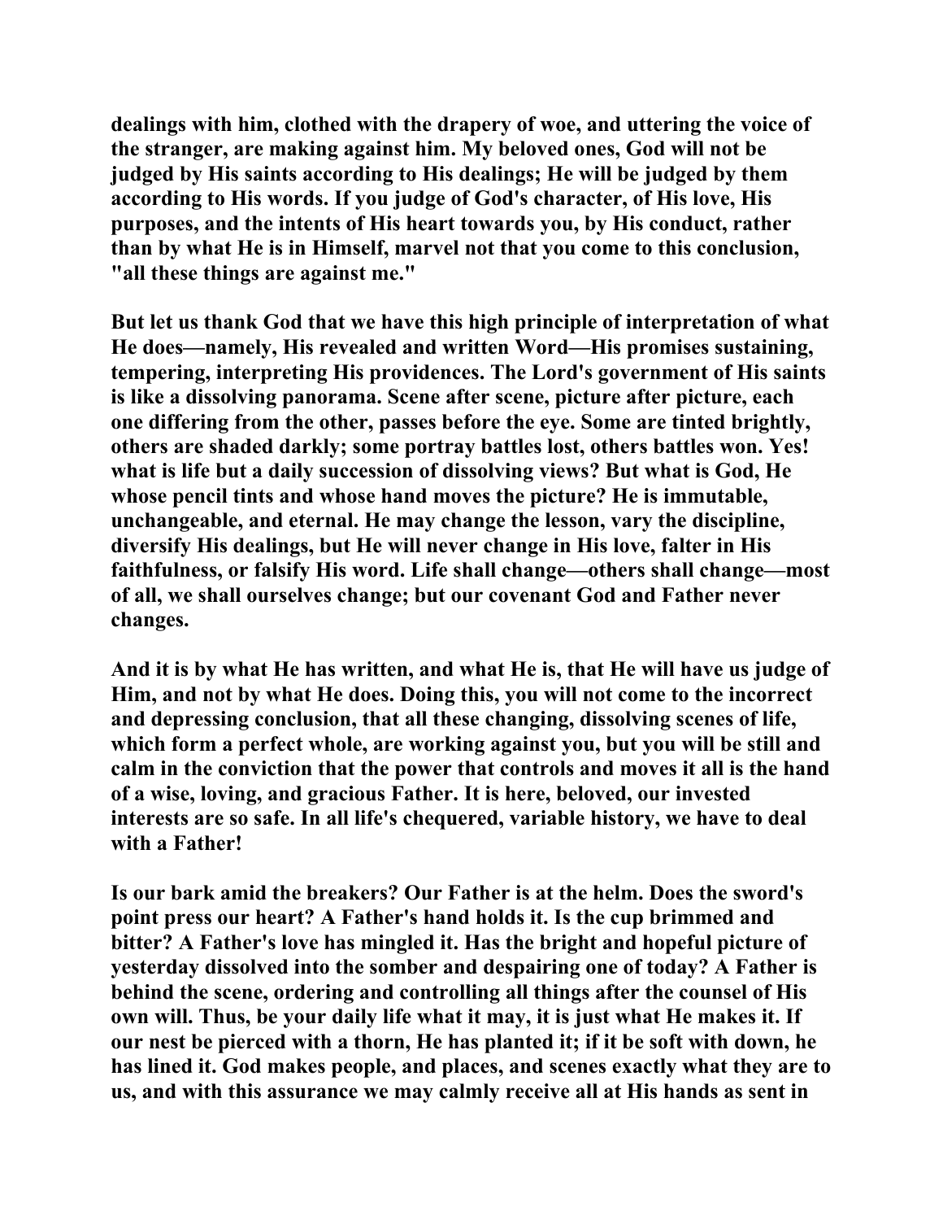dealings with him, clothed with the drapery of woe, and uttering the voice of the stranger, are making against him. My beloved ones, God will not be judged by His saints according to His dealings; He will be judged by them according to His words. If you judge of God's character, of His love, His purposes, and the intents of His heart towards you, by His conduct, rather than by what He is in Himself, marvel not that you come to this conclusion, "all these things are against me."

But let us thank God that we have this high principle of interpretation of what He does—namely, His revealed and written Word—His promises sustaining, tempering, interpreting His providences. The Lord's government of His saints is like a dissolving panorama. Scene after scene, picture after picture, each one differing from the other, passes before the eye. Some are tinted brightly, others are shaded darkly; some portray battles lost, others battles won. Yes! what is life but a daily succession of dissolving views? But what is God, He whose pencil tints and whose hand moves the picture? He is immutable, unchangeable, and eternal. He may change the lesson, vary the discipline, diversify His dealings, but He will never change in His love, falter in His faithfulness, or falsify His word. Life shall change—others shall change—most of all, we shall ourselves change; but our covenant God and Father never changes.

And it is by what He has written, and what He is, that He will have us judge of Him, and not by what He does. Doing this, you will not come to the incorrect and depressing conclusion, that all these changing, dissolving scenes of life, which form a perfect whole, are working against you, but you will be still and calm in the conviction that the power that controls and moves it all is the hand of a wise, loving, and gracious Father. It is here, beloved, our invested interests are so safe. In all life's chequered, variable history, we have to deal with a Father!

Is our bark amid the breakers? Our Father is at the helm. Does the sword's point press our heart? A Father's hand holds it. Is the cup brimmed and bitter? A Father's love has mingled it. Has the bright and hopeful picture of yesterday dissolved into the somber and despairing one of today? A Father is behind the scene, ordering and controlling all things after the counsel of His own will. Thus, be your daily life what it may, it is just what He makes it. If our nest be pierced with a thorn, He has planted it; if it be soft with down, he has lined it. God makes people, and places, and scenes exactly what they are to us, and with this assurance we may calmly receive all at His hands as sent in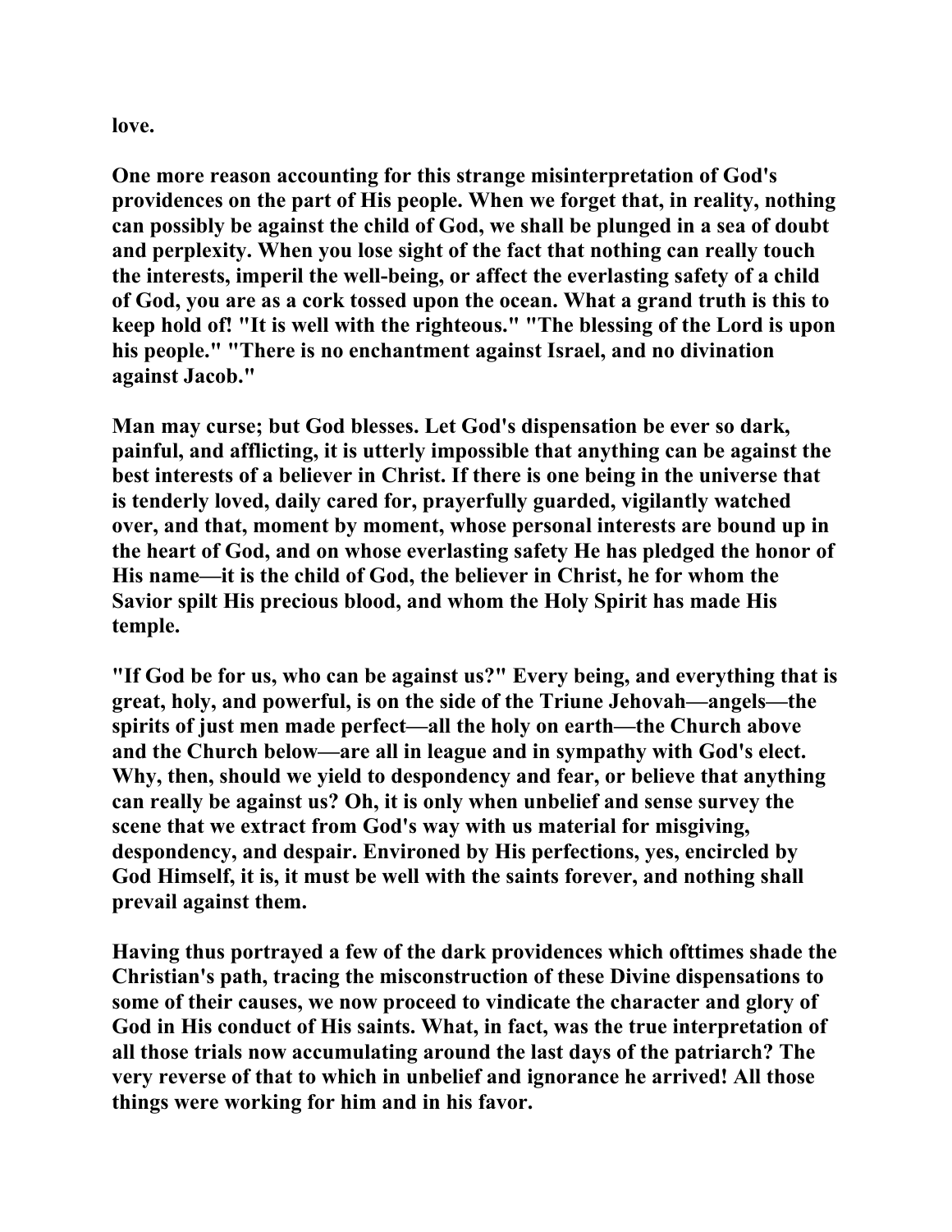love.

One more reason accounting for this strange misinterpretation of God's providences on the part of His people. When we forget that, in reality, nothing can possibly be against the child of God, we shall be plunged in a sea of doubt and perplexity. When you lose sight of the fact that nothing can really touch the interests, imperil the well-being, or affect the everlasting safety of a child of God, you are as a cork tossed upon the ocean. What a grand truth is this to keep hold of! "It is well with the righteous." "The blessing of the Lord is upon his people." "There is no enchantment against Israel, and no divination against Jacob."

Man may curse; but God blesses. Let God's dispensation be ever so dark, painful, and afflicting, it is utterly impossible that anything can be against the best interests of a believer in Christ. If there is one being in the universe that is tenderly loved, daily cared for, prayerfully guarded, vigilantly watched over, and that, moment by moment, whose personal interests are bound up in the heart of God, and on whose everlasting safety He has pledged the honor of His name—it is the child of God, the believer in Christ, he for whom the Savior spilt His precious blood, and whom the Holy Spirit has made His temple.

"If God be for us, who can be against us?" Every being, and everything that is great, holy, and powerful, is on the side of the Triune Jehovah—angels—the spirits of just men made perfect—all the holy on earth—the Church above and the Church below—are all in league and in sympathy with God's elect. Why, then, should we yield to despondency and fear, or believe that anything can really be against us? Oh, it is only when unbelief and sense survey the scene that we extract from God's way with us material for misgiving, despondency, and despair. Environed by His perfections, yes, encircled by God Himself, it is, it must be well with the saints forever, and nothing shall prevail against them.

Having thus portrayed a few of the dark providences which ofttimes shade the Christian's path, tracing the misconstruction of these Divine dispensations to some of their causes, we now proceed to vindicate the character and glory of God in His conduct of His saints. What, in fact, was the true interpretation of all those trials now accumulating around the last days of the patriarch? The very reverse of that to which in unbelief and ignorance he arrived! All those things were working for him and in his favor.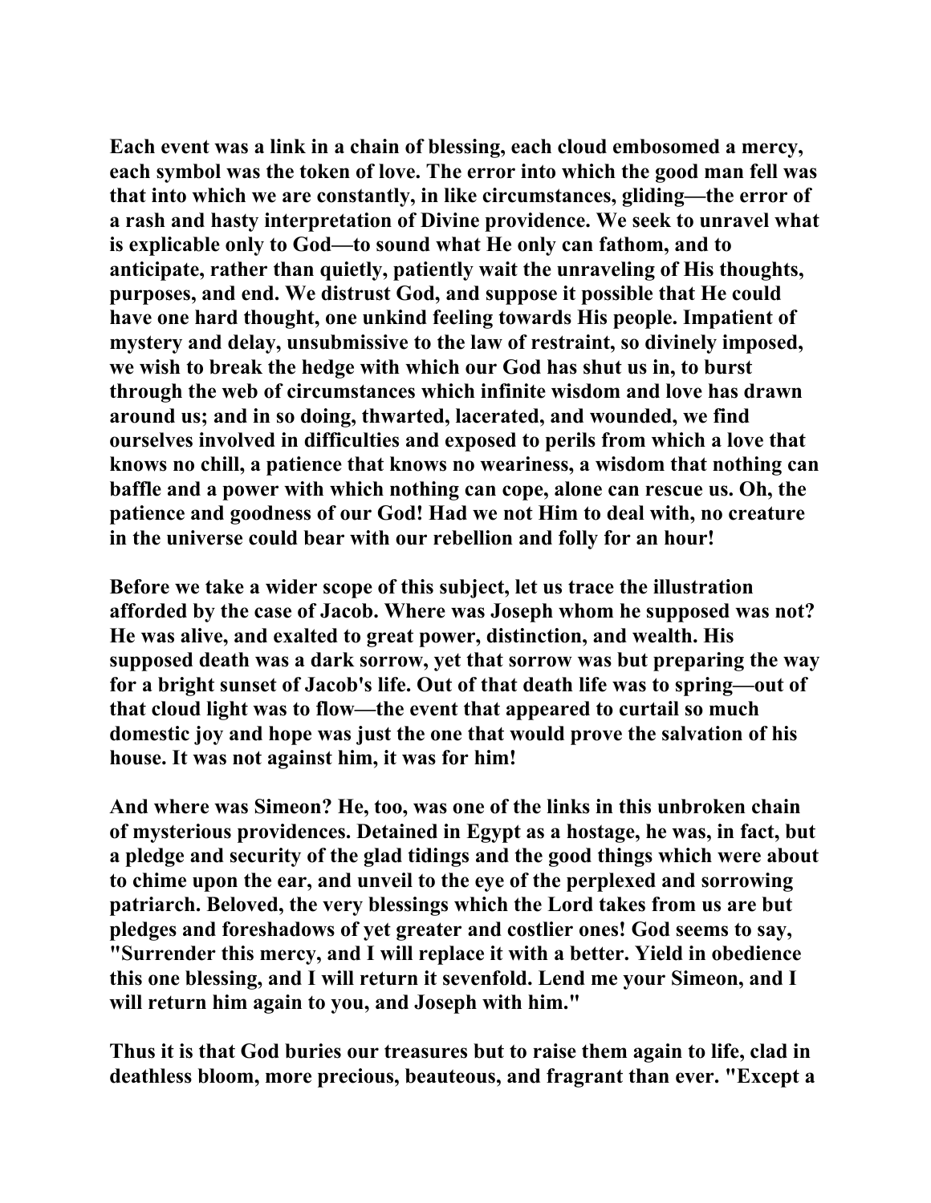Each event was a link in a chain of blessing, each cloud embosomed a mercy, each symbol was the token of love. The error into which the good man fell was that into which we are constantly, in like circumstances, gliding—the error of a rash and hasty interpretation of Divine providence. We seek to unravel what is explicable only to God—to sound what He only can fathom, and to anticipate, rather than quietly, patiently wait the unraveling of His thoughts, purposes, and end. We distrust God, and suppose it possible that He could have one hard thought, one unkind feeling towards His people. Impatient of mystery and delay, unsubmissive to the law of restraint, so divinely imposed, we wish to break the hedge with which our God has shut us in, to burst through the web of circumstances which infinite wisdom and love has drawn around us; and in so doing, thwarted, lacerated, and wounded, we find ourselves involved in difficulties and exposed to perils from which a love that knows no chill, a patience that knows no weariness, a wisdom that nothing can baffle and a power with which nothing can cope, alone can rescue us. Oh, the patience and goodness of our God! Had we not Him to deal with, no creature in the universe could bear with our rebellion and folly for an hour!

Before we take a wider scope of this subject, let us trace the illustration afforded by the case of Jacob. Where was Joseph whom he supposed was not? He was alive, and exalted to great power, distinction, and wealth. His supposed death was a dark sorrow, yet that sorrow was but preparing the way for a bright sunset of Jacob's life. Out of that death life was to spring—out of that cloud light was to flow—the event that appeared to curtail so much domestic joy and hope was just the one that would prove the salvation of his house. It was not against him, it was for him!

And where was Simeon? He, too, was one of the links in this unbroken chain of mysterious providences. Detained in Egypt as a hostage, he was, in fact, but a pledge and security of the glad tidings and the good things which were about to chime upon the ear, and unveil to the eye of the perplexed and sorrowing patriarch. Beloved, the very blessings which the Lord takes from us are but pledges and foreshadows of yet greater and costlier ones! God seems to say, "Surrender this mercy, and I will replace it with a better. Yield in obedience this one blessing, and I will return it sevenfold. Lend me your Simeon, and I will return him again to you, and Joseph with him."

Thus it is that God buries our treasures but to raise them again to life, clad in deathless bloom, more precious, beauteous, and fragrant than ever. "Except a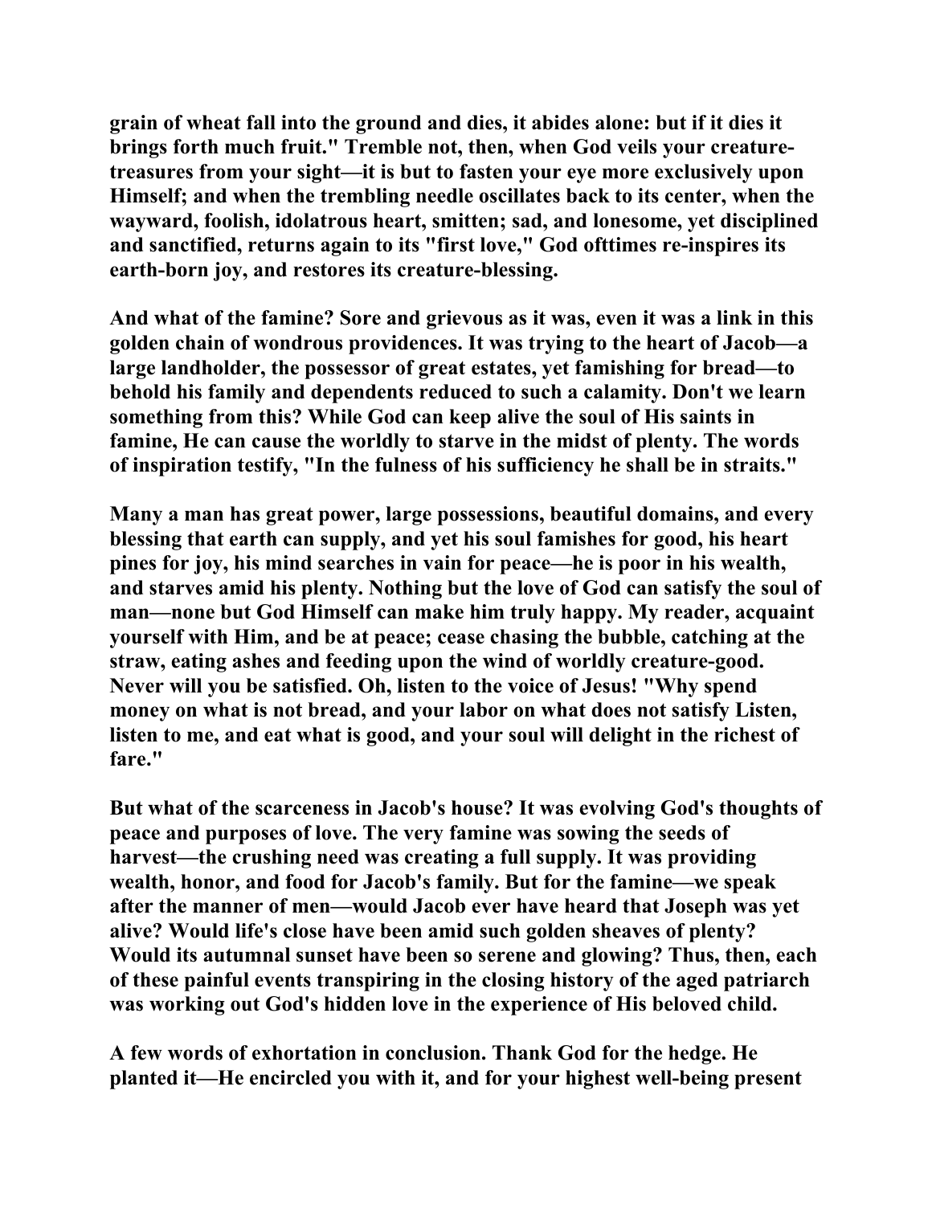**grain of wheat fall into the ground and dies, it abides alone: but if it dies it brings forth much fruit." Tremble not, then, when God veils your creature-treasures from your sight—it is but to fasten your eye more exclusively upon Himself; and when the trembling needle oscillates back to its center, when the wayward, foolish, idolatrous heart, smitten; sad, and lonesome, yet disciplined and sanctified, returns again to its "first love," God ofttimes re-inspires its earth-born joy, and restores its creature-blessing.**

**And what of the famine? Sore and grievous as it was, even it was a link in this golden chain of wondrous providences. It was trying to the heart of Jacob—a large landholder, the possessor of great estates, yet famishing for bread—to behold his family and dependents reduced to such a calamity. Don't we learn something from this? While God can keep alive the soul of His saints in famine, He can cause the worldly to starve in the midst of plenty. The words of inspiration testify, "In the fulness of his sufficiency he shall be in straits."**

**Many a man has great power, large possessions, beautiful domains, and every blessing that earth can supply, and yet his soul famishes for good, his heart pines for joy, his mind searches in vain for peace—he is poor in his wealth, and starves amid his plenty. Nothing but the love of God can satisfy the soul of man—none but God Himself can make him truly happy. My reader, acquaint yourself with Him, and be at peace; cease chasing the bubble, catching at the straw, eating ashes and feeding upon the wind of worldly creature-good. Never will you be satisfied. Oh, listen to the voice of Jesus! "Why spend money on what is not bread, and your labor on what does not satisfy Listen, listen to me, and eat what is good, and your soul will delight in the richest of fare."**

**But what of the scarceness in Jacob's house? It was evolving God's thoughts of peace and purposes of love. The very famine was sowing the seeds of harvest—the crushing need was creating a full supply. It was providing wealth, honor, and food for Jacob's family. But for the famine—we speak after the manner of men—would Jacob ever have heard that Joseph was yet alive? Would life's close have been amid such golden sheaves of plenty? Would its autumnal sunset have been so serene and glowing? Thus, then, each of these painful events transpiring in the closing history of the aged patriarch was working out God's hidden love in the experience of His beloved child.**

**A few words of exhortation in conclusion. Thank God for the hedge. He planted it—He encircled you with it, and for your highest well-being present**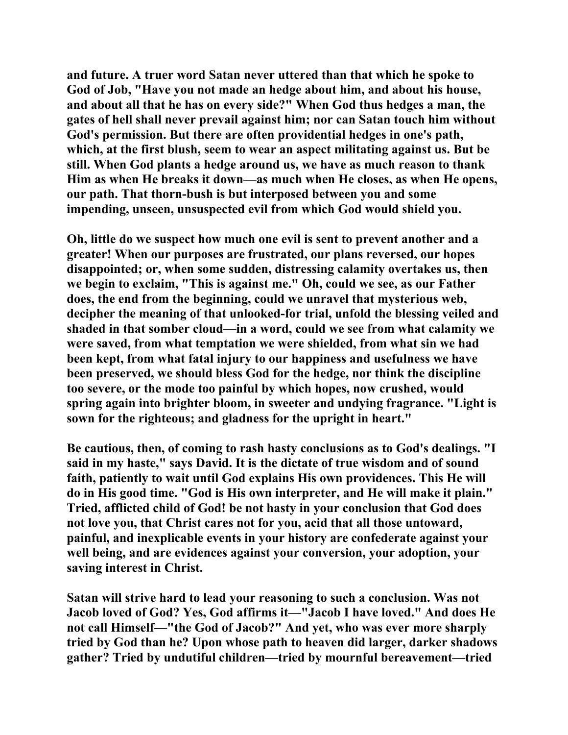**and future. A truer word Satan never uttered than that which he spoke to God of Job, "Have you not made an hedge about him, and about his house, and about all that he has on every side?" When God thus hedges a man, the gates of hell shall never prevail against him; nor can Satan touch him without God's permission. But there are often providential hedges in one's path, which, at the first blush, seem to wear an aspect militating against us. But be still. When God plants a hedge around us, we have as much reason to thank Him as when He breaks it down—as much when He closes, as when He opens, our path. That thorn-bush is but interposed between you and some impending, unseen, unsuspected evil from which God would shield you.**

**Oh, little do we suspect how much one evil is sent to prevent another and a greater! When our purposes are frustrated, our plans reversed, our hopes disappointed; or, when some sudden, distressing calamity overtakes us, then we begin to exclaim, "This is against me." Oh, could we see, as our Father does, the end from the beginning, could we unravel that mysterious web, decipher the meaning of that unlooked-for trial, unfold the blessing veiled and shaded in that somber cloud—in a word, could we see from what calamity we were saved, from what temptation we were shielded, from what sin we had been kept, from what fatal injury to our happiness and usefulness we have been preserved, we should bless God for the hedge, nor think the discipline too severe, or the mode too painful by which hopes, now crushed, would spring again into brighter bloom, in sweeter and undying fragrance. "Light is sown for the righteous; and gladness for the upright in heart."**

**Be cautious, then, of coming to rash hasty conclusions as to God's dealings. "I said in my haste," says David. It is the dictate of true wisdom and of sound faith, patiently to wait until God explains His own providences. This He will do in His good time. "God is His own interpreter, and He will make it plain." Tried, afflicted child of God! be not hasty in your conclusion that God does not love you, that Christ cares not for you, acid that all those untoward, painful, and inexplicable events in your history are confederate against your well being, and are evidences against your conversion, your adoption, your saving interest in Christ.**

**Satan will strive hard to lead your reasoning to such a conclusion. Was not Jacob loved of God? Yes, God affirms it—"Jacob I have loved." And does He not call Himself—"the God of Jacob?" And yet, who was ever more sharply tried by God than he? Upon whose path to heaven did larger, darker shadows gather? Tried by undutiful children—tried by mournful bereavement—tried**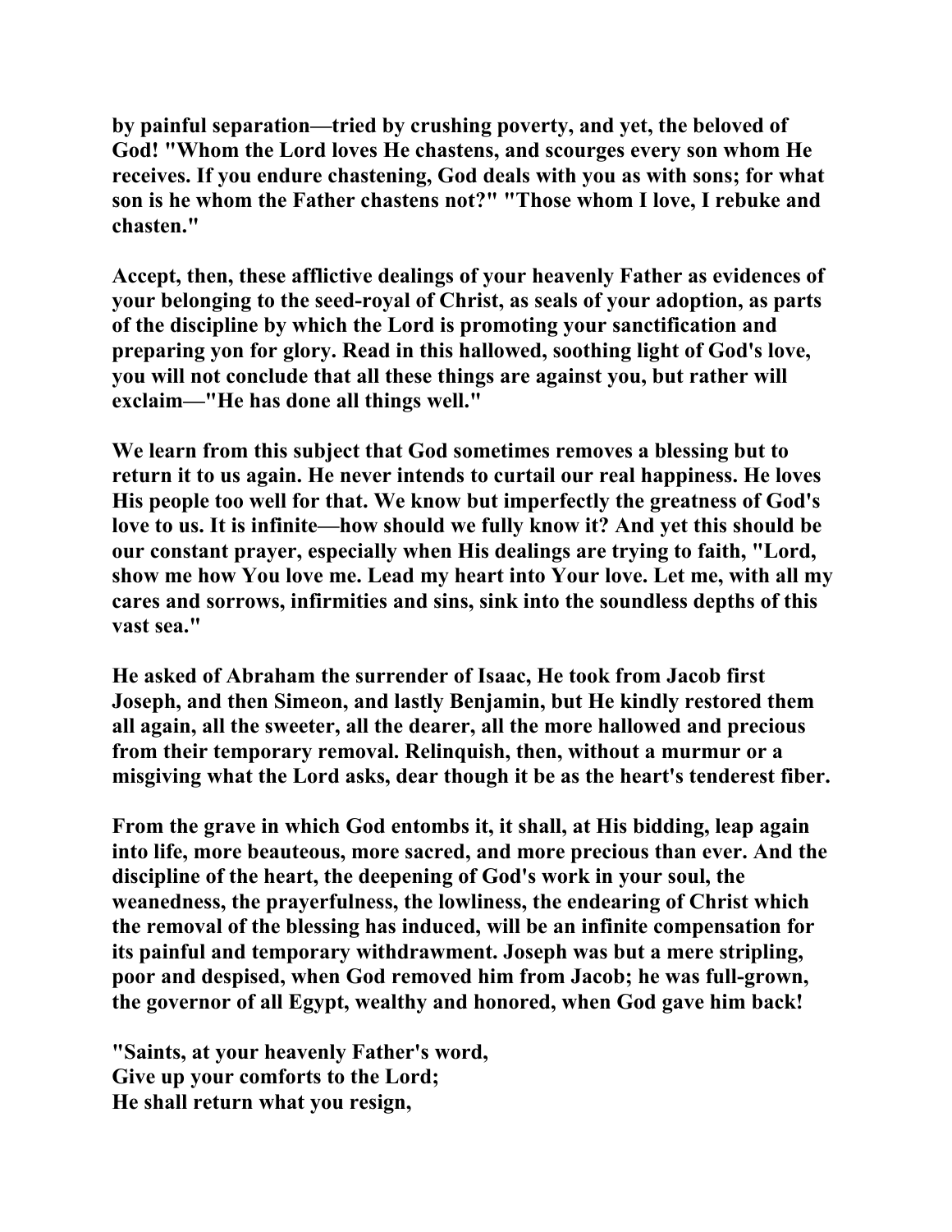by painful separation—tried by crushing poverty, and yet, the beloved of God! "Whom the Lord loves He chastens, and scourges every son whom He receives. If you endure chastening, God deals with you as with sons; for what son is he whom the Father chastens not?" "Those whom I love, I rebuke and chasten."

Accept, then, these afflictive dealings of your heavenly Father as evidences of your belonging to the seed-royal of Christ, as seals of your adoption, as parts of the discipline by which the Lord is promoting your sanctification and preparing yon for glory. Read in this hallowed, soothing light of God's love, you will not conclude that all these things are against you, but rather will exclaim—"He has done all things well."

We learn from this subject that God sometimes removes a blessing but to return it to us again. He never intends to curtail our real happiness. He loves His people too well for that. We know but imperfectly the greatness of God's love to us. It is infinite—how should we fully know it? And yet this should be our constant prayer, especially when His dealings are trying to faith, "Lord, show me how You love me. Lead my heart into Your love. Let me, with all my cares and sorrows, infirmities and sins, sink into the soundless depths of this vast sea."

He asked of Abraham the surrender of Isaac, He took from Jacob first Joseph, and then Simeon, and lastly Benjamin, but He kindly restored them all again, all the sweeter, all the dearer, all the more hallowed and precious from their temporary removal. Relinquish, then, without a murmur or a misgiving what the Lord asks, dear though it be as the heart's tenderest fiber.

From the grave in which God entombs it, it shall, at His bidding, leap again into life, more beauteous, more sacred, and more precious than ever. And the discipline of the heart, the deepening of God's work in your soul, the weanedness, the prayerfulness, the lowliness, the endearing of Christ which the removal of the blessing has induced, will be an infinite compensation for its painful and temporary withdrawment. Joseph was but a mere stripling, poor and despised, when God removed him from Jacob; he was full-grown, the governor of all Egypt, wealthy and honored, when God gave him back!

"Saints, at your heavenly Father's word,
Give up your comforts to the Lord;
He shall return what you resign,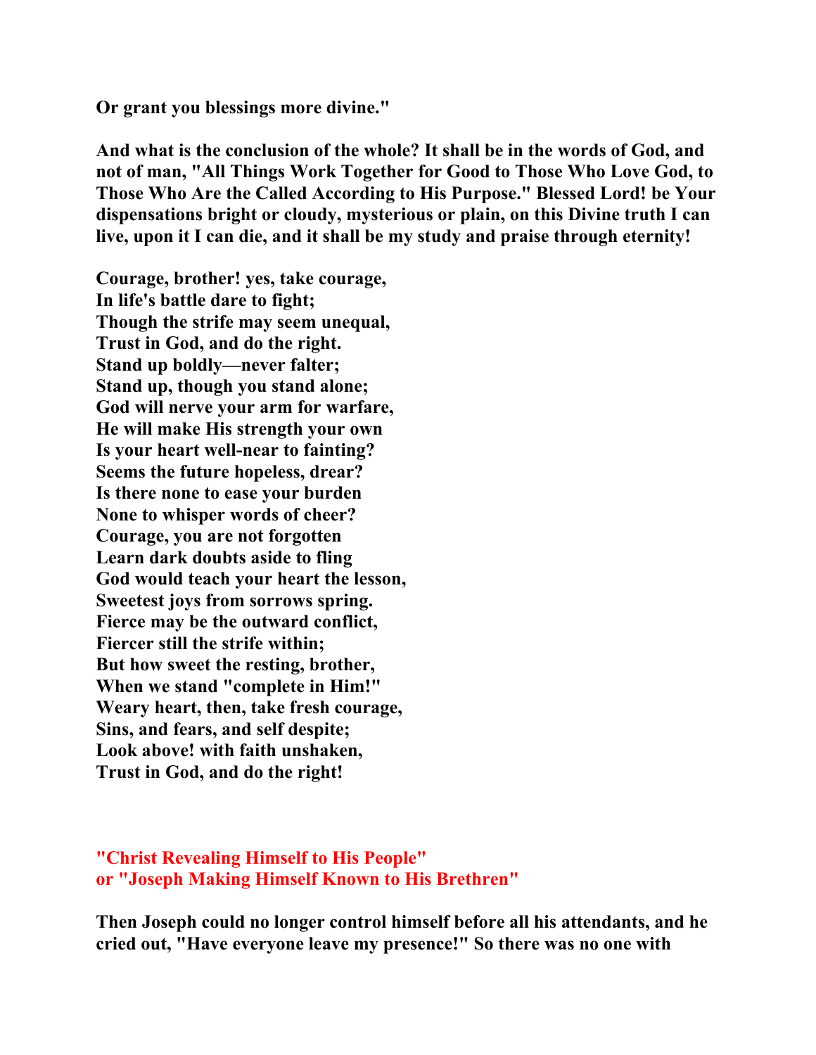**Or grant you blessings more divine."**

**And what is the conclusion of the whole? It shall be in the words of God, and not of man, "All Things Work Together for Good to Those Who Love God, to Those Who Are the Called According to His Purpose." Blessed Lord! be Your dispensations bright or cloudy, mysterious or plain, on this Divine truth I can live, upon it I can die, and it shall be my study and praise through eternity!**

**Courage, brother! yes, take courage,**
**In life's battle dare to fight;**
**Though the strife may seem unequal,**
**Trust in God, and do the right.**
**Stand up boldly—never falter;**
**Stand up, though you stand alone;**
**God will nerve your arm for warfare,**
**He will make His strength your own**
**Is your heart well-near to fainting?**
**Seems the future hopeless, drear?**
**Is there none to ease your burden**
**None to whisper words of cheer?**
**Courage, you are not forgotten**
**Learn dark doubts aside to fling**
**God would teach your heart the lesson,**
**Sweetest joys from sorrows spring.**
**Fierce may be the outward conflict,**
**Fiercer still the strife within;**
**But how sweet the resting, brother,**
**When we stand "complete in Him!"**
**Weary heart, then, take fresh courage,**
**Sins, and fears, and self despite;**
**Look above! with faith unshaken,**
**Trust in God, and do the right!**

## "Christ Revealing Himself to His People" or "Joseph Making Himself Known to His Brethren"

**Then Joseph could no longer control himself before all his attendants, and he cried out, "Have everyone leave my presence!" So there was no one with**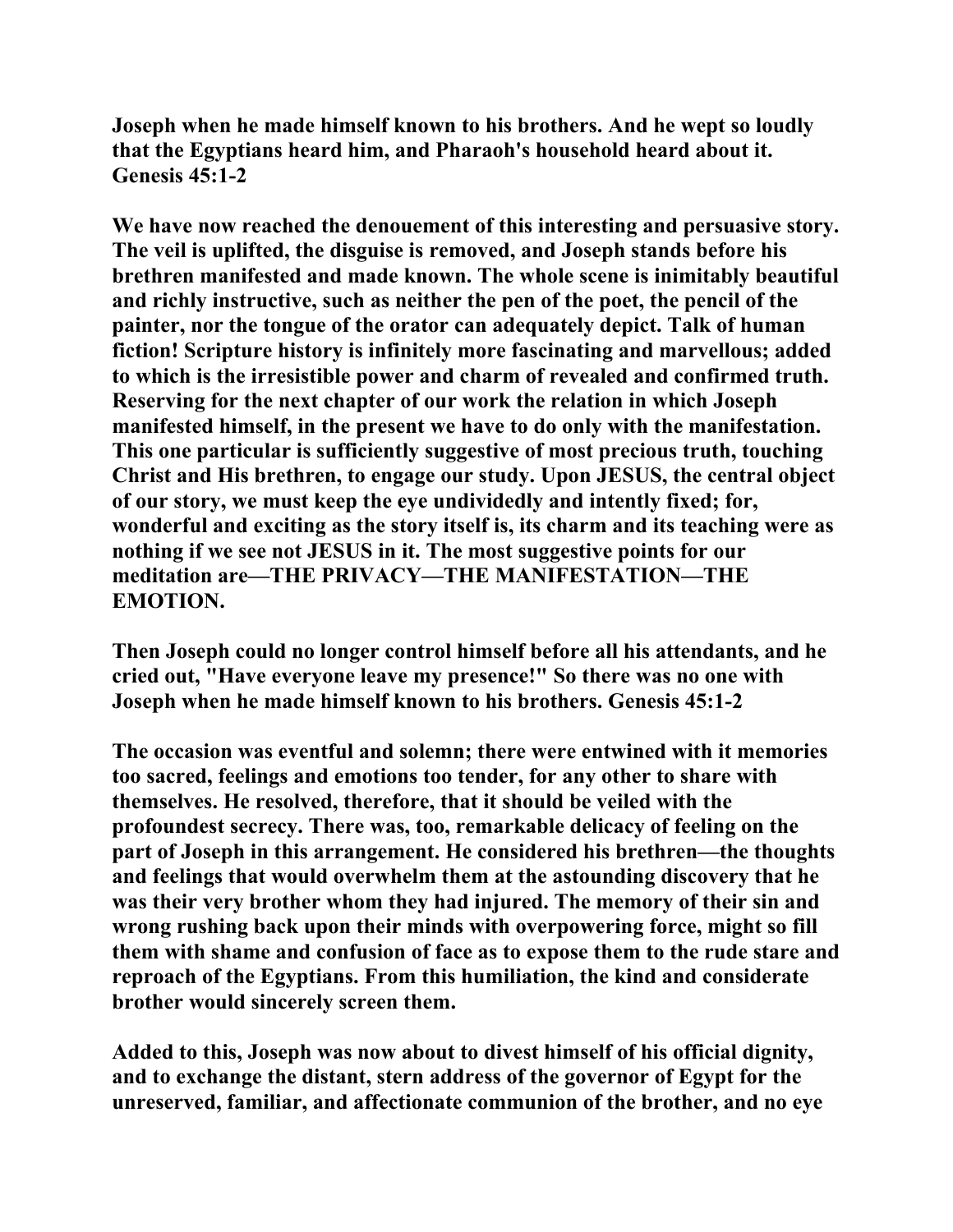**Joseph when he made himself known to his brothers. And he wept so loudly that the Egyptians heard him, and Pharaoh's household heard about it. Genesis 45:1-2**

**We have now reached the denouement of this interesting and persuasive story. The veil is uplifted, the disguise is removed, and Joseph stands before his brethren manifested and made known. The whole scene is inimitably beautiful and richly instructive, such as neither the pen of the poet, the pencil of the painter, nor the tongue of the orator can adequately depict. Talk of human fiction! Scripture history is infinitely more fascinating and marvellous; added to which is the irresistible power and charm of revealed and confirmed truth. Reserving for the next chapter of our work the relation in which Joseph manifested himself, in the present we have to do only with the manifestation. This one particular is sufficiently suggestive of most precious truth, touching Christ and His brethren, to engage our study. Upon JESUS, the central object of our story, we must keep the eye undividedly and intently fixed; for, wonderful and exciting as the story itself is, its charm and its teaching were as nothing if we see not JESUS in it. The most suggestive points for our meditation are—THE PRIVACY—THE MANIFESTATION—THE EMOTION.**

**Then Joseph could no longer control himself before all his attendants, and he cried out, "Have everyone leave my presence!" So there was no one with Joseph when he made himself known to his brothers. Genesis 45:1-2**

**The occasion was eventful and solemn; there were entwined with it memories too sacred, feelings and emotions too tender, for any other to share with themselves. He resolved, therefore, that it should be veiled with the profoundest secrecy. There was, too, remarkable delicacy of feeling on the part of Joseph in this arrangement. He considered his brethren—the thoughts and feelings that would overwhelm them at the astounding discovery that he was their very brother whom they had injured. The memory of their sin and wrong rushing back upon their minds with overpowering force, might so fill them with shame and confusion of face as to expose them to the rude stare and reproach of the Egyptians. From this humiliation, the kind and considerate brother would sincerely screen them.**

**Added to this, Joseph was now about to divest himself of his official dignity, and to exchange the distant, stern address of the governor of Egypt for the unreserved, familiar, and affectionate communion of the brother, and no eye**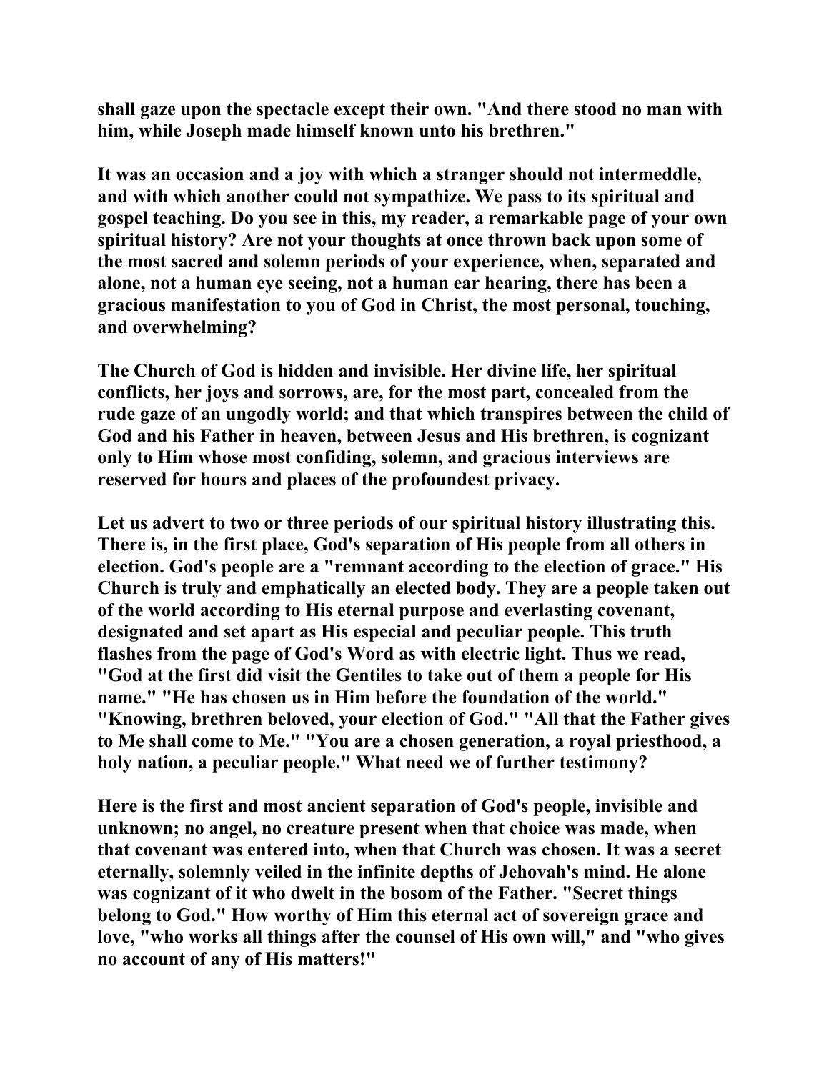shall gaze upon the spectacle except their own. "And there stood no man with him, while Joseph made himself known unto his brethren."

It was an occasion and a joy with which a stranger should not intermeddle, and with which another could not sympathize. We pass to its spiritual and gospel teaching. Do you see in this, my reader, a remarkable page of your own spiritual history? Are not your thoughts at once thrown back upon some of the most sacred and solemn periods of your experience, when, separated and alone, not a human eye seeing, not a human ear hearing, there has been a gracious manifestation to you of God in Christ, the most personal, touching, and overwhelming?

The Church of God is hidden and invisible. Her divine life, her spiritual conflicts, her joys and sorrows, are, for the most part, concealed from the rude gaze of an ungodly world; and that which transpires between the child of God and his Father in heaven, between Jesus and His brethren, is cognizant only to Him whose most confiding, solemn, and gracious interviews are reserved for hours and places of the profoundest privacy.

Let us advert to two or three periods of our spiritual history illustrating this. There is, in the first place, God's separation of His people from all others in election. God's people are a "remnant according to the election of grace." His Church is truly and emphatically an elected body. They are a people taken out of the world according to His eternal purpose and everlasting covenant, designated and set apart as His especial and peculiar people. This truth flashes from the page of God's Word as with electric light. Thus we read, "God at the first did visit the Gentiles to take out of them a people for His name." "He has chosen us in Him before the foundation of the world." "Knowing, brethren beloved, your election of God." "All that the Father gives to Me shall come to Me." "You are a chosen generation, a royal priesthood, a holy nation, a peculiar people." What need we of further testimony?

Here is the first and most ancient separation of God's people, invisible and unknown; no angel, no creature present when that choice was made, when that covenant was entered into, when that Church was chosen. It was a secret eternally, solemnly veiled in the infinite depths of Jehovah's mind. He alone was cognizant of it who dwelt in the bosom of the Father. "Secret things belong to God." How worthy of Him this eternal act of sovereign grace and love, "who works all things after the counsel of His own will," and "who gives no account of any of His matters!"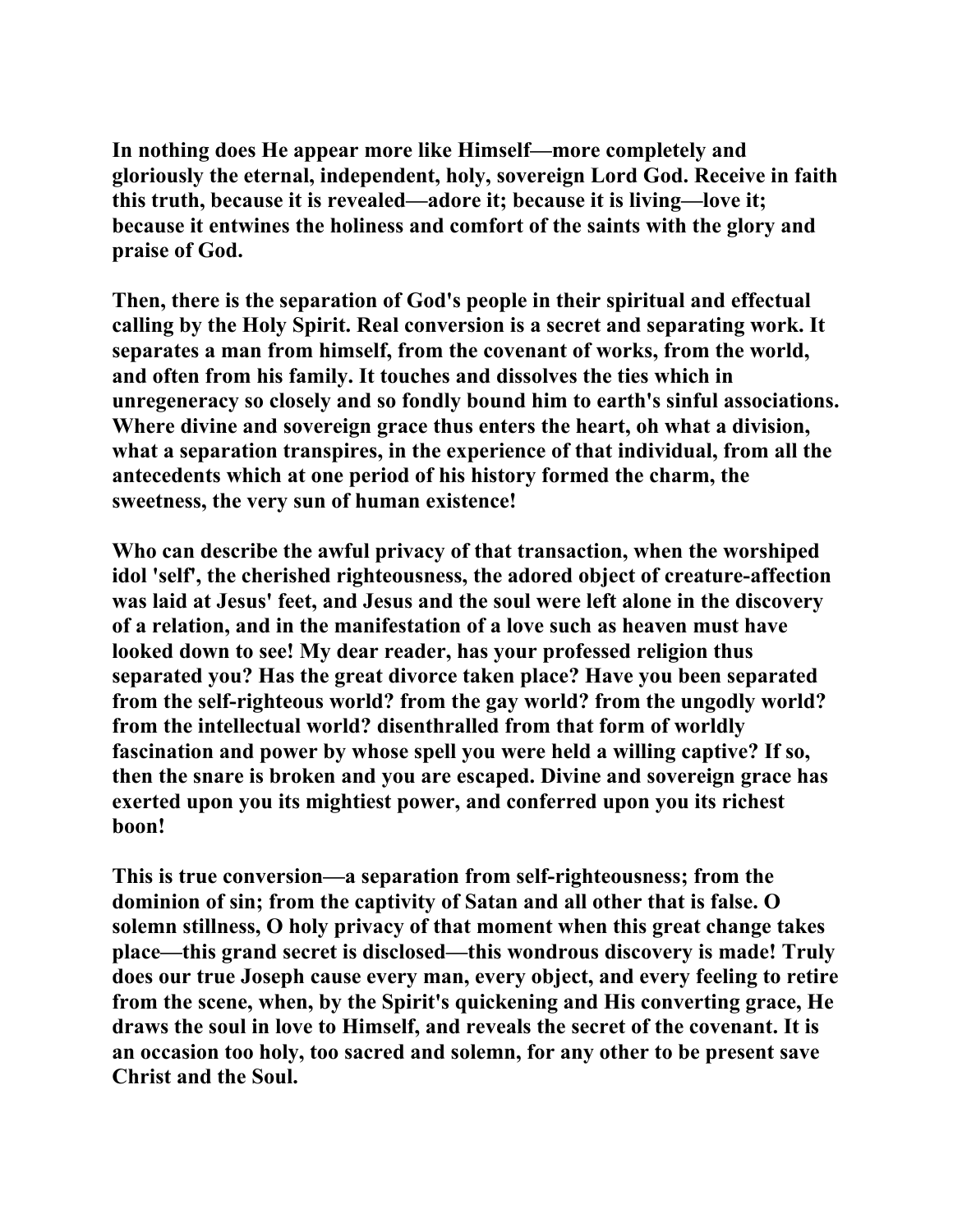In nothing does He appear more like Himself—more completely and gloriously the eternal, independent, holy, sovereign Lord God. Receive in faith this truth, because it is revealed—adore it; because it is living—love it; because it entwines the holiness and comfort of the saints with the glory and praise of God.

Then, there is the separation of God's people in their spiritual and effectual calling by the Holy Spirit. Real conversion is a secret and separating work. It separates a man from himself, from the covenant of works, from the world, and often from his family. It touches and dissolves the ties which in unregeneracy so closely and so fondly bound him to earth's sinful associations. Where divine and sovereign grace thus enters the heart, oh what a division, what a separation transpires, in the experience of that individual, from all the antecedents which at one period of his history formed the charm, the sweetness, the very sun of human existence!

Who can describe the awful privacy of that transaction, when the worshiped idol 'self', the cherished righteousness, the adored object of creature-affection was laid at Jesus' feet, and Jesus and the soul were left alone in the discovery of a relation, and in the manifestation of a love such as heaven must have looked down to see! My dear reader, has your professed religion thus separated you? Has the great divorce taken place? Have you been separated from the self-righteous world? from the gay world? from the ungodly world? from the intellectual world? disenthralled from that form of worldly fascination and power by whose spell you were held a willing captive? If so, then the snare is broken and you are escaped. Divine and sovereign grace has exerted upon you its mightiest power, and conferred upon you its richest boon!

This is true conversion—a separation from self-righteousness; from the dominion of sin; from the captivity of Satan and all other that is false. O solemn stillness, O holy privacy of that moment when this great change takes place—this grand secret is disclosed—this wondrous discovery is made! Truly does our true Joseph cause every man, every object, and every feeling to retire from the scene, when, by the Spirit's quickening and His converting grace, He draws the soul in love to Himself, and reveals the secret of the covenant. It is an occasion too holy, too sacred and solemn, for any other to be present save Christ and the Soul.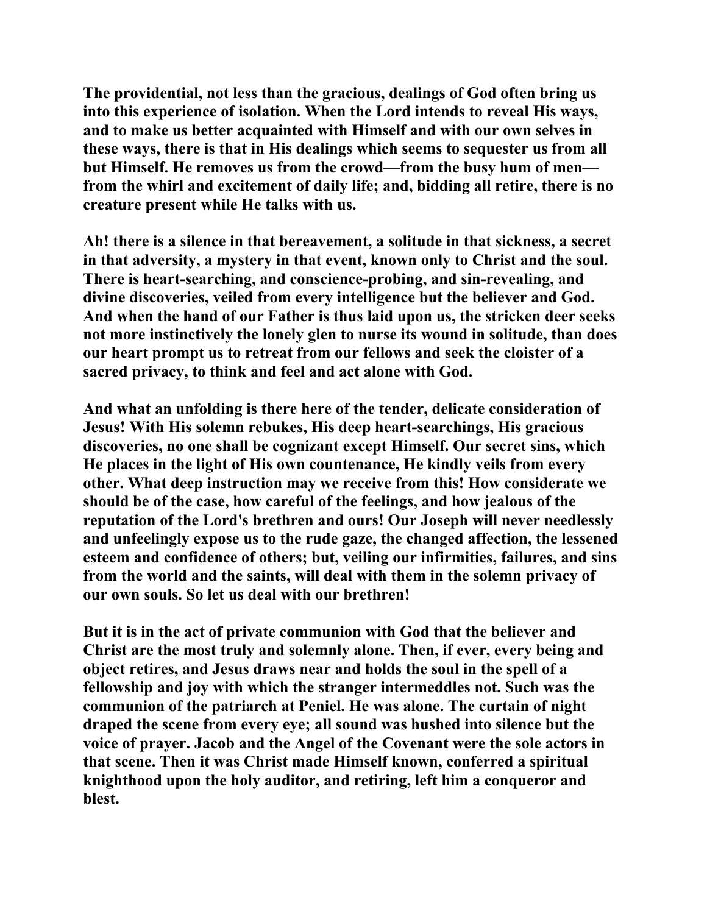The providential, not less than the gracious, dealings of God often bring us into this experience of isolation. When the Lord intends to reveal His ways, and to make us better acquainted with Himself and with our own selves in these ways, there is that in His dealings which seems to sequester us from all but Himself. He removes us from the crowd—from the busy hum of men—from the whirl and excitement of daily life; and, bidding all retire, there is no creature present while He talks with us.

Ah! there is a silence in that bereavement, a solitude in that sickness, a secret in that adversity, a mystery in that event, known only to Christ and the soul. There is heart-searching, and conscience-probing, and sin-revealing, and divine discoveries, veiled from every intelligence but the believer and God. And when the hand of our Father is thus laid upon us, the stricken deer seeks not more instinctively the lonely glen to nurse its wound in solitude, than does our heart prompt us to retreat from our fellows and seek the cloister of a sacred privacy, to think and feel and act alone with God.

And what an unfolding is there here of the tender, delicate consideration of Jesus! With His solemn rebukes, His deep heart-searchings, His gracious discoveries, no one shall be cognizant except Himself. Our secret sins, which He places in the light of His own countenance, He kindly veils from every other. What deep instruction may we receive from this! How considerate we should be of the case, how careful of the feelings, and how jealous of the reputation of the Lord's brethren and ours! Our Joseph will never needlessly and unfeelingly expose us to the rude gaze, the changed affection, the lessened esteem and confidence of others; but, veiling our infirmities, failures, and sins from the world and the saints, will deal with them in the solemn privacy of our own souls. So let us deal with our brethren!

But it is in the act of private communion with God that the believer and Christ are the most truly and solemnly alone. Then, if ever, every being and object retires, and Jesus draws near and holds the soul in the spell of a fellowship and joy with which the stranger intermeddles not. Such was the communion of the patriarch at Peniel. He was alone. The curtain of night draped the scene from every eye; all sound was hushed into silence but the voice of prayer. Jacob and the Angel of the Covenant were the sole actors in that scene. Then it was Christ made Himself known, conferred a spiritual knighthood upon the holy auditor, and retiring, left him a conqueror and blest.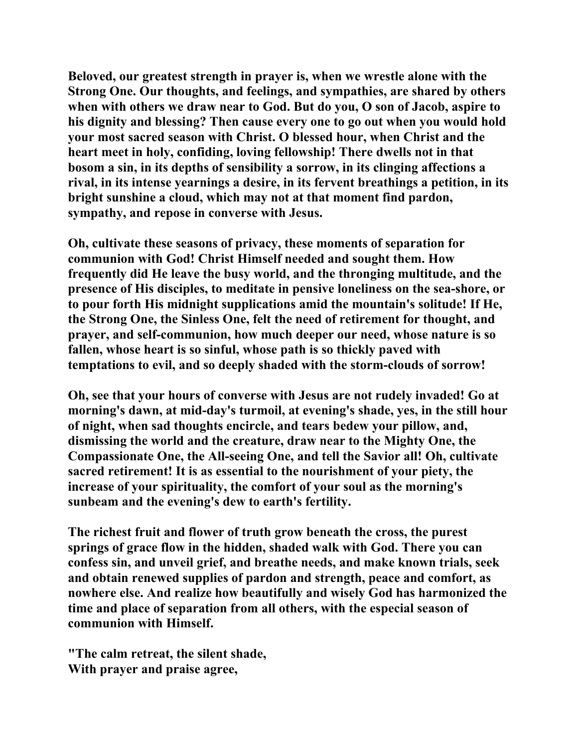Beloved, our greatest strength in prayer is, when we wrestle alone with the Strong One. Our thoughts, and feelings, and sympathies, are shared by others when with others we draw near to God. But do you, O son of Jacob, aspire to his dignity and blessing? Then cause every one to go out when you would hold your most sacred season with Christ. O blessed hour, when Christ and the heart meet in holy, confiding, loving fellowship! There dwells not in that bosom a sin, in its depths of sensibility a sorrow, in its clinging affections a rival, in its intense yearnings a desire, in its fervent breathings a petition, in its bright sunshine a cloud, which may not at that moment find pardon, sympathy, and repose in converse with Jesus.

Oh, cultivate these seasons of privacy, these moments of separation for communion with God! Christ Himself needed and sought them. How frequently did He leave the busy world, and the thronging multitude, and the presence of His disciples, to meditate in pensive loneliness on the sea-shore, or to pour forth His midnight supplications amid the mountain's solitude! If He, the Strong One, the Sinless One, felt the need of retirement for thought, and prayer, and self-communion, how much deeper our need, whose nature is so fallen, whose heart is so sinful, whose path is so thickly paved with temptations to evil, and so deeply shaded with the storm-clouds of sorrow!

Oh, see that your hours of converse with Jesus are not rudely invaded! Go at morning's dawn, at mid-day's turmoil, at evening's shade, yes, in the still hour of night, when sad thoughts encircle, and tears bedew your pillow, and, dismissing the world and the creature, draw near to the Mighty One, the Compassionate One, the All-seeing One, and tell the Savior all! Oh, cultivate sacred retirement! It is as essential to the nourishment of your piety, the increase of your spirituality, the comfort of your soul as the morning's sunbeam and the evening's dew to earth's fertility.

The richest fruit and flower of truth grow beneath the cross, the purest springs of grace flow in the hidden, shaded walk with God. There you can confess sin, and unveil grief, and breathe needs, and make known trials, seek and obtain renewed supplies of pardon and strength, peace and comfort, as nowhere else. And realize how beautifully and wisely God has harmonized the time and place of separation from all others, with the especial season of communion with Himself.

"The calm retreat, the silent shade,
With prayer and praise agree,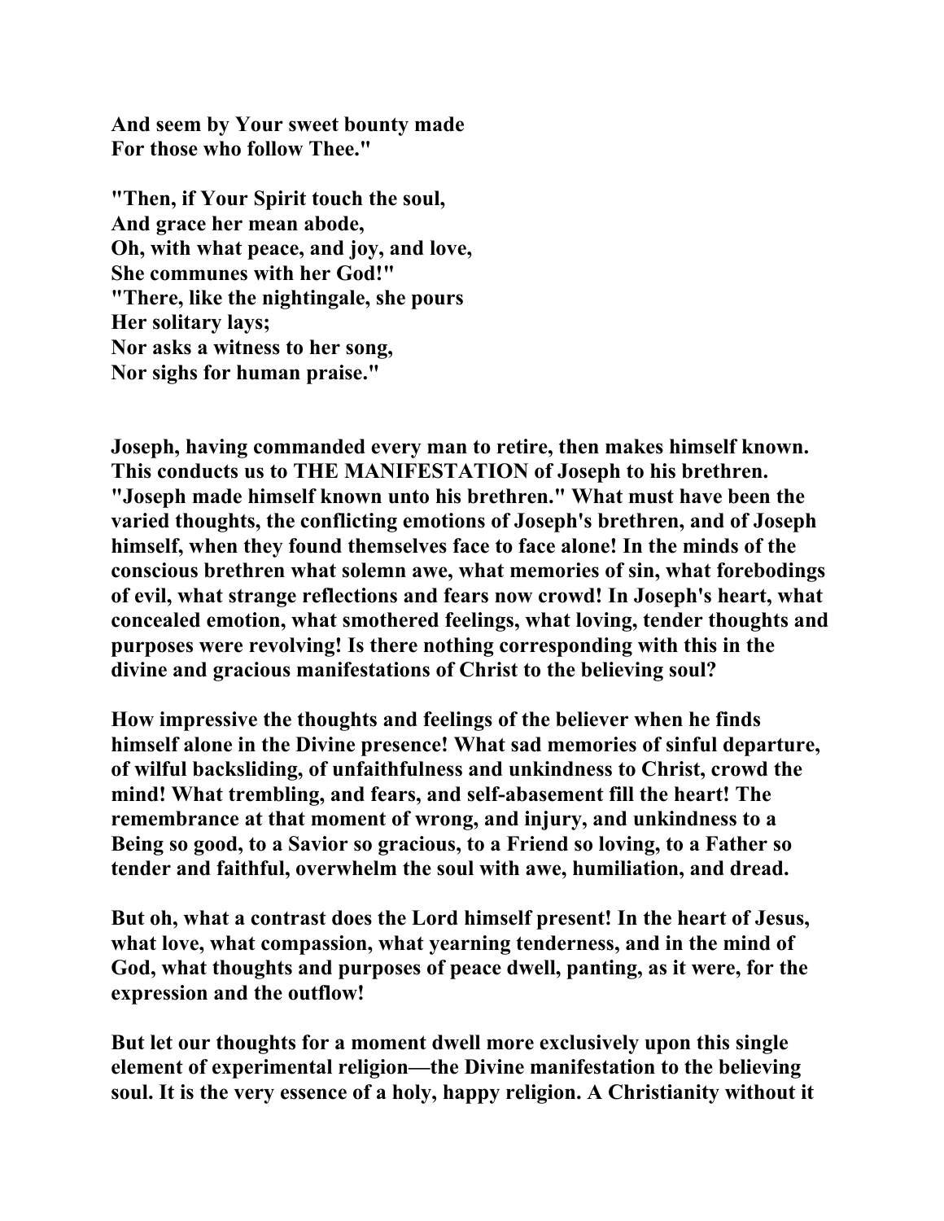**And seem by Your sweet bounty made**
**For those who follow Thee."**

**"Then, if Your Spirit touch the soul,**
**And grace her mean abode,**
**Oh, with what peace, and joy, and love,**
**She communes with her God!"**
**"There, like the nightingale, she pours**
**Her solitary lays;**
**Nor asks a witness to her song,**
**Nor sighs for human praise."**

**Joseph, having commanded every man to retire, then makes himself known. This conducts us to THE MANIFESTATION of Joseph to his brethren. "Joseph made himself known unto his brethren." What must have been the varied thoughts, the conflicting emotions of Joseph's brethren, and of Joseph himself, when they found themselves face to face alone! In the minds of the conscious brethren what solemn awe, what memories of sin, what forebodings of evil, what strange reflections and fears now crowd! In Joseph's heart, what concealed emotion, what smothered feelings, what loving, tender thoughts and purposes were revolving! Is there nothing corresponding with this in the divine and gracious manifestations of Christ to the believing soul?**

**How impressive the thoughts and feelings of the believer when he finds himself alone in the Divine presence! What sad memories of sinful departure, of wilful backsliding, of unfaithfulness and unkindness to Christ, crowd the mind! What trembling, and fears, and self-abasement fill the heart! The remembrance at that moment of wrong, and injury, and unkindness to a Being so good, to a Savior so gracious, to a Friend so loving, to a Father so tender and faithful, overwhelm the soul with awe, humiliation, and dread.**

**But oh, what a contrast does the Lord himself present! In the heart of Jesus, what love, what compassion, what yearning tenderness, and in the mind of God, what thoughts and purposes of peace dwell, panting, as it were, for the expression and the outflow!**

**But let our thoughts for a moment dwell more exclusively upon this single element of experimental religion—the Divine manifestation to the believing soul. It is the very essence of a holy, happy religion. A Christianity without it**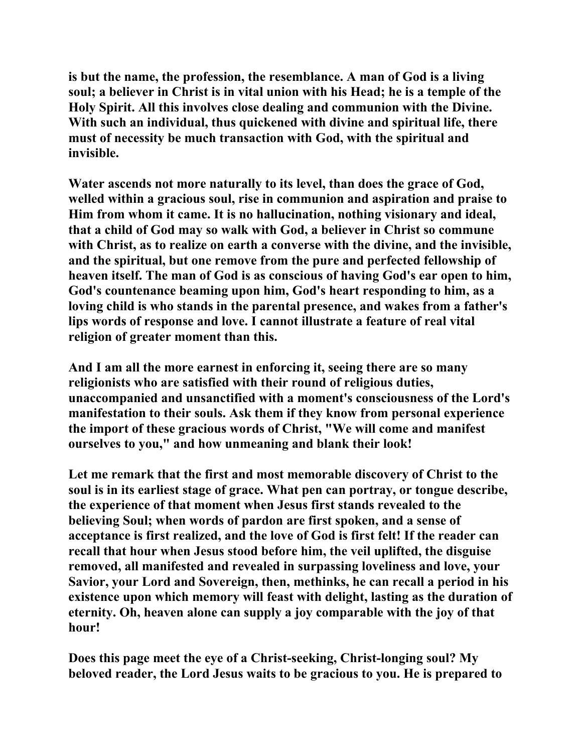is but the name, the profession, the resemblance. A man of God is a living soul; a believer in Christ is in vital union with his Head; he is a temple of the Holy Spirit. All this involves close dealing and communion with the Divine. With such an individual, thus quickened with divine and spiritual life, there must of necessity be much transaction with God, with the spiritual and invisible.

Water ascends not more naturally to its level, than does the grace of God, welled within a gracious soul, rise in communion and aspiration and praise to Him from whom it came. It is no hallucination, nothing visionary and ideal, that a child of God may so walk with God, a believer in Christ so commune with Christ, as to realize on earth a converse with the divine, and the invisible, and the spiritual, but one remove from the pure and perfected fellowship of heaven itself. The man of God is as conscious of having God's ear open to him, God's countenance beaming upon him, God's heart responding to him, as a loving child is who stands in the parental presence, and wakes from a father's lips words of response and love. I cannot illustrate a feature of real vital religion of greater moment than this.

And I am all the more earnest in enforcing it, seeing there are so many religionists who are satisfied with their round of religious duties, unaccompanied and unsanctified with a moment's consciousness of the Lord's manifestation to their souls. Ask them if they know from personal experience the import of these gracious words of Christ, "We will come and manifest ourselves to you," and how unmeaning and blank their look!

Let me remark that the first and most memorable discovery of Christ to the soul is in its earliest stage of grace. What pen can portray, or tongue describe, the experience of that moment when Jesus first stands revealed to the believing Soul; when words of pardon are first spoken, and a sense of acceptance is first realized, and the love of God is first felt! If the reader can recall that hour when Jesus stood before him, the veil uplifted, the disguise removed, all manifested and revealed in surpassing loveliness and love, your Savior, your Lord and Sovereign, then, methinks, he can recall a period in his existence upon which memory will feast with delight, lasting as the duration of eternity. Oh, heaven alone can supply a joy comparable with the joy of that hour!

Does this page meet the eye of a Christ-seeking, Christ-longing soul? My beloved reader, the Lord Jesus waits to be gracious to you. He is prepared to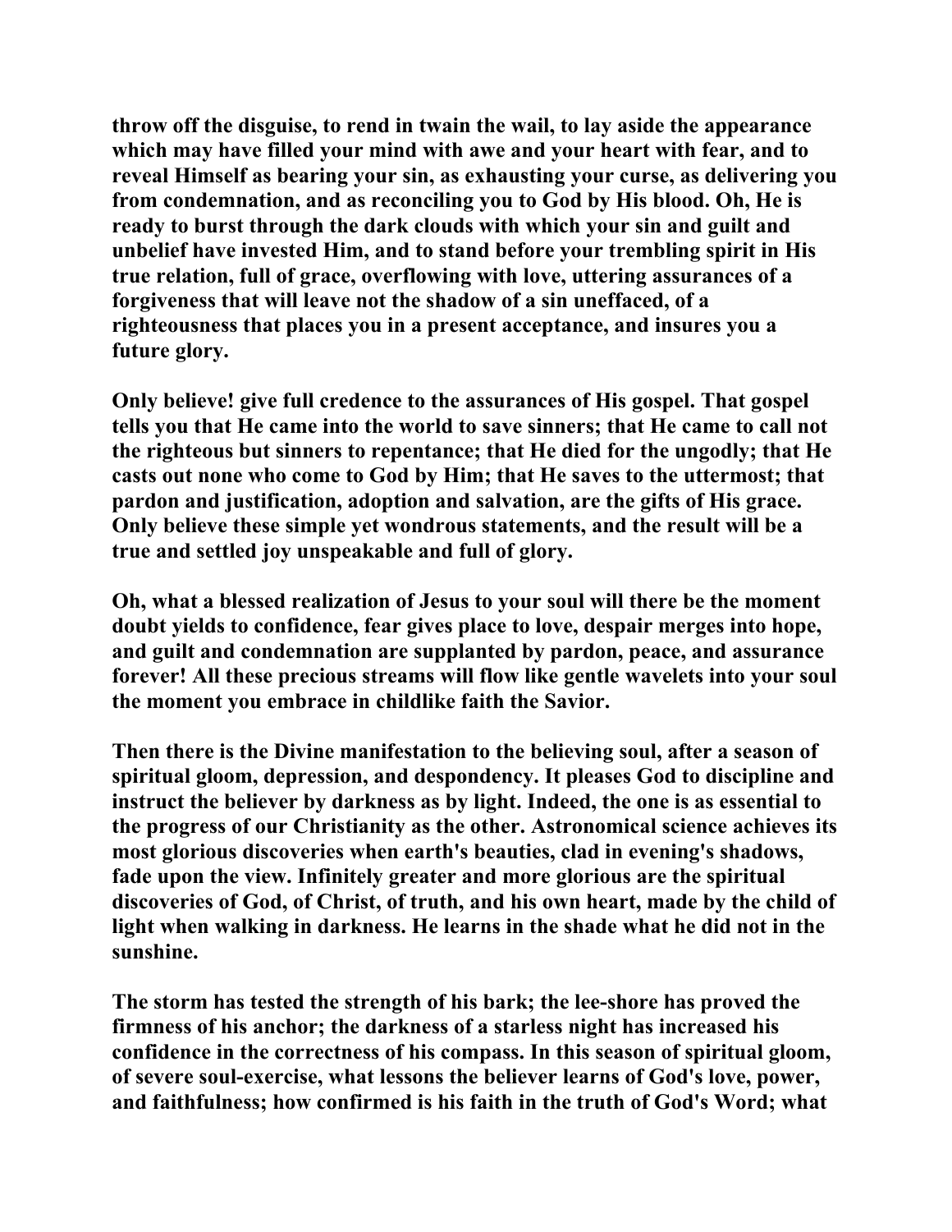throw off the disguise, to rend in twain the wail, to lay aside the appearance which may have filled your mind with awe and your heart with fear, and to reveal Himself as bearing your sin, as exhausting your curse, as delivering you from condemnation, and as reconciling you to God by His blood. Oh, He is ready to burst through the dark clouds with which your sin and guilt and unbelief have invested Him, and to stand before your trembling spirit in His true relation, full of grace, overflowing with love, uttering assurances of a forgiveness that will leave not the shadow of a sin uneffaced, of a righteousness that places you in a present acceptance, and insures you a future glory.

Only believe! give full credence to the assurances of His gospel. That gospel tells you that He came into the world to save sinners; that He came to call not the righteous but sinners to repentance; that He died for the ungodly; that He casts out none who come to God by Him; that He saves to the uttermost; that pardon and justification, adoption and salvation, are the gifts of His grace. Only believe these simple yet wondrous statements, and the result will be a true and settled joy unspeakable and full of glory.

Oh, what a blessed realization of Jesus to your soul will there be the moment doubt yields to confidence, fear gives place to love, despair merges into hope, and guilt and condemnation are supplanted by pardon, peace, and assurance forever! All these precious streams will flow like gentle wavelets into your soul the moment you embrace in childlike faith the Savior.

Then there is the Divine manifestation to the believing soul, after a season of spiritual gloom, depression, and despondency. It pleases God to discipline and instruct the believer by darkness as by light. Indeed, the one is as essential to the progress of our Christianity as the other. Astronomical science achieves its most glorious discoveries when earth's beauties, clad in evening's shadows, fade upon the view. Infinitely greater and more glorious are the spiritual discoveries of God, of Christ, of truth, and his own heart, made by the child of light when walking in darkness. He learns in the shade what he did not in the sunshine.

The storm has tested the strength of his bark; the lee-shore has proved the firmness of his anchor; the darkness of a starless night has increased his confidence in the correctness of his compass. In this season of spiritual gloom, of severe soul-exercise, what lessons the believer learns of God's love, power, and faithfulness; how confirmed is his faith in the truth of God's Word; what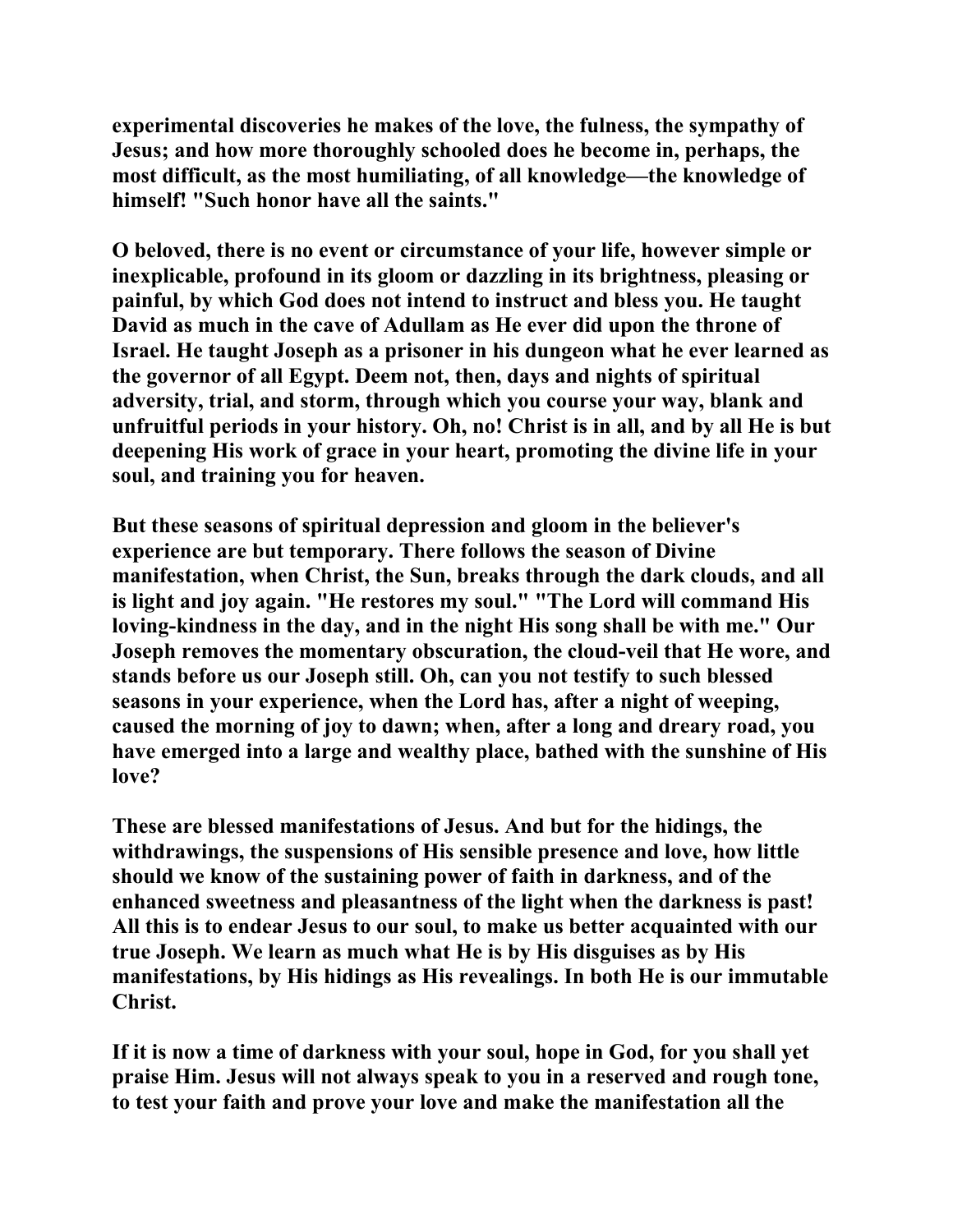experimental discoveries he makes of the love, the fulness, the sympathy of Jesus; and how more thoroughly schooled does he become in, perhaps, the most difficult, as the most humiliating, of all knowledge—the knowledge of himself! "Such honor have all the saints."

O beloved, there is no event or circumstance of your life, however simple or inexplicable, profound in its gloom or dazzling in its brightness, pleasing or painful, by which God does not intend to instruct and bless you. He taught David as much in the cave of Adullam as He ever did upon the throne of Israel. He taught Joseph as a prisoner in his dungeon what he ever learned as the governor of all Egypt. Deem not, then, days and nights of spiritual adversity, trial, and storm, through which you course your way, blank and unfruitful periods in your history. Oh, no! Christ is in all, and by all He is but deepening His work of grace in your heart, promoting the divine life in your soul, and training you for heaven.

But these seasons of spiritual depression and gloom in the believer's experience are but temporary. There follows the season of Divine manifestation, when Christ, the Sun, breaks through the dark clouds, and all is light and joy again. "He restores my soul." "The Lord will command His loving-kindness in the day, and in the night His song shall be with me." Our Joseph removes the momentary obscuration, the cloud-veil that He wore, and stands before us our Joseph still. Oh, can you not testify to such blessed seasons in your experience, when the Lord has, after a night of weeping, caused the morning of joy to dawn; when, after a long and dreary road, you have emerged into a large and wealthy place, bathed with the sunshine of His love?

These are blessed manifestations of Jesus. And but for the hidings, the withdrawings, the suspensions of His sensible presence and love, how little should we know of the sustaining power of faith in darkness, and of the enhanced sweetness and pleasantness of the light when the darkness is past! All this is to endear Jesus to our soul, to make us better acquainted with our true Joseph. We learn as much what He is by His disguises as by His manifestations, by His hidings as His revealings. In both He is our immutable Christ.

If it is now a time of darkness with your soul, hope in God, for you shall yet praise Him. Jesus will not always speak to you in a reserved and rough tone, to test your faith and prove your love and make the manifestation all the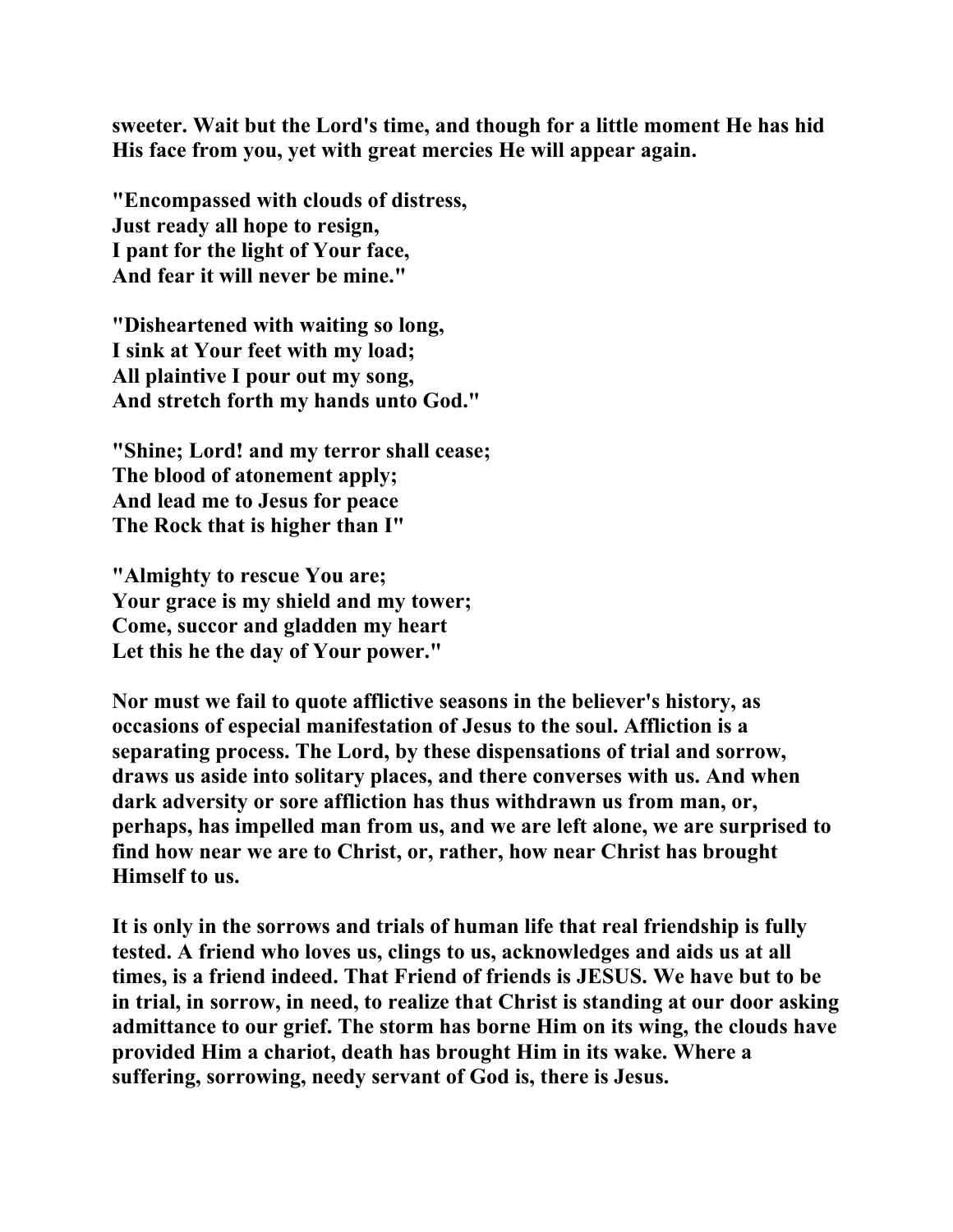**sweeter. Wait but the Lord's time, and though for a little moment He has hid His face from you, yet with great mercies He will appear again.**

**"Encompassed with clouds of distress,
Just ready all hope to resign,
I pant for the light of Your face,
And fear it will never be mine."**

**"Disheartened with waiting so long,
I sink at Your feet with my load;
All plaintive I pour out my song,
And stretch forth my hands unto God."**

**"Shine; Lord! and my terror shall cease;
The blood of atonement apply;
And lead me to Jesus for peace
The Rock that is higher than I"**

**"Almighty to rescue You are;
Your grace is my shield and my tower;
Come, succor and gladden my heart
Let this he the day of Your power."**

**Nor must we fail to quote afflictive seasons in the believer's history, as occasions of especial manifestation of Jesus to the soul. Affliction is a separating process. The Lord, by these dispensations of trial and sorrow, draws us aside into solitary places, and there converses with us. And when dark adversity or sore affliction has thus withdrawn us from man, or, perhaps, has impelled man from us, and we are left alone, we are surprised to find how near we are to Christ, or, rather, how near Christ has brought Himself to us.**

**It is only in the sorrows and trials of human life that real friendship is fully tested. A friend who loves us, clings to us, acknowledges and aids us at all times, is a friend indeed. That Friend of friends is JESUS. We have but to be in trial, in sorrow, in need, to realize that Christ is standing at our door asking admittance to our grief. The storm has borne Him on its wing, the clouds have provided Him a chariot, death has brought Him in its wake. Where a suffering, sorrowing, needy servant of God is, there is Jesus.**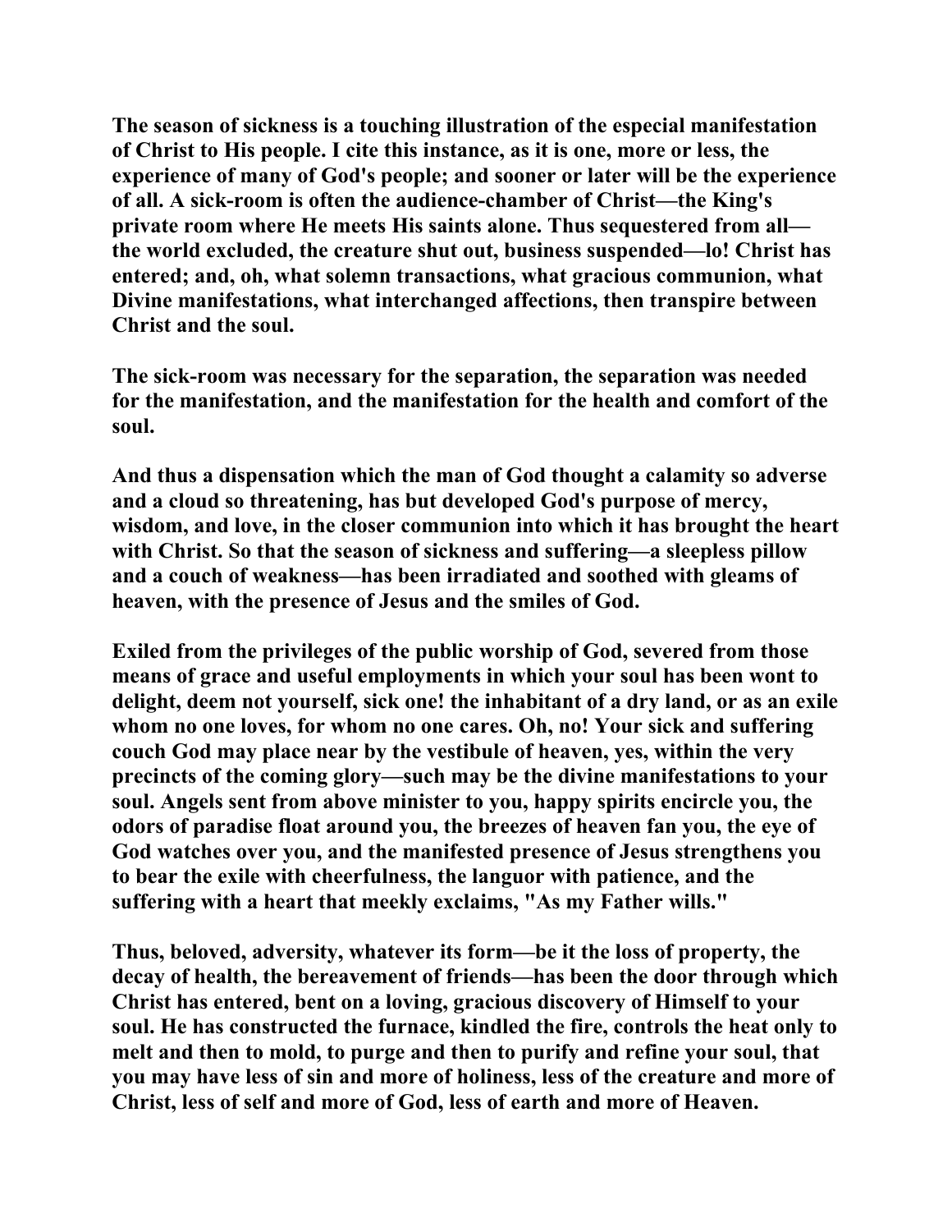The season of sickness is a touching illustration of the especial manifestation of Christ to His people. I cite this instance, as it is one, more or less, the experience of many of God's people; and sooner or later will be the experience of all. A sick-room is often the audience-chamber of Christ—the King's private room where He meets His saints alone. Thus sequestered from all—the world excluded, the creature shut out, business suspended—lo! Christ has entered; and, oh, what solemn transactions, what gracious communion, what Divine manifestations, what interchanged affections, then transpire between Christ and the soul.

The sick-room was necessary for the separation, the separation was needed for the manifestation, and the manifestation for the health and comfort of the soul.

And thus a dispensation which the man of God thought a calamity so adverse and a cloud so threatening, has but developed God's purpose of mercy, wisdom, and love, in the closer communion into which it has brought the heart with Christ. So that the season of sickness and suffering—a sleepless pillow and a couch of weakness—has been irradiated and soothed with gleams of heaven, with the presence of Jesus and the smiles of God.

Exiled from the privileges of the public worship of God, severed from those means of grace and useful employments in which your soul has been wont to delight, deem not yourself, sick one! the inhabitant of a dry land, or as an exile whom no one loves, for whom no one cares. Oh, no! Your sick and suffering couch God may place near by the vestibule of heaven, yes, within the very precincts of the coming glory—such may be the divine manifestations to your soul. Angels sent from above minister to you, happy spirits encircle you, the odors of paradise float around you, the breezes of heaven fan you, the eye of God watches over you, and the manifested presence of Jesus strengthens you to bear the exile with cheerfulness, the languor with patience, and the suffering with a heart that meekly exclaims, "As my Father wills."

Thus, beloved, adversity, whatever its form—be it the loss of property, the decay of health, the bereavement of friends—has been the door through which Christ has entered, bent on a loving, gracious discovery of Himself to your soul. He has constructed the furnace, kindled the fire, controls the heat only to melt and then to mold, to purge and then to purify and refine your soul, that you may have less of sin and more of holiness, less of the creature and more of Christ, less of self and more of God, less of earth and more of Heaven.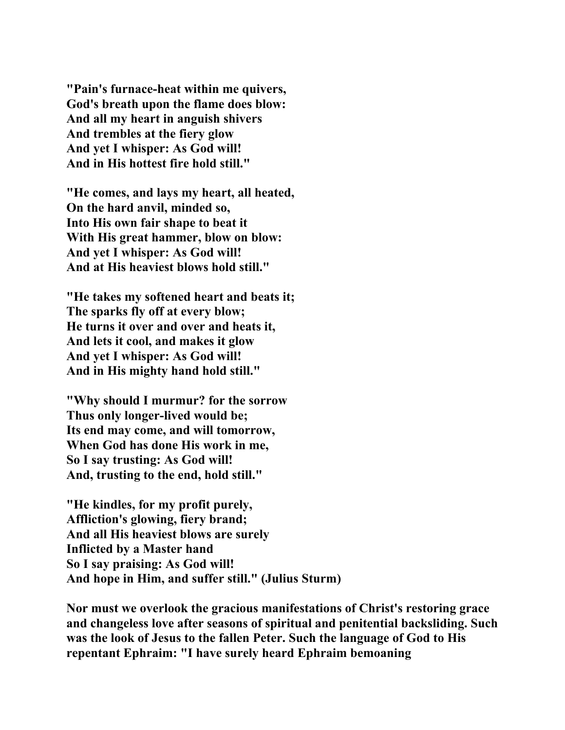**"Pain's furnace-heat within me quivers,**
**God's breath upon the flame does blow:**
**And all my heart in anguish shivers**
**And trembles at the fiery glow**
**And yet I whisper: As God will!**
**And in His hottest fire hold still."**

**"He comes, and lays my heart, all heated,**
**On the hard anvil, minded so,**
**Into His own fair shape to beat it**
**With His great hammer, blow on blow:**
**And yet I whisper: As God will!**
**And at His heaviest blows hold still."**

**"He takes my softened heart and beats it;**
**The sparks fly off at every blow;**
**He turns it over and over and heats it,**
**And lets it cool, and makes it glow**
**And yet I whisper: As God will!**
**And in His mighty hand hold still."**

**"Why should I murmur? for the sorrow**
**Thus only longer-lived would be;**
**Its end may come, and will tomorrow,**
**When God has done His work in me,**
**So I say trusting: As God will!**
**And, trusting to the end, hold still."**

**"He kindles, for my profit purely,**
**Affliction's glowing, fiery brand;**
**And all His heaviest blows are surely**
**Inflicted by a Master hand**
**So I say praising: As God will!**
**And hope in Him, and suffer still." (Julius Sturm)**

**Nor must we overlook the gracious manifestations of Christ's restoring grace and changeless love after seasons of spiritual and penitential backsliding. Such was the look of Jesus to the fallen Peter. Such the language of God to His repentant Ephraim: "I have surely heard Ephraim bemoaning**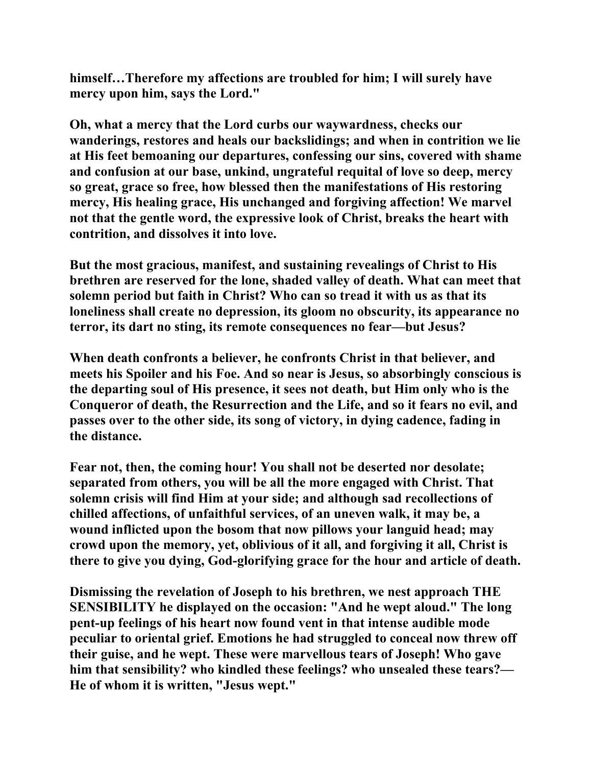**himself…Therefore my affections are troubled for him; I will surely have mercy upon him, says the Lord."**

**Oh, what a mercy that the Lord curbs our waywardness, checks our wanderings, restores and heals our backslidings; and when in contrition we lie at His feet bemoaning our departures, confessing our sins, covered with shame and confusion at our base, unkind, ungrateful requital of love so deep, mercy so great, grace so free, how blessed then the manifestations of His restoring mercy, His healing grace, His unchanged and forgiving affection! We marvel not that the gentle word, the expressive look of Christ, breaks the heart with contrition, and dissolves it into love.**

**But the most gracious, manifest, and sustaining revealings of Christ to His brethren are reserved for the lone, shaded valley of death. What can meet that solemn period but faith in Christ? Who can so tread it with us as that its loneliness shall create no depression, its gloom no obscurity, its appearance no terror, its dart no sting, its remote consequences no fear—but Jesus?**

**When death confronts a believer, he confronts Christ in that believer, and meets his Spoiler and his Foe. And so near is Jesus, so absorbingly conscious is the departing soul of His presence, it sees not death, but Him only who is the Conqueror of death, the Resurrection and the Life, and so it fears no evil, and passes over to the other side, its song of victory, in dying cadence, fading in the distance.**

**Fear not, then, the coming hour! You shall not be deserted nor desolate; separated from others, you will be all the more engaged with Christ. That solemn crisis will find Him at your side; and although sad recollections of chilled affections, of unfaithful services, of an uneven walk, it may be, a wound inflicted upon the bosom that now pillows your languid head; may crowd upon the memory, yet, oblivious of it all, and forgiving it all, Christ is there to give you dying, God-glorifying grace for the hour and article of death.**

**Dismissing the revelation of Joseph to his brethren, we nest approach THE SENSIBILITY he displayed on the occasion: "And he wept aloud." The long pent-up feelings of his heart now found vent in that intense audible mode peculiar to oriental grief. Emotions he had struggled to conceal now threw off their guise, and he wept. These were marvellous tears of Joseph! Who gave him that sensibility? who kindled these feelings? who unsealed these tears?—He of whom it is written, "Jesus wept."**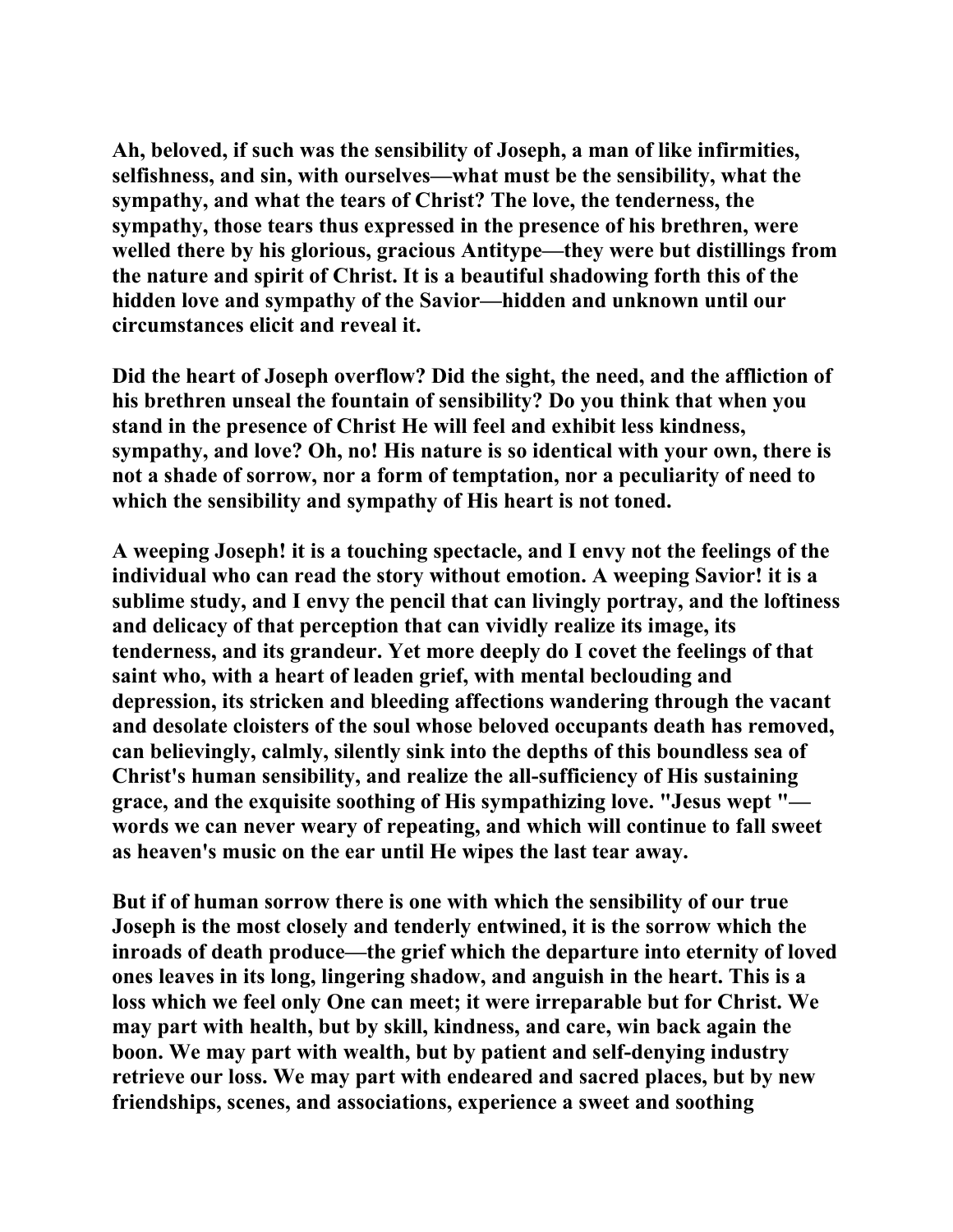Ah, beloved, if such was the sensibility of Joseph, a man of like infirmities, selfishness, and sin, with ourselves—what must be the sensibility, what the sympathy, and what the tears of Christ? The love, the tenderness, the sympathy, those tears thus expressed in the presence of his brethren, were welled there by his glorious, gracious Antitype—they were but distillings from the nature and spirit of Christ. It is a beautiful shadowing forth this of the hidden love and sympathy of the Savior—hidden and unknown until our circumstances elicit and reveal it.

Did the heart of Joseph overflow? Did the sight, the need, and the affliction of his brethren unseal the fountain of sensibility? Do you think that when you stand in the presence of Christ He will feel and exhibit less kindness, sympathy, and love? Oh, no! His nature is so identical with your own, there is not a shade of sorrow, nor a form of temptation, nor a peculiarity of need to which the sensibility and sympathy of His heart is not toned.

A weeping Joseph! it is a touching spectacle, and I envy not the feelings of the individual who can read the story without emotion. A weeping Savior! it is a sublime study, and I envy the pencil that can livingly portray, and the loftiness and delicacy of that perception that can vividly realize its image, its tenderness, and its grandeur. Yet more deeply do I covet the feelings of that saint who, with a heart of leaden grief, with mental beclouding and depression, its stricken and bleeding affections wandering through the vacant and desolate cloisters of the soul whose beloved occupants death has removed, can believingly, calmly, silently sink into the depths of this boundless sea of Christ's human sensibility, and realize the all-sufficiency of His sustaining grace, and the exquisite soothing of His sympathizing love. "Jesus wept "—words we can never weary of repeating, and which will continue to fall sweet as heaven's music on the ear until He wipes the last tear away.

But if of human sorrow there is one with which the sensibility of our true Joseph is the most closely and tenderly entwined, it is the sorrow which the inroads of death produce—the grief which the departure into eternity of loved ones leaves in its long, lingering shadow, and anguish in the heart. This is a loss which we feel only One can meet; it were irreparable but for Christ. We may part with health, but by skill, kindness, and care, win back again the boon. We may part with wealth, but by patient and self-denying industry retrieve our loss. We may part with endeared and sacred places, but by new friendships, scenes, and associations, experience a sweet and soothing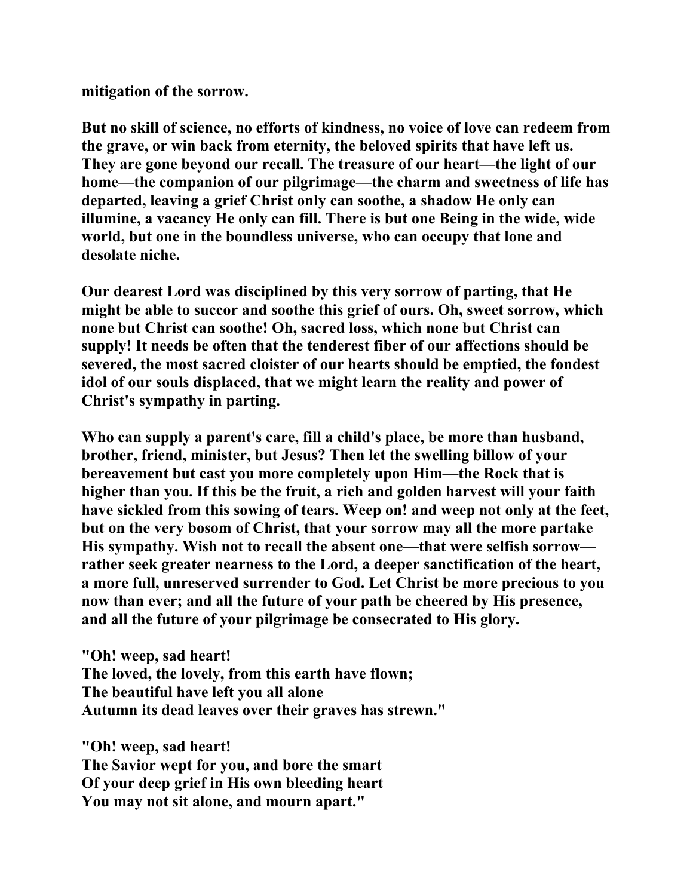**mitigation of the sorrow.**

**But no skill of science, no efforts of kindness, no voice of love can redeem from the grave, or win back from eternity, the beloved spirits that have left us. They are gone beyond our recall. The treasure of our heart—the light of our home—the companion of our pilgrimage—the charm and sweetness of life has departed, leaving a grief Christ only can soothe, a shadow He only can illumine, a vacancy He only can fill. There is but one Being in the wide, wide world, but one in the boundless universe, who can occupy that lone and desolate niche.**

**Our dearest Lord was disciplined by this very sorrow of parting, that He might be able to succor and soothe this grief of ours. Oh, sweet sorrow, which none but Christ can soothe! Oh, sacred loss, which none but Christ can supply! It needs be often that the tenderest fiber of our affections should be severed, the most sacred cloister of our hearts should be emptied, the fondest idol of our souls displaced, that we might learn the reality and power of Christ's sympathy in parting.**

**Who can supply a parent's care, fill a child's place, be more than husband, brother, friend, minister, but Jesus? Then let the swelling billow of your bereavement but cast you more completely upon Him—the Rock that is higher than you. If this be the fruit, a rich and golden harvest will your faith have sickled from this sowing of tears. Weep on! and weep not only at the feet, but on the very bosom of Christ, that your sorrow may all the more partake His sympathy. Wish not to recall the absent one—that were selfish sorrow—rather seek greater nearness to the Lord, a deeper sanctification of the heart, a more full, unreserved surrender to God. Let Christ be more precious to you now than ever; and all the future of your path be cheered by His presence, and all the future of your pilgrimage be consecrated to His glory.**

**"Oh! weep, sad heart!**
**The loved, the lovely, from this earth have flown;**
**The beautiful have left you all alone**
**Autumn its dead leaves over their graves has strewn."**

**"Oh! weep, sad heart!**
**The Savior wept for you, and bore the smart**
**Of your deep grief in His own bleeding heart**
**You may not sit alone, and mourn apart."**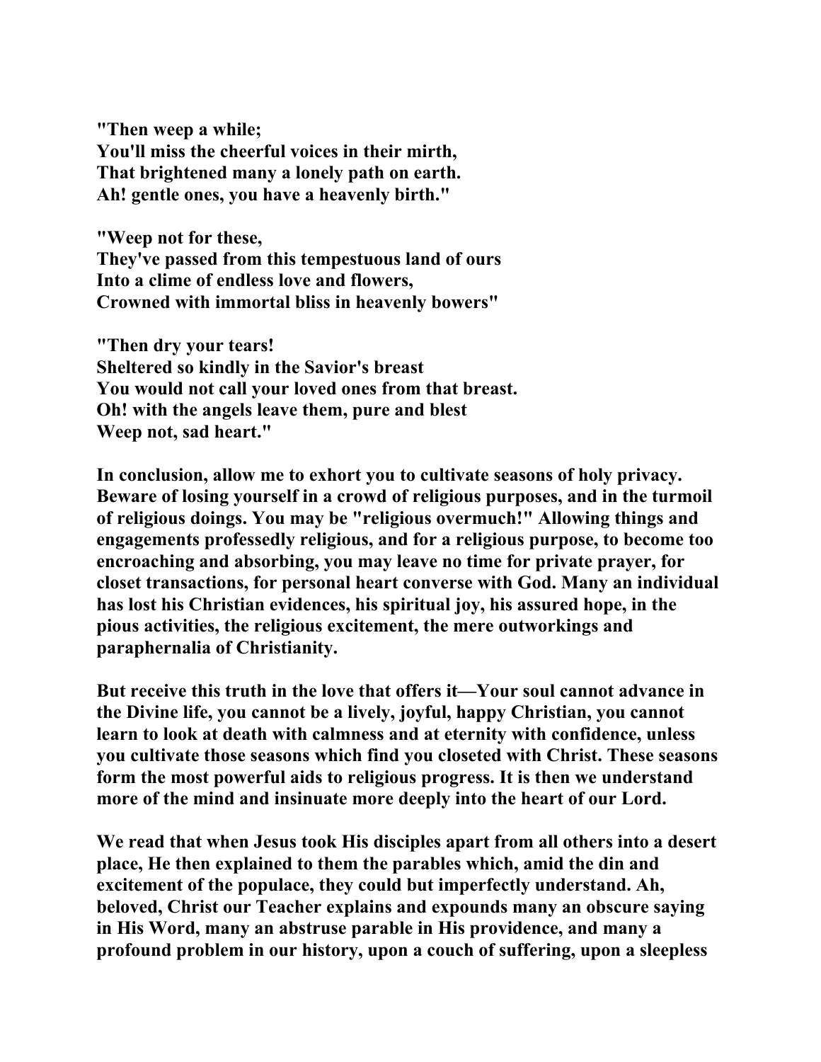**"Then weep a while;**
**You'll miss the cheerful voices in their mirth,**
**That brightened many a lonely path on earth.**
**Ah! gentle ones, you have a heavenly birth."**

**"Weep not for these,**
**They've passed from this tempestuous land of ours**
**Into a clime of endless love and flowers,**
**Crowned with immortal bliss in heavenly bowers"**

**"Then dry your tears!**
**Sheltered so kindly in the Savior's breast**
**You would not call your loved ones from that breast.**
**Oh! with the angels leave them, pure and blest**
**Weep not, sad heart."**

**In conclusion, allow me to exhort you to cultivate seasons of holy privacy. Beware of losing yourself in a crowd of religious purposes, and in the turmoil of religious doings. You may be "religious overmuch!" Allowing things and engagements professedly religious, and for a religious purpose, to become too encroaching and absorbing, you may leave no time for private prayer, for closet transactions, for personal heart converse with God. Many an individual has lost his Christian evidences, his spiritual joy, his assured hope, in the pious activities, the religious excitement, the mere outworkings and paraphernalia of Christianity.**

**But receive this truth in the love that offers it—Your soul cannot advance in the Divine life, you cannot be a lively, joyful, happy Christian, you cannot learn to look at death with calmness and at eternity with confidence, unless you cultivate those seasons which find you closeted with Christ. These seasons form the most powerful aids to religious progress. It is then we understand more of the mind and insinuate more deeply into the heart of our Lord.**

**We read that when Jesus took His disciples apart from all others into a desert place, He then explained to them the parables which, amid the din and excitement of the populace, they could but imperfectly understand. Ah, beloved, Christ our Teacher explains and expounds many an obscure saying in His Word, many an abstruse parable in His providence, and many a profound problem in our history, upon a couch of suffering, upon a sleepless**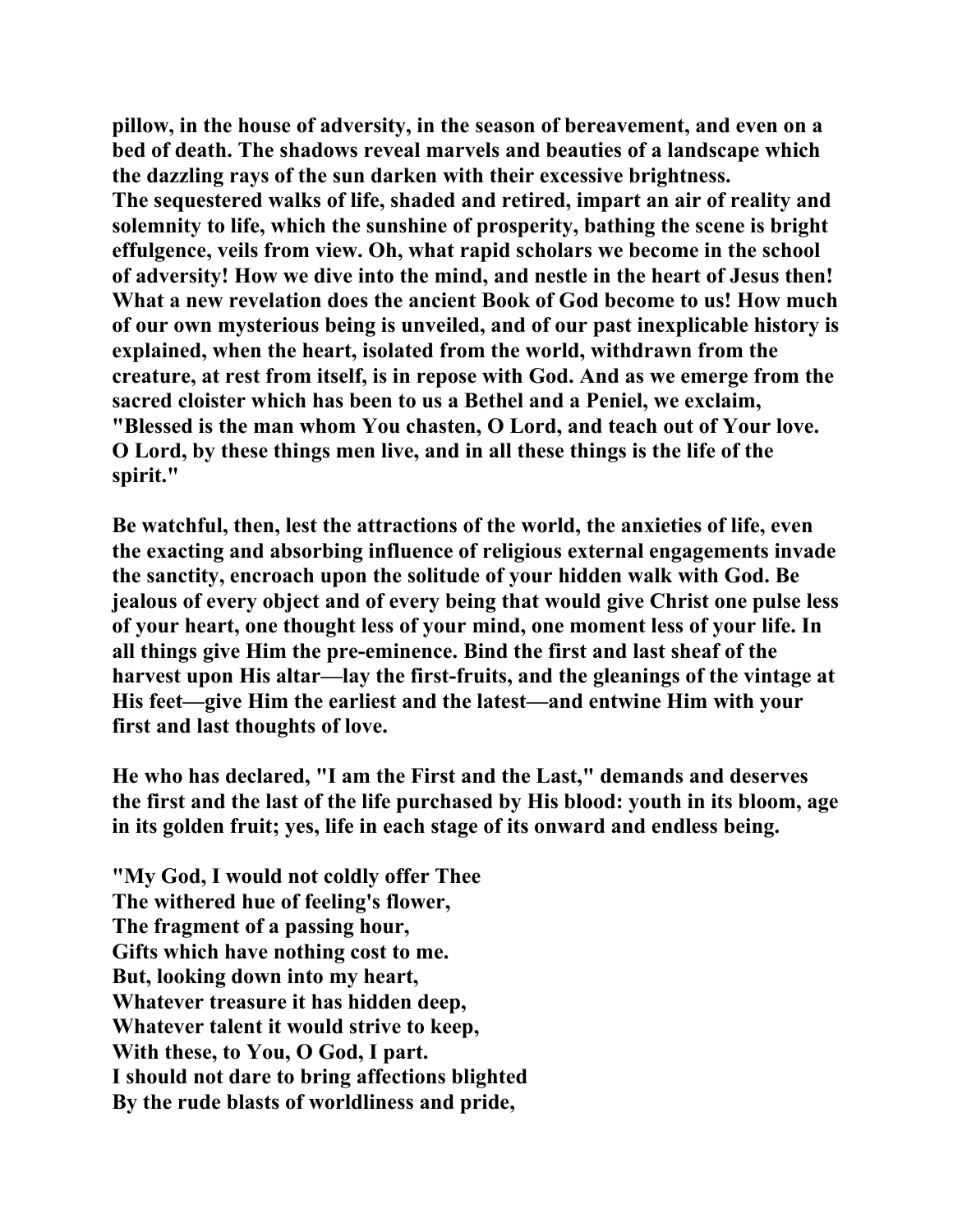pillow, in the house of adversity, in the season of bereavement, and even on a bed of death. The shadows reveal marvels and beauties of a landscape which the dazzling rays of the sun darken with their excessive brightness. The sequestered walks of life, shaded and retired, impart an air of reality and solemnity to life, which the sunshine of prosperity, bathing the scene is bright effulgence, veils from view. Oh, what rapid scholars we become in the school of adversity! How we dive into the mind, and nestle in the heart of Jesus then! What a new revelation does the ancient Book of God become to us! How much of our own mysterious being is unveiled, and of our past inexplicable history is explained, when the heart, isolated from the world, withdrawn from the creature, at rest from itself, is in repose with God. And as we emerge from the sacred cloister which has been to us a Bethel and a Peniel, we exclaim, "Blessed is the man whom You chasten, O Lord, and teach out of Your love. O Lord, by these things men live, and in all these things is the life of the spirit."

Be watchful, then, lest the attractions of the world, the anxieties of life, even the exacting and absorbing influence of religious external engagements invade the sanctity, encroach upon the solitude of your hidden walk with God. Be jealous of every object and of every being that would give Christ one pulse less of your heart, one thought less of your mind, one moment less of your life. In all things give Him the pre-eminence. Bind the first and last sheaf of the harvest upon His altar—lay the first-fruits, and the gleanings of the vintage at His feet—give Him the earliest and the latest—and entwine Him with your first and last thoughts of love.

He who has declared, "I am the First and the Last," demands and deserves the first and the last of the life purchased by His blood: youth in its bloom, age in its golden fruit; yes, life in each stage of its onward and endless being.

"My God, I would not coldly offer Thee  
The withered hue of feeling's flower,  
The fragment of a passing hour,  
Gifts which have nothing cost to me.  
But, looking down into my heart,  
Whatever treasure it has hidden deep,  
Whatever talent it would strive to keep,  
With these, to You, O God, I part.  
I should not dare to bring affections blighted  
By the rude blasts of worldliness and pride,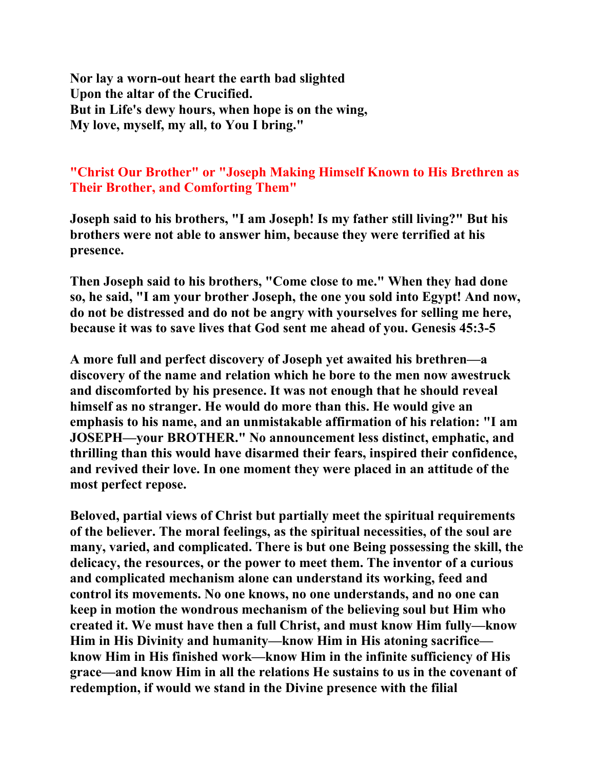**Nor lay a worn-out heart the earth bad slighted**
**Upon the altar of the Crucified.**
**But in Life's dewy hours, when hope is on the wing,**
**My love, myself, my all, to You I bring."**

## "Christ Our Brother" or "Joseph Making Himself Known to His Brethren as Their Brother, and Comforting Them"

**Joseph said to his brothers, "I am Joseph! Is my father still living?" But his brothers were not able to answer him, because they were terrified at his presence.**

**Then Joseph said to his brothers, "Come close to me." When they had done so, he said, "I am your brother Joseph, the one you sold into Egypt! And now, do not be distressed and do not be angry with yourselves for selling me here, because it was to save lives that God sent me ahead of you. Genesis 45:3-5**

**A more full and perfect discovery of Joseph yet awaited his brethren—a discovery of the name and relation which he bore to the men now awestruck and discomforted by his presence. It was not enough that he should reveal himself as no stranger. He would do more than this. He would give an emphasis to his name, and an unmistakable affirmation of his relation: "I am JOSEPH—your BROTHER." No announcement less distinct, emphatic, and thrilling than this would have disarmed their fears, inspired their confidence, and revived their love. In one moment they were placed in an attitude of the most perfect repose.**

**Beloved, partial views of Christ but partially meet the spiritual requirements of the believer. The moral feelings, as the spiritual necessities, of the soul are many, varied, and complicated. There is but one Being possessing the skill, the delicacy, the resources, or the power to meet them. The inventor of a curious and complicated mechanism alone can understand its working, feed and control its movements. No one knows, no one understands, and no one can keep in motion the wondrous mechanism of the believing soul but Him who created it. We must have then a full Christ, and must know Him fully—know Him in His Divinity and humanity—know Him in His atoning sacrifice—know Him in His finished work—know Him in the infinite sufficiency of His grace—and know Him in all the relations He sustains to us in the covenant of redemption, if would we stand in the Divine presence with the filial**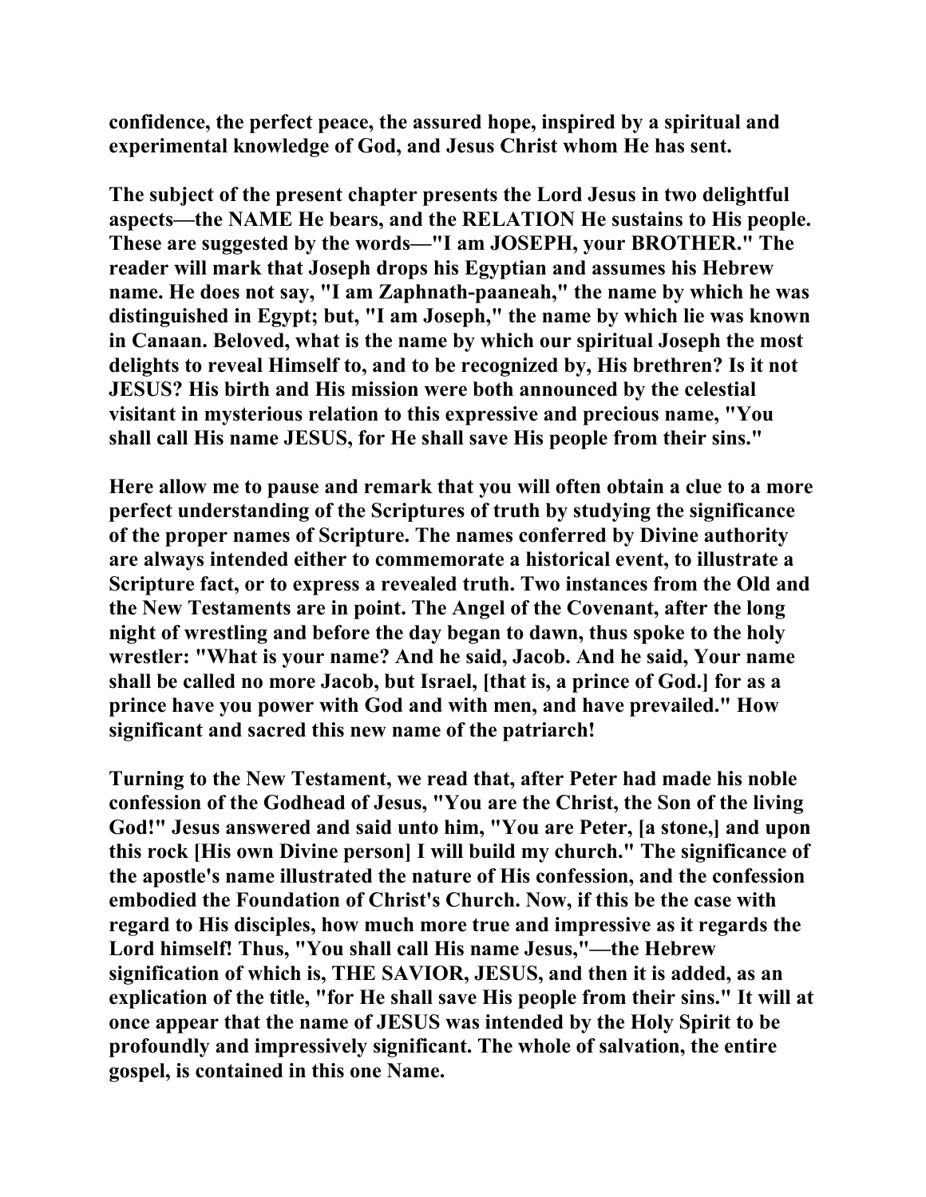**confidence, the perfect peace, the assured hope, inspired by a spiritual and experimental knowledge of God, and Jesus Christ whom He has sent.**

**The subject of the present chapter presents the Lord Jesus in two delightful aspects—the NAME He bears, and the RELATION He sustains to His people. These are suggested by the words—"I am JOSEPH, your BROTHER." The reader will mark that Joseph drops his Egyptian and assumes his Hebrew name. He does not say, "I am Zaphnath-paaneah," the name by which he was distinguished in Egypt; but, "I am Joseph," the name by which lie was known in Canaan. Beloved, what is the name by which our spiritual Joseph the most delights to reveal Himself to, and to be recognized by, His brethren? Is it not JESUS? His birth and His mission were both announced by the celestial visitant in mysterious relation to this expressive and precious name, "You shall call His name JESUS, for He shall save His people from their sins."**

**Here allow me to pause and remark that you will often obtain a clue to a more perfect understanding of the Scriptures of truth by studying the significance of the proper names of Scripture. The names conferred by Divine authority are always intended either to commemorate a historical event, to illustrate a Scripture fact, or to express a revealed truth. Two instances from the Old and the New Testaments are in point. The Angel of the Covenant, after the long night of wrestling and before the day began to dawn, thus spoke to the holy wrestler: "What is your name? And he said, Jacob. And he said, Your name shall be called no more Jacob, but Israel, [that is, a prince of God.] for as a prince have you power with God and with men, and have prevailed." How significant and sacred this new name of the patriarch!**

**Turning to the New Testament, we read that, after Peter had made his noble confession of the Godhead of Jesus, "You are the Christ, the Son of the living God!" Jesus answered and said unto him, "You are Peter, [a stone,] and upon this rock [His own Divine person] I will build my church." The significance of the apostle's name illustrated the nature of His confession, and the confession embodied the Foundation of Christ's Church. Now, if this be the case with regard to His disciples, how much more true and impressive as it regards the Lord himself! Thus, "You shall call His name Jesus,"—the Hebrew signification of which is, THE SAVIOR, JESUS, and then it is added, as an explication of the title, "for He shall save His people from their sins." It will at once appear that the name of JESUS was intended by the Holy Spirit to be profoundly and impressively significant. The whole of salvation, the entire gospel, is contained in this one Name.**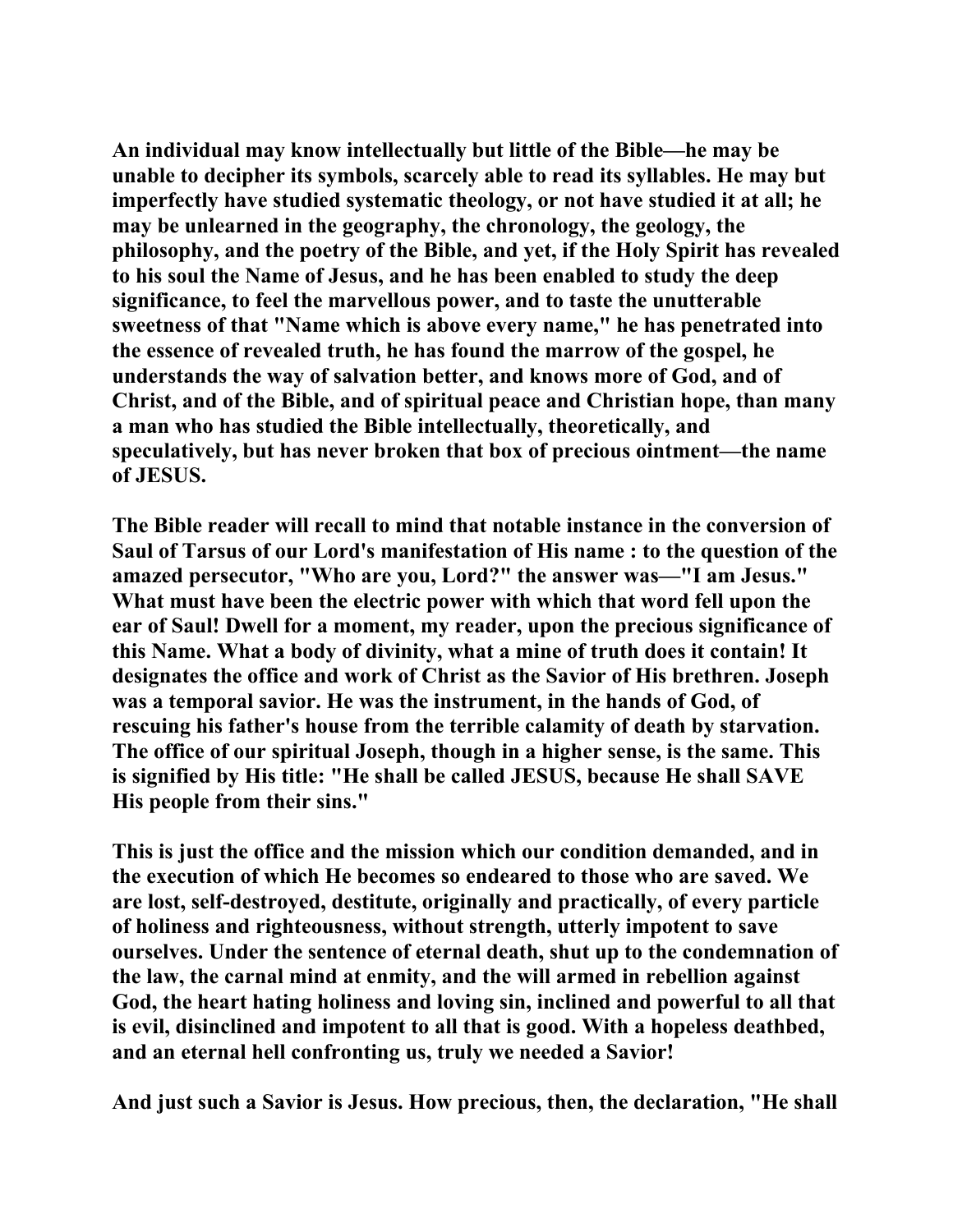An individual may know intellectually but little of the Bible—he may be unable to decipher its symbols, scarcely able to read its syllables. He may but imperfectly have studied systematic theology, or not have studied it at all; he may be unlearned in the geography, the chronology, the geology, the philosophy, and the poetry of the Bible, and yet, if the Holy Spirit has revealed to his soul the Name of Jesus, and he has been enabled to study the deep significance, to feel the marvellous power, and to taste the unutterable sweetness of that "Name which is above every name," he has penetrated into the essence of revealed truth, he has found the marrow of the gospel, he understands the way of salvation better, and knows more of God, and of Christ, and of the Bible, and of spiritual peace and Christian hope, than many a man who has studied the Bible intellectually, theoretically, and speculatively, but has never broken that box of precious ointment—the name of JESUS.

The Bible reader will recall to mind that notable instance in the conversion of Saul of Tarsus of our Lord's manifestation of His name : to the question of the amazed persecutor, "Who are you, Lord?" the answer was—"I am Jesus." What must have been the electric power with which that word fell upon the ear of Saul! Dwell for a moment, my reader, upon the precious significance of this Name. What a body of divinity, what a mine of truth does it contain! It designates the office and work of Christ as the Savior of His brethren. Joseph was a temporal savior. He was the instrument, in the hands of God, of rescuing his father's house from the terrible calamity of death by starvation. The office of our spiritual Joseph, though in a higher sense, is the same. This is signified by His title: "He shall be called JESUS, because He shall SAVE His people from their sins."

This is just the office and the mission which our condition demanded, and in the execution of which He becomes so endeared to those who are saved. We are lost, self-destroyed, destitute, originally and practically, of every particle of holiness and righteousness, without strength, utterly impotent to save ourselves. Under the sentence of eternal death, shut up to the condemnation of the law, the carnal mind at enmity, and the will armed in rebellion against God, the heart hating holiness and loving sin, inclined and powerful to all that is evil, disinclined and impotent to all that is good. With a hopeless deathbed, and an eternal hell confronting us, truly we needed a Savior!

And just such a Savior is Jesus. How precious, then, the declaration, "He shall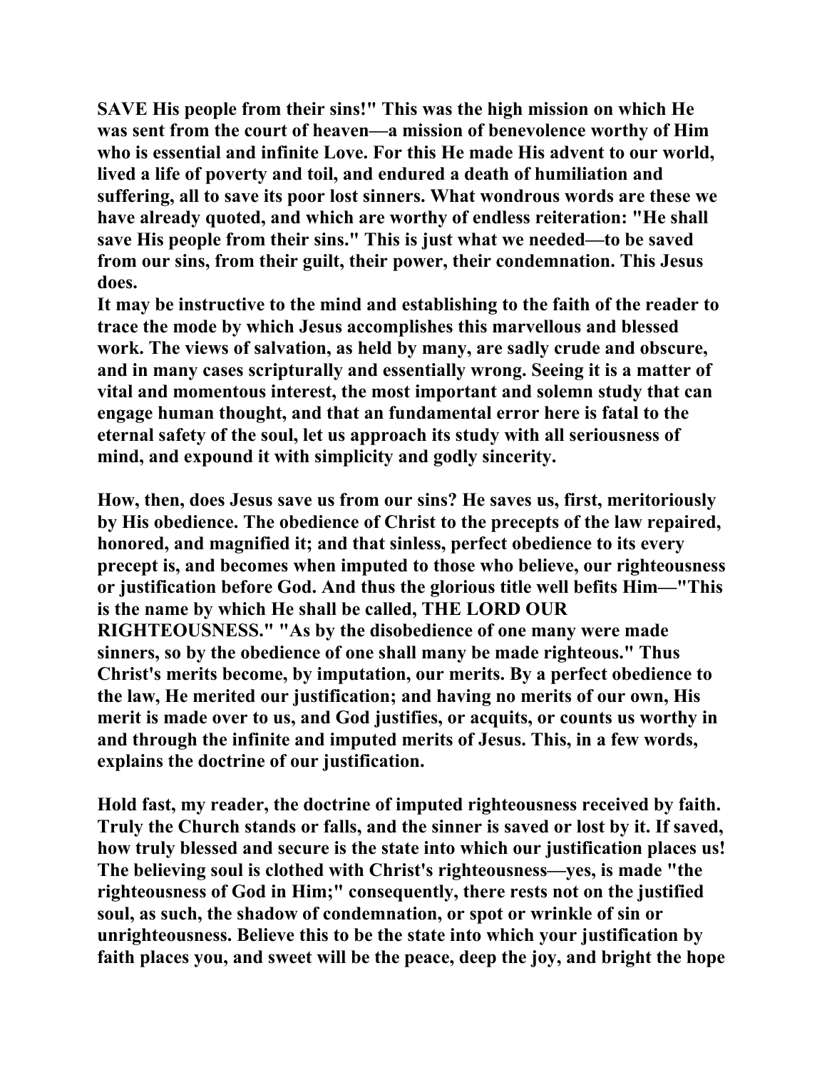SAVE His people from their sins!" This was the high mission on which He was sent from the court of heaven—a mission of benevolence worthy of Him who is essential and infinite Love. For this He made His advent to our world, lived a life of poverty and toil, and endured a death of humiliation and suffering, all to save its poor lost sinners. What wondrous words are these we have already quoted, and which are worthy of endless reiteration: "He shall save His people from their sins." This is just what we needed—to be saved from our sins, from their guilt, their power, their condemnation. This Jesus does.

It may be instructive to the mind and establishing to the faith of the reader to trace the mode by which Jesus accomplishes this marvellous and blessed work. The views of salvation, as held by many, are sadly crude and obscure, and in many cases scripturally and essentially wrong. Seeing it is a matter of vital and momentous interest, the most important and solemn study that can engage human thought, and that an fundamental error here is fatal to the eternal safety of the soul, let us approach its study with all seriousness of mind, and expound it with simplicity and godly sincerity.

How, then, does Jesus save us from our sins? He saves us, first, meritoriously by His obedience. The obedience of Christ to the precepts of the law repaired, honored, and magnified it; and that sinless, perfect obedience to its every precept is, and becomes when imputed to those who believe, our righteousness or justification before God. And thus the glorious title well befits Him—"This is the name by which He shall be called, THE LORD OUR RIGHTEOUSNESS." "As by the disobedience of one many were made sinners, so by the obedience of one shall many be made righteous." Thus Christ's merits become, by imputation, our merits. By a perfect obedience to the law, He merited our justification; and having no merits of our own, His merit is made over to us, and God justifies, or acquits, or counts us worthy in and through the infinite and imputed merits of Jesus. This, in a few words, explains the doctrine of our justification.

Hold fast, my reader, the doctrine of imputed righteousness received by faith. Truly the Church stands or falls, and the sinner is saved or lost by it. If saved, how truly blessed and secure is the state into which our justification places us! The believing soul is clothed with Christ's righteousness—yes, is made "the righteousness of God in Him;" consequently, there rests not on the justified soul, as such, the shadow of condemnation, or spot or wrinkle of sin or unrighteousness. Believe this to be the state into which your justification by faith places you, and sweet will be the peace, deep the joy, and bright the hope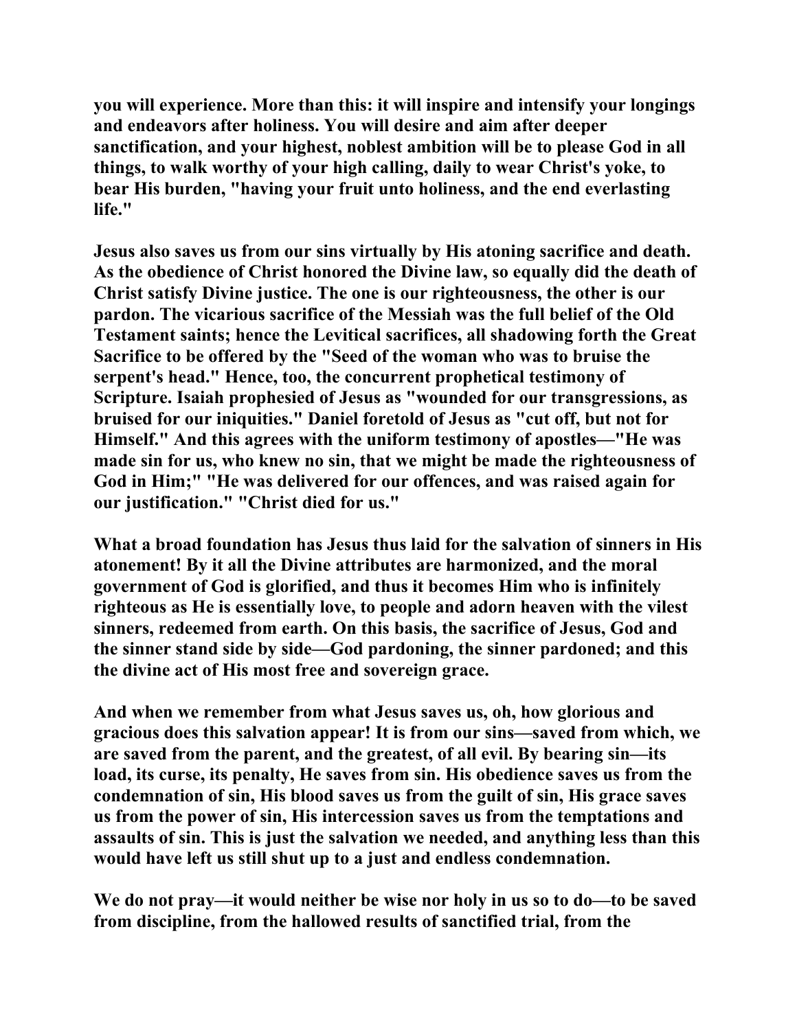you will experience. More than this: it will inspire and intensify your longings and endeavors after holiness. You will desire and aim after deeper sanctification, and your highest, noblest ambition will be to please God in all things, to walk worthy of your high calling, daily to wear Christ's yoke, to bear His burden, "having your fruit unto holiness, and the end everlasting life."

Jesus also saves us from our sins virtually by His atoning sacrifice and death. As the obedience of Christ honored the Divine law, so equally did the death of Christ satisfy Divine justice. The one is our righteousness, the other is our pardon. The vicarious sacrifice of the Messiah was the full belief of the Old Testament saints; hence the Levitical sacrifices, all shadowing forth the Great Sacrifice to be offered by the "Seed of the woman who was to bruise the serpent's head." Hence, too, the concurrent prophetical testimony of Scripture. Isaiah prophesied of Jesus as "wounded for our transgressions, as bruised for our iniquities." Daniel foretold of Jesus as "cut off, but not for Himself." And this agrees with the uniform testimony of apostles—"He was made sin for us, who knew no sin, that we might be made the righteousness of God in Him;" "He was delivered for our offences, and was raised again for our justification." "Christ died for us."

What a broad foundation has Jesus thus laid for the salvation of sinners in His atonement! By it all the Divine attributes are harmonized, and the moral government of God is glorified, and thus it becomes Him who is infinitely righteous as He is essentially love, to people and adorn heaven with the vilest sinners, redeemed from earth. On this basis, the sacrifice of Jesus, God and the sinner stand side by side—God pardoning, the sinner pardoned; and this the divine act of His most free and sovereign grace.

And when we remember from what Jesus saves us, oh, how glorious and gracious does this salvation appear! It is from our sins—saved from which, we are saved from the parent, and the greatest, of all evil. By bearing sin—its load, its curse, its penalty, He saves from sin. His obedience saves us from the condemnation of sin, His blood saves us from the guilt of sin, His grace saves us from the power of sin, His intercession saves us from the temptations and assaults of sin. This is just the salvation we needed, and anything less than this would have left us still shut up to a just and endless condemnation.

We do not pray—it would neither be wise nor holy in us so to do—to be saved from discipline, from the hallowed results of sanctified trial, from the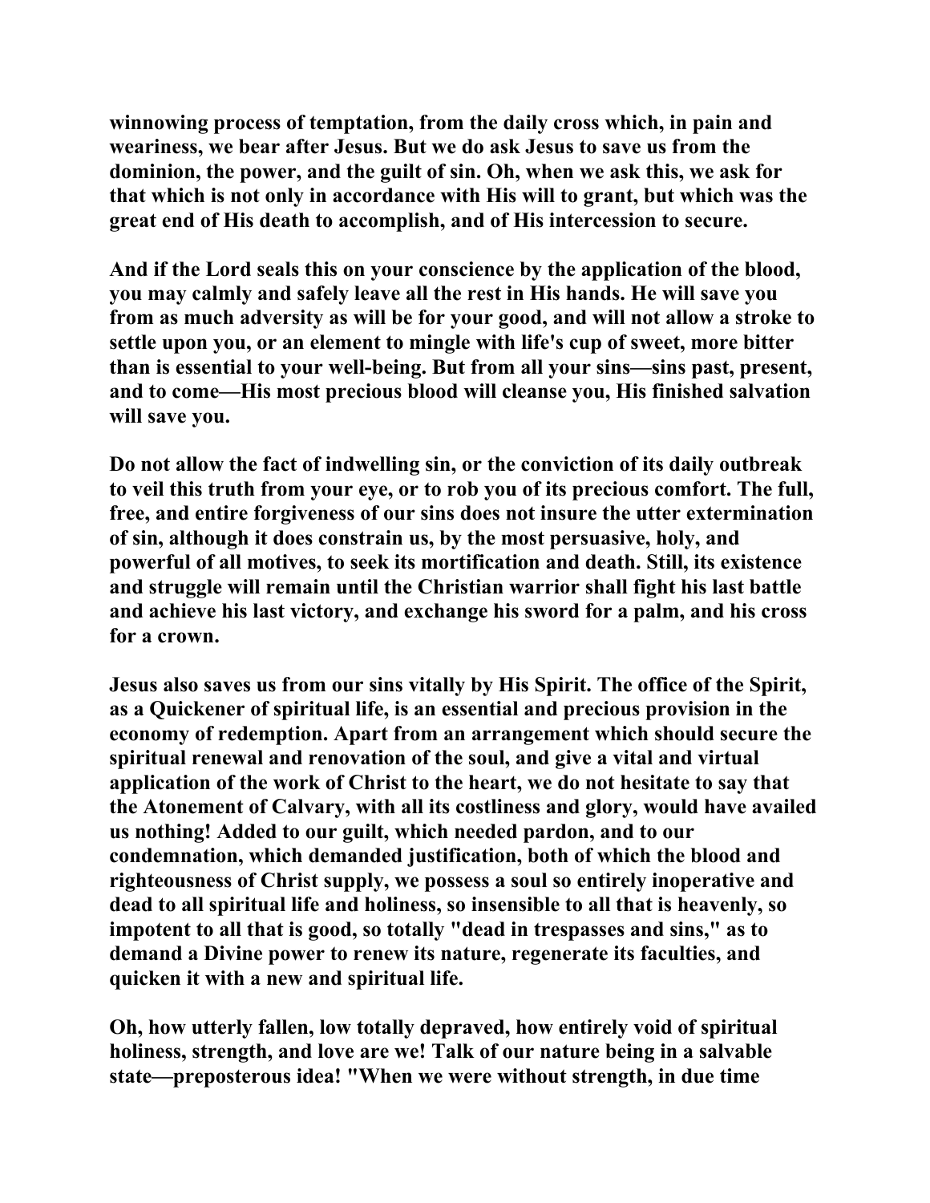winnowing process of temptation, from the daily cross which, in pain and weariness, we bear after Jesus. But we do ask Jesus to save us from the dominion, the power, and the guilt of sin. Oh, when we ask this, we ask for that which is not only in accordance with His will to grant, but which was the great end of His death to accomplish, and of His intercession to secure.

And if the Lord seals this on your conscience by the application of the blood, you may calmly and safely leave all the rest in His hands. He will save you from as much adversity as will be for your good, and will not allow a stroke to settle upon you, or an element to mingle with life's cup of sweet, more bitter than is essential to your well-being. But from all your sins—sins past, present, and to come—His most precious blood will cleanse you, His finished salvation will save you.

Do not allow the fact of indwelling sin, or the conviction of its daily outbreak to veil this truth from your eye, or to rob you of its precious comfort. The full, free, and entire forgiveness of our sins does not insure the utter extermination of sin, although it does constrain us, by the most persuasive, holy, and powerful of all motives, to seek its mortification and death. Still, its existence and struggle will remain until the Christian warrior shall fight his last battle and achieve his last victory, and exchange his sword for a palm, and his cross for a crown.

Jesus also saves us from our sins vitally by His Spirit. The office of the Spirit, as a Quickener of spiritual life, is an essential and precious provision in the economy of redemption. Apart from an arrangement which should secure the spiritual renewal and renovation of the soul, and give a vital and virtual application of the work of Christ to the heart, we do not hesitate to say that the Atonement of Calvary, with all its costliness and glory, would have availed us nothing! Added to our guilt, which needed pardon, and to our condemnation, which demanded justification, both of which the blood and righteousness of Christ supply, we possess a soul so entirely inoperative and dead to all spiritual life and holiness, so insensible to all that is heavenly, so impotent to all that is good, so totally "dead in trespasses and sins," as to demand a Divine power to renew its nature, regenerate its faculties, and quicken it with a new and spiritual life.

Oh, how utterly fallen, low totally depraved, how entirely void of spiritual holiness, strength, and love are we! Talk of our nature being in a salvable state—preposterous idea! "When we were without strength, in due time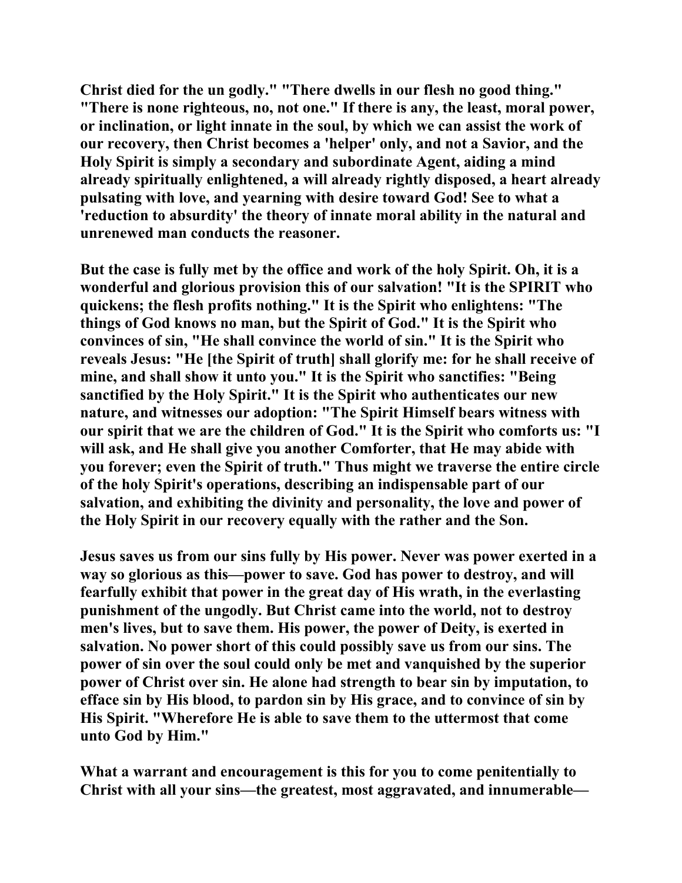**Christ died for the un godly." "There dwells in our flesh no good thing." "There is none righteous, no, not one." If there is any, the least, moral power, or inclination, or light innate in the soul, by which we can assist the work of our recovery, then Christ becomes a 'helper' only, and not a Savior, and the Holy Spirit is simply a secondary and subordinate Agent, aiding a mind already spiritually enlightened, a will already rightly disposed, a heart already pulsating with love, and yearning with desire toward God! See to what a 'reduction to absurdity' the theory of innate moral ability in the natural and unrenewed man conducts the reasoner.**

**But the case is fully met by the office and work of the holy Spirit. Oh, it is a wonderful and glorious provision this of our salvation! "It is the SPIRIT who quickens; the flesh profits nothing." It is the Spirit who enlightens: "The things of God knows no man, but the Spirit of God." It is the Spirit who convinces of sin, "He shall convince the world of sin." It is the Spirit who reveals Jesus: "He [the Spirit of truth] shall glorify me: for he shall receive of mine, and shall show it unto you." It is the Spirit who sanctifies: "Being sanctified by the Holy Spirit." It is the Spirit who authenticates our new nature, and witnesses our adoption: "The Spirit Himself bears witness with our spirit that we are the children of God." It is the Spirit who comforts us: "I will ask, and He shall give you another Comforter, that He may abide with you forever; even the Spirit of truth." Thus might we traverse the entire circle of the holy Spirit's operations, describing an indispensable part of our salvation, and exhibiting the divinity and personality, the love and power of the Holy Spirit in our recovery equally with the rather and the Son.**

**Jesus saves us from our sins fully by His power. Never was power exerted in a way so glorious as this—power to save. God has power to destroy, and will fearfully exhibit that power in the great day of His wrath, in the everlasting punishment of the ungodly. But Christ came into the world, not to destroy men's lives, but to save them. His power, the power of Deity, is exerted in salvation. No power short of this could possibly save us from our sins. The power of sin over the soul could only be met and vanquished by the superior power of Christ over sin. He alone had strength to bear sin by imputation, to efface sin by His blood, to pardon sin by His grace, and to convince of sin by His Spirit. "Wherefore He is able to save them to the uttermost that come unto God by Him."**

**What a warrant and encouragement is this for you to come penitentially to Christ with all your sins—the greatest, most aggravated, and innumerable—**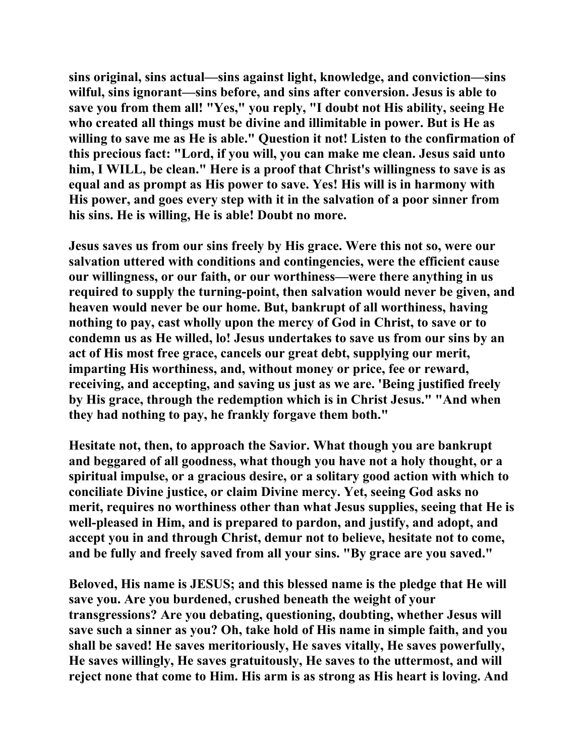sins original, sins actual—sins against light, knowledge, and conviction—sins wilful, sins ignorant—sins before, and sins after conversion. Jesus is able to save you from them all! "Yes," you reply, "I doubt not His ability, seeing He who created all things must be divine and illimitable in power. But is He as willing to save me as He is able." Question it not! Listen to the confirmation of this precious fact: "Lord, if you will, you can make me clean. Jesus said unto him, I WILL, be clean." Here is a proof that Christ's willingness to save is as equal and as prompt as His power to save. Yes! His will is in harmony with His power, and goes every step with it in the salvation of a poor sinner from his sins. He is willing, He is able! Doubt no more.

Jesus saves us from our sins freely by His grace. Were this not so, were our salvation uttered with conditions and contingencies, were the efficient cause our willingness, or our faith, or our worthiness—were there anything in us required to supply the turning-point, then salvation would never be given, and heaven would never be our home. But, bankrupt of all worthiness, having nothing to pay, cast wholly upon the mercy of God in Christ, to save or to condemn us as He willed, lo! Jesus undertakes to save us from our sins by an act of His most free grace, cancels our great debt, supplying our merit, imparting His worthiness, and, without money or price, fee or reward, receiving, and accepting, and saving us just as we are. 'Being justified freely by His grace, through the redemption which is in Christ Jesus." "And when they had nothing to pay, he frankly forgave them both."

Hesitate not, then, to approach the Savior. What though you are bankrupt and beggared of all goodness, what though you have not a holy thought, or a spiritual impulse, or a gracious desire, or a solitary good action with which to conciliate Divine justice, or claim Divine mercy. Yet, seeing God asks no merit, requires no worthiness other than what Jesus supplies, seeing that He is well-pleased in Him, and is prepared to pardon, and justify, and adopt, and accept you in and through Christ, demur not to believe, hesitate not to come, and be fully and freely saved from all your sins. "By grace are you saved."

Beloved, His name is JESUS; and this blessed name is the pledge that He will save you. Are you burdened, crushed beneath the weight of your transgressions? Are you debating, questioning, doubting, whether Jesus will save such a sinner as you? Oh, take hold of His name in simple faith, and you shall be saved! He saves meritoriously, He saves vitally, He saves powerfully, He saves willingly, He saves gratuitously, He saves to the uttermost, and will reject none that come to Him. His arm is as strong as His heart is loving. And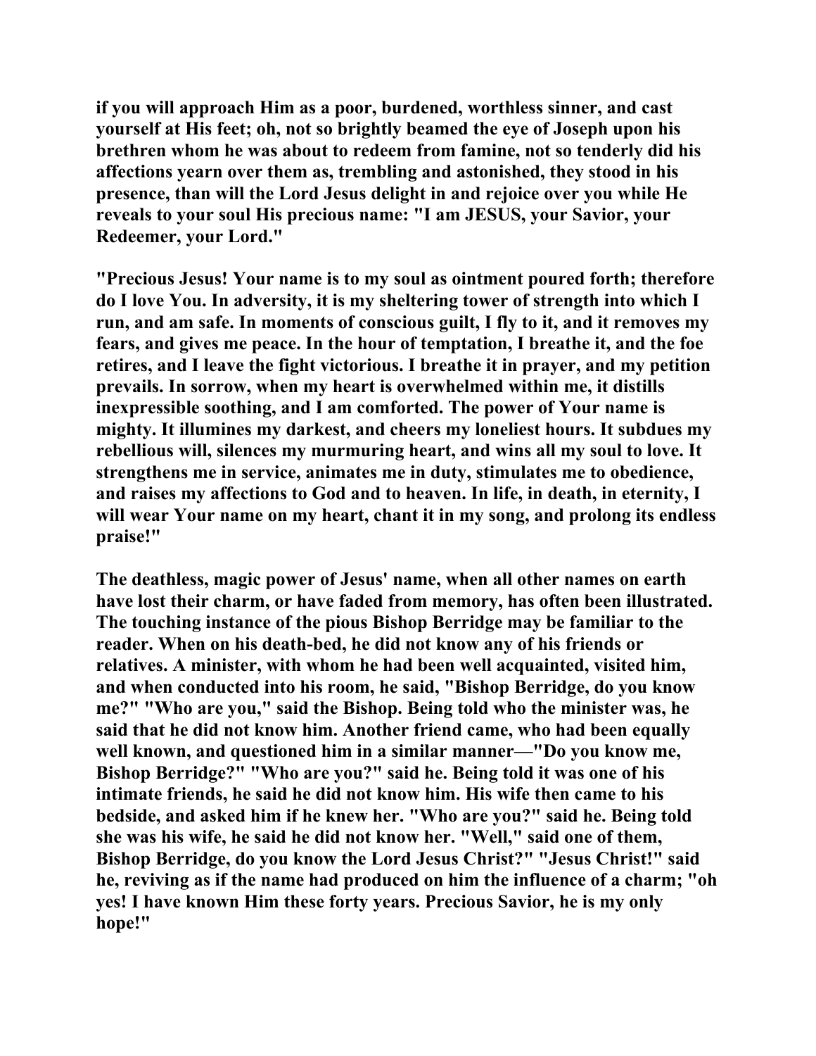**if you will approach Him as a poor, burdened, worthless sinner, and cast yourself at His feet; oh, not so brightly beamed the eye of Joseph upon his brethren whom he was about to redeem from famine, not so tenderly did his affections yearn over them as, trembling and astonished, they stood in his presence, than will the Lord Jesus delight in and rejoice over you while He reveals to your soul His precious name: "I am JESUS, your Savior, your Redeemer, your Lord."**

**"Precious Jesus! Your name is to my soul as ointment poured forth; therefore do I love You. In adversity, it is my sheltering tower of strength into which I run, and am safe. In moments of conscious guilt, I fly to it, and it removes my fears, and gives me peace. In the hour of temptation, I breathe it, and the foe retires, and I leave the fight victorious. I breathe it in prayer, and my petition prevails. In sorrow, when my heart is overwhelmed within me, it distills inexpressible soothing, and I am comforted. The power of Your name is mighty. It illumines my darkest, and cheers my loneliest hours. It subdues my rebellious will, silences my murmuring heart, and wins all my soul to love. It strengthens me in service, animates me in duty, stimulates me to obedience, and raises my affections to God and to heaven. In life, in death, in eternity, I will wear Your name on my heart, chant it in my song, and prolong its endless praise!"**

**The deathless, magic power of Jesus' name, when all other names on earth have lost their charm, or have faded from memory, has often been illustrated. The touching instance of the pious Bishop Berridge may be familiar to the reader. When on his death-bed, he did not know any of his friends or relatives. A minister, with whom he had been well acquainted, visited him, and when conducted into his room, he said, "Bishop Berridge, do you know me?" "Who are you," said the Bishop. Being told who the minister was, he said that he did not know him. Another friend came, who had been equally well known, and questioned him in a similar manner—"Do you know me, Bishop Berridge?" "Who are you?" said he. Being told it was one of his intimate friends, he said he did not know him. His wife then came to his bedside, and asked him if he knew her. "Who are you?" said he. Being told she was his wife, he said he did not know her. "Well," said one of them, Bishop Berridge, do you know the Lord Jesus Christ?" "Jesus Christ!" said he, reviving as if the name had produced on him the influence of a charm; "oh yes! I have known Him these forty years. Precious Savior, he is my only hope!"**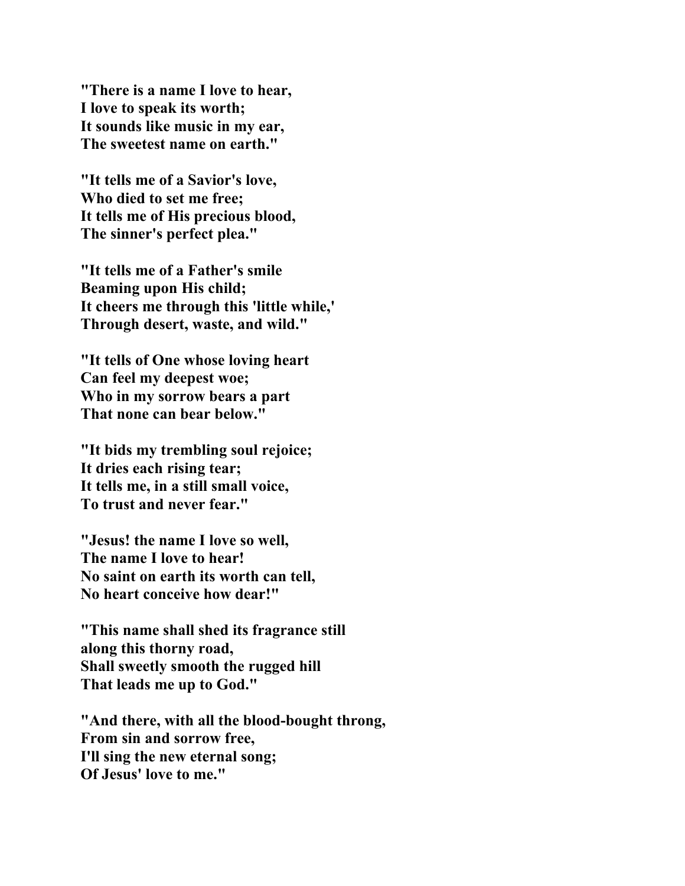**"There is a name I love to hear,**
**I love to speak its worth;**
**It sounds like music in my ear,**
**The sweetest name on earth."**

**"It tells me of a Savior's love,**
**Who died to set me free;**
**It tells me of His precious blood,**
**The sinner's perfect plea."**

**"It tells me of a Father's smile**
**Beaming upon His child;**
**It cheers me through this 'little while,'**
**Through desert, waste, and wild."**

**"It tells of One whose loving heart**
**Can feel my deepest woe;**
**Who in my sorrow bears a part**
**That none can bear below."**

**"It bids my trembling soul rejoice;**
**It dries each rising tear;**
**It tells me, in a still small voice,**
**To trust and never fear."**

**"Jesus! the name I love so well,**
**The name I love to hear!**
**No saint on earth its worth can tell,**
**No heart conceive how dear!"**

**"This name shall shed its fragrance still**
**along this thorny road,**
**Shall sweetly smooth the rugged hill**
**That leads me up to God."**

**"And there, with all the blood-bought throng,**
**From sin and sorrow free,**
**I'll sing the new eternal song;**
**Of Jesus' love to me."**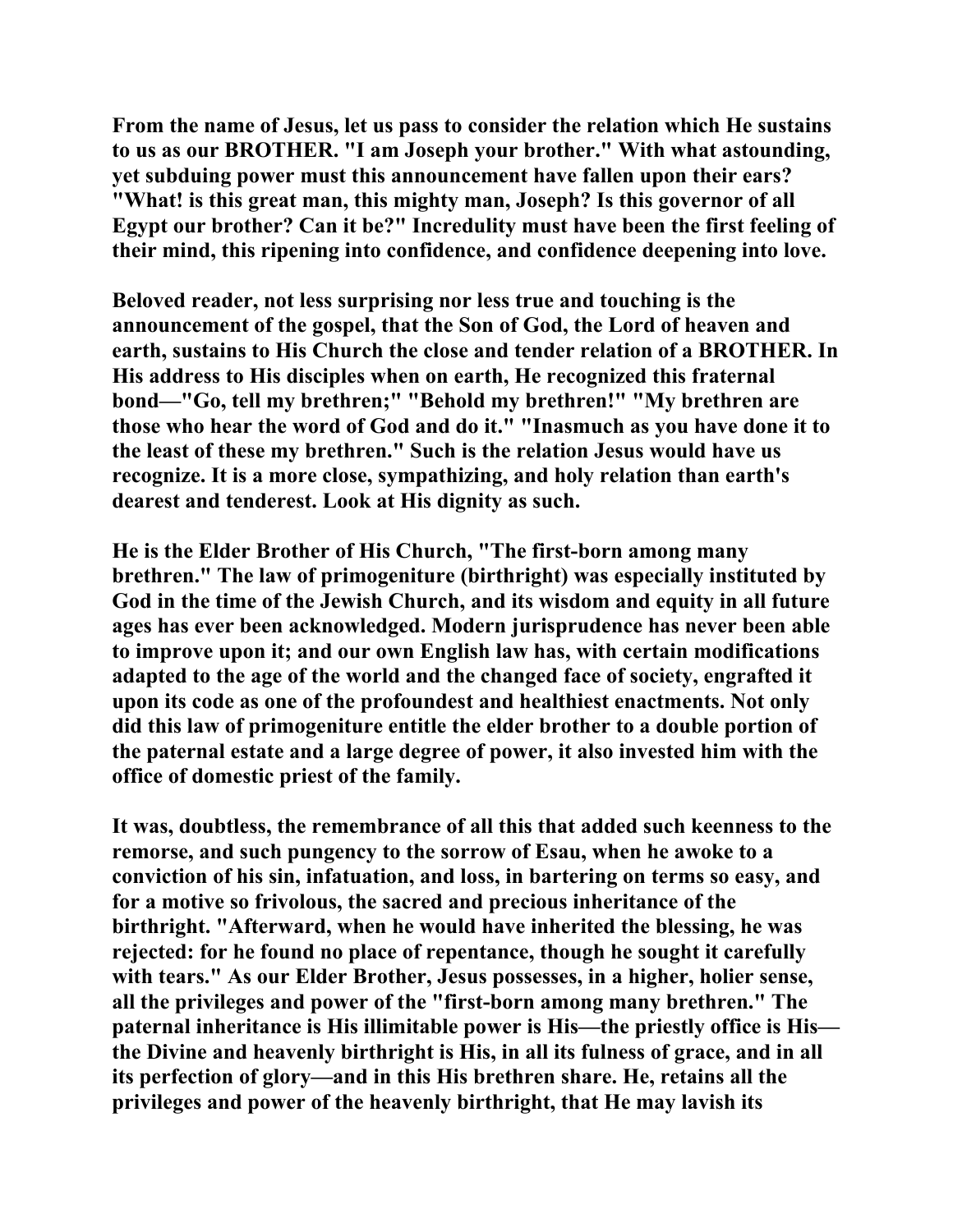From the name of Jesus, let us pass to consider the relation which He sustains to us as our BROTHER. "I am Joseph your brother." With what astounding, yet subduing power must this announcement have fallen upon their ears? "What! is this great man, this mighty man, Joseph? Is this governor of all Egypt our brother? Can it be?" Incredulity must have been the first feeling of their mind, this ripening into confidence, and confidence deepening into love.

Beloved reader, not less surprising nor less true and touching is the announcement of the gospel, that the Son of God, the Lord of heaven and earth, sustains to His Church the close and tender relation of a BROTHER. In His address to His disciples when on earth, He recognized this fraternal bond—"Go, tell my brethren;" "Behold my brethren!" "My brethren are those who hear the word of God and do it." "Inasmuch as you have done it to the least of these my brethren." Such is the relation Jesus would have us recognize. It is a more close, sympathizing, and holy relation than earth's dearest and tenderest. Look at His dignity as such.

He is the Elder Brother of His Church, "The first-born among many brethren." The law of primogeniture (birthright) was especially instituted by God in the time of the Jewish Church, and its wisdom and equity in all future ages has ever been acknowledged. Modern jurisprudence has never been able to improve upon it; and our own English law has, with certain modifications adapted to the age of the world and the changed face of society, engrafted it upon its code as one of the profoundest and healthiest enactments. Not only did this law of primogeniture entitle the elder brother to a double portion of the paternal estate and a large degree of power, it also invested him with the office of domestic priest of the family.

It was, doubtless, the remembrance of all this that added such keenness to the remorse, and such pungency to the sorrow of Esau, when he awoke to a conviction of his sin, infatuation, and loss, in bartering on terms so easy, and for a motive so frivolous, the sacred and precious inheritance of the birthright. "Afterward, when he would have inherited the blessing, he was rejected: for he found no place of repentance, though he sought it carefully with tears." As our Elder Brother, Jesus possesses, in a higher, holier sense, all the privileges and power of the "first-born among many brethren." The paternal inheritance is His illimitable power is His—the priestly office is His—the Divine and heavenly birthright is His, in all its fulness of grace, and in all its perfection of glory—and in this His brethren share. He, retains all the privileges and power of the heavenly birthright, that He may lavish its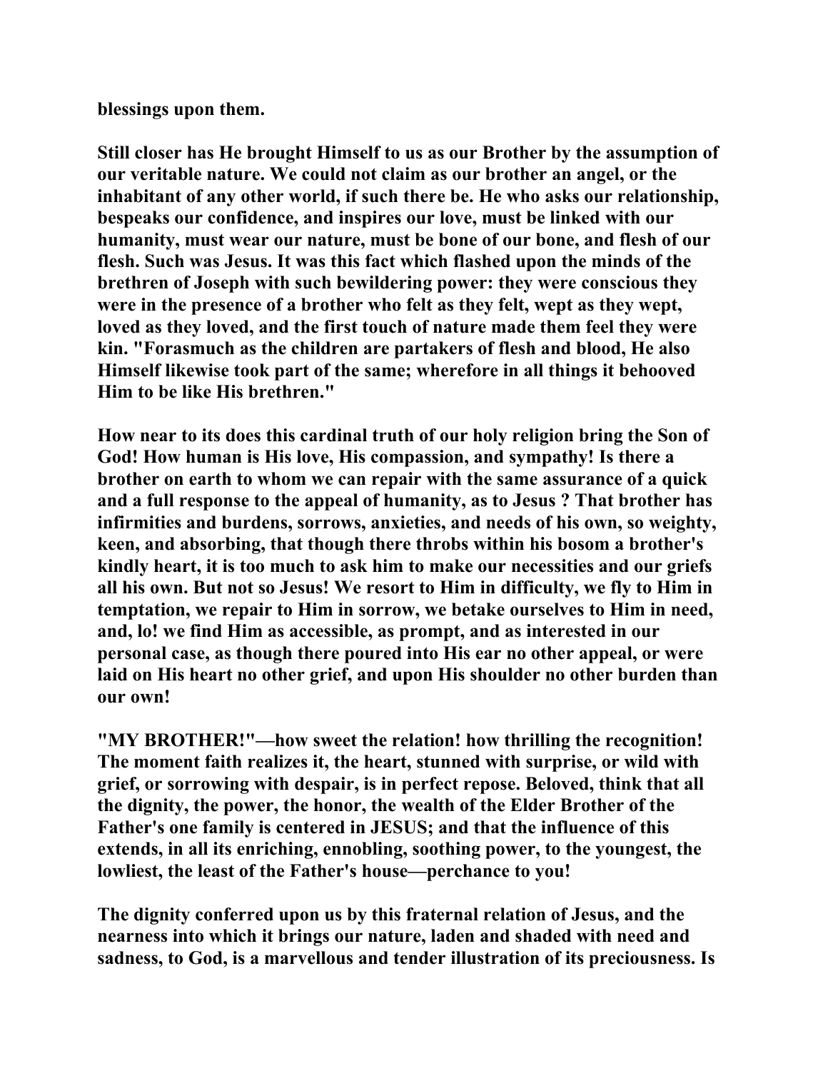**blessings upon them.**

**Still closer has He brought Himself to us as our Brother by the assumption of our veritable nature. We could not claim as our brother an angel, or the inhabitant of any other world, if such there be. He who asks our relationship, bespeaks our confidence, and inspires our love, must be linked with our humanity, must wear our nature, must be bone of our bone, and flesh of our flesh. Such was Jesus. It was this fact which flashed upon the minds of the brethren of Joseph with such bewildering power: they were conscious they were in the presence of a brother who felt as they felt, wept as they wept, loved as they loved, and the first touch of nature made them feel they were kin. "Forasmuch as the children are partakers of flesh and blood, He also Himself likewise took part of the same; wherefore in all things it behooved Him to be like His brethren."**

**How near to its does this cardinal truth of our holy religion bring the Son of God! How human is His love, His compassion, and sympathy! Is there a brother on earth to whom we can repair with the same assurance of a quick and a full response to the appeal of humanity, as to Jesus ? That brother has infirmities and burdens, sorrows, anxieties, and needs of his own, so weighty, keen, and absorbing, that though there throbs within his bosom a brother's kindly heart, it is too much to ask him to make our necessities and our griefs all his own. But not so Jesus! We resort to Him in difficulty, we fly to Him in temptation, we repair to Him in sorrow, we betake ourselves to Him in need, and, lo! we find Him as accessible, as prompt, and as interested in our personal case, as though there poured into His ear no other appeal, or were laid on His heart no other grief, and upon His shoulder no other burden than our own!**

**"MY BROTHER!"—how sweet the relation! how thrilling the recognition! The moment faith realizes it, the heart, stunned with surprise, or wild with grief, or sorrowing with despair, is in perfect repose. Beloved, think that all the dignity, the power, the honor, the wealth of the Elder Brother of the Father's one family is centered in JESUS; and that the influence of this extends, in all its enriching, ennobling, soothing power, to the youngest, the lowliest, the least of the Father's house—perchance to you!**

**The dignity conferred upon us by this fraternal relation of Jesus, and the nearness into which it brings our nature, laden and shaded with need and sadness, to God, is a marvellous and tender illustration of its preciousness. Is**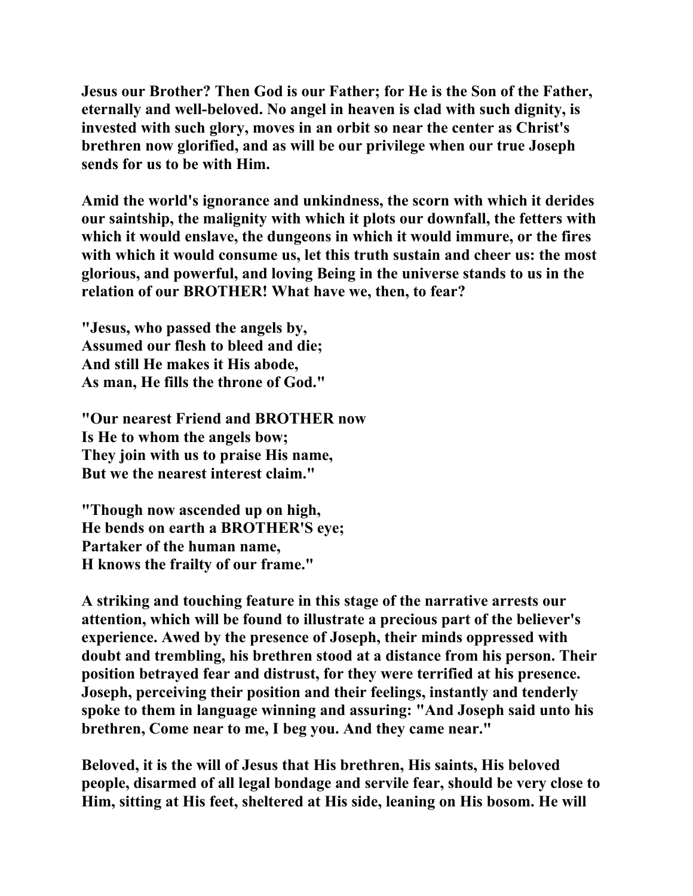Jesus our Brother? Then God is our Father; for He is the Son of the Father, eternally and well-beloved. No angel in heaven is clad with such dignity, is invested with such glory, moves in an orbit so near the center as Christ's brethren now glorified, and as will be our privilege when our true Joseph sends for us to be with Him.

Amid the world's ignorance and unkindness, the scorn with which it derides our saintship, the malignity with which it plots our downfall, the fetters with which it would enslave, the dungeons in which it would immure, or the fires with which it would consume us, let this truth sustain and cheer us: the most glorious, and powerful, and loving Being in the universe stands to us in the relation of our BROTHER! What have we, then, to fear?

"Jesus, who passed the angels by,  
Assumed our flesh to bleed and die;  
And still He makes it His abode,  
As man, He fills the throne of God."

"Our nearest Friend and BROTHER now  
Is He to whom the angels bow;  
They join with us to praise His name,  
But we the nearest interest claim."

"Though now ascended up on high,  
He bends on earth a BROTHER'S eye;  
Partaker of the human name,  
H knows the frailty of our frame."

A striking and touching feature in this stage of the narrative arrests our attention, which will be found to illustrate a precious part of the believer's experience. Awed by the presence of Joseph, their minds oppressed with doubt and trembling, his brethren stood at a distance from his person. Their position betrayed fear and distrust, for they were terrified at his presence. Joseph, perceiving their position and their feelings, instantly and tenderly spoke to them in language winning and assuring: "And Joseph said unto his brethren, Come near to me, I beg you. And they came near."

Beloved, it is the will of Jesus that His brethren, His saints, His beloved people, disarmed of all legal bondage and servile fear, should be very close to Him, sitting at His feet, sheltered at His side, leaning on His bosom. He will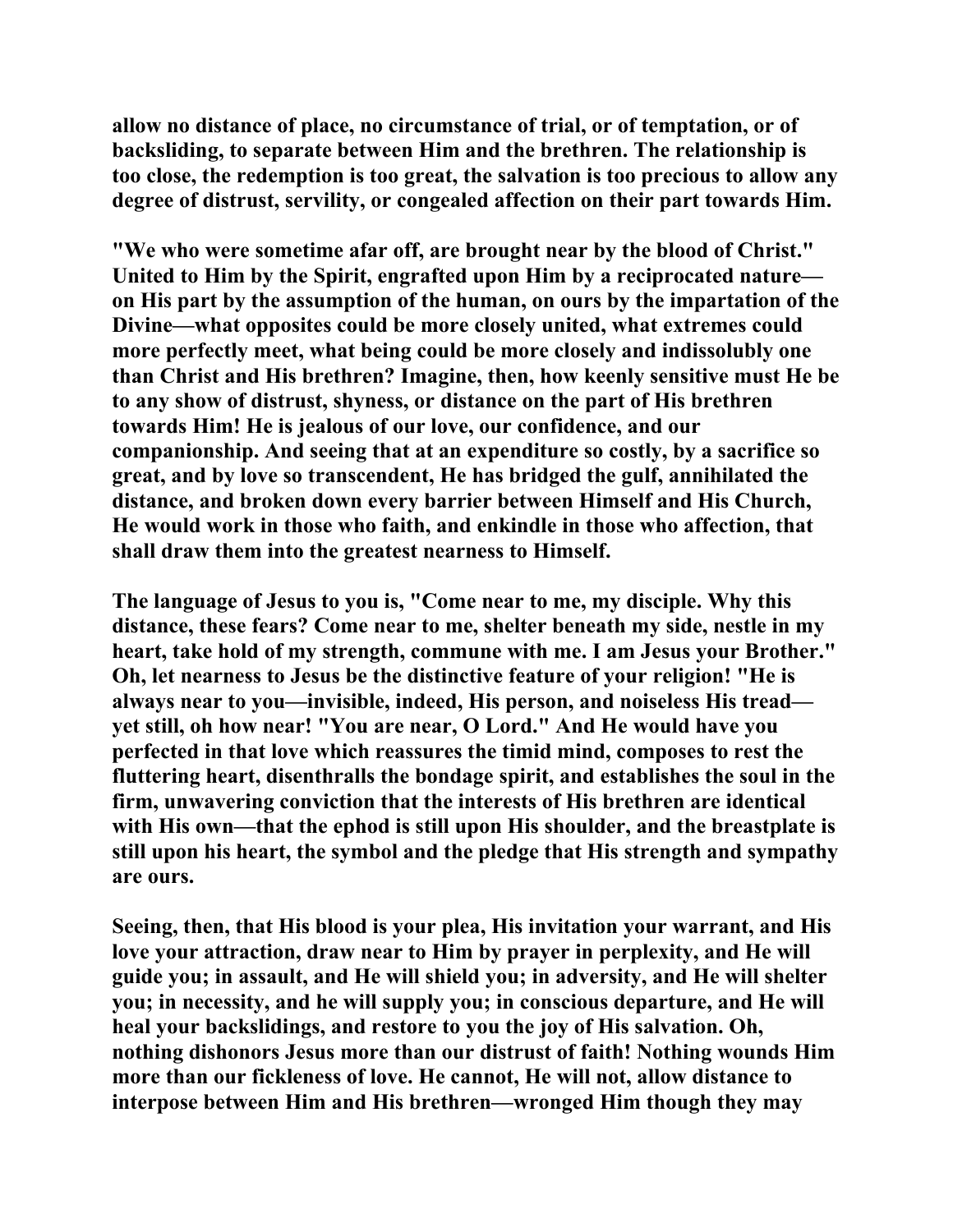**allow no distance of place, no circumstance of trial, or of temptation, or of backsliding, to separate between Him and the brethren. The relationship is too close, the redemption is too great, the salvation is too precious to allow any degree of distrust, servility, or congealed affection on their part towards Him.**

**"We who were sometime afar off, are brought near by the blood of Christ." United to Him by the Spirit, engrafted upon Him by a reciprocated nature—on His part by the assumption of the human, on ours by the impartation of the Divine—what opposites could be more closely united, what extremes could more perfectly meet, what being could be more closely and indissolubly one than Christ and His brethren? Imagine, then, how keenly sensitive must He be to any show of distrust, shyness, or distance on the part of His brethren towards Him! He is jealous of our love, our confidence, and our companionship. And seeing that at an expenditure so costly, by a sacrifice so great, and by love so transcendent, He has bridged the gulf, annihilated the distance, and broken down every barrier between Himself and His Church, He would work in those who faith, and enkindle in those who affection, that shall draw them into the greatest nearness to Himself.**

**The language of Jesus to you is, "Come near to me, my disciple. Why this distance, these fears? Come near to me, shelter beneath my side, nestle in my heart, take hold of my strength, commune with me. I am Jesus your Brother." Oh, let nearness to Jesus be the distinctive feature of your religion! "He is always near to you—invisible, indeed, His person, and noiseless His tread—yet still, oh how near! "You are near, O Lord." And He would have you perfected in that love which reassures the timid mind, composes to rest the fluttering heart, disenthralls the bondage spirit, and establishes the soul in the firm, unwavering conviction that the interests of His brethren are identical with His own—that the ephod is still upon His shoulder, and the breastplate is still upon his heart, the symbol and the pledge that His strength and sympathy are ours.**

**Seeing, then, that His blood is your plea, His invitation your warrant, and His love your attraction, draw near to Him by prayer in perplexity, and He will guide you; in assault, and He will shield you; in adversity, and He will shelter you; in necessity, and he will supply you; in conscious departure, and He will heal your backslidings, and restore to you the joy of His salvation. Oh, nothing dishonors Jesus more than our distrust of faith! Nothing wounds Him more than our fickleness of love. He cannot, He will not, allow distance to interpose between Him and His brethren—wronged Him though they may**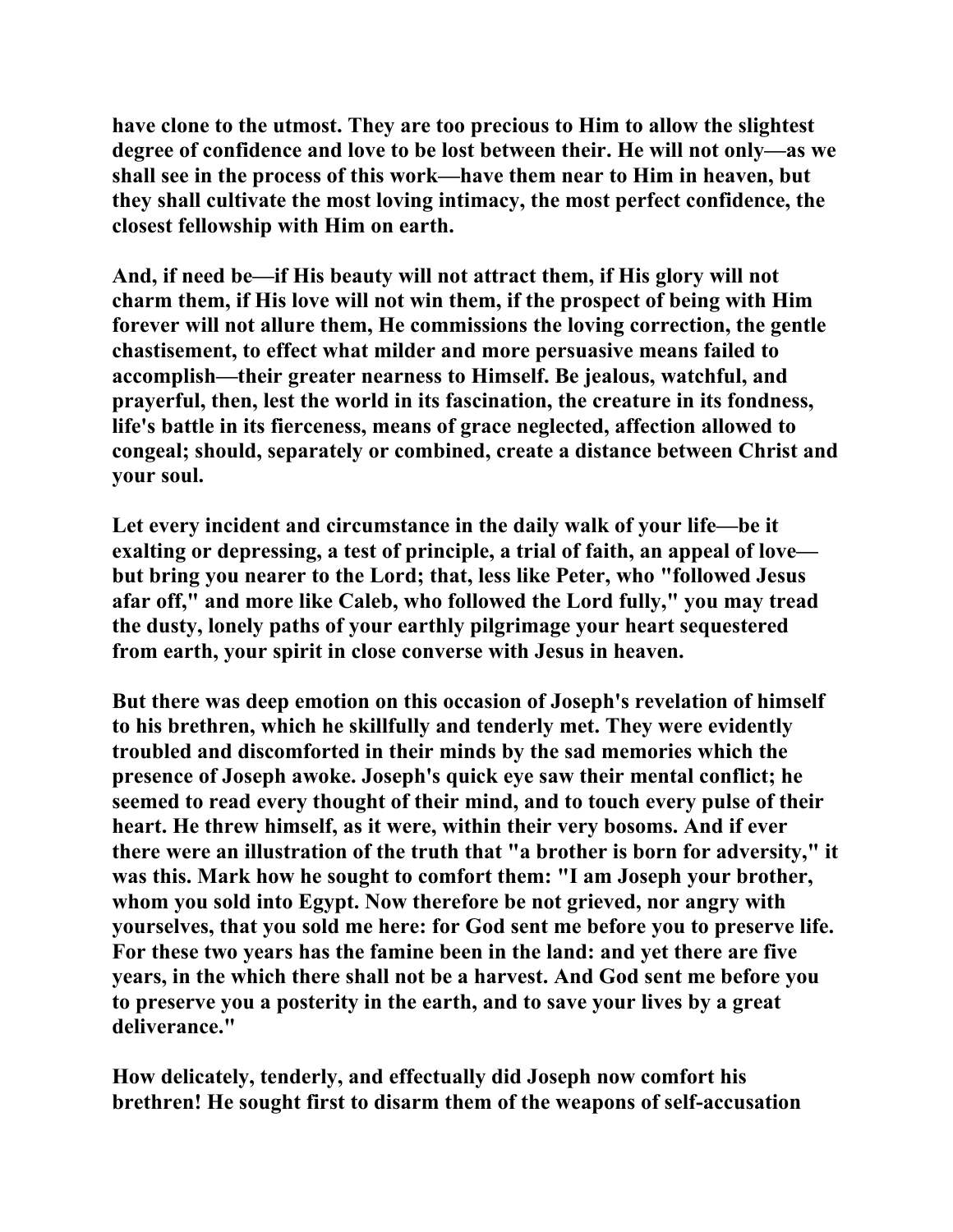have clone to the utmost. They are too precious to Him to allow the slightest degree of confidence and love to be lost between their. He will not only—as we shall see in the process of this work—have them near to Him in heaven, but they shall cultivate the most loving intimacy, the most perfect confidence, the closest fellowship with Him on earth.

And, if need be—if His beauty will not attract them, if His glory will not charm them, if His love will not win them, if the prospect of being with Him forever will not allure them, He commissions the loving correction, the gentle chastisement, to effect what milder and more persuasive means failed to accomplish—their greater nearness to Himself. Be jealous, watchful, and prayerful, then, lest the world in its fascination, the creature in its fondness, life's battle in its fierceness, means of grace neglected, affection allowed to congeal; should, separately or combined, create a distance between Christ and your soul.

Let every incident and circumstance in the daily walk of your life—be it exalting or depressing, a test of principle, a trial of faith, an appeal of love—but bring you nearer to the Lord; that, less like Peter, who "followed Jesus afar off," and more like Caleb, who followed the Lord fully," you may tread the dusty, lonely paths of your earthly pilgrimage your heart sequestered from earth, your spirit in close converse with Jesus in heaven.

But there was deep emotion on this occasion of Joseph's revelation of himself to his brethren, which he skillfully and tenderly met. They were evidently troubled and discomforted in their minds by the sad memories which the presence of Joseph awoke. Joseph's quick eye saw their mental conflict; he seemed to read every thought of their mind, and to touch every pulse of their heart. He threw himself, as it were, within their very bosoms. And if ever there were an illustration of the truth that "a brother is born for adversity," it was this. Mark how he sought to comfort them: "I am Joseph your brother, whom you sold into Egypt. Now therefore be not grieved, nor angry with yourselves, that you sold me here: for God sent me before you to preserve life. For these two years has the famine been in the land: and yet there are five years, in the which there shall not be a harvest. And God sent me before you to preserve you a posterity in the earth, and to save your lives by a great deliverance."

How delicately, tenderly, and effectually did Joseph now comfort his brethren! He sought first to disarm them of the weapons of self-accusation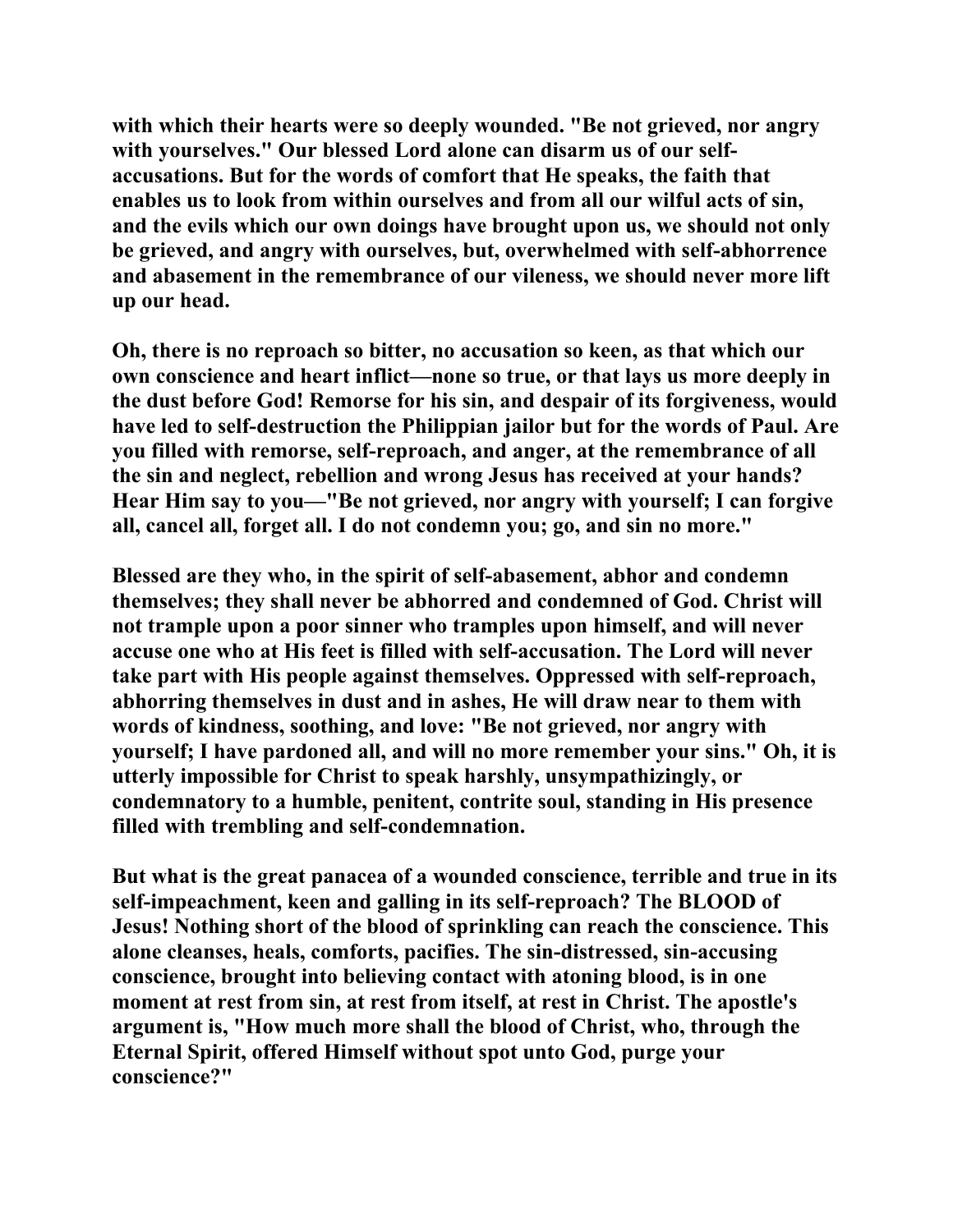with which their hearts were so deeply wounded. "Be not grieved, nor angry with yourselves." Our blessed Lord alone can disarm us of our self-accusations. But for the words of comfort that He speaks, the faith that enables us to look from within ourselves and from all our wilful acts of sin, and the evils which our own doings have brought upon us, we should not only be grieved, and angry with ourselves, but, overwhelmed with self-abhorrence and abasement in the remembrance of our vileness, we should never more lift up our head.

Oh, there is no reproach so bitter, no accusation so keen, as that which our own conscience and heart inflict—none so true, or that lays us more deeply in the dust before God! Remorse for his sin, and despair of its forgiveness, would have led to self-destruction the Philippian jailor but for the words of Paul. Are you filled with remorse, self-reproach, and anger, at the remembrance of all the sin and neglect, rebellion and wrong Jesus has received at your hands? Hear Him say to you—"Be not grieved, nor angry with yourself; I can forgive all, cancel all, forget all. I do not condemn you; go, and sin no more."

Blessed are they who, in the spirit of self-abasement, abhor and condemn themselves; they shall never be abhorred and condemned of God. Christ will not trample upon a poor sinner who tramples upon himself, and will never accuse one who at His feet is filled with self-accusation. The Lord will never take part with His people against themselves. Oppressed with self-reproach, abhorring themselves in dust and in ashes, He will draw near to them with words of kindness, soothing, and love: "Be not grieved, nor angry with yourself; I have pardoned all, and will no more remember your sins." Oh, it is utterly impossible for Christ to speak harshly, unsympathizingly, or condemnatory to a humble, penitent, contrite soul, standing in His presence filled with trembling and self-condemnation.

But what is the great panacea of a wounded conscience, terrible and true in its self-impeachment, keen and galling in its self-reproach? The BLOOD of Jesus! Nothing short of the blood of sprinkling can reach the conscience. This alone cleanses, heals, comforts, pacifies. The sin-distressed, sin-accusing conscience, brought into believing contact with atoning blood, is in one moment at rest from sin, at rest from itself, at rest in Christ. The apostle's argument is, "How much more shall the blood of Christ, who, through the Eternal Spirit, offered Himself without spot unto God, purge your conscience?"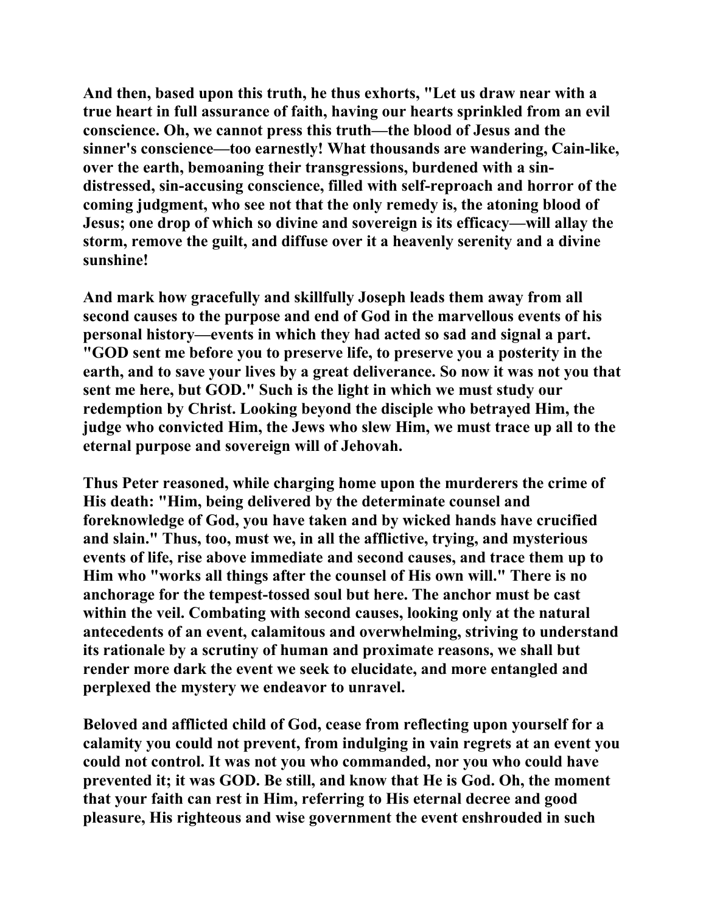**And then, based upon this truth, he thus exhorts, "Let us draw near with a true heart in full assurance of faith, having our hearts sprinkled from an evil conscience. Oh, we cannot press this truth—the blood of Jesus and the sinner's conscience—too earnestly! What thousands are wandering, Cain-like, over the earth, bemoaning their transgressions, burdened with a sin-distressed, sin-accusing conscience, filled with self-reproach and horror of the coming judgment, who see not that the only remedy is, the atoning blood of Jesus; one drop of which so divine and sovereign is its efficacy—will allay the storm, remove the guilt, and diffuse over it a heavenly serenity and a divine sunshine!**

**And mark how gracefully and skillfully Joseph leads them away from all second causes to the purpose and end of God in the marvellous events of his personal history—events in which they had acted so sad and signal a part. "GOD sent me before you to preserve life, to preserve you a posterity in the earth, and to save your lives by a great deliverance. So now it was not you that sent me here, but GOD." Such is the light in which we must study our redemption by Christ. Looking beyond the disciple who betrayed Him, the judge who convicted Him, the Jews who slew Him, we must trace up all to the eternal purpose and sovereign will of Jehovah.**

**Thus Peter reasoned, while charging home upon the murderers the crime of His death: "Him, being delivered by the determinate counsel and foreknowledge of God, you have taken and by wicked hands have crucified and slain." Thus, too, must we, in all the afflictive, trying, and mysterious events of life, rise above immediate and second causes, and trace them up to Him who "works all things after the counsel of His own will." There is no anchorage for the tempest-tossed soul but here. The anchor must be cast within the veil. Combating with second causes, looking only at the natural antecedents of an event, calamitous and overwhelming, striving to understand its rationale by a scrutiny of human and proximate reasons, we shall but render more dark the event we seek to elucidate, and more entangled and perplexed the mystery we endeavor to unravel.**

**Beloved and afflicted child of God, cease from reflecting upon yourself for a calamity you could not prevent, from indulging in vain regrets at an event you could not control. It was not you who commanded, nor you who could have prevented it; it was GOD. Be still, and know that He is God. Oh, the moment that your faith can rest in Him, referring to His eternal decree and good pleasure, His righteous and wise government the event enshrouded in such**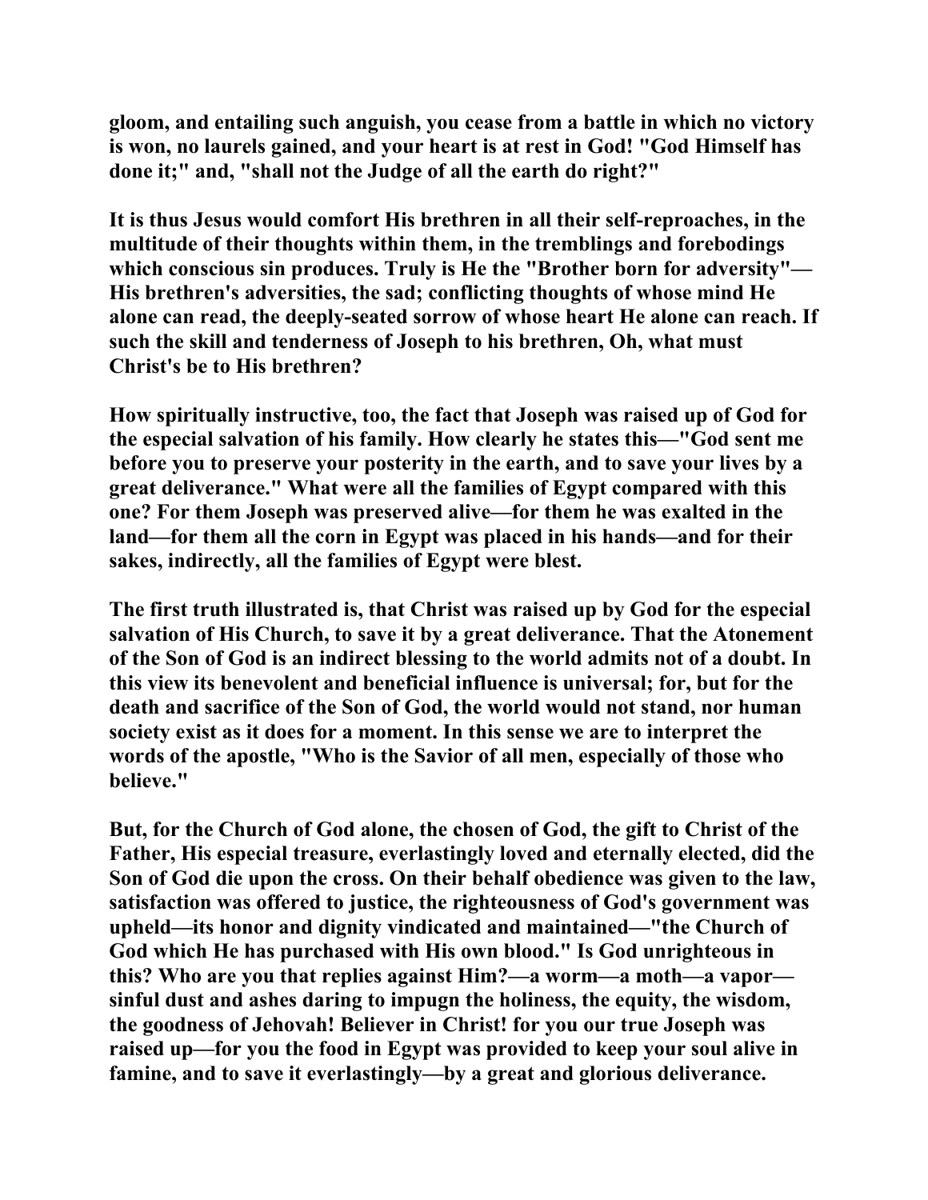gloom, and entailing such anguish, you cease from a battle in which no victory is won, no laurels gained, and your heart is at rest in God! "God Himself has done it;" and, "shall not the Judge of all the earth do right?"

It is thus Jesus would comfort His brethren in all their self-reproaches, in the multitude of their thoughts within them, in the tremblings and forebodings which conscious sin produces. Truly is He the "Brother born for adversity"—His brethren's adversities, the sad; conflicting thoughts of whose mind He alone can read, the deeply-seated sorrow of whose heart He alone can reach. If such the skill and tenderness of Joseph to his brethren, Oh, what must Christ's be to His brethren?

How spiritually instructive, too, the fact that Joseph was raised up of God for the especial salvation of his family. How clearly he states this—"God sent me before you to preserve your posterity in the earth, and to save your lives by a great deliverance." What were all the families of Egypt compared with this one? For them Joseph was preserved alive—for them he was exalted in the land—for them all the corn in Egypt was placed in his hands—and for their sakes, indirectly, all the families of Egypt were blest.

The first truth illustrated is, that Christ was raised up by God for the especial salvation of His Church, to save it by a great deliverance. That the Atonement of the Son of God is an indirect blessing to the world admits not of a doubt. In this view its benevolent and beneficial influence is universal; for, but for the death and sacrifice of the Son of God, the world would not stand, nor human society exist as it does for a moment. In this sense we are to interpret the words of the apostle, "Who is the Savior of all men, especially of those who believe."

But, for the Church of God alone, the chosen of God, the gift to Christ of the Father, His especial treasure, everlastingly loved and eternally elected, did the Son of God die upon the cross. On their behalf obedience was given to the law, satisfaction was offered to justice, the righteousness of God's government was upheld—its honor and dignity vindicated and maintained—"the Church of God which He has purchased with His own blood." Is God unrighteous in this? Who are you that replies against Him?—a worm—a moth—a vapor—sinful dust and ashes daring to impugn the holiness, the equity, the wisdom, the goodness of Jehovah! Believer in Christ! for you our true Joseph was raised up—for you the food in Egypt was provided to keep your soul alive in famine, and to save it everlastingly—by a great and glorious deliverance.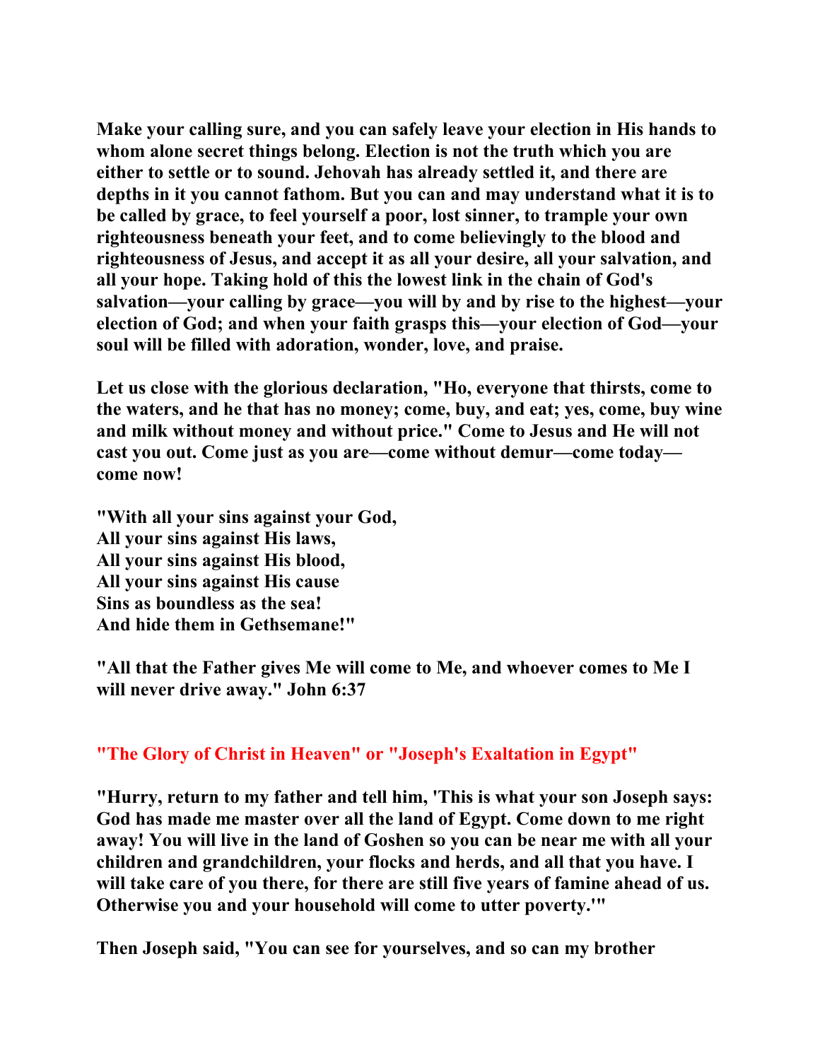**Make your calling sure, and you can safely leave your election in His hands to whom alone secret things belong. Election is not the truth which you are either to settle or to sound. Jehovah has already settled it, and there are depths in it you cannot fathom. But you can and may understand what it is to be called by grace, to feel yourself a poor, lost sinner, to trample your own righteousness beneath your feet, and to come believingly to the blood and righteousness of Jesus, and accept it as all your desire, all your salvation, and all your hope. Taking hold of this the lowest link in the chain of God's salvation—your calling by grace—you will by and by rise to the highest—your election of God; and when your faith grasps this—your election of God—your soul will be filled with adoration, wonder, love, and praise.**

**Let us close with the glorious declaration, "Ho, everyone that thirsts, come to the waters, and he that has no money; come, buy, and eat; yes, come, buy wine and milk without money and without price." Come to Jesus and He will not cast you out. Come just as you are—come without demur—come today—come now!**

**"With all your sins against your God,**
**All your sins against His laws,**
**All your sins against His blood,**
**All your sins against His cause**
**Sins as boundless as the sea!**
**And hide them in Gethsemane!"**

**"All that the Father gives Me will come to Me, and whoever comes to Me I will never drive away." John 6:37**

## "The Glory of Christ in Heaven" or "Joseph's Exaltation in Egypt"

**"Hurry, return to my father and tell him, 'This is what your son Joseph says: God has made me master over all the land of Egypt. Come down to me right away! You will live in the land of Goshen so you can be near me with all your children and grandchildren, your flocks and herds, and all that you have. I will take care of you there, for there are still five years of famine ahead of us. Otherwise you and your household will come to utter poverty.'"**

**Then Joseph said, "You can see for yourselves, and so can my brother**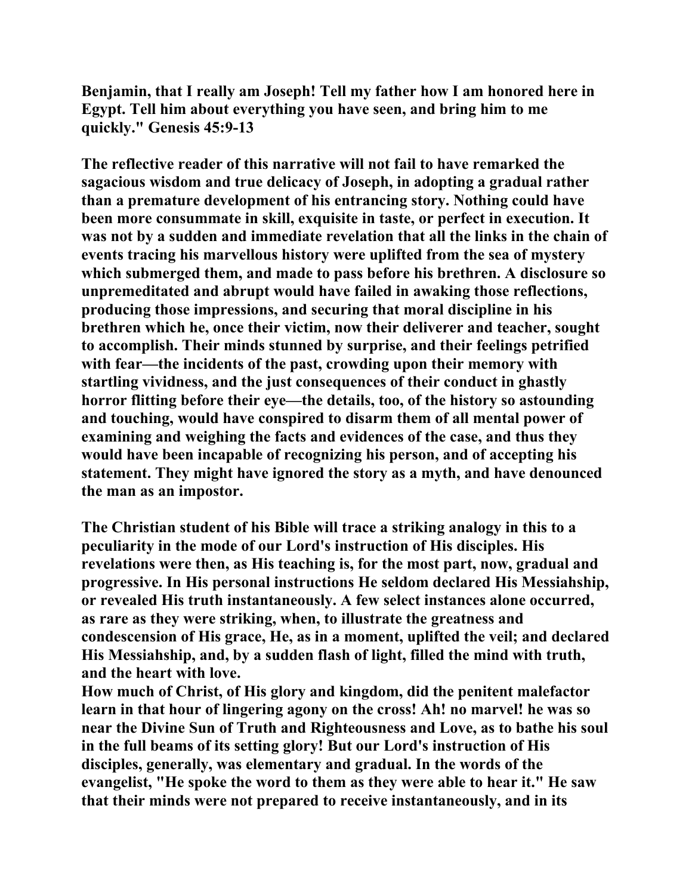**Benjamin, that I really am Joseph! Tell my father how I am honored here in Egypt. Tell him about everything you have seen, and bring him to me quickly." Genesis 45:9-13**

**The reflective reader of this narrative will not fail to have remarked the sagacious wisdom and true delicacy of Joseph, in adopting a gradual rather than a premature development of his entrancing story. Nothing could have been more consummate in skill, exquisite in taste, or perfect in execution. It was not by a sudden and immediate revelation that all the links in the chain of events tracing his marvellous history were uplifted from the sea of mystery which submerged them, and made to pass before his brethren. A disclosure so unpremeditated and abrupt would have failed in awaking those reflections, producing those impressions, and securing that moral discipline in his brethren which he, once their victim, now their deliverer and teacher, sought to accomplish. Their minds stunned by surprise, and their feelings petrified with fear—the incidents of the past, crowding upon their memory with startling vividness, and the just consequences of their conduct in ghastly horror flitting before their eye—the details, too, of the history so astounding and touching, would have conspired to disarm them of all mental power of examining and weighing the facts and evidences of the case, and thus they would have been incapable of recognizing his person, and of accepting his statement. They might have ignored the story as a myth, and have denounced the man as an impostor.**

**The Christian student of his Bible will trace a striking analogy in this to a peculiarity in the mode of our Lord's instruction of His disciples. His revelations were then, as His teaching is, for the most part, now, gradual and progressive. In His personal instructions He seldom declared His Messiahship, or revealed His truth instantaneously. A few select instances alone occurred, as rare as they were striking, when, to illustrate the greatness and condescension of His grace, He, as in a moment, uplifted the veil; and declared His Messiahship, and, by a sudden flash of light, filled the mind with truth, and the heart with love.**

**How much of Christ, of His glory and kingdom, did the penitent malefactor learn in that hour of lingering agony on the cross! Ah! no marvel! he was so near the Divine Sun of Truth and Righteousness and Love, as to bathe his soul in the full beams of its setting glory! But our Lord's instruction of His disciples, generally, was elementary and gradual. In the words of the evangelist, "He spoke the word to them as they were able to hear it." He saw that their minds were not prepared to receive instantaneously, and in its**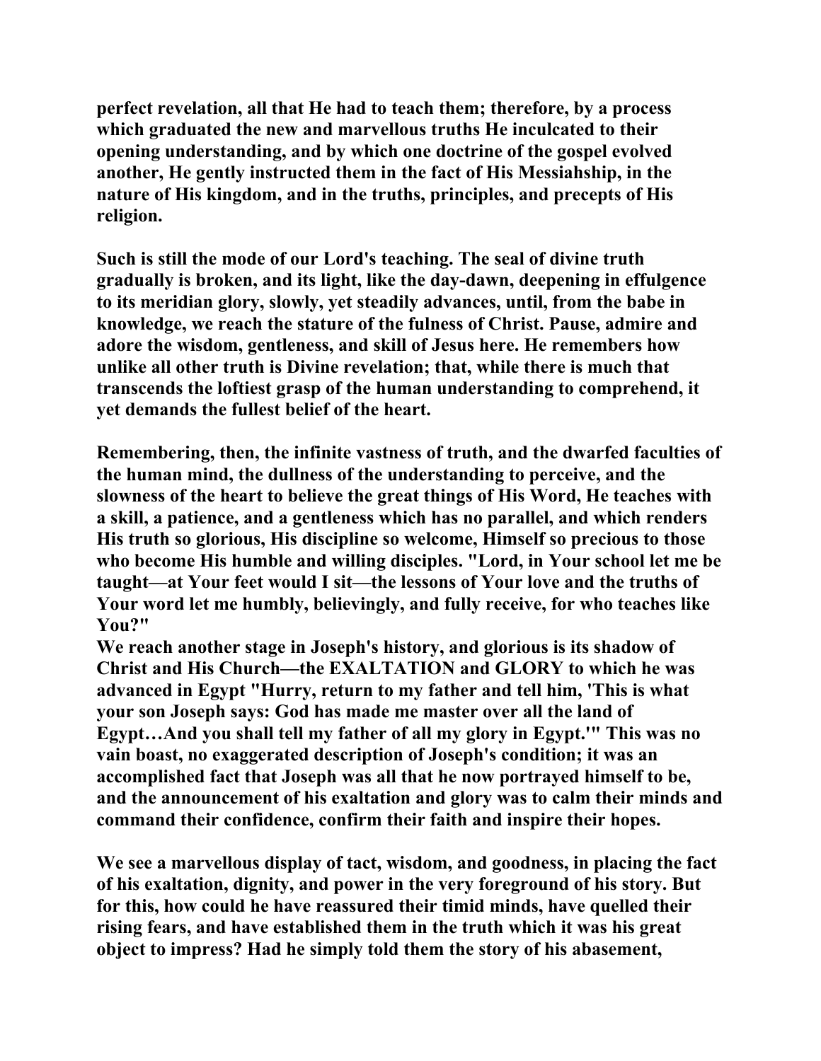**perfect revelation, all that He had to teach them; therefore, by a process which graduated the new and marvellous truths He inculcated to their opening understanding, and by which one doctrine of the gospel evolved another, He gently instructed them in the fact of His Messiahship, in the nature of His kingdom, and in the truths, principles, and precepts of His religion.**

**Such is still the mode of our Lord's teaching. The seal of divine truth gradually is broken, and its light, like the day-dawn, deepening in effulgence to its meridian glory, slowly, yet steadily advances, until, from the babe in knowledge, we reach the stature of the fulness of Christ. Pause, admire and adore the wisdom, gentleness, and skill of Jesus here. He remembers how unlike all other truth is Divine revelation; that, while there is much that transcends the loftiest grasp of the human understanding to comprehend, it yet demands the fullest belief of the heart.**

**Remembering, then, the infinite vastness of truth, and the dwarfed faculties of the human mind, the dullness of the understanding to perceive, and the slowness of the heart to believe the great things of His Word, He teaches with a skill, a patience, and a gentleness which has no parallel, and which renders His truth so glorious, His discipline so welcome, Himself so precious to those who become His humble and willing disciples. "Lord, in Your school let me be taught—at Your feet would I sit—the lessons of Your love and the truths of Your word let me humbly, believingly, and fully receive, for who teaches like You?"**

**We reach another stage in Joseph's history, and glorious is its shadow of Christ and His Church—the EXALTATION and GLORY to which he was advanced in Egypt "Hurry, return to my father and tell him, 'This is what your son Joseph says: God has made me master over all the land of Egypt…And you shall tell my father of all my glory in Egypt.'" This was no vain boast, no exaggerated description of Joseph's condition; it was an accomplished fact that Joseph was all that he now portrayed himself to be, and the announcement of his exaltation and glory was to calm their minds and command their confidence, confirm their faith and inspire their hopes.**

**We see a marvellous display of tact, wisdom, and goodness, in placing the fact of his exaltation, dignity, and power in the very foreground of his story. But for this, how could he have reassured their timid minds, have quelled their rising fears, and have established them in the truth which it was his great object to impress? Had he simply told them the story of his abasement,**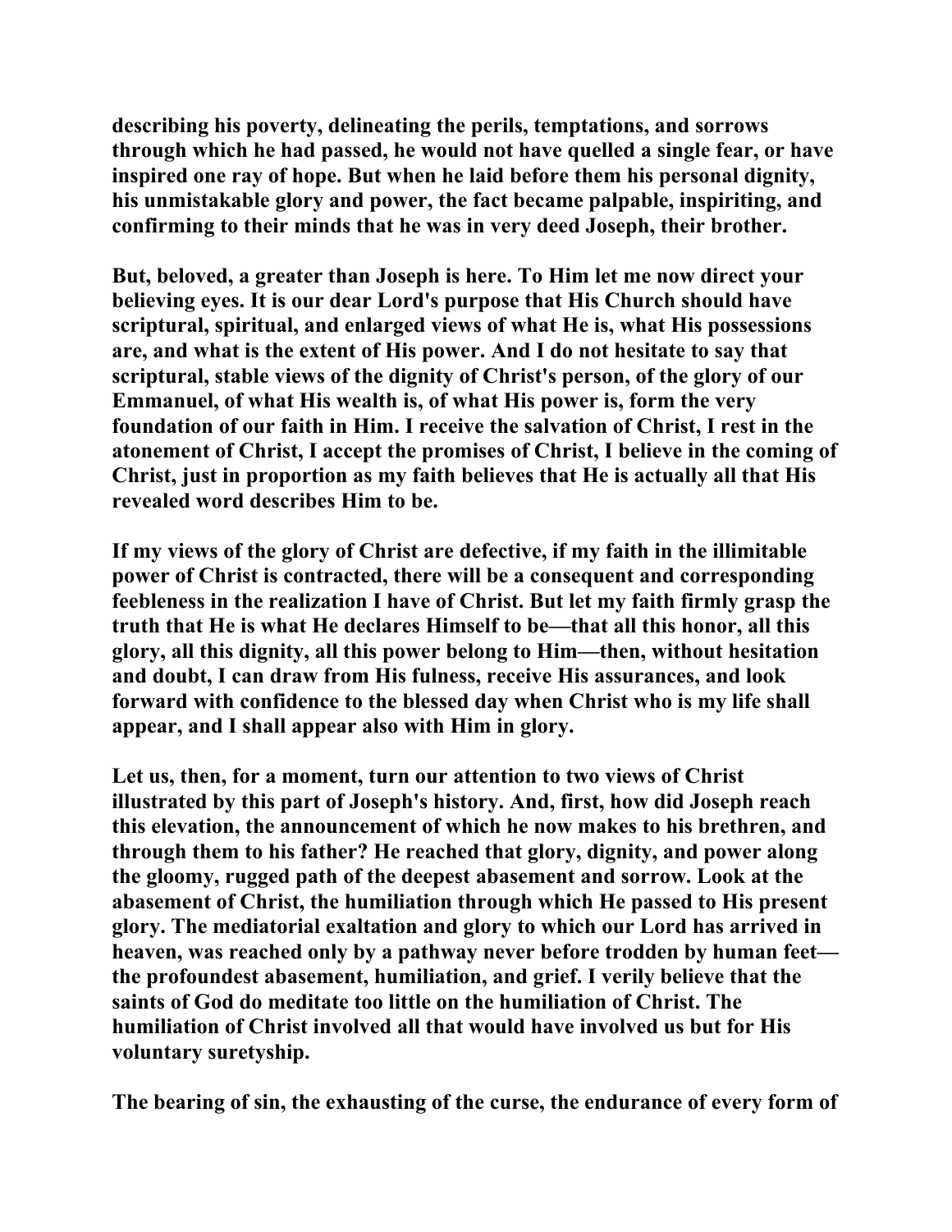describing his poverty, delineating the perils, temptations, and sorrows through which he had passed, he would not have quelled a single fear, or have inspired one ray of hope. But when he laid before them his personal dignity, his unmistakable glory and power, the fact became palpable, inspiriting, and confirming to their minds that he was in very deed Joseph, their brother.

But, beloved, a greater than Joseph is here. To Him let me now direct your believing eyes. It is our dear Lord's purpose that His Church should have scriptural, spiritual, and enlarged views of what He is, what His possessions are, and what is the extent of His power. And I do not hesitate to say that scriptural, stable views of the dignity of Christ's person, of the glory of our Emmanuel, of what His wealth is, of what His power is, form the very foundation of our faith in Him. I receive the salvation of Christ, I rest in the atonement of Christ, I accept the promises of Christ, I believe in the coming of Christ, just in proportion as my faith believes that He is actually all that His revealed word describes Him to be.

If my views of the glory of Christ are defective, if my faith in the illimitable power of Christ is contracted, there will be a consequent and corresponding feebleness in the realization I have of Christ. But let my faith firmly grasp the truth that He is what He declares Himself to be—that all this honor, all this glory, all this dignity, all this power belong to Him—then, without hesitation and doubt, I can draw from His fulness, receive His assurances, and look forward with confidence to the blessed day when Christ who is my life shall appear, and I shall appear also with Him in glory.

Let us, then, for a moment, turn our attention to two views of Christ illustrated by this part of Joseph's history. And, first, how did Joseph reach this elevation, the announcement of which he now makes to his brethren, and through them to his father? He reached that glory, dignity, and power along the gloomy, rugged path of the deepest abasement and sorrow. Look at the abasement of Christ, the humiliation through which He passed to His present glory. The mediatorial exaltation and glory to which our Lord has arrived in heaven, was reached only by a pathway never before trodden by human feet—the profoundest abasement, humiliation, and grief. I verily believe that the saints of God do meditate too little on the humiliation of Christ. The humiliation of Christ involved all that would have involved us but for His voluntary suretyship.

The bearing of sin, the exhausting of the curse, the endurance of every form of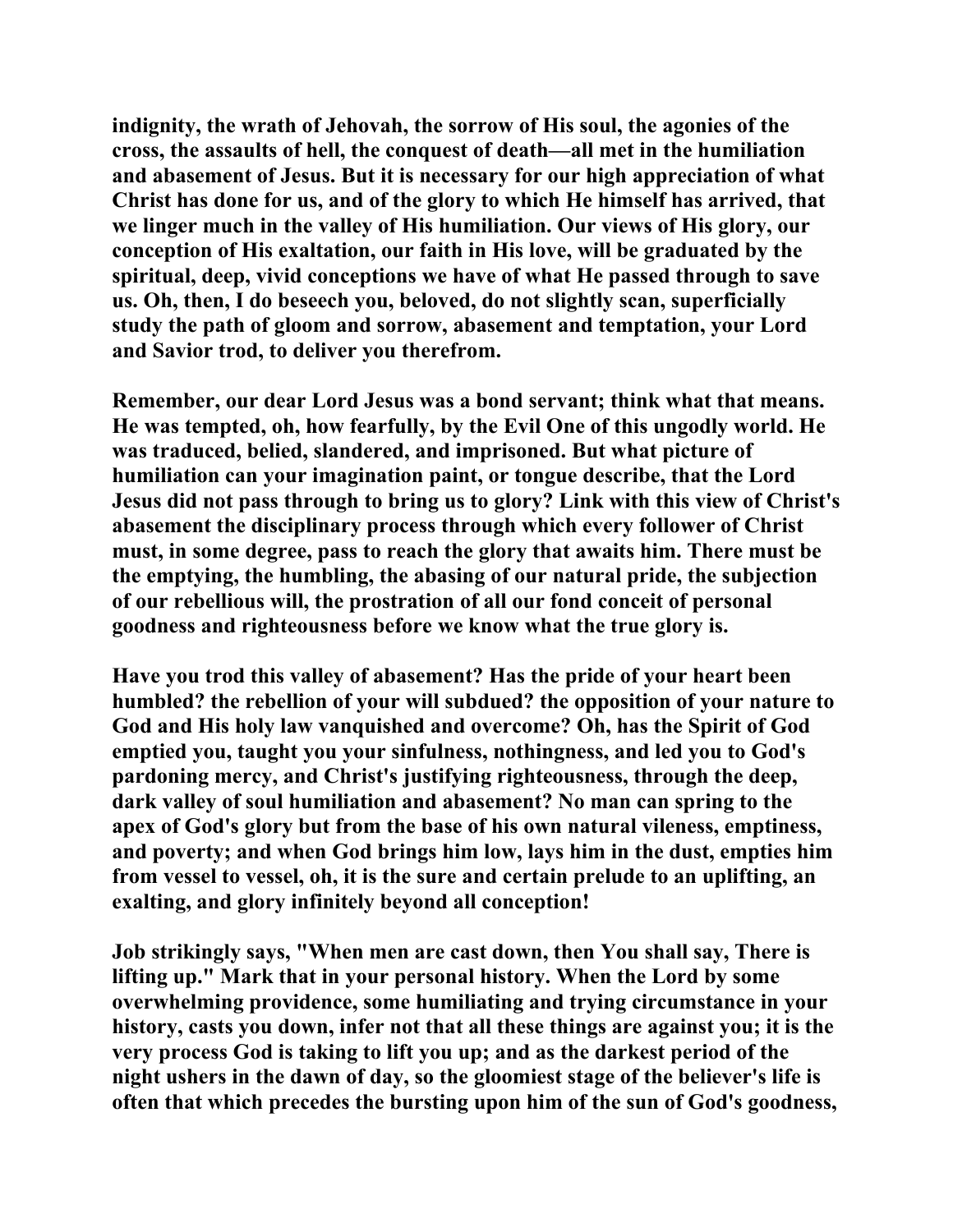indignity, the wrath of Jehovah, the sorrow of His soul, the agonies of the cross, the assaults of hell, the conquest of death—all met in the humiliation and abasement of Jesus. But it is necessary for our high appreciation of what Christ has done for us, and of the glory to which He himself has arrived, that we linger much in the valley of His humiliation. Our views of His glory, our conception of His exaltation, our faith in His love, will be graduated by the spiritual, deep, vivid conceptions we have of what He passed through to save us. Oh, then, I do beseech you, beloved, do not slightly scan, superficially study the path of gloom and sorrow, abasement and temptation, your Lord and Savior trod, to deliver you therefrom.

Remember, our dear Lord Jesus was a bond servant; think what that means. He was tempted, oh, how fearfully, by the Evil One of this ungodly world. He was traduced, belied, slandered, and imprisoned. But what picture of humiliation can your imagination paint, or tongue describe, that the Lord Jesus did not pass through to bring us to glory? Link with this view of Christ's abasement the disciplinary process through which every follower of Christ must, in some degree, pass to reach the glory that awaits him. There must be the emptying, the humbling, the abasing of our natural pride, the subjection of our rebellious will, the prostration of all our fond conceit of personal goodness and righteousness before we know what the true glory is.

Have you trod this valley of abasement? Has the pride of your heart been humbled? the rebellion of your will subdued? the opposition of your nature to God and His holy law vanquished and overcome? Oh, has the Spirit of God emptied you, taught you your sinfulness, nothingness, and led you to God's pardoning mercy, and Christ's justifying righteousness, through the deep, dark valley of soul humiliation and abasement? No man can spring to the apex of God's glory but from the base of his own natural vileness, emptiness, and poverty; and when God brings him low, lays him in the dust, empties him from vessel to vessel, oh, it is the sure and certain prelude to an uplifting, an exalting, and glory infinitely beyond all conception!

Job strikingly says, "When men are cast down, then You shall say, There is lifting up." Mark that in your personal history. When the Lord by some overwhelming providence, some humiliating and trying circumstance in your history, casts you down, infer not that all these things are against you; it is the very process God is taking to lift you up; and as the darkest period of the night ushers in the dawn of day, so the gloomiest stage of the believer's life is often that which precedes the bursting upon him of the sun of God's goodness,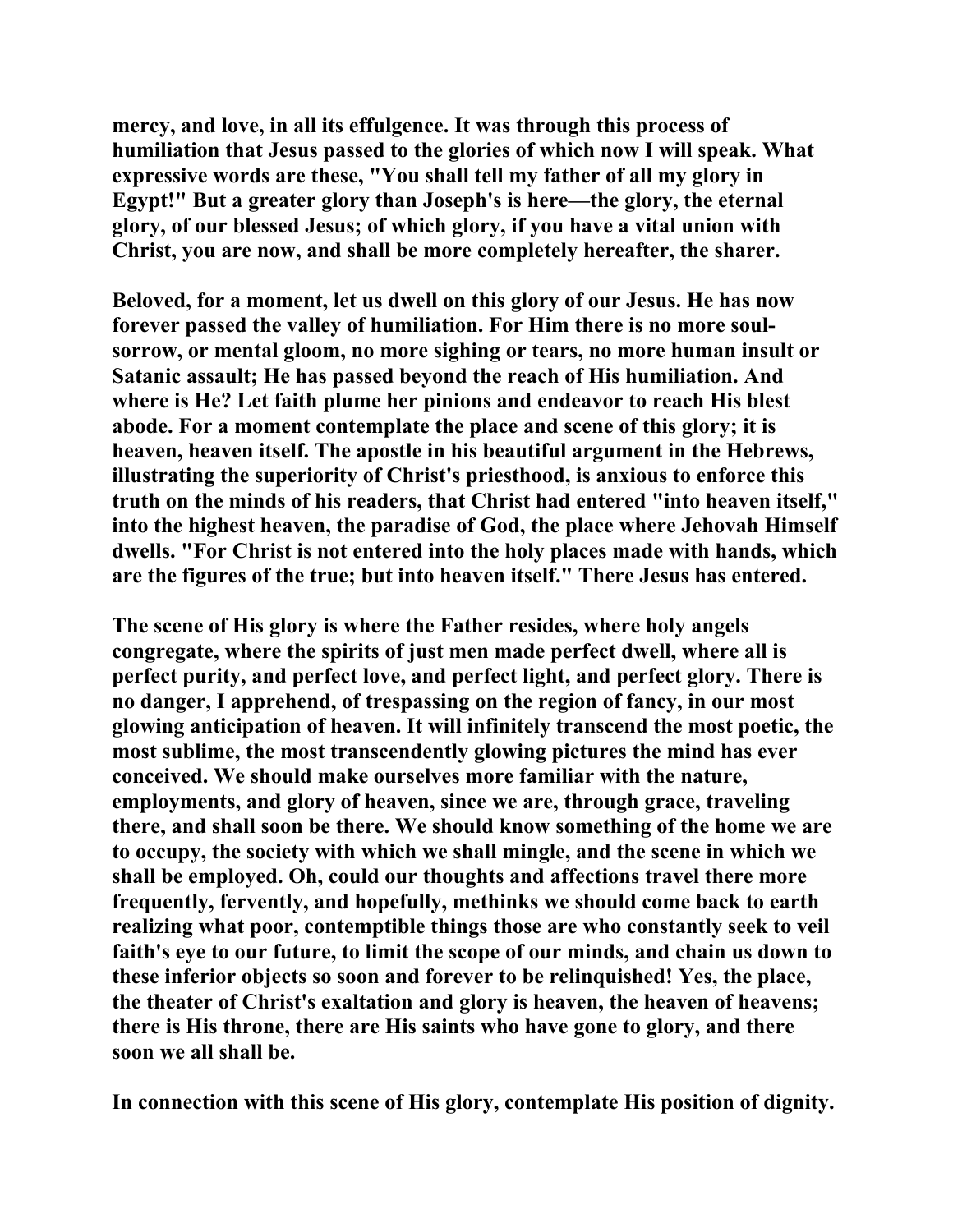mercy, and love, in all its effulgence. It was through this process of humiliation that Jesus passed to the glories of which now I will speak. What expressive words are these, "You shall tell my father of all my glory in Egypt!" But a greater glory than Joseph's is here—the glory, the eternal glory, of our blessed Jesus; of which glory, if you have a vital union with Christ, you are now, and shall be more completely hereafter, the sharer.

Beloved, for a moment, let us dwell on this glory of our Jesus. He has now forever passed the valley of humiliation. For Him there is no more soul-sorrow, or mental gloom, no more sighing or tears, no more human insult or Satanic assault; He has passed beyond the reach of His humiliation. And where is He? Let faith plume her pinions and endeavor to reach His blest abode. For a moment contemplate the place and scene of this glory; it is heaven, heaven itself. The apostle in his beautiful argument in the Hebrews, illustrating the superiority of Christ's priesthood, is anxious to enforce this truth on the minds of his readers, that Christ had entered "into heaven itself," into the highest heaven, the paradise of God, the place where Jehovah Himself dwells. "For Christ is not entered into the holy places made with hands, which are the figures of the true; but into heaven itself." There Jesus has entered.

The scene of His glory is where the Father resides, where holy angels congregate, where the spirits of just men made perfect dwell, where all is perfect purity, and perfect love, and perfect light, and perfect glory. There is no danger, I apprehend, of trespassing on the region of fancy, in our most glowing anticipation of heaven. It will infinitely transcend the most poetic, the most sublime, the most transcendently glowing pictures the mind has ever conceived. We should make ourselves more familiar with the nature, employments, and glory of heaven, since we are, through grace, traveling there, and shall soon be there. We should know something of the home we are to occupy, the society with which we shall mingle, and the scene in which we shall be employed. Oh, could our thoughts and affections travel there more frequently, fervently, and hopefully, methinks we should come back to earth realizing what poor, contemptible things those are who constantly seek to veil faith's eye to our future, to limit the scope of our minds, and chain us down to these inferior objects so soon and forever to be relinquished! Yes, the place, the theater of Christ's exaltation and glory is heaven, the heaven of heavens; there is His throne, there are His saints who have gone to glory, and there soon we all shall be.

In connection with this scene of His glory, contemplate His position of dignity.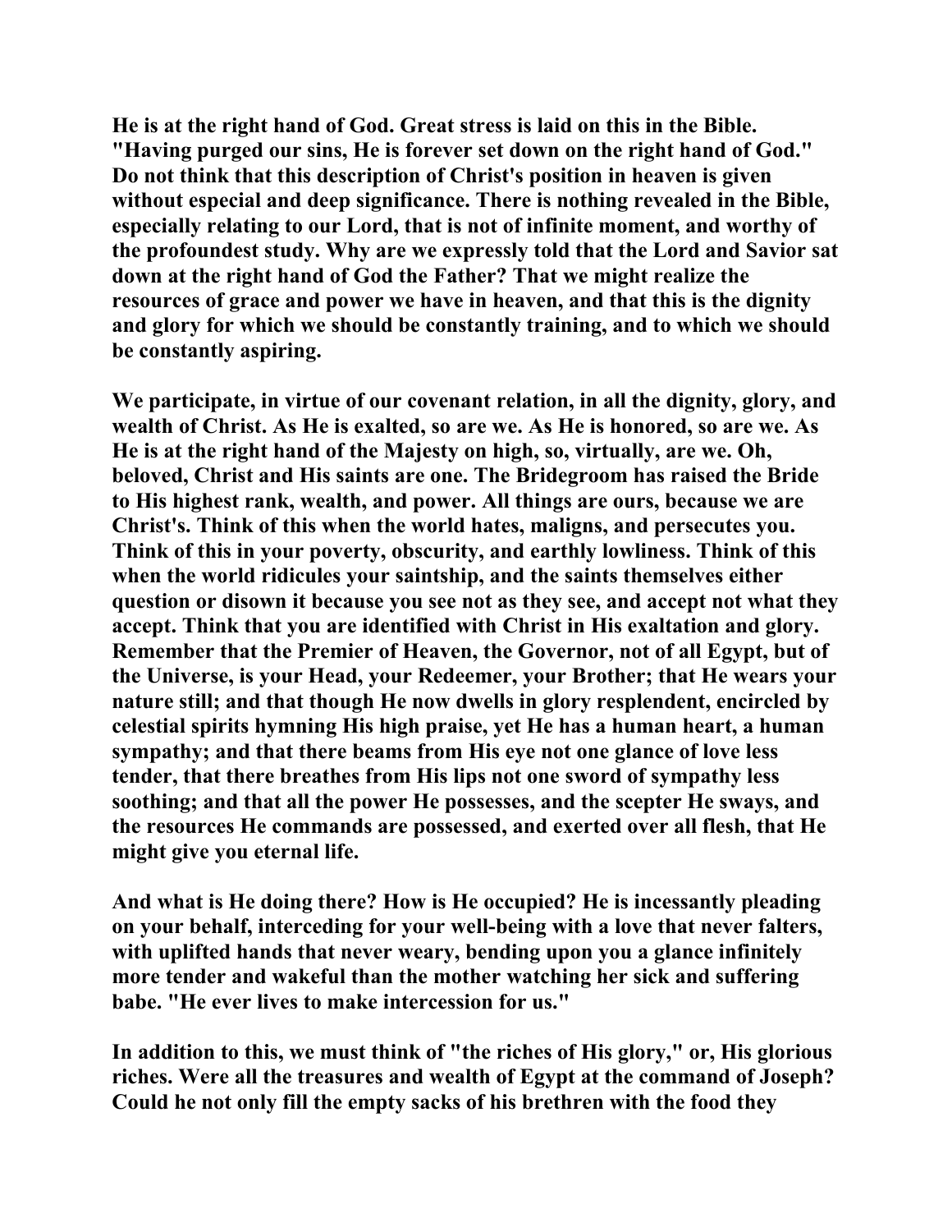He is at the right hand of God. Great stress is laid on this in the Bible. "Having purged our sins, He is forever set down on the right hand of God." Do not think that this description of Christ's position in heaven is given without especial and deep significance. There is nothing revealed in the Bible, especially relating to our Lord, that is not of infinite moment, and worthy of the profoundest study. Why are we expressly told that the Lord and Savior sat down at the right hand of God the Father? That we might realize the resources of grace and power we have in heaven, and that this is the dignity and glory for which we should be constantly training, and to which we should be constantly aspiring.

We participate, in virtue of our covenant relation, in all the dignity, glory, and wealth of Christ. As He is exalted, so are we. As He is honored, so are we. As He is at the right hand of the Majesty on high, so, virtually, are we. Oh, beloved, Christ and His saints are one. The Bridegroom has raised the Bride to His highest rank, wealth, and power. All things are ours, because we are Christ's. Think of this when the world hates, maligns, and persecutes you. Think of this in your poverty, obscurity, and earthly lowliness. Think of this when the world ridicules your saintship, and the saints themselves either question or disown it because you see not as they see, and accept not what they accept. Think that you are identified with Christ in His exaltation and glory. Remember that the Premier of Heaven, the Governor, not of all Egypt, but of the Universe, is your Head, your Redeemer, your Brother; that He wears your nature still; and that though He now dwells in glory resplendent, encircled by celestial spirits hymning His high praise, yet He has a human heart, a human sympathy; and that there beams from His eye not one glance of love less tender, that there breathes from His lips not one sword of sympathy less soothing; and that all the power He possesses, and the scepter He sways, and the resources He commands are possessed, and exerted over all flesh, that He might give you eternal life.

And what is He doing there? How is He occupied? He is incessantly pleading on your behalf, interceding for your well-being with a love that never falters, with uplifted hands that never weary, bending upon you a glance infinitely more tender and wakeful than the mother watching her sick and suffering babe. "He ever lives to make intercession for us."

In addition to this, we must think of "the riches of His glory," or, His glorious riches. Were all the treasures and wealth of Egypt at the command of Joseph? Could he not only fill the empty sacks of his brethren with the food they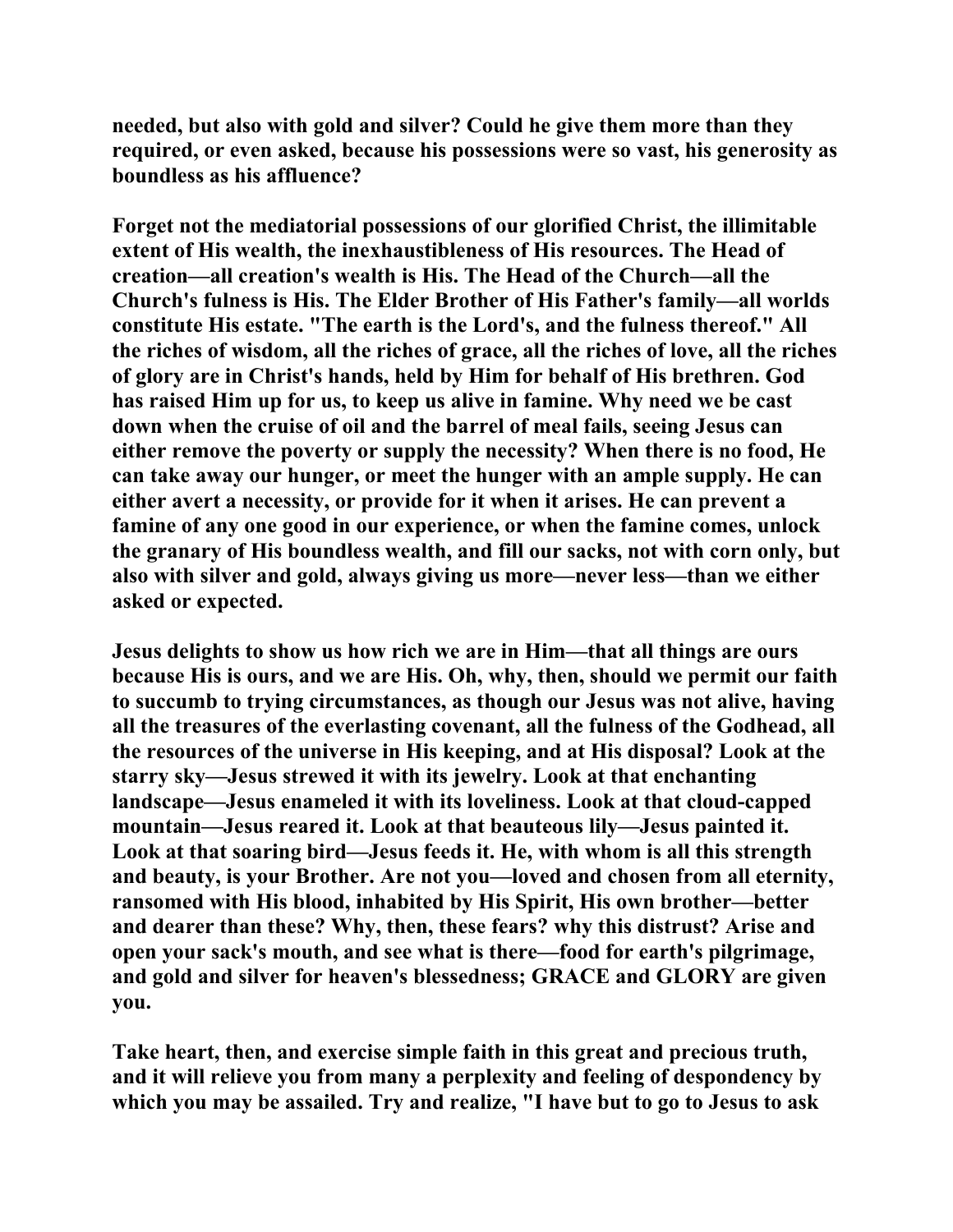**needed, but also with gold and silver? Could he give them more than they required, or even asked, because his possessions were so vast, his generosity as boundless as his affluence?**

**Forget not the mediatorial possessions of our glorified Christ, the illimitable extent of His wealth, the inexhaustibleness of His resources. The Head of creation—all creation's wealth is His. The Head of the Church—all the Church's fulness is His. The Elder Brother of His Father's family—all worlds constitute His estate. "The earth is the Lord's, and the fulness thereof." All the riches of wisdom, all the riches of grace, all the riches of love, all the riches of glory are in Christ's hands, held by Him for behalf of His brethren. God has raised Him up for us, to keep us alive in famine. Why need we be cast down when the cruise of oil and the barrel of meal fails, seeing Jesus can either remove the poverty or supply the necessity? When there is no food, He can take away our hunger, or meet the hunger with an ample supply. He can either avert a necessity, or provide for it when it arises. He can prevent a famine of any one good in our experience, or when the famine comes, unlock the granary of His boundless wealth, and fill our sacks, not with corn only, but also with silver and gold, always giving us more—never less—than we either asked or expected.**

**Jesus delights to show us how rich we are in Him—that all things are ours because His is ours, and we are His. Oh, why, then, should we permit our faith to succumb to trying circumstances, as though our Jesus was not alive, having all the treasures of the everlasting covenant, all the fulness of the Godhead, all the resources of the universe in His keeping, and at His disposal? Look at the starry sky—Jesus strewed it with its jewelry. Look at that enchanting landscape—Jesus enameled it with its loveliness. Look at that cloud-capped mountain—Jesus reared it. Look at that beauteous lily—Jesus painted it. Look at that soaring bird—Jesus feeds it. He, with whom is all this strength and beauty, is your Brother. Are not you—loved and chosen from all eternity, ransomed with His blood, inhabited by His Spirit, His own brother—better and dearer than these? Why, then, these fears? why this distrust? Arise and open your sack's mouth, and see what is there—food for earth's pilgrimage, and gold and silver for heaven's blessedness; GRACE and GLORY are given you.**

**Take heart, then, and exercise simple faith in this great and precious truth, and it will relieve you from many a perplexity and feeling of despondency by which you may be assailed. Try and realize, "I have but to go to Jesus to ask**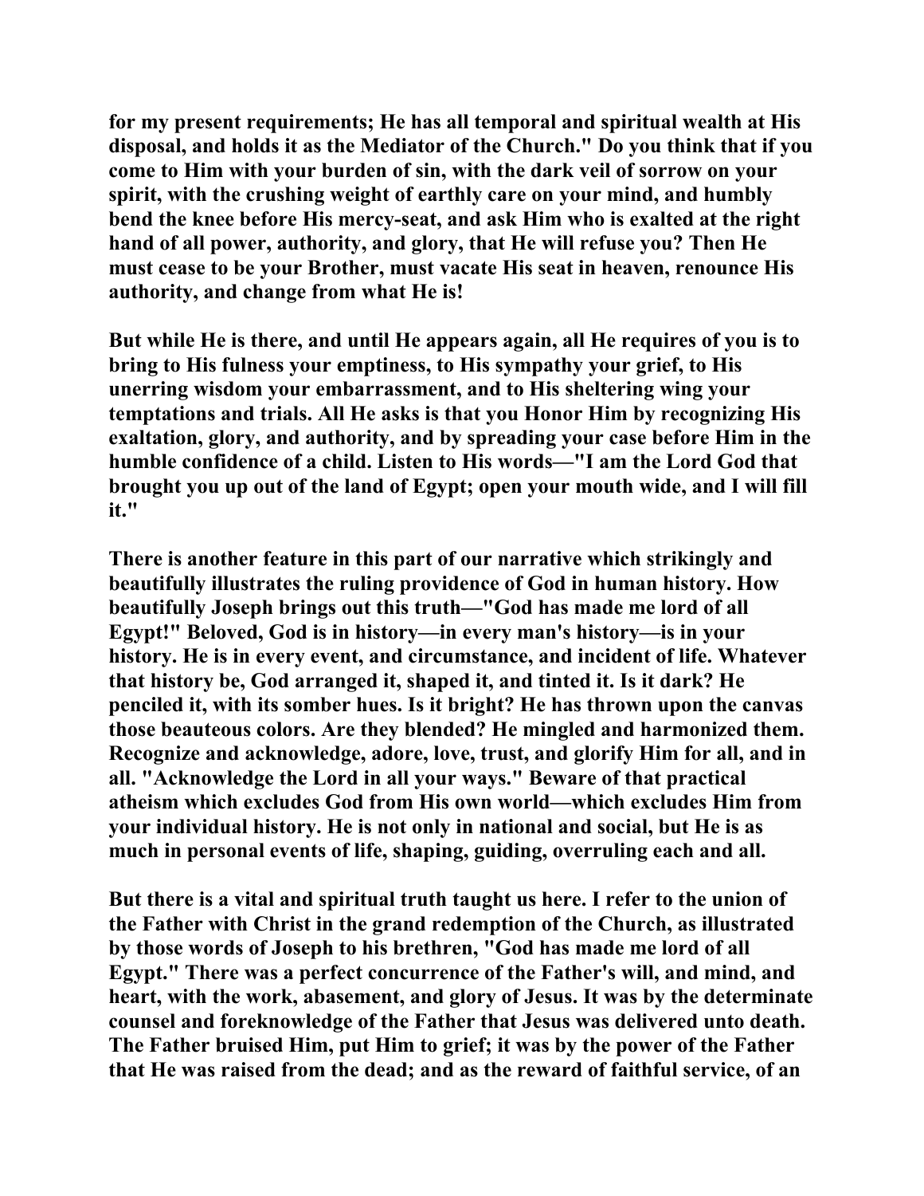for my present requirements; He has all temporal and spiritual wealth at His disposal, and holds it as the Mediator of the Church." Do you think that if you come to Him with your burden of sin, with the dark veil of sorrow on your spirit, with the crushing weight of earthly care on your mind, and humbly bend the knee before His mercy-seat, and ask Him who is exalted at the right hand of all power, authority, and glory, that He will refuse you? Then He must cease to be your Brother, must vacate His seat in heaven, renounce His authority, and change from what He is!

But while He is there, and until He appears again, all He requires of you is to bring to His fulness your emptiness, to His sympathy your grief, to His unerring wisdom your embarrassment, and to His sheltering wing your temptations and trials. All He asks is that you Honor Him by recognizing His exaltation, glory, and authority, and by spreading your case before Him in the humble confidence of a child. Listen to His words—"I am the Lord God that brought you up out of the land of Egypt; open your mouth wide, and I will fill it."

There is another feature in this part of our narrative which strikingly and beautifully illustrates the ruling providence of God in human history. How beautifully Joseph brings out this truth—"God has made me lord of all Egypt!" Beloved, God is in history—in every man's history—is in your history. He is in every event, and circumstance, and incident of life. Whatever that history be, God arranged it, shaped it, and tinted it. Is it dark? He penciled it, with its somber hues. Is it bright? He has thrown upon the canvas those beauteous colors. Are they blended? He mingled and harmonized them. Recognize and acknowledge, adore, love, trust, and glorify Him for all, and in all. "Acknowledge the Lord in all your ways." Beware of that practical atheism which excludes God from His own world—which excludes Him from your individual history. He is not only in national and social, but He is as much in personal events of life, shaping, guiding, overruling each and all.

But there is a vital and spiritual truth taught us here. I refer to the union of the Father with Christ in the grand redemption of the Church, as illustrated by those words of Joseph to his brethren, "God has made me lord of all Egypt." There was a perfect concurrence of the Father's will, and mind, and heart, with the work, abasement, and glory of Jesus. It was by the determinate counsel and foreknowledge of the Father that Jesus was delivered unto death. The Father bruised Him, put Him to grief; it was by the power of the Father that He was raised from the dead; and as the reward of faithful service, of an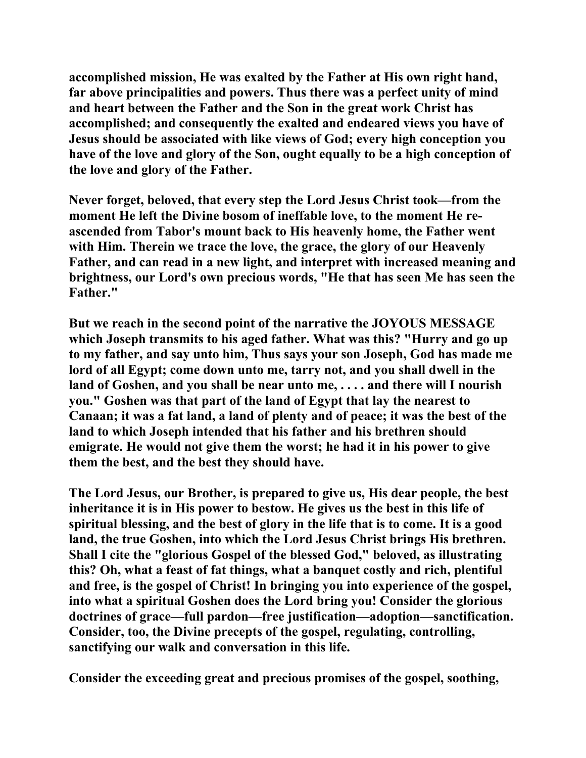accomplished mission, He was exalted by the Father at His own right hand, far above principalities and powers. Thus there was a perfect unity of mind and heart between the Father and the Son in the great work Christ has accomplished; and consequently the exalted and endeared views you have of Jesus should be associated with like views of God; every high conception you have of the love and glory of the Son, ought equally to be a high conception of the love and glory of the Father.

Never forget, beloved, that every step the Lord Jesus Christ took—from the moment He left the Divine bosom of ineffable love, to the moment He re-ascended from Tabor's mount back to His heavenly home, the Father went with Him. Therein we trace the love, the grace, the glory of our Heavenly Father, and can read in a new light, and interpret with increased meaning and brightness, our Lord's own precious words, "He that has seen Me has seen the Father."

But we reach in the second point of the narrative the JOYOUS MESSAGE which Joseph transmits to his aged father. What was this? "Hurry and go up to my father, and say unto him, Thus says your son Joseph, God has made me lord of all Egypt; come down unto me, tarry not, and you shall dwell in the land of Goshen, and you shall be near unto me, . . . . and there will I nourish you." Goshen was that part of the land of Egypt that lay the nearest to Canaan; it was a fat land, a land of plenty and of peace; it was the best of the land to which Joseph intended that his father and his brethren should emigrate. He would not give them the worst; he had it in his power to give them the best, and the best they should have.

The Lord Jesus, our Brother, is prepared to give us, His dear people, the best inheritance it is in His power to bestow. He gives us the best in this life of spiritual blessing, and the best of glory in the life that is to come. It is a good land, the true Goshen, into which the Lord Jesus Christ brings His brethren. Shall I cite the "glorious Gospel of the blessed God," beloved, as illustrating this? Oh, what a feast of fat things, what a banquet costly and rich, plentiful and free, is the gospel of Christ! In bringing you into experience of the gospel, into what a spiritual Goshen does the Lord bring you! Consider the glorious doctrines of grace—full pardon—free justification—adoption—sanctification. Consider, too, the Divine precepts of the gospel, regulating, controlling, sanctifying our walk and conversation in this life.

Consider the exceeding great and precious promises of the gospel, soothing,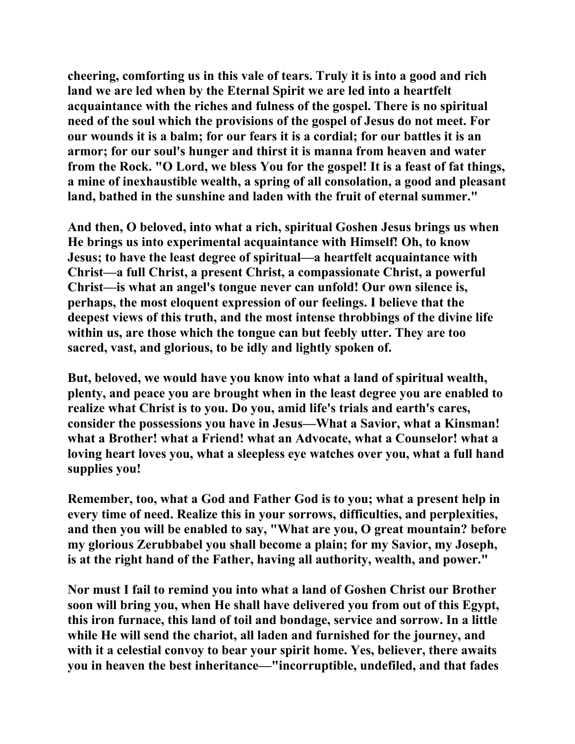**cheering, comforting us in this vale of tears. Truly it is into a good and rich land we are led when by the Eternal Spirit we are led into a heartfelt acquaintance with the riches and fulness of the gospel. There is no spiritual need of the soul which the provisions of the gospel of Jesus do not meet. For our wounds it is a balm; for our fears it is a cordial; for our battles it is an armor; for our soul's hunger and thirst it is manna from heaven and water from the Rock. "O Lord, we bless You for the gospel! It is a feast of fat things, a mine of inexhaustible wealth, a spring of all consolation, a good and pleasant land, bathed in the sunshine and laden with the fruit of eternal summer."**

**And then, O beloved, into what a rich, spiritual Goshen Jesus brings us when He brings us into experimental acquaintance with Himself! Oh, to know Jesus; to have the least degree of spiritual—a heartfelt acquaintance with Christ—a full Christ, a present Christ, a compassionate Christ, a powerful Christ—is what an angel's tongue never can unfold! Our own silence is, perhaps, the most eloquent expression of our feelings. I believe that the deepest views of this truth, and the most intense throbbings of the divine life within us, are those which the tongue can but feebly utter. They are too sacred, vast, and glorious, to be idly and lightly spoken of.**

**But, beloved, we would have you know into what a land of spiritual wealth, plenty, and peace you are brought when in the least degree you are enabled to realize what Christ is to you. Do you, amid life's trials and earth's cares, consider the possessions you have in Jesus—What a Savior, what a Kinsman! what a Brother! what a Friend! what an Advocate, what a Counselor! what a loving heart loves you, what a sleepless eye watches over you, what a full hand supplies you!**

**Remember, too, what a God and Father God is to you; what a present help in every time of need. Realize this in your sorrows, difficulties, and perplexities, and then you will be enabled to say, "What are you, O great mountain? before my glorious Zerubbabel you shall become a plain; for my Savior, my Joseph, is at the right hand of the Father, having all authority, wealth, and power."**

**Nor must I fail to remind you into what a land of Goshen Christ our Brother soon will bring you, when He shall have delivered you from out of this Egypt, this iron furnace, this land of toil and bondage, service and sorrow. In a little while He will send the chariot, all laden and furnished for the journey, and with it a celestial convoy to bear your spirit home. Yes, believer, there awaits you in heaven the best inheritance—"incorruptible, undefiled, and that fades**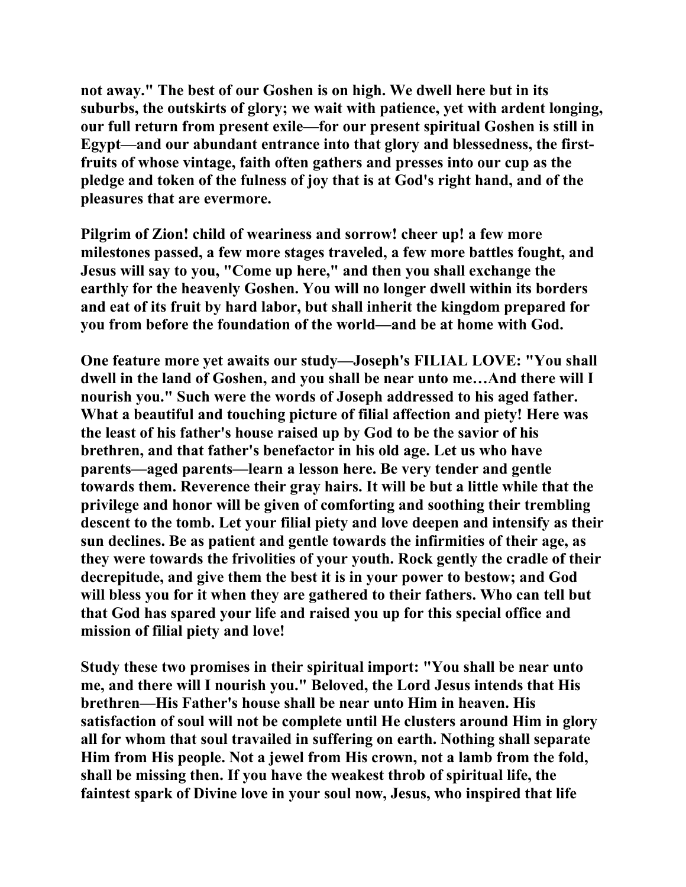not away." The best of our Goshen is on high. We dwell here but in its suburbs, the outskirts of glory; we wait with patience, yet with ardent longing, our full return from present exile—for our present spiritual Goshen is still in Egypt—and our abundant entrance into that glory and blessedness, the first-fruits of whose vintage, faith often gathers and presses into our cup as the pledge and token of the fulness of joy that is at God's right hand, and of the pleasures that are evermore.

Pilgrim of Zion! child of weariness and sorrow! cheer up! a few more milestones passed, a few more stages traveled, a few more battles fought, and Jesus will say to you, "Come up here," and then you shall exchange the earthly for the heavenly Goshen. You will no longer dwell within its borders and eat of its fruit by hard labor, but shall inherit the kingdom prepared for you from before the foundation of the world—and be at home with God.

One feature more yet awaits our study—Joseph's FILIAL LOVE: "You shall dwell in the land of Goshen, and you shall be near unto me…And there will I nourish you." Such were the words of Joseph addressed to his aged father. What a beautiful and touching picture of filial affection and piety! Here was the least of his father's house raised up by God to be the savior of his brethren, and that father's benefactor in his old age. Let us who have parents—aged parents—learn a lesson here. Be very tender and gentle towards them. Reverence their gray hairs. It will be but a little while that the privilege and honor will be given of comforting and soothing their trembling descent to the tomb. Let your filial piety and love deepen and intensify as their sun declines. Be as patient and gentle towards the infirmities of their age, as they were towards the frivolities of your youth. Rock gently the cradle of their decrepitude, and give them the best it is in your power to bestow; and God will bless you for it when they are gathered to their fathers. Who can tell but that God has spared your life and raised you up for this special office and mission of filial piety and love!

Study these two promises in their spiritual import: "You shall be near unto me, and there will I nourish you." Beloved, the Lord Jesus intends that His brethren—His Father's house shall be near unto Him in heaven. His satisfaction of soul will not be complete until He clusters around Him in glory all for whom that soul travailed in suffering on earth. Nothing shall separate Him from His people. Not a jewel from His crown, not a lamb from the fold, shall be missing then. If you have the weakest throb of spiritual life, the faintest spark of Divine love in your soul now, Jesus, who inspired that life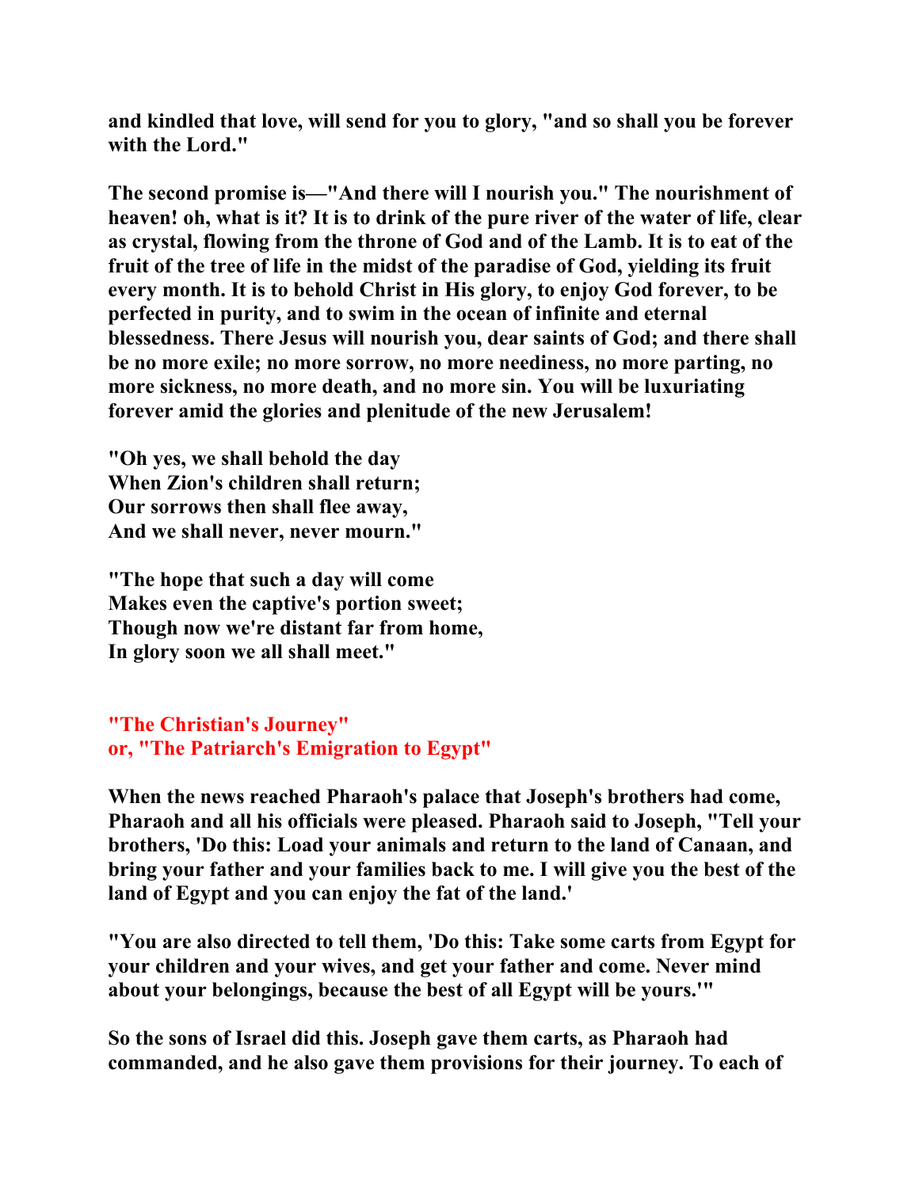**and kindled that love, will send for you to glory, "and so shall you be forever with the Lord."**

**The second promise is—"And there will I nourish you." The nourishment of heaven! oh, what is it? It is to drink of the pure river of the water of life, clear as crystal, flowing from the throne of God and of the Lamb. It is to eat of the fruit of the tree of life in the midst of the paradise of God, yielding its fruit every month. It is to behold Christ in His glory, to enjoy God forever, to be perfected in purity, and to swim in the ocean of infinite and eternal blessedness. There Jesus will nourish you, dear saints of God; and there shall be no more exile; no more sorrow, no more neediness, no more parting, no more sickness, no more death, and no more sin. You will be luxuriating forever amid the glories and plenitude of the new Jerusalem!**

**"Oh yes, we shall behold the day**
**When Zion's children shall return;**
**Our sorrows then shall flee away,**
**And we shall never, never mourn."**

**"The hope that such a day will come**
**Makes even the captive's portion sweet;**
**Though now we're distant far from home,**
**In glory soon we all shall meet."**

## "The Christian's Journey"
## or, "The Patriarch's Emigration to Egypt"

**When the news reached Pharaoh's palace that Joseph's brothers had come, Pharaoh and all his officials were pleased. Pharaoh said to Joseph, "Tell your brothers, 'Do this: Load your animals and return to the land of Canaan, and bring your father and your families back to me. I will give you the best of the land of Egypt and you can enjoy the fat of the land.'**

**"You are also directed to tell them, 'Do this: Take some carts from Egypt for your children and your wives, and get your father and come. Never mind about your belongings, because the best of all Egypt will be yours.'"**

**So the sons of Israel did this. Joseph gave them carts, as Pharaoh had commanded, and he also gave them provisions for their journey. To each of**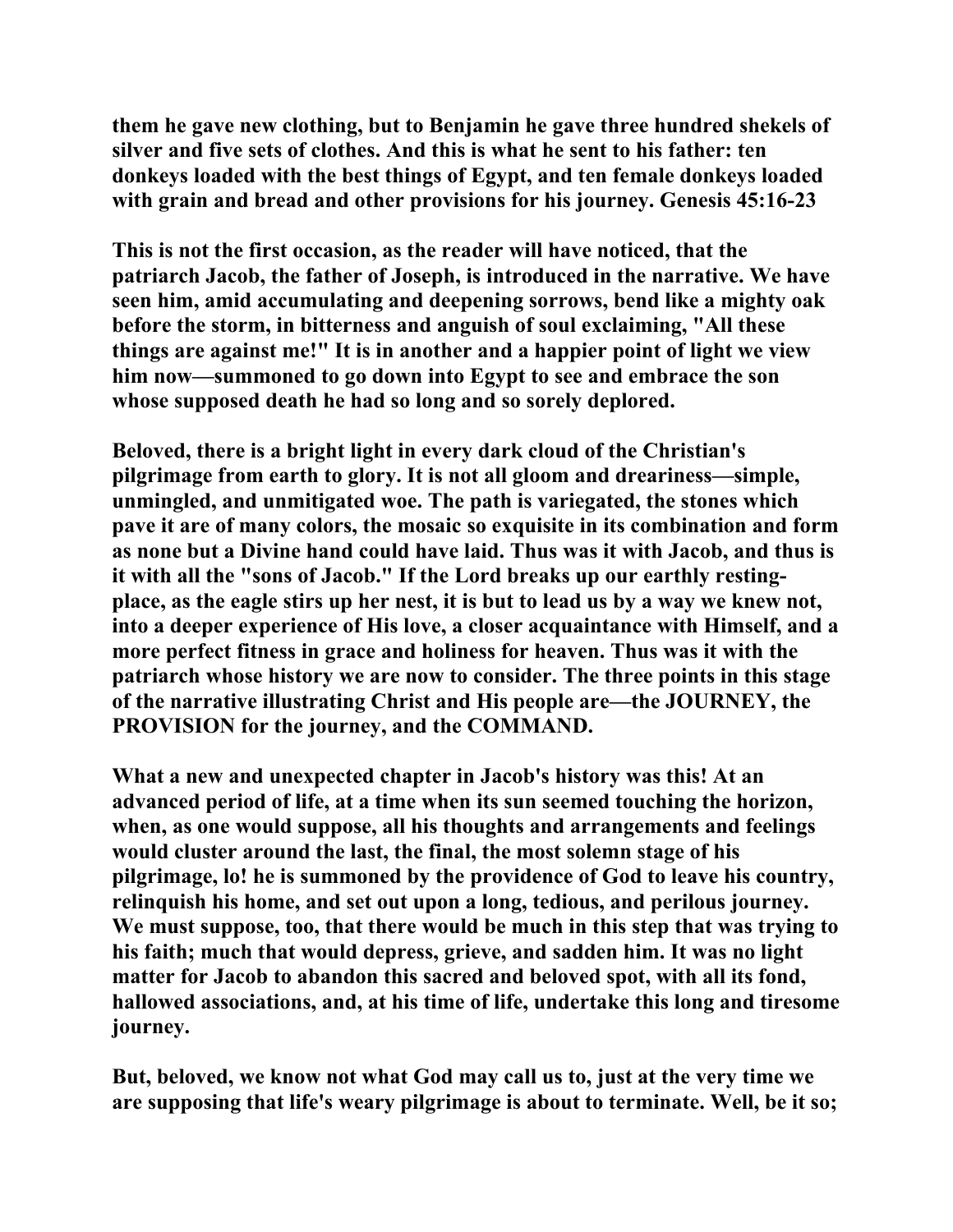**them he gave new clothing, but to Benjamin he gave three hundred shekels of silver and five sets of clothes. And this is what he sent to his father: ten donkeys loaded with the best things of Egypt, and ten female donkeys loaded with grain and bread and other provisions for his journey. Genesis 45:16-23**

**This is not the first occasion, as the reader will have noticed, that the patriarch Jacob, the father of Joseph, is introduced in the narrative. We have seen him, amid accumulating and deepening sorrows, bend like a mighty oak before the storm, in bitterness and anguish of soul exclaiming, "All these things are against me!" It is in another and a happier point of light we view him now—summoned to go down into Egypt to see and embrace the son whose supposed death he had so long and so sorely deplored.**

**Beloved, there is a bright light in every dark cloud of the Christian's pilgrimage from earth to glory. It is not all gloom and dreariness—simple, unmingled, and unmitigated woe. The path is variegated, the stones which pave it are of many colors, the mosaic so exquisite in its combination and form as none but a Divine hand could have laid. Thus was it with Jacob, and thus is it with all the "sons of Jacob." If the Lord breaks up our earthly resting-place, as the eagle stirs up her nest, it is but to lead us by a way we knew not, into a deeper experience of His love, a closer acquaintance with Himself, and a more perfect fitness in grace and holiness for heaven. Thus was it with the patriarch whose history we are now to consider. The three points in this stage of the narrative illustrating Christ and His people are—the JOURNEY, the PROVISION for the journey, and the COMMAND.**

**What a new and unexpected chapter in Jacob's history was this! At an advanced period of life, at a time when its sun seemed touching the horizon, when, as one would suppose, all his thoughts and arrangements and feelings would cluster around the last, the final, the most solemn stage of his pilgrimage, lo! he is summoned by the providence of God to leave his country, relinquish his home, and set out upon a long, tedious, and perilous journey. We must suppose, too, that there would be much in this step that was trying to his faith; much that would depress, grieve, and sadden him. It was no light matter for Jacob to abandon this sacred and beloved spot, with all its fond, hallowed associations, and, at his time of life, undertake this long and tiresome journey.**

**But, beloved, we know not what God may call us to, just at the very time we are supposing that life's weary pilgrimage is about to terminate. Well, be it so;**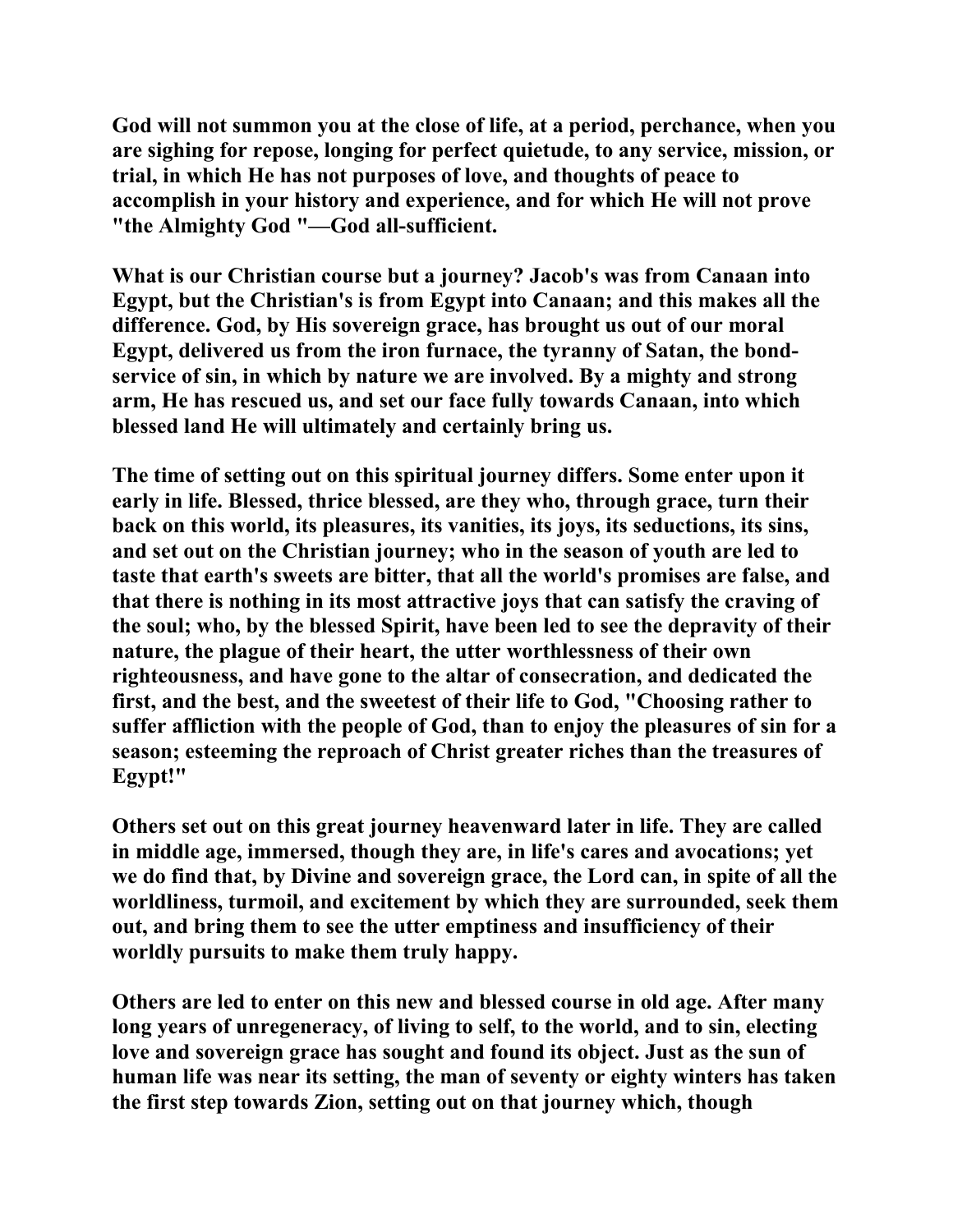God will not summon you at the close of life, at a period, perchance, when you are sighing for repose, longing for perfect quietude, to any service, mission, or trial, in which He has not purposes of love, and thoughts of peace to accomplish in your history and experience, and for which He will not prove "the Almighty God "—God all-sufficient.

What is our Christian course but a journey? Jacob's was from Canaan into Egypt, but the Christian's is from Egypt into Canaan; and this makes all the difference. God, by His sovereign grace, has brought us out of our moral Egypt, delivered us from the iron furnace, the tyranny of Satan, the bond-service of sin, in which by nature we are involved. By a mighty and strong arm, He has rescued us, and set our face fully towards Canaan, into which blessed land He will ultimately and certainly bring us.

The time of setting out on this spiritual journey differs. Some enter upon it early in life. Blessed, thrice blessed, are they who, through grace, turn their back on this world, its pleasures, its vanities, its joys, its seductions, its sins, and set out on the Christian journey; who in the season of youth are led to taste that earth's sweets are bitter, that all the world's promises are false, and that there is nothing in its most attractive joys that can satisfy the craving of the soul; who, by the blessed Spirit, have been led to see the depravity of their nature, the plague of their heart, the utter worthlessness of their own righteousness, and have gone to the altar of consecration, and dedicated the first, and the best, and the sweetest of their life to God, "Choosing rather to suffer affliction with the people of God, than to enjoy the pleasures of sin for a season; esteeming the reproach of Christ greater riches than the treasures of Egypt!"

Others set out on this great journey heavenward later in life. They are called in middle age, immersed, though they are, in life's cares and avocations; yet we do find that, by Divine and sovereign grace, the Lord can, in spite of all the worldliness, turmoil, and excitement by which they are surrounded, seek them out, and bring them to see the utter emptiness and insufficiency of their worldly pursuits to make them truly happy.

Others are led to enter on this new and blessed course in old age. After many long years of unregeneracy, of living to self, to the world, and to sin, electing love and sovereign grace has sought and found its object. Just as the sun of human life was near its setting, the man of seventy or eighty winters has taken the first step towards Zion, setting out on that journey which, though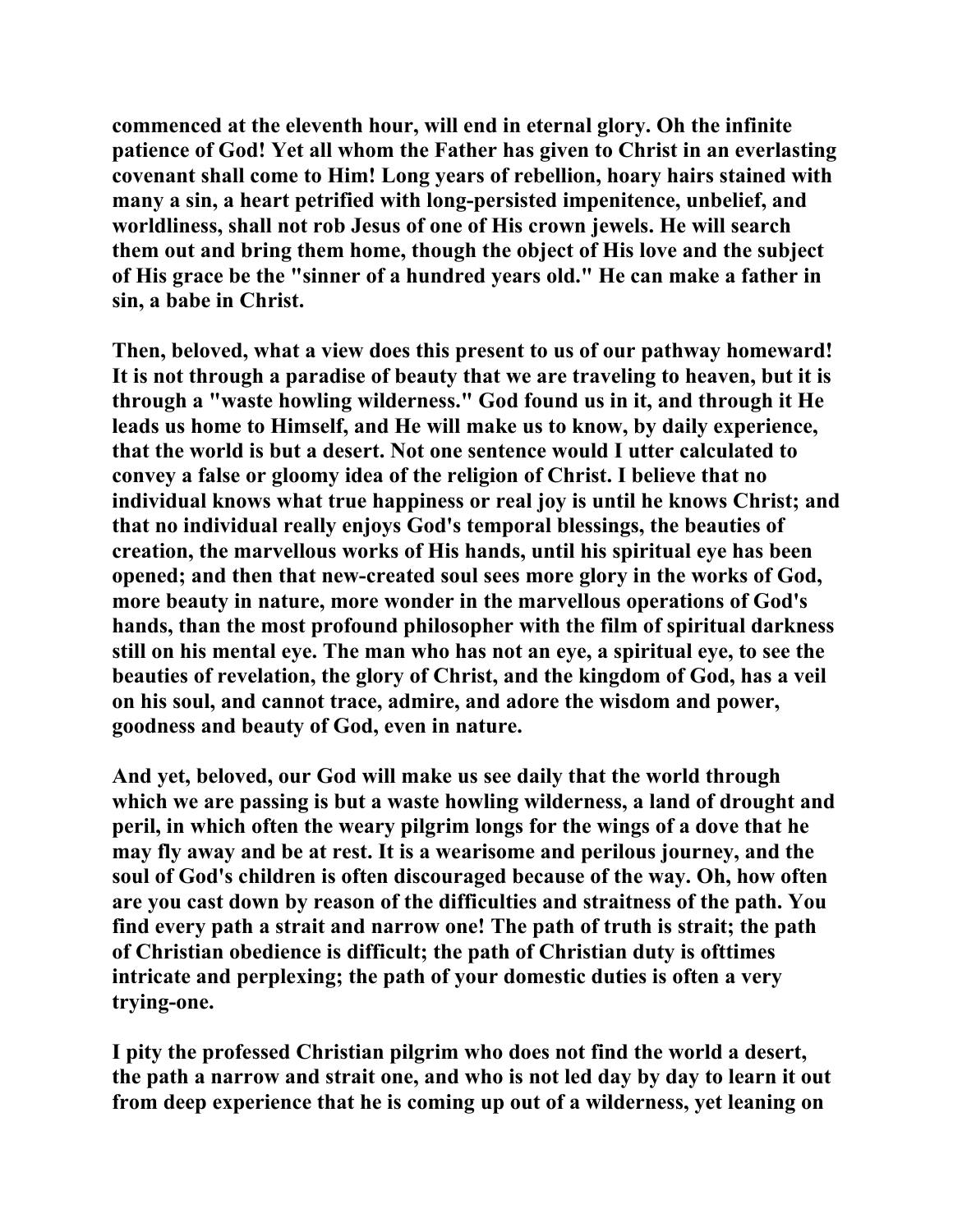commenced at the eleventh hour, will end in eternal glory. Oh the infinite patience of God! Yet all whom the Father has given to Christ in an everlasting covenant shall come to Him! Long years of rebellion, hoary hairs stained with many a sin, a heart petrified with long-persisted impenitence, unbelief, and worldliness, shall not rob Jesus of one of His crown jewels. He will search them out and bring them home, though the object of His love and the subject of His grace be the "sinner of a hundred years old." He can make a father in sin, a babe in Christ.

Then, beloved, what a view does this present to us of our pathway homeward! It is not through a paradise of beauty that we are traveling to heaven, but it is through a "waste howling wilderness." God found us in it, and through it He leads us home to Himself, and He will make us to know, by daily experience, that the world is but a desert. Not one sentence would I utter calculated to convey a false or gloomy idea of the religion of Christ. I believe that no individual knows what true happiness or real joy is until he knows Christ; and that no individual really enjoys God's temporal blessings, the beauties of creation, the marvellous works of His hands, until his spiritual eye has been opened; and then that new-created soul sees more glory in the works of God, more beauty in nature, more wonder in the marvellous operations of God's hands, than the most profound philosopher with the film of spiritual darkness still on his mental eye. The man who has not an eye, a spiritual eye, to see the beauties of revelation, the glory of Christ, and the kingdom of God, has a veil on his soul, and cannot trace, admire, and adore the wisdom and power, goodness and beauty of God, even in nature.

And yet, beloved, our God will make us see daily that the world through which we are passing is but a waste howling wilderness, a land of drought and peril, in which often the weary pilgrim longs for the wings of a dove that he may fly away and be at rest. It is a wearisome and perilous journey, and the soul of God's children is often discouraged because of the way. Oh, how often are you cast down by reason of the difficulties and straitness of the path. You find every path a strait and narrow one! The path of truth is strait; the path of Christian obedience is difficult; the path of Christian duty is ofttimes intricate and perplexing; the path of your domestic duties is often a very trying-one.

I pity the professed Christian pilgrim who does not find the world a desert, the path a narrow and strait one, and who is not led day by day to learn it out from deep experience that he is coming up out of a wilderness, yet leaning on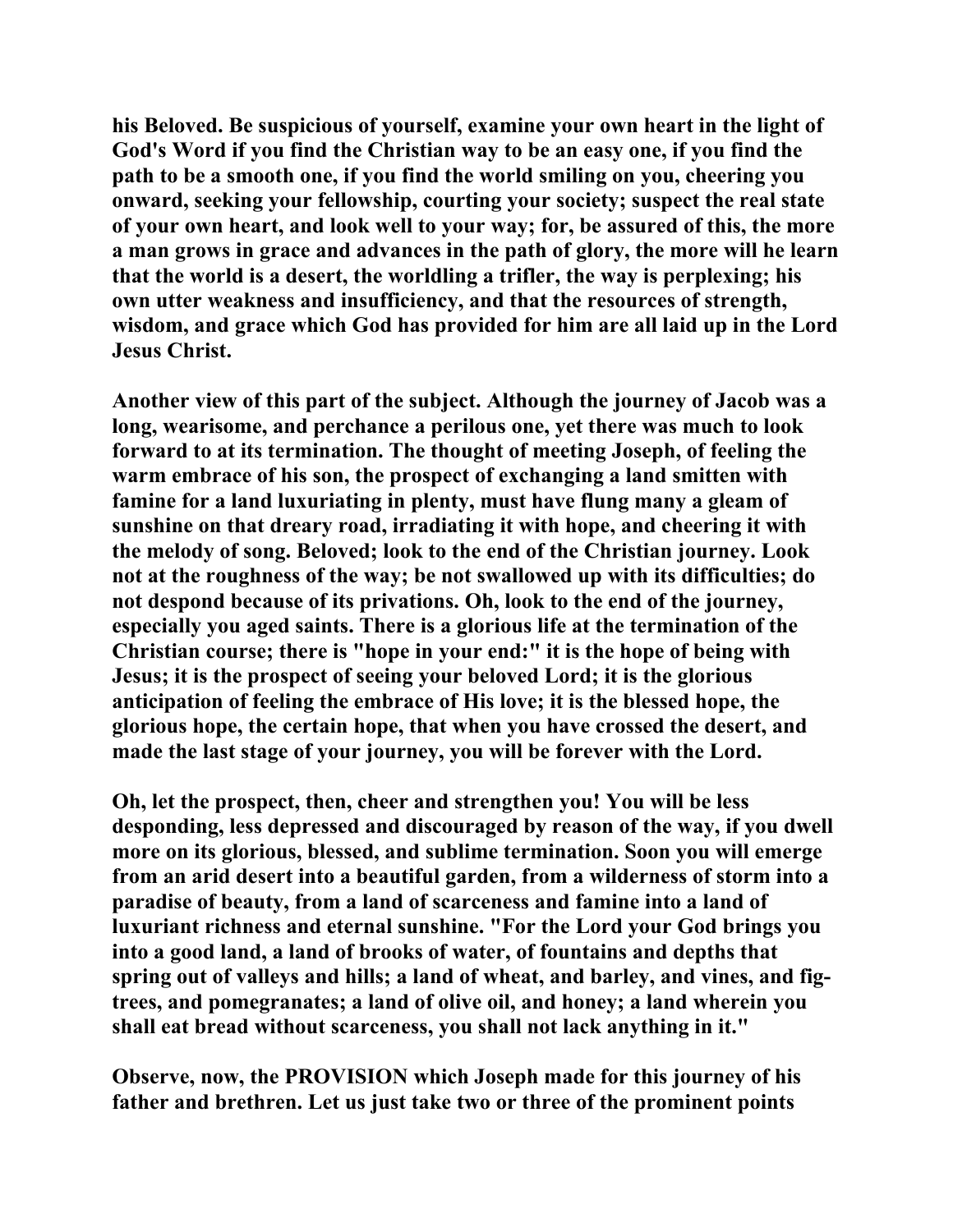his Beloved. Be suspicious of yourself, examine your own heart in the light of God's Word if you find the Christian way to be an easy one, if you find the path to be a smooth one, if you find the world smiling on you, cheering you onward, seeking your fellowship, courting your society; suspect the real state of your own heart, and look well to your way; for, be assured of this, the more a man grows in grace and advances in the path of glory, the more will he learn that the world is a desert, the worldling a trifler, the way is perplexing; his own utter weakness and insufficiency, and that the resources of strength, wisdom, and grace which God has provided for him are all laid up in the Lord Jesus Christ.

Another view of this part of the subject. Although the journey of Jacob was a long, wearisome, and perchance a perilous one, yet there was much to look forward to at its termination. The thought of meeting Joseph, of feeling the warm embrace of his son, the prospect of exchanging a land smitten with famine for a land luxuriating in plenty, must have flung many a gleam of sunshine on that dreary road, irradiating it with hope, and cheering it with the melody of song. Beloved; look to the end of the Christian journey. Look not at the roughness of the way; be not swallowed up with its difficulties; do not despond because of its privations. Oh, look to the end of the journey, especially you aged saints. There is a glorious life at the termination of the Christian course; there is "hope in your end:" it is the hope of being with Jesus; it is the prospect of seeing your beloved Lord; it is the glorious anticipation of feeling the embrace of His love; it is the blessed hope, the glorious hope, the certain hope, that when you have crossed the desert, and made the last stage of your journey, you will be forever with the Lord.

Oh, let the prospect, then, cheer and strengthen you! You will be less desponding, less depressed and discouraged by reason of the way, if you dwell more on its glorious, blessed, and sublime termination. Soon you will emerge from an arid desert into a beautiful garden, from a wilderness of storm into a paradise of beauty, from a land of scarceness and famine into a land of luxuriant richness and eternal sunshine. "For the Lord your God brings you into a good land, a land of brooks of water, of fountains and depths that spring out of valleys and hills; a land of wheat, and barley, and vines, and fig-trees, and pomegranates; a land of olive oil, and honey; a land wherein you shall eat bread without scarceness, you shall not lack anything in it."

Observe, now, the PROVISION which Joseph made for this journey of his father and brethren. Let us just take two or three of the prominent points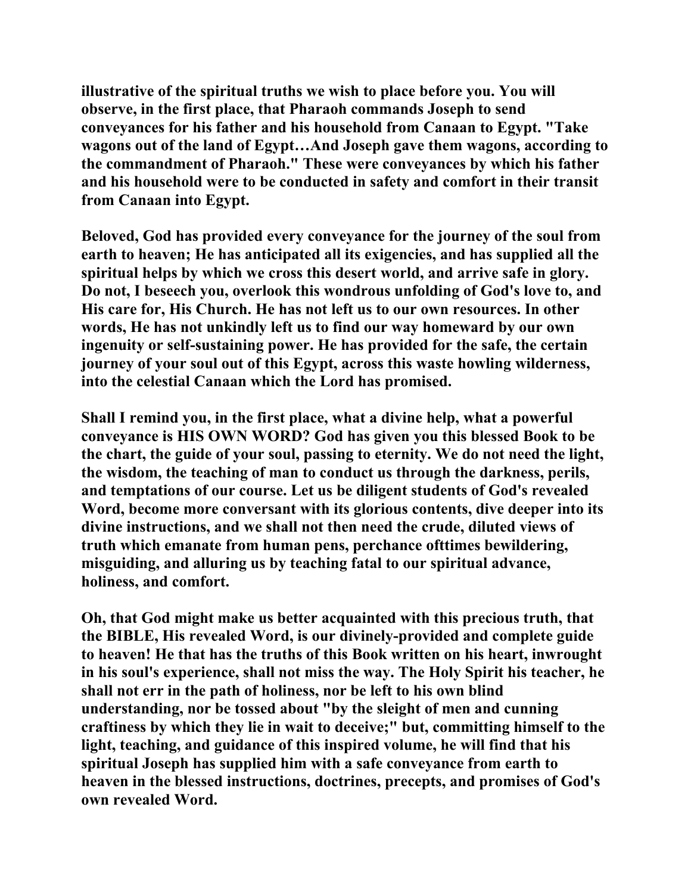illustrative of the spiritual truths we wish to place before you. You will observe, in the first place, that Pharaoh commands Joseph to send conveyances for his father and his household from Canaan to Egypt. "Take wagons out of the land of Egypt…And Joseph gave them wagons, according to the commandment of Pharaoh." These were conveyances by which his father and his household were to be conducted in safety and comfort in their transit from Canaan into Egypt.

Beloved, God has provided every conveyance for the journey of the soul from earth to heaven; He has anticipated all its exigencies, and has supplied all the spiritual helps by which we cross this desert world, and arrive safe in glory. Do not, I beseech you, overlook this wondrous unfolding of God's love to, and His care for, His Church. He has not left us to our own resources. In other words, He has not unkindly left us to find our way homeward by our own ingenuity or self-sustaining power. He has provided for the safe, the certain journey of your soul out of this Egypt, across this waste howling wilderness, into the celestial Canaan which the Lord has promised.

Shall I remind you, in the first place, what a divine help, what a powerful conveyance is HIS OWN WORD? God has given you this blessed Book to be the chart, the guide of your soul, passing to eternity. We do not need the light, the wisdom, the teaching of man to conduct us through the darkness, perils, and temptations of our course. Let us be diligent students of God's revealed Word, become more conversant with its glorious contents, dive deeper into its divine instructions, and we shall not then need the crude, diluted views of truth which emanate from human pens, perchance ofttimes bewildering, misguiding, and alluring us by teaching fatal to our spiritual advance, holiness, and comfort.

Oh, that God might make us better acquainted with this precious truth, that the BIBLE, His revealed Word, is our divinely-provided and complete guide to heaven! He that has the truths of this Book written on his heart, inwrought in his soul's experience, shall not miss the way. The Holy Spirit his teacher, he shall not err in the path of holiness, nor be left to his own blind understanding, nor be tossed about "by the sleight of men and cunning craftiness by which they lie in wait to deceive;" but, committing himself to the light, teaching, and guidance of this inspired volume, he will find that his spiritual Joseph has supplied him with a safe conveyance from earth to heaven in the blessed instructions, doctrines, precepts, and promises of God's own revealed Word.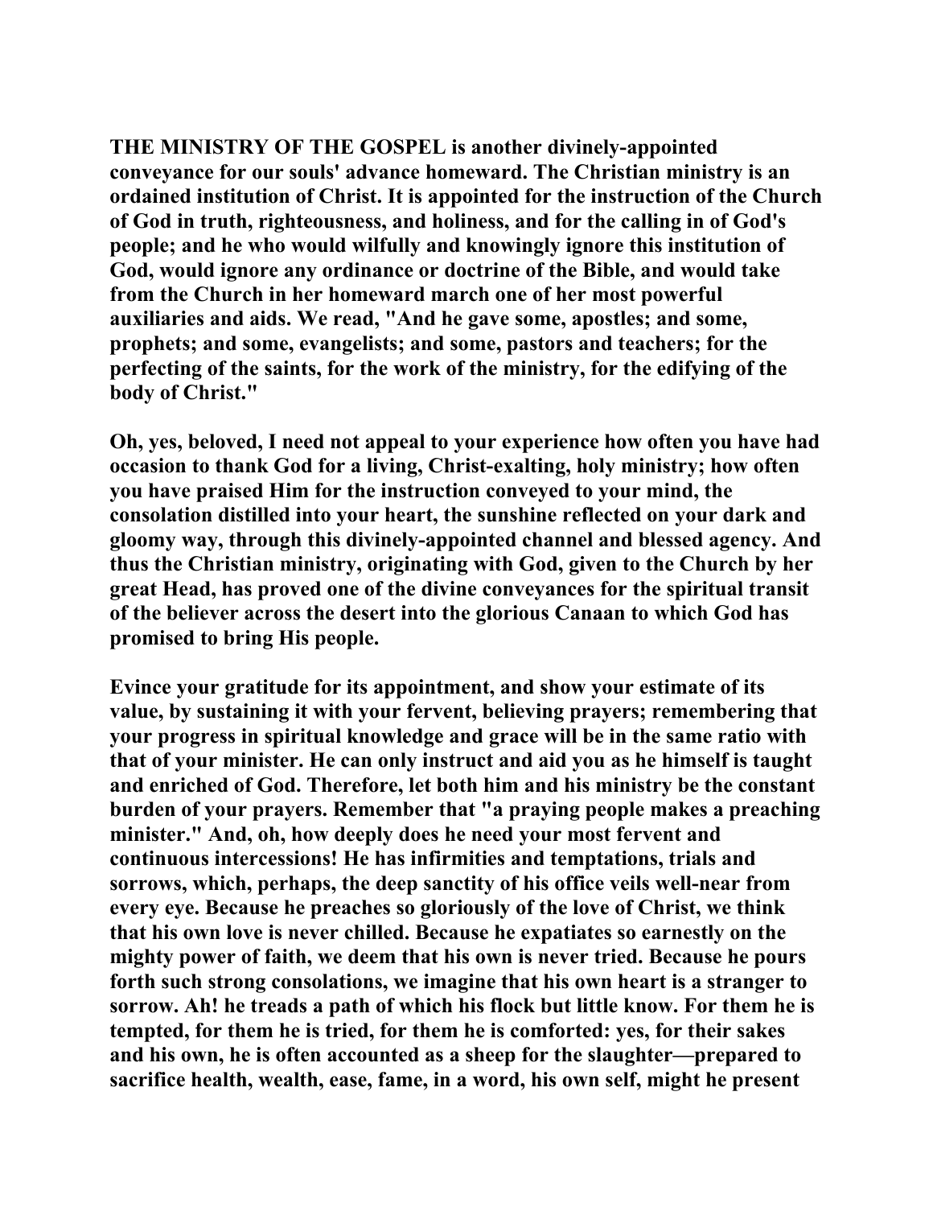**THE MINISTRY OF THE GOSPEL is another divinely-appointed conveyance for our souls' advance homeward. The Christian ministry is an ordained institution of Christ. It is appointed for the instruction of the Church of God in truth, righteousness, and holiness, and for the calling in of God's people; and he who would wilfully and knowingly ignore this institution of God, would ignore any ordinance or doctrine of the Bible, and would take from the Church in her homeward march one of her most powerful auxiliaries and aids. We read, "And he gave some, apostles; and some, prophets; and some, evangelists; and some, pastors and teachers; for the perfecting of the saints, for the work of the ministry, for the edifying of the body of Christ."**

**Oh, yes, beloved, I need not appeal to your experience how often you have had occasion to thank God for a living, Christ-exalting, holy ministry; how often you have praised Him for the instruction conveyed to your mind, the consolation distilled into your heart, the sunshine reflected on your dark and gloomy way, through this divinely-appointed channel and blessed agency. And thus the Christian ministry, originating with God, given to the Church by her great Head, has proved one of the divine conveyances for the spiritual transit of the believer across the desert into the glorious Canaan to which God has promised to bring His people.**

**Evince your gratitude for its appointment, and show your estimate of its value, by sustaining it with your fervent, believing prayers; remembering that your progress in spiritual knowledge and grace will be in the same ratio with that of your minister. He can only instruct and aid you as he himself is taught and enriched of God. Therefore, let both him and his ministry be the constant burden of your prayers. Remember that "a praying people makes a preaching minister." And, oh, how deeply does he need your most fervent and continuous intercessions! He has infirmities and temptations, trials and sorrows, which, perhaps, the deep sanctity of his office veils well-near from every eye. Because he preaches so gloriously of the love of Christ, we think that his own love is never chilled. Because he expatiates so earnestly on the mighty power of faith, we deem that his own is never tried. Because he pours forth such strong consolations, we imagine that his own heart is a stranger to sorrow. Ah! he treads a path of which his flock but little know. For them he is tempted, for them he is tried, for them he is comforted: yes, for their sakes and his own, he is often accounted as a sheep for the slaughter—prepared to sacrifice health, wealth, ease, fame, in a word, his own self, might he present**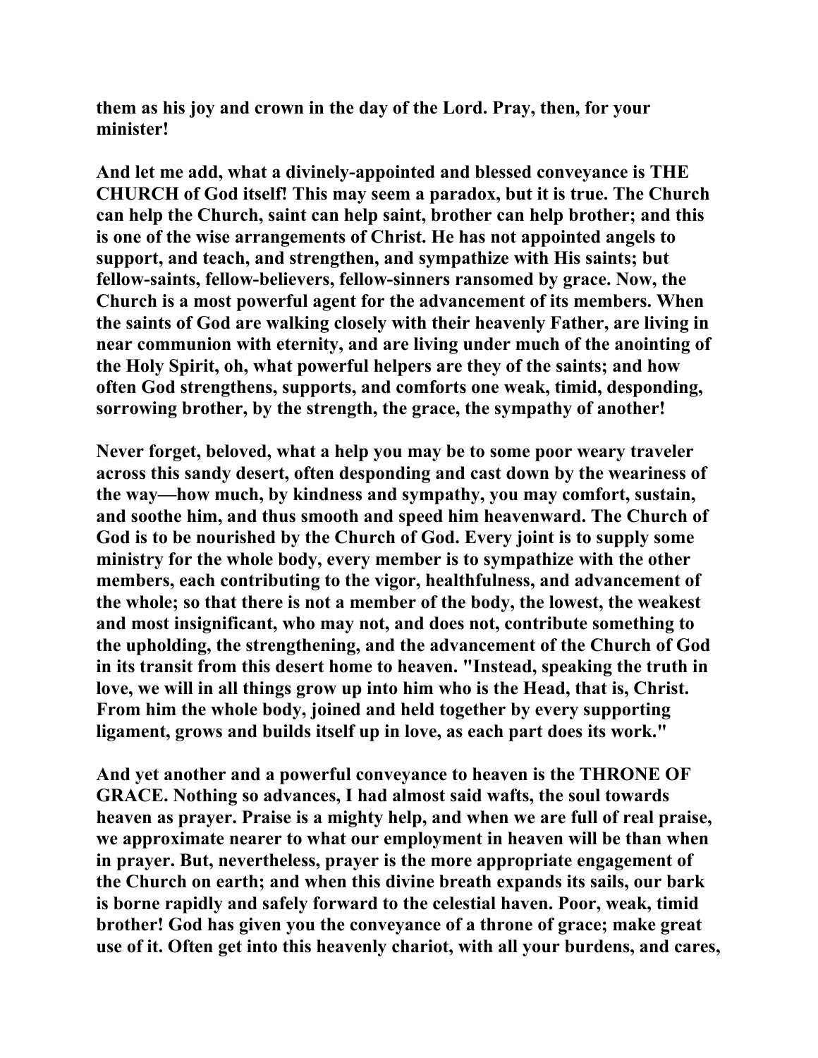**them as his joy and crown in the day of the Lord. Pray, then, for your minister!**

**And let me add, what a divinely-appointed and blessed conveyance is THE CHURCH of God itself! This may seem a paradox, but it is true. The Church can help the Church, saint can help saint, brother can help brother; and this is one of the wise arrangements of Christ. He has not appointed angels to support, and teach, and strengthen, and sympathize with His saints; but fellow-saints, fellow-believers, fellow-sinners ransomed by grace. Now, the Church is a most powerful agent for the advancement of its members. When the saints of God are walking closely with their heavenly Father, are living in near communion with eternity, and are living under much of the anointing of the Holy Spirit, oh, what powerful helpers are they of the saints; and how often God strengthens, supports, and comforts one weak, timid, desponding, sorrowing brother, by the strength, the grace, the sympathy of another!**

**Never forget, beloved, what a help you may be to some poor weary traveler across this sandy desert, often desponding and cast down by the weariness of the way—how much, by kindness and sympathy, you may comfort, sustain, and soothe him, and thus smooth and speed him heavenward. The Church of God is to be nourished by the Church of God. Every joint is to supply some ministry for the whole body, every member is to sympathize with the other members, each contributing to the vigor, healthfulness, and advancement of the whole; so that there is not a member of the body, the lowest, the weakest and most insignificant, who may not, and does not, contribute something to the upholding, the strengthening, and the advancement of the Church of God in its transit from this desert home to heaven. "Instead, speaking the truth in love, we will in all things grow up into him who is the Head, that is, Christ. From him the whole body, joined and held together by every supporting ligament, grows and builds itself up in love, as each part does its work."**

**And yet another and a powerful conveyance to heaven is the THRONE OF GRACE. Nothing so advances, I had almost said wafts, the soul towards heaven as prayer. Praise is a mighty help, and when we are full of real praise, we approximate nearer to what our employment in heaven will be than when in prayer. But, nevertheless, prayer is the more appropriate engagement of the Church on earth; and when this divine breath expands its sails, our bark is borne rapidly and safely forward to the celestial haven. Poor, weak, timid brother! God has given you the conveyance of a throne of grace; make great use of it. Often get into this heavenly chariot, with all your burdens, and cares,**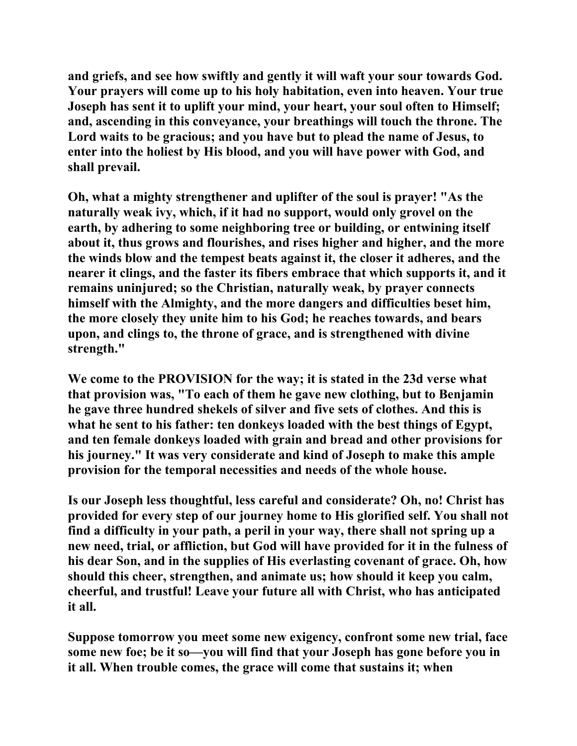**and griefs, and see how swiftly and gently it will waft your sour towards God. Your prayers will come up to his holy habitation, even into heaven. Your true Joseph has sent it to uplift your mind, your heart, your soul often to Himself; and, ascending in this conveyance, your breathings will touch the throne. The Lord waits to be gracious; and you have but to plead the name of Jesus, to enter into the holiest by His blood, and you will have power with God, and shall prevail.**

**Oh, what a mighty strengthener and uplifter of the soul is prayer! "As the naturally weak ivy, which, if it had no support, would only grovel on the earth, by adhering to some neighboring tree or building, or entwining itself about it, thus grows and flourishes, and rises higher and higher, and the more the winds blow and the tempest beats against it, the closer it adheres, and the nearer it clings, and the faster its fibers embrace that which supports it, and it remains uninjured; so the Christian, naturally weak, by prayer connects himself with the Almighty, and the more dangers and difficulties beset him, the more closely they unite him to his God; he reaches towards, and bears upon, and clings to, the throne of grace, and is strengthened with divine strength."**

**We come to the PROVISION for the way; it is stated in the 23d verse what that provision was, "To each of them he gave new clothing, but to Benjamin he gave three hundred shekels of silver and five sets of clothes. And this is what he sent to his father: ten donkeys loaded with the best things of Egypt, and ten female donkeys loaded with grain and bread and other provisions for his journey." It was very considerate and kind of Joseph to make this ample provision for the temporal necessities and needs of the whole house.**

**Is our Joseph less thoughtful, less careful and considerate? Oh, no! Christ has provided for every step of our journey home to His glorified self. You shall not find a difficulty in your path, a peril in your way, there shall not spring up a new need, trial, or affliction, but God will have provided for it in the fulness of his dear Son, and in the supplies of His everlasting covenant of grace. Oh, how should this cheer, strengthen, and animate us; how should it keep you calm, cheerful, and trustful! Leave your future all with Christ, who has anticipated it all.**

**Suppose tomorrow you meet some new exigency, confront some new trial, face some new foe; be it so—you will find that your Joseph has gone before you in it all. When trouble comes, the grace will come that sustains it; when**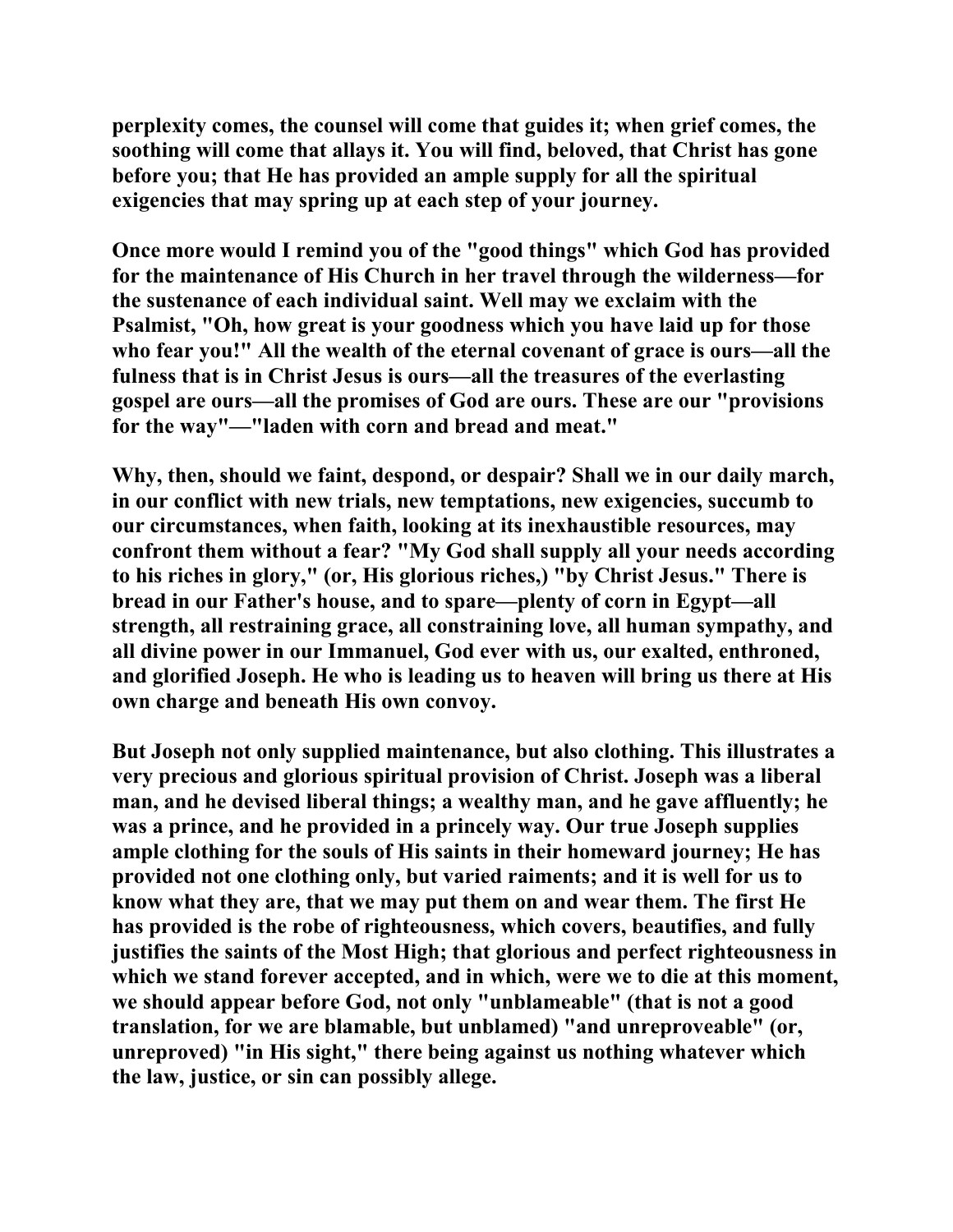perplexity comes, the counsel will come that guides it; when grief comes, the soothing will come that allays it. You will find, beloved, that Christ has gone before you; that He has provided an ample supply for all the spiritual exigencies that may spring up at each step of your journey.

Once more would I remind you of the "good things" which God has provided for the maintenance of His Church in her travel through the wilderness—for the sustenance of each individual saint. Well may we exclaim with the Psalmist, "Oh, how great is your goodness which you have laid up for those who fear you!" All the wealth of the eternal covenant of grace is ours—all the fulness that is in Christ Jesus is ours—all the treasures of the everlasting gospel are ours—all the promises of God are ours. These are our "provisions for the way"—"laden with corn and bread and meat."

Why, then, should we faint, despond, or despair? Shall we in our daily march, in our conflict with new trials, new temptations, new exigencies, succumb to our circumstances, when faith, looking at its inexhaustible resources, may confront them without a fear? "My God shall supply all your needs according to his riches in glory," (or, His glorious riches,) "by Christ Jesus." There is bread in our Father's house, and to spare—plenty of corn in Egypt—all strength, all restraining grace, all constraining love, all human sympathy, and all divine power in our Immanuel, God ever with us, our exalted, enthroned, and glorified Joseph. He who is leading us to heaven will bring us there at His own charge and beneath His own convoy.

But Joseph not only supplied maintenance, but also clothing. This illustrates a very precious and glorious spiritual provision of Christ. Joseph was a liberal man, and he devised liberal things; a wealthy man, and he gave affluently; he was a prince, and he provided in a princely way. Our true Joseph supplies ample clothing for the souls of His saints in their homeward journey; He has provided not one clothing only, but varied raiments; and it is well for us to know what they are, that we may put them on and wear them. The first He has provided is the robe of righteousness, which covers, beautifies, and fully justifies the saints of the Most High; that glorious and perfect righteousness in which we stand forever accepted, and in which, were we to die at this moment, we should appear before God, not only "unblameable" (that is not a good translation, for we are blamable, but unblamed) "and unreproveable" (or, unreproved) "in His sight," there being against us nothing whatever which the law, justice, or sin can possibly allege.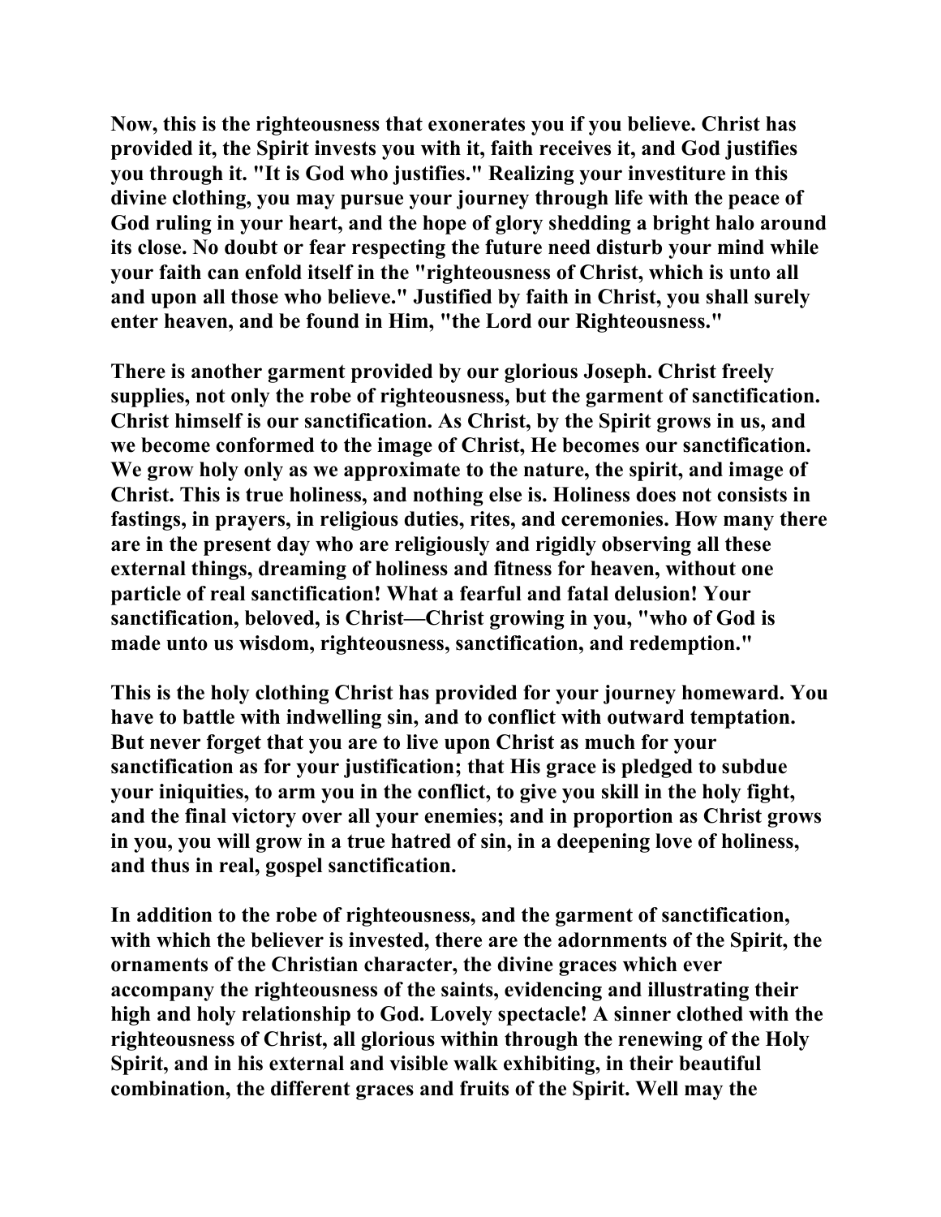Now, this is the righteousness that exonerates you if you believe. Christ has provided it, the Spirit invests you with it, faith receives it, and God justifies you through it. "It is God who justifies." Realizing your investiture in this divine clothing, you may pursue your journey through life with the peace of God ruling in your heart, and the hope of glory shedding a bright halo around its close. No doubt or fear respecting the future need disturb your mind while your faith can enfold itself in the "righteousness of Christ, which is unto all and upon all those who believe." Justified by faith in Christ, you shall surely enter heaven, and be found in Him, "the Lord our Righteousness."

There is another garment provided by our glorious Joseph. Christ freely supplies, not only the robe of righteousness, but the garment of sanctification. Christ himself is our sanctification. As Christ, by the Spirit grows in us, and we become conformed to the image of Christ, He becomes our sanctification. We grow holy only as we approximate to the nature, the spirit, and image of Christ. This is true holiness, and nothing else is. Holiness does not consists in fastings, in prayers, in religious duties, rites, and ceremonies. How many there are in the present day who are religiously and rigidly observing all these external things, dreaming of holiness and fitness for heaven, without one particle of real sanctification! What a fearful and fatal delusion! Your sanctification, beloved, is Christ—Christ growing in you, "who of God is made unto us wisdom, righteousness, sanctification, and redemption."

This is the holy clothing Christ has provided for your journey homeward. You have to battle with indwelling sin, and to conflict with outward temptation. But never forget that you are to live upon Christ as much for your sanctification as for your justification; that His grace is pledged to subdue your iniquities, to arm you in the conflict, to give you skill in the holy fight, and the final victory over all your enemies; and in proportion as Christ grows in you, you will grow in a true hatred of sin, in a deepening love of holiness, and thus in real, gospel sanctification.

In addition to the robe of righteousness, and the garment of sanctification, with which the believer is invested, there are the adornments of the Spirit, the ornaments of the Christian character, the divine graces which ever accompany the righteousness of the saints, evidencing and illustrating their high and holy relationship to God. Lovely spectacle! A sinner clothed with the righteousness of Christ, all glorious within through the renewing of the Holy Spirit, and in his external and visible walk exhibiting, in their beautiful combination, the different graces and fruits of the Spirit. Well may the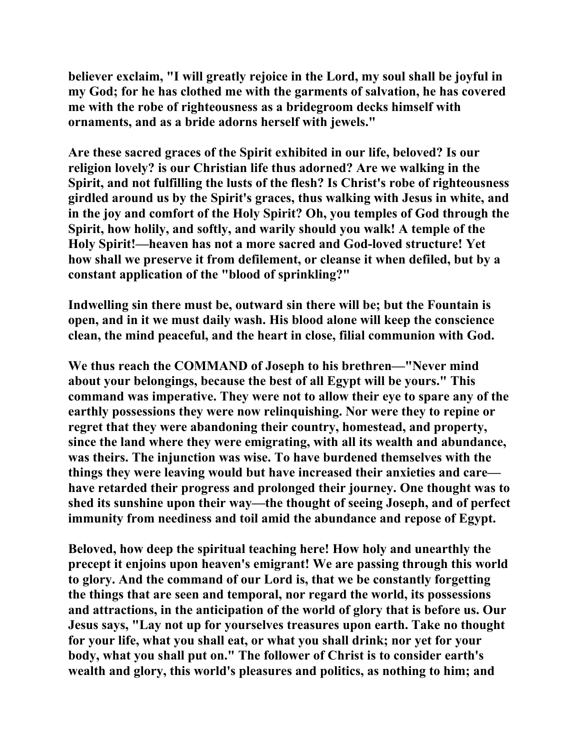believer exclaim, "I will greatly rejoice in the Lord, my soul shall be joyful in my God; for he has clothed me with the garments of salvation, he has covered me with the robe of righteousness as a bridegroom decks himself with ornaments, and as a bride adorns herself with jewels."

Are these sacred graces of the Spirit exhibited in our life, beloved? Is our religion lovely? is our Christian life thus adorned? Are we walking in the Spirit, and not fulfilling the lusts of the flesh? Is Christ's robe of righteousness girdled around us by the Spirit's graces, thus walking with Jesus in white, and in the joy and comfort of the Holy Spirit? Oh, you temples of God through the Spirit, how holily, and softly, and warily should you walk! A temple of the Holy Spirit!—heaven has not a more sacred and God-loved structure! Yet how shall we preserve it from defilement, or cleanse it when defiled, but by a constant application of the "blood of sprinkling?"

Indwelling sin there must be, outward sin there will be; but the Fountain is open, and in it we must daily wash. His blood alone will keep the conscience clean, the mind peaceful, and the heart in close, filial communion with God.

We thus reach the COMMAND of Joseph to his brethren—"Never mind about your belongings, because the best of all Egypt will be yours." This command was imperative. They were not to allow their eye to spare any of the earthly possessions they were now relinquishing. Nor were they to repine or regret that they were abandoning their country, homestead, and property, since the land where they were emigrating, with all its wealth and abundance, was theirs. The injunction was wise. To have burdened themselves with the things they were leaving would but have increased their anxieties and care—have retarded their progress and prolonged their journey. One thought was to shed its sunshine upon their way—the thought of seeing Joseph, and of perfect immunity from neediness and toil amid the abundance and repose of Egypt.

Beloved, how deep the spiritual teaching here! How holy and unearthly the precept it enjoins upon heaven's emigrant! We are passing through this world to glory. And the command of our Lord is, that we be constantly forgetting the things that are seen and temporal, nor regard the world, its possessions and attractions, in the anticipation of the world of glory that is before us. Our Jesus says, "Lay not up for yourselves treasures upon earth. Take no thought for your life, what you shall eat, or what you shall drink; nor yet for your body, what you shall put on." The follower of Christ is to consider earth's wealth and glory, this world's pleasures and politics, as nothing to him; and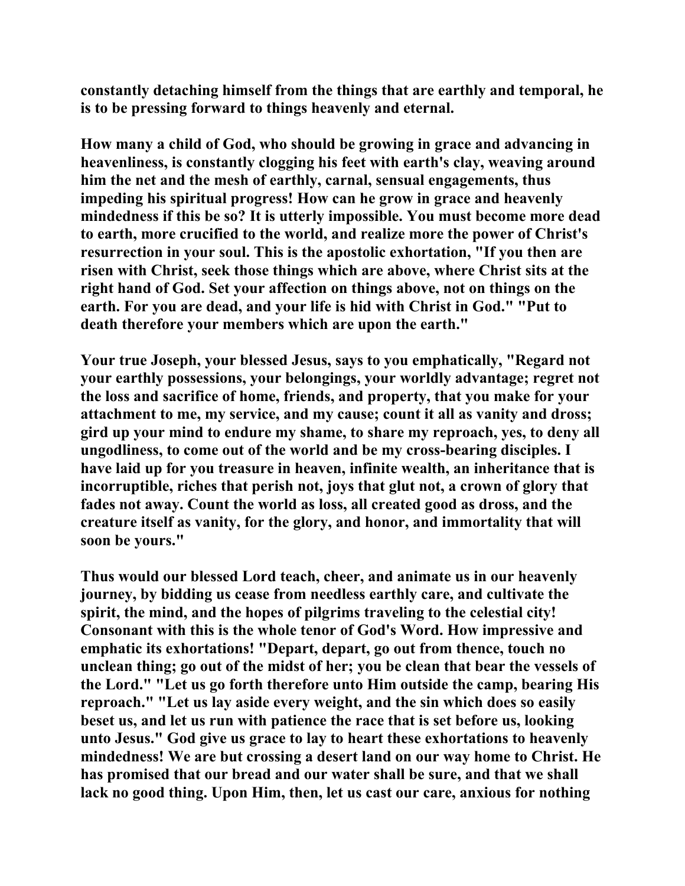constantly detaching himself from the things that are earthly and temporal, he is to be pressing forward to things heavenly and eternal.

How many a child of God, who should be growing in grace and advancing in heavenliness, is constantly clogging his feet with earth's clay, weaving around him the net and the mesh of earthly, carnal, sensual engagements, thus impeding his spiritual progress! How can he grow in grace and heavenly mindedness if this be so? It is utterly impossible. You must become more dead to earth, more crucified to the world, and realize more the power of Christ's resurrection in your soul. This is the apostolic exhortation, "If you then are risen with Christ, seek those things which are above, where Christ sits at the right hand of God. Set your affection on things above, not on things on the earth. For you are dead, and your life is hid with Christ in God." "Put to death therefore your members which are upon the earth."

Your true Joseph, your blessed Jesus, says to you emphatically, "Regard not your earthly possessions, your belongings, your worldly advantage; regret not the loss and sacrifice of home, friends, and property, that you make for your attachment to me, my service, and my cause; count it all as vanity and dross; gird up your mind to endure my shame, to share my reproach, yes, to deny all ungodliness, to come out of the world and be my cross-bearing disciples. I have laid up for you treasure in heaven, infinite wealth, an inheritance that is incorruptible, riches that perish not, joys that glut not, a crown of glory that fades not away. Count the world as loss, all created good as dross, and the creature itself as vanity, for the glory, and honor, and immortality that will soon be yours."

Thus would our blessed Lord teach, cheer, and animate us in our heavenly journey, by bidding us cease from needless earthly care, and cultivate the spirit, the mind, and the hopes of pilgrims traveling to the celestial city! Consonant with this is the whole tenor of God's Word. How impressive and emphatic its exhortations! "Depart, depart, go out from thence, touch no unclean thing; go out of the midst of her; you be clean that bear the vessels of the Lord." "Let us go forth therefore unto Him outside the camp, bearing His reproach." "Let us lay aside every weight, and the sin which does so easily beset us, and let us run with patience the race that is set before us, looking unto Jesus." God give us grace to lay to heart these exhortations to heavenly mindedness! We are but crossing a desert land on our way home to Christ. He has promised that our bread and our water shall be sure, and that we shall lack no good thing. Upon Him, then, let us cast our care, anxious for nothing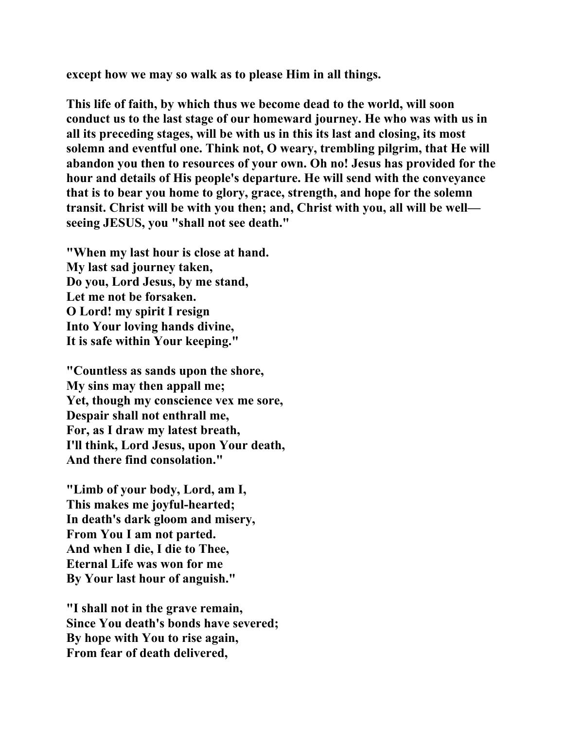**except how we may so walk as to please Him in all things.**

**This life of faith, by which thus we become dead to the world, will soon conduct us to the last stage of our homeward journey. He who was with us in all its preceding stages, will be with us in this its last and closing, its most solemn and eventful one. Think not, O weary, trembling pilgrim, that He will abandon you then to resources of your own. Oh no! Jesus has provided for the hour and details of His people's departure. He will send with the conveyance that is to bear you home to glory, grace, strength, and hope for the solemn transit. Christ will be with you then; and, Christ with you, all will be well—seeing JESUS, you "shall not see death."**

**"When my last hour is close at hand.**
**My last sad journey taken,**
**Do you, Lord Jesus, by me stand,**
**Let me not be forsaken.**
**O Lord! my spirit I resign**
**Into Your loving hands divine,**
**It is safe within Your keeping."**

**"Countless as sands upon the shore,**
**My sins may then appall me;**
**Yet, though my conscience vex me sore,**
**Despair shall not enthrall me,**
**For, as I draw my latest breath,**
**I'll think, Lord Jesus, upon Your death,**
**And there find consolation."**

**"Limb of your body, Lord, am I,**
**This makes me joyful-hearted;**
**In death's dark gloom and misery,**
**From You I am not parted.**
**And when I die, I die to Thee,**
**Eternal Life was won for me**
**By Your last hour of anguish."**

**"I shall not in the grave remain,**
**Since You death's bonds have severed;**
**By hope with You to rise again,**
**From fear of death delivered,**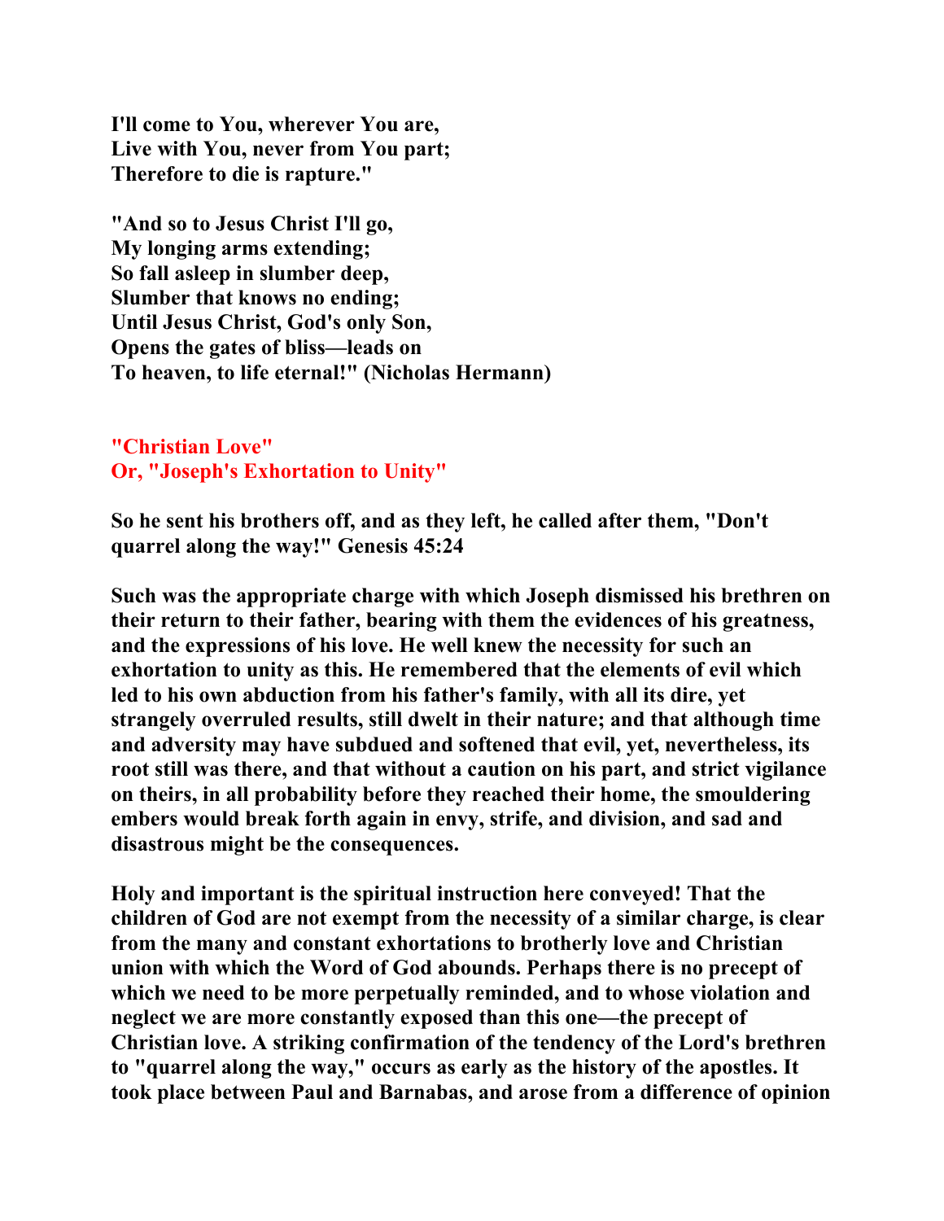**I'll come to You, wherever You are,**
**Live with You, never from You part;**
**Therefore to die is rapture."**

**"And so to Jesus Christ I'll go,**
**My longing arms extending;**
**So fall asleep in slumber deep,**
**Slumber that knows no ending;**
**Until Jesus Christ, God's only Son,**
**Opens the gates of bliss—leads on**
**To heaven, to life eternal!" (Nicholas Hermann)**

## "Christian Love"
## Or, "Joseph's Exhortation to Unity"

**So he sent his brothers off, and as they left, he called after them, "Don't quarrel along the way!" Genesis 45:24**

**Such was the appropriate charge with which Joseph dismissed his brethren on their return to their father, bearing with them the evidences of his greatness, and the expressions of his love. He well knew the necessity for such an exhortation to unity as this. He remembered that the elements of evil which led to his own abduction from his father's family, with all its dire, yet strangely overruled results, still dwelt in their nature; and that although time and adversity may have subdued and softened that evil, yet, nevertheless, its root still was there, and that without a caution on his part, and strict vigilance on theirs, in all probability before they reached their home, the smouldering embers would break forth again in envy, strife, and division, and sad and disastrous might be the consequences.**

**Holy and important is the spiritual instruction here conveyed! That the children of God are not exempt from the necessity of a similar charge, is clear from the many and constant exhortations to brotherly love and Christian union with which the Word of God abounds. Perhaps there is no precept of which we need to be more perpetually reminded, and to whose violation and neglect we are more constantly exposed than this one—the precept of Christian love. A striking confirmation of the tendency of the Lord's brethren to "quarrel along the way," occurs as early as the history of the apostles. It took place between Paul and Barnabas, and arose from a difference of opinion**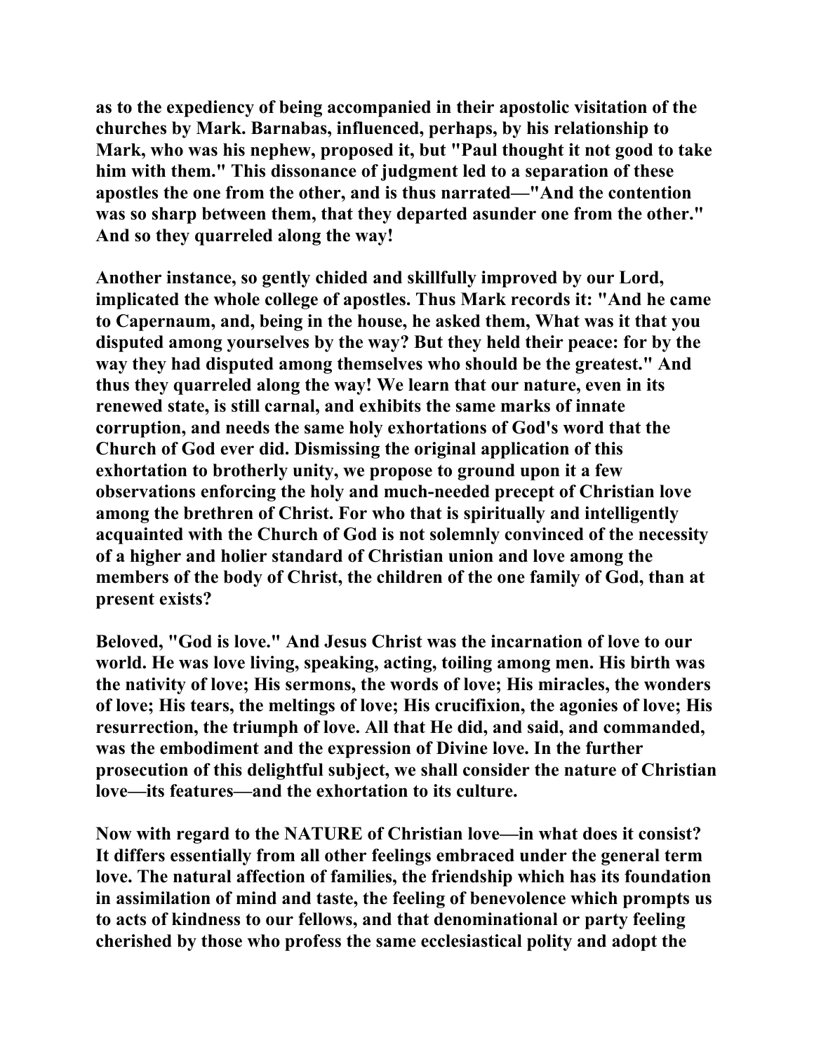as to the expediency of being accompanied in their apostolic visitation of the churches by Mark. Barnabas, influenced, perhaps, by his relationship to Mark, who was his nephew, proposed it, but "Paul thought it not good to take him with them." This dissonance of judgment led to a separation of these apostles the one from the other, and is thus narrated—"And the contention was so sharp between them, that they departed asunder one from the other." And so they quarreled along the way!

Another instance, so gently chided and skillfully improved by our Lord, implicated the whole college of apostles. Thus Mark records it: "And he came to Capernaum, and, being in the house, he asked them, What was it that you disputed among yourselves by the way? But they held their peace: for by the way they had disputed among themselves who should be the greatest." And thus they quarreled along the way! We learn that our nature, even in its renewed state, is still carnal, and exhibits the same marks of innate corruption, and needs the same holy exhortations of God's word that the Church of God ever did. Dismissing the original application of this exhortation to brotherly unity, we propose to ground upon it a few observations enforcing the holy and much-needed precept of Christian love among the brethren of Christ. For who that is spiritually and intelligently acquainted with the Church of God is not solemnly convinced of the necessity of a higher and holier standard of Christian union and love among the members of the body of Christ, the children of the one family of God, than at present exists?

Beloved, "God is love." And Jesus Christ was the incarnation of love to our world. He was love living, speaking, acting, toiling among men. His birth was the nativity of love; His sermons, the words of love; His miracles, the wonders of love; His tears, the meltings of love; His crucifixion, the agonies of love; His resurrection, the triumph of love. All that He did, and said, and commanded, was the embodiment and the expression of Divine love. In the further prosecution of this delightful subject, we shall consider the nature of Christian love—its features—and the exhortation to its culture.

Now with regard to the NATURE of Christian love—in what does it consist? It differs essentially from all other feelings embraced under the general term love. The natural affection of families, the friendship which has its foundation in assimilation of mind and taste, the feeling of benevolence which prompts us to acts of kindness to our fellows, and that denominational or party feeling cherished by those who profess the same ecclesiastical polity and adopt the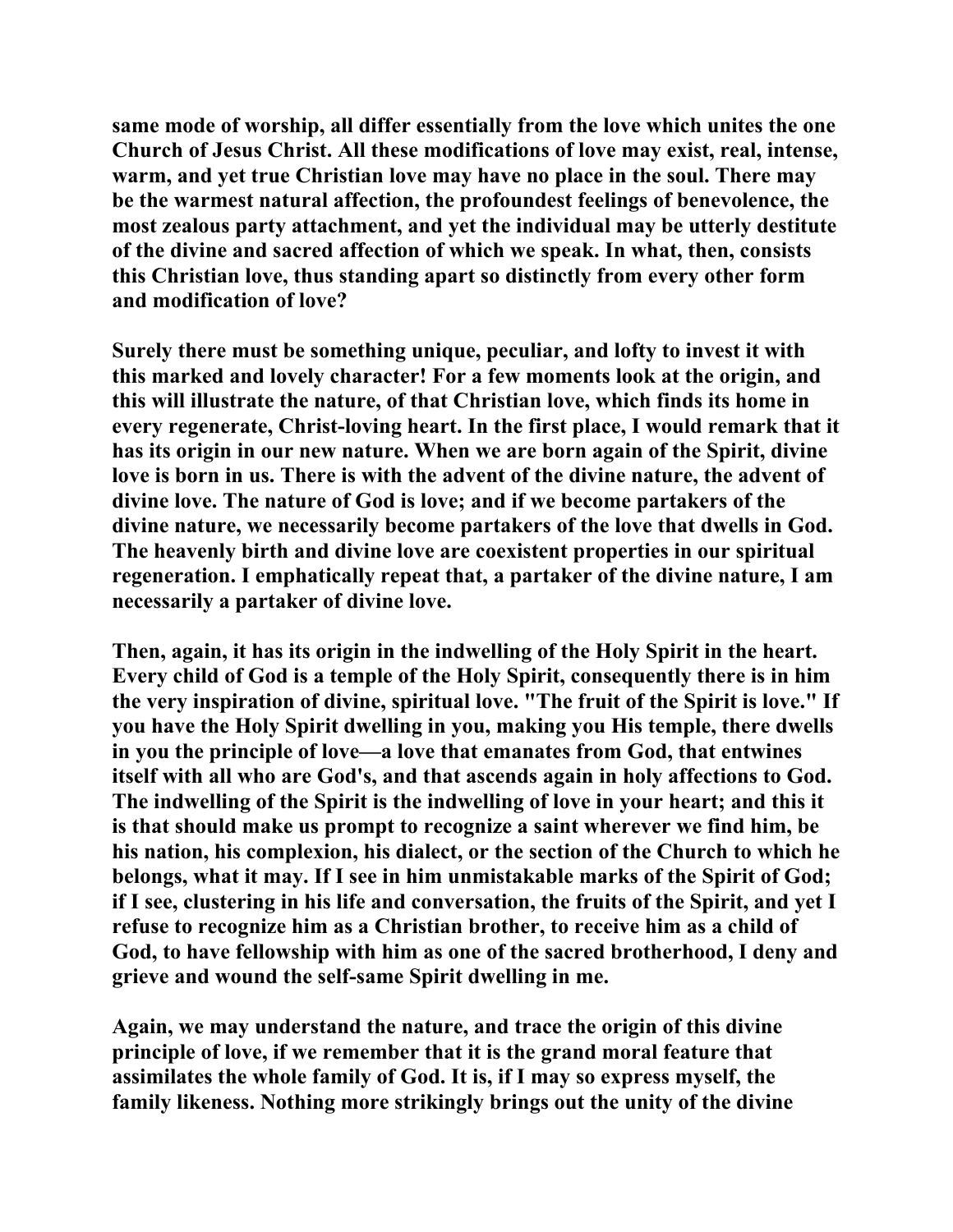same mode of worship, all differ essentially from the love which unites the one Church of Jesus Christ. All these modifications of love may exist, real, intense, warm, and yet true Christian love may have no place in the soul. There may be the warmest natural affection, the profoundest feelings of benevolence, the most zealous party attachment, and yet the individual may be utterly destitute of the divine and sacred affection of which we speak. In what, then, consists this Christian love, thus standing apart so distinctly from every other form and modification of love?

Surely there must be something unique, peculiar, and lofty to invest it with this marked and lovely character! For a few moments look at the origin, and this will illustrate the nature, of that Christian love, which finds its home in every regenerate, Christ-loving heart. In the first place, I would remark that it has its origin in our new nature. When we are born again of the Spirit, divine love is born in us. There is with the advent of the divine nature, the advent of divine love. The nature of God is love; and if we become partakers of the divine nature, we necessarily become partakers of the love that dwells in God. The heavenly birth and divine love are coexistent properties in our spiritual regeneration. I emphatically repeat that, a partaker of the divine nature, I am necessarily a partaker of divine love.

Then, again, it has its origin in the indwelling of the Holy Spirit in the heart. Every child of God is a temple of the Holy Spirit, consequently there is in him the very inspiration of divine, spiritual love. "The fruit of the Spirit is love." If you have the Holy Spirit dwelling in you, making you His temple, there dwells in you the principle of love—a love that emanates from God, that entwines itself with all who are God's, and that ascends again in holy affections to God. The indwelling of the Spirit is the indwelling of love in your heart; and this it is that should make us prompt to recognize a saint wherever we find him, be his nation, his complexion, his dialect, or the section of the Church to which he belongs, what it may. If I see in him unmistakable marks of the Spirit of God; if I see, clustering in his life and conversation, the fruits of the Spirit, and yet I refuse to recognize him as a Christian brother, to receive him as a child of God, to have fellowship with him as one of the sacred brotherhood, I deny and grieve and wound the self-same Spirit dwelling in me.

Again, we may understand the nature, and trace the origin of this divine principle of love, if we remember that it is the grand moral feature that assimilates the whole family of God. It is, if I may so express myself, the family likeness. Nothing more strikingly brings out the unity of the divine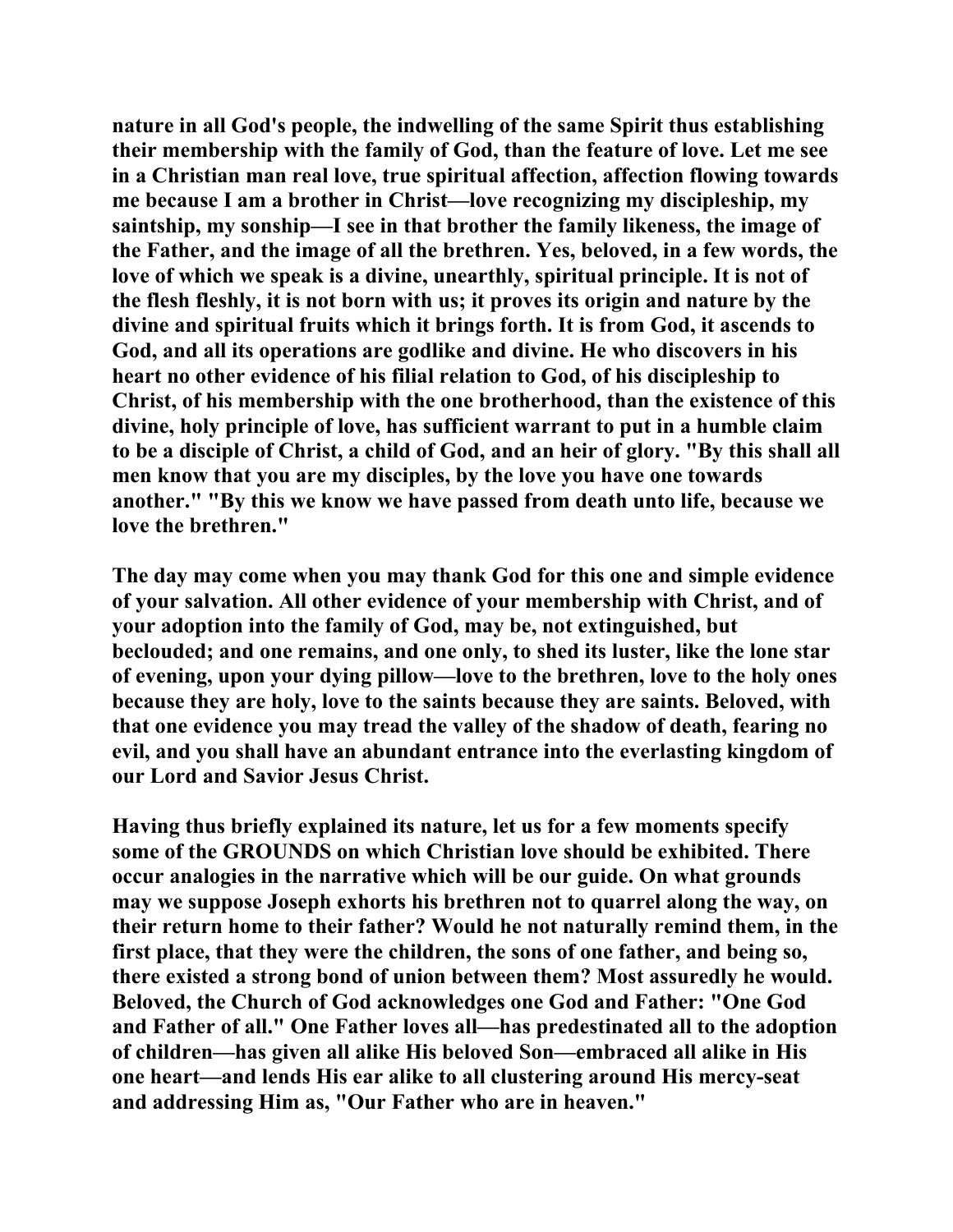nature in all God's people, the indwelling of the same Spirit thus establishing their membership with the family of God, than the feature of love. Let me see in a Christian man real love, true spiritual affection, affection flowing towards me because I am a brother in Christ—love recognizing my discipleship, my saintship, my sonship—I see in that brother the family likeness, the image of the Father, and the image of all the brethren. Yes, beloved, in a few words, the love of which we speak is a divine, unearthly, spiritual principle. It is not of the flesh fleshly, it is not born with us; it proves its origin and nature by the divine and spiritual fruits which it brings forth. It is from God, it ascends to God, and all its operations are godlike and divine. He who discovers in his heart no other evidence of his filial relation to God, of his discipleship to Christ, of his membership with the one brotherhood, than the existence of this divine, holy principle of love, has sufficient warrant to put in a humble claim to be a disciple of Christ, a child of God, and an heir of glory. "By this shall all men know that you are my disciples, by the love you have one towards another." "By this we know we have passed from death unto life, because we love the brethren."

The day may come when you may thank God for this one and simple evidence of your salvation. All other evidence of your membership with Christ, and of your adoption into the family of God, may be, not extinguished, but beclouded; and one remains, and one only, to shed its luster, like the lone star of evening, upon your dying pillow—love to the brethren, love to the holy ones because they are holy, love to the saints because they are saints. Beloved, with that one evidence you may tread the valley of the shadow of death, fearing no evil, and you shall have an abundant entrance into the everlasting kingdom of our Lord and Savior Jesus Christ.

Having thus briefly explained its nature, let us for a few moments specify some of the GROUNDS on which Christian love should be exhibited. There occur analogies in the narrative which will be our guide. On what grounds may we suppose Joseph exhorts his brethren not to quarrel along the way, on their return home to their father? Would he not naturally remind them, in the first place, that they were the children, the sons of one father, and being so, there existed a strong bond of union between them? Most assuredly he would. Beloved, the Church of God acknowledges one God and Father: "One God and Father of all." One Father loves all—has predestinated all to the adoption of children—has given all alike His beloved Son—embraced all alike in His one heart—and lends His ear alike to all clustering around His mercy-seat and addressing Him as, "Our Father who are in heaven."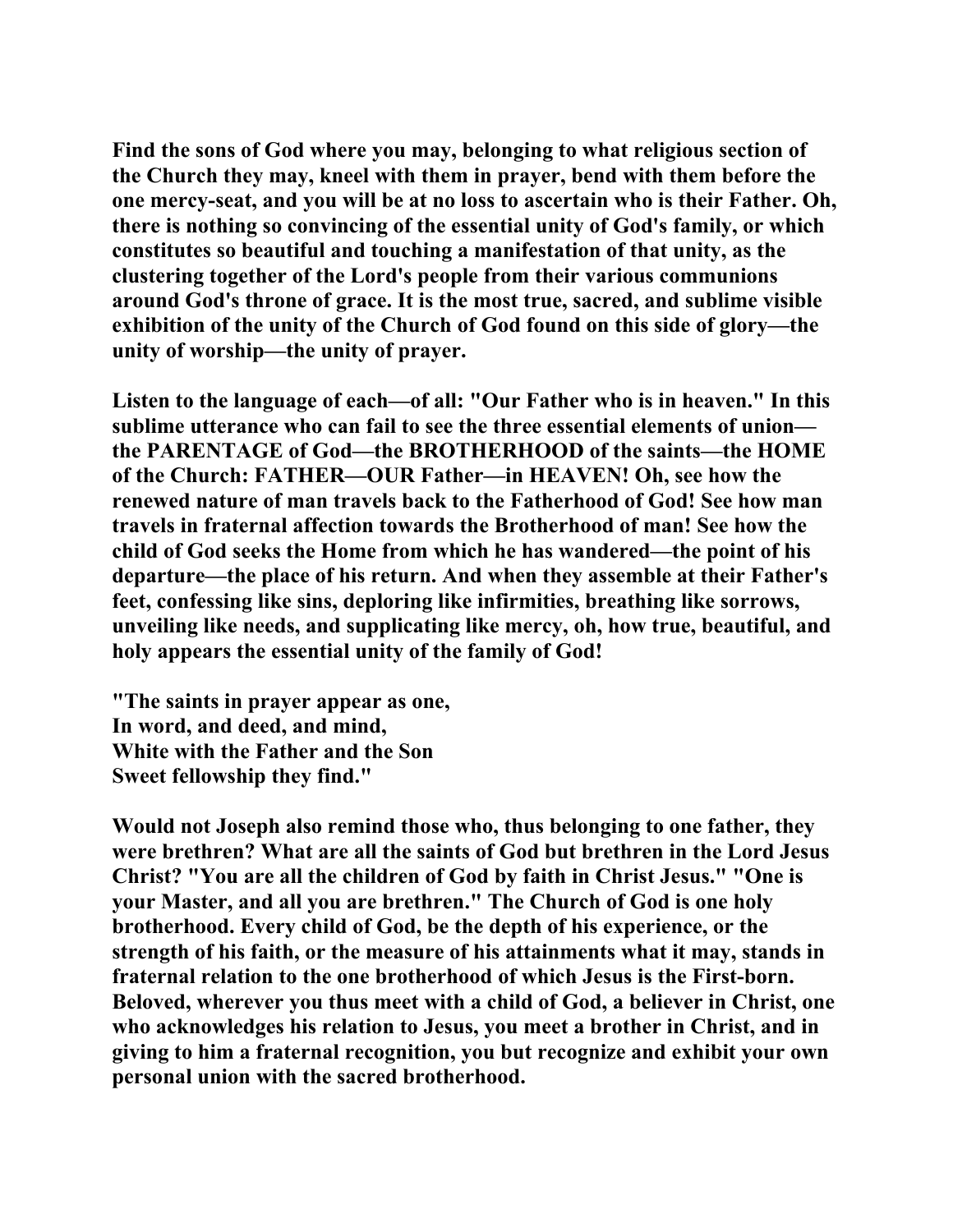**Find the sons of God where you may, belonging to what religious section of the Church they may, kneel with them in prayer, bend with them before the one mercy-seat, and you will be at no loss to ascertain who is their Father. Oh, there is nothing so convincing of the essential unity of God's family, or which constitutes so beautiful and touching a manifestation of that unity, as the clustering together of the Lord's people from their various communions around God's throne of grace. It is the most true, sacred, and sublime visible exhibition of the unity of the Church of God found on this side of glory—the unity of worship—the unity of prayer.**

**Listen to the language of each—of all: "Our Father who is in heaven." In this sublime utterance who can fail to see the three essential elements of union—the PARENTAGE of God—the BROTHERHOOD of the saints—the HOME of the Church: FATHER—OUR Father—in HEAVEN! Oh, see how the renewed nature of man travels back to the Fatherhood of God! See how man travels in fraternal affection towards the Brotherhood of man! See how the child of God seeks the Home from which he has wandered—the point of his departure—the place of his return. And when they assemble at their Father's feet, confessing like sins, deploring like infirmities, breathing like sorrows, unveiling like needs, and supplicating like mercy, oh, how true, beautiful, and holy appears the essential unity of the family of God!**

**"The saints in prayer appear as one,  
In word, and deed, and mind,  
White with the Father and the Son  
Sweet fellowship they find."**

**Would not Joseph also remind those who, thus belonging to one father, they were brethren? What are all the saints of God but brethren in the Lord Jesus Christ? "You are all the children of God by faith in Christ Jesus." "One is your Master, and all you are brethren." The Church of God is one holy brotherhood. Every child of God, be the depth of his experience, or the strength of his faith, or the measure of his attainments what it may, stands in fraternal relation to the one brotherhood of which Jesus is the First-born. Beloved, wherever you thus meet with a child of God, a believer in Christ, one who acknowledges his relation to Jesus, you meet a brother in Christ, and in giving to him a fraternal recognition, you but recognize and exhibit your own personal union with the sacred brotherhood.**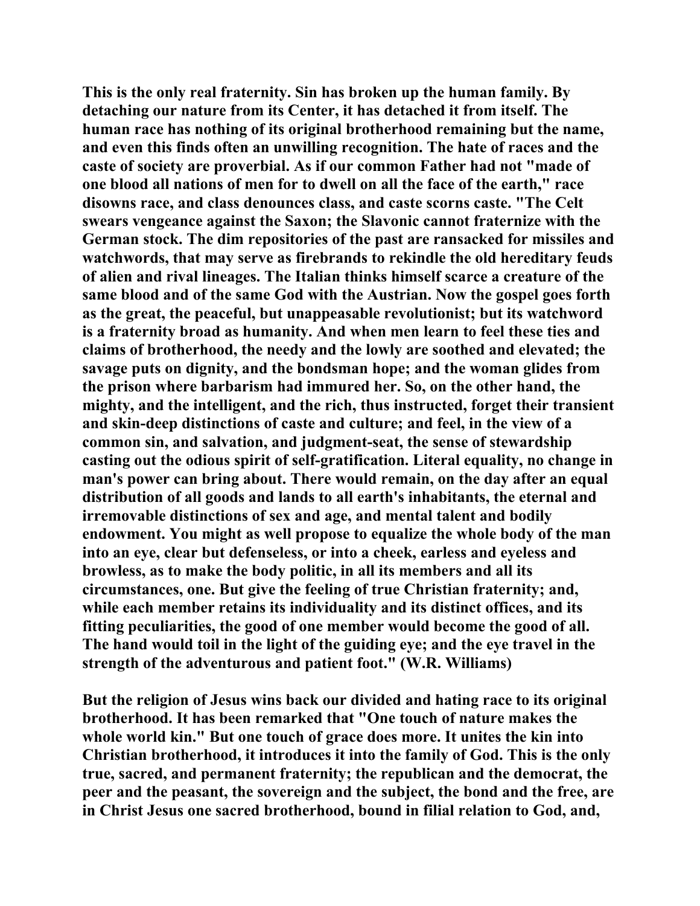**This is the only real fraternity. Sin has broken up the human family. By detaching our nature from its Center, it has detached it from itself. The human race has nothing of its original brotherhood remaining but the name, and even this finds often an unwilling recognition. The hate of races and the caste of society are proverbial. As if our common Father had not "made of one blood all nations of men for to dwell on all the face of the earth," race disowns race, and class denounces class, and caste scorns caste. "The Celt swears vengeance against the Saxon; the Slavonic cannot fraternize with the German stock. The dim repositories of the past are ransacked for missiles and watchwords, that may serve as firebrands to rekindle the old hereditary feuds of alien and rival lineages. The Italian thinks himself scarce a creature of the same blood and of the same God with the Austrian. Now the gospel goes forth as the great, the peaceful, but unappeasable revolutionist; but its watchword is a fraternity broad as humanity. And when men learn to feel these ties and claims of brotherhood, the needy and the lowly are soothed and elevated; the savage puts on dignity, and the bondsman hope; and the woman glides from the prison where barbarism had immured her. So, on the other hand, the mighty, and the intelligent, and the rich, thus instructed, forget their transient and skin-deep distinctions of caste and culture; and feel, in the view of a common sin, and salvation, and judgment-seat, the sense of stewardship casting out the odious spirit of self-gratification. Literal equality, no change in man's power can bring about. There would remain, on the day after an equal distribution of all goods and lands to all earth's inhabitants, the eternal and irremovable distinctions of sex and age, and mental talent and bodily endowment. You might as well propose to equalize the whole body of the man into an eye, clear but defenseless, or into a cheek, earless and eyeless and browless, as to make the body politic, in all its members and all its circumstances, one. But give the feeling of true Christian fraternity; and, while each member retains its individuality and its distinct offices, and its fitting peculiarities, the good of one member would become the good of all. The hand would toil in the light of the guiding eye; and the eye travel in the strength of the adventurous and patient foot." (W.R. Williams)**

**But the religion of Jesus wins back our divided and hating race to its original brotherhood. It has been remarked that "One touch of nature makes the whole world kin." But one touch of grace does more. It unites the kin into Christian brotherhood, it introduces it into the family of God. This is the only true, sacred, and permanent fraternity; the republican and the democrat, the peer and the peasant, the sovereign and the subject, the bond and the free, are in Christ Jesus one sacred brotherhood, bound in filial relation to God, and,**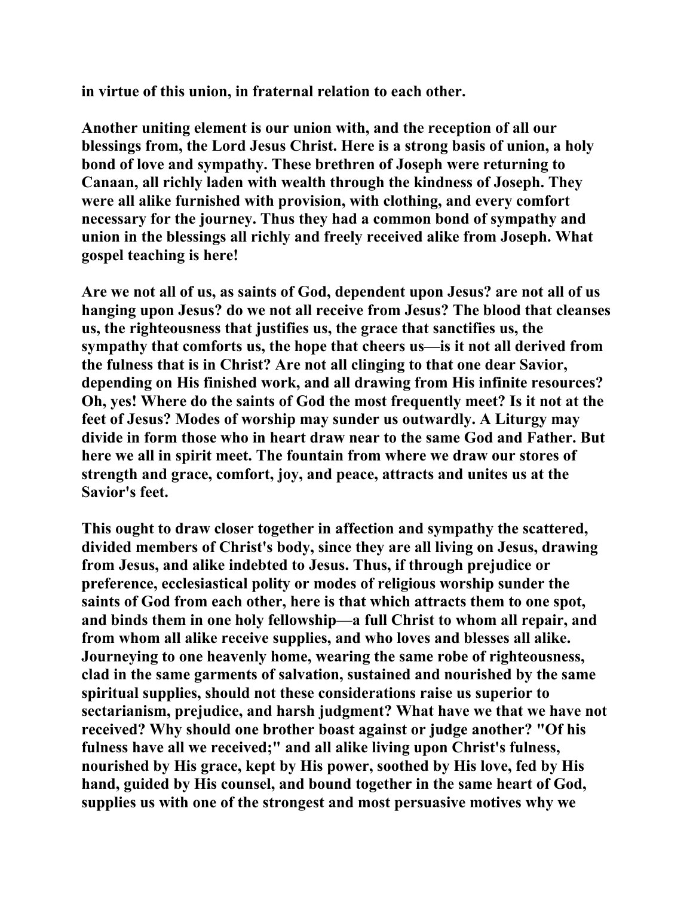in virtue of this union, in fraternal relation to each other.

Another uniting element is our union with, and the reception of all our blessings from, the Lord Jesus Christ. Here is a strong basis of union, a holy bond of love and sympathy. These brethren of Joseph were returning to Canaan, all richly laden with wealth through the kindness of Joseph. They were all alike furnished with provision, with clothing, and every comfort necessary for the journey. Thus they had a common bond of sympathy and union in the blessings all richly and freely received alike from Joseph. What gospel teaching is here!

Are we not all of us, as saints of God, dependent upon Jesus? are not all of us hanging upon Jesus? do we not all receive from Jesus? The blood that cleanses us, the righteousness that justifies us, the grace that sanctifies us, the sympathy that comforts us, the hope that cheers us—is it not all derived from the fulness that is in Christ? Are not all clinging to that one dear Savior, depending on His finished work, and all drawing from His infinite resources? Oh, yes! Where do the saints of God the most frequently meet? Is it not at the feet of Jesus? Modes of worship may sunder us outwardly. A Liturgy may divide in form those who in heart draw near to the same God and Father. But here we all in spirit meet. The fountain from where we draw our stores of strength and grace, comfort, joy, and peace, attracts and unites us at the Savior's feet.

This ought to draw closer together in affection and sympathy the scattered, divided members of Christ's body, since they are all living on Jesus, drawing from Jesus, and alike indebted to Jesus. Thus, if through prejudice or preference, ecclesiastical polity or modes of religious worship sunder the saints of God from each other, here is that which attracts them to one spot, and binds them in one holy fellowship—a full Christ to whom all repair, and from whom all alike receive supplies, and who loves and blesses all alike. Journeying to one heavenly home, wearing the same robe of righteousness, clad in the same garments of salvation, sustained and nourished by the same spiritual supplies, should not these considerations raise us superior to sectarianism, prejudice, and harsh judgment? What have we that we have not received? Why should one brother boast against or judge another? "Of his fulness have all we received;" and all alike living upon Christ's fulness, nourished by His grace, kept by His power, soothed by His love, fed by His hand, guided by His counsel, and bound together in the same heart of God, supplies us with one of the strongest and most persuasive motives why we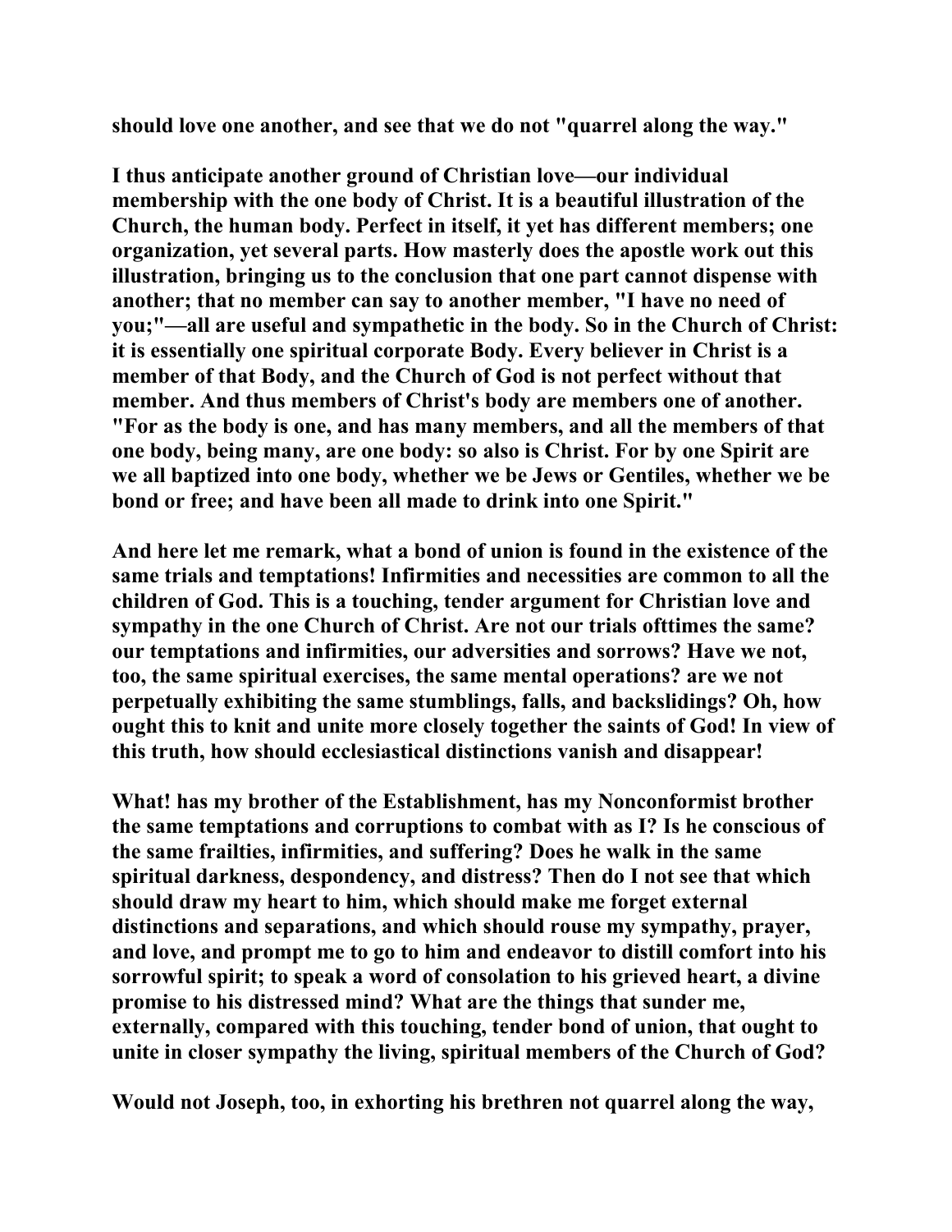should love one another, and see that we do not "quarrel along the way."

I thus anticipate another ground of Christian love—our individual membership with the one body of Christ. It is a beautiful illustration of the Church, the human body. Perfect in itself, it yet has different members; one organization, yet several parts. How masterly does the apostle work out this illustration, bringing us to the conclusion that one part cannot dispense with another; that no member can say to another member, "I have no need of you;"—all are useful and sympathetic in the body. So in the Church of Christ: it is essentially one spiritual corporate Body. Every believer in Christ is a member of that Body, and the Church of God is not perfect without that member. And thus members of Christ's body are members one of another. "For as the body is one, and has many members, and all the members of that one body, being many, are one body: so also is Christ. For by one Spirit are we all baptized into one body, whether we be Jews or Gentiles, whether we be bond or free; and have been all made to drink into one Spirit."

And here let me remark, what a bond of union is found in the existence of the same trials and temptations! Infirmities and necessities are common to all the children of God. This is a touching, tender argument for Christian love and sympathy in the one Church of Christ. Are not our trials ofttimes the same? our temptations and infirmities, our adversities and sorrows? Have we not, too, the same spiritual exercises, the same mental operations? are we not perpetually exhibiting the same stumblings, falls, and backslidings? Oh, how ought this to knit and unite more closely together the saints of God! In view of this truth, how should ecclesiastical distinctions vanish and disappear!

What! has my brother of the Establishment, has my Nonconformist brother the same temptations and corruptions to combat with as I? Is he conscious of the same frailties, infirmities, and suffering? Does he walk in the same spiritual darkness, despondency, and distress? Then do I not see that which should draw my heart to him, which should make me forget external distinctions and separations, and which should rouse my sympathy, prayer, and love, and prompt me to go to him and endeavor to distill comfort into his sorrowful spirit; to speak a word of consolation to his grieved heart, a divine promise to his distressed mind? What are the things that sunder me, externally, compared with this touching, tender bond of union, that ought to unite in closer sympathy the living, spiritual members of the Church of God?

Would not Joseph, too, in exhorting his brethren not quarrel along the way,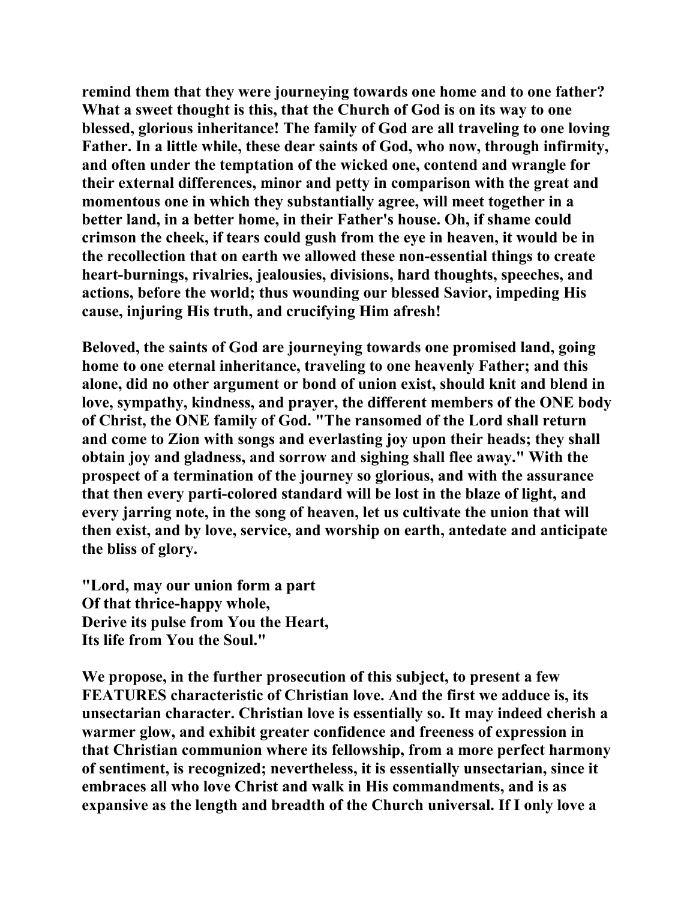**remind them that they were journeying towards one home and to one father? What a sweet thought is this, that the Church of God is on its way to one blessed, glorious inheritance! The family of God are all traveling to one loving Father. In a little while, these dear saints of God, who now, through infirmity, and often under the temptation of the wicked one, contend and wrangle for their external differences, minor and petty in comparison with the great and momentous one in which they substantially agree, will meet together in a better land, in a better home, in their Father's house. Oh, if shame could crimson the cheek, if tears could gush from the eye in heaven, it would be in the recollection that on earth we allowed these non-essential things to create heart-burnings, rivalries, jealousies, divisions, hard thoughts, speeches, and actions, before the world; thus wounding our blessed Savior, impeding His cause, injuring His truth, and crucifying Him afresh!**

**Beloved, the saints of God are journeying towards one promised land, going home to one eternal inheritance, traveling to one heavenly Father; and this alone, did no other argument or bond of union exist, should knit and blend in love, sympathy, kindness, and prayer, the different members of the ONE body of Christ, the ONE family of God. "The ransomed of the Lord shall return and come to Zion with songs and everlasting joy upon their heads; they shall obtain joy and gladness, and sorrow and sighing shall flee away." With the prospect of a termination of the journey so glorious, and with the assurance that then every parti-colored standard will be lost in the blaze of light, and every jarring note, in the song of heaven, let us cultivate the union that will then exist, and by love, service, and worship on earth, antedate and anticipate the bliss of glory.**

**"Lord, may our union form a part**
**Of that thrice-happy whole,**
**Derive its pulse from You the Heart,**
**Its life from You the Soul."**

**We propose, in the further prosecution of this subject, to present a few FEATURES characteristic of Christian love. And the first we adduce is, its unsectarian character. Christian love is essentially so. It may indeed cherish a warmer glow, and exhibit greater confidence and freeness of expression in that Christian communion where its fellowship, from a more perfect harmony of sentiment, is recognized; nevertheless, it is essentially unsectarian, since it embraces all who love Christ and walk in His commandments, and is as expansive as the length and breadth of the Church universal. If I only love a**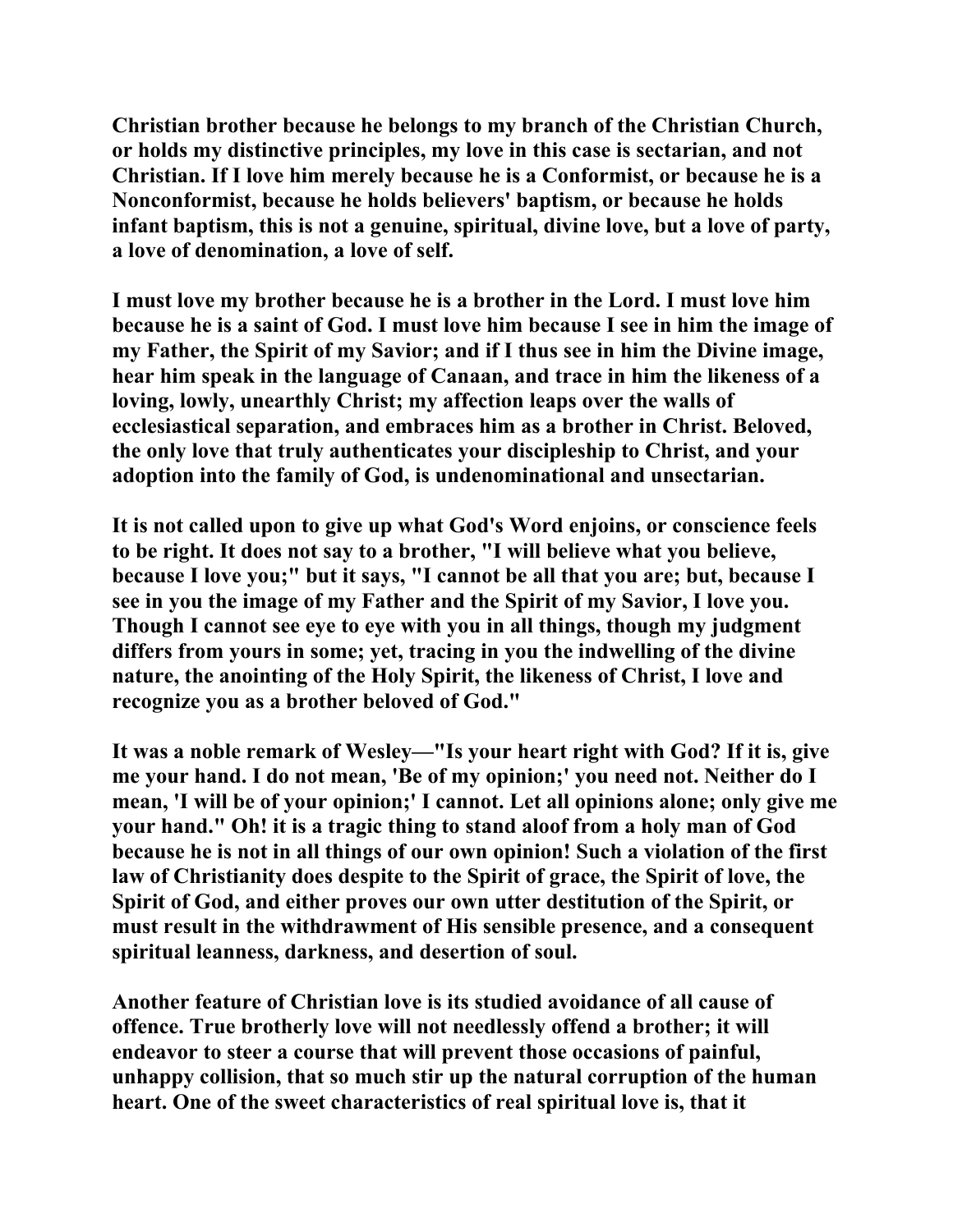Christian brother because he belongs to my branch of the Christian Church, or holds my distinctive principles, my love in this case is sectarian, and not Christian. If I love him merely because he is a Conformist, or because he is a Nonconformist, because he holds believers' baptism, or because he holds infant baptism, this is not a genuine, spiritual, divine love, but a love of party, a love of denomination, a love of self.

I must love my brother because he is a brother in the Lord. I must love him because he is a saint of God. I must love him because I see in him the image of my Father, the Spirit of my Savior; and if I thus see in him the Divine image, hear him speak in the language of Canaan, and trace in him the likeness of a loving, lowly, unearthly Christ; my affection leaps over the walls of ecclesiastical separation, and embraces him as a brother in Christ. Beloved, the only love that truly authenticates your discipleship to Christ, and your adoption into the family of God, is undenominational and unsectarian.

It is not called upon to give up what God's Word enjoins, or conscience feels to be right. It does not say to a brother, "I will believe what you believe, because I love you;" but it says, "I cannot be all that you are; but, because I see in you the image of my Father and the Spirit of my Savior, I love you. Though I cannot see eye to eye with you in all things, though my judgment differs from yours in some; yet, tracing in you the indwelling of the divine nature, the anointing of the Holy Spirit, the likeness of Christ, I love and recognize you as a brother beloved of God."

It was a noble remark of Wesley—"Is your heart right with God? If it is, give me your hand. I do not mean, 'Be of my opinion;' you need not. Neither do I mean, 'I will be of your opinion;' I cannot. Let all opinions alone; only give me your hand." Oh! it is a tragic thing to stand aloof from a holy man of God because he is not in all things of our own opinion! Such a violation of the first law of Christianity does despite to the Spirit of grace, the Spirit of love, the Spirit of God, and either proves our own utter destitution of the Spirit, or must result in the withdrawment of His sensible presence, and a consequent spiritual leanness, darkness, and desertion of soul.

Another feature of Christian love is its studied avoidance of all cause of offence. True brotherly love will not needlessly offend a brother; it will endeavor to steer a course that will prevent those occasions of painful, unhappy collision, that so much stir up the natural corruption of the human heart. One of the sweet characteristics of real spiritual love is, that it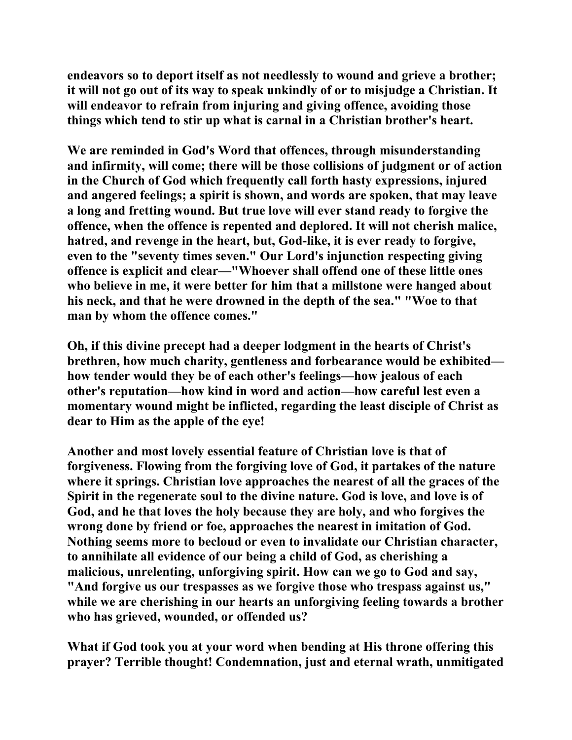endeavors so to deport itself as not needlessly to wound and grieve a brother; it will not go out of its way to speak unkindly of or to misjudge a Christian. It will endeavor to refrain from injuring and giving offence, avoiding those things which tend to stir up what is carnal in a Christian brother's heart.

We are reminded in God's Word that offences, through misunderstanding and infirmity, will come; there will be those collisions of judgment or of action in the Church of God which frequently call forth hasty expressions, injured and angered feelings; a spirit is shown, and words are spoken, that may leave a long and fretting wound. But true love will ever stand ready to forgive the offence, when the offence is repented and deplored. It will not cherish malice, hatred, and revenge in the heart, but, God-like, it is ever ready to forgive, even to the "seventy times seven." Our Lord's injunction respecting giving offence is explicit and clear—"Whoever shall offend one of these little ones who believe in me, it were better for him that a millstone were hanged about his neck, and that he were drowned in the depth of the sea." "Woe to that man by whom the offence comes."

Oh, if this divine precept had a deeper lodgment in the hearts of Christ's brethren, how much charity, gentleness and forbearance would be exhibited—how tender would they be of each other's feelings—how jealous of each other's reputation—how kind in word and action—how careful lest even a momentary wound might be inflicted, regarding the least disciple of Christ as dear to Him as the apple of the eye!

Another and most lovely essential feature of Christian love is that of forgiveness. Flowing from the forgiving love of God, it partakes of the nature where it springs. Christian love approaches the nearest of all the graces of the Spirit in the regenerate soul to the divine nature. God is love, and love is of God, and he that loves the holy because they are holy, and who forgives the wrong done by friend or foe, approaches the nearest in imitation of God. Nothing seems more to becloud or even to invalidate our Christian character, to annihilate all evidence of our being a child of God, as cherishing a malicious, unrelenting, unforgiving spirit. How can we go to God and say, "And forgive us our trespasses as we forgive those who trespass against us," while we are cherishing in our hearts an unforgiving feeling towards a brother who has grieved, wounded, or offended us?

What if God took you at your word when bending at His throne offering this prayer? Terrible thought! Condemnation, just and eternal wrath, unmitigated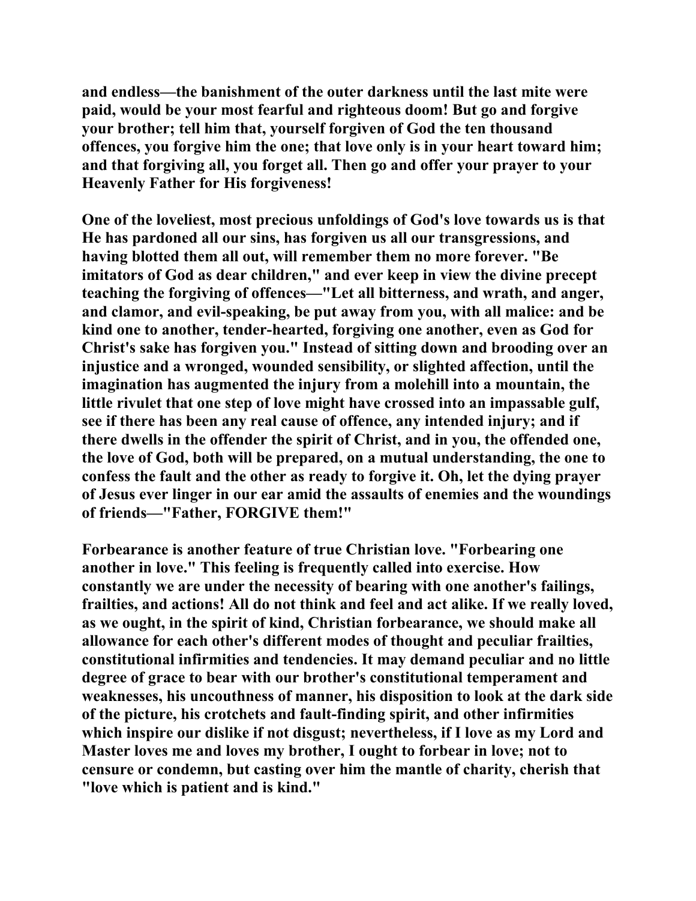and endless—the banishment of the outer darkness until the last mite were paid, would be your most fearful and righteous doom! But go and forgive your brother; tell him that, yourself forgiven of God the ten thousand offences, you forgive him the one; that love only is in your heart toward him; and that forgiving all, you forget all. Then go and offer your prayer to your Heavenly Father for His forgiveness!

One of the loveliest, most precious unfoldings of God's love towards us is that He has pardoned all our sins, has forgiven us all our transgressions, and having blotted them all out, will remember them no more forever. "Be imitators of God as dear children," and ever keep in view the divine precept teaching the forgiving of offences—"Let all bitterness, and wrath, and anger, and clamor, and evil-speaking, be put away from you, with all malice: and be kind one to another, tender-hearted, forgiving one another, even as God for Christ's sake has forgiven you." Instead of sitting down and brooding over an injustice and a wronged, wounded sensibility, or slighted affection, until the imagination has augmented the injury from a molehill into a mountain, the little rivulet that one step of love might have crossed into an impassable gulf, see if there has been any real cause of offence, any intended injury; and if there dwells in the offender the spirit of Christ, and in you, the offended one, the love of God, both will be prepared, on a mutual understanding, the one to confess the fault and the other as ready to forgive it. Oh, let the dying prayer of Jesus ever linger in our ear amid the assaults of enemies and the woundings of friends—"Father, FORGIVE them!"

Forbearance is another feature of true Christian love. "Forbearing one another in love." This feeling is frequently called into exercise. How constantly we are under the necessity of bearing with one another's failings, frailties, and actions! All do not think and feel and act alike. If we really loved, as we ought, in the spirit of kind, Christian forbearance, we should make all allowance for each other's different modes of thought and peculiar frailties, constitutional infirmities and tendencies. It may demand peculiar and no little degree of grace to bear with our brother's constitutional temperament and weaknesses, his uncouthness of manner, his disposition to look at the dark side of the picture, his crotchets and fault-finding spirit, and other infirmities which inspire our dislike if not disgust; nevertheless, if I love as my Lord and Master loves me and loves my brother, I ought to forbear in love; not to censure or condemn, but casting over him the mantle of charity, cherish that "love which is patient and is kind."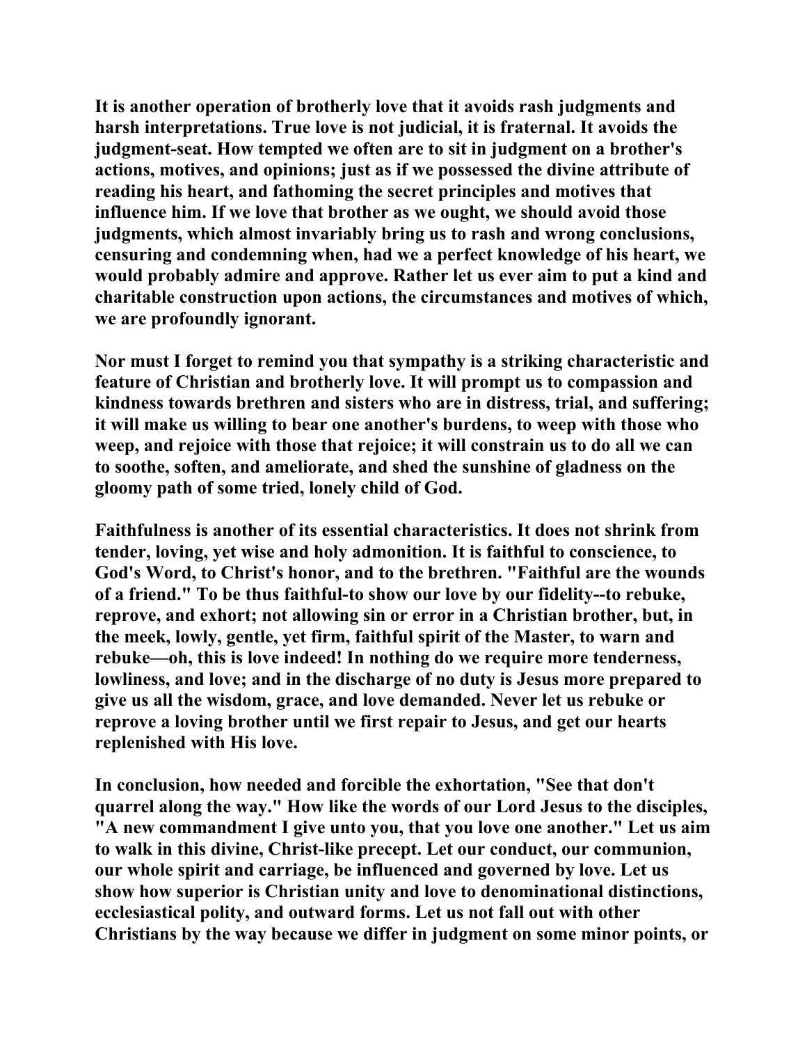It is another operation of brotherly love that it avoids rash judgments and harsh interpretations. True love is not judicial, it is fraternal. It avoids the judgment-seat. How tempted we often are to sit in judgment on a brother's actions, motives, and opinions; just as if we possessed the divine attribute of reading his heart, and fathoming the secret principles and motives that influence him. If we love that brother as we ought, we should avoid those judgments, which almost invariably bring us to rash and wrong conclusions, censuring and condemning when, had we a perfect knowledge of his heart, we would probably admire and approve. Rather let us ever aim to put a kind and charitable construction upon actions, the circumstances and motives of which, we are profoundly ignorant.

Nor must I forget to remind you that sympathy is a striking characteristic and feature of Christian and brotherly love. It will prompt us to compassion and kindness towards brethren and sisters who are in distress, trial, and suffering; it will make us willing to bear one another's burdens, to weep with those who weep, and rejoice with those that rejoice; it will constrain us to do all we can to soothe, soften, and ameliorate, and shed the sunshine of gladness on the gloomy path of some tried, lonely child of God.

Faithfulness is another of its essential characteristics. It does not shrink from tender, loving, yet wise and holy admonition. It is faithful to conscience, to God's Word, to Christ's honor, and to the brethren. "Faithful are the wounds of a friend." To be thus faithful-to show our love by our fidelity--to rebuke, reprove, and exhort; not allowing sin or error in a Christian brother, but, in the meek, lowly, gentle, yet firm, faithful spirit of the Master, to warn and rebuke—oh, this is love indeed! In nothing do we require more tenderness, lowliness, and love; and in the discharge of no duty is Jesus more prepared to give us all the wisdom, grace, and love demanded. Never let us rebuke or reprove a loving brother until we first repair to Jesus, and get our hearts replenished with His love.

In conclusion, how needed and forcible the exhortation, "See that don't quarrel along the way." How like the words of our Lord Jesus to the disciples, "A new commandment I give unto you, that you love one another." Let us aim to walk in this divine, Christ-like precept. Let our conduct, our communion, our whole spirit and carriage, be influenced and governed by love. Let us show how superior is Christian unity and love to denominational distinctions, ecclesiastical polity, and outward forms. Let us not fall out with other Christians by the way because we differ in judgment on some minor points, or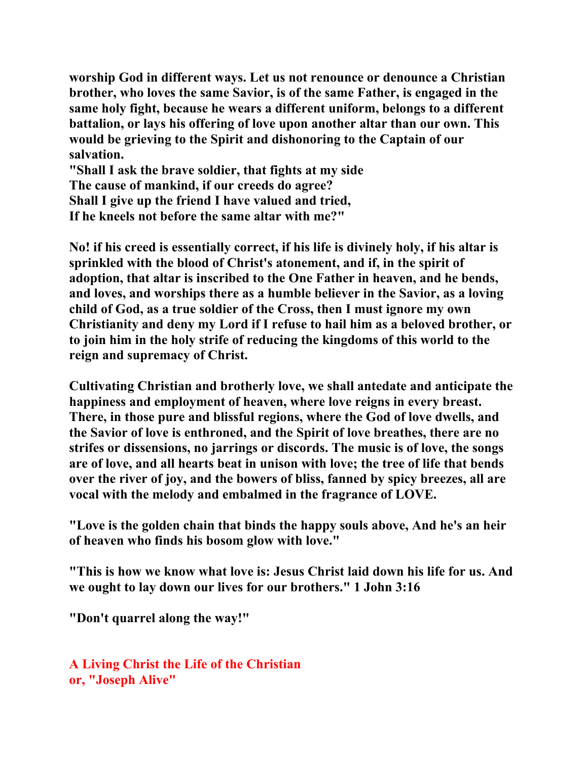**worship God in different ways. Let us not renounce or denounce a Christian brother, who loves the same Savior, is of the same Father, is engaged in the same holy fight, because he wears a different uniform, belongs to a different battalion, or lays his offering of love upon another altar than our own. This would be grieving to the Spirit and dishonoring to the Captain of our salvation.**

**"Shall I ask the brave soldier, that fights at my side**
**The cause of mankind, if our creeds do agree?**
**Shall I give up the friend I have valued and tried,**
**If he kneels not before the same altar with me?"**

**No! if his creed is essentially correct, if his life is divinely holy, if his altar is sprinkled with the blood of Christ's atonement, and if, in the spirit of adoption, that altar is inscribed to the One Father in heaven, and he bends, and loves, and worships there as a humble believer in the Savior, as a loving child of God, as a true soldier of the Cross, then I must ignore my own Christianity and deny my Lord if I refuse to hail him as a beloved brother, or to join him in the holy strife of reducing the kingdoms of this world to the reign and supremacy of Christ.**

**Cultivating Christian and brotherly love, we shall antedate and anticipate the happiness and employment of heaven, where love reigns in every breast. There, in those pure and blissful regions, where the God of love dwells, and the Savior of love is enthroned, and the Spirit of love breathes, there are no strifes or dissensions, no jarrings or discords. The music is of love, the songs are of love, and all hearts beat in unison with love; the tree of life that bends over the river of joy, and the bowers of bliss, fanned by spicy breezes, all are vocal with the melody and embalmed in the fragrance of LOVE.**

**"Love is the golden chain that binds the happy souls above, And he's an heir of heaven who finds his bosom glow with love."**

**"This is how we know what love is: Jesus Christ laid down his life for us. And we ought to lay down our lives for our brothers." 1 John 3:16**

**"Don't quarrel along the way!"**

## A Living Christ the Life of the Christian
## or, "Joseph Alive"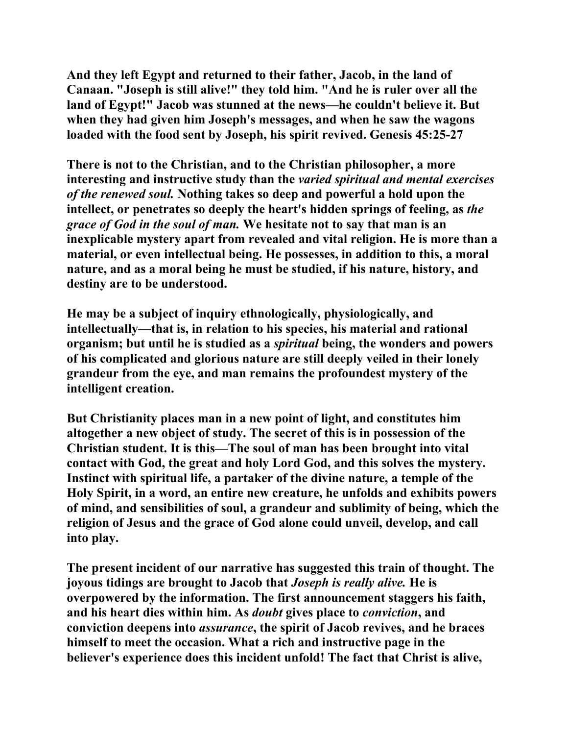**And they left Egypt and returned to their father, Jacob, in the land of Canaan. "Joseph is still alive!" they told him. "And he is ruler over all the land of Egypt!" Jacob was stunned at the news—he couldn't believe it. But when they had given him Joseph's messages, and when he saw the wagons loaded with the food sent by Joseph, his spirit revived. Genesis 45:25-27**

**There is not to the Christian, and to the Christian philosopher, a more interesting and instructive study than the *varied spiritual and mental exercises of the renewed soul.* Nothing takes so deep and powerful a hold upon the intellect, or penetrates so deeply the heart's hidden springs of feeling, as *the grace of God in the soul of man.* We hesitate not to say that man is an inexplicable mystery apart from revealed and vital religion. He is more than a material, or even intellectual being. He possesses, in addition to this, a moral nature, and as a moral being he must be studied, if his nature, history, and destiny are to be understood.**

**He may be a subject of inquiry ethnologically, physiologically, and intellectually—that is, in relation to his species, his material and rational organism; but until he is studied as a *spiritual* being, the wonders and powers of his complicated and glorious nature are still deeply veiled in their lonely grandeur from the eye, and man remains the profoundest mystery of the intelligent creation.**

**But Christianity places man in a new point of light, and constitutes him altogether a new object of study. The secret of this is in possession of the Christian student. It is this—The soul of man has been brought into vital contact with God, the great and holy Lord God, and this solves the mystery. Instinct with spiritual life, a partaker of the divine nature, a temple of the Holy Spirit, in a word, an entire new creature, he unfolds and exhibits powers of mind, and sensibilities of soul, a grandeur and sublimity of being, which the religion of Jesus and the grace of God alone could unveil, develop, and call into play.**

**The present incident of our narrative has suggested this train of thought. The joyous tidings are brought to Jacob that *Joseph is really alive.* He is overpowered by the information. The first announcement staggers his faith, and his heart dies within him. As *doubt* gives place to *conviction*, and conviction deepens into *assurance*, the spirit of Jacob revives, and he braces himself to meet the occasion. What a rich and instructive page in the believer's experience does this incident unfold! The fact that Christ is alive,**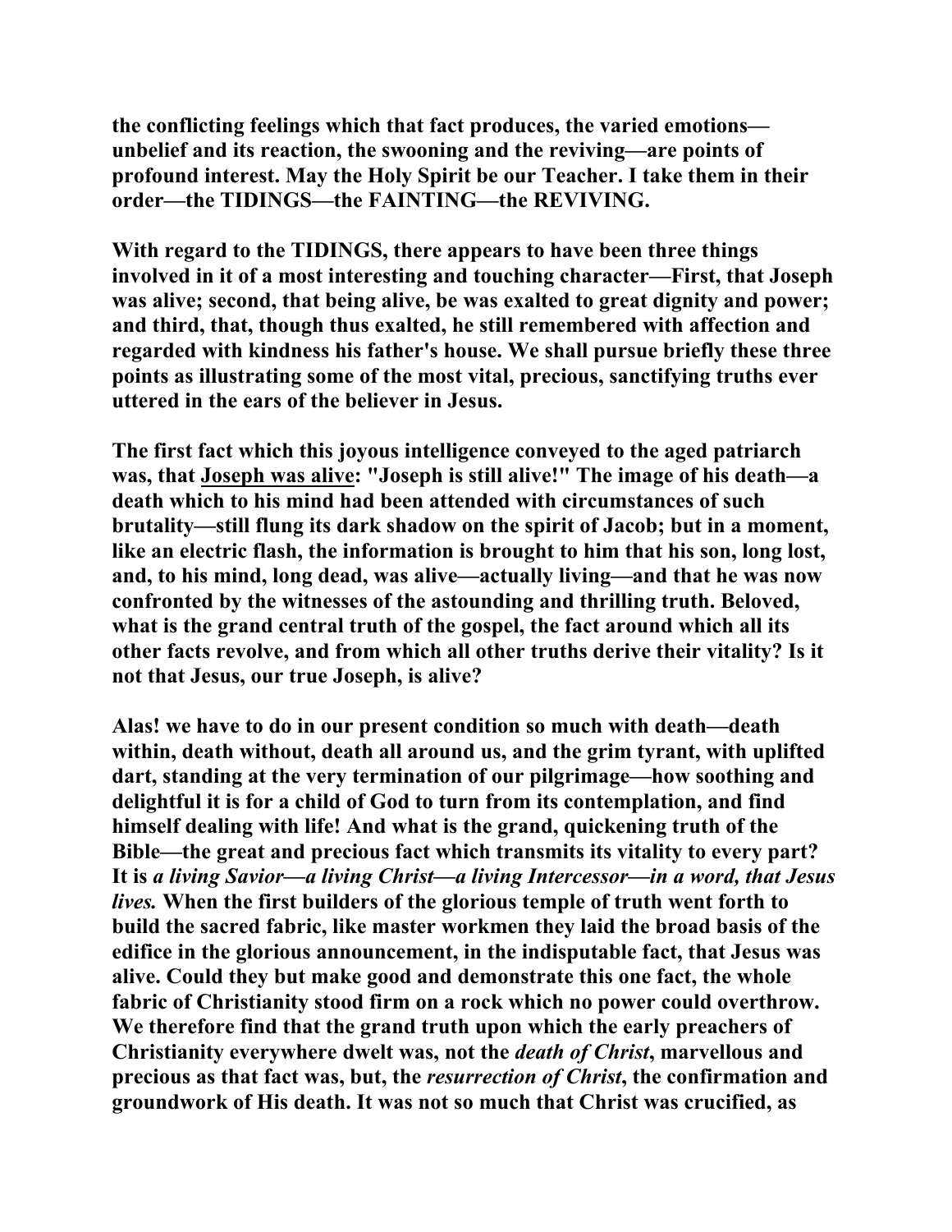the conflicting feelings which that fact produces, the varied emotions—unbelief and its reaction, the swooning and the reviving—are points of profound interest. May the Holy Spirit be our Teacher. I take them in their order—the TIDINGS—the FAINTING—the REVIVING.

With regard to the TIDINGS, there appears to have been three things involved in it of a most interesting and touching character—First, that Joseph was alive; second, that being alive, be was exalted to great dignity and power; and third, that, though thus exalted, he still remembered with affection and regarded with kindness his father's house. We shall pursue briefly these three points as illustrating some of the most vital, precious, sanctifying truths ever uttered in the ears of the believer in Jesus.

The first fact which this joyous intelligence conveyed to the aged patriarch was, that Joseph was alive: "Joseph is still alive!" The image of his death—a death which to his mind had been attended with circumstances of such brutality—still flung its dark shadow on the spirit of Jacob; but in a moment, like an electric flash, the information is brought to him that his son, long lost, and, to his mind, long dead, was alive—actually living—and that he was now confronted by the witnesses of the astounding and thrilling truth. Beloved, what is the grand central truth of the gospel, the fact around which all its other facts revolve, and from which all other truths derive their vitality? Is it not that Jesus, our true Joseph, is alive?

Alas! we have to do in our present condition so much with death—death within, death without, death all around us, and the grim tyrant, with uplifted dart, standing at the very termination of our pilgrimage—how soothing and delightful it is for a child of God to turn from its contemplation, and find himself dealing with life! And what is the grand, quickening truth of the Bible—the great and precious fact which transmits its vitality to every part? It is *a living Savior—a living Christ—a living Intercessor—in a word, that Jesus lives.* When the first builders of the glorious temple of truth went forth to build the sacred fabric, like master workmen they laid the broad basis of the edifice in the glorious announcement, in the indisputable fact, that Jesus was alive. Could they but make good and demonstrate this one fact, the whole fabric of Christianity stood firm on a rock which no power could overthrow. We therefore find that the grand truth upon which the early preachers of Christianity everywhere dwelt was, not the *death of Christ*, marvellous and precious as that fact was, but, the *resurrection of Christ*, the confirmation and groundwork of His death. It was not so much that Christ was crucified, as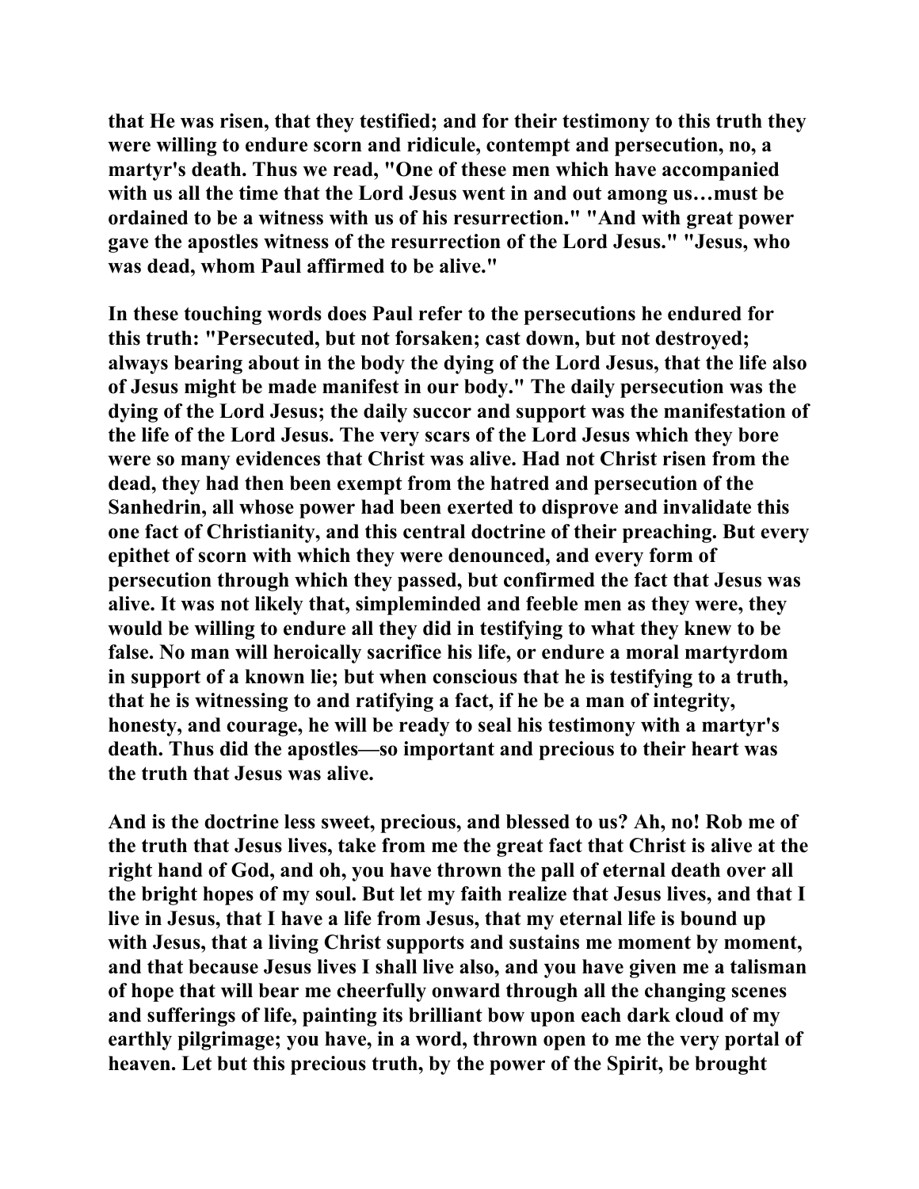that He was risen, that they testified; and for their testimony to this truth they were willing to endure scorn and ridicule, contempt and persecution, no, a martyr's death. Thus we read, "One of these men which have accompanied with us all the time that the Lord Jesus went in and out among us…must be ordained to be a witness with us of his resurrection." "And with great power gave the apostles witness of the resurrection of the Lord Jesus." "Jesus, who was dead, whom Paul affirmed to be alive."

In these touching words does Paul refer to the persecutions he endured for this truth: "Persecuted, but not forsaken; cast down, but not destroyed; always bearing about in the body the dying of the Lord Jesus, that the life also of Jesus might be made manifest in our body." The daily persecution was the dying of the Lord Jesus; the daily succor and support was the manifestation of the life of the Lord Jesus. The very scars of the Lord Jesus which they bore were so many evidences that Christ was alive. Had not Christ risen from the dead, they had then been exempt from the hatred and persecution of the Sanhedrin, all whose power had been exerted to disprove and invalidate this one fact of Christianity, and this central doctrine of their preaching. But every epithet of scorn with which they were denounced, and every form of persecution through which they passed, but confirmed the fact that Jesus was alive. It was not likely that, simpleminded and feeble men as they were, they would be willing to endure all they did in testifying to what they knew to be false. No man will heroically sacrifice his life, or endure a moral martyrdom in support of a known lie; but when conscious that he is testifying to a truth, that he is witnessing to and ratifying a fact, if he be a man of integrity, honesty, and courage, he will be ready to seal his testimony with a martyr's death. Thus did the apostles—so important and precious to their heart was the truth that Jesus was alive.

And is the doctrine less sweet, precious, and blessed to us? Ah, no! Rob me of the truth that Jesus lives, take from me the great fact that Christ is alive at the right hand of God, and oh, you have thrown the pall of eternal death over all the bright hopes of my soul. But let my faith realize that Jesus lives, and that I live in Jesus, that I have a life from Jesus, that my eternal life is bound up with Jesus, that a living Christ supports and sustains me moment by moment, and that because Jesus lives I shall live also, and you have given me a talisman of hope that will bear me cheerfully onward through all the changing scenes and sufferings of life, painting its brilliant bow upon each dark cloud of my earthly pilgrimage; you have, in a word, thrown open to me the very portal of heaven. Let but this precious truth, by the power of the Spirit, be brought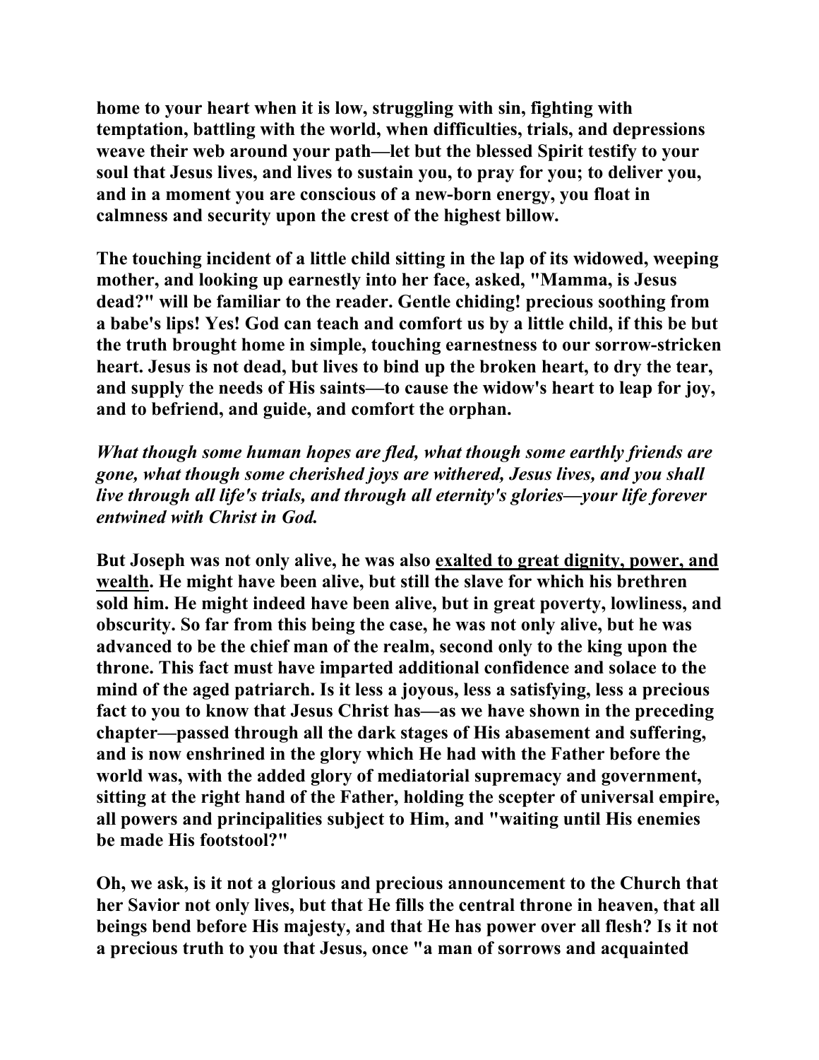**home to your heart when it is low, struggling with sin, fighting with temptation, battling with the world, when difficulties, trials, and depressions weave their web around your path—let but the blessed Spirit testify to your soul that Jesus lives, and lives to sustain you, to pray for you; to deliver you, and in a moment you are conscious of a new-born energy, you float in calmness and security upon the crest of the highest billow.**

**The touching incident of a little child sitting in the lap of its widowed, weeping mother, and looking up earnestly into her face, asked, "Mamma, is Jesus dead?" will be familiar to the reader. Gentle chiding! precious soothing from a babe's lips! Yes! God can teach and comfort us by a little child, if this be but the truth brought home in simple, touching earnestness to our sorrow-stricken heart. Jesus is not dead, but lives to bind up the broken heart, to dry the tear, and supply the needs of His saints—to cause the widow's heart to leap for joy, and to befriend, and guide, and comfort the orphan.**

***What though some human hopes are fled, what though some earthly friends are gone, what though some cherished joys are withered, Jesus lives, and you shall live through all life's trials, and through all eternity's glories—your life forever entwined with Christ in God.***

**But Joseph was not only alive, he was also <u>exalted to great dignity, power, and wealth</u>. He might have been alive, but still the slave for which his brethren sold him. He might indeed have been alive, but in great poverty, lowliness, and obscurity. So far from this being the case, he was not only alive, but he was advanced to be the chief man of the realm, second only to the king upon the throne. This fact must have imparted additional confidence and solace to the mind of the aged patriarch. Is it less a joyous, less a satisfying, less a precious fact to you to know that Jesus Christ has—as we have shown in the preceding chapter—passed through all the dark stages of His abasement and suffering, and is now enshrined in the glory which He had with the Father before the world was, with the added glory of mediatorial supremacy and government, sitting at the right hand of the Father, holding the scepter of universal empire, all powers and principalities subject to Him, and "waiting until His enemies be made His footstool?"**

**Oh, we ask, is it not a glorious and precious announcement to the Church that her Savior not only lives, but that He fills the central throne in heaven, that all beings bend before His majesty, and that He has power over all flesh? Is it not a precious truth to you that Jesus, once "a man of sorrows and acquainted**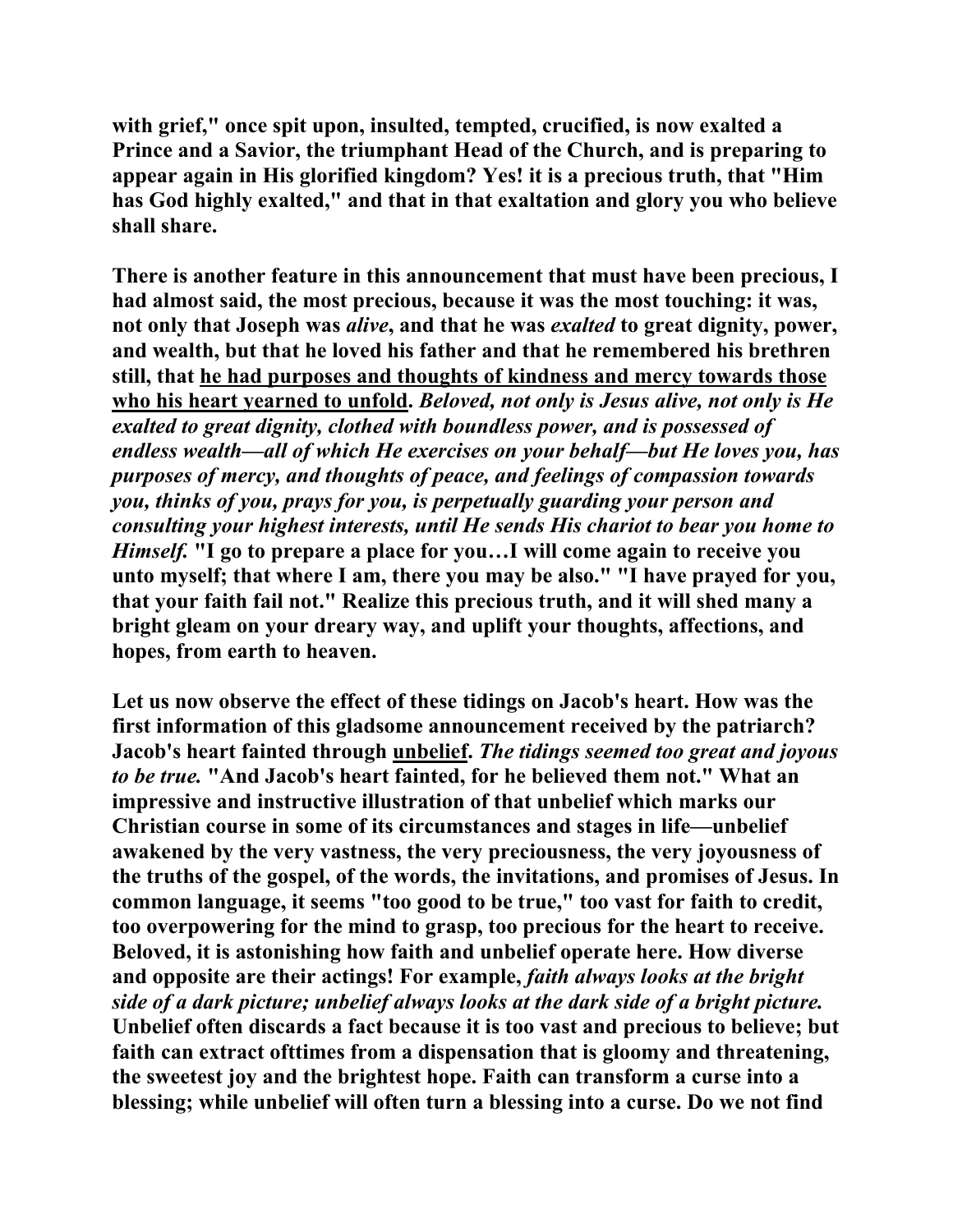**with grief," once spit upon, insulted, tempted, crucified, is now exalted a Prince and a Savior, the triumphant Head of the Church, and is preparing to appear again in His glorified kingdom? Yes! it is a precious truth, that "Him has God highly exalted," and that in that exaltation and glory you who believe shall share.**

**There is another feature in this announcement that must have been precious, I had almost said, the most precious, because it was the most touching: it was, not only that Joseph was *alive*, and that he was *exalted* to great dignity, power, and wealth, but that he loved his father and that he remembered his brethren still, that <u>he had purposes and thoughts of kindness and mercy towards those who his heart yearned to unfold</u>. *Beloved, not only is Jesus alive, not only is He exalted to great dignity, clothed with boundless power, and is possessed of endless wealth—all of which He exercises on your behalf—but He loves you, has purposes of mercy, and thoughts of peace, and feelings of compassion towards you, thinks of you, prays for you, is perpetually guarding your person and consulting your highest interests, until He sends His chariot to bear you home to Himself.* "I go to prepare a place for you…I will come again to receive you unto myself; that where I am, there you may be also." "I have prayed for you, that your faith fail not." Realize this precious truth, and it will shed many a bright gleam on your dreary way, and uplift your thoughts, affections, and hopes, from earth to heaven.**

**Let us now observe the effect of these tidings on Jacob's heart. How was the first information of this gladsome announcement received by the patriarch? Jacob's heart fainted through <u>unbelief</u>. *The tidings seemed too great and joyous to be true.* "And Jacob's heart fainted, for he believed them not." What an impressive and instructive illustration of that unbelief which marks our Christian course in some of its circumstances and stages in life—unbelief awakened by the very vastness, the very preciousness, the very joyousness of the truths of the gospel, of the words, the invitations, and promises of Jesus. In common language, it seems "too good to be true," too vast for faith to credit, too overpowering for the mind to grasp, too precious for the heart to receive. Beloved, it is astonishing how faith and unbelief operate here. How diverse and opposite are their actings! For example, *faith always looks at the bright side of a dark picture; unbelief always looks at the dark side of a bright picture.* Unbelief often discards a fact because it is too vast and precious to believe; but faith can extract ofttimes from a dispensation that is gloomy and threatening, the sweetest joy and the brightest hope. Faith can transform a curse into a blessing; while unbelief will often turn a blessing into a curse. Do we not find**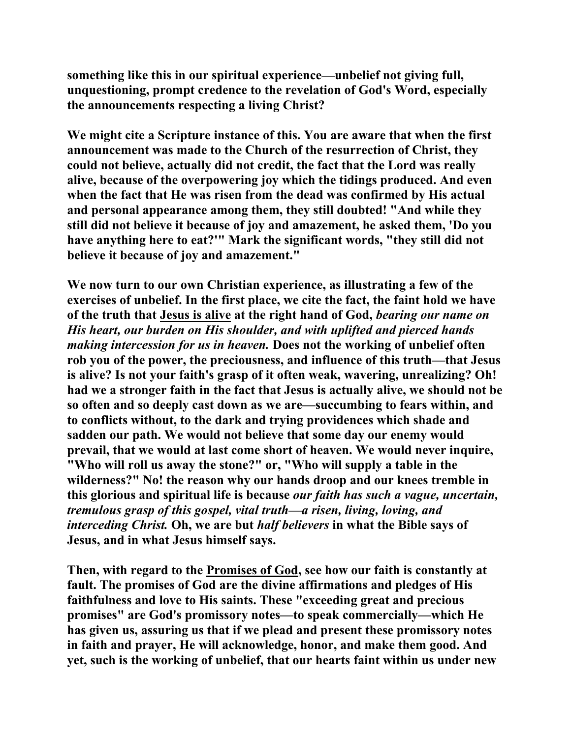**something like this in our spiritual experience—unbelief not giving full, unquestioning, prompt credence to the revelation of God's Word, especially the announcements respecting a living Christ?**

**We might cite a Scripture instance of this. You are aware that when the first announcement was made to the Church of the resurrection of Christ, they could not believe, actually did not credit, the fact that the Lord was really alive, because of the overpowering joy which the tidings produced. And even when the fact that He was risen from the dead was confirmed by His actual and personal appearance among them, they still doubted! "And while they still did not believe it because of joy and amazement, he asked them, 'Do you have anything here to eat?'" Mark the significant words, "they still did not believe it because of joy and amazement."**

**We now turn to our own Christian experience, as illustrating a few of the exercises of unbelief. In the first place, we cite the fact, the faint hold we have of the truth that <u>Jesus is alive</u> at the right hand of God, *bearing our name on His heart, our burden on His shoulder, and with uplifted and pierced hands making intercession for us in heaven.* Does not the working of unbelief often rob you of the power, the preciousness, and influence of this truth—that Jesus is alive? Is not your faith's grasp of it often weak, wavering, unrealizing? Oh! had we a stronger faith in the fact that Jesus is actually alive, we should not be so often and so deeply cast down as we are—succumbing to fears within, and to conflicts without, to the dark and trying providences which shade and sadden our path. We would not believe that some day our enemy would prevail, that we would at last come short of heaven. We would never inquire, "Who will roll us away the stone?" or, "Who will supply a table in the wilderness?" No! the reason why our hands droop and our knees tremble in this glorious and spiritual life is because *our faith has such a vague, uncertain, tremulous grasp of this gospel, vital truth—a risen, living, loving, and interceding Christ.* Oh, we are but *half believers* in what the Bible says of Jesus, and in what Jesus himself says.**

**Then, with regard to the <u>Promises of God</u>, see how our faith is constantly at fault. The promises of God are the divine affirmations and pledges of His faithfulness and love to His saints. These "exceeding great and precious promises" are God's promissory notes—to speak commercially—which He has given us, assuring us that if we plead and present these promissory notes in faith and prayer, He will acknowledge, honor, and make them good. And yet, such is the working of unbelief, that our hearts faint within us under new**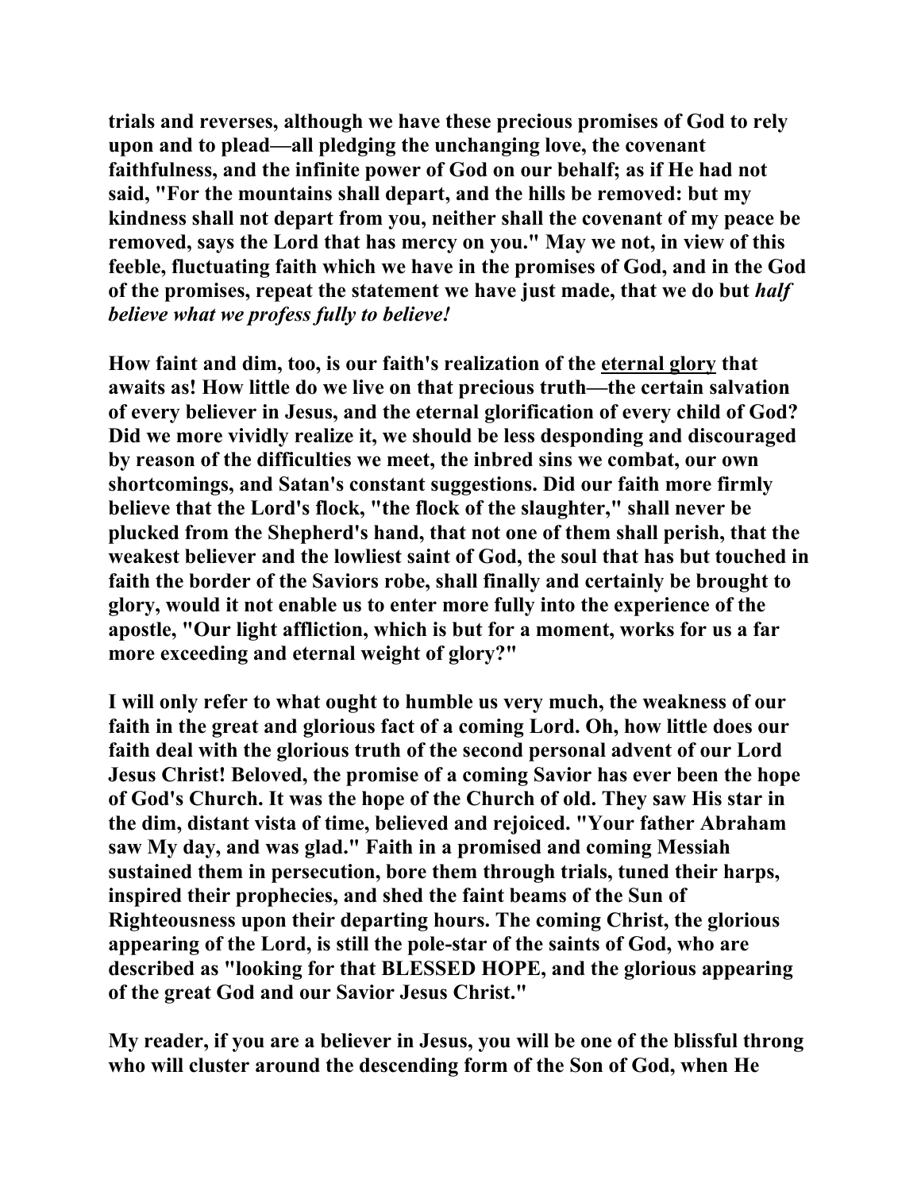**trials and reverses, although we have these precious promises of God to rely upon and to plead—all pledging the unchanging love, the covenant faithfulness, and the infinite power of God on our behalf; as if He had not said, "For the mountains shall depart, and the hills be removed: but my kindness shall not depart from you, neither shall the covenant of my peace be removed, says the Lord that has mercy on you." May we not, in view of this feeble, fluctuating faith which we have in the promises of God, and in the God of the promises, repeat the statement we have just made, that we do but *half believe what we profess fully to believe!***

**How faint and dim, too, is our faith's realization of the eternal glory that awaits as! How little do we live on that precious truth—the certain salvation of every believer in Jesus, and the eternal glorification of every child of God? Did we more vividly realize it, we should be less desponding and discouraged by reason of the difficulties we meet, the inbred sins we combat, our own shortcomings, and Satan's constant suggestions. Did our faith more firmly believe that the Lord's flock, "the flock of the slaughter," shall never be plucked from the Shepherd's hand, that not one of them shall perish, that the weakest believer and the lowliest saint of God, the soul that has but touched in faith the border of the Saviors robe, shall finally and certainly be brought to glory, would it not enable us to enter more fully into the experience of the apostle, "Our light affliction, which is but for a moment, works for us a far more exceeding and eternal weight of glory?"**

**I will only refer to what ought to humble us very much, the weakness of our faith in the great and glorious fact of a coming Lord. Oh, how little does our faith deal with the glorious truth of the second personal advent of our Lord Jesus Christ! Beloved, the promise of a coming Savior has ever been the hope of God's Church. It was the hope of the Church of old. They saw His star in the dim, distant vista of time, believed and rejoiced. "Your father Abraham saw My day, and was glad." Faith in a promised and coming Messiah sustained them in persecution, bore them through trials, tuned their harps, inspired their prophecies, and shed the faint beams of the Sun of Righteousness upon their departing hours. The coming Christ, the glorious appearing of the Lord, is still the pole-star of the saints of God, who are described as "looking for that BLESSED HOPE, and the glorious appearing of the great God and our Savior Jesus Christ."**

**My reader, if you are a believer in Jesus, you will be one of the blissful throng who will cluster around the descending form of the Son of God, when He**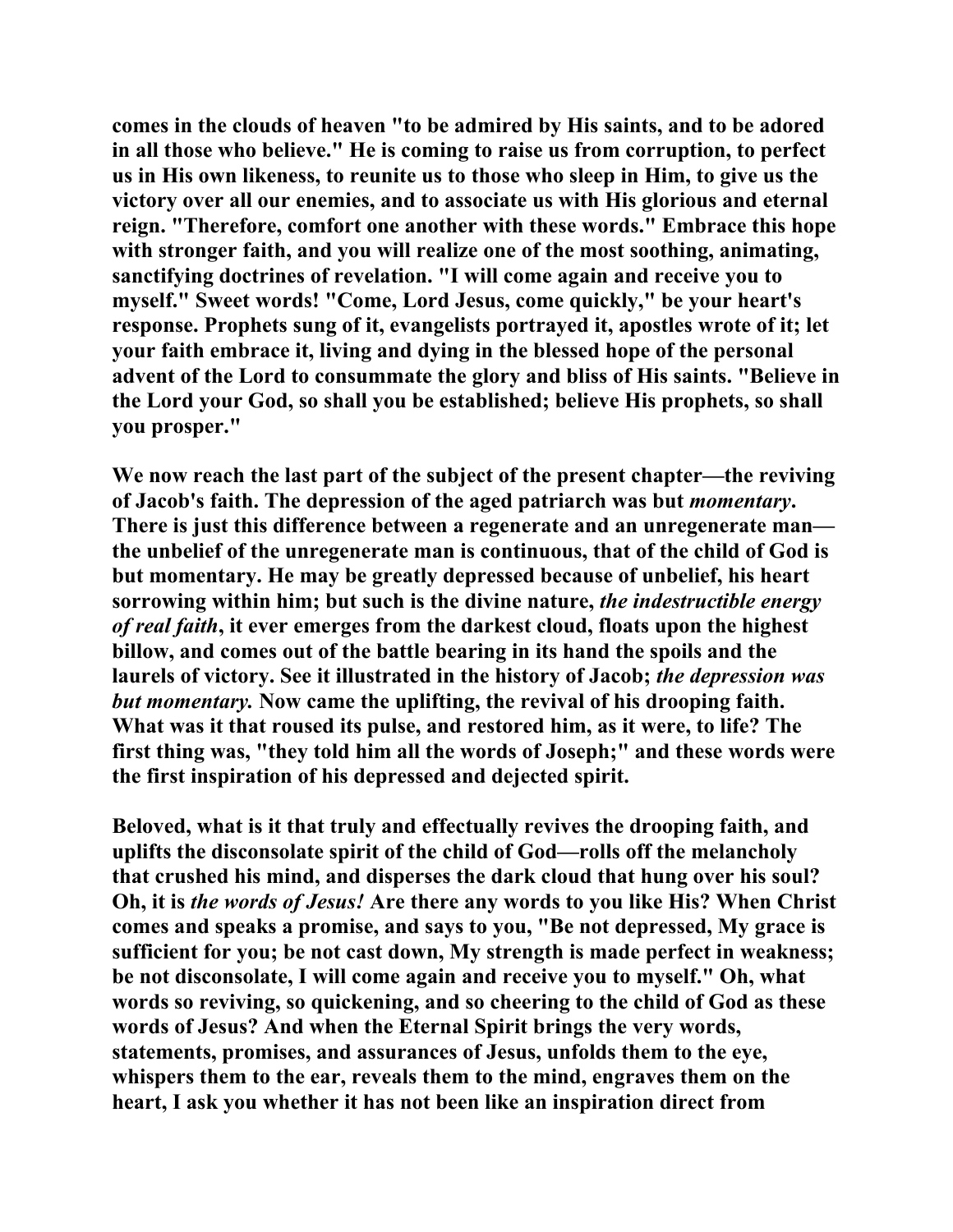**comes in the clouds of heaven "to be admired by His saints, and to be adored in all those who believe." He is coming to raise us from corruption, to perfect us in His own likeness, to reunite us to those who sleep in Him, to give us the victory over all our enemies, and to associate us with His glorious and eternal reign. "Therefore, comfort one another with these words." Embrace this hope with stronger faith, and you will realize one of the most soothing, animating, sanctifying doctrines of revelation. "I will come again and receive you to myself." Sweet words! "Come, Lord Jesus, come quickly," be your heart's response. Prophets sung of it, evangelists portrayed it, apostles wrote of it; let your faith embrace it, living and dying in the blessed hope of the personal advent of the Lord to consummate the glory and bliss of His saints. "Believe in the Lord your God, so shall you be established; believe His prophets, so shall you prosper."**

**We now reach the last part of the subject of the present chapter—the reviving of Jacob's faith. The depression of the aged patriarch was but *momentary*. There is just this difference between a regenerate and an unregenerate man—the unbelief of the unregenerate man is continuous, that of the child of God is but momentary. He may be greatly depressed because of unbelief, his heart sorrowing within him; but such is the divine nature, *the indestructible energy of real faith*, it ever emerges from the darkest cloud, floats upon the highest billow, and comes out of the battle bearing in its hand the spoils and the laurels of victory. See it illustrated in the history of Jacob; *the depression was but momentary.* Now came the uplifting, the revival of his drooping faith. What was it that roused its pulse, and restored him, as it were, to life? The first thing was, "they told him all the words of Joseph;" and these words were the first inspiration of his depressed and dejected spirit.**

**Beloved, what is it that truly and effectually revives the drooping faith, and uplifts the disconsolate spirit of the child of God—rolls off the melancholy that crushed his mind, and disperses the dark cloud that hung over his soul? Oh, it is *the words of Jesus!* Are there any words to you like His? When Christ comes and speaks a promise, and says to you, "Be not depressed, My grace is sufficient for you; be not cast down, My strength is made perfect in weakness; be not disconsolate, I will come again and receive you to myself." Oh, what words so reviving, so quickening, and so cheering to the child of God as these words of Jesus? And when the Eternal Spirit brings the very words, statements, promises, and assurances of Jesus, unfolds them to the eye, whispers them to the ear, reveals them to the mind, engraves them on the heart, I ask you whether it has not been like an inspiration direct from**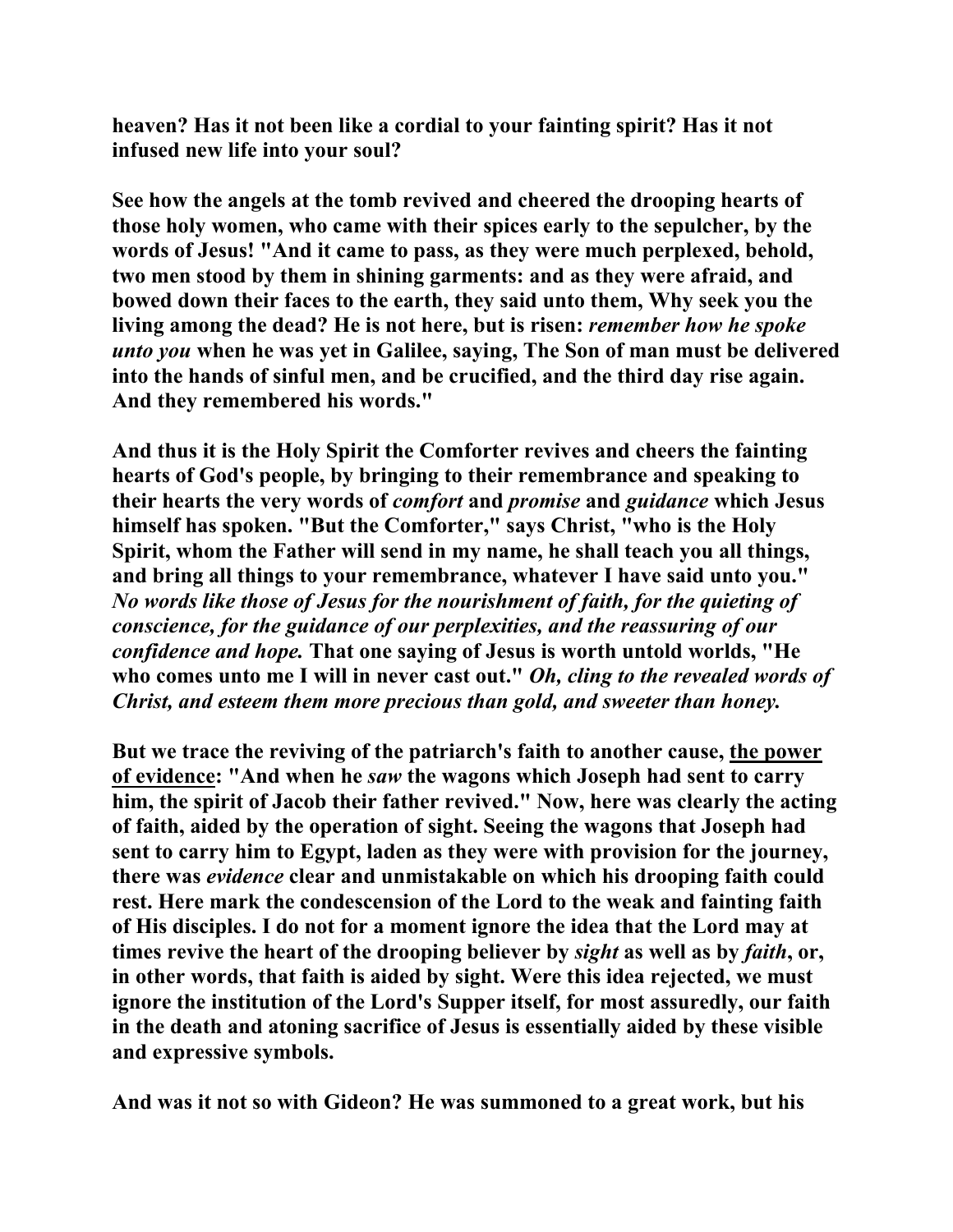**heaven? Has it not been like a cordial to your fainting spirit? Has it not infused new life into your soul?**

**See how the angels at the tomb revived and cheered the drooping hearts of those holy women, who came with their spices early to the sepulcher, by the words of Jesus! "And it came to pass, as they were much perplexed, behold, two men stood by them in shining garments: and as they were afraid, and bowed down their faces to the earth, they said unto them, Why seek you the living among the dead? He is not here, but is risen: *remember how he spoke unto you* when he was yet in Galilee, saying, The Son of man must be delivered into the hands of sinful men, and be crucified, and the third day rise again. And they remembered his words."**

**And thus it is the Holy Spirit the Comforter revives and cheers the fainting hearts of God's people, by bringing to their remembrance and speaking to their hearts the very words of *comfort* and *promise* and *guidance* which Jesus himself has spoken. "But the Comforter," says Christ, "who is the Holy Spirit, whom the Father will send in my name, he shall teach you all things, and bring all things to your remembrance, whatever I have said unto you." *No words like those of Jesus for the nourishment of faith, for the quieting of conscience, for the guidance of our perplexities, and the reassuring of our confidence and hope.* That one saying of Jesus is worth untold worlds, "He who comes unto me I will in never cast out." *Oh, cling to the revealed words of Christ, and esteem them more precious than gold, and sweeter than honey.***

**But we trace the reviving of the patriarch's faith to another cause, <u>the power of evidence</u>: "And when he *saw* the wagons which Joseph had sent to carry him, the spirit of Jacob their father revived." Now, here was clearly the acting of faith, aided by the operation of sight. Seeing the wagons that Joseph had sent to carry him to Egypt, laden as they were with provision for the journey, there was *evidence* clear and unmistakable on which his drooping faith could rest. Here mark the condescension of the Lord to the weak and fainting faith of His disciples. I do not for a moment ignore the idea that the Lord may at times revive the heart of the drooping believer by *sight* as well as by *faith*, or, in other words, that faith is aided by sight. Were this idea rejected, we must ignore the institution of the Lord's Supper itself, for most assuredly, our faith in the death and atoning sacrifice of Jesus is essentially aided by these visible and expressive symbols.**

**And was it not so with Gideon? He was summoned to a great work, but his**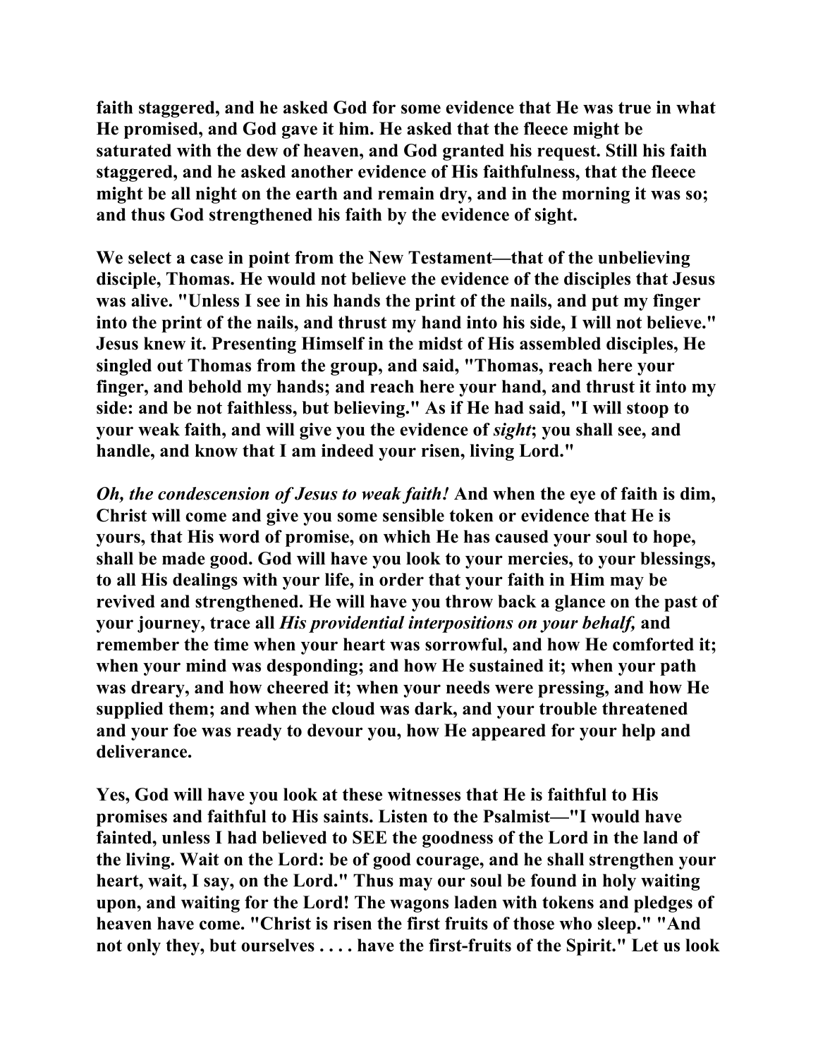**faith staggered, and he asked God for some evidence that He was true in what He promised, and God gave it him. He asked that the fleece might be saturated with the dew of heaven, and God granted his request. Still his faith staggered, and he asked another evidence of His faithfulness, that the fleece might be all night on the earth and remain dry, and in the morning it was so; and thus God strengthened his faith by the evidence of sight.**

**We select a case in point from the New Testament—that of the unbelieving disciple, Thomas. He would not believe the evidence of the disciples that Jesus was alive. "Unless I see in his hands the print of the nails, and put my finger into the print of the nails, and thrust my hand into his side, I will not believe." Jesus knew it. Presenting Himself in the midst of His assembled disciples, He singled out Thomas from the group, and said, "Thomas, reach here your finger, and behold my hands; and reach here your hand, and thrust it into my side: and be not faithless, but believing." As if He had said, "I will stoop to your weak faith, and will give you the evidence of *sight*; you shall see, and handle, and know that I am indeed your risen, living Lord."**

***Oh, the condescension of Jesus to weak faith!* And when the eye of faith is dim, Christ will come and give you some sensible token or evidence that He is yours, that His word of promise, on which He has caused your soul to hope, shall be made good. God will have you look to your mercies, to your blessings, to all His dealings with your life, in order that your faith in Him may be revived and strengthened. He will have you throw back a glance on the past of your journey, trace all *His providential interpositions on your behalf,* and remember the time when your heart was sorrowful, and how He comforted it; when your mind was desponding; and how He sustained it; when your path was dreary, and how cheered it; when your needs were pressing, and how He supplied them; and when the cloud was dark, and your trouble threatened and your foe was ready to devour you, how He appeared for your help and deliverance.**

**Yes, God will have you look at these witnesses that He is faithful to His promises and faithful to His saints. Listen to the Psalmist—"I would have fainted, unless I had believed to SEE the goodness of the Lord in the land of the living. Wait on the Lord: be of good courage, and he shall strengthen your heart, wait, I say, on the Lord." Thus may our soul be found in holy waiting upon, and waiting for the Lord! The wagons laden with tokens and pledges of heaven have come. "Christ is risen the first fruits of those who sleep." "And not only they, but ourselves . . . . have the first-fruits of the Spirit." Let us look**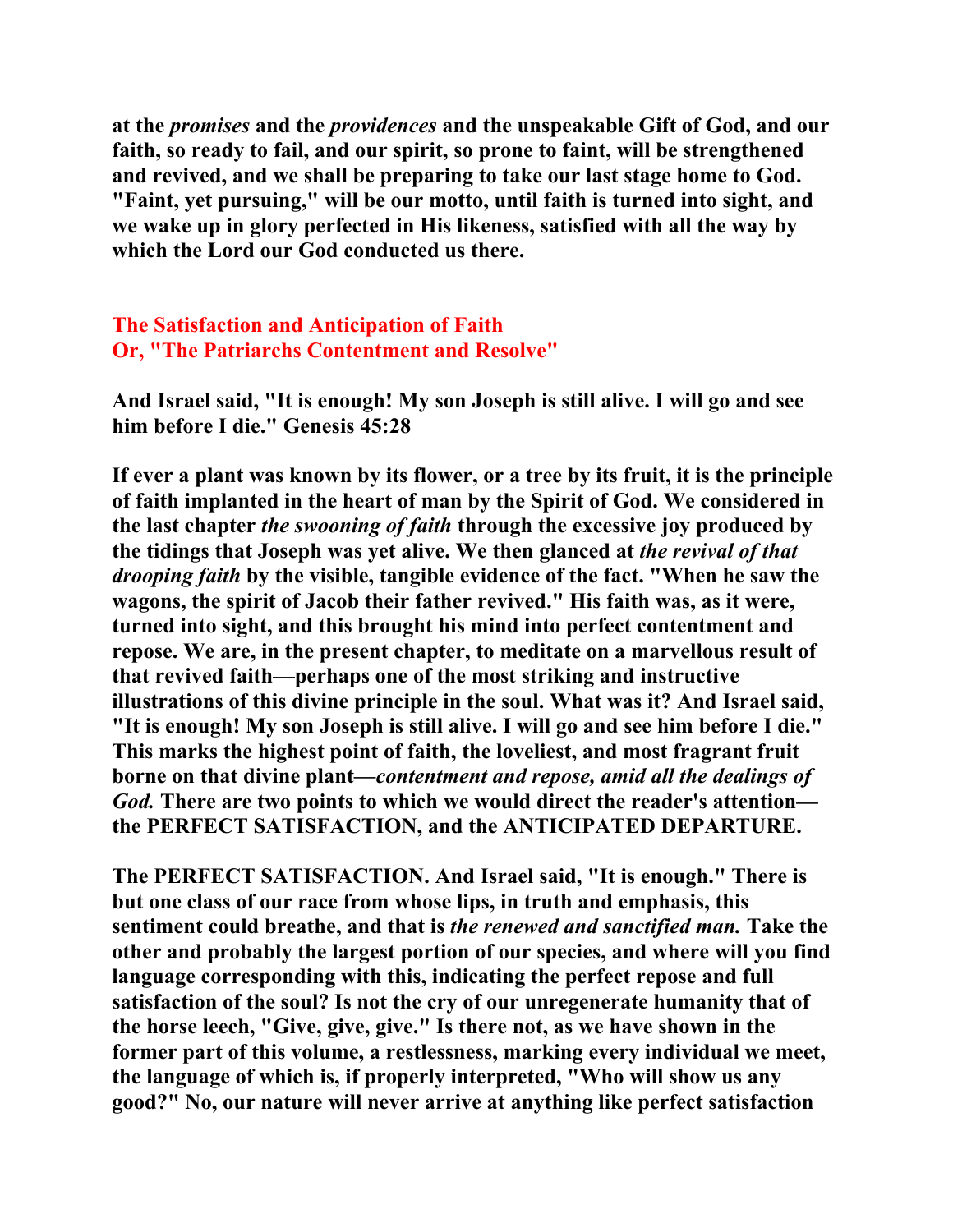at the *promises* and the *providences* and the unspeakable Gift of God, and our faith, so ready to fail, and our spirit, so prone to faint, will be strengthened and revived, and we shall be preparing to take our last stage home to God. "Faint, yet pursuing," will be our motto, until faith is turned into sight, and we wake up in glory perfected in His likeness, satisfied with all the way by which the Lord our God conducted us there.

## The Satisfaction and Anticipation of Faith
## Or, "The Patriarchs Contentment and Resolve"

And Israel said, "It is enough! My son Joseph is still alive. I will go and see him before I die." Genesis 45:28

If ever a plant was known by its flower, or a tree by its fruit, it is the principle of faith implanted in the heart of man by the Spirit of God. We considered in the last chapter *the swooning of faith* through the excessive joy produced by the tidings that Joseph was yet alive. We then glanced at *the revival of that drooping faith* by the visible, tangible evidence of the fact. "When he saw the wagons, the spirit of Jacob their father revived." His faith was, as it were, turned into sight, and this brought his mind into perfect contentment and repose. We are, in the present chapter, to meditate on a marvellous result of that revived faith—perhaps one of the most striking and instructive illustrations of this divine principle in the soul. What was it? And Israel said, "It is enough! My son Joseph is still alive. I will go and see him before I die." This marks the highest point of faith, the loveliest, and most fragrant fruit borne on that divine plant—*contentment and repose, amid all the dealings of God.* There are two points to which we would direct the reader's attention—the PERFECT SATISFACTION, and the ANTICIPATED DEPARTURE.

The PERFECT SATISFACTION. And Israel said, "It is enough." There is but one class of our race from whose lips, in truth and emphasis, this sentiment could breathe, and that is *the renewed and sanctified man.* Take the other and probably the largest portion of our species, and where will you find language corresponding with this, indicating the perfect repose and full satisfaction of the soul? Is not the cry of our unregenerate humanity that of the horse leech, "Give, give, give." Is there not, as we have shown in the former part of this volume, a restlessness, marking every individual we meet, the language of which is, if properly interpreted, "Who will show us any good?" No, our nature will never arrive at anything like perfect satisfaction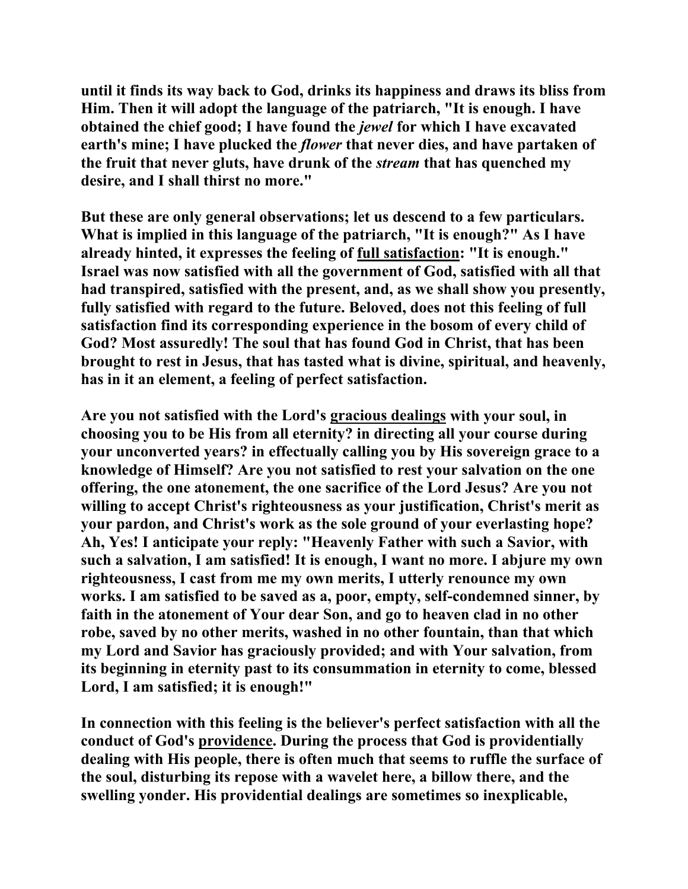**until it finds its way back to God, drinks its happiness and draws its bliss from Him. Then it will adopt the language of the patriarch, "It is enough. I have obtained the chief good; I have found the *jewel* for which I have excavated earth's mine; I have plucked the *flower* that never dies, and have partaken of the fruit that never gluts, have drunk of the *stream* that has quenched my desire, and I shall thirst no more."**

**But these are only general observations; let us descend to a few particulars. What is implied in this language of the patriarch, "It is enough?" As I have already hinted, it expresses the feeling of <u>full satisfaction</u>: "It is enough." Israel was now satisfied with all the government of God, satisfied with all that had transpired, satisfied with the present, and, as we shall show you presently, fully satisfied with regard to the future. Beloved, does not this feeling of full satisfaction find its corresponding experience in the bosom of every child of God? Most assuredly! The soul that has found God in Christ, that has been brought to rest in Jesus, that has tasted what is divine, spiritual, and heavenly, has in it an element, a feeling of perfect satisfaction.**

**Are you not satisfied with the Lord's <u>gracious dealings</u> with your soul, in choosing you to be His from all eternity? in directing all your course during your unconverted years? in effectually calling you by His sovereign grace to a knowledge of Himself? Are you not satisfied to rest your salvation on the one offering, the one atonement, the one sacrifice of the Lord Jesus? Are you not willing to accept Christ's righteousness as your justification, Christ's merit as your pardon, and Christ's work as the sole ground of your everlasting hope? Ah, Yes! I anticipate your reply: "Heavenly Father with such a Savior, with such a salvation, I am satisfied! It is enough, I want no more. I abjure my own righteousness, I cast from me my own merits, I utterly renounce my own works. I am satisfied to be saved as a, poor, empty, self-condemned sinner, by faith in the atonement of Your dear Son, and go to heaven clad in no other robe, saved by no other merits, washed in no other fountain, than that which my Lord and Savior has graciously provided; and with Your salvation, from its beginning in eternity past to its consummation in eternity to come, blessed Lord, I am satisfied; it is enough!"**

**In connection with this feeling is the believer's perfect satisfaction with all the conduct of God's <u>providence</u>. During the process that God is providentially dealing with His people, there is often much that seems to ruffle the surface of the soul, disturbing its repose with a wavelet here, a billow there, and the swelling yonder. His providential dealings are sometimes so inexplicable,**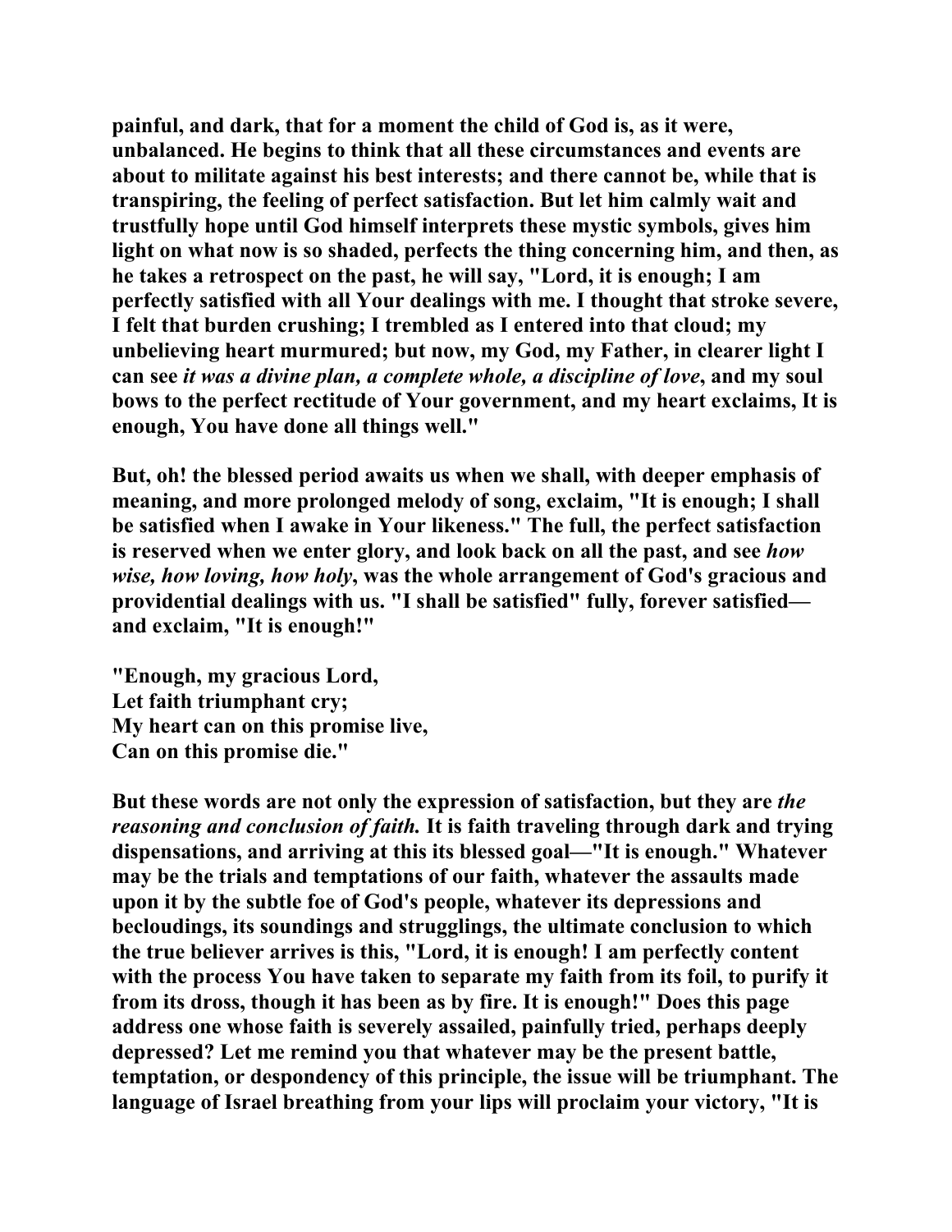**painful, and dark, that for a moment the child of God is, as it were, unbalanced. He begins to think that all these circumstances and events are about to militate against his best interests; and there cannot be, while that is transpiring, the feeling of perfect satisfaction. But let him calmly wait and trustfully hope until God himself interprets these mystic symbols, gives him light on what now is so shaded, perfects the thing concerning him, and then, as he takes a retrospect on the past, he will say, "Lord, it is enough; I am perfectly satisfied with all Your dealings with me. I thought that stroke severe, I felt that burden crushing; I trembled as I entered into that cloud; my unbelieving heart murmured; but now, my God, my Father, in clearer light I can see *it was a divine plan, a complete whole, a discipline of love*, and my soul bows to the perfect rectitude of Your government, and my heart exclaims, It is enough, You have done all things well."**

**But, oh! the blessed period awaits us when we shall, with deeper emphasis of meaning, and more prolonged melody of song, exclaim, "It is enough; I shall be satisfied when I awake in Your likeness." The full, the perfect satisfaction is reserved when we enter glory, and look back on all the past, and see *how wise, how loving, how holy*, was the whole arrangement of God's gracious and providential dealings with us. "I shall be satisfied" fully, forever satisfied—and exclaim, "It is enough!"**

**"Enough, my gracious Lord,**
**Let faith triumphant cry;**
**My heart can on this promise live,**
**Can on this promise die."**

**But these words are not only the expression of satisfaction, but they are *the reasoning and conclusion of faith.* It is faith traveling through dark and trying dispensations, and arriving at this its blessed goal—"It is enough." Whatever may be the trials and temptations of our faith, whatever the assaults made upon it by the subtle foe of God's people, whatever its depressions and becloudings, its soundings and strugglings, the ultimate conclusion to which the true believer arrives is this, "Lord, it is enough! I am perfectly content with the process You have taken to separate my faith from its foil, to purify it from its dross, though it has been as by fire. It is enough!" Does this page address one whose faith is severely assailed, painfully tried, perhaps deeply depressed? Let me remind you that whatever may be the present battle, temptation, or despondency of this principle, the issue will be triumphant. The language of Israel breathing from your lips will proclaim your victory, "It is**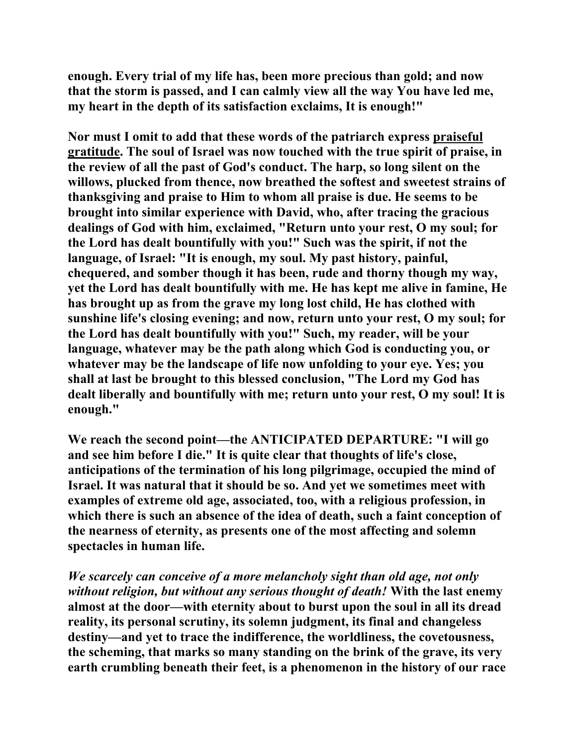**enough. Every trial of my life has, been more precious than gold; and now that the storm is passed, and I can calmly view all the way You have led me, my heart in the depth of its satisfaction exclaims, It is enough!"**

**Nor must I omit to add that these words of the patriarch express praiseful gratitude. The soul of Israel was now touched with the true spirit of praise, in the review of all the past of God's conduct. The harp, so long silent on the willows, plucked from thence, now breathed the softest and sweetest strains of thanksgiving and praise to Him to whom all praise is due. He seems to be brought into similar experience with David, who, after tracing the gracious dealings of God with him, exclaimed, "Return unto your rest, O my soul; for the Lord has dealt bountifully with you!" Such was the spirit, if not the language, of Israel: "It is enough, my soul. My past history, painful, chequered, and somber though it has been, rude and thorny though my way, yet the Lord has dealt bountifully with me. He has kept me alive in famine, He has brought up as from the grave my long lost child, He has clothed with sunshine life's closing evening; and now, return unto your rest, O my soul; for the Lord has dealt bountifully with you!" Such, my reader, will be your language, whatever may be the path along which God is conducting you, or whatever may be the landscape of life now unfolding to your eye. Yes; you shall at last be brought to this blessed conclusion, "The Lord my God has dealt liberally and bountifully with me; return unto your rest, O my soul! It is enough."**

**We reach the second point—the ANTICIPATED DEPARTURE: "I will go and see him before I die." It is quite clear that thoughts of life's close, anticipations of the termination of his long pilgrimage, occupied the mind of Israel. It was natural that it should be so. And yet we sometimes meet with examples of extreme old age, associated, too, with a religious profession, in which there is such an absence of the idea of death, such a faint conception of the nearness of eternity, as presents one of the most affecting and solemn spectacles in human life.**

***We scarcely can conceive of a more melancholy sight than old age, not only without religion, but without any serious thought of death!* With the last enemy almost at the door—with eternity about to burst upon the soul in all its dread reality, its personal scrutiny, its solemn judgment, its final and changeless destiny—and yet to trace the indifference, the worldliness, the covetousness, the scheming, that marks so many standing on the brink of the grave, its very earth crumbling beneath their feet, is a phenomenon in the history of our race**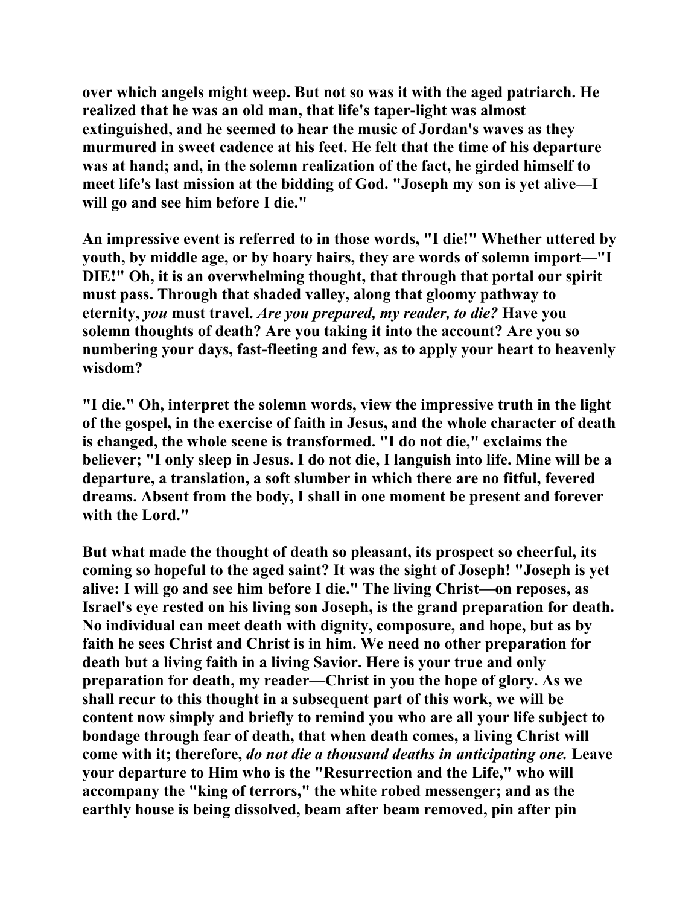over which angels might weep. But not so was it with the aged patriarch. He realized that he was an old man, that life's taper-light was almost extinguished, and he seemed to hear the music of Jordan's waves as they murmured in sweet cadence at his feet. He felt that the time of his departure was at hand; and, in the solemn realization of the fact, he girded himself to meet life's last mission at the bidding of God. "Joseph my son is yet alive—I will go and see him before I die."

An impressive event is referred to in those words, "I die!" Whether uttered by youth, by middle age, or by hoary hairs, they are words of solemn import—"I DIE!" Oh, it is an overwhelming thought, that through that portal our spirit must pass. Through that shaded valley, along that gloomy pathway to eternity, *you* must travel. *Are you prepared, my reader, to die?* Have you solemn thoughts of death? Are you taking it into the account? Are you so numbering your days, fast-fleeting and few, as to apply your heart to heavenly wisdom?

"I die." Oh, interpret the solemn words, view the impressive truth in the light of the gospel, in the exercise of faith in Jesus, and the whole character of death is changed, the whole scene is transformed. "I do not die," exclaims the believer; "I only sleep in Jesus. I do not die, I languish into life. Mine will be a departure, a translation, a soft slumber in which there are no fitful, fevered dreams. Absent from the body, I shall in one moment be present and forever with the Lord."

But what made the thought of death so pleasant, its prospect so cheerful, its coming so hopeful to the aged saint? It was the sight of Joseph! "Joseph is yet alive: I will go and see him before I die." The living Christ—on reposes, as Israel's eye rested on his living son Joseph, is the grand preparation for death. No individual can meet death with dignity, composure, and hope, but as by faith he sees Christ and Christ is in him. We need no other preparation for death but a living faith in a living Savior. Here is your true and only preparation for death, my reader—Christ in you the hope of glory. As we shall recur to this thought in a subsequent part of this work, we will be content now simply and briefly to remind you who are all your life subject to bondage through fear of death, that when death comes, a living Christ will come with it; therefore, *do not die a thousand deaths in anticipating one.* Leave your departure to Him who is the "Resurrection and the Life," who will accompany the "king of terrors," the white robed messenger; and as the earthly house is being dissolved, beam after beam removed, pin after pin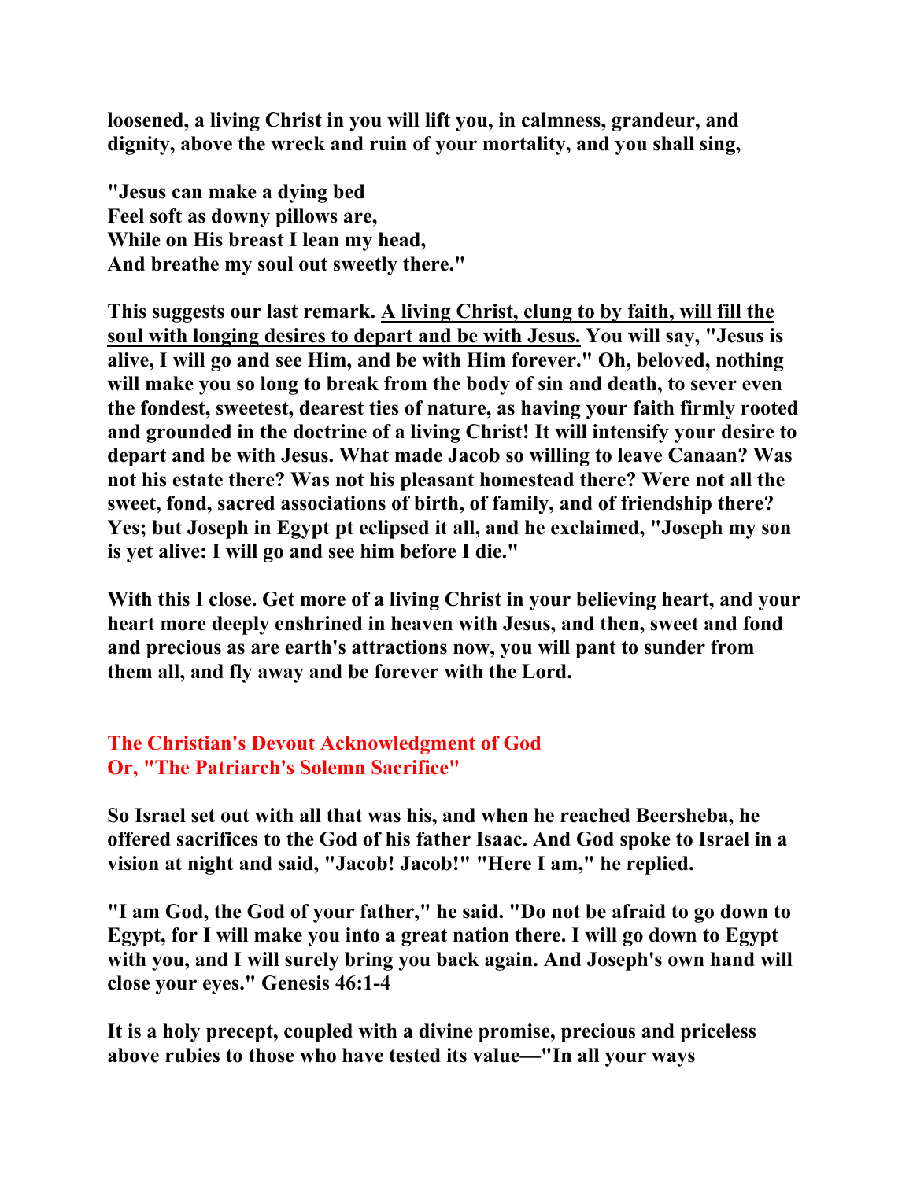**loosened, a living Christ in you will lift you, in calmness, grandeur, and dignity, above the wreck and ruin of your mortality, and you shall sing,**

**"Jesus can make a dying bed**
**Feel soft as downy pillows are,**
**While on His breast I lean my head,**
**And breathe my soul out sweetly there."**

**This suggests our last remark. <u>A living Christ, clung to by faith, will fill the soul with longing desires to depart and be with Jesus.</u> You will say, "Jesus is alive, I will go and see Him, and be with Him forever." Oh, beloved, nothing will make you so long to break from the body of sin and death, to sever even the fondest, sweetest, dearest ties of nature, as having your faith firmly rooted and grounded in the doctrine of a living Christ! It will intensify your desire to depart and be with Jesus. What made Jacob so willing to leave Canaan? Was not his estate there? Was not his pleasant homestead there? Were not all the sweet, fond, sacred associations of birth, of family, and of friendship there? Yes; but Joseph in Egypt pt eclipsed it all, and he exclaimed, "Joseph my son is yet alive: I will go and see him before I die."**

**With this I close. Get more of a living Christ in your believing heart, and your heart more deeply enshrined in heaven with Jesus, and then, sweet and fond and precious as are earth's attractions now, you will pant to sunder from them all, and fly away and be forever with the Lord.**

## The Christian's Devout Acknowledgment of God
## Or, "The Patriarch's Solemn Sacrifice"

**So Israel set out with all that was his, and when he reached Beersheba, he offered sacrifices to the God of his father Isaac. And God spoke to Israel in a vision at night and said, "Jacob! Jacob!" "Here I am," he replied.**

**"I am God, the God of your father," he said. "Do not be afraid to go down to Egypt, for I will make you into a great nation there. I will go down to Egypt with you, and I will surely bring you back again. And Joseph's own hand will close your eyes." Genesis 46:1-4**

**It is a holy precept, coupled with a divine promise, precious and priceless above rubies to those who have tested its value—"In all your ways**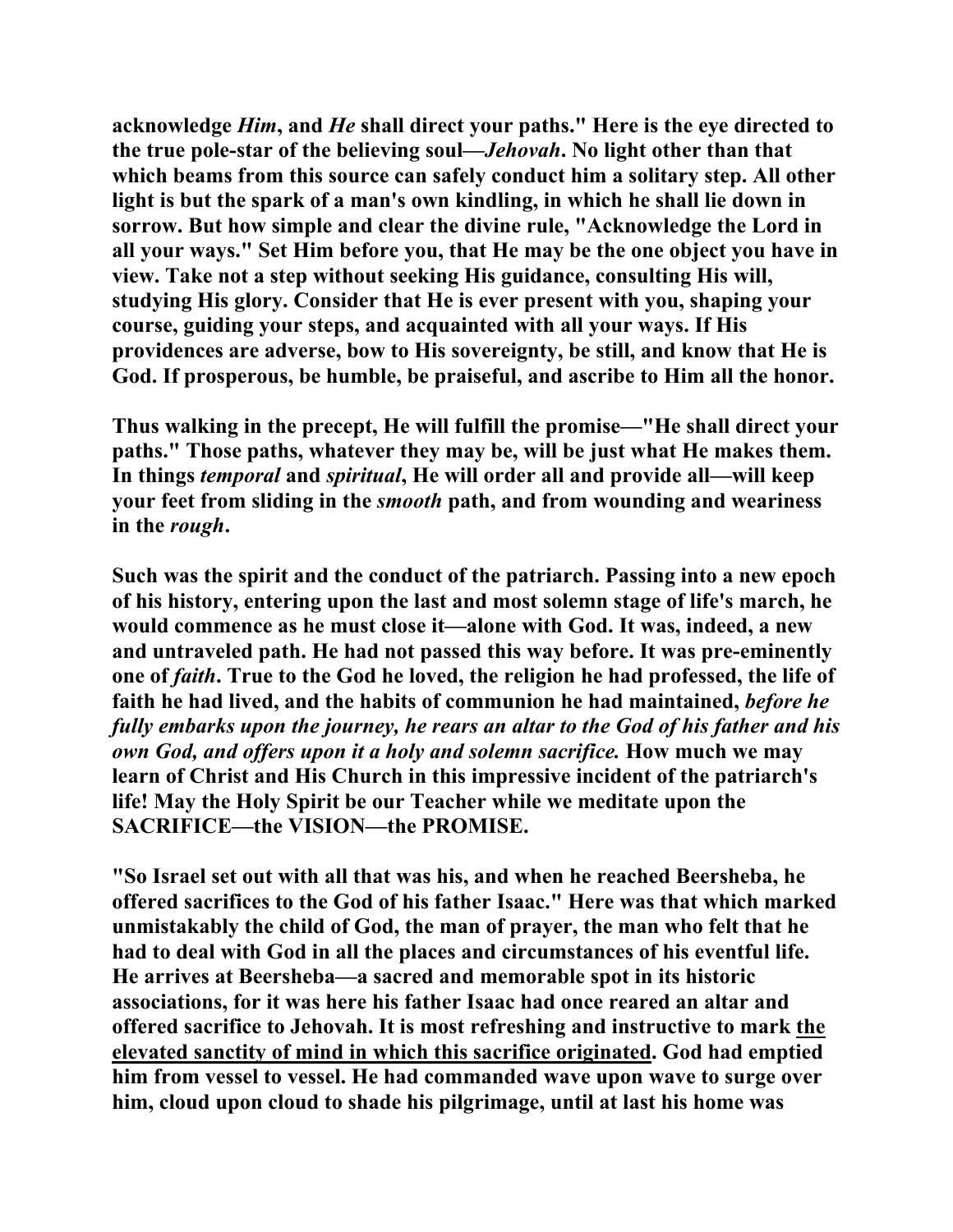**acknowledge *Him*, and *He* shall direct your paths." Here is the eye directed to the true pole-star of the believing soul—*Jehovah*. No light other than that which beams from this source can safely conduct him a solitary step. All other light is but the spark of a man's own kindling, in which he shall lie down in sorrow. But how simple and clear the divine rule, "Acknowledge the Lord in all your ways." Set Him before you, that He may be the one object you have in view. Take not a step without seeking His guidance, consulting His will, studying His glory. Consider that He is ever present with you, shaping your course, guiding your steps, and acquainted with all your ways. If His providences are adverse, bow to His sovereignty, be still, and know that He is God. If prosperous, be humble, be praiseful, and ascribe to Him all the honor.**

**Thus walking in the precept, He will fulfill the promise—"He shall direct your paths." Those paths, whatever they may be, will be just what He makes them. In things *temporal* and *spiritual*, He will order all and provide all—will keep your feet from sliding in the *smooth* path, and from wounding and weariness in the *rough*.**

**Such was the spirit and the conduct of the patriarch. Passing into a new epoch of his history, entering upon the last and most solemn stage of life's march, he would commence as he must close it—alone with God. It was, indeed, a new and untraveled path. He had not passed this way before. It was pre-eminently one of *faith*. True to the God he loved, the religion he had professed, the life of faith he had lived, and the habits of communion he had maintained, *before he fully embarks upon the journey, he rears an altar to the God of his father and his own God, and offers upon it a holy and solemn sacrifice.* How much we may learn of Christ and His Church in this impressive incident of the patriarch's life! May the Holy Spirit be our Teacher while we meditate upon the SACRIFICE—the VISION—the PROMISE.**

**"So Israel set out with all that was his, and when he reached Beersheba, he offered sacrifices to the God of his father Isaac." Here was that which marked unmistakably the child of God, the man of prayer, the man who felt that he had to deal with God in all the places and circumstances of his eventful life. He arrives at Beersheba—a sacred and memorable spot in its historic associations, for it was here his father Isaac had once reared an altar and offered sacrifice to Jehovah. It is most refreshing and instructive to mark <u>the elevated sanctity of mind in which this sacrifice originated</u>. God had emptied him from vessel to vessel. He had commanded wave upon wave to surge over him, cloud upon cloud to shade his pilgrimage, until at last his home was**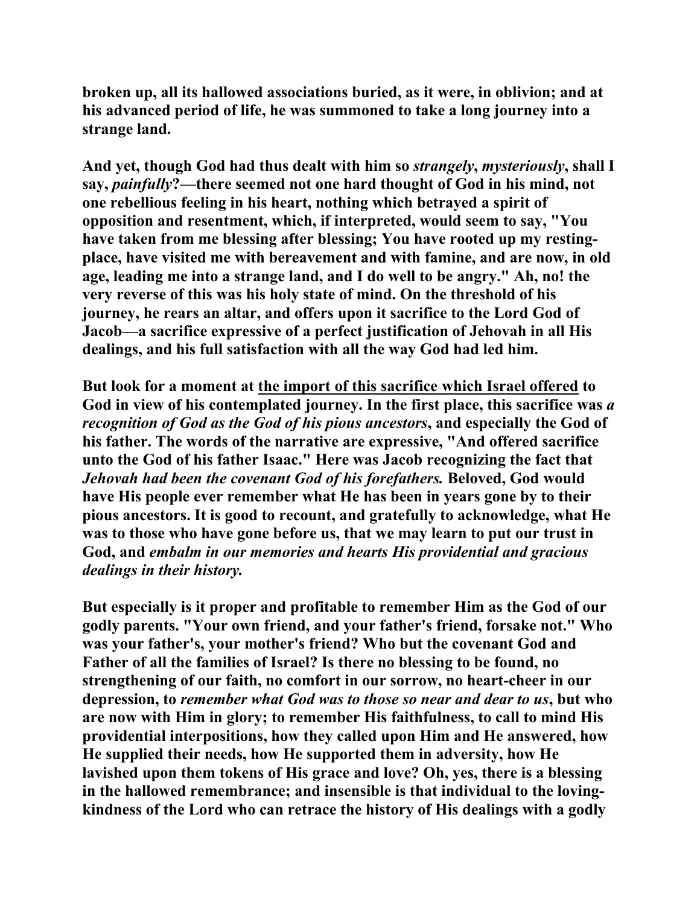broken up, all its hallowed associations buried, as it were, in oblivion; and at his advanced period of life, he was summoned to take a long journey into a strange land.

And yet, though God had thus dealt with him so *strangely*, *mysteriously*, shall I say, *painfully*?—there seemed not one hard thought of God in his mind, not one rebellious feeling in his heart, nothing which betrayed a spirit of opposition and resentment, which, if interpreted, would seem to say, "You have taken from me blessing after blessing; You have rooted up my resting-place, have visited me with bereavement and with famine, and are now, in old age, leading me into a strange land, and I do well to be angry." Ah, no! the very reverse of this was his holy state of mind. On the threshold of his journey, he rears an altar, and offers upon it sacrifice to the Lord God of Jacob—a sacrifice expressive of a perfect justification of Jehovah in all His dealings, and his full satisfaction with all the way God had led him.

But look for a moment at <u>the import of this sacrifice which Israel offered</u> to God in view of his contemplated journey. In the first place, this sacrifice was *a recognition of God as the God of his pious ancestors*, and especially the God of his father. The words of the narrative are expressive, "And offered sacrifice unto the God of his father Isaac." Here was Jacob recognizing the fact that *Jehovah had been the covenant God of his forefathers.* Beloved, God would have His people ever remember what He has been in years gone by to their pious ancestors. It is good to recount, and gratefully to acknowledge, what He was to those who have gone before us, that we may learn to put our trust in God, and *embalm in our memories and hearts His providential and gracious dealings in their history.*

But especially is it proper and profitable to remember Him as the God of our godly parents. "Your own friend, and your father's friend, forsake not." Who was your father's, your mother's friend? Who but the covenant God and Father of all the families of Israel? Is there no blessing to be found, no strengthening of our faith, no comfort in our sorrow, no heart-cheer in our depression, to *remember what God was to those so near and dear to us*, but who are now with Him in glory; to remember His faithfulness, to call to mind His providential interpositions, how they called upon Him and He answered, how He supplied their needs, how He supported them in adversity, how He lavished upon them tokens of His grace and love? Oh, yes, there is a blessing in the hallowed remembrance; and insensible is that individual to the loving-kindness of the Lord who can retrace the history of His dealings with a godly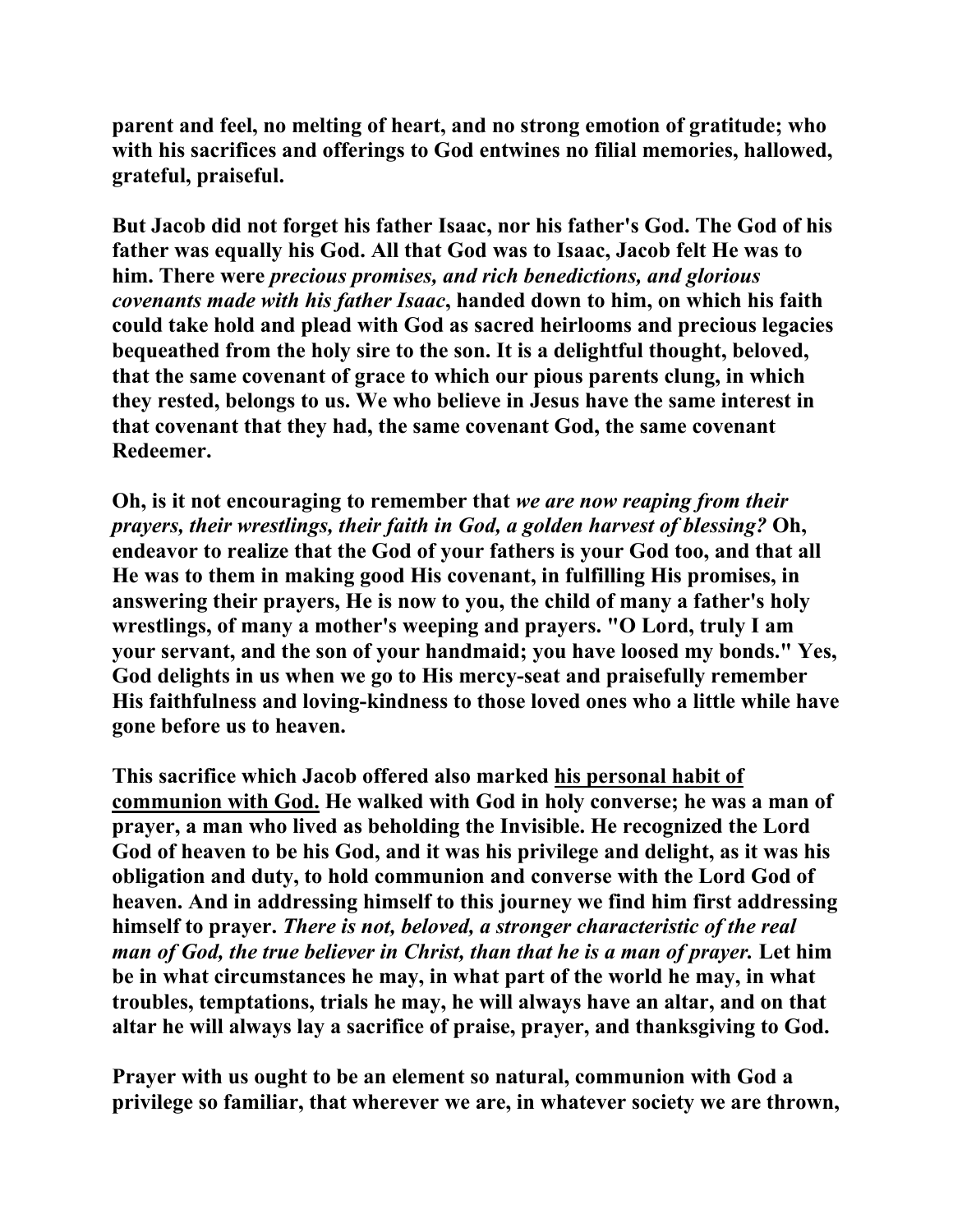**parent and feel, no melting of heart, and no strong emotion of gratitude; who with his sacrifices and offerings to God entwines no filial memories, hallowed, grateful, praiseful.**

**But Jacob did not forget his father Isaac, nor his father's God. The God of his father was equally his God. All that God was to Isaac, Jacob felt He was to him. There were *precious promises, and rich benedictions, and glorious covenants made with his father Isaac*, handed down to him, on which his faith could take hold and plead with God as sacred heirlooms and precious legacies bequeathed from the holy sire to the son. It is a delightful thought, beloved, that the same covenant of grace to which our pious parents clung, in which they rested, belongs to us. We who believe in Jesus have the same interest in that covenant that they had, the same covenant God, the same covenant Redeemer.**

**Oh, is it not encouraging to remember that *we are now reaping from their prayers, their wrestlings, their faith in God, a golden harvest of blessing?* Oh, endeavor to realize that the God of your fathers is your God too, and that all He was to them in making good His covenant, in fulfilling His promises, in answering their prayers, He is now to you, the child of many a father's holy wrestlings, of many a mother's weeping and prayers. "O Lord, truly I am your servant, and the son of your handmaid; you have loosed my bonds." Yes, God delights in us when we go to His mercy-seat and praisefully remember His faithfulness and loving-kindness to those loved ones who a little while have gone before us to heaven.**

**This sacrifice which Jacob offered also marked <u>his personal habit of communion with God.</u> He walked with God in holy converse; he was a man of prayer, a man who lived as beholding the Invisible. He recognized the Lord God of heaven to be his God, and it was his privilege and delight, as it was his obligation and duty, to hold communion and converse with the Lord God of heaven. And in addressing himself to this journey we find him first addressing himself to prayer. *There is not, beloved, a stronger characteristic of the real man of God, the true believer in Christ, than that he is a man of prayer.* Let him be in what circumstances he may, in what part of the world he may, in what troubles, temptations, trials he may, he will always have an altar, and on that altar he will always lay a sacrifice of praise, prayer, and thanksgiving to God.**

**Prayer with us ought to be an element so natural, communion with God a privilege so familiar, that wherever we are, in whatever society we are thrown,**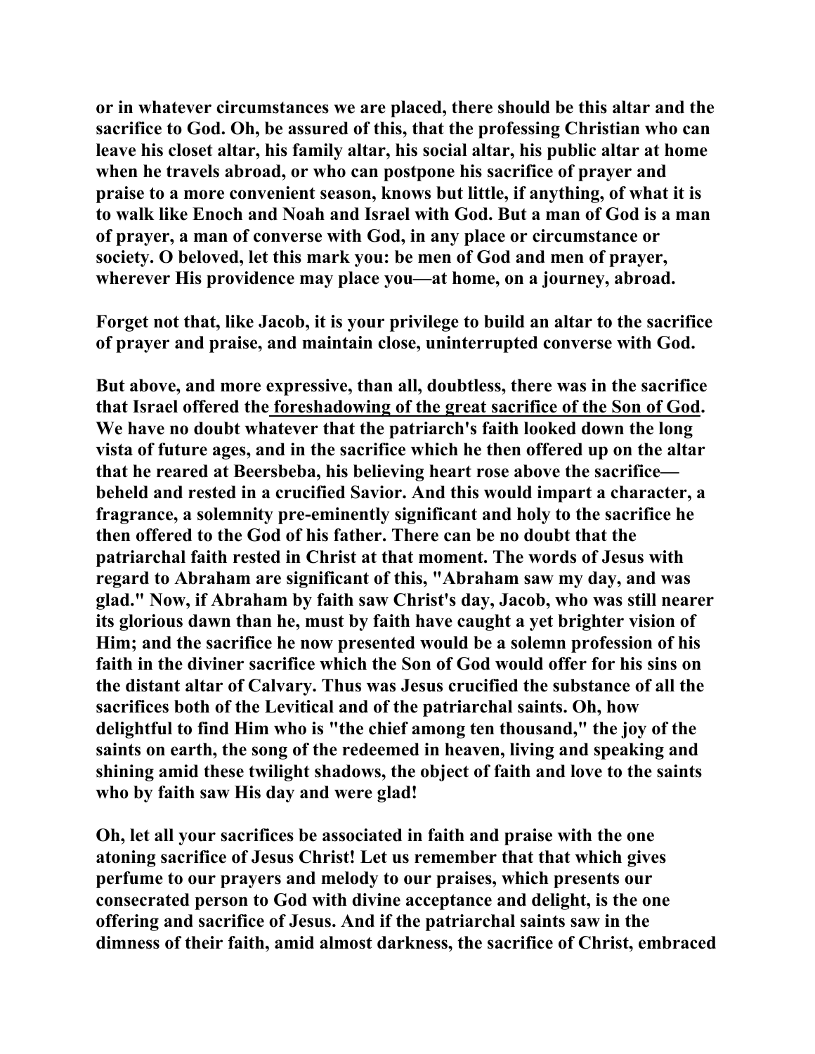**or in whatever circumstances we are placed, there should be this altar and the sacrifice to God. Oh, be assured of this, that the professing Christian who can leave his closet altar, his family altar, his social altar, his public altar at home when he travels abroad, or who can postpone his sacrifice of prayer and praise to a more convenient season, knows but little, if anything, of what it is to walk like Enoch and Noah and Israel with God. But a man of God is a man of prayer, a man of converse with God, in any place or circumstance or society. O beloved, let this mark you: be men of God and men of prayer, wherever His providence may place you—at home, on a journey, abroad.**

**Forget not that, like Jacob, it is your privilege to build an altar to the sacrifice of prayer and praise, and maintain close, uninterrupted converse with God.**

**But above, and more expressive, than all, doubtless, there was in the sacrifice that Israel offered the <u>foreshadowing of the great sacrifice of the Son of God</u>. We have no doubt whatever that the patriarch's faith looked down the long vista of future ages, and in the sacrifice which he then offered up on the altar that he reared at Beersbeba, his believing heart rose above the sacrifice—beheld and rested in a crucified Savior. And this would impart a character, a fragrance, a solemnity pre-eminently significant and holy to the sacrifice he then offered to the God of his father. There can be no doubt that the patriarchal faith rested in Christ at that moment. The words of Jesus with regard to Abraham are significant of this, "Abraham saw my day, and was glad." Now, if Abraham by faith saw Christ's day, Jacob, who was still nearer its glorious dawn than he, must by faith have caught a yet brighter vision of Him; and the sacrifice he now presented would be a solemn profession of his faith in the diviner sacrifice which the Son of God would offer for his sins on the distant altar of Calvary. Thus was Jesus crucified the substance of all the sacrifices both of the Levitical and of the patriarchal saints. Oh, how delightful to find Him who is "the chief among ten thousand," the joy of the saints on earth, the song of the redeemed in heaven, living and speaking and shining amid these twilight shadows, the object of faith and love to the saints who by faith saw His day and were glad!**

**Oh, let all your sacrifices be associated in faith and praise with the one atoning sacrifice of Jesus Christ! Let us remember that that which gives perfume to our prayers and melody to our praises, which presents our consecrated person to God with divine acceptance and delight, is the one offering and sacrifice of Jesus. And if the patriarchal saints saw in the dimness of their faith, amid almost darkness, the sacrifice of Christ, embraced**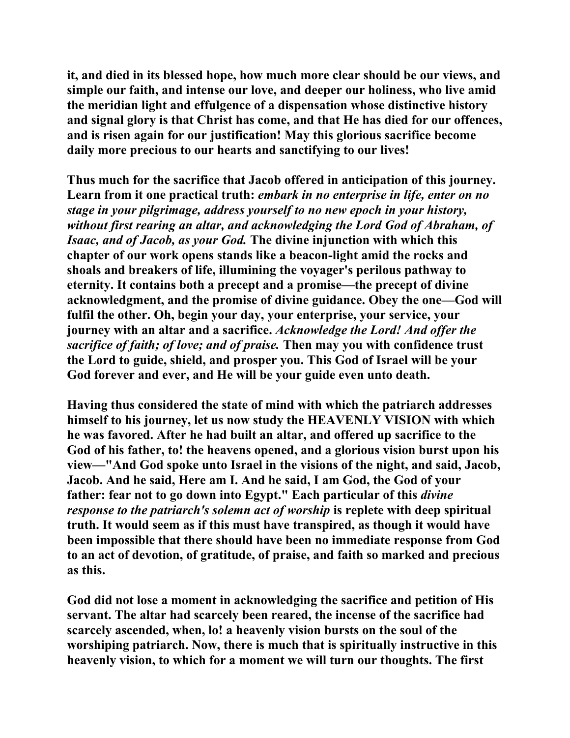it, and died in its blessed hope, how much more clear should be our views, and simple our faith, and intense our love, and deeper our holiness, who live amid the meridian light and effulgence of a dispensation whose distinctive history and signal glory is that Christ has come, and that He has died for our offences, and is risen again for our justification! May this glorious sacrifice become daily more precious to our hearts and sanctifying to our lives!

Thus much for the sacrifice that Jacob offered in anticipation of this journey. Learn from it one practical truth: *embark in no enterprise in life, enter on no stage in your pilgrimage, address yourself to no new epoch in your history, without first rearing an altar, and acknowledging the Lord God of Abraham, of Isaac, and of Jacob, as your God.* The divine injunction with which this chapter of our work opens stands like a beacon-light amid the rocks and shoals and breakers of life, illumining the voyager's perilous pathway to eternity. It contains both a precept and a promise—the precept of divine acknowledgment, and the promise of divine guidance. Obey the one—God will fulfil the other. Oh, begin your day, your enterprise, your service, your journey with an altar and a sacrifice. *Acknowledge the Lord! And offer the sacrifice of faith; of love; and of praise.* Then may you with confidence trust the Lord to guide, shield, and prosper you. This God of Israel will be your God forever and ever, and He will be your guide even unto death.

Having thus considered the state of mind with which the patriarch addresses himself to his journey, let us now study the HEAVENLY VISION with which he was favored. After he had built an altar, and offered up sacrifice to the God of his father, to! the heavens opened, and a glorious vision burst upon his view—"And God spoke unto Israel in the visions of the night, and said, Jacob, Jacob. And he said, Here am I. And he said, I am God, the God of your father: fear not to go down into Egypt." Each particular of this *divine response to the patriarch's solemn act of worship* is replete with deep spiritual truth. It would seem as if this must have transpired, as though it would have been impossible that there should have been no immediate response from God to an act of devotion, of gratitude, of praise, and faith so marked and precious as this.

God did not lose a moment in acknowledging the sacrifice and petition of His servant. The altar had scarcely been reared, the incense of the sacrifice had scarcely ascended, when, lo! a heavenly vision bursts on the soul of the worshiping patriarch. Now, there is much that is spiritually instructive in this heavenly vision, to which for a moment we will turn our thoughts. The first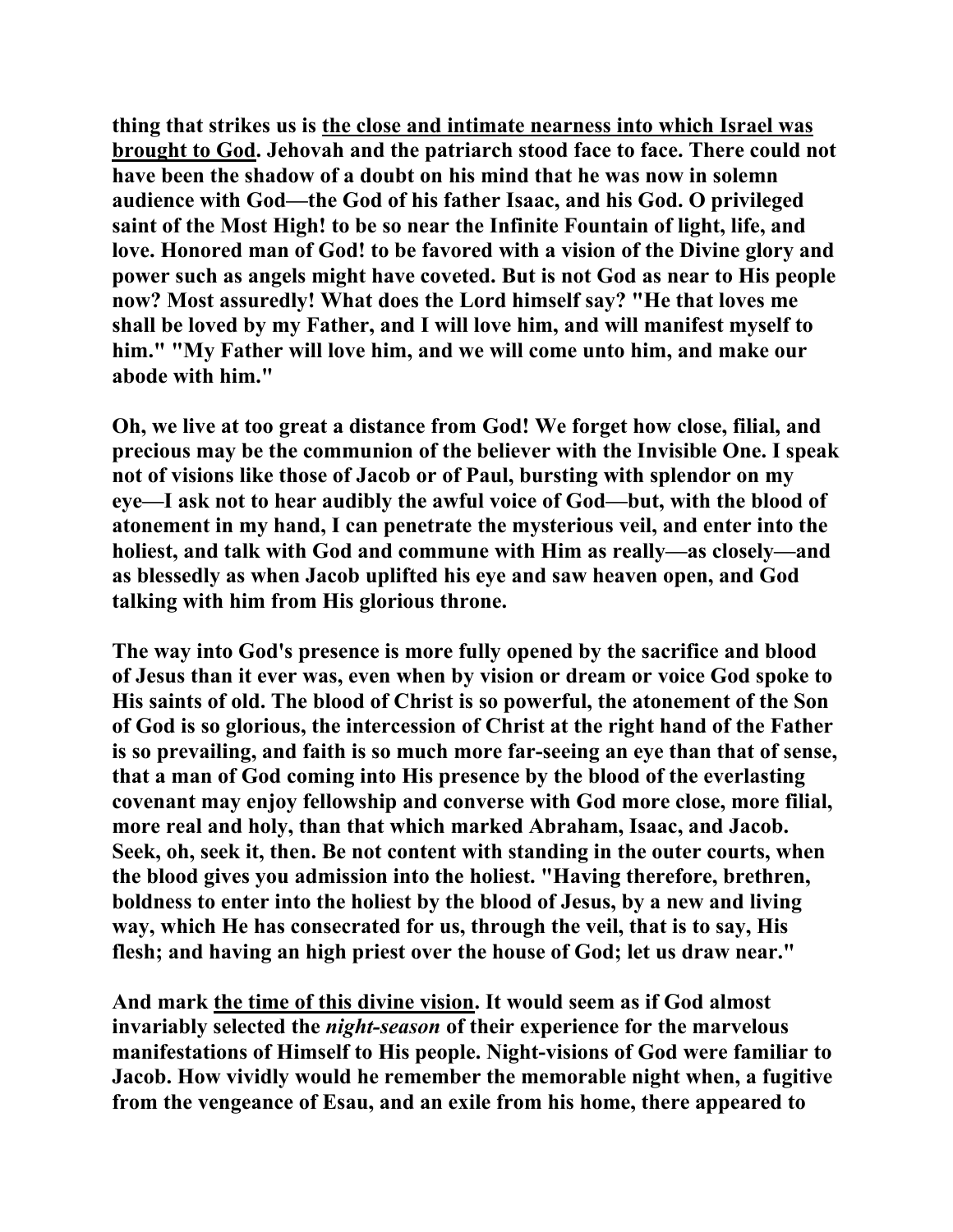**thing that strikes us is <u>the close and intimate nearness into which Israel was brought to God</u>. Jehovah and the patriarch stood face to face. There could not have been the shadow of a doubt on his mind that he was now in solemn audience with God—the God of his father Isaac, and his God. O privileged saint of the Most High! to be so near the Infinite Fountain of light, life, and love. Honored man of God! to be favored with a vision of the Divine glory and power such as angels might have coveted. But is not God as near to His people now? Most assuredly! What does the Lord himself say? "He that loves me shall be loved by my Father, and I will love him, and will manifest myself to him." "My Father will love him, and we will come unto him, and make our abode with him."**

**Oh, we live at too great a distance from God! We forget how close, filial, and precious may be the communion of the believer with the Invisible One. I speak not of visions like those of Jacob or of Paul, bursting with splendor on my eye—I ask not to hear audibly the awful voice of God—but, with the blood of atonement in my hand, I can penetrate the mysterious veil, and enter into the holiest, and talk with God and commune with Him as really—as closely—and as blessedly as when Jacob uplifted his eye and saw heaven open, and God talking with him from His glorious throne.**

**The way into God's presence is more fully opened by the sacrifice and blood of Jesus than it ever was, even when by vision or dream or voice God spoke to His saints of old. The blood of Christ is so powerful, the atonement of the Son of God is so glorious, the intercession of Christ at the right hand of the Father is so prevailing, and faith is so much more far-seeing an eye than that of sense, that a man of God coming into His presence by the blood of the everlasting covenant may enjoy fellowship and converse with God more close, more filial, more real and holy, than that which marked Abraham, Isaac, and Jacob. Seek, oh, seek it, then. Be not content with standing in the outer courts, when the blood gives you admission into the holiest. "Having therefore, brethren, boldness to enter into the holiest by the blood of Jesus, by a new and living way, which He has consecrated for us, through the veil, that is to say, His flesh; and having an high priest over the house of God; let us draw near."**

**And mark <u>the time of this divine vision</u>. It would seem as if God almost invariably selected the *night-season* of their experience for the marvelous manifestations of Himself to His people. Night-visions of God were familiar to Jacob. How vividly would he remember the memorable night when, a fugitive from the vengeance of Esau, and an exile from his home, there appeared to**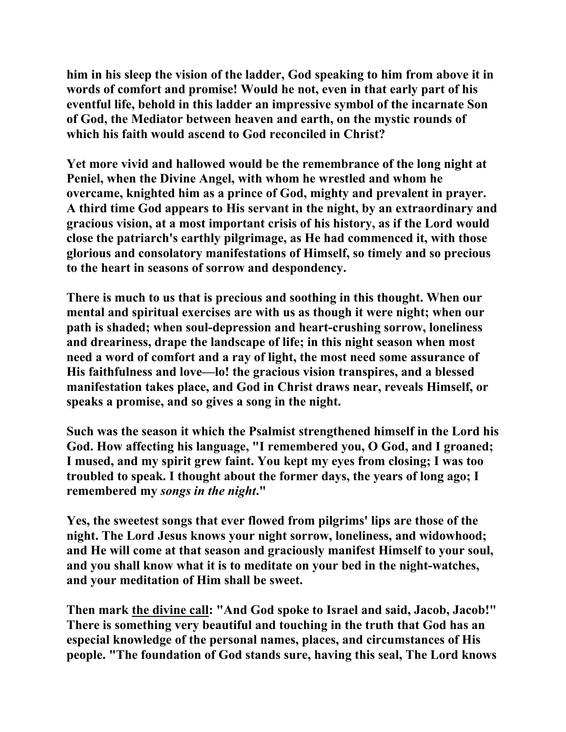**him in his sleep the vision of the ladder, God speaking to him from above it in words of comfort and promise! Would he not, even in that early part of his eventful life, behold in this ladder an impressive symbol of the incarnate Son of God, the Mediator between heaven and earth, on the mystic rounds of which his faith would ascend to God reconciled in Christ?**

**Yet more vivid and hallowed would be the remembrance of the long night at Peniel, when the Divine Angel, with whom he wrestled and whom he overcame, knighted him as a prince of God, mighty and prevalent in prayer. A third time God appears to His servant in the night, by an extraordinary and gracious vision, at a most important crisis of his history, as if the Lord would close the patriarch's earthly pilgrimage, as He had commenced it, with those glorious and consolatory manifestations of Himself, so timely and so precious to the heart in seasons of sorrow and despondency.**

**There is much to us that is precious and soothing in this thought. When our mental and spiritual exercises are with us as though it were night; when our path is shaded; when soul-depression and heart-crushing sorrow, loneliness and dreariness, drape the landscape of life; in this night season when most need a word of comfort and a ray of light, the most need some assurance of His faithfulness and love—lo! the gracious vision transpires, and a blessed manifestation takes place, and God in Christ draws near, reveals Himself, or speaks a promise, and so gives a song in the night.**

**Such was the season it which the Psalmist strengthened himself in the Lord his God. How affecting his language, "I remembered you, O God, and I groaned; I mused, and my spirit grew faint. You kept my eyes from closing; I was too troubled to speak. I thought about the former days, the years of long ago; I remembered my *songs in the night*."**

**Yes, the sweetest songs that ever flowed from pilgrims' lips are those of the night. The Lord Jesus knows your night sorrow, loneliness, and widowhood; and He will come at that season and graciously manifest Himself to your soul, and you shall know what it is to meditate on your bed in the night-watches, and your meditation of Him shall be sweet.**

**Then mark <u>the divine call</u>: "And God spoke to Israel and said, Jacob, Jacob!" There is something very beautiful and touching in the truth that God has an especial knowledge of the personal names, places, and circumstances of His people. "The foundation of God stands sure, having this seal, The Lord knows**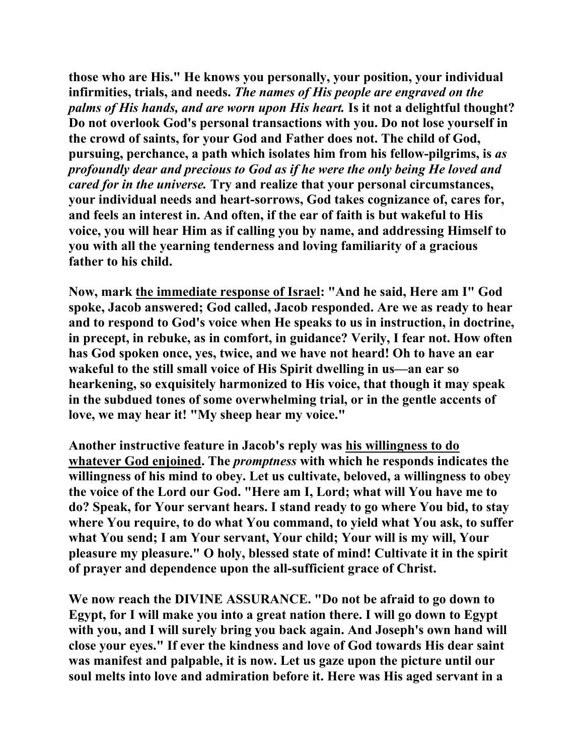**those who are His." He knows you personally, your position, your individual infirmities, trials, and needs. *The names of His people are engraved on the palms of His hands, and are worn upon His heart.* Is it not a delightful thought? Do not overlook God's personal transactions with you. Do not lose yourself in the crowd of saints, for your God and Father does not. The child of God, pursuing, perchance, a path which isolates him from his fellow-pilgrims, is *as profoundly dear and precious to God as if he were the only being He loved and cared for in the universe.* Try and realize that your personal circumstances, your individual needs and heart-sorrows, God takes cognizance of, cares for, and feels an interest in. And often, if the ear of faith is but wakeful to His voice, you will hear Him as if calling you by name, and addressing Himself to you with all the yearning tenderness and loving familiarity of a gracious father to his child.**

**Now, mark <u>the immediate response of Israel</u>: "And he said, Here am I" God spoke, Jacob answered; God called, Jacob responded. Are we as ready to hear and to respond to God's voice when He speaks to us in instruction, in doctrine, in precept, in rebuke, as in comfort, in guidance? Verily, I fear not. How often has God spoken once, yes, twice, and we have not heard! Oh to have an ear wakeful to the still small voice of His Spirit dwelling in us—an ear so hearkening, so exquisitely harmonized to His voice, that though it may speak in the subdued tones of some overwhelming trial, or in the gentle accents of love, we may hear it! "My sheep hear my voice."**

**Another instructive feature in Jacob's reply was <u>his willingness to do whatever God enjoined</u>. The *promptness* with which he responds indicates the willingness of his mind to obey. Let us cultivate, beloved, a willingness to obey the voice of the Lord our God. "Here am I, Lord; what will You have me to do? Speak, for Your servant hears. I stand ready to go where You bid, to stay where You require, to do what You command, to yield what You ask, to suffer what You send; I am Your servant, Your child; Your will is my will, Your pleasure my pleasure." O holy, blessed state of mind! Cultivate it in the spirit of prayer and dependence upon the all-sufficient grace of Christ.**

**We now reach the DIVINE ASSURANCE. "Do not be afraid to go down to Egypt, for I will make you into a great nation there. I will go down to Egypt with you, and I will surely bring you back again. And Joseph's own hand will close your eyes." If ever the kindness and love of God towards His dear saint was manifest and palpable, it is now. Let us gaze upon the picture until our soul melts into love and admiration before it. Here was His aged servant in a**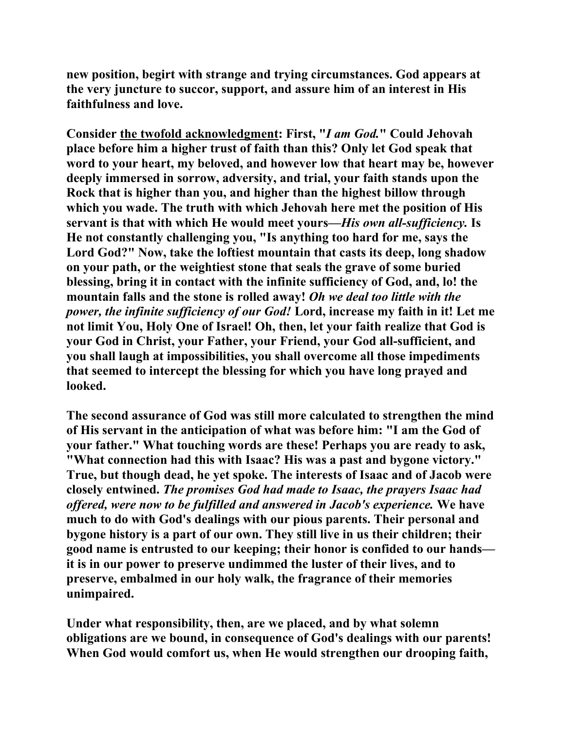**new position, begirt with strange and trying circumstances. God appears at the very juncture to succor, support, and assure him of an interest in His faithfulness and love.**

**Consider <u>the twofold acknowledgment</u>: First, "*I am God.*" Could Jehovah place before him a higher trust of faith than this? Only let God speak that word to your heart, my beloved, and however low that heart may be, however deeply immersed in sorrow, adversity, and trial, your faith stands upon the Rock that is higher than you, and higher than the highest billow through which you wade. The truth with which Jehovah here met the position of His servant is that with which He would meet yours—*His own all-sufficiency.* Is He not constantly challenging you, "Is anything too hard for me, says the Lord God?" Now, take the loftiest mountain that casts its deep, long shadow on your path, or the weightiest stone that seals the grave of some buried blessing, bring it in contact with the infinite sufficiency of God, and, lo! the mountain falls and the stone is rolled away! *Oh we deal too little with the power, the infinite sufficiency of our God!* Lord, increase my faith in it! Let me not limit You, Holy One of Israel! Oh, then, let your faith realize that God is your God in Christ, your Father, your Friend, your God all-sufficient, and you shall laugh at impossibilities, you shall overcome all those impediments that seemed to intercept the blessing for which you have long prayed and looked.**

**The second assurance of God was still more calculated to strengthen the mind of His servant in the anticipation of what was before him: "I am the God of your father." What touching words are these! Perhaps you are ready to ask, "What connection had this with Isaac? His was a past and bygone victory." True, but though dead, he yet spoke. The interests of Isaac and of Jacob were closely entwined. *The promises God had made to Isaac, the prayers Isaac had offered, were now to be fulfilled and answered in Jacob's experience.* We have much to do with God's dealings with our pious parents. Their personal and bygone history is a part of our own. They still live in us their children; their good name is entrusted to our keeping; their honor is confided to our hands—it is in our power to preserve undimmed the luster of their lives, and to preserve, embalmed in our holy walk, the fragrance of their memories unimpaired.**

**Under what responsibility, then, are we placed, and by what solemn obligations are we bound, in consequence of God's dealings with our parents! When God would comfort us, when He would strengthen our drooping faith,**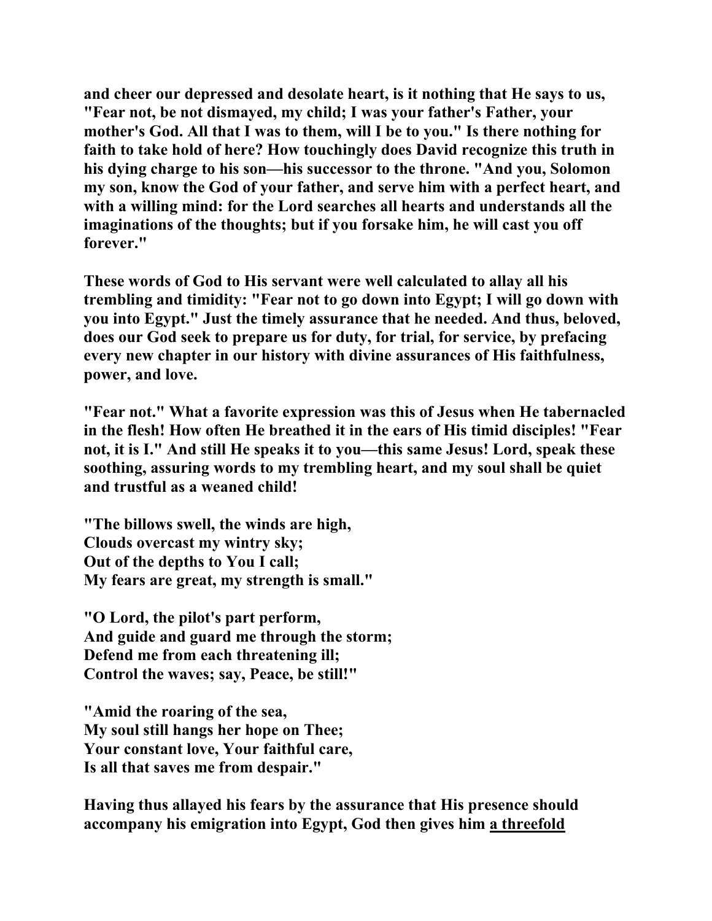and cheer our depressed and desolate heart, is it nothing that He says to us, "Fear not, be not dismayed, my child; I was your father's Father, your mother's God. All that I was to them, will I be to you." Is there nothing for faith to take hold of here? How touchingly does David recognize this truth in his dying charge to his son—his successor to the throne. "And you, Solomon my son, know the God of your father, and serve him with a perfect heart, and with a willing mind: for the Lord searches all hearts and understands all the imaginations of the thoughts; but if you forsake him, he will cast you off forever."

These words of God to His servant were well calculated to allay all his trembling and timidity: "Fear not to go down into Egypt; I will go down with you into Egypt." Just the timely assurance that he needed. And thus, beloved, does our God seek to prepare us for duty, for trial, for service, by prefacing every new chapter in our history with divine assurances of His faithfulness, power, and love.

"Fear not." What a favorite expression was this of Jesus when He tabernacled in the flesh! How often He breathed it in the ears of His timid disciples! "Fear not, it is I." And still He speaks it to you—this same Jesus! Lord, speak these soothing, assuring words to my trembling heart, and my soul shall be quiet and trustful as a weaned child!

"The billows swell, the winds are high,
Clouds overcast my wintry sky;
Out of the depths to You I call;
My fears are great, my strength is small."

"O Lord, the pilot's part perform,
And guide and guard me through the storm;
Defend me from each threatening ill;
Control the waves; say, Peace, be still!"

"Amid the roaring of the sea,
My soul still hangs her hope on Thee;
Your constant love, Your faithful care,
Is all that saves me from despair."

Having thus allayed his fears by the assurance that His presence should accompany his emigration into Egypt, God then gives him <u>a threefold</u>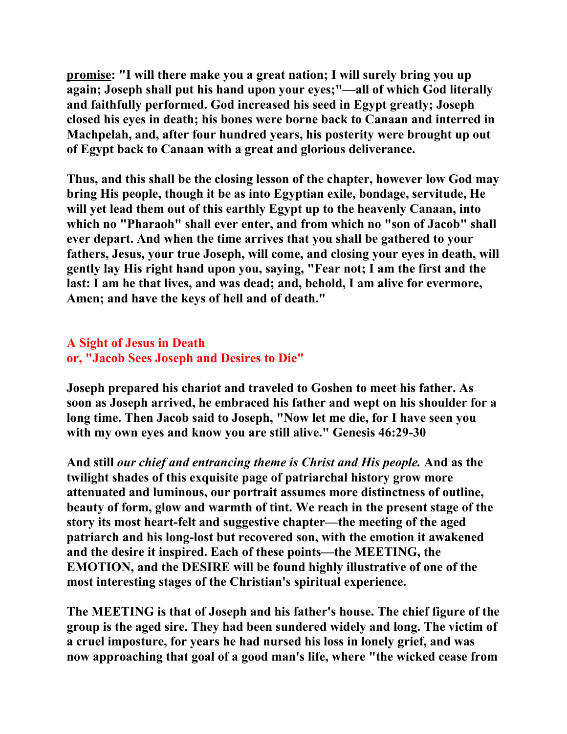**promise: "I will there make you a great nation; I will surely bring you up again; Joseph shall put his hand upon your eyes;"—all of which God literally and faithfully performed. God increased his seed in Egypt greatly; Joseph closed his eyes in death; his bones were borne back to Canaan and interred in Machpelah, and, after four hundred years, his posterity were brought up out of Egypt back to Canaan with a great and glorious deliverance.**

**Thus, and this shall be the closing lesson of the chapter, however low God may bring His people, though it be as into Egyptian exile, bondage, servitude, He will yet lead them out of this earthly Egypt up to the heavenly Canaan, into which no "Pharaoh" shall ever enter, and from which no "son of Jacob" shall ever depart. And when the time arrives that you shall be gathered to your fathers, Jesus, your true Joseph, will come, and closing your eyes in death, will gently lay His right hand upon you, saying, "Fear not; I am the first and the last: I am he that lives, and was dead; and, behold, I am alive for evermore, Amen; and have the keys of hell and of death."**

## A Sight of Jesus in Death
## or, "Jacob Sees Joseph and Desires to Die"

**Joseph prepared his chariot and traveled to Goshen to meet his father. As soon as Joseph arrived, he embraced his father and wept on his shoulder for a long time. Then Jacob said to Joseph, "Now let me die, for I have seen you with my own eyes and know you are still alive." Genesis 46:29-30**

**And still *our chief and entrancing theme is Christ and His people.* And as the twilight shades of this exquisite page of patriarchal history grow more attenuated and luminous, our portrait assumes more distinctness of outline, beauty of form, glow and warmth of tint. We reach in the present stage of the story its most heart-felt and suggestive chapter—the meeting of the aged patriarch and his long-lost but recovered son, with the emotion it awakened and the desire it inspired. Each of these points—the MEETING, the EMOTION, and the DESIRE will be found highly illustrative of one of the most interesting stages of the Christian's spiritual experience.**

**The MEETING is that of Joseph and his father's house. The chief figure of the group is the aged sire. They had been sundered widely and long. The victim of a cruel imposture, for years he had nursed his loss in lonely grief, and was now approaching that goal of a good man's life, where "the wicked cease from**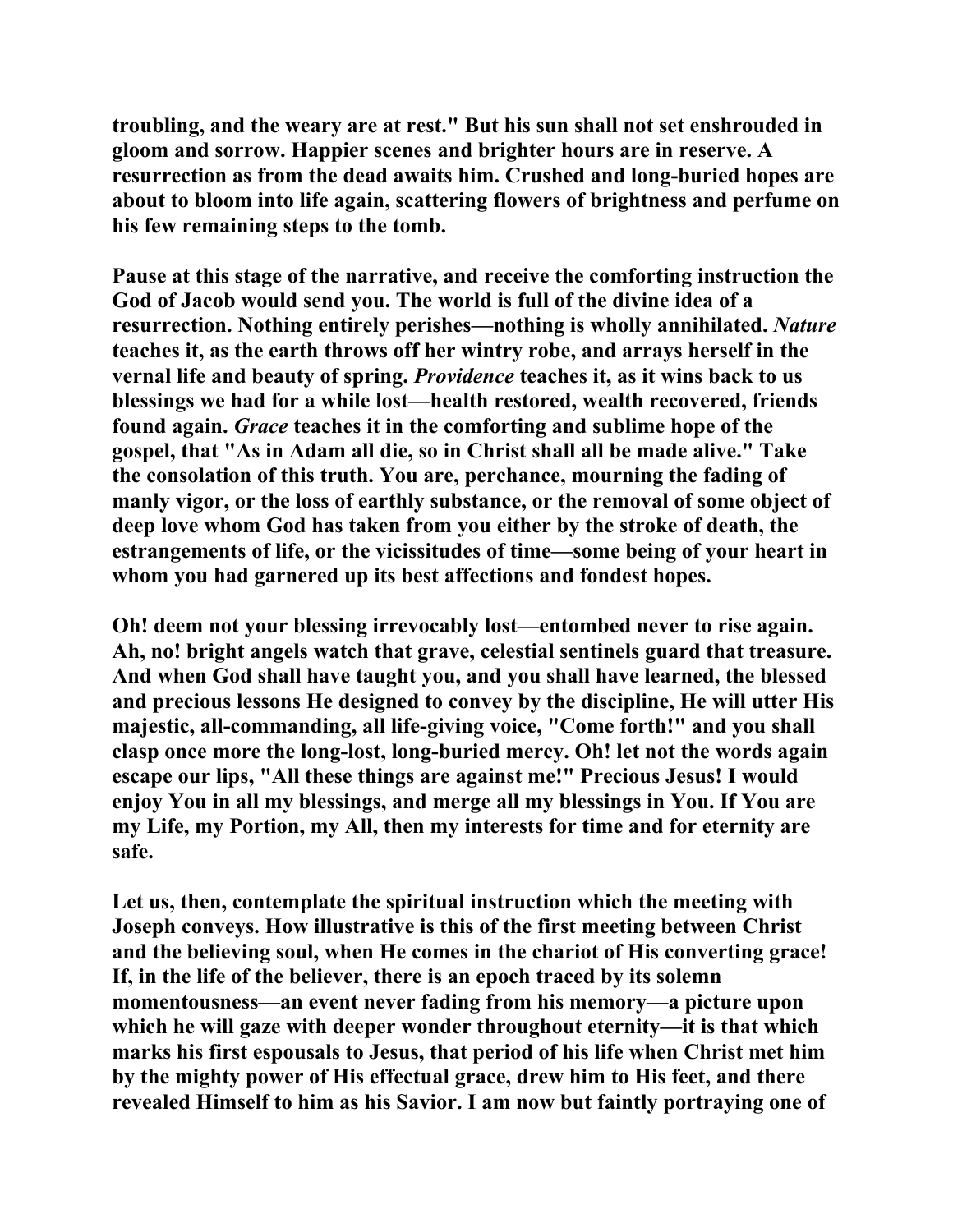troubling, and the weary are at rest." But his sun shall not set enshrouded in gloom and sorrow. Happier scenes and brighter hours are in reserve. A resurrection as from the dead awaits him. Crushed and long-buried hopes are about to bloom into life again, scattering flowers of brightness and perfume on his few remaining steps to the tomb.

Pause at this stage of the narrative, and receive the comforting instruction the God of Jacob would send you. The world is full of the divine idea of a resurrection. Nothing entirely perishes—nothing is wholly annihilated. *Nature* teaches it, as the earth throws off her wintry robe, and arrays herself in the vernal life and beauty of spring. *Providence* teaches it, as it wins back to us blessings we had for a while lost—health restored, wealth recovered, friends found again. *Grace* teaches it in the comforting and sublime hope of the gospel, that "As in Adam all die, so in Christ shall all be made alive." Take the consolation of this truth. You are, perchance, mourning the fading of manly vigor, or the loss of earthly substance, or the removal of some object of deep love whom God has taken from you either by the stroke of death, the estrangements of life, or the vicissitudes of time—some being of your heart in whom you had garnered up its best affections and fondest hopes.

Oh! deem not your blessing irrevocably lost—entombed never to rise again. Ah, no! bright angels watch that grave, celestial sentinels guard that treasure. And when God shall have taught you, and you shall have learned, the blessed and precious lessons He designed to convey by the discipline, He will utter His majestic, all-commanding, all life-giving voice, "Come forth!" and you shall clasp once more the long-lost, long-buried mercy. Oh! let not the words again escape our lips, "All these things are against me!" Precious Jesus! I would enjoy You in all my blessings, and merge all my blessings in You. If You are my Life, my Portion, my All, then my interests for time and for eternity are safe.

Let us, then, contemplate the spiritual instruction which the meeting with Joseph conveys. How illustrative is this of the first meeting between Christ and the believing soul, when He comes in the chariot of His converting grace! If, in the life of the believer, there is an epoch traced by its solemn momentousness—an event never fading from his memory—a picture upon which he will gaze with deeper wonder throughout eternity—it is that which marks his first espousals to Jesus, that period of his life when Christ met him by the mighty power of His effectual grace, drew him to His feet, and there revealed Himself to him as his Savior. I am now but faintly portraying one of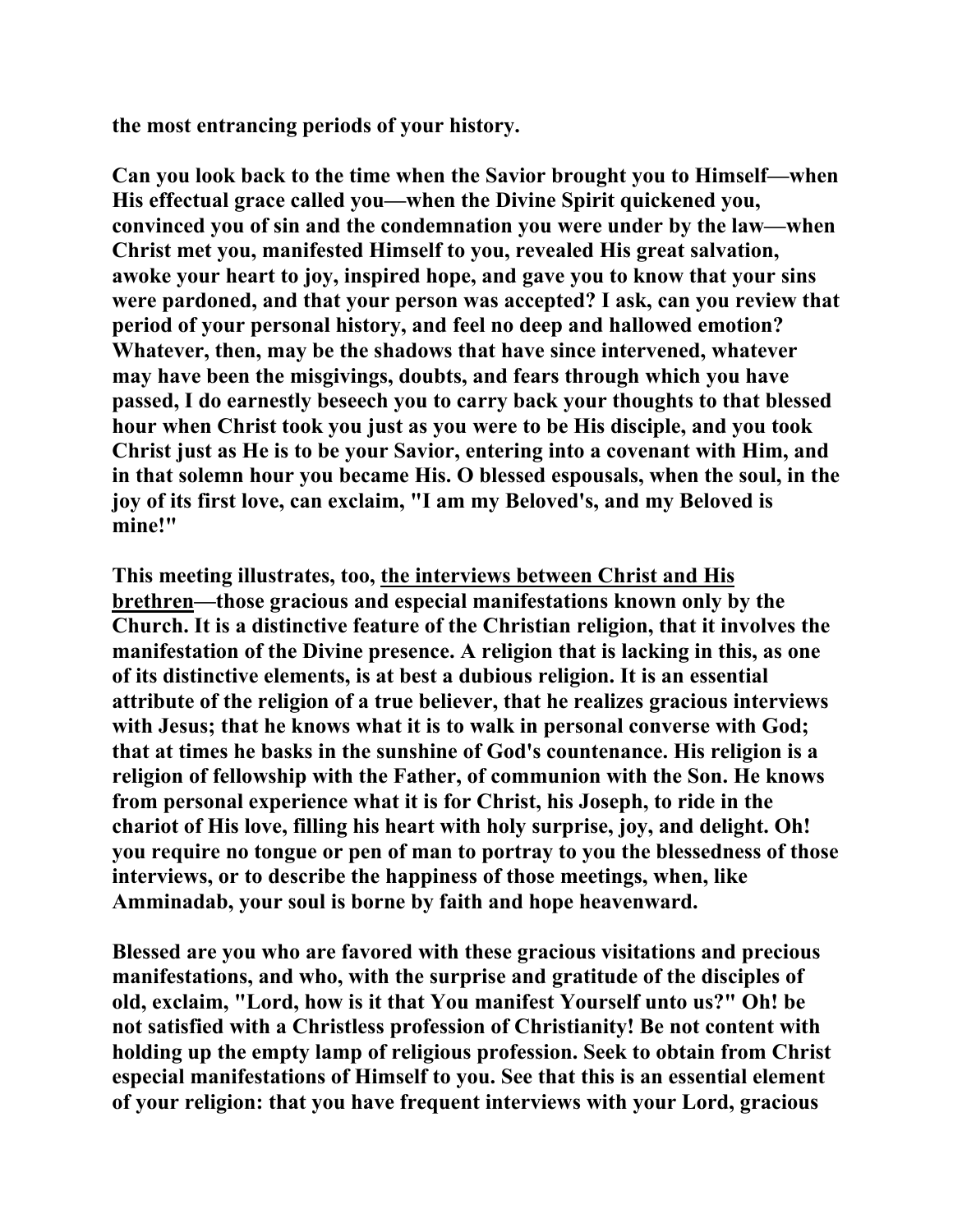**the most entrancing periods of your history.**

**Can you look back to the time when the Savior brought you to Himself—when His effectual grace called you—when the Divine Spirit quickened you, convinced you of sin and the condemnation you were under by the law—when Christ met you, manifested Himself to you, revealed His great salvation, awoke your heart to joy, inspired hope, and gave you to know that your sins were pardoned, and that your person was accepted? I ask, can you review that period of your personal history, and feel no deep and hallowed emotion? Whatever, then, may be the shadows that have since intervened, whatever may have been the misgivings, doubts, and fears through which you have passed, I do earnestly beseech you to carry back your thoughts to that blessed hour when Christ took you just as you were to be His disciple, and you took Christ just as He is to be your Savior, entering into a covenant with Him, and in that solemn hour you became His. O blessed espousals, when the soul, in the joy of its first love, can exclaim, "I am my Beloved's, and my Beloved is mine!"**

**This meeting illustrates, too, <u>the interviews between Christ and His brethren</u>—those gracious and especial manifestations known only by the Church. It is a distinctive feature of the Christian religion, that it involves the manifestation of the Divine presence. A religion that is lacking in this, as one of its distinctive elements, is at best a dubious religion. It is an essential attribute of the religion of a true believer, that he realizes gracious interviews with Jesus; that he knows what it is to walk in personal converse with God; that at times he basks in the sunshine of God's countenance. His religion is a religion of fellowship with the Father, of communion with the Son. He knows from personal experience what it is for Christ, his Joseph, to ride in the chariot of His love, filling his heart with holy surprise, joy, and delight. Oh! you require no tongue or pen of man to portray to you the blessedness of those interviews, or to describe the happiness of those meetings, when, like Amminadab, your soul is borne by faith and hope heavenward.**

**Blessed are you who are favored with these gracious visitations and precious manifestations, and who, with the surprise and gratitude of the disciples of old, exclaim, "Lord, how is it that You manifest Yourself unto us?" Oh! be not satisfied with a Christless profession of Christianity! Be not content with holding up the empty lamp of religious profession. Seek to obtain from Christ especial manifestations of Himself to you. See that this is an essential element of your religion: that you have frequent interviews with your Lord, gracious**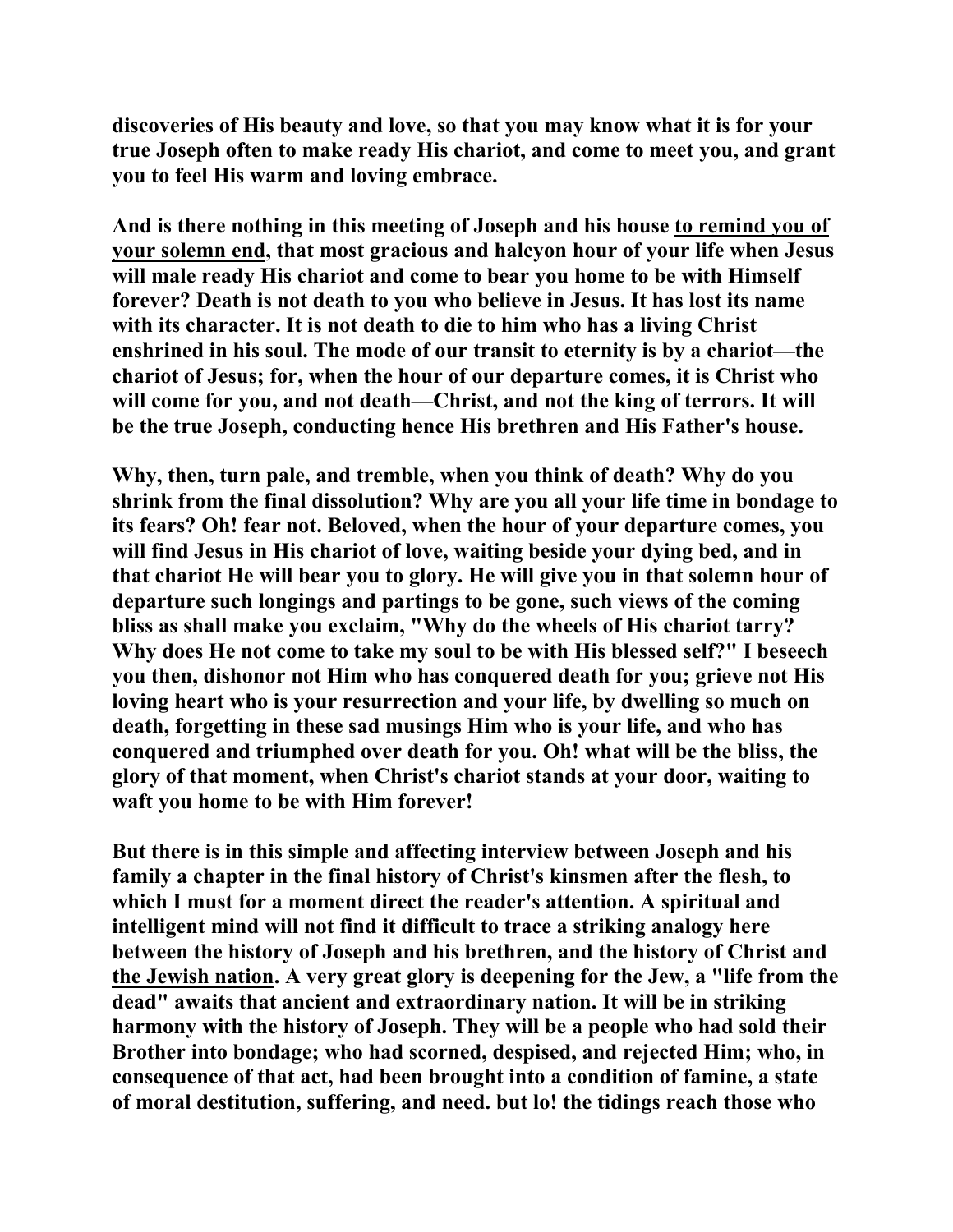**discoveries of His beauty and love, so that you may know what it is for your true Joseph often to make ready His chariot, and come to meet you, and grant you to feel His warm and loving embrace.**

**And is there nothing in this meeting of Joseph and his house <u>to remind you of your solemn end</u>, that most gracious and halcyon hour of your life when Jesus will male ready His chariot and come to bear you home to be with Himself forever? Death is not death to you who believe in Jesus. It has lost its name with its character. It is not death to die to him who has a living Christ enshrined in his soul. The mode of our transit to eternity is by a chariot—the chariot of Jesus; for, when the hour of our departure comes, it is Christ who will come for you, and not death—Christ, and not the king of terrors. It will be the true Joseph, conducting hence His brethren and His Father's house.**

**Why, then, turn pale, and tremble, when you think of death? Why do you shrink from the final dissolution? Why are you all your life time in bondage to its fears? Oh! fear not. Beloved, when the hour of your departure comes, you will find Jesus in His chariot of love, waiting beside your dying bed, and in that chariot He will bear you to glory. He will give you in that solemn hour of departure such longings and partings to be gone, such views of the coming bliss as shall make you exclaim, "Why do the wheels of His chariot tarry? Why does He not come to take my soul to be with His blessed self?" I beseech you then, dishonor not Him who has conquered death for you; grieve not His loving heart who is your resurrection and your life, by dwelling so much on death, forgetting in these sad musings Him who is your life, and who has conquered and triumphed over death for you. Oh! what will be the bliss, the glory of that moment, when Christ's chariot stands at your door, waiting to waft you home to be with Him forever!**

**But there is in this simple and affecting interview between Joseph and his family a chapter in the final history of Christ's kinsmen after the flesh, to which I must for a moment direct the reader's attention. A spiritual and intelligent mind will not find it difficult to trace a striking analogy here between the history of Joseph and his brethren, and the history of Christ and <u>the Jewish nation</u>. A very great glory is deepening for the Jew, a "life from the dead" awaits that ancient and extraordinary nation. It will be in striking harmony with the history of Joseph. They will be a people who had sold their Brother into bondage; who had scorned, despised, and rejected Him; who, in consequence of that act, had been brought into a condition of famine, a state of moral destitution, suffering, and need. but lo! the tidings reach those who**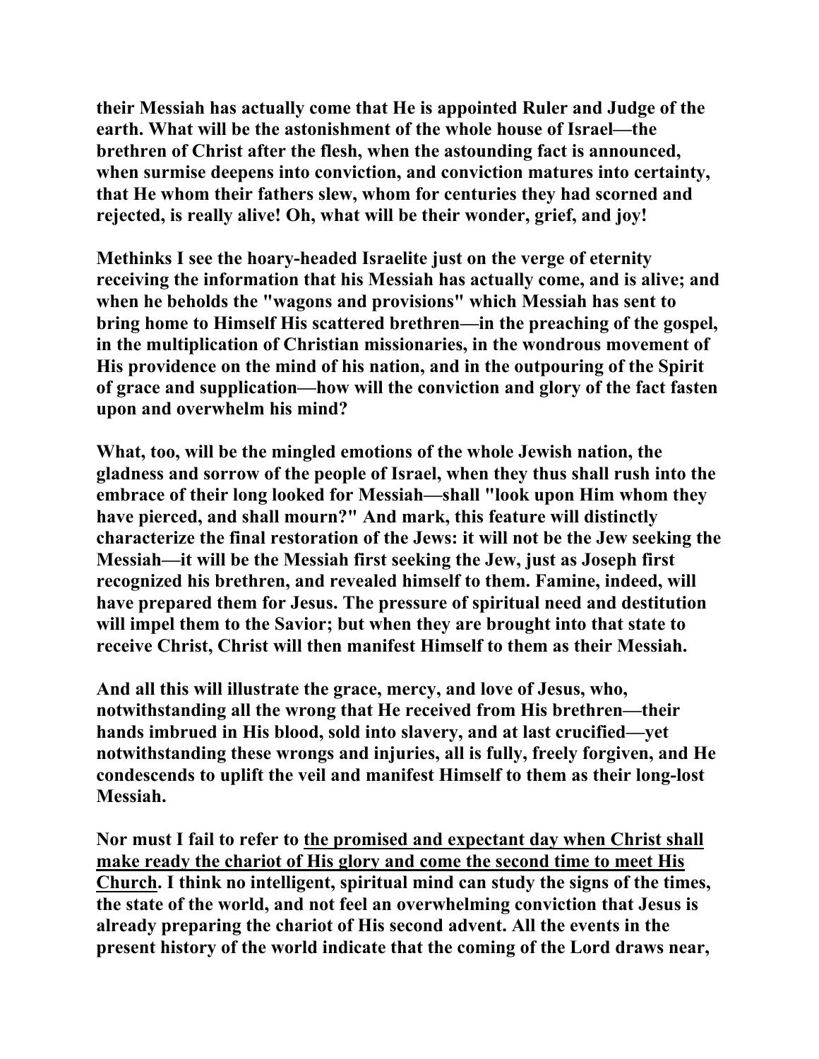**their Messiah has actually come that He is appointed Ruler and Judge of the earth. What will be the astonishment of the whole house of Israel—the brethren of Christ after the flesh, when the astounding fact is announced, when surmise deepens into conviction, and conviction matures into certainty, that He whom their fathers slew, whom for centuries they had scorned and rejected, is really alive! Oh, what will be their wonder, grief, and joy!**

**Methinks I see the hoary-headed Israelite just on the verge of eternity receiving the information that his Messiah has actually come, and is alive; and when he beholds the "wagons and provisions" which Messiah has sent to bring home to Himself His scattered brethren—in the preaching of the gospel, in the multiplication of Christian missionaries, in the wondrous movement of His providence on the mind of his nation, and in the outpouring of the Spirit of grace and supplication—how will the conviction and glory of the fact fasten upon and overwhelm his mind?**

**What, too, will be the mingled emotions of the whole Jewish nation, the gladness and sorrow of the people of Israel, when they thus shall rush into the embrace of their long looked for Messiah—shall "look upon Him whom they have pierced, and shall mourn?" And mark, this feature will distinctly characterize the final restoration of the Jews: it will not be the Jew seeking the Messiah—it will be the Messiah first seeking the Jew, just as Joseph first recognized his brethren, and revealed himself to them. Famine, indeed, will have prepared them for Jesus. The pressure of spiritual need and destitution will impel them to the Savior; but when they are brought into that state to receive Christ, Christ will then manifest Himself to them as their Messiah.**

**And all this will illustrate the grace, mercy, and love of Jesus, who, notwithstanding all the wrong that He received from His brethren—their hands imbrued in His blood, sold into slavery, and at last crucified—yet notwithstanding these wrongs and injuries, all is fully, freely forgiven, and He condescends to uplift the veil and manifest Himself to them as their long-lost Messiah.**

**Nor must I fail to refer to <u>the promised and expectant day when Christ shall make ready the chariot of His glory and come the second time to meet His Church</u>. I think no intelligent, spiritual mind can study the signs of the times, the state of the world, and not feel an overwhelming conviction that Jesus is already preparing the chariot of His second advent. All the events in the present history of the world indicate that the coming of the Lord draws near,**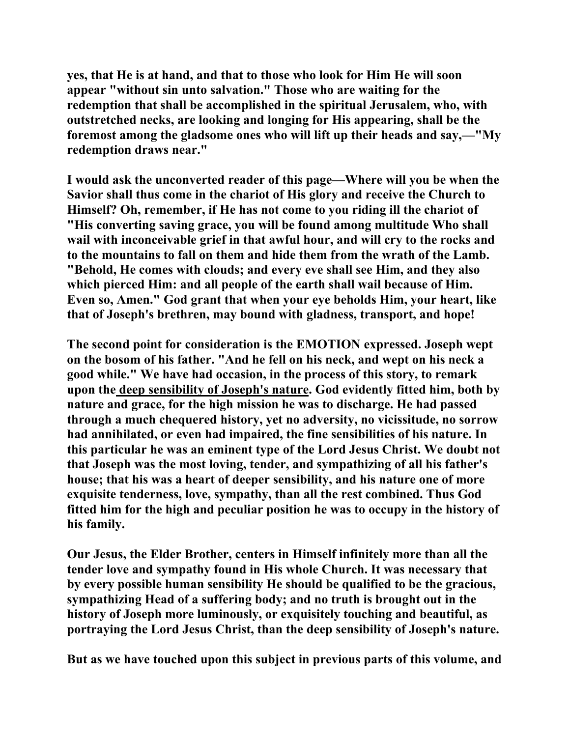**yes, that He is at hand, and that to those who look for Him He will soon appear "without sin unto salvation." Those who are waiting for the redemption that shall be accomplished in the spiritual Jerusalem, who, with outstretched necks, are looking and longing for His appearing, shall be the foremost among the gladsome ones who will lift up their heads and say,—"My redemption draws near."**

**I would ask the unconverted reader of this page—Where will you be when the Savior shall thus come in the chariot of His glory and receive the Church to Himself? Oh, remember, if He has not come to you riding ill the chariot of "His converting saving grace, you will be found among multitude Who shall wail with inconceivable grief in that awful hour, and will cry to the rocks and to the mountains to fall on them and hide them from the wrath of the Lamb. "Behold, He comes with clouds; and every eve shall see Him, and they also which pierced Him: and all people of the earth shall wail because of Him. Even so, Amen." God grant that when your eye beholds Him, your heart, like that of Joseph's brethren, may bound with gladness, transport, and hope!**

**The second point for consideration is the EMOTION expressed. Joseph wept on the bosom of his father. "And he fell on his neck, and wept on his neck a good while." We have had occasion, in the process of this story, to remark upon the deep sensibility of Joseph's nature. God evidently fitted him, both by nature and grace, for the high mission he was to discharge. He had passed through a much chequered history, yet no adversity, no vicissitude, no sorrow had annihilated, or even had impaired, the fine sensibilities of his nature. In this particular he was an eminent type of the Lord Jesus Christ. We doubt not that Joseph was the most loving, tender, and sympathizing of all his father's house; that his was a heart of deeper sensibility, and his nature one of more exquisite tenderness, love, sympathy, than all the rest combined. Thus God fitted him for the high and peculiar position he was to occupy in the history of his family.**

**Our Jesus, the Elder Brother, centers in Himself infinitely more than all the tender love and sympathy found in His whole Church. It was necessary that by every possible human sensibility He should be qualified to be the gracious, sympathizing Head of a suffering body; and no truth is brought out in the history of Joseph more luminously, or exquisitely touching and beautiful, as portraying the Lord Jesus Christ, than the deep sensibility of Joseph's nature.**

**But as we have touched upon this subject in previous parts of this volume, and**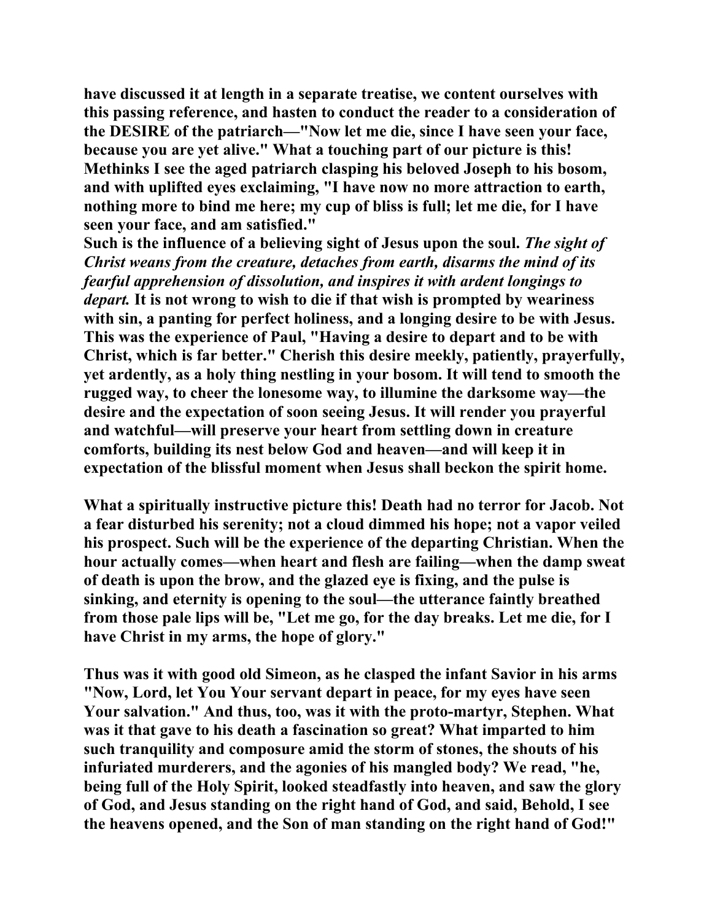have discussed it at length in a separate treatise, we content ourselves with this passing reference, and hasten to conduct the reader to a consideration of the DESIRE of the patriarch—"Now let me die, since I have seen your face, because you are yet alive." What a touching part of our picture is this! Methinks I see the aged patriarch clasping his beloved Joseph to his bosom, and with uplifted eyes exclaiming, "I have now no more attraction to earth, nothing more to bind me here; my cup of bliss is full; let me die, for I have seen your face, and am satisfied."

Such is the influence of a believing sight of Jesus upon the soul. *The sight of Christ weans from the creature, detaches from earth, disarms the mind of its fearful apprehension of dissolution, and inspires it with ardent longings to depart.* It is not wrong to wish to die if that wish is prompted by weariness with sin, a panting for perfect holiness, and a longing desire to be with Jesus. This was the experience of Paul, "Having a desire to depart and to be with Christ, which is far better." Cherish this desire meekly, patiently, prayerfully, yet ardently, as a holy thing nestling in your bosom. It will tend to smooth the rugged way, to cheer the lonesome way, to illumine the darksome way—the desire and the expectation of soon seeing Jesus. It will render you prayerful and watchful—will preserve your heart from settling down in creature comforts, building its nest below God and heaven—and will keep it in expectation of the blissful moment when Jesus shall beckon the spirit home.

What a spiritually instructive picture this! Death had no terror for Jacob. Not a fear disturbed his serenity; not a cloud dimmed his hope; not a vapor veiled his prospect. Such will be the experience of the departing Christian. When the hour actually comes—when heart and flesh are failing—when the damp sweat of death is upon the brow, and the glazed eye is fixing, and the pulse is sinking, and eternity is opening to the soul—the utterance faintly breathed from those pale lips will be, "Let me go, for the day breaks. Let me die, for I have Christ in my arms, the hope of glory."

Thus was it with good old Simeon, as he clasped the infant Savior in his arms "Now, Lord, let You Your servant depart in peace, for my eyes have seen Your salvation." And thus, too, was it with the proto-martyr, Stephen. What was it that gave to his death a fascination so great? What imparted to him such tranquility and composure amid the storm of stones, the shouts of his infuriated murderers, and the agonies of his mangled body? We read, "he, being full of the Holy Spirit, looked steadfastly into heaven, and saw the glory of God, and Jesus standing on the right hand of God, and said, Behold, I see the heavens opened, and the Son of man standing on the right hand of God!"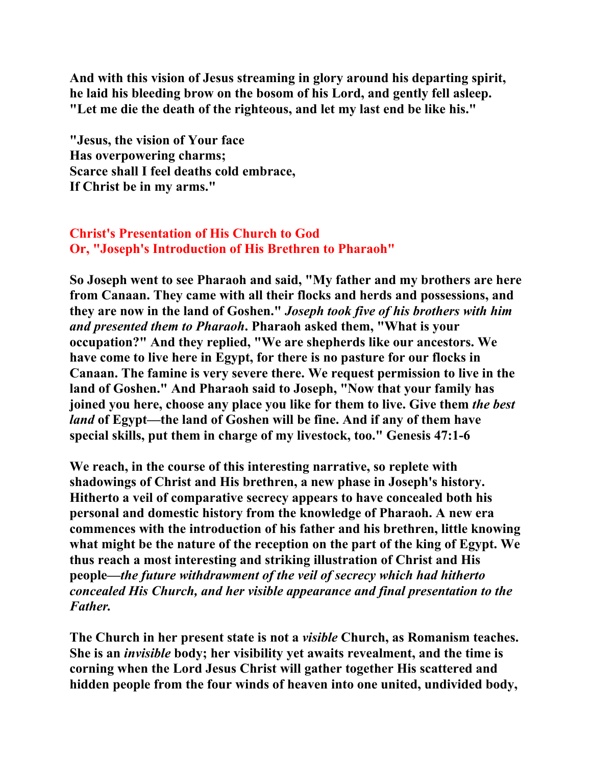**And with this vision of Jesus streaming in glory around his departing spirit, he laid his bleeding brow on the bosom of his Lord, and gently fell asleep. "Let me die the death of the righteous, and let my last end be like his."**

**"Jesus, the vision of Your face**
**Has overpowering charms;**
**Scarce shall I feel deaths cold embrace,**
**If Christ be in my arms."**

## Christ's Presentation of His Church to God
## Or, "Joseph's Introduction of His Brethren to Pharaoh"

**So Joseph went to see Pharaoh and said, "My father and my brothers are here from Canaan. They came with all their flocks and herds and possessions, and they are now in the land of Goshen."** ***Joseph took five of his brothers with him and presented them to Pharaoh*****. Pharaoh asked them, "What is your occupation?" And they replied, "We are shepherds like our ancestors. We have come to live here in Egypt, for there is no pasture for our flocks in Canaan. The famine is very severe there. We request permission to live in the land of Goshen." And Pharaoh said to Joseph, "Now that your family has joined you here, choose any place you like for them to live. Give them** ***the best land*** **of Egypt—the land of Goshen will be fine. And if any of them have special skills, put them in charge of my livestock, too." Genesis 47:1-6**

**We reach, in the course of this interesting narrative, so replete with shadowings of Christ and His brethren, a new phase in Joseph's history. Hitherto a veil of comparative secrecy appears to have concealed both his personal and domestic history from the knowledge of Pharaoh. A new era commences with the introduction of his father and his brethren, little knowing what might be the nature of the reception on the part of the king of Egypt. We thus reach a most interesting and striking illustration of Christ and His people—*****the future withdrawment of the veil of secrecy which had hitherto concealed His Church, and her visible appearance and final presentation to the Father.***

**The Church in her present state is not a** ***visible*** **Church, as Romanism teaches. She is an** ***invisible*** **body; her visibility yet awaits revealment, and the time is corning when the Lord Jesus Christ will gather together His scattered and hidden people from the four winds of heaven into one united, undivided body,**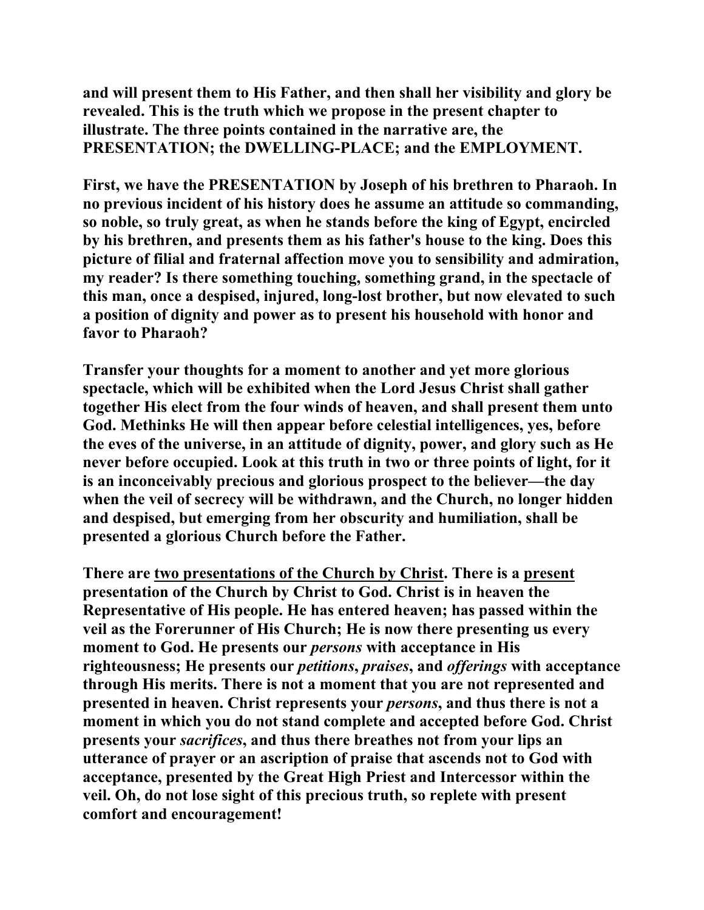**and will present them to His Father, and then shall her visibility and glory be revealed. This is the truth which we propose in the present chapter to illustrate. The three points contained in the narrative are, the PRESENTATION; the DWELLING-PLACE; and the EMPLOYMENT.**

**First, we have the PRESENTATION by Joseph of his brethren to Pharaoh. In no previous incident of his history does he assume an attitude so commanding, so noble, so truly great, as when he stands before the king of Egypt, encircled by his brethren, and presents them as his father's house to the king. Does this picture of filial and fraternal affection move you to sensibility and admiration, my reader? Is there something touching, something grand, in the spectacle of this man, once a despised, injured, long-lost brother, but now elevated to such a position of dignity and power as to present his household with honor and favor to Pharaoh?**

**Transfer your thoughts for a moment to another and yet more glorious spectacle, which will be exhibited when the Lord Jesus Christ shall gather together His elect from the four winds of heaven, and shall present them unto God. Methinks He will then appear before celestial intelligences, yes, before the eves of the universe, in an attitude of dignity, power, and glory such as He never before occupied. Look at this truth in two or three points of light, for it is an inconceivably precious and glorious prospect to the believer—the day when the veil of secrecy will be withdrawn, and the Church, no longer hidden and despised, but emerging from her obscurity and humiliation, shall be presented a glorious Church before the Father.**

**There are <u>two presentations of the Church by Christ</u>. There is a <u>present</u> presentation of the Church by Christ to God. Christ is in heaven the Representative of His people. He has entered heaven; has passed within the veil as the Forerunner of His Church; He is now there presenting us every moment to God. He presents our *persons* with acceptance in His righteousness; He presents our *petitions*, *praises*, and *offerings* with acceptance through His merits. There is not a moment that you are not represented and presented in heaven. Christ represents your *persons*, and thus there is not a moment in which you do not stand complete and accepted before God. Christ presents your *sacrifices*, and thus there breathes not from your lips an utterance of prayer or an ascription of praise that ascends not to God with acceptance, presented by the Great High Priest and Intercessor within the veil. Oh, do not lose sight of this precious truth, so replete with present comfort and encouragement!**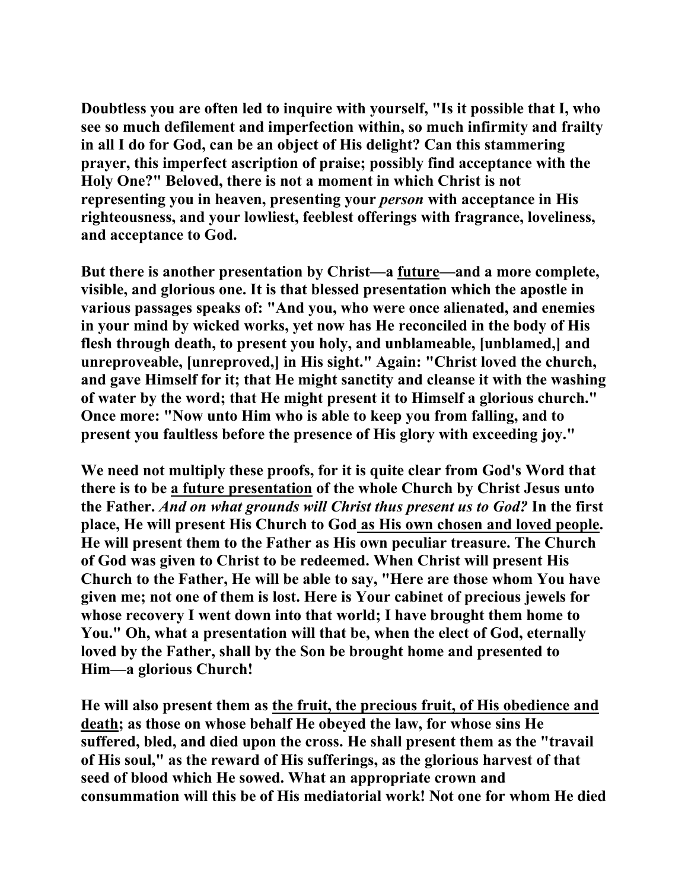**Doubtless you are often led to inquire with yourself, "Is it possible that I, who see so much defilement and imperfection within, so much infirmity and frailty in all I do for God, can be an object of His delight? Can this stammering prayer, this imperfect ascription of praise; possibly find acceptance with the Holy One?" Beloved, there is not a moment in which Christ is not representing you in heaven, presenting your *person* with acceptance in His righteousness, and your lowliest, feeblest offerings with fragrance, loveliness, and acceptance to God.**

**But there is another presentation by Christ—a <u>future</u>—and a more complete, visible, and glorious one. It is that blessed presentation which the apostle in various passages speaks of: "And you, who were once alienated, and enemies in your mind by wicked works, yet now has He reconciled in the body of His flesh through death, to present you holy, and unblameable, [unblamed,] and unreproveable, [unreproved,] in His sight." Again: "Christ loved the church, and gave Himself for it; that He might sanctity and cleanse it with the washing of water by the word; that He might present it to Himself a glorious church." Once more: "Now unto Him who is able to keep you from falling, and to present you faultless before the presence of His glory with exceeding joy."**

**We need not multiply these proofs, for it is quite clear from God's Word that there is to be <u>a future presentation</u> of the whole Church by Christ Jesus unto the Father. *And on what grounds will Christ thus present us to God?* In the first place, He will present His Church to God <u>as His own chosen and loved people</u>. He will present them to the Father as His own peculiar treasure. The Church of God was given to Christ to be redeemed. When Christ will present His Church to the Father, He will be able to say, "Here are those whom You have given me; not one of them is lost. Here is Your cabinet of precious jewels for whose recovery I went down into that world; I have brought them home to You." Oh, what a presentation will that be, when the elect of God, eternally loved by the Father, shall by the Son be brought home and presented to Him—a glorious Church!**

**He will also present them as <u>the fruit, the precious fruit, of His obedience and death</u>; as those on whose behalf He obeyed the law, for whose sins He suffered, bled, and died upon the cross. He shall present them as the "travail of His soul," as the reward of His sufferings, as the glorious harvest of that seed of blood which He sowed. What an appropriate crown and consummation will this be of His mediatorial work! Not one for whom He died**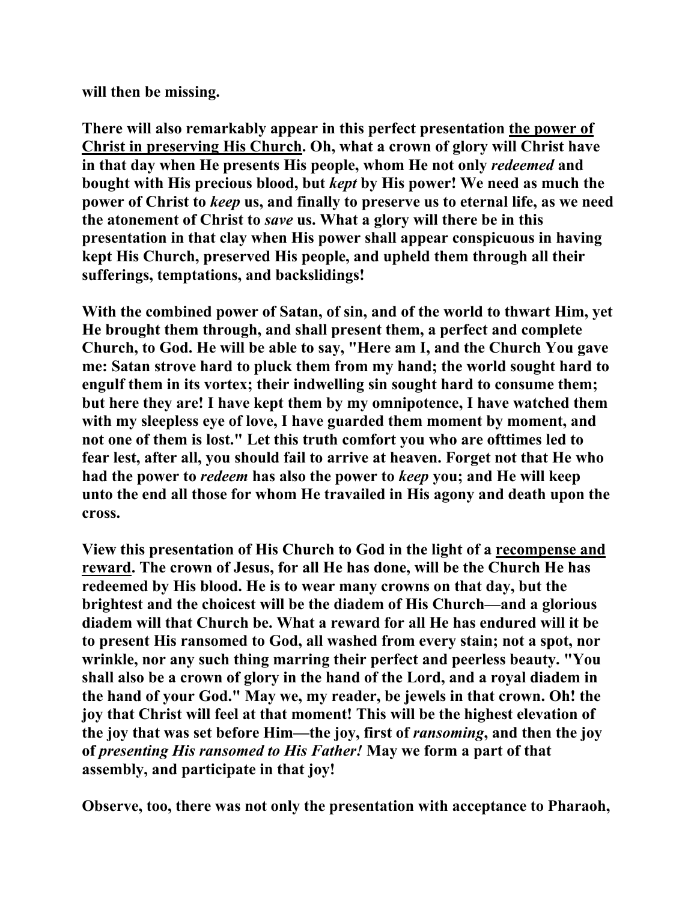**will then be missing.**

**There will also remarkably appear in this perfect presentation <u>the power of Christ in preserving His Church</u>. Oh, what a crown of glory will Christ have in that day when He presents His people, whom He not only *redeemed* and bought with His precious blood, but *kept* by His power! We need as much the power of Christ to *keep* us, and finally to preserve us to eternal life, as we need the atonement of Christ to *save* us. What a glory will there be in this presentation in that clay when His power shall appear conspicuous in having kept His Church, preserved His people, and upheld them through all their sufferings, temptations, and backslidings!**

**With the combined power of Satan, of sin, and of the world to thwart Him, yet He brought them through, and shall present them, a perfect and complete Church, to God. He will be able to say, "Here am I, and the Church You gave me: Satan strove hard to pluck them from my hand; the world sought hard to engulf them in its vortex; their indwelling sin sought hard to consume them; but here they are! I have kept them by my omnipotence, I have watched them with my sleepless eye of love, I have guarded them moment by moment, and not one of them is lost." Let this truth comfort you who are ofttimes led to fear lest, after all, you should fail to arrive at heaven. Forget not that He who had the power to *redeem* has also the power to *keep* you; and He will keep unto the end all those for whom He travailed in His agony and death upon the cross.**

**View this presentation of His Church to God in the light of a <u>recompense and reward</u>. The crown of Jesus, for all He has done, will be the Church He has redeemed by His blood. He is to wear many crowns on that day, but the brightest and the choicest will be the diadem of His Church—and a glorious diadem will that Church be. What a reward for all He has endured will it be to present His ransomed to God, all washed from every stain; not a spot, nor wrinkle, nor any such thing marring their perfect and peerless beauty. "You shall also be a crown of glory in the hand of the Lord, and a royal diadem in the hand of your God." May we, my reader, be jewels in that crown. Oh! the joy that Christ will feel at that moment! This will be the highest elevation of the joy that was set before Him—the joy, first of *ransoming*, and then the joy of *presenting His ransomed to His Father!* May we form a part of that assembly, and participate in that joy!**

**Observe, too, there was not only the presentation with acceptance to Pharaoh,**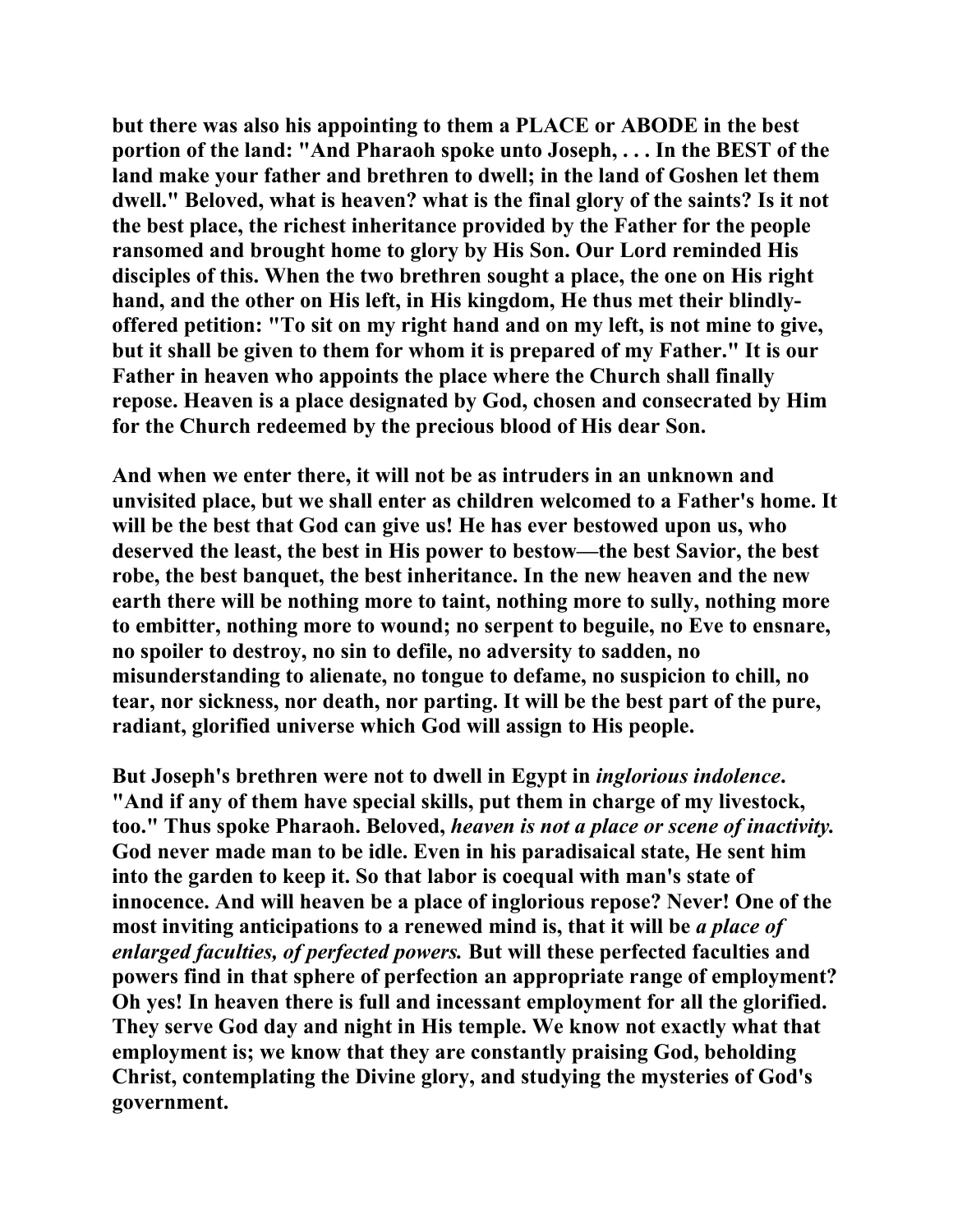**but there was also his appointing to them a PLACE or ABODE in the best portion of the land: "And Pharaoh spoke unto Joseph, . . . In the BEST of the land make your father and brethren to dwell; in the land of Goshen let them dwell." Beloved, what is heaven? what is the final glory of the saints? Is it not the best place, the richest inheritance provided by the Father for the people ransomed and brought home to glory by His Son. Our Lord reminded His disciples of this. When the two brethren sought a place, the one on His right hand, and the other on His left, in His kingdom, He thus met their blindly-offered petition: "To sit on my right hand and on my left, is not mine to give, but it shall be given to them for whom it is prepared of my Father." It is our Father in heaven who appoints the place where the Church shall finally repose. Heaven is a place designated by God, chosen and consecrated by Him for the Church redeemed by the precious blood of His dear Son.**

**And when we enter there, it will not be as intruders in an unknown and unvisited place, but we shall enter as children welcomed to a Father's home. It will be the best that God can give us! He has ever bestowed upon us, who deserved the least, the best in His power to bestow—the best Savior, the best robe, the best banquet, the best inheritance. In the new heaven and the new earth there will be nothing more to taint, nothing more to sully, nothing more to embitter, nothing more to wound; no serpent to beguile, no Eve to ensnare, no spoiler to destroy, no sin to defile, no adversity to sadden, no misunderstanding to alienate, no tongue to defame, no suspicion to chill, no tear, nor sickness, nor death, nor parting. It will be the best part of the pure, radiant, glorified universe which God will assign to His people.**

**But Joseph's brethren were not to dwell in Egypt in *inglorious indolence*. "And if any of them have special skills, put them in charge of my livestock, too." Thus spoke Pharaoh. Beloved, *heaven is not a place or scene of inactivity.* God never made man to be idle. Even in his paradisaical state, He sent him into the garden to keep it. So that labor is coequal with man's state of innocence. And will heaven be a place of inglorious repose? Never! One of the most inviting anticipations to a renewed mind is, that it will be *a place of enlarged faculties, of perfected powers.* But will these perfected faculties and powers find in that sphere of perfection an appropriate range of employment? Oh yes! In heaven there is full and incessant employment for all the glorified. They serve God day and night in His temple. We know not exactly what that employment is; we know that they are constantly praising God, beholding Christ, contemplating the Divine glory, and studying the mysteries of God's government.**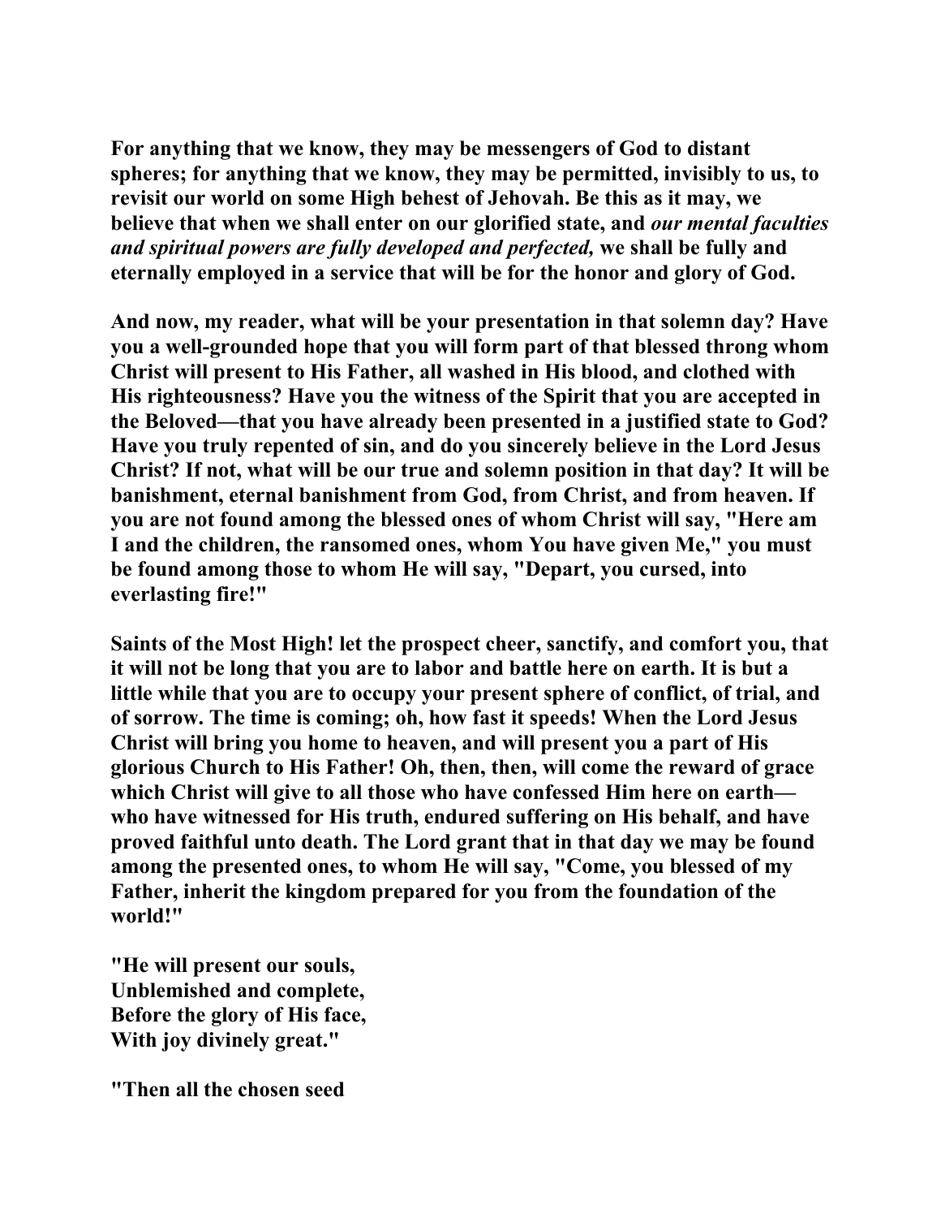For anything that we know, they may be messengers of God to distant spheres; for anything that we know, they may be permitted, invisibly to us, to revisit our world on some High behest of Jehovah. Be this as it may, we believe that when we shall enter on our glorified state, and *our mental faculties and spiritual powers are fully developed and perfected,* we shall be fully and eternally employed in a service that will be for the honor and glory of God.

And now, my reader, what will be your presentation in that solemn day? Have you a well-grounded hope that you will form part of that blessed throng whom Christ will present to His Father, all washed in His blood, and clothed with His righteousness? Have you the witness of the Spirit that you are accepted in the Beloved—that you have already been presented in a justified state to God? Have you truly repented of sin, and do you sincerely believe in the Lord Jesus Christ? If not, what will be our true and solemn position in that day? It will be banishment, eternal banishment from God, from Christ, and from heaven. If you are not found among the blessed ones of whom Christ will say, "Here am I and the children, the ransomed ones, whom You have given Me," you must be found among those to whom He will say, "Depart, you cursed, into everlasting fire!"

Saints of the Most High! let the prospect cheer, sanctify, and comfort you, that it will not be long that you are to labor and battle here on earth. It is but a little while that you are to occupy your present sphere of conflict, of trial, and of sorrow. The time is coming; oh, how fast it speeds! When the Lord Jesus Christ will bring you home to heaven, and will present you a part of His glorious Church to His Father! Oh, then, then, will come the reward of grace which Christ will give to all those who have confessed Him here on earth—who have witnessed for His truth, endured suffering on His behalf, and have proved faithful unto death. The Lord grant that in that day we may be found among the presented ones, to whom He will say, "Come, you blessed of my Father, inherit the kingdom prepared for you from the foundation of the world!"

"He will present our souls,  
Unblemished and complete,  
Before the glory of His face,  
With joy divinely great."

"Then all the chosen seed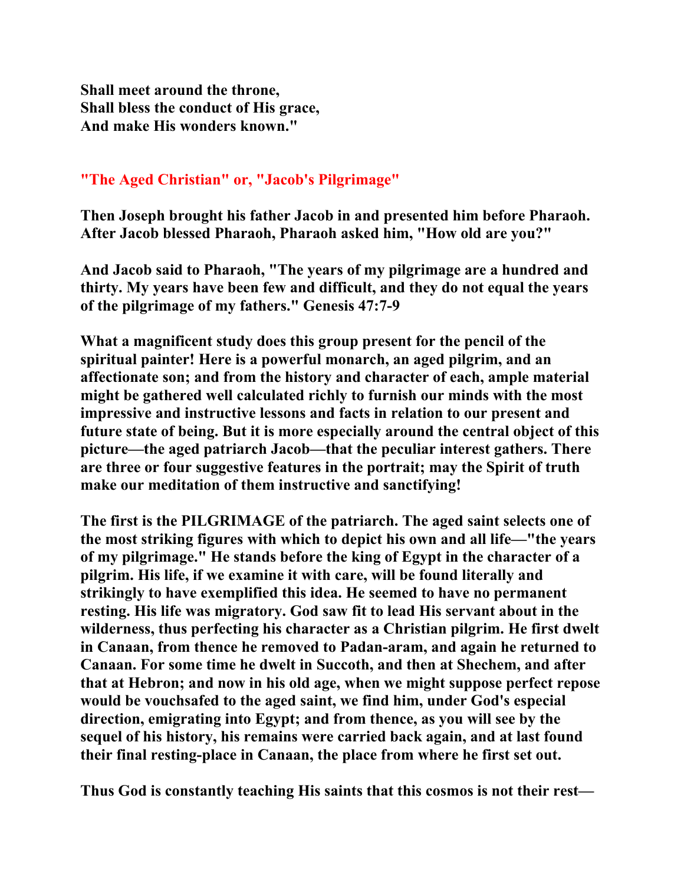**Shall meet around the throne,**
**Shall bless the conduct of His grace,**
**And make His wonders known."**

## "The Aged Christian" or, "Jacob's Pilgrimage"

**Then Joseph brought his father Jacob in and presented him before Pharaoh. After Jacob blessed Pharaoh, Pharaoh asked him, "How old are you?"**

**And Jacob said to Pharaoh, "The years of my pilgrimage are a hundred and thirty. My years have been few and difficult, and they do not equal the years of the pilgrimage of my fathers." Genesis 47:7-9**

**What a magnificent study does this group present for the pencil of the spiritual painter! Here is a powerful monarch, an aged pilgrim, and an affectionate son; and from the history and character of each, ample material might be gathered well calculated richly to furnish our minds with the most impressive and instructive lessons and facts in relation to our present and future state of being. But it is more especially around the central object of this picture—the aged patriarch Jacob—that the peculiar interest gathers. There are three or four suggestive features in the portrait; may the Spirit of truth make our meditation of them instructive and sanctifying!**

**The first is the PILGRIMAGE of the patriarch. The aged saint selects one of the most striking figures with which to depict his own and all life—"the years of my pilgrimage." He stands before the king of Egypt in the character of a pilgrim. His life, if we examine it with care, will be found literally and strikingly to have exemplified this idea. He seemed to have no permanent resting. His life was migratory. God saw fit to lead His servant about in the wilderness, thus perfecting his character as a Christian pilgrim. He first dwelt in Canaan, from thence he removed to Padan-aram, and again he returned to Canaan. For some time he dwelt in Succoth, and then at Shechem, and after that at Hebron; and now in his old age, when we might suppose perfect repose would be vouchsafed to the aged saint, we find him, under God's especial direction, emigrating into Egypt; and from thence, as you will see by the sequel of his history, his remains were carried back again, and at last found their final resting-place in Canaan, the place from where he first set out.**

**Thus God is constantly teaching His saints that this cosmos is not their rest—**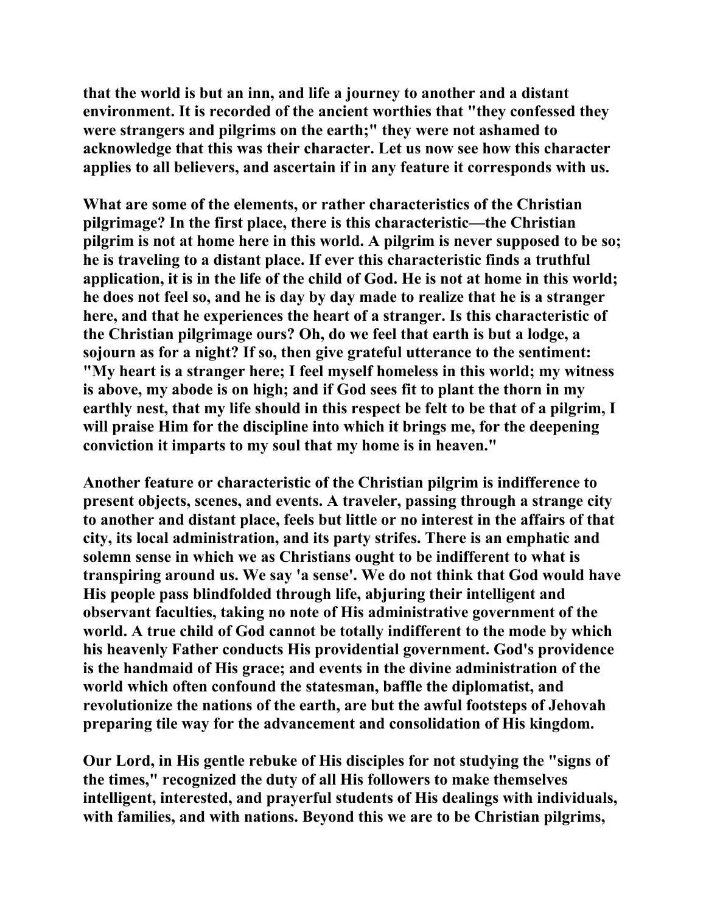**that the world is but an inn, and life a journey to another and a distant environment. It is recorded of the ancient worthies that "they confessed they were strangers and pilgrims on the earth;" they were not ashamed to acknowledge that this was their character. Let us now see how this character applies to all believers, and ascertain if in any feature it corresponds with us.**

**What are some of the elements, or rather characteristics of the Christian pilgrimage? In the first place, there is this characteristic—the Christian pilgrim is not at home here in this world. A pilgrim is never supposed to be so; he is traveling to a distant place. If ever this characteristic finds a truthful application, it is in the life of the child of God. He is not at home in this world; he does not feel so, and he is day by day made to realize that he is a stranger here, and that he experiences the heart of a stranger. Is this characteristic of the Christian pilgrimage ours? Oh, do we feel that earth is but a lodge, a sojourn as for a night? If so, then give grateful utterance to the sentiment: "My heart is a stranger here; I feel myself homeless in this world; my witness is above, my abode is on high; and if God sees fit to plant the thorn in my earthly nest, that my life should in this respect be felt to be that of a pilgrim, I will praise Him for the discipline into which it brings me, for the deepening conviction it imparts to my soul that my home is in heaven."**

**Another feature or characteristic of the Christian pilgrim is indifference to present objects, scenes, and events. A traveler, passing through a strange city to another and distant place, feels but little or no interest in the affairs of that city, its local administration, and its party strifes. There is an emphatic and solemn sense in which we as Christians ought to be indifferent to what is transpiring around us. We say 'a sense'. We do not think that God would have His people pass blindfolded through life, abjuring their intelligent and observant faculties, taking no note of His administrative government of the world. A true child of God cannot be totally indifferent to the mode by which his heavenly Father conducts His providential government. God's providence is the handmaid of His grace; and events in the divine administration of the world which often confound the statesman, baffle the diplomatist, and revolutionize the nations of the earth, are but the awful footsteps of Jehovah preparing tile way for the advancement and consolidation of His kingdom.**

**Our Lord, in His gentle rebuke of His disciples for not studying the "signs of the times," recognized the duty of all His followers to make themselves intelligent, interested, and prayerful students of His dealings with individuals, with families, and with nations. Beyond this we are to be Christian pilgrims,**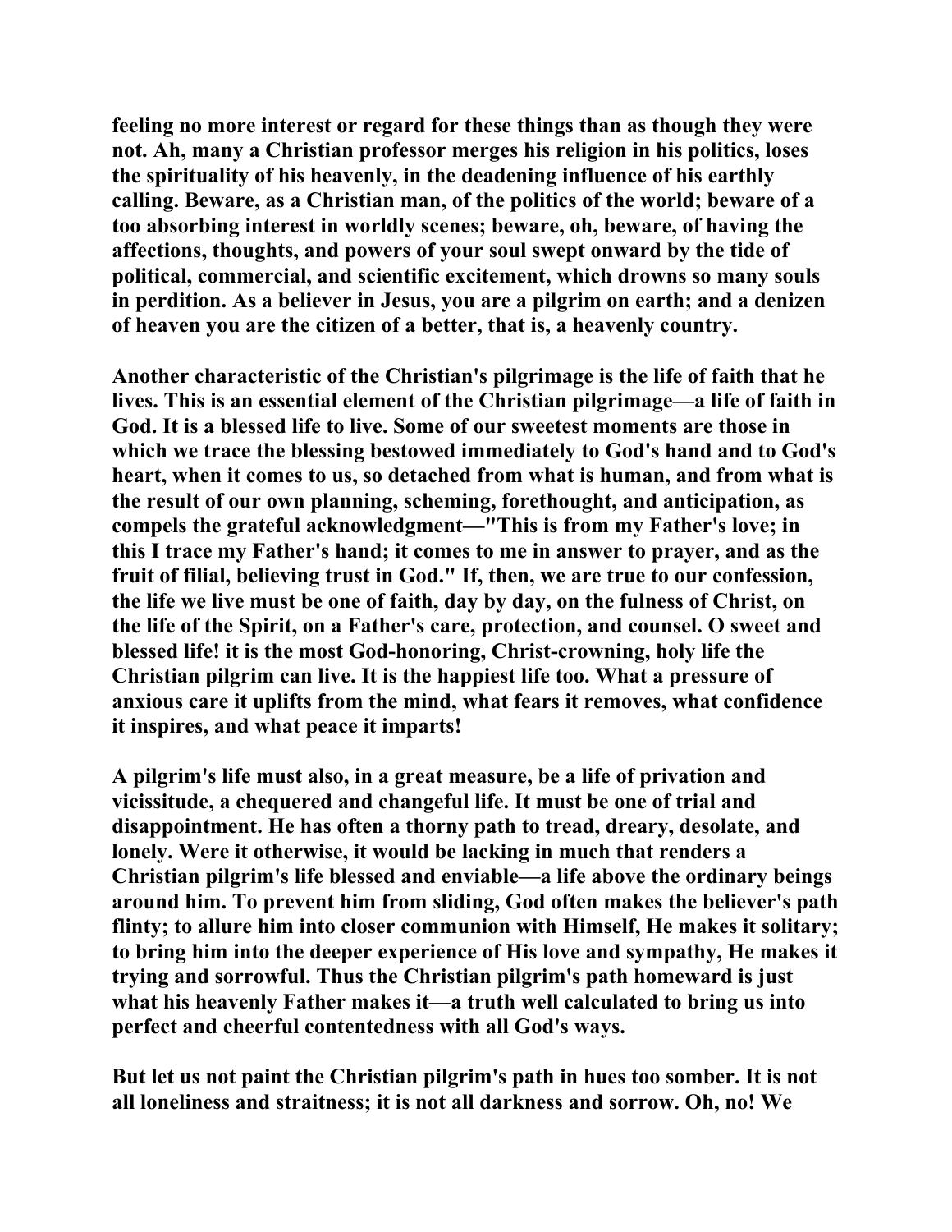feeling no more interest or regard for these things than as though they were not. Ah, many a Christian professor merges his religion in his politics, loses the spirituality of his heavenly, in the deadening influence of his earthly calling. Beware, as a Christian man, of the politics of the world; beware of a too absorbing interest in worldly scenes; beware, oh, beware, of having the affections, thoughts, and powers of your soul swept onward by the tide of political, commercial, and scientific excitement, which drowns so many souls in perdition. As a believer in Jesus, you are a pilgrim on earth; and a denizen of heaven you are the citizen of a better, that is, a heavenly country.

Another characteristic of the Christian's pilgrimage is the life of faith that he lives. This is an essential element of the Christian pilgrimage—a life of faith in God. It is a blessed life to live. Some of our sweetest moments are those in which we trace the blessing bestowed immediately to God's hand and to God's heart, when it comes to us, so detached from what is human, and from what is the result of our own planning, scheming, forethought, and anticipation, as compels the grateful acknowledgment—"This is from my Father's love; in this I trace my Father's hand; it comes to me in answer to prayer, and as the fruit of filial, believing trust in God." If, then, we are true to our confession, the life we live must be one of faith, day by day, on the fulness of Christ, on the life of the Spirit, on a Father's care, protection, and counsel. O sweet and blessed life! it is the most God-honoring, Christ-crowning, holy life the Christian pilgrim can live. It is the happiest life too. What a pressure of anxious care it uplifts from the mind, what fears it removes, what confidence it inspires, and what peace it imparts!

A pilgrim's life must also, in a great measure, be a life of privation and vicissitude, a chequered and changeful life. It must be one of trial and disappointment. He has often a thorny path to tread, dreary, desolate, and lonely. Were it otherwise, it would be lacking in much that renders a Christian pilgrim's life blessed and enviable—a life above the ordinary beings around him. To prevent him from sliding, God often makes the believer's path flinty; to allure him into closer communion with Himself, He makes it solitary; to bring him into the deeper experience of His love and sympathy, He makes it trying and sorrowful. Thus the Christian pilgrim's path homeward is just what his heavenly Father makes it—a truth well calculated to bring us into perfect and cheerful contentedness with all God's ways.

But let us not paint the Christian pilgrim's path in hues too somber. It is not all loneliness and straitness; it is not all darkness and sorrow. Oh, no! We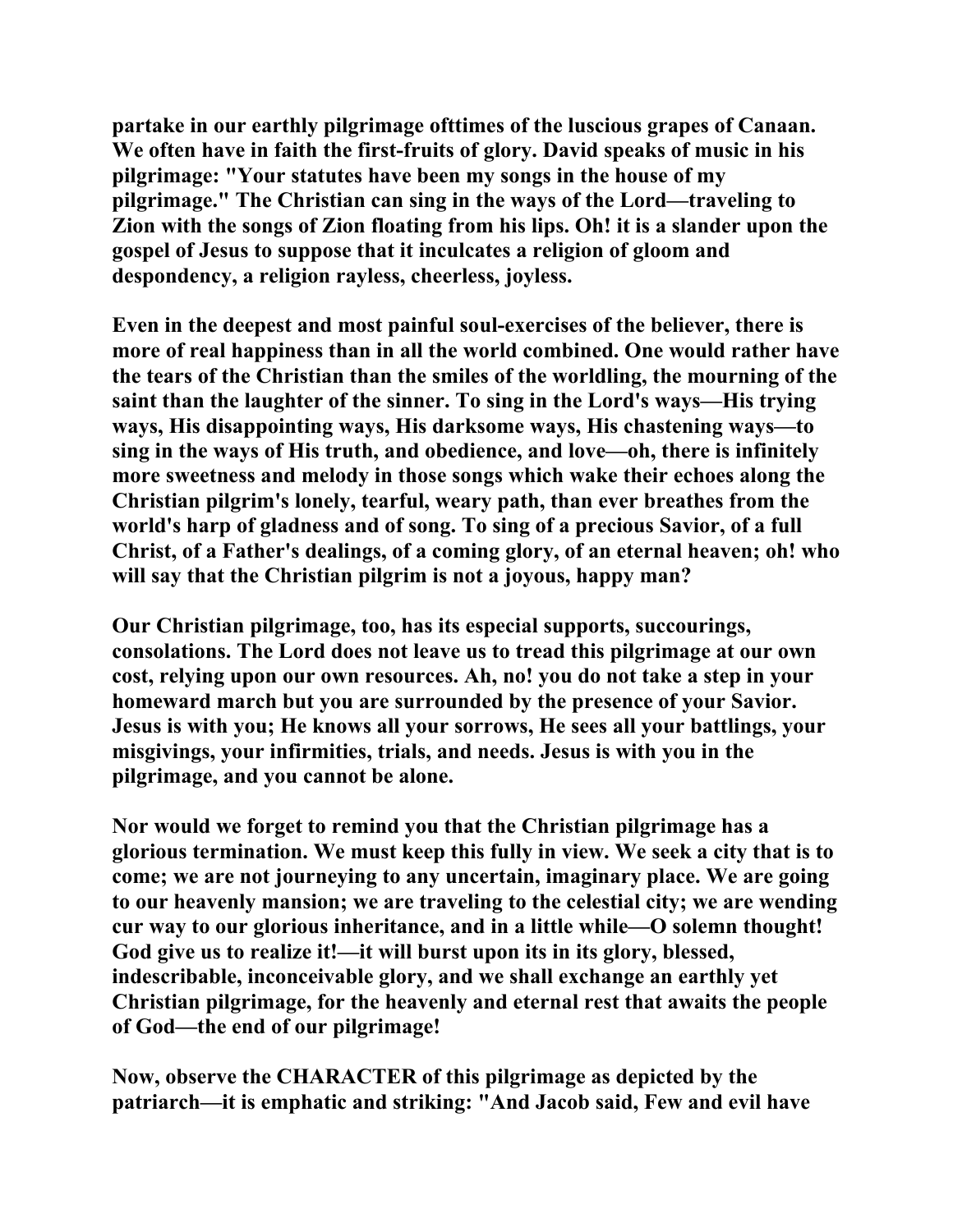**partake in our earthly pilgrimage ofttimes of the luscious grapes of Canaan. We often have in faith the first-fruits of glory. David speaks of music in his pilgrimage: "Your statutes have been my songs in the house of my pilgrimage." The Christian can sing in the ways of the Lord—traveling to Zion with the songs of Zion floating from his lips. Oh! it is a slander upon the gospel of Jesus to suppose that it inculcates a religion of gloom and despondency, a religion rayless, cheerless, joyless.**

**Even in the deepest and most painful soul-exercises of the believer, there is more of real happiness than in all the world combined. One would rather have the tears of the Christian than the smiles of the worldling, the mourning of the saint than the laughter of the sinner. To sing in the Lord's ways—His trying ways, His disappointing ways, His darksome ways, His chastening ways—to sing in the ways of His truth, and obedience, and love—oh, there is infinitely more sweetness and melody in those songs which wake their echoes along the Christian pilgrim's lonely, tearful, weary path, than ever breathes from the world's harp of gladness and of song. To sing of a precious Savior, of a full Christ, of a Father's dealings, of a coming glory, of an eternal heaven; oh! who will say that the Christian pilgrim is not a joyous, happy man?**

**Our Christian pilgrimage, too, has its especial supports, succourings, consolations. The Lord does not leave us to tread this pilgrimage at our own cost, relying upon our own resources. Ah, no! you do not take a step in your homeward march but you are surrounded by the presence of your Savior. Jesus is with you; He knows all your sorrows, He sees all your battlings, your misgivings, your infirmities, trials, and needs. Jesus is with you in the pilgrimage, and you cannot be alone.**

**Nor would we forget to remind you that the Christian pilgrimage has a glorious termination. We must keep this fully in view. We seek a city that is to come; we are not journeying to any uncertain, imaginary place. We are going to our heavenly mansion; we are traveling to the celestial city; we are wending cur way to our glorious inheritance, and in a little while—O solemn thought! God give us to realize it!—it will burst upon its in its glory, blessed, indescribable, inconceivable glory, and we shall exchange an earthly yet Christian pilgrimage, for the heavenly and eternal rest that awaits the people of God—the end of our pilgrimage!**

**Now, observe the CHARACTER of this pilgrimage as depicted by the patriarch—it is emphatic and striking: "And Jacob said, Few and evil have**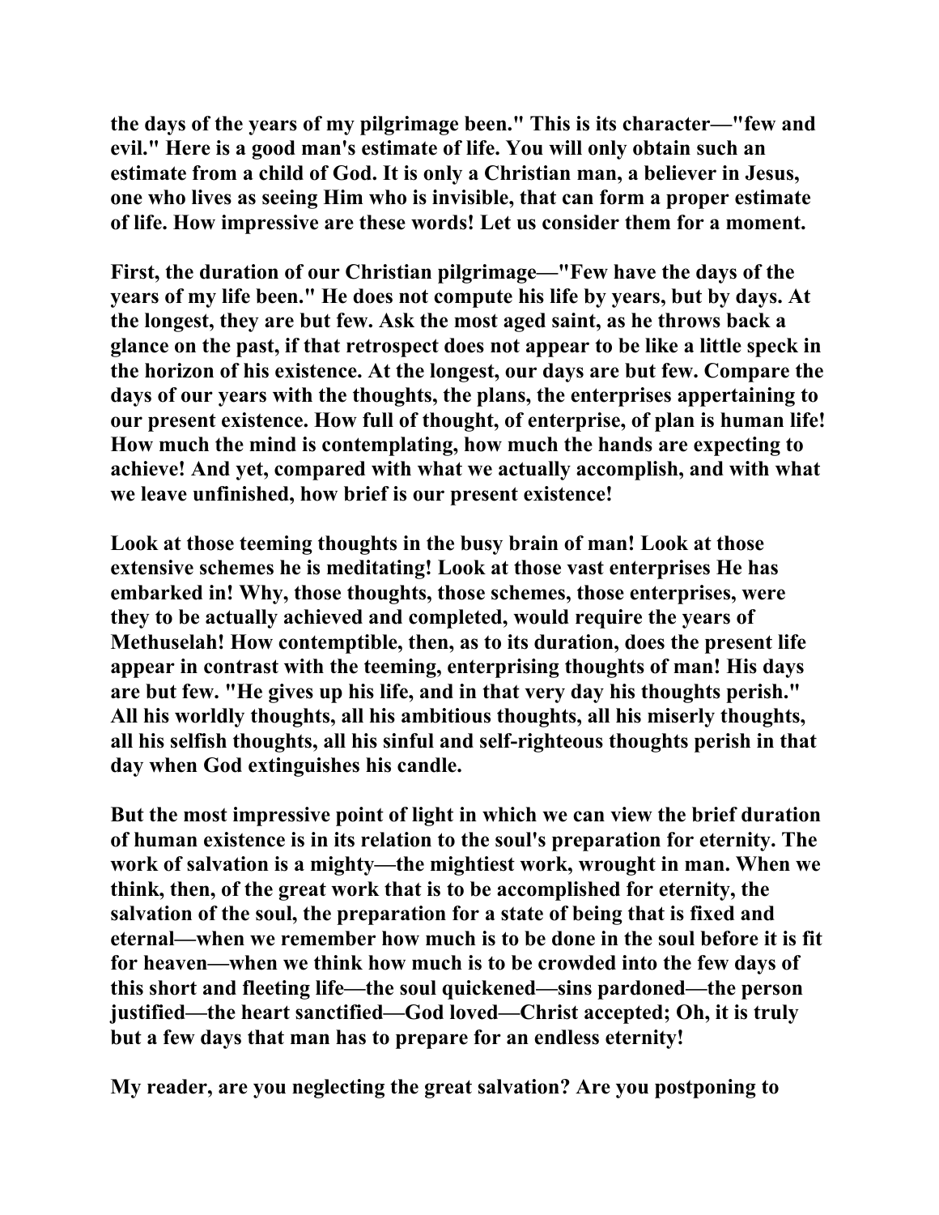**the days of the years of my pilgrimage been." This is its character—"few and evil." Here is a good man's estimate of life. You will only obtain such an estimate from a child of God. It is only a Christian man, a believer in Jesus, one who lives as seeing Him who is invisible, that can form a proper estimate of life. How impressive are these words! Let us consider them for a moment.**

**First, the duration of our Christian pilgrimage—"Few have the days of the years of my life been." He does not compute his life by years, but by days. At the longest, they are but few. Ask the most aged saint, as he throws back a glance on the past, if that retrospect does not appear to be like a little speck in the horizon of his existence. At the longest, our days are but few. Compare the days of our years with the thoughts, the plans, the enterprises appertaining to our present existence. How full of thought, of enterprise, of plan is human life! How much the mind is contemplating, how much the hands are expecting to achieve! And yet, compared with what we actually accomplish, and with what we leave unfinished, how brief is our present existence!**

**Look at those teeming thoughts in the busy brain of man! Look at those extensive schemes he is meditating! Look at those vast enterprises He has embarked in! Why, those thoughts, those schemes, those enterprises, were they to be actually achieved and completed, would require the years of Methuselah! How contemptible, then, as to its duration, does the present life appear in contrast with the teeming, enterprising thoughts of man! His days are but few. "He gives up his life, and in that very day his thoughts perish." All his worldly thoughts, all his ambitious thoughts, all his miserly thoughts, all his selfish thoughts, all his sinful and self-righteous thoughts perish in that day when God extinguishes his candle.**

**But the most impressive point of light in which we can view the brief duration of human existence is in its relation to the soul's preparation for eternity. The work of salvation is a mighty—the mightiest work, wrought in man. When we think, then, of the great work that is to be accomplished for eternity, the salvation of the soul, the preparation for a state of being that is fixed and eternal—when we remember how much is to be done in the soul before it is fit for heaven—when we think how much is to be crowded into the few days of this short and fleeting life—the soul quickened—sins pardoned—the person justified—the heart sanctified—God loved—Christ accepted; Oh, it is truly but a few days that man has to prepare for an endless eternity!**

**My reader, are you neglecting the great salvation? Are you postponing to**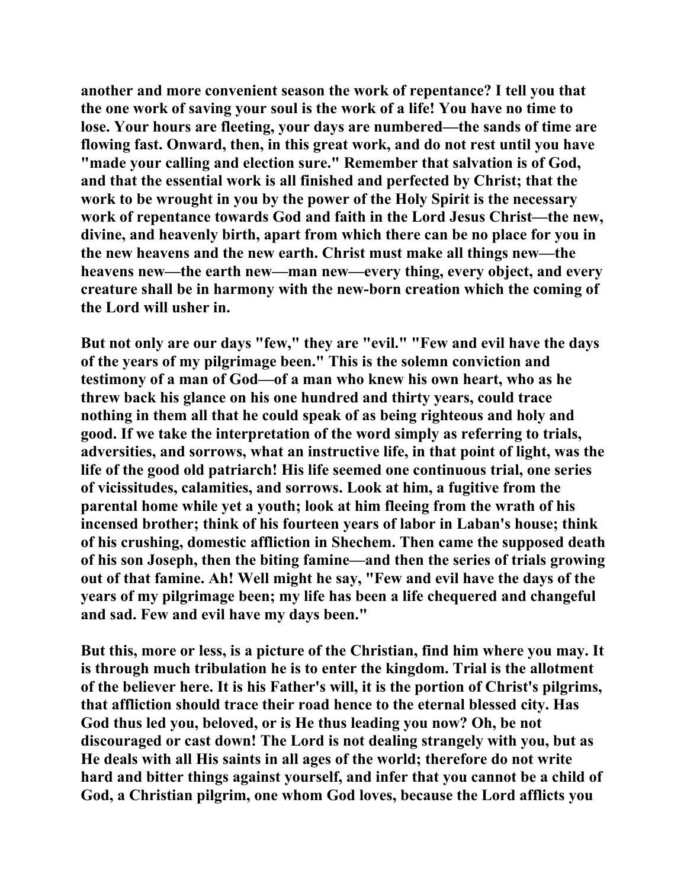**another and more convenient season the work of repentance? I tell you that the one work of saving your soul is the work of a life! You have no time to lose. Your hours are fleeting, your days are numbered—the sands of time are flowing fast. Onward, then, in this great work, and do not rest until you have "made your calling and election sure." Remember that salvation is of God, and that the essential work is all finished and perfected by Christ; that the work to be wrought in you by the power of the Holy Spirit is the necessary work of repentance towards God and faith in the Lord Jesus Christ—the new, divine, and heavenly birth, apart from which there can be no place for you in the new heavens and the new earth. Christ must make all things new—the heavens new—the earth new—man new—every thing, every object, and every creature shall be in harmony with the new-born creation which the coming of the Lord will usher in.**

**But not only are our days "few," they are "evil." "Few and evil have the days of the years of my pilgrimage been." This is the solemn conviction and testimony of a man of God—of a man who knew his own heart, who as he threw back his glance on his one hundred and thirty years, could trace nothing in them all that he could speak of as being righteous and holy and good. If we take the interpretation of the word simply as referring to trials, adversities, and sorrows, what an instructive life, in that point of light, was the life of the good old patriarch! His life seemed one continuous trial, one series of vicissitudes, calamities, and sorrows. Look at him, a fugitive from the parental home while yet a youth; look at him fleeing from the wrath of his incensed brother; think of his fourteen years of labor in Laban's house; think of his crushing, domestic affliction in Shechem. Then came the supposed death of his son Joseph, then the biting famine—and then the series of trials growing out of that famine. Ah! Well might he say, "Few and evil have the days of the years of my pilgrimage been; my life has been a life chequered and changeful and sad. Few and evil have my days been."**

**But this, more or less, is a picture of the Christian, find him where you may. It is through much tribulation he is to enter the kingdom. Trial is the allotment of the believer here. It is his Father's will, it is the portion of Christ's pilgrims, that affliction should trace their road hence to the eternal blessed city. Has God thus led you, beloved, or is He thus leading you now? Oh, be not discouraged or cast down! The Lord is not dealing strangely with you, but as He deals with all His saints in all ages of the world; therefore do not write hard and bitter things against yourself, and infer that you cannot be a child of God, a Christian pilgrim, one whom God loves, because the Lord afflicts you**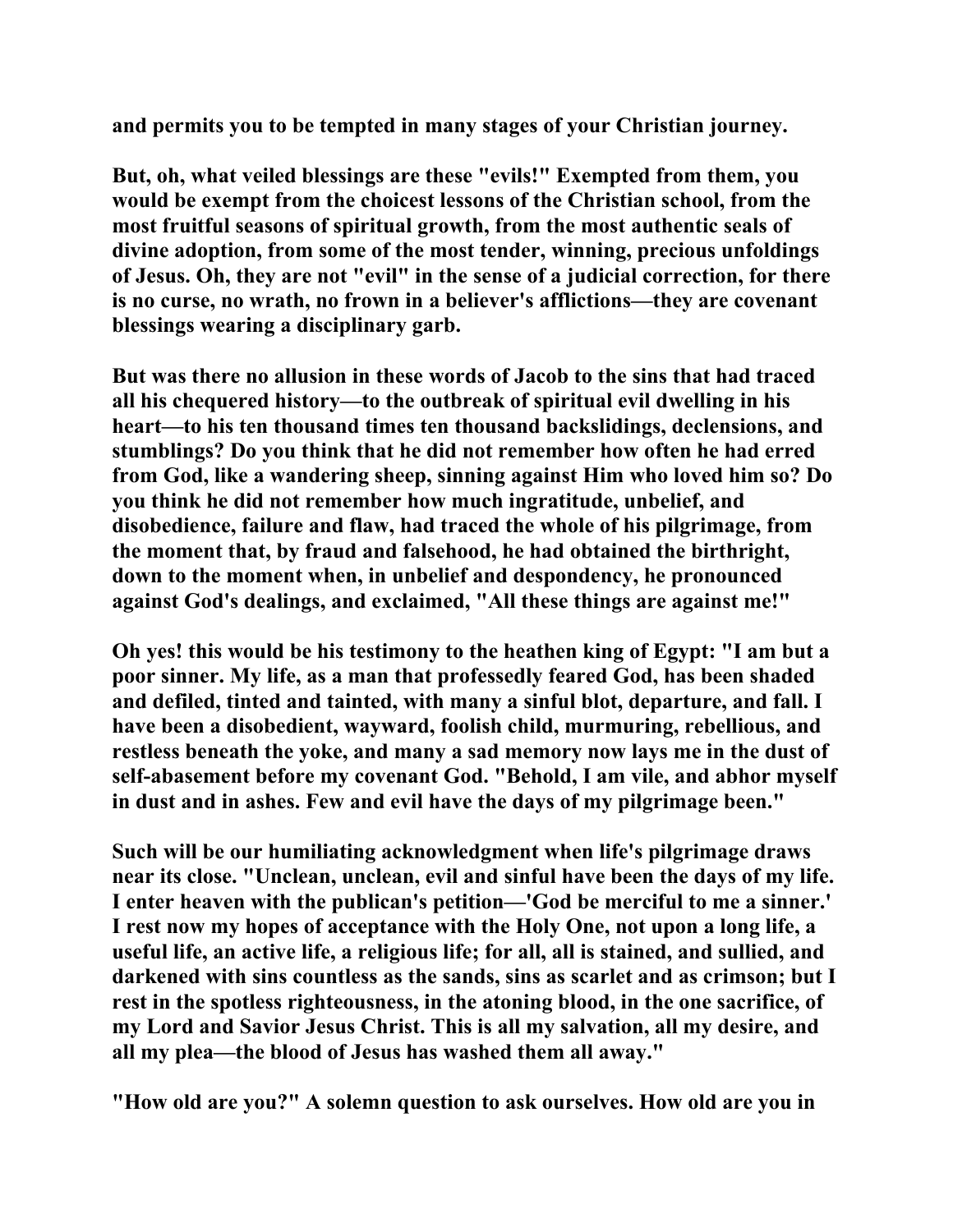**and permits you to be tempted in many stages of your Christian journey.**

**But, oh, what veiled blessings are these "evils!" Exempted from them, you would be exempt from the choicest lessons of the Christian school, from the most fruitful seasons of spiritual growth, from the most authentic seals of divine adoption, from some of the most tender, winning, precious unfoldings of Jesus. Oh, they are not "evil" in the sense of a judicial correction, for there is no curse, no wrath, no frown in a believer's afflictions—they are covenant blessings wearing a disciplinary garb.**

**But was there no allusion in these words of Jacob to the sins that had traced all his chequered history—to the outbreak of spiritual evil dwelling in his heart—to his ten thousand times ten thousand backslidings, declensions, and stumblings? Do you think that he did not remember how often he had erred from God, like a wandering sheep, sinning against Him who loved him so? Do you think he did not remember how much ingratitude, unbelief, and disobedience, failure and flaw, had traced the whole of his pilgrimage, from the moment that, by fraud and falsehood, he had obtained the birthright, down to the moment when, in unbelief and despondency, he pronounced against God's dealings, and exclaimed, "All these things are against me!"**

**Oh yes! this would be his testimony to the heathen king of Egypt: "I am but a poor sinner. My life, as a man that professedly feared God, has been shaded and defiled, tinted and tainted, with many a sinful blot, departure, and fall. I have been a disobedient, wayward, foolish child, murmuring, rebellious, and restless beneath the yoke, and many a sad memory now lays me in the dust of self-abasement before my covenant God. "Behold, I am vile, and abhor myself in dust and in ashes. Few and evil have the days of my pilgrimage been."**

**Such will be our humiliating acknowledgment when life's pilgrimage draws near its close. "Unclean, unclean, evil and sinful have been the days of my life. I enter heaven with the publican's petition—'God be merciful to me a sinner.' I rest now my hopes of acceptance with the Holy One, not upon a long life, a useful life, an active life, a religious life; for all, all is stained, and sullied, and darkened with sins countless as the sands, sins as scarlet and as crimson; but I rest in the spotless righteousness, in the atoning blood, in the one sacrifice, of my Lord and Savior Jesus Christ. This is all my salvation, all my desire, and all my plea—the blood of Jesus has washed them all away."**

**"How old are you?" A solemn question to ask ourselves. How old are you in**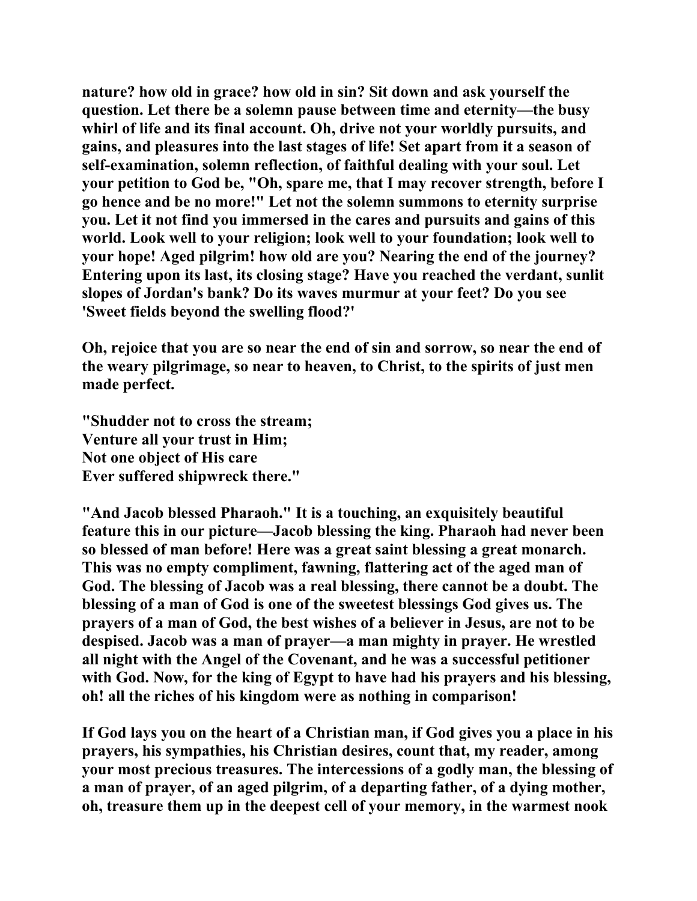nature? how old in grace? how old in sin? Sit down and ask yourself the question. Let there be a solemn pause between time and eternity—the busy whirl of life and its final account. Oh, drive not your worldly pursuits, and gains, and pleasures into the last stages of life! Set apart from it a season of self-examination, solemn reflection, of faithful dealing with your soul. Let your petition to God be, "Oh, spare me, that I may recover strength, before I go hence and be no more!" Let not the solemn summons to eternity surprise you. Let it not find you immersed in the cares and pursuits and gains of this world. Look well to your religion; look well to your foundation; look well to your hope! Aged pilgrim! how old are you? Nearing the end of the journey? Entering upon its last, its closing stage? Have you reached the verdant, sunlit slopes of Jordan's bank? Do its waves murmur at your feet? Do you see 'Sweet fields beyond the swelling flood?'

Oh, rejoice that you are so near the end of sin and sorrow, so near the end of the weary pilgrimage, so near to heaven, to Christ, to the spirits of just men made perfect.

"Shudder not to cross the stream;  
Venture all your trust in Him;  
Not one object of His care  
Ever suffered shipwreck there."

"And Jacob blessed Pharaoh." It is a touching, an exquisitely beautiful feature this in our picture—Jacob blessing the king. Pharaoh had never been so blessed of man before! Here was a great saint blessing a great monarch. This was no empty compliment, fawning, flattering act of the aged man of God. The blessing of Jacob was a real blessing, there cannot be a doubt. The blessing of a man of God is one of the sweetest blessings God gives us. The prayers of a man of God, the best wishes of a believer in Jesus, are not to be despised. Jacob was a man of prayer—a man mighty in prayer. He wrestled all night with the Angel of the Covenant, and he was a successful petitioner with God. Now, for the king of Egypt to have had his prayers and his blessing, oh! all the riches of his kingdom were as nothing in comparison!

If God lays you on the heart of a Christian man, if God gives you a place in his prayers, his sympathies, his Christian desires, count that, my reader, among your most precious treasures. The intercessions of a godly man, the blessing of a man of prayer, of an aged pilgrim, of a departing father, of a dying mother, oh, treasure them up in the deepest cell of your memory, in the warmest nook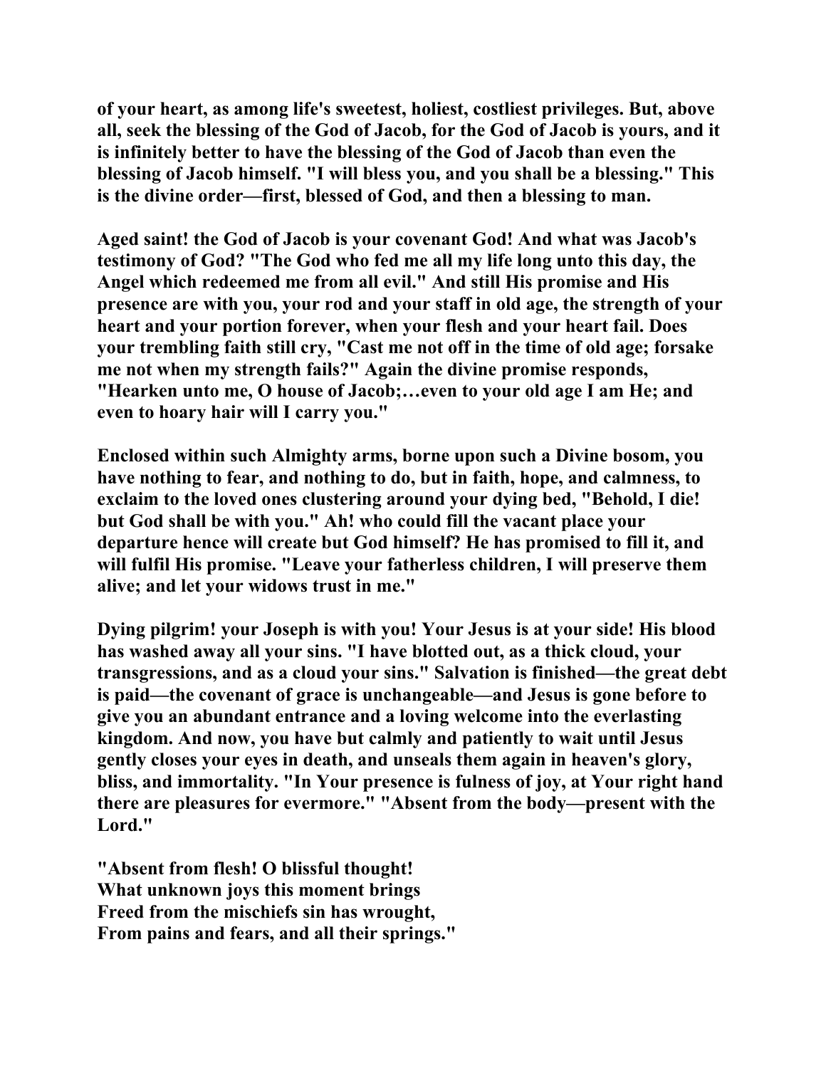of your heart, as among life's sweetest, holiest, costliest privileges. But, above all, seek the blessing of the God of Jacob, for the God of Jacob is yours, and it is infinitely better to have the blessing of the God of Jacob than even the blessing of Jacob himself. "I will bless you, and you shall be a blessing." This is the divine order—first, blessed of God, and then a blessing to man.

Aged saint! the God of Jacob is your covenant God! And what was Jacob's testimony of God? "The God who fed me all my life long unto this day, the Angel which redeemed me from all evil." And still His promise and His presence are with you, your rod and your staff in old age, the strength of your heart and your portion forever, when your flesh and your heart fail. Does your trembling faith still cry, "Cast me not off in the time of old age; forsake me not when my strength fails?" Again the divine promise responds, "Hearken unto me, O house of Jacob;…even to your old age I am He; and even to hoary hair will I carry you."

Enclosed within such Almighty arms, borne upon such a Divine bosom, you have nothing to fear, and nothing to do, but in faith, hope, and calmness, to exclaim to the loved ones clustering around your dying bed, "Behold, I die! but God shall be with you." Ah! who could fill the vacant place your departure hence will create but God himself? He has promised to fill it, and will fulfil His promise. "Leave your fatherless children, I will preserve them alive; and let your widows trust in me."

Dying pilgrim! your Joseph is with you! Your Jesus is at your side! His blood has washed away all your sins. "I have blotted out, as a thick cloud, your transgressions, and as a cloud your sins." Salvation is finished—the great debt is paid—the covenant of grace is unchangeable—and Jesus is gone before to give you an abundant entrance and a loving welcome into the everlasting kingdom. And now, you have but calmly and patiently to wait until Jesus gently closes your eyes in death, and unseals them again in heaven's glory, bliss, and immortality. "In Your presence is fulness of joy, at Your right hand there are pleasures for evermore." "Absent from the body—present with the Lord."

"Absent from flesh! O blissful thought!  
What unknown joys this moment brings  
Freed from the mischiefs sin has wrought,  
From pains and fears, and all their springs."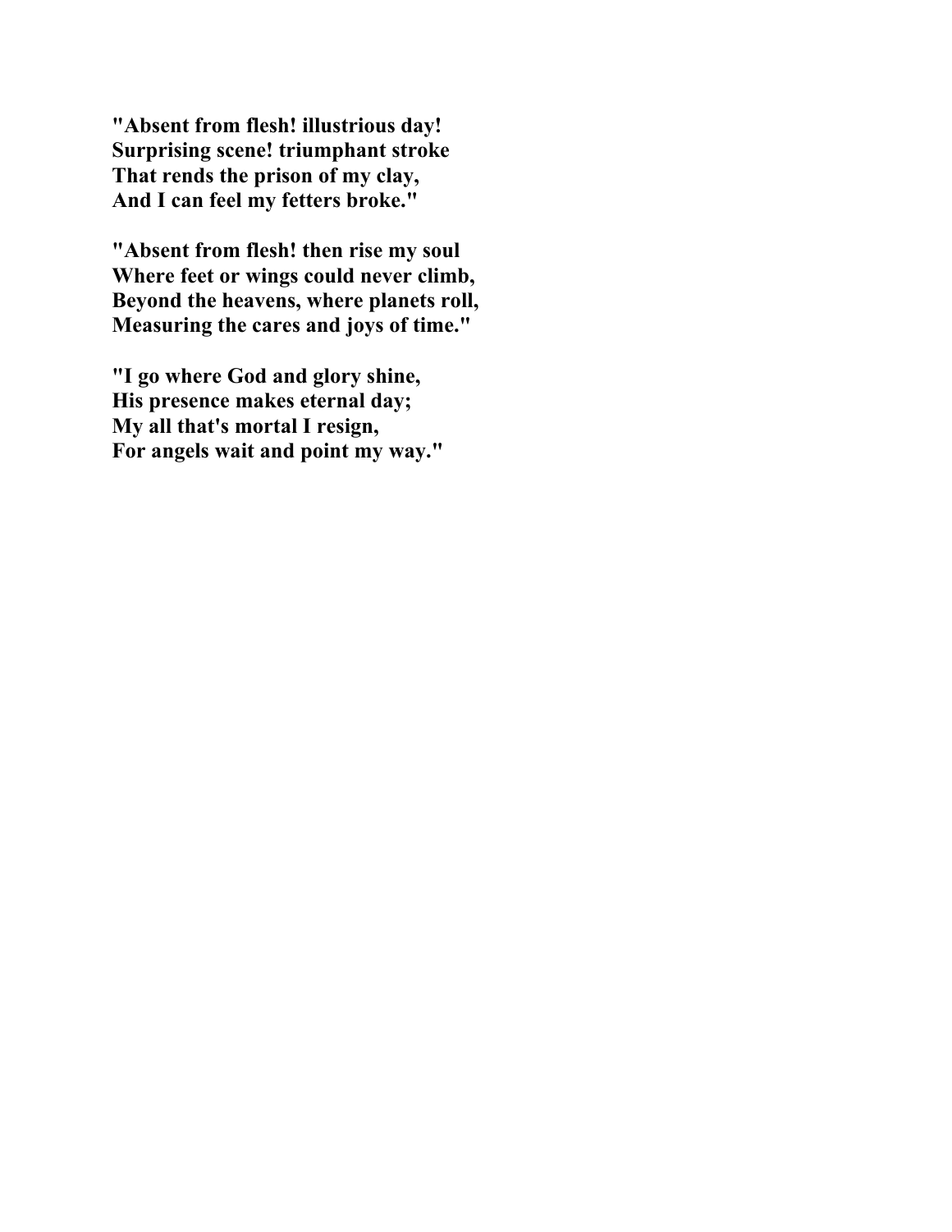**"Absent from flesh! illustrious day!**
**Surprising scene! triumphant stroke**
**That rends the prison of my clay,**
**And I can feel my fetters broke."**

**"Absent from flesh! then rise my soul**
**Where feet or wings could never climb,**
**Beyond the heavens, where planets roll,**
**Measuring the cares and joys of time."**

**"I go where God and glory shine,**
**His presence makes eternal day;**
**My all that's mortal I resign,**
**For angels wait and point my way."**